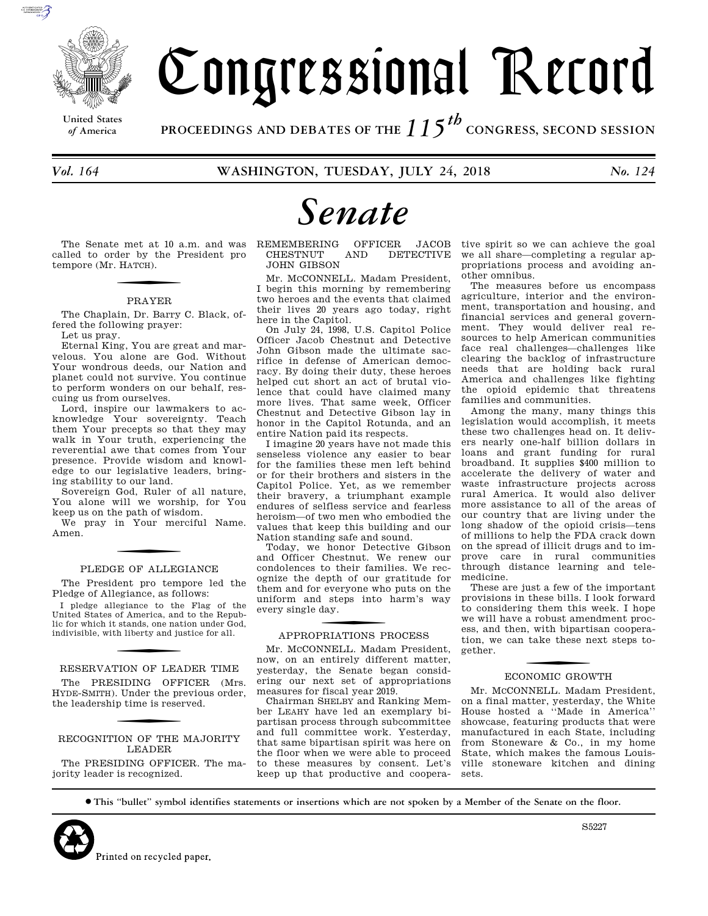# Congressional Record

United States of America

PROCEEDINGS AND DEBATES OF THE 115th CONGRESS, SECOND SESSION

*Vol. 164* WASHINGTON, TUESDAY, JULY 24, 2018 *No. 124*

# *Senate*

The Senate met at 10 a.m. and was called to order by the President pro tempore (Mr. HATCH).

## PRAYER

The Chaplain, Dr. Barry C. Black, offered the following prayer:

Let us pray.

Eternal King, You are great and marvelous. You alone are God. Without Your wondrous deeds, our Nation and planet could not survive. You continue to perform wonders on our behalf, rescuing us from ourselves.

Lord, inspire our lawmakers to acknowledge Your sovereignty. Teach them Your precepts so that they may walk in Your truth, experiencing the reverential awe that comes from Your presence. Provide wisdom and knowledge to our legislative leaders, bringing stability to our land.

Sovereign God, Ruler of all nature, You alone will we worship, for You keep us on the path of wisdom.

We pray in Your merciful Name. Amen.

## PLEDGE OF ALLEGIANCE

The President pro tempore led the Pledge of Allegiance, as follows:

I pledge allegiance to the Flag of the United States of America, and to the Republic for which it stands, one nation under God, indivisible, with liberty and justice for all.

## RESERVATION OF LEADER TIME

The PRESIDING OFFICER (Mrs. HYDE-SMITH). Under the previous order, the leadership time is reserved.

## RECOGNITION OF THE MAJORITY LEADER

The PRESIDING OFFICER. The majority leader is recognized.

## REMEMBERING OFFICER JACOB CHESTNUT AND DETECTIVE JOHN GIBSON

Mr. McCONNELL. Madam President, I begin this morning by remembering two heroes and the events that claimed their lives 20 years ago today, right here in the Capitol.

On July 24, 1998, U.S. Capitol Police Officer Jacob Chestnut and Detective John Gibson made the ultimate sacrifice in defense of American democracy. By doing their duty, these heroes helped cut short an act of brutal violence that could have claimed many more lives. That same week, Officer Chestnut and Detective Gibson lay in honor in the Capitol Rotunda, and an entire Nation paid its respects.

I imagine 20 years have not made this senseless violence any easier to bear for the families these men left behind or for their brothers and sisters in the Capitol Police. Yet, as we remember their bravery, a triumphant example endures of selfless service and fearless heroism—of two men who embodied the values that keep this building and our Nation standing safe and sound.

Today, we honor Detective Gibson and Officer Chestnut. We renew our condolences to their families. We recognize the depth of our gratitude for them and for everyone who puts on the uniform and steps into harm's way every single day.

## APPROPRIATIONS PROCESS

Mr. McCONNELL. Madam President, now, on an entirely different matter, yesterday, the Senate began considering our next set of appropriations measures for fiscal year 2019.

Chairman SHELBY and Ranking Member LEAHY have led an exemplary bipartisan process through subcommittee and full committee work. Yesterday, that same bipartisan spirit was here on the floor when we were able to proceed to these measures by consent. Let's keep up that productive and cooperative spirit so we can achieve the goal we all share—completing a regular appropriations process and avoiding another omnibus.

The measures before us encompass agriculture, interior and the environment, transportation and housing, and financial services and general government. They would deliver real resources to help American communities face real challenges—challenges like clearing the backlog of infrastructure needs that are holding back rural America and challenges like fighting the opioid epidemic that threatens families and communities.

Among the many, many things this legislation would accomplish, it meets these two challenges head on. It delivers nearly one-half billion dollars in loans and grant funding for rural broadband. It supplies $400 million to accelerate the delivery of water and waste infrastructure projects across rural America. It would also deliver more assistance to all of the areas of our country that are living under the long shadow of the opioid crisis—tens of millions to help the FDA crack down on the spread of illicit drugs and to improve care in rural communities through distance learning and telemedicine.

These are just a few of the important provisions in these bills. I look forward to considering them this week. I hope we will have a robust amendment process, and then, with bipartisan cooperation, we can take these next steps together.

## ECONOMIC GROWTH

Mr. McCONNELL. Madam President, on a final matter, yesterday, the White House hosted a ''Made in America'' showcase, featuring products that were manufactured in each State, including from Stoneware & Co., in my home State, which makes the famous Louisville stoneware kitchen and dining sets.

● This ''bullet'' symbol identifies statements or insertions which are not spoken by a Member of the Senate on the floor.

Printed on recycled paper.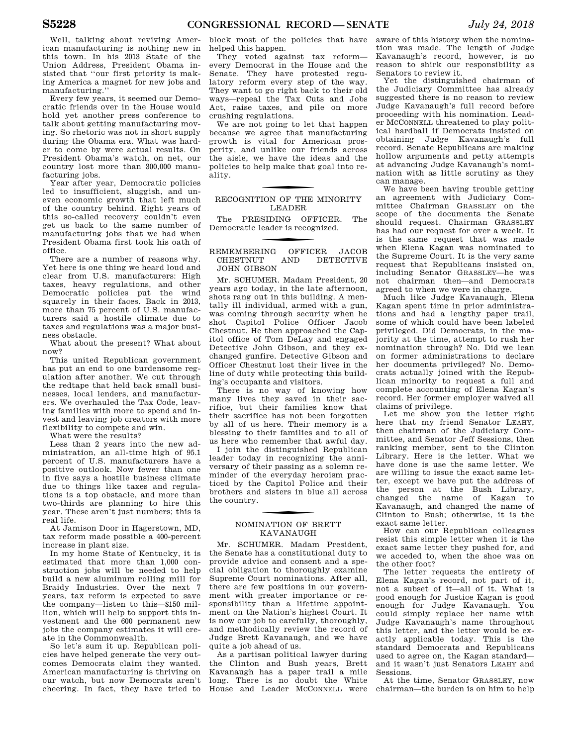Well, talking about reviving American manufacturing is nothing new in this town. In his 2013 State of the Union Address, President Obama insisted that ''our first priority is making America a magnet for new jobs and manufacturing.''

Every few years, it seemed our Democratic friends over in the House would hold yet another press conference to talk about getting manufacturing moving. So rhetoric was not in short supply during the Obama era. What was harder to come by were actual results. On President Obama's watch, on net, our country lost more than 300,000 manufacturing jobs.

Year after year, Democratic policies led to insufficient, sluggish, and uneven economic growth that left much of the country behind. Eight years of this so-called recovery couldn't even get us back to the same number of manufacturing jobs that we had when President Obama first took his oath of office.

There are a number of reasons why. Yet here is one thing we heard loud and clear from U.S. manufacturers: High taxes, heavy regulations, and other Democratic policies put the wind squarely in their faces. Back in 2013, more than 75 percent of U.S. manufacturers said a hostile climate due to taxes and regulations was a major business obstacle.

What about the present? What about now?

This united Republican government has put an end to one burdensome regulation after another. We cut through the redtape that held back small businesses, local lenders, and manufacturers. We overhauled the Tax Code, leaving families with more to spend and invest and leaving job creators with more flexibility to compete and win.

What were the results?

Less than 2 years into the new administration, an all-time high of 95.1 percent of U.S. manufacturers have a positive outlook. Now fewer than one in five says a hostile business climate due to things like taxes and regulations is a top obstacle, and more than two-thirds are planning to hire this year. These aren't just numbers; this is real life.

At Jamison Door in Hagerstown, MD, tax reform made possible a 400-percent increase in plant size.

In my home State of Kentucky, it is estimated that more than 1,000 construction jobs will be needed to help build a new aluminum rolling mill for Braidy Industries. Over the next 7 years, tax reform is expected to save the company—listen to this—$150 million, which will help to support this investment and the 600 permanent new jobs the company estimates it will create in the Commonwealth.

So let's sum it up. Republican policies have helped generate the very outcomes Democrats claim they wanted. American manufacturing is thriving on our watch, but now Democrats aren't cheering. In fact, they have tried to block most of the policies that have helped this happen.

They voted against tax reform—every Democrat in the House and the Senate. They have protested regulatory reform every step of the way. They want to go right back to their old ways—repeal the Tax Cuts and Jobs Act, raise taxes, and pile on more crushing regulations.

We are not going to let that happen because we agree that manufacturing growth is vital for American prosperity, and unlike our friends across the aisle, we have the ideas and the policies to help make that goal into reality.

## RECOGNITION OF THE MINORITY LEADER

The PRESIDING OFFICER. The Democratic leader is recognized.

## REMEMBERING OFFICER JACOB CHESTNUT AND DETECTIVE JOHN GIBSON

Mr. SCHUMER. Madam President, 20 years ago today, in the late afternoon, shots rang out in this building. A mentally ill individual, armed with a gun, was coming through security when he shot Capitol Police Officer Jacob Chestnut. He then approached the Capitol office of Tom DeLay and engaged Detective John Gibson, and they exchanged gunfire. Detective Gibson and Officer Chestnut lost their lives in the line of duty while protecting this building's occupants and visitors.

There is no way of knowing how many lives they saved in their sacrifice, but their families know that their sacrifice has not been forgotten by all of us here. Their memory is a blessing to their families and to all of us here who remember that awful day.

I join the distinguished Republican leader today in recognizing the anniversary of their passing as a solemn reminder of the everyday heroism practiced by the Capitol Police and their brothers and sisters in blue all across the country.

## NOMINATION OF BRETT KAVANAUGH

Mr. SCHUMER. Madam President, the Senate has a constitutional duty to provide advice and consent and a special obligation to thoroughly examine Supreme Court nominations. After all, there are few positions in our government with greater importance or responsibility than a lifetime appointment on the Nation's highest Court. It is now our job to carefully, thoroughly, and methodically review the record of Judge Brett Kavanaugh, and we have quite a job ahead of us.

As a partisan political lawyer during the Clinton and Bush years, Brett Kavanaugh has a paper trail a mile long. There is no doubt the White House and Leader MCCONNELL were aware of this history when the nomination was made. The length of Judge Kavanaugh's record, however, is no reason to shirk our responsibility as Senators to review it.

Yet the distinguished chairman of the Judiciary Committee has already suggested there is no reason to review Judge Kavanaugh's full record before proceeding with his nomination. Leader MCCONNELL threatened to play political hardball if Democrats insisted on obtaining Judge Kavanaugh's full record. Senate Republicans are making hollow arguments and petty attempts at advancing Judge Kavanaugh's nomination with as little scrutiny as they can manage.

We have been having trouble getting an agreement with Judiciary Committee Chairman GRASSLEY on the scope of the documents the Senate should request. Chairman GRASSLEY has had our request for over a week. It is the same request that was made when Elena Kagan was nominated to the Supreme Court. It is the very same request that Republicans insisted on, including Senator GRASSLEY—he was not chairman then—and Democrats agreed to when we were in charge.

Much like Judge Kavanaugh, Elena Kagan spent time in prior administrations and had a lengthy paper trail, some of which could have been labeled privileged. Did Democrats, in the majority at the time, attempt to rush her nomination through? No. Did we lean on former administrations to declare her documents privileged? No. Democrats actually joined with the Republican minority to request a full and complete accounting of Elena Kagan's record. Her former employer waived all claims of privilege.

Let me show you the letter right here that my friend Senator LEAHY, then chairman of the Judiciary Committee, and Senator Jeff Sessions, then ranking member, sent to the Clinton Library. Here is the letter. What we have done is use the same letter. We are willing to issue the exact same letter, except we have put the address of the person at the Bush Library, changed the name of Kagan to Kavanaugh, and changed the name of Clinton to Bush; otherwise, it is the exact same letter.

How can our Republican colleagues resist this simple letter when it is the exact same letter they pushed for, and we acceded to, when the shoe was on the other foot?

The letter requests the entirety of Elena Kagan's record, not part of it, not a subset of it—all of it. What is good enough for Justice Kagan is good enough for Judge Kavanaugh. You could simply replace her name with Judge Kavanaugh's name throughout this letter, and the letter would be exactly applicable today. This is the standard Democrats and Republicans used to agree on, the Kagan standard—and it wasn't just Senators LEAHY and Sessions.

At the time, Senator GRASSLEY, now chairman—the burden is on him to help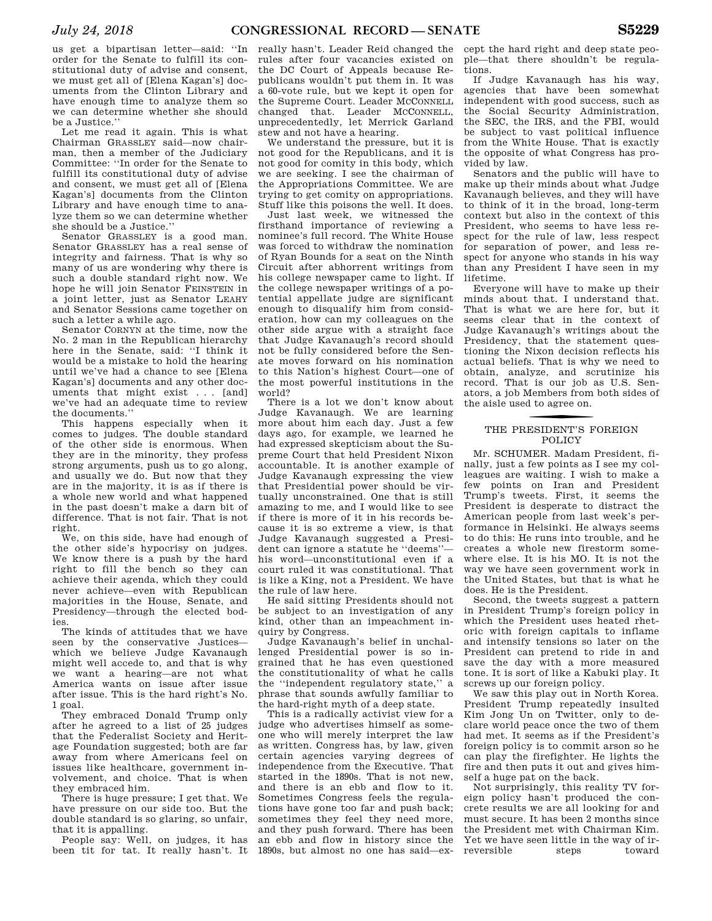us get a bipartisan letter—said: "In order for the Senate to fulfill its constitutional duty of advise and consent, we must get all of [Elena Kagan's] documents from the Clinton Library and have enough time to analyze them so we can determine whether she should be a Justice."

Let me read it again. This is what Chairman GRASSLEY said—now chairman, then a member of the Judiciary Committee: "In order for the Senate to fulfill its constitutional duty of advise and consent, we must get all of [Elena Kagan's] documents from the Clinton Library and have enough time to analyze them so we can determine whether she should be a Justice."

Senator GRASSLEY is a good man. Senator GRASSLEY has a real sense of integrity and fairness. That is why so many of us are wondering why there is such a double standard right now. We hope he will join Senator FEINSTEIN in a joint letter, just as Senator LEAHY and Senator Sessions came together on such a letter a while ago.

Senator CORNYN at the time, now the No. 2 man in the Republican hierarchy here in the Senate, said: "I think it would be a mistake to hold the hearing until we've had a chance to see [Elena Kagan's] documents and any other documents that might exist . . . [and] we've had an adequate time to review the documents."

This happens especially when it comes to judges. The double standard of the other side is enormous. When they are in the minority, they profess strong arguments, push us to go along, and usually we do. But now that they are in the majority, it is as if there is a whole new world and what happened in the past doesn't make a darn bit of difference. That is not fair. That is not right.

We, on this side, have had enough of the other side's hypocrisy on judges. We know there is a push by the hard right to fill the bench so they can achieve their agenda, which they could never achieve—even with Republican majorities in the House, Senate, and Presidency—through the elected bodies.

The kinds of attitudes that we have seen by the conservative Justices—which we believe Judge Kavanaugh might well accede to, and that is why we want a hearing—are not what America wants on issue after issue. This is the hard right's No. 1 goal.

They embraced Donald Trump only after he agreed to a list of 25 judges that the Federalist Society and Heritage Foundation suggested; both are far away from where Americans feel on issues like healthcare, government involvement, and choice. That is when they embraced him.

There is huge pressure; I get that. We have pressure on our side too. But the double standard is so glaring, so unfair, that it is appalling.

People say: Well, on judges, it has been tit for tat. It really hasn't. It really hasn't. Leader Reid changed the rules after four vacancies existed on the DC Court of Appeals because Republicans wouldn't put them in. It was a 60-vote rule, but we kept it open for the Supreme Court. Leader MCCONNELL changed that. Leader MCCONNELL, unprecedentedly, let Merrick Garland stew and not have a hearing.

We understand the pressure, but it is not good for the Republicans, and it is not good for comity in this body, which we are seeking. I see the chairman of the Appropriations Committee. We are trying to get comity on appropriations. Stuff like this poisons the well. It does.

Just last week, we witnessed the firsthand importance of reviewing a nominee's full record. The White House was forced to withdraw the nomination of Ryan Bounds for a seat on the Ninth Circuit after abhorrent writings from his college newspaper came to light. If the college newspaper writings of a potential appellate judge are significant enough to disqualify him from consideration, how can my colleagues on the other side argue with a straight face that Judge Kavanaugh's record should not be fully considered before the Senate moves forward on his nomination to this Nation's highest Court—one of the most powerful institutions in the world?

There is a lot we don't know about Judge Kavanaugh. We are learning more about him each day. Just a few days ago, for example, we learned he had expressed skepticism about the Supreme Court that held President Nixon accountable. It is another example of Judge Kavanaugh expressing the view that Presidential power should be virtually unconstrained. One that is still amazing to me, and I would like to see if there is more of it in his records because it is so extreme a view, is that Judge Kavanaugh suggested a President can ignore a statute he "deems"—his word—unconstitutional even if a court ruled it was constitutional. That is like a King, not a President. We have the rule of law here.

He said sitting Presidents should not be subject to an investigation of any kind, other than an impeachment inquiry by Congress.

Judge Kavanaugh's belief in unchallenged Presidential power is so ingrained that he has even questioned the constitutionality of what he calls the "independent regulatory state," a phrase that sounds awfully familiar to the hard-right myth of a deep state.

This is a radically activist view for a judge who advertises himself as someone who will merely interpret the law as written. Congress has, by law, given certain agencies varying degrees of independence from the Executive. That started in the 1890s. That is not new, and there is an ebb and flow to it. Sometimes Congress feels the regulations have gone too far and push back; sometimes they feel they need more, and they push forward. There has been an ebb and flow in history since the 1890s, but almost no one has said—except the hard right and deep state people—that there shouldn't be regulations.

If Judge Kavanaugh has his way, agencies that have been somewhat independent with good success, such as the Social Security Administration, the SEC, the IRS, and the FBI, would be subject to vast political influence from the White House. That is exactly the opposite of what Congress has provided by law.

Senators and the public will have to make up their minds about what Judge Kavanaugh believes, and they will have to think of it in the broad, long-term context but also in the context of this President, who seems to have less respect for the rule of law, less respect for separation of power, and less respect for anyone who stands in his way than any President I have seen in my lifetime.

Everyone will have to make up their minds about that. I understand that. That is what we are here for, but it seems clear that in the context of Judge Kavanaugh's writings about the Presidency, that the statement questioning the Nixon decision reflects his actual beliefs. That is why we need to obtain, analyze, and scrutinize his record. That is our job as U.S. Senators, a job Members from both sides of the aisle used to agree on.

## THE PRESIDENT'S FOREIGN POLICY

Mr. SCHUMER. Madam President, finally, just a few points as I see my colleagues are waiting. I wish to make a few points on Iran and President Trump's tweets. First, it seems the President is desperate to distract the American people from last week's performance in Helsinki. He always seems to do this: He runs into trouble, and he creates a whole new firestorm somewhere else. It is his MO. It is not the way we have seen government work in the United States, but that is what he does. He is the President.

Second, the tweets suggest a pattern in President Trump's foreign policy in which the President uses heated rhetoric with foreign capitals to inflame and intensify tensions so later on the President can pretend to ride in and save the day with a more measured tone. It is sort of like a Kabuki play. It screws up our foreign policy.

We saw this play out in North Korea. President Trump repeatedly insulted Kim Jong Un on Twitter, only to declare world peace once the two of them had met. It seems as if the President's foreign policy is to commit arson so he can play the firefighter. He lights the fire and then puts it out and gives himself a huge pat on the back.

Not surprisingly, this reality TV foreign policy hasn't produced the concrete results we are all looking for and must secure. It has been 2 months since the President met with Chairman Kim. Yet we have seen little in the way of irreversible steps toward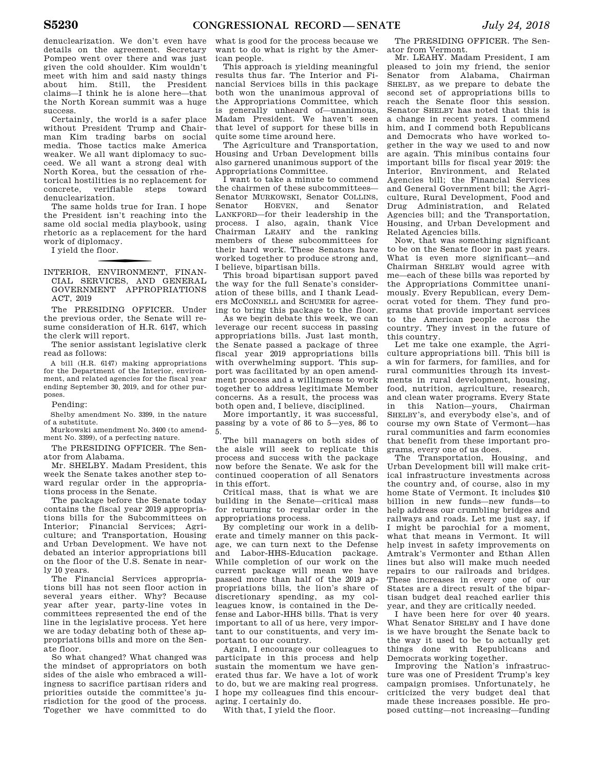denuclearization. We don't even have details on the agreement. Secretary Pompeo went over there and was just given the cold shoulder. Kim wouldn't meet with him and said nasty things about him. Still, the President claims—I think he is alone here—that the North Korean summit was a huge success.

Certainly, the world is a safer place without President Trump and Chairman Kim trading barbs on social media. Those tactics make America weaker. We all want diplomacy to succeed. We all want a strong deal with North Korea, but the cessation of rhetorical hostilities is no replacement for concrete, verifiable steps toward denuclearization.

The same holds true for Iran. I hope the President isn't reaching into the same old social media playbook, using rhetoric as a replacement for the hard work of diplomacy.

I yield the floor.

## INTERIOR, ENVIRONMENT, FINANCIAL SERVICES, AND GENERAL GOVERNMENT APPROPRIATIONS ACT, 2019

The PRESIDING OFFICER. Under the previous order, the Senate will resume consideration of H.R. 6147, which the clerk will report.

The senior assistant legislative clerk read as follows:

A bill (H.R. 6147) making appropriations for the Department of the Interior, environment, and related agencies for the fiscal year ending September 30, 2019, and for other purposes.

Pending:

Shelby amendment No. 3399, in the nature of a substitute.

Murkowski amendment No. 3400 (to amendment No. 3399), of a perfecting nature.

The PRESIDING OFFICER. The Senator from Alabama.

Mr. SHELBY. Madam President, this week the Senate takes another step toward regular order in the appropriations process in the Senate.

The package before the Senate today contains the fiscal year 2019 appropriations bills for the Subcommittees on Interior; Financial Services; Agriculture; and Transportation, Housing and Urban Development. We have not debated an interior appropriations bill on the floor of the U.S. Senate in nearly 10 years.

The Financial Services appropriations bill has not seen floor action in several years either. Why? Because year after year, party-line votes in committees represented the end of the line in the legislative process. Yet here we are today debating both of these appropriations bills and more on the Senate floor.

So what changed? What changed was the mindset of appropriators on both sides of the aisle who embraced a willingness to sacrifice partisan riders and priorities outside the committee's jurisdiction for the good of the process. Together we have committed to do what is good for the process because we want to do what is right by the American people.

This approach is yielding meaningful results thus far. The Interior and Financial Services bills in this package both won the unanimous approval of the Appropriations Committee, which is generally unheard of—unanimous, Madam President. We haven't seen that level of support for these bills in quite some time around here.

The Agriculture and Transportation, Housing and Urban Development bills also garnered unanimous support of the Appropriations Committee.

I want to take a minute to commend the chairmen of these subcommittees—Senator MURKOWSKI, Senator COLLINS, Senator HOEVEN, and Senator LANKFORD—for their leadership in the process. I also, again, thank Vice Chairman LEAHY and the ranking members of these subcommittees for their hard work. These Senators have worked together to produce strong and, I believe, bipartisan bills.

This broad bipartisan support paved the way for the full Senate's consideration of these bills, and I thank Leaders MCCONNELL and SCHUMER for agreeing to bring this package to the floor.

As we begin debate this week, we can leverage our recent success in passing appropriations bills. Just last month, the Senate passed a package of three fiscal year 2019 appropriations bills with overwhelming support. This support was facilitated by an open amendment process and a willingness to work together to address legitimate Member concerns. As a result, the process was both open and, I believe, disciplined.

More importantly, it was successful, passing by a vote of 86 to 5—yes, 86 to 5.

The bill managers on both sides of the aisle will seek to replicate this process and success with the package now before the Senate. We ask for the continued cooperation of all Senators in this effort.

Critical mass, that is what we are building in the Senate—critical mass for returning to regular order in the appropriations process.

By completing our work in a deliberate and timely manner on this package, we can turn next to the Defense and Labor-HHS-Education package. While completion of our work on the current package will mean we have passed more than half of the 2019 appropriations bills, the lion's share of discretionary spending, as my colleagues know, is contained in the Defense and Labor-HHS bills. That is very important to all of us here, very important to our constituents, and very important to our country.

Again, I encourage our colleagues to participate in this process and help sustain the momentum we have generated thus far. We have a lot of work to do, but we are making real progress. I hope my colleagues find this encouraging. I certainly do.

With that, I yield the floor.

The PRESIDING OFFICER. The Senator from Vermont.

Mr. LEAHY. Madam President, I am pleased to join my friend, the senior Senator from Alabama, Chairman SHELBY, as we prepare to debate the second set of appropriations bills to reach the Senate floor this session. Senator SHELBY has noted that this is a change in recent years. I commend him, and I commend both Republicans and Democrats who have worked together in the way we used to and now are again. This minibus contains four important bills for fiscal year 2019: the Interior, Environment, and Related Agencies bill; the Financial Services and General Government bill; the Agriculture, Rural Development, Food and Drug Administration, and Related Agencies bill; and the Transportation, Housing, and Urban Development and Related Agencies bills.

Now, that was something significant to be on the Senate floor in past years. What is even more significant—and Chairman SHELBY would agree with me—each of these bills was reported by the Appropriations Committee unanimously. Every Republican, every Democrat voted for them. They fund programs that provide important services to the American people across the country. They invest in the future of this country.

Let me take one example, the Agriculture appropriations bill. This bill is a win for farmers, for families, and for rural communities through its investments in rural development, housing, food, nutrition, agriculture, research, and clean water programs. Every State in this Nation—yours, Chairman SHELBY's, and everybody else's, and of course my own State of Vermont—has rural communities and farm economies that benefit from these important programs, every one of us does.

The Transportation, Housing, and Urban Development bill will make critical infrastructure investments across the country and, of course, also in my home State of Vermont. It includes $10 billion in new funds—new funds—to help address our crumbling bridges and railways and roads. Let me just say, if I might be parochial for a moment, what that means in Vermont. It will help invest in safety improvements on Amtrak's Vermonter and Ethan Allen lines but also will make much needed repairs to our railroads and bridges. These increases in every one of our States are a direct result of the bipartisan budget deal reached earlier this year, and they are critically needed.

I have been here for over 40 years. What Senator SHELBY and I have done is we have brought the Senate back to the way it used to be to actually get things done with Republicans and Democrats working together.

Improving the Nation's infrastructure was one of President Trump's key campaign promises. Unfortunately, he criticized the very budget deal that made these increases possible. He proposed cutting—not increasing—funding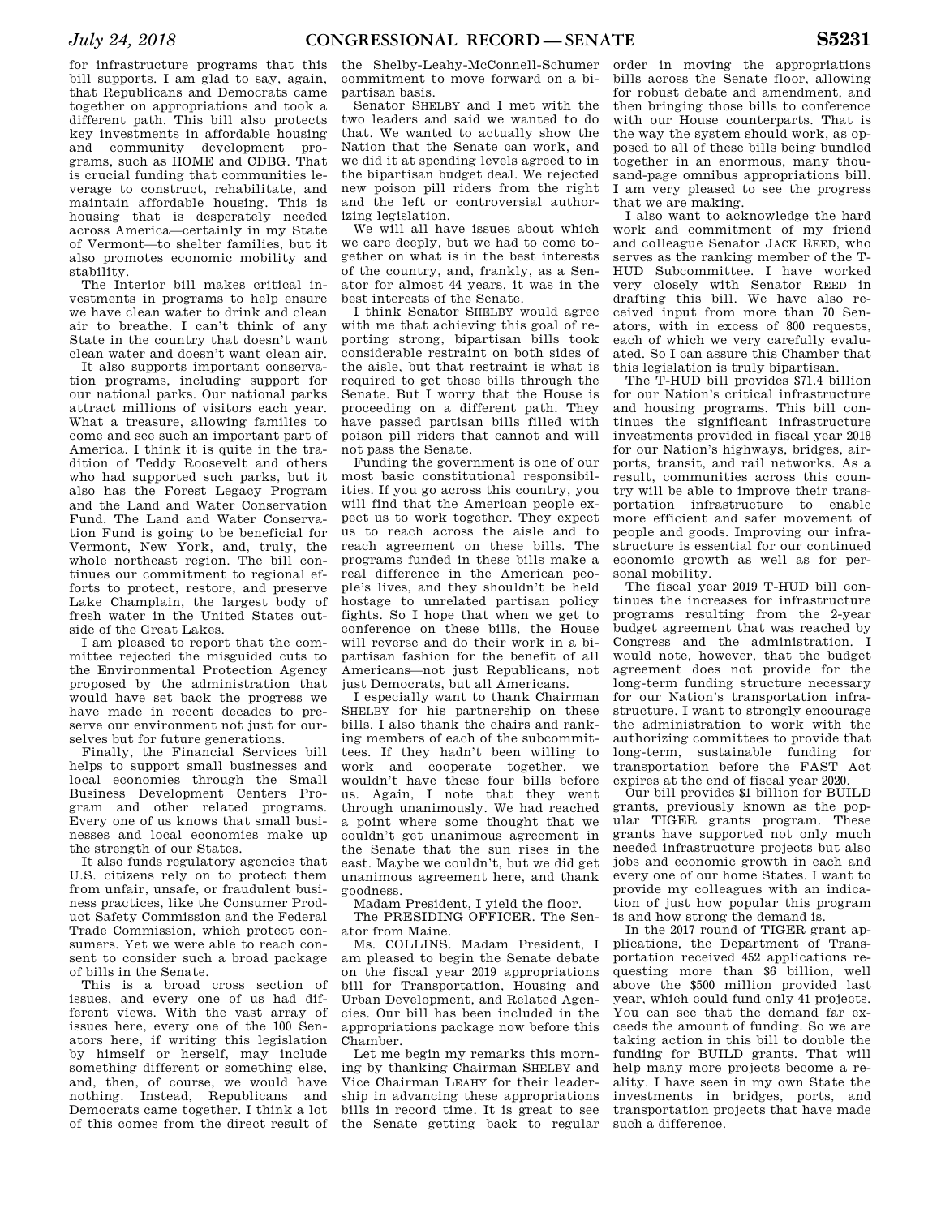for infrastructure programs that this bill supports. I am glad to say, again, that Republicans and Democrats came together on appropriations and took a different path. This bill also protects key investments in affordable housing and community development programs, such as HOME and CDBG. That is crucial funding that communities leverage to construct, rehabilitate, and maintain affordable housing. This is housing that is desperately needed across America—certainly in my State of Vermont—to shelter families, but it also promotes economic mobility and stability.

The Interior bill makes critical investments in programs to help ensure we have clean water to drink and clean air to breathe. I can't think of any State in the country that doesn't want clean water and doesn't want clean air.

It also supports important conservation programs, including support for our national parks. Our national parks attract millions of visitors each year. What a treasure, allowing families to come and see such an important part of America. I think it is quite in the tradition of Teddy Roosevelt and others who had supported such parks, but it also has the Forest Legacy Program and the Land and Water Conservation Fund. The Land and Water Conservation Fund is going to be beneficial for Vermont, New York, and, truly, the whole northeast region. The bill continues our commitment to regional efforts to protect, restore, and preserve Lake Champlain, the largest body of fresh water in the United States outside of the Great Lakes.

I am pleased to report that the committee rejected the misguided cuts to the Environmental Protection Agency proposed by the administration that would have set back the progress we have made in recent decades to preserve our environment not just for ourselves but for future generations.

Finally, the Financial Services bill helps to support small businesses and local economies through the Small Business Development Centers Program and other related programs. Every one of us knows that small businesses and local economies make up the strength of our States.

It also funds regulatory agencies that U.S. citizens rely on to protect them from unfair, unsafe, or fraudulent business practices, like the Consumer Product Safety Commission and the Federal Trade Commission, which protect consumers. Yet we were able to reach consent to consider such a broad package of bills in the Senate.

This is a broad cross section of issues, and every one of us had different views. With the vast array of issues here, every one of the 100 Senators here, if writing this legislation by himself or herself, may include something different or something else, and, then, of course, we would have nothing. Instead, Republicans and Democrats came together. I think a lot of this comes from the direct result of the Shelby-Leahy-McConnell-Schumer commitment to move forward on a bipartisan basis.

Senator SHELBY and I met with the two leaders and said we wanted to do that. We wanted to actually show the Nation that the Senate can work, and we did it at spending levels agreed to in the bipartisan budget deal. We rejected new poison pill riders from the right and the left or controversial authorizing legislation.

We will all have issues about which we care deeply, but we had to come together on what is in the best interests of the country, and, frankly, as a Senator for almost 44 years, it was in the best interests of the Senate.

I think Senator SHELBY would agree with me that achieving this goal of reporting strong, bipartisan bills took considerable restraint on both sides of the aisle, but that restraint is what is required to get these bills through the Senate. But I worry that the House is proceeding on a different path. They have passed partisan bills filled with poison pill riders that cannot and will not pass the Senate.

Funding the government is one of our most basic constitutional responsibilities. If you go across this country, you will find that the American people expect us to work together. They expect us to reach across the aisle and to reach agreement on these bills. The programs funded in these bills make a real difference in the American people's lives, and they shouldn't be held hostage to unrelated partisan policy fights. So I hope that when we get to conference on these bills, the House will reverse and do their work in a bipartisan fashion for the benefit of all Americans—not just Republicans, not just Democrats, but all Americans.

I especially want to thank Chairman SHELBY for his partnership on these bills. I also thank the chairs and ranking members of each of the subcommittees. If they hadn't been willing to work and cooperate together, we wouldn't have these four bills before us. Again, I note that they went through unanimously. We had reached a point where some thought that we couldn't get unanimous agreement in the Senate that the sun rises in the east. Maybe we couldn't, but we did get unanimous agreement here, and thank goodness.

Madam President, I yield the floor.

The PRESIDING OFFICER. The Senator from Maine.

Ms. COLLINS. Madam President, I am pleased to begin the Senate debate on the fiscal year 2019 appropriations bill for Transportation, Housing and Urban Development, and Related Agencies. Our bill has been included in the appropriations package now before this Chamber.

Let me begin my remarks this morning by thanking Chairman SHELBY and Vice Chairman LEAHY for their leadership in advancing these appropriations bills in record time. It is great to see the Senate getting back to regular order in moving the appropriations bills across the Senate floor, allowing for robust debate and amendment, and then bringing those bills to conference with our House counterparts. That is the way the system should work, as opposed to all of these bills being bundled together in an enormous, many thousand-page omnibus appropriations bill. I am very pleased to see the progress that we are making.

I also want to acknowledge the hard work and commitment of my friend and colleague Senator JACK REED, who serves as the ranking member of the T-HUD Subcommittee. I have worked very closely with Senator REED in drafting this bill. We have also received input from more than 70 Senators, with in excess of 800 requests, each of which we very carefully evaluated. So I can assure this Chamber that this legislation is truly bipartisan.

The T-HUD bill provides $71.4 billion for our Nation's critical infrastructure and housing programs. This bill continues the significant infrastructure investments provided in fiscal year 2018 for our Nation's highways, bridges, airports, transit, and rail networks. As a result, communities across this country will be able to improve their transportation infrastructure to enable more efficient and safer movement of people and goods. Improving our infrastructure is essential for our continued economic growth as well as for personal mobility.

The fiscal year 2019 T-HUD bill continues the increases for infrastructure programs resulting from the 2-year budget agreement that was reached by Congress and the administration. I would note, however, that the budget agreement does not provide for the long-term funding structure necessary for our Nation's transportation infrastructure. I want to strongly encourage the administration to work with the authorizing committees to provide that long-term, sustainable funding for transportation before the FAST Act expires at the end of fiscal year 2020.

Our bill provides $1 billion for BUILD grants, previously known as the popular TIGER grants program. These grants have supported not only much needed infrastructure projects but also jobs and economic growth in each and every one of our home States. I want to provide my colleagues with an indication of just how popular this program is and how strong the demand is.

In the 2017 round of TIGER grant applications, the Department of Transportation received 452 applications requesting more than $6 billion, well above the $500 million provided last year, which could fund only 41 projects. You can see that the demand far exceeds the amount of funding. So we are taking action in this bill to double the funding for BUILD grants. That will help many more projects become a reality. I have seen in my own State the investments in bridges, ports, and transportation projects that have made such a difference.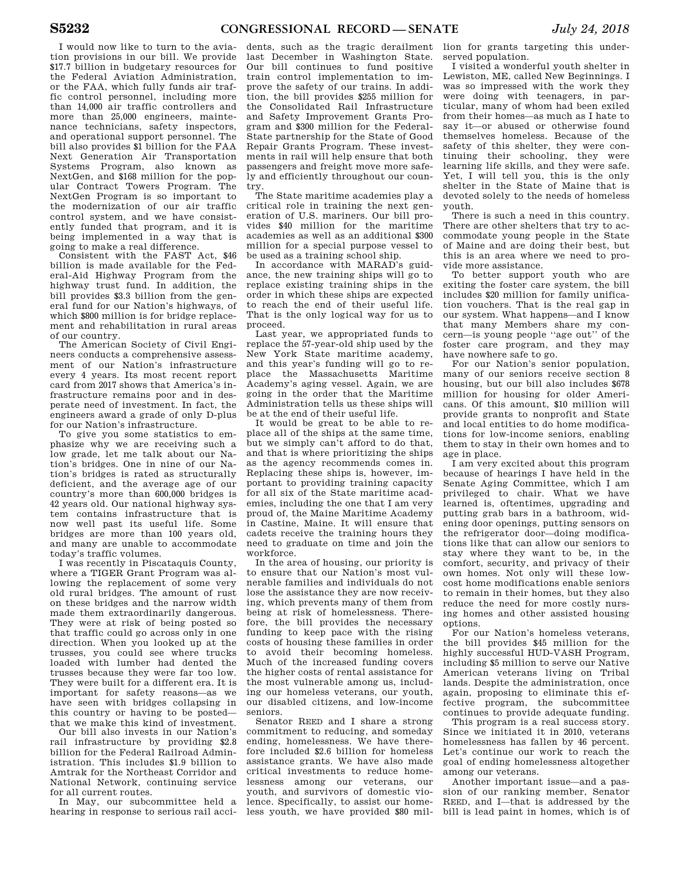I would now like to turn to the aviation provisions in our bill. We provide $17.7 billion in budgetary resources for the Federal Aviation Administration, or the FAA, which fully funds air traffic control personnel, including more than 14,000 air traffic controllers and more than 25,000 engineers, maintenance technicians, safety inspectors, and operational support personnel. The bill also provides $1 billion for the FAA Next Generation Air Transportation Systems Program, also known as NextGen, and $168 million for the popular Contract Towers Program. The NextGen Program is so important to the modernization of our air traffic control system, and we have consistently funded that program, and it is being implemented in a way that is going to make a real difference.

Consistent with the FAST Act, $46 billion is made available for the Federal-Aid Highway Program from the highway trust fund. In addition, the bill provides $3.3 billion from the general fund for our Nation's highways, of which $800 million is for bridge replacement and rehabilitation in rural areas of our country.

The American Society of Civil Engineers conducts a comprehensive assessment of our Nation's infrastructure every 4 years. Its most recent report card from 2017 shows that America's infrastructure remains poor and in desperate need of investment. In fact, the engineers award a grade of only D-plus for our Nation's infrastructure.

To give you some statistics to emphasize why we are receiving such a low grade, let me talk about our Nation's bridges. One in nine of our Nation's bridges is rated as structurally deficient, and the average age of our country's more than 600,000 bridges is 42 years old. Our national highway system contains infrastructure that is now well past its useful life. Some bridges are more than 100 years old, and many are unable to accommodate today's traffic volumes.

I was recently in Piscataquis County, where a TIGER Grant Program was allowing the replacement of some very old rural bridges. The amount of rust on these bridges and the narrow width made them extraordinarily dangerous. They were at risk of being posted so that traffic could go across only in one direction. When you looked up at the trusses, you could see where trucks loaded with lumber had dented the trusses because they were far too low. They were built for a different era. It is important for safety reasons—as we have seen with bridges collapsing in this country or having to be posted—that we make this kind of investment.

Our bill also invests in our Nation's rail infrastructure by providing $2.8 billion for the Federal Railroad Administration. This includes $1.9 billion to Amtrak for the Northeast Corridor and National Network, continuing service for all current routes.

In May, our subcommittee held a hearing in response to serious rail accidents, such as the tragic derailment last December in Washington State. Our bill continues to fund positive train control implementation to improve the safety of our trains. In addition, the bill provides $255 million for the Consolidated Rail Infrastructure and Safety Improvement Grants Program and $300 million for the Federal-State partnership for the State of Good Repair Grants Program. These investments in rail will help ensure that both passengers and freight move more safely and efficiently throughout our country.

The State maritime academies play a critical role in training the next generation of U.S. mariners. Our bill provides $40 million for the maritime academies as well as an additional $300 million for a special purpose vessel to be used as a training school ship.

In accordance with MARAD's guidance, the new training ships will go to replace existing training ships in the order in which these ships are expected to reach the end of their useful life. That is the only logical way for us to proceed.

Last year, we appropriated funds to replace the 57-year-old ship used by the New York State maritime academy, and this year's funding will go to replace the Massachusetts Maritime Academy's aging vessel. Again, we are going in the order that the Maritime Administration tells us these ships will be at the end of their useful life.

It would be great to be able to replace all of the ships at the same time, but we simply can't afford to do that, and that is where prioritizing the ships as the agency recommends comes in. Replacing these ships is, however, important to providing training capacity for all six of the State maritime academies, including the one that I am very proud of, the Maine Maritime Academy in Castine, Maine. It will ensure that cadets receive the training hours they need to graduate on time and join the workforce.

In the area of housing, our priority is to ensure that our Nation's most vulnerable families and individuals do not lose the assistance they are now receiving, which prevents many of them from being at risk of homelessness. Therefore, the bill provides the necessary funding to keep pace with the rising costs of housing these families in order to avoid their becoming homeless. Much of the increased funding covers the higher costs of rental assistance for the most vulnerable among us, including our homeless veterans, our youth, our disabled citizens, and low-income seniors.

Senator REED and I share a strong commitment to reducing, and someday ending, homelessness. We have therefore included $2.6 billion for homeless assistance grants. We have also made critical investments to reduce homelessness among our veterans, our youth, and survivors of domestic violence. Specifically, to assist our homeless youth, we have provided $80 million for grants targeting this underserved population.

I visited a wonderful youth shelter in Lewiston, ME, called New Beginnings. I was so impressed with the work they were doing with teenagers, in particular, many of whom had been exiled from their homes—as much as I hate to say it—or abused or otherwise found themselves homeless. Because of the safety of this shelter, they were continuing their schooling, they were learning life skills, and they were safe. Yet, I will tell you, this is the only shelter in the State of Maine that is devoted solely to the needs of homeless youth.

There is such a need in this country. There are other shelters that try to accommodate young people in the State of Maine and are doing their best, but this is an area where we need to provide more assistance.

To better support youth who are exiting the foster care system, the bill includes $20 million for family unification vouchers. That is the real gap in our system. What happens—and I know that many Members share my concern—is young people ''age out'' of the foster care program, and they may have nowhere safe to go.

For our Nation's senior population, many of our seniors receive section 8 housing, but our bill also includes $678 million for housing for older Americans. Of this amount, $10 million will provide grants to nonprofit and State and local entities to do home modifications for low-income seniors, enabling them to stay in their own homes and to age in place.

I am very excited about this program because of hearings I have held in the Senate Aging Committee, which I am privileged to chair. What we have learned is, oftentimes, upgrading and putting grab bars in a bathroom, widening door openings, putting sensors on the refrigerator door—doing modifications like that can allow our seniors to stay where they want to be, in the comfort, security, and privacy of their own homes. Not only will these low-cost home modifications enable seniors to remain in their homes, but they also reduce the need for more costly nursing homes and other assisted housing options.

For our Nation's homeless veterans, the bill provides $45 million for the highly successful HUD-VASH Program, including $5 million to serve our Native American veterans living on Tribal lands. Despite the administration, once again, proposing to eliminate this effective program, the subcommittee continues to provide adequate funding.

This program is a real success story. Since we initiated it in 2010, veterans homelessness has fallen by 46 percent. Let's continue our work to reach the goal of ending homelessness altogether among our veterans.

Another important issue—and a passion of our ranking member, Senator REED, and I—that is addressed by the bill is lead paint in homes, which is of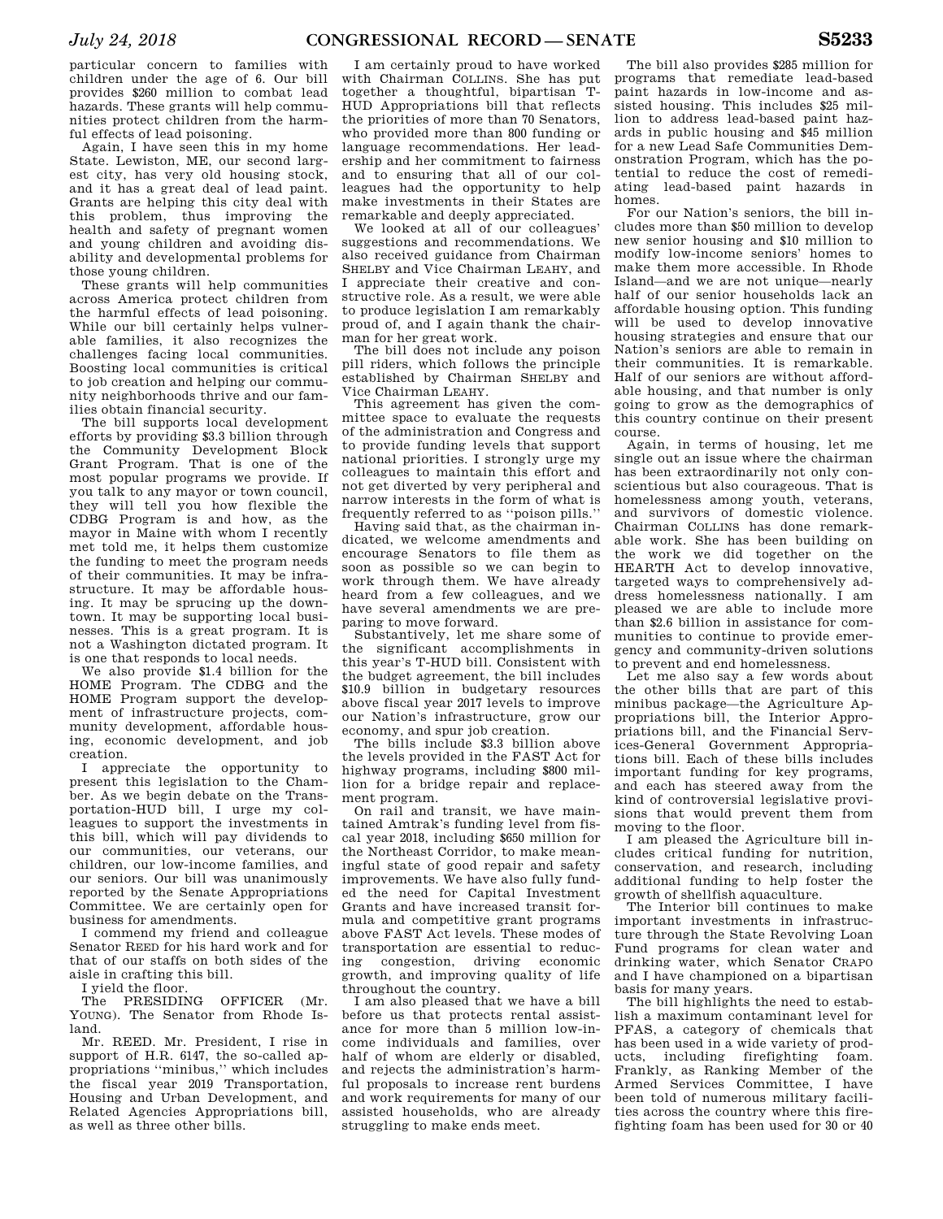particular concern to families with children under the age of 6. Our bill provides $260 million to combat lead hazards. These grants will help communities protect children from the harmful effects of lead poisoning.

Again, I have seen this in my home State. Lewiston, ME, our second largest city, has very old housing stock, and it has a great deal of lead paint. Grants are helping this city deal with this problem, thus improving the health and safety of pregnant women and young children and avoiding disability and developmental problems for those young children.

These grants will help communities across America protect children from the harmful effects of lead poisoning. While our bill certainly helps vulnerable families, it also recognizes the challenges facing local communities. Boosting local communities is critical to job creation and helping our community neighborhoods thrive and our families obtain financial security.

The bill supports local development efforts by providing $3.3 billion through the Community Development Block Grant Program. That is one of the most popular programs we provide. If you talk to any mayor or town council, they will tell you how flexible the CDBG Program is and how, as the mayor in Maine with whom I recently met told me, it helps them customize the funding to meet the program needs of their communities. It may be infrastructure. It may be affordable housing. It may be sprucing up the downtown. It may be supporting local businesses. This is a great program. It is not a Washington dictated program. It is one that responds to local needs.

We also provide $1.4 billion for the HOME Program. The CDBG and the HOME Program support the development of infrastructure projects, community development, affordable housing, economic development, and job creation.

I appreciate the opportunity to present this legislation to the Chamber. As we begin debate on the Transportation-HUD bill, I urge my colleagues to support the investments in this bill, which will pay dividends to our communities, our veterans, our children, our low-income families, and our seniors. Our bill was unanimously reported by the Senate Appropriations Committee. We are certainly open for business for amendments.

I commend my friend and colleague Senator REED for his hard work and for that of our staffs on both sides of the aisle in crafting this bill.

I yield the floor.

The PRESIDING OFFICER (Mr. YOUNG). The Senator from Rhode Island.

Mr. REED. Mr. President, I rise in support of H.R. 6147, the so-called appropriations ''minibus,'' which includes the fiscal year 2019 Transportation, Housing and Urban Development, and Related Agencies Appropriations bill, as well as three other bills.

I am certainly proud to have worked with Chairman COLLINS. She has put together a thoughtful, bipartisan T-HUD Appropriations bill that reflects the priorities of more than 70 Senators, who provided more than 800 funding or language recommendations. Her leadership and her commitment to fairness and to ensuring that all of our colleagues had the opportunity to help make investments in their States are remarkable and deeply appreciated.

We looked at all of our colleagues' suggestions and recommendations. We also received guidance from Chairman SHELBY and Vice Chairman LEAHY, and I appreciate their creative and constructive role. As a result, we were able to produce legislation I am remarkably proud of, and I again thank the chairman for her great work.

The bill does not include any poison pill riders, which follows the principle established by Chairman SHELBY and Vice Chairman LEAHY.

This agreement has given the committee space to evaluate the requests of the administration and Congress and to provide funding levels that support national priorities. I strongly urge my colleagues to maintain this effort and not get diverted by very peripheral and narrow interests in the form of what is frequently referred to as ''poison pills.''

Having said that, as the chairman indicated, we welcome amendments and encourage Senators to file them as soon as possible so we can begin to work through them. We have already heard from a few colleagues, and we have several amendments we are preparing to move forward.

Substantively, let me share some of the significant accomplishments in this year's T-HUD bill. Consistent with the budget agreement, the bill includes $10.9 billion in budgetary resources above fiscal year 2017 levels to improve our Nation's infrastructure, grow our economy, and spur job creation.

The bills include $3.3 billion above the levels provided in the FAST Act for highway programs, including $800 million for a bridge repair and replacement program.

On rail and transit, we have maintained Amtrak's funding level from fiscal year 2018, including $650 million for the Northeast Corridor, to make meaningful state of good repair and safety improvements. We have also fully funded the need for Capital Investment Grants and have increased transit formula and competitive grant programs above FAST Act levels. These modes of transportation are essential to reducing congestion, driving economic growth, and improving quality of life throughout the country.

I am also pleased that we have a bill before us that protects rental assistance for more than 5 million low-income individuals and families, over half of whom are elderly or disabled, and rejects the administration's harmful proposals to increase rent burdens and work requirements for many of our assisted households, who are already struggling to make ends meet.

The bill also provides $285 million for programs that remediate lead-based paint hazards in low-income and assisted housing. This includes $25 million to address lead-based paint hazards in public housing and $45 million for a new Lead Safe Communities Demonstration Program, which has the potential to reduce the cost of remediating lead-based paint hazards in homes.

For our Nation's seniors, the bill includes more than $50 million to develop new senior housing and $10 million to modify low-income seniors' homes to make them more accessible. In Rhode Island—and we are not unique—nearly half of our senior households lack an affordable housing option. This funding will be used to develop innovative housing strategies and ensure that our Nation's seniors are able to remain in their communities. It is remarkable. Half of our seniors are without affordable housing, and that number is only going to grow as the demographics of this country continue on their present course.

Again, in terms of housing, let me single out an issue where the chairman has been extraordinarily not only conscientious but also courageous. That is homelessness among youth, veterans, and survivors of domestic violence. Chairman COLLINS has done remarkable work. She has been building on the work we did together on the HEARTH Act to develop innovative, targeted ways to comprehensively address homelessness nationally. I am pleased we are able to include more than $2.6 billion in assistance for communities to continue to provide emergency and community-driven solutions to prevent and end homelessness.

Let me also say a few words about the other bills that are part of this minibus package—the Agriculture Appropriations bill, the Interior Appropriations bill, and the Financial Services-General Government Appropriations bill. Each of these bills includes important funding for key programs, and each has steered away from the kind of controversial legislative provisions that would prevent them from moving to the floor.

I am pleased the Agriculture bill includes critical funding for nutrition, conservation, and research, including additional funding to help foster the growth of shellfish aquaculture.

The Interior bill continues to make important investments in infrastructure through the State Revolving Loan Fund programs for clean water and drinking water, which Senator CRAPO and I have championed on a bipartisan basis for many years.

The bill highlights the need to establish a maximum contaminant level for PFAS, a category of chemicals that has been used in a wide variety of products, including firefighting foam. Frankly, as Ranking Member of the Armed Services Committee, I have been told of numerous military facilities across the country where this firefighting foam has been used for 30 or 40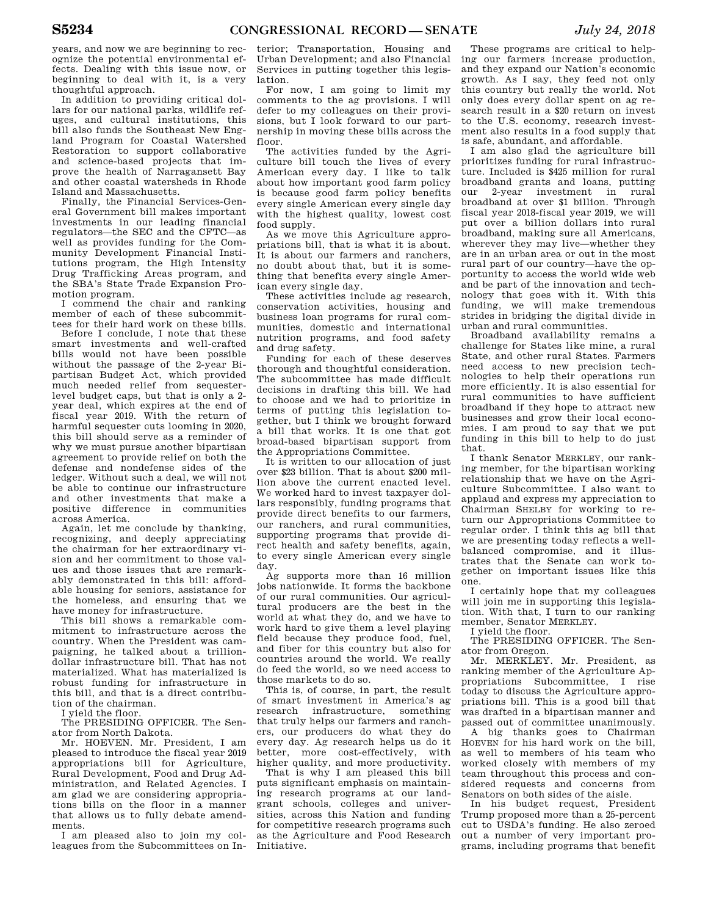years, and now we are beginning to recognize the potential environmental effects. Dealing with this issue now, or beginning to deal with it, is a very thoughtful approach.

In addition to providing critical dollars for our national parks, wildlife refuges, and cultural institutions, this bill also funds the Southeast New England Program for Coastal Watershed Restoration to support collaborative and science-based projects that improve the health of Narragansett Bay and other coastal watersheds in Rhode Island and Massachusetts.

Finally, the Financial Services-General Government bill makes important investments in our leading financial regulators—the SEC and the CFTC—as well as provides funding for the Community Development Financial Institutions program, the High Intensity Drug Trafficking Areas program, and the SBA's State Trade Expansion Promotion program.

I commend the chair and ranking member of each of these subcommittees for their hard work on these bills.

Before I conclude, I note that these smart investments and well-crafted bills would not have been possible without the passage of the 2-year Bipartisan Budget Act, which provided much needed relief from sequester-level budget caps, but that is only a 2-year deal, which expires at the end of fiscal year 2019. With the return of harmful sequester cuts looming in 2020, this bill should serve as a reminder of why we must pursue another bipartisan agreement to provide relief on both the defense and nondefense sides of the ledger. Without such a deal, we will not be able to continue our infrastructure and other investments that make a positive difference in communities across America.

Again, let me conclude by thanking, recognizing, and deeply appreciating the chairman for her extraordinary vision and her commitment to those values and those issues that are remarkably demonstrated in this bill: affordable housing for seniors, assistance for the homeless, and ensuring that we have money for infrastructure.

This bill shows a remarkable commitment to infrastructure across the country. When the President was campaigning, he talked about a trillion-dollar infrastructure bill. That has not materialized. What has materialized is robust funding for infrastructure in this bill, and that is a direct contribution of the chairman.

I yield the floor.

The PRESIDING OFFICER. The Senator from North Dakota.

Mr. HOEVEN. Mr. President, I am pleased to introduce the fiscal year 2019 appropriations bill for Agriculture, Rural Development, Food and Drug Administration, and Related Agencies. I am glad we are considering appropriations bills on the floor in a manner that allows us to fully debate amendments.

I am pleased also to join my colleagues from the Subcommittees on Interior; Transportation, Housing and Urban Development; and also Financial Services in putting together this legislation.

For now, I am going to limit my comments to the ag provisions. I will defer to my colleagues on their provisions, but I look forward to our partnership in moving these bills across the floor.

The activities funded by the Agriculture bill touch the lives of every American every day. I like to talk about how important good farm policy is because good farm policy benefits every single American every single day with the highest quality, lowest cost food supply.

As we move this Agriculture appropriations bill, that is what it is about. It is about our farmers and ranchers, no doubt about that, but it is something that benefits every single American every single day.

These activities include ag research, conservation activities, housing and business loan programs for rural communities, domestic and international nutrition programs, and food safety and drug safety.

Funding for each of these deserves thorough and thoughtful consideration. The subcommittee has made difficult decisions in drafting this bill. We had to choose and we had to prioritize in terms of putting this legislation together, but I think we brought forward a bill that works. It is one that got broad-based bipartisan support from the Appropriations Committee.

It is written to our allocation of just over $23 billion. That is about $200 million above the current enacted level. We worked hard to invest taxpayer dollars responsibly, funding programs that provide direct benefits to our farmers, our ranchers, and rural communities, supporting programs that provide direct health and safety benefits, again, to every single American every single day.

Ag supports more than 16 million jobs nationwide. It forms the backbone of our rural communities. Our agricultural producers are the best in the world at what they do, and we have to work hard to give them a level playing field because they produce food, fuel, and fiber for this country but also for countries around the world. We really do feed the world, so we need access to those markets to do so.

This is, of course, in part, the result of smart investment in America's ag research infrastructure, something that truly helps our farmers and ranchers, our producers do what they do every day. Ag research helps us do it better, more cost-effectively, with higher quality, and more productivity.

That is why I am pleased this bill puts significant emphasis on maintaining research programs at our land-grant schools, colleges and universities, across this Nation and funding for competitive research programs such as the Agriculture and Food Research Initiative.

These programs are critical to helping our farmers increase production, and they expand our Nation's economic growth. As I say, they feed not only this country but really the world. Not only does every dollar spent on ag research result in a $20 return on invest to the U.S. economy, research investment also results in a food supply that is safe, abundant, and affordable.

I am also glad the agriculture bill prioritizes funding for rural infrastructure. Included is $425 million for rural broadband grants and loans, putting our 2-year investment in rural broadband at over $1 billion. Through fiscal year 2018-fiscal year 2019, we will put over a billion dollars into rural broadband, making sure all Americans, wherever they may live—whether they are in an urban area or out in the most rural part of our country—have the opportunity to access the world wide web and be part of the innovation and technology that goes with it. With this funding, we will make tremendous strides in bridging the digital divide in urban and rural communities.

Broadband availability remains a challenge for States like mine, a rural State, and other rural States. Farmers need access to new precision technologies to help their operations run more efficiently. It is also essential for rural communities to have sufficient broadband if they hope to attract new businesses and grow their local economies. I am proud to say that we put funding in this bill to help to do just that.

I thank Senator MERKLEY, our ranking member, for the bipartisan working relationship that we have on the Agriculture Subcommittee. I also want to applaud and express my appreciation to Chairman SHELBY for working to return our Appropriations Committee to regular order. I think this ag bill that we are presenting today reflects a well-balanced compromise, and it illustrates that the Senate can work together on important issues like this one.

I certainly hope that my colleagues will join me in supporting this legislation. With that, I turn to our ranking member, Senator MERKLEY.

I yield the floor.

The PRESIDING OFFICER. The Senator from Oregon.

Mr. MERKLEY. Mr. President, as ranking member of the Agriculture Appropriations Subcommittee, I rise today to discuss the Agriculture appropriations bill. This is a good bill that was drafted in a bipartisan manner and passed out of committee unanimously.

A big thanks goes to Chairman HOEVEN for his hard work on the bill, as well to members of his team who worked closely with members of my team throughout this process and considered requests and concerns from Senators on both sides of the aisle.

In his budget request, President Trump proposed more than a 25-percent cut to USDA's funding. He also zeroed out a number of very important programs, including programs that benefit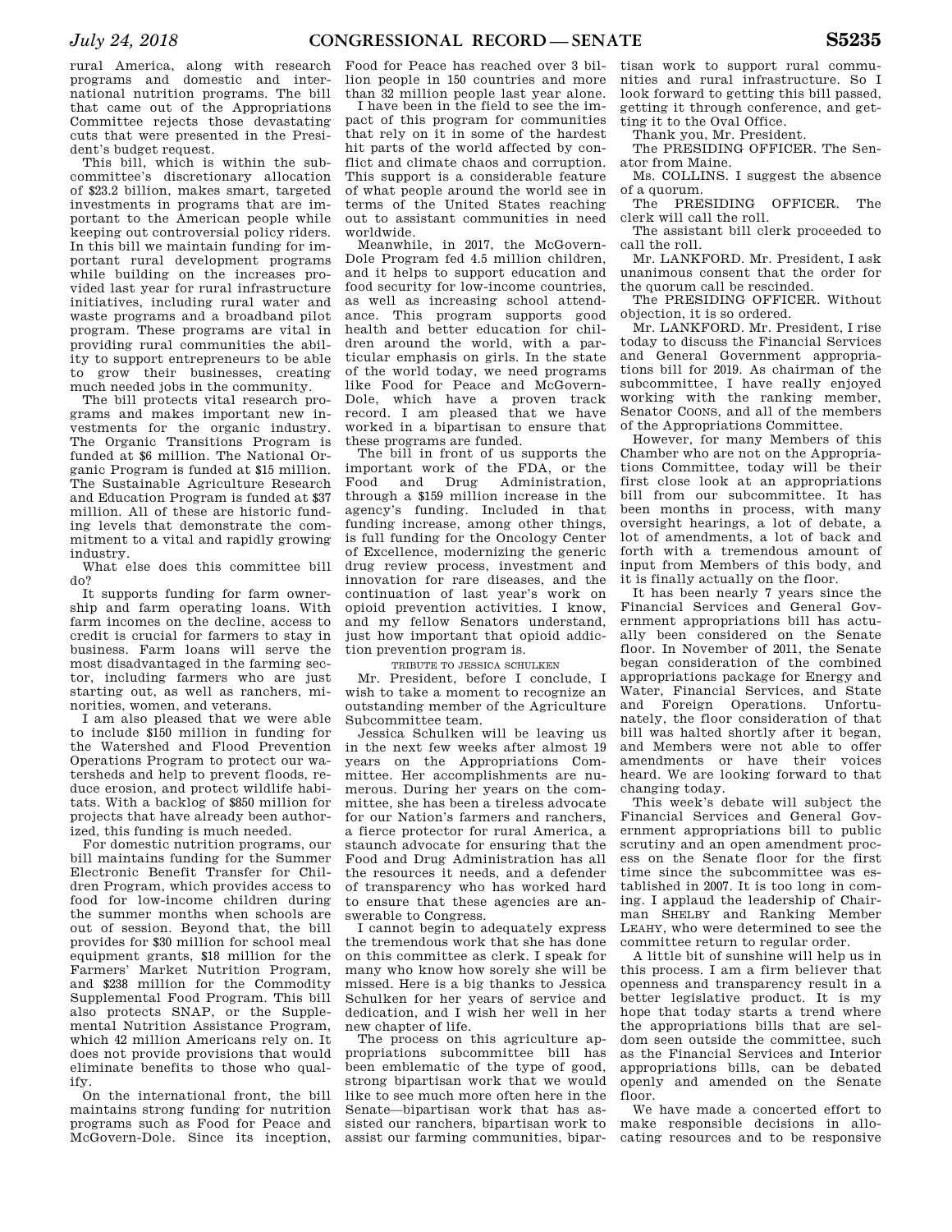rural America, along with research programs and domestic and international nutrition programs. The bill that came out of the Appropriations Committee rejects those devastating cuts that were presented in the President's budget request.

This bill, which is within the subcommittee's discretionary allocation of $23.2 billion, makes smart, targeted investments in programs that are important to the American people while keeping out controversial policy riders. In this bill we maintain funding for important rural development programs while building on the increases provided last year for rural infrastructure initiatives, including rural water and waste programs and a broadband pilot program. These programs are vital in providing rural communities the ability to support entrepreneurs to be able to grow their businesses, creating much needed jobs in the community.

The bill protects vital research programs and makes important new investments for the organic industry. The Organic Transitions Program is funded at $6 million. The National Organic Program is funded at $15 million. The Sustainable Agriculture Research and Education Program is funded at $37 million. All of these are historic funding levels that demonstrate the commitment to a vital and rapidly growing industry.

What else does this committee bill do?

It supports funding for farm ownership and farm operating loans. With farm incomes on the decline, access to credit is crucial for farmers to stay in business. Farm loans will serve the most disadvantaged in the farming sector, including farmers who are just starting out, as well as ranchers, minorities, women, and veterans.

I am also pleased that we were able to include $150 million in funding for the Watershed and Flood Prevention Operations Program to protect our watersheds and help to prevent floods, reduce erosion, and protect wildlife habitats. With a backlog of $850 million for projects that have already been authorized, this funding is much needed.

For domestic nutrition programs, our bill maintains funding for the Summer Electronic Benefit Transfer for Children Program, which provides access to food for low-income children during the summer months when schools are out of session. Beyond that, the bill provides for $30 million for school meal equipment grants, $18 million for the Farmers' Market Nutrition Program, and $238 million for the Commodity Supplemental Food Program. This bill also protects SNAP, or the Supplemental Nutrition Assistance Program, which 42 million Americans rely on. It does not provide provisions that would eliminate benefits to those who qualify.

On the international front, the bill maintains strong funding for nutrition programs such as Food for Peace and McGovern-Dole. Since its inception, Food for Peace has reached over 3 billion people in 150 countries and more than 32 million people last year alone.

I have been in the field to see the impact of this program for communities that rely on it in some of the hardest hit parts of the world affected by conflict and climate chaos and corruption. This support is a considerable feature of what people around the world see in terms of the United States reaching out to assistant communities in need worldwide.

Meanwhile, in 2017, the McGovern-Dole Program fed 4.5 million children, and it helps to support education and food security for low-income countries, as well as increasing school attendance. This program supports good health and better education for children around the world, with a particular emphasis on girls. In the state of the world today, we need programs like Food for Peace and McGovern-Dole, which have a proven track record. I am pleased that we have worked in a bipartisan to ensure that these programs are funded.

The bill in front of us supports the important work of the FDA, or the Food and Drug Administration, through a $159 million increase in the agency's funding. Included in that funding increase, among other things, is full funding for the Oncology Center of Excellence, modernizing the generic drug review process, investment and innovation for rare diseases, and the continuation of last year's work on opioid prevention activities. I know, and my fellow Senators understand, just how important that opioid addiction prevention program is.

TRIBUTE TO JESSICA SCHULKEN

Mr. President, before I conclude, I wish to take a moment to recognize an outstanding member of the Agriculture Subcommittee team.

Jessica Schulken will be leaving us in the next few weeks after almost 19 years on the Appropriations Committee. Her accomplishments are numerous. During her years on the committee, she has been a tireless advocate for our Nation's farmers and ranchers, a fierce protector for rural America, a staunch advocate for ensuring that the Food and Drug Administration has all the resources it needs, and a defender of transparency who has worked hard to ensure that these agencies are answerable to Congress.

I cannot begin to adequately express the tremendous work that she has done on this committee as clerk. I speak for many who know how sorely she will be missed. Here is a big thanks to Jessica Schulken for her years of service and dedication, and I wish her well in her new chapter of life.

The process on this agriculture appropriations subcommittee bill has been emblematic of the type of good, strong bipartisan work that we would like to see much more often here in the Senate—bipartisan work that has assisted our ranchers, bipartisan work to assist our farming communities, bipartisan work to support rural communities and rural infrastructure. So I look forward to getting this bill passed, getting it through conference, and getting it to the Oval Office.

Thank you, Mr. President.

The PRESIDING OFFICER. The Senator from Maine.

Ms. COLLINS. I suggest the absence of a quorum.

The PRESIDING OFFICER. The clerk will call the roll.

The assistant bill clerk proceeded to call the roll.

Mr. LANKFORD. Mr. President, I ask unanimous consent that the order for the quorum call be rescinded.

The PRESIDING OFFICER. Without objection, it is so ordered.

Mr. LANKFORD. Mr. President, I rise today to discuss the Financial Services and General Government appropriations bill for 2019. As chairman of the subcommittee, I have really enjoyed working with the ranking member, Senator COONS, and all of the members of the Appropriations Committee.

However, for many Members of this Chamber who are not on the Appropriations Committee, today will be their first close look at an appropriations bill from our subcommittee. It has been months in process, with many oversight hearings, a lot of debate, a lot of amendments, a lot of back and forth with a tremendous amount of input from Members of this body, and it is finally actually on the floor.

It has been nearly 7 years since the Financial Services and General Government appropriations bill has actually been considered on the Senate floor. In November of 2011, the Senate began consideration of the combined appropriations package for Energy and Water, Financial Services, and State and Foreign Operations. Unfortunately, the floor consideration of that bill was halted shortly after it began, and Members were not able to offer amendments or have their voices heard. We are looking forward to that changing today.

This week's debate will subject the Financial Services and General Government appropriations bill to public scrutiny and an open amendment process on the Senate floor for the first time since the subcommittee was established in 2007. It is too long in coming. I applaud the leadership of Chairman SHELBY and Ranking Member LEAHY, who were determined to see the committee return to regular order.

A little bit of sunshine will help us in this process. I am a firm believer that openness and transparency result in a better legislative product. It is my hope that today starts a trend where the appropriations bills that are seldom seen outside the committee, such as the Financial Services and Interior appropriations bills, can be debated openly and amended on the Senate floor.

We have made a concerted effort to make responsible decisions in allocating resources and to be responsive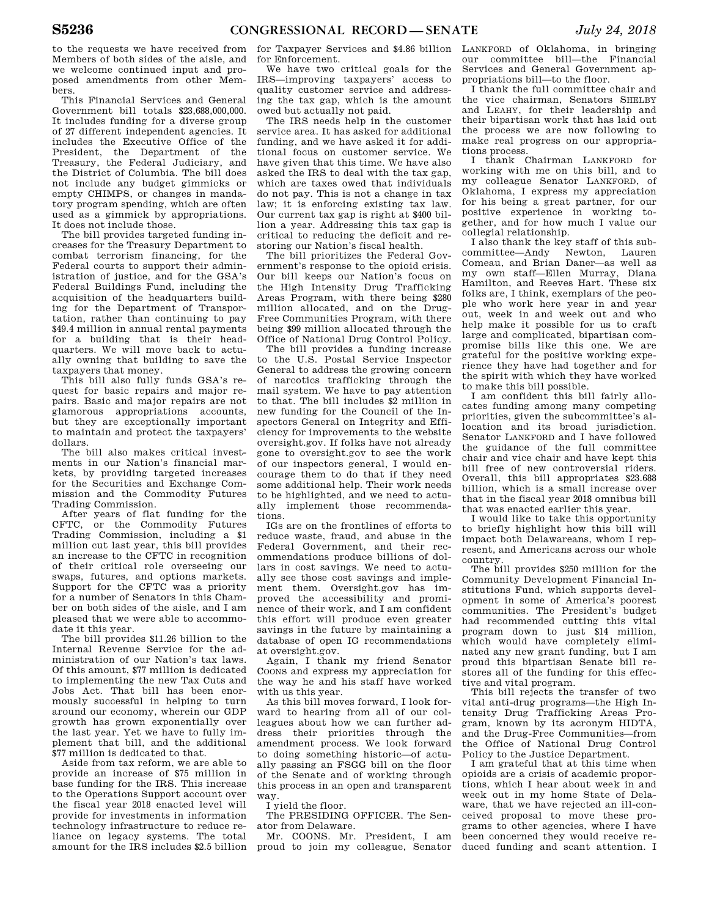to the requests we have received from Members of both sides of the aisle, and we welcome continued input and proposed amendments from other Members.

This Financial Services and General Government bill totals $23,688,000,000. It includes funding for a diverse group of 27 different independent agencies. It includes the Executive Office of the President, the Department of the Treasury, the Federal Judiciary, and the District of Columbia. The bill does not include any budget gimmicks or empty CHIMPS, or changes in mandatory program spending, which are often used as a gimmick by appropriations. It does not include those.

The bill provides targeted funding increases for the Treasury Department to combat terrorism financing, for the Federal courts to support their administration of justice, and for the GSA's Federal Buildings Fund, including the acquisition of the headquarters building for the Department of Transportation, rather than continuing to pay $49.4 million in annual rental payments for a building that is their headquarters. We will move back to actually owning that building to save the taxpayers that money.

This bill also fully funds GSA's request for basic repairs and major repairs. Basic and major repairs are not glamorous appropriations accounts, but they are exceptionally important to maintain and protect the taxpayers' dollars.

The bill also makes critical investments in our Nation's financial markets, by providing targeted increases for the Securities and Exchange Commission and the Commodity Futures Trading Commission.

After years of flat funding for the CFTC, or the Commodity Futures Trading Commission, including a $1 million cut last year, this bill provides an increase to the CFTC in recognition of their critical role overseeing our swaps, futures, and options markets. Support for the CFTC was a priority for a number of Senators in this Chamber on both sides of the aisle, and I am pleased that we were able to accommodate it this year.

The bill provides $11.26 billion to the Internal Revenue Service for the administration of our Nation's tax laws. Of this amount, $77 million is dedicated to implementing the new Tax Cuts and Jobs Act. That bill has been enormously successful in helping to turn around our economy, wherein our GDP growth has grown exponentially over the last year. Yet we have to fully implement that bill, and the additional $77 million is dedicated to that.

Aside from tax reform, we are able to provide an increase of $75 million in base funding for the IRS. This increase to the Operations Support account over the fiscal year 2018 enacted level will provide for investments in information technology infrastructure to reduce reliance on legacy systems. The total amount for the IRS includes $2.5 billion for Taxpayer Services and $4.86 billion for Enforcement.

We have two critical goals for the IRS—improving taxpayers' access to quality customer service and addressing the tax gap, which is the amount owed but actually not paid.

The IRS needs help in the customer service area. It has asked for additional funding, and we have asked it for additional focus on customer service. We have given that this time. We have also asked the IRS to deal with the tax gap, which are taxes owed that individuals do not pay. This is not a change in tax law; it is enforcing existing tax law. Our current tax gap is right at $400 billion a year. Addressing this tax gap is critical to reducing the deficit and restoring our Nation's fiscal health.

The bill prioritizes the Federal Government's response to the opioid crisis. Our bill keeps our Nation's focus on the High Intensity Drug Trafficking Areas Program, with there being $280 million allocated, and on the Drug-Free Communities Program, with there being $99 million allocated through the Office of National Drug Control Policy.

The bill provides a funding increase to the U.S. Postal Service Inspector General to address the growing concern of narcotics trafficking through the mail system. We have to pay attention to that. The bill includes $2 million in new funding for the Council of the Inspectors General on Integrity and Efficiency for improvements to the website oversight.gov. If folks have not already gone to oversight.gov to see the work of our inspectors general, I would encourage them to do that if they need some additional help. Their work needs to be highlighted, and we need to actually implement those recommendations.

IGs are on the frontlines of efforts to reduce waste, fraud, and abuse in the Federal Government, and their recommendations produce billions of dollars in cost savings. We need to actually see those cost savings and implement them. Oversight.gov has improved the accessibility and prominence of their work, and I am confident this effort will produce even greater savings in the future by maintaining a database of open IG recommendations at oversight.gov.

Again, I thank my friend Senator COONS and express my appreciation for the way he and his staff have worked with us this year.

As this bill moves forward, I look forward to hearing from all of our colleagues about how we can further address their priorities through the amendment process. We look forward to doing something historic—of actually passing an FSGG bill on the floor of the Senate and of working through this process in an open and transparent way.

I yield the floor.

The PRESIDING OFFICER. The Senator from Delaware.

Mr. COONS. Mr. President, I am proud to join my colleague, Senator LANKFORD of Oklahoma, in bringing our committee bill—the Financial Services and General Government appropriations bill—to the floor.

I thank the full committee chair and the vice chairman, Senators SHELBY and LEAHY, for their leadership and their bipartisan work that has laid out the process we are now following to make real progress on our appropriations process.

I thank Chairman LANKFORD for working with me on this bill, and to my colleague Senator LANKFORD, of Oklahoma, I express my appreciation for his being a great partner, for our positive experience in working together, and for how much I value our collegial relationship.

I also thank the key staff of this subcommittee—Andy Newton, Lauren Comeau, and Brian Daner—as well as my own staff—Ellen Murray, Diana Hamilton, and Reeves Hart. These six folks are, I think, exemplars of the people who work here year in and year out, week in and week out and who help make it possible for us to craft large and complicated, bipartisan compromise bills like this one. We are grateful for the positive working experience they have had together and for the spirit with which they have worked to make this bill possible.

I am confident this bill fairly allocates funding among many competing priorities, given the subcommittee's allocation and its broad jurisdiction. Senator LANKFORD and I have followed the guidance of the full committee chair and vice chair and have kept this bill free of new controversial riders. Overall, this bill appropriates $23.688 billion, which is a small increase over that in the fiscal year 2018 omnibus bill that was enacted earlier this year.

I would like to take this opportunity to briefly highlight how this bill will impact both Delawareans, whom I represent, and Americans across our whole country.

The bill provides $250 million for the Community Development Financial Institutions Fund, which supports development in some of America's poorest communities. The President's budget had recommended cutting this vital program down to just $14 million, which would have completely eliminated any new grant funding, but I am proud this bipartisan Senate bill restores all of the funding for this effective and vital program.

This bill rejects the transfer of two vital anti-drug programs—the High Intensity Drug Trafficking Areas Program, known by its acronym HIDTA, and the Drug-Free Communities—from the Office of National Drug Control Policy to the Justice Department.

I am grateful that at this time when opioids are a crisis of academic proportions, which I hear about week in and week out in my home State of Delaware, that we have rejected an ill-conceived proposal to move these programs to other agencies, where I have been concerned they would receive reduced funding and scant attention. I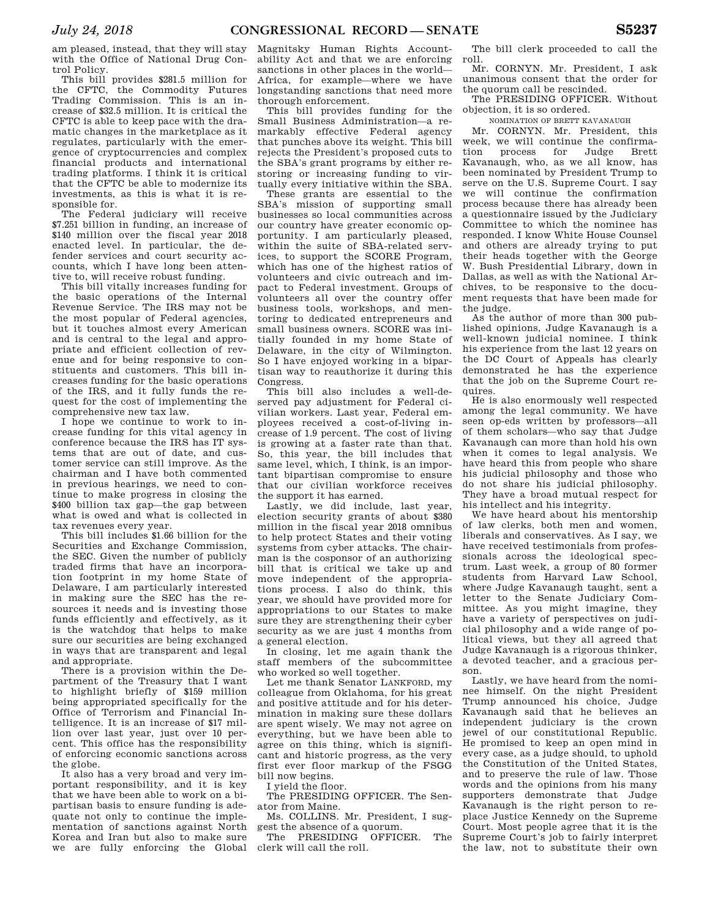am pleased, instead, that they will stay with the Office of National Drug Control Policy.

This bill provides $281.5 million for the CFTC, the Commodity Futures Trading Commission. This is an increase of $32.5 million. It is critical the CFTC is able to keep pace with the dramatic changes in the marketplace as it regulates, particularly with the emergence of cryptocurrencies and complex financial products and international trading platforms. I think it is critical that the CFTC be able to modernize its investments, as this is what it is responsible for.

The Federal judiciary will receive $7.251 billion in funding, an increase of $140 million over the fiscal year 2018 enacted level. In particular, the defender services and court security accounts, which I have long been attentive to, will receive robust funding.

This bill vitally increases funding for the basic operations of the Internal Revenue Service. The IRS may not be the most popular of Federal agencies, but it touches almost every American and is central to the legal and appropriate and efficient collection of revenue and for being responsive to constituents and customers. This bill increases funding for the basic operations of the IRS, and it fully funds the request for the cost of implementing the comprehensive new tax law.

I hope we continue to work to increase funding for this vital agency in conference because the IRS has IT systems that are out of date, and customer service can still improve. As the chairman and I have both commented in previous hearings, we need to continue to make progress in closing the $400 billion tax gap—the gap between what is owed and what is collected in tax revenues every year.

This bill includes $1.66 billion for the Securities and Exchange Commission, the SEC. Given the number of publicly traded firms that have an incorporation footprint in my home State of Delaware, I am particularly interested in making sure the SEC has the resources it needs and is investing those funds efficiently and effectively, as it is the watchdog that helps to make sure our securities are being exchanged in ways that are transparent and legal and appropriate.

There is a provision within the Department of the Treasury that I want to highlight briefly of $159 million being appropriated specifically for the Office of Terrorism and Financial Intelligence. It is an increase of $17 million over last year, just over 10 percent. This office has the responsibility of enforcing economic sanctions across the globe.

It also has a very broad and very important responsibility, and it is key that we have been able to work on a bipartisan basis to ensure funding is adequate not only to continue the implementation of sanctions against North Korea and Iran but also to make sure we are fully enforcing the Global Magnitsky Human Rights Accountability Act and that we are enforcing sanctions in other places in the world—Africa, for example—where we have longstanding sanctions that need more thorough enforcement.

This bill provides funding for the Small Business Administration—a remarkably effective Federal agency that punches above its weight. This bill rejects the President's proposed cuts to the SBA's grant programs by either restoring or increasing funding to virtually every initiative within the SBA.

These grants are essential to the SBA's mission of supporting small businesses so local communities across our country have greater economic opportunity. I am particularly pleased, within the suite of SBA-related services, to support the SCORE Program, which has one of the highest ratios of volunteers and civic outreach and impact to Federal investment. Groups of volunteers all over the country offer business tools, workshops, and mentoring to dedicated entrepreneurs and small business owners. SCORE was initially founded in my home State of Delaware, in the city of Wilmington. So I have enjoyed working in a bipartisan way to reauthorize it during this Congress.

This bill also includes a well-deserved pay adjustment for Federal civilian workers. Last year, Federal employees received a cost-of-living increase of 1.9 percent. The cost of living is growing at a faster rate than that. So, this year, the bill includes that same level, which, I think, is an important bipartisan compromise to ensure that our civilian workforce receives the support it has earned.

Lastly, we did include, last year, election security grants of about $380 million in the fiscal year 2018 omnibus to help protect States and their voting systems from cyber attacks. The chairman is the cosponsor of an authorizing bill that is critical we take up and move independent of the appropriations process. I also do think, this year, we should have provided more for appropriations to our States to make sure they are strengthening their cyber security as we are just 4 months from a general election.

In closing, let me again thank the staff members of the subcommittee who worked so well together.

Let me thank Senator LANKFORD, my colleague from Oklahoma, for his great and positive attitude and for his determination in making sure these dollars are spent wisely. We may not agree on everything, but we have been able to agree on this thing, which is significant and historic progress, as the very first ever floor markup of the FSGG bill now begins.

I yield the floor.

The PRESIDING OFFICER. The Senator from Maine.

Ms. COLLINS. Mr. President, I suggest the absence of a quorum.

The PRESIDING OFFICER. The clerk will call the roll.

The bill clerk proceeded to call the roll.

Mr. CORNYN. Mr. President, I ask unanimous consent that the order for the quorum call be rescinded.

The PRESIDING OFFICER. Without objection, it is so ordered.

NOMINATION OF BRETT KAVANAUGH

Mr. CORNYN. Mr. President, this week, we will continue the confirmation process for Judge Brett Kavanaugh, who, as we all know, has been nominated by President Trump to serve on the U.S. Supreme Court. I say we will continue the confirmation process because there has already been a questionnaire issued by the Judiciary Committee to which the nominee has responded. I know White House Counsel and others are already trying to put their heads together with the George W. Bush Presidential Library, down in Dallas, as well as with the National Archives, to be responsive to the document requests that have been made for the judge.

As the author of more than 300 published opinions, Judge Kavanaugh is a well-known judicial nominee. I think his experience from the last 12 years on the DC Court of Appeals has clearly demonstrated he has the experience that the job on the Supreme Court requires.

He is also enormously well respected among the legal community. We have seen op-eds written by professors—all of them scholars—who say that Judge Kavanaugh can more than hold his own when it comes to legal analysis. We have heard this from people who share his judicial philosophy and those who do not share his judicial philosophy. They have a broad mutual respect for his intellect and his integrity.

We have heard about his mentorship of law clerks, both men and women, liberals and conservatives. As I say, we have received testimonials from professionals across the ideological spectrum. Last week, a group of 80 former students from Harvard Law School, where Judge Kavanaugh taught, sent a letter to the Senate Judiciary Committee. As you might imagine, they have a variety of perspectives on judicial philosophy and a wide range of political views, but they all agreed that Judge Kavanaugh is a rigorous thinker, a devoted teacher, and a gracious person.

Lastly, we have heard from the nominee himself. On the night President Trump announced his choice, Judge Kavanaugh said that he believes an independent judiciary is the crown jewel of our constitutional Republic. He promised to keep an open mind in every case, as a judge should, to uphold the Constitution of the United States, and to preserve the rule of law. Those words and the opinions from his many supporters demonstrate that Judge Kavanaugh is the right person to replace Justice Kennedy on the Supreme Court. Most people agree that it is the Supreme Court's job to fairly interpret the law, not to substitute their own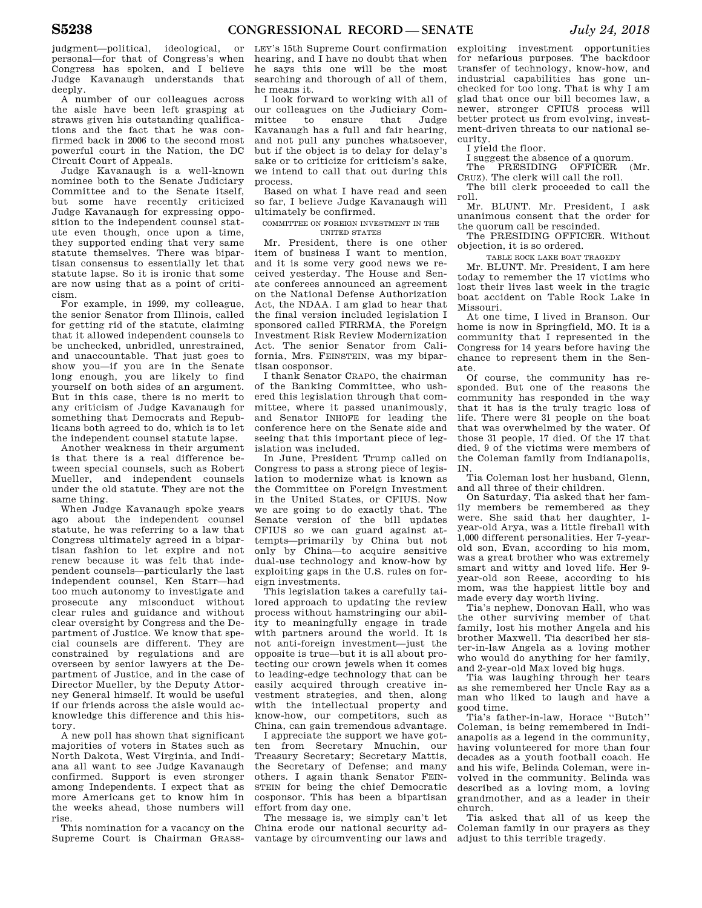judgment—political, ideological, or personal—for that of Congress's when Congress has spoken, and I believe Judge Kavanaugh understands that deeply.

A number of our colleagues across the aisle have been left grasping at straws given his outstanding qualifications and the fact that he was confirmed back in 2006 to the second most powerful court in the Nation, the DC Circuit Court of Appeals.

Judge Kavanaugh is a well-known nominee both to the Senate Judiciary Committee and to the Senate itself, but some have recently criticized Judge Kavanaugh for expressing opposition to the independent counsel statute even though, once upon a time, they supported ending that very same statute themselves. There was bipartisan consensus to essentially let that statute lapse. So it is ironic that some are now using that as a point of criticism.

For example, in 1999, my colleague, the senior Senator from Illinois, called for getting rid of the statute, claiming that it allowed independent counsels to be unchecked, unbridled, unrestrained, and unaccountable. That just goes to show you—if you are in the Senate long enough, you are likely to find yourself on both sides of an argument. But in this case, there is no merit to any criticism of Judge Kavanaugh for something that Democrats and Republicans both agreed to do, which is to let the independent counsel statute lapse.

Another weakness in their argument is that there is a real difference between special counsels, such as Robert Mueller, and independent counsels under the old statute. They are not the same thing.

When Judge Kavanaugh spoke years ago about the independent counsel statute, he was referring to a law that Congress ultimately agreed in a bipartisan fashion to let expire and not renew because it was felt that independent counsels—particularly the last independent counsel, Ken Starr—had too much autonomy to investigate and prosecute any misconduct without clear rules and guidance and without clear oversight by Congress and the Department of Justice. We know that special counsels are different. They are constrained by regulations and are overseen by senior lawyers at the Department of Justice, and in the case of Director Mueller, by the Deputy Attorney General himself. It would be useful if our friends across the aisle would acknowledge this difference and this history.

A new poll has shown that significant majorities of voters in States such as North Dakota, West Virginia, and Indiana all want to see Judge Kavanaugh confirmed. Support is even stronger among Independents. I expect that as more Americans get to know him in the weeks ahead, those numbers will rise.

This nomination for a vacancy on the Supreme Court is Chairman GRASSLEY's 15th Supreme Court confirmation hearing, and I have no doubt that when he says this one will be the most searching and thorough of all of them, he means it.

I look forward to working with all of our colleagues on the Judiciary Committee to ensure that Judge Kavanaugh has a full and fair hearing, and not pull any punches whatsoever, but if the object is to delay for delay's sake or to criticize for criticism's sake, we intend to call that out during this process.

Based on what I have read and seen so far, I believe Judge Kavanaugh will ultimately be confirmed.

COMMITTEE ON FOREIGN INVESTMENT IN THE UNITED STATES

Mr. President, there is one other item of business I want to mention, and it is some very good news we received yesterday. The House and Senate conferees announced an agreement on the National Defense Authorization Act, the NDAA. I am glad to hear that the final version included legislation I sponsored called FIRRMA, the Foreign Investment Risk Review Modernization Act. The senior Senator from California, Mrs. FEINSTEIN, was my bipartisan cosponsor.

I thank Senator CRAPO, the chairman of the Banking Committee, who ushered this legislation through that committee, where it passed unanimously, and Senator INHOFE for leading the conference here on the Senate side and seeing that this important piece of legislation was included.

In June, President Trump called on Congress to pass a strong piece of legislation to modernize what is known as the Committee on Foreign Investment in the United States, or CFIUS. Now we are going to do exactly that. The Senate version of the bill updates CFIUS so we can guard against attempts—primarily by China but not only by China—to acquire sensitive dual-use technology and know-how by exploiting gaps in the U.S. rules on foreign investments.

This legislation takes a carefully tailored approach to updating the review process without hamstringing our ability to meaningfully engage in trade with partners around the world. It is not anti-foreign investment—just the opposite is true—but it is all about protecting our crown jewels when it comes to leading-edge technology that can be easily acquired through creative investment strategies, and then, along with the intellectual property and know-how, our competitors, such as China, can gain tremendous advantage.

I appreciate the support we have gotten from Secretary Mnuchin, our Treasury Secretary; Secretary Mattis, the Secretary of Defense; and many others. I again thank Senator FEINSTEIN for being the chief Democratic cosponsor. This has been a bipartisan effort from day one.

The message is, we simply can't let China erode our national security advantage by circumventing our laws and exploiting investment opportunities for nefarious purposes. The backdoor transfer of technology, know-how, and industrial capabilities has gone unchecked for too long. That is why I am glad that once our bill becomes law, a newer, stronger CFIUS process will better protect us from evolving, investment-driven threats to our national security.

I yield the floor.

I suggest the absence of a quorum.

The PRESIDING OFFICER (Mr. CRUZ). The clerk will call the roll.

The bill clerk proceeded to call the roll.

Mr. BLUNT. Mr. President, I ask unanimous consent that the order for the quorum call be rescinded.

The PRESIDING OFFICER. Without objection, it is so ordered.

TABLE ROCK LAKE BOAT TRAGEDY

Mr. BLUNT. Mr. President, I am here today to remember the 17 victims who lost their lives last week in the tragic boat accident on Table Rock Lake in Missouri.

At one time, I lived in Branson. Our home is now in Springfield, MO. It is a community that I represented in the Congress for 14 years before having the chance to represent them in the Senate.

Of course, the community has responded. But one of the reasons the community has responded in the way that it has is the truly tragic loss of life. There were 31 people on the boat that was overwhelmed by the water. Of those 31 people, 17 died. Of the 17 that died, 9 of the victims were members of the Coleman family from Indianapolis, IN.

Tia Coleman lost her husband, Glenn, and all three of their children.

On Saturday, Tia asked that her family members be remembered as they were. She said that her daughter, 1-year-old Arya, was a little fireball with 1,000 different personalities. Her 7-year-old son, Evan, according to his mom, was a great brother who was extremely smart and witty and loved life. Her 9-year-old son Reese, according to his mom, was the happiest little boy and made every day worth living.

Tia's nephew, Donovan Hall, who was the other surviving member of that family, lost his mother Angela and his brother Maxwell. Tia described her sister-in-law Angela as a loving mother who would do anything for her family, and 2-year-old Max loved big hugs.

Tia was laughing through her tears as she remembered her Uncle Ray as a man who liked to laugh and have a good time.

Tia's father-in-law, Horace ''Butch'' Coleman, is being remembered in Indianapolis as a legend in the community, having volunteered for more than four decades as a youth football coach. He and his wife, Belinda Coleman, were involved in the community. Belinda was described as a loving mom, a loving grandmother, and as a leader in their church.

Tia asked that all of us keep the Coleman family in our prayers as they adjust to this terrible tragedy.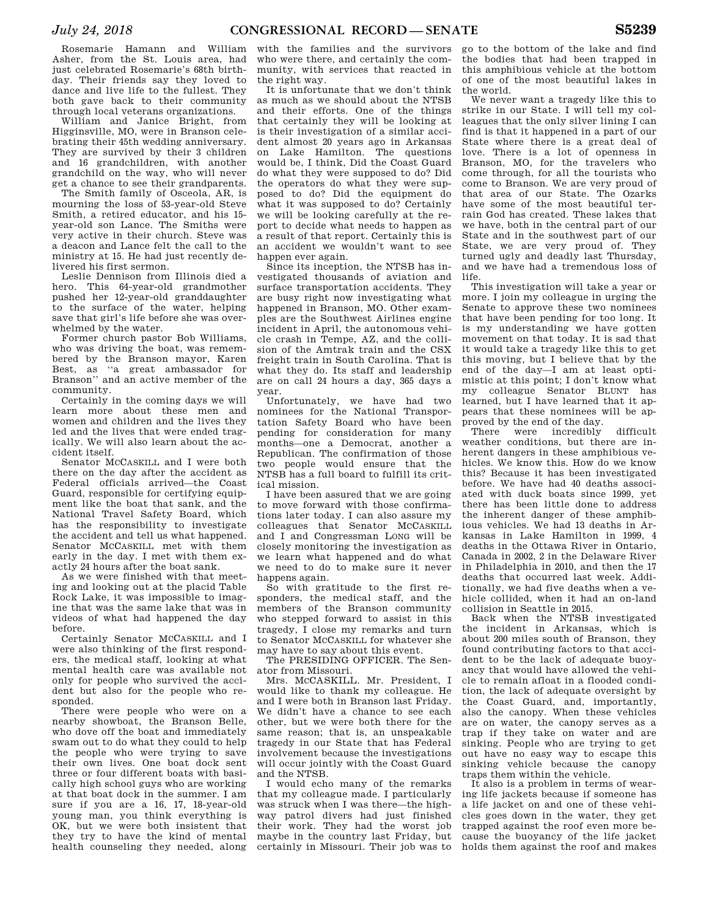Rosemarie Hamann and William Asher, from the St. Louis area, had just celebrated Rosemarie's 68th birthday. Their friends say they loved to dance and live life to the fullest. They both gave back to their community through local veterans organizations.

William and Janice Bright, from Higginsville, MO, were in Branson celebrating their 45th wedding anniversary. They are survived by their 3 children and 16 grandchildren, with another grandchild on the way, who will never get a chance to see their grandparents.

The Smith family of Osceola, AR, is mourning the loss of 53-year-old Steve Smith, a retired educator, and his 15-year-old son Lance. The Smiths were very active in their church. Steve was a deacon and Lance felt the call to the ministry at 15. He had just recently delivered his first sermon.

Leslie Dennison from Illinois died a hero. This 64-year-old grandmother pushed her 12-year-old granddaughter to the surface of the water, helping save that girl's life before she was overwhelmed by the water.

Former church pastor Bob Williams, who was driving the boat, was remembered by the Branson mayor, Karen Best, as "a great ambassador for Branson" and an active member of the community.

Certainly in the coming days we will learn more about these men and women and children and the lives they led and the lives that were ended tragically. We will also learn about the accident itself.

Senator MCCASKILL and I were both there on the day after the accident as Federal officials arrived—the Coast Guard, responsible for certifying equipment like the boat that sank, and the National Travel Safety Board, which has the responsibility to investigate the accident and tell us what happened. Senator MCCASKILL met with them early in the day. I met with them exactly 24 hours after the boat sank.

As we were finished with that meeting and looking out at the placid Table Rock Lake, it was impossible to imagine that was the same lake that was in videos of what had happened the day before.

Certainly Senator MCCASKILL and I were also thinking of the first responders, the medical staff, looking at what mental health care was available not only for people who survived the accident but also for the people who responded.

There were people who were on a nearby showboat, the Branson Belle, who dove off the boat and immediately swam out to do what they could to help the people who were trying to save their own lives. One boat dock sent three or four different boats with basically high school guys who are working at that boat dock in the summer. I am sure if you are a 16, 17, 18-year-old young man, you think everything is OK, but we were both insistent that they try to have the kind of mental health counseling they needed, along with the families and the survivors who were there, and certainly the community, with services that reacted in the right way.

It is unfortunate that we don't think as much as we should about the NTSB and their efforts. One of the things that certainly they will be looking at is their investigation of a similar accident almost 20 years ago in Arkansas on Lake Hamilton. The questions would be, I think, Did the Coast Guard do what they were supposed to do? Did the operators do what they were supposed to do? Did the equipment do what it was supposed to do? Certainly we will be looking carefully at the report to decide what needs to happen as a result of that report. Certainly this is an accident we wouldn't want to see happen ever again.

Since its inception, the NTSB has investigated thousands of aviation and surface transportation accidents. They are busy right now investigating what happened in Branson, MO. Other examples are the Southwest Airlines engine incident in April, the autonomous vehicle crash in Tempe, AZ, and the collision of the Amtrak train and the CSX freight train in South Carolina. That is what they do. Its staff and leadership are on call 24 hours a day, 365 days a year.

Unfortunately, we have had two nominees for the National Transportation Safety Board who have been pending for consideration for many months—one a Democrat, another a Republican. The confirmation of those two people would ensure that the NTSB has a full board to fulfill its critical mission.

I have been assured that we are going to move forward with those confirmations later today. I can also assure my colleagues that Senator MCCASKILL and I and Congressman LONG will be closely monitoring the investigation as we learn what happened and do what we need to do to make sure it never happens again.

So with gratitude to the first responders, the medical staff, and the members of the Branson community who stepped forward to assist in this tragedy, I close my remarks and turn to Senator MCCASKILL for whatever she may have to say about this event.

The PRESIDING OFFICER. The Senator from Missouri.

Mrs. MCCASKILL. Mr. President, I would like to thank my colleague. He and I were both in Branson last Friday. We didn't have a chance to see each other, but we were both there for the same reason; that is, an unspeakable tragedy in our State that has Federal involvement because the investigations will occur jointly with the Coast Guard and the NTSB.

I would echo many of the remarks that my colleague made. I particularly was struck when I was there—the highway patrol divers had just finished their work. They had the worst job maybe in the country last Friday, but certainly in Missouri. Their job was to go to the bottom of the lake and find the bodies that had been trapped in this amphibious vehicle at the bottom of one of the most beautiful lakes in the world.

We never want a tragedy like this to strike in our State. I will tell my colleagues that the only silver lining I can find is that it happened in a part of our State where there is a great deal of love. There is a lot of openness in Branson, MO, for the travelers who come through, for all the tourists who come to Branson. We are very proud of that area of our State. The Ozarks have some of the most beautiful terrain God has created. These lakes that we have, both in the central part of our State and in the southwest part of our State, we are very proud of. They turned ugly and deadly last Thursday, and we have had a tremendous loss of life.

This investigation will take a year or more. I join my colleague in urging the Senate to approve these two nominees that have been pending for too long. It is my understanding we have gotten movement on that today. It is sad that it would take a tragedy like this to get this moving, but I believe that by the end of the day—I am at least optimistic at this point; I don't know what my colleague Senator BLUNT has learned, but I have learned that it appears that these nominees will be approved by the end of the day.

There were incredibly difficult weather conditions, but there are inherent dangers in these amphibious vehicles. We know this. How do we know this? Because it has been investigated before. We have had 40 deaths associated with duck boats since 1999, yet there has been little done to address the inherent danger of these amphibious vehicles. We had 13 deaths in Arkansas in Lake Hamilton in 1999, 4 deaths in the Ottawa River in Ontario, Canada in 2002, 2 in the Delaware River in Philadelphia in 2010, and then the 17 deaths that occurred last week. Additionally, we had five deaths when a vehicle collided, when it had an on-land collision in Seattle in 2015.

Back when the NTSB investigated the incident in Arkansas, which is about 200 miles south of Branson, they found contributing factors to that accident to be the lack of adequate buoyancy that would have allowed the vehicle to remain afloat in a flooded condition, the lack of adequate oversight by the Coast Guard, and, importantly, also the canopy. When these vehicles are on water, the canopy serves as a trap if they take on water and are sinking. People who are trying to get out have no easy way to escape this sinking vehicle because the canopy traps them within the vehicle.

It also is a problem in terms of wearing life jackets because if someone has a life jacket on and one of these vehicles goes down in the water, they get trapped against the roof even more because the buoyancy of the life jacket holds them against the roof and makes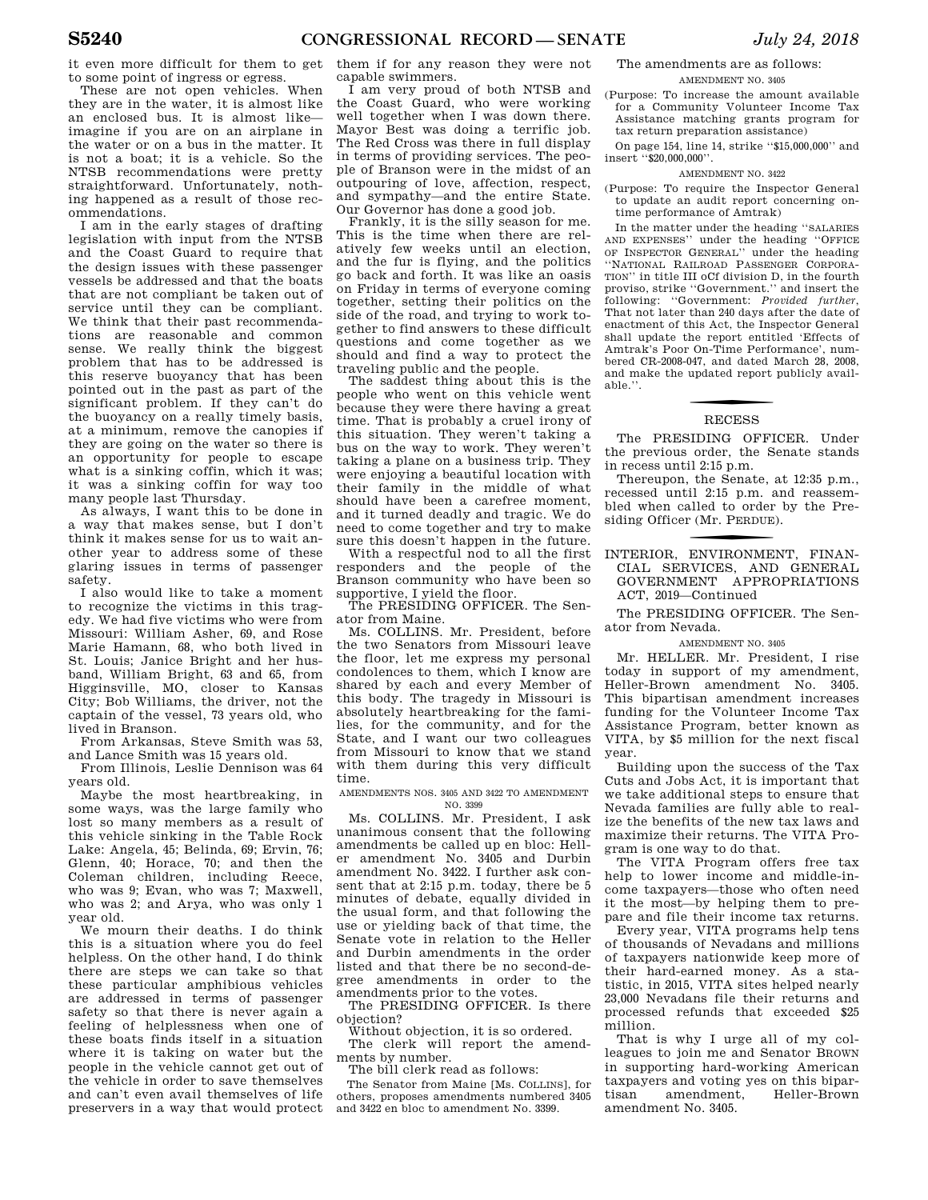it even more difficult for them to get to some point of ingress or egress.

These are not open vehicles. When they are in the water, it is almost like an enclosed bus. It is almost like—imagine if you are on an airplane in the water or on a bus in the matter. It is not a boat; it is a vehicle. So the NTSB recommendations were pretty straightforward. Unfortunately, nothing happened as a result of those recommendations.

I am in the early stages of drafting legislation with input from the NTSB and the Coast Guard to require that the design issues with these passenger vessels be addressed and that the boats that are not compliant be taken out of service until they can be compliant. We think that their past recommendations are reasonable and common sense. We really think the biggest problem that has to be addressed is this reserve buoyancy that has been pointed out in the past as part of the significant problem. If they can't do the buoyancy on a really timely basis, at a minimum, remove the canopies if they are going on the water so there is an opportunity for people to escape what is a sinking coffin, which it was; it was a sinking coffin for way too many people last Thursday.

As always, I want this to be done in a way that makes sense, but I don't think it makes sense for us to wait another year to address some of these glaring issues in terms of passenger safety.

I also would like to take a moment to recognize the victims in this tragedy. We had five victims who were from Missouri: William Asher, 69, and Rose Marie Hamann, 68, who both lived in St. Louis; Janice Bright and her husband, William Bright, 63 and 65, from Higginsville, MO, closer to Kansas City; Bob Williams, the driver, not the captain of the vessel, 73 years old, who lived in Branson.

From Arkansas, Steve Smith was 53, and Lance Smith was 15 years old.

From Illinois, Leslie Dennison was 64 years old.

Maybe the most heartbreaking, in some ways, was the large family who lost so many members as a result of this vehicle sinking in the Table Rock Lake: Angela, 45; Belinda, 69; Ervin, 76; Glenn, 40; Horace, 70; and then the Coleman children, including Reece, who was 9; Evan, who was 7; Maxwell, who was 2; and Arya, who was only 1 year old.

We mourn their deaths. I do think this is a situation where you do feel helpless. On the other hand, I do think there are steps we can take so that these particular amphibious vehicles are addressed in terms of passenger safety so that there is never again a feeling of helplessness when one of these boats finds itself in a situation where it is taking on water but the people in the vehicle cannot get out of the vehicle in order to save themselves and can't even avail themselves of life preservers in a way that would protect them if for any reason they were not capable swimmers.

I am very proud of both NTSB and the Coast Guard, who were working well together when I was down there. Mayor Best was doing a terrific job. The Red Cross was there in full display in terms of providing services. The people of Branson were in the midst of an outpouring of love, affection, respect, and sympathy—and the entire State. Our Governor has done a good job.

Frankly, it is the silly season for me. This is the time when there are relatively few weeks until an election, and the fur is flying, and the politics go back and forth. It was like an oasis on Friday in terms of everyone coming together, setting their politics on the side of the road, and trying to work together to find answers to these difficult questions and come together as we should and find a way to protect the traveling public and the people.

The saddest thing about this is the people who went on this vehicle went because they were there having a great time. That is probably a cruel irony of this situation. They weren't taking a bus on the way to work. They weren't taking a plane on a business trip. They were enjoying a beautiful location with their family in the middle of what should have been a carefree moment, and it turned deadly and tragic. We do need to come together and try to make sure this doesn't happen in the future.

With a respectful nod to all the first responders and the people of the Branson community who have been so supportive, I yield the floor.

The PRESIDING OFFICER. The Senator from Maine.

Ms. COLLINS. Mr. President, before the two Senators from Missouri leave the floor, let me express my personal condolences to them, which I know are shared by each and every Member of this body. The tragedy in Missouri is absolutely heartbreaking for the families, for the community, and for the State, and I want our two colleagues from Missouri to know that we stand with them during this very difficult time.

AMENDMENTS NOS. 3405 AND 3422 TO AMENDMENT NO. 3399

Ms. COLLINS. Mr. President, I ask unanimous consent that the following amendments be called up en bloc: Heller amendment No. 3405 and Durbin amendment No. 3422. I further ask consent that at 2:15 p.m. today, there be 5 minutes of debate, equally divided in the usual form, and that following the use or yielding back of that time, the Senate vote in relation to the Heller and Durbin amendments in the order listed and that there be no second-degree amendments in order to the amendments prior to the votes.

The PRESIDING OFFICER. Is there objection?

Without objection, it is so ordered.

The clerk will report the amendments by number.

The bill clerk read as follows:

The Senator from Maine [Ms. COLLINS], for others, proposes amendments numbered 3405 and 3422 en bloc to amendment No. 3399.

The amendments are as follows:

AMENDMENT NO. 3405

(Purpose: To increase the amount available for a Community Volunteer Income Tax Assistance matching grants program for tax return preparation assistance)

On page 154, line 14, strike ''$15,000,000'' and insert ''$20,000,000''.

AMENDMENT NO. 3422

(Purpose: To require the Inspector General to update an audit report concerning on-time performance of Amtrak)

In the matter under the heading ''SALARIES AND EXPENSES'' under the heading ''OFFICE OF INSPECTOR GENERAL'' under the heading ''NATIONAL RAILROAD PASSENGER CORPORATION'' in title III oCf division D, in the fourth proviso, strike ''Government.'' and insert the following: ''Government: *Provided further*, That not later than 240 days after the date of enactment of this Act, the Inspector General shall update the report entitled 'Effects of Amtrak's Poor On-Time Performance', numbered CR-2008-047, and dated March 28, 2008, and make the updated report publicly available.''.

## RECESS

The PRESIDING OFFICER. Under the previous order, the Senate stands in recess until 2:15 p.m.

Thereupon, the Senate, at 12:35 p.m., recessed until 2:15 p.m. and reassembled when called to order by the Presiding Officer (Mr. PERDUE).

## INTERIOR, ENVIRONMENT, FINANCIAL SERVICES, AND GENERAL GOVERNMENT APPROPRIATIONS ACT, 2019—Continued

The PRESIDING OFFICER. The Senator from Nevada.

AMENDMENT NO. 3405

Mr. HELLER. Mr. President, I rise today in support of my amendment, Heller-Brown amendment No. 3405. This bipartisan amendment increases funding for the Volunteer Income Tax Assistance Program, better known as VITA, by $5 million for the next fiscal year.

Building upon the success of the Tax Cuts and Jobs Act, it is important that we take additional steps to ensure that Nevada families are fully able to realize the benefits of the new tax laws and maximize their returns. The VITA Program is one way to do that.

The VITA Program offers free tax help to lower income and middle-income taxpayers—those who often need it the most—by helping them to prepare and file their income tax returns.

Every year, VITA programs help tens of thousands of Nevadans and millions of taxpayers nationwide keep more of their hard-earned money. As a statistic, in 2015, VITA sites helped nearly 23,000 Nevadans file their returns and processed refunds that exceeded $25 million.

That is why I urge all of my colleagues to join me and Senator BROWN in supporting hard-working American taxpayers and voting yes on this bipartisan amendment, Heller-Brown amendment No. 3405.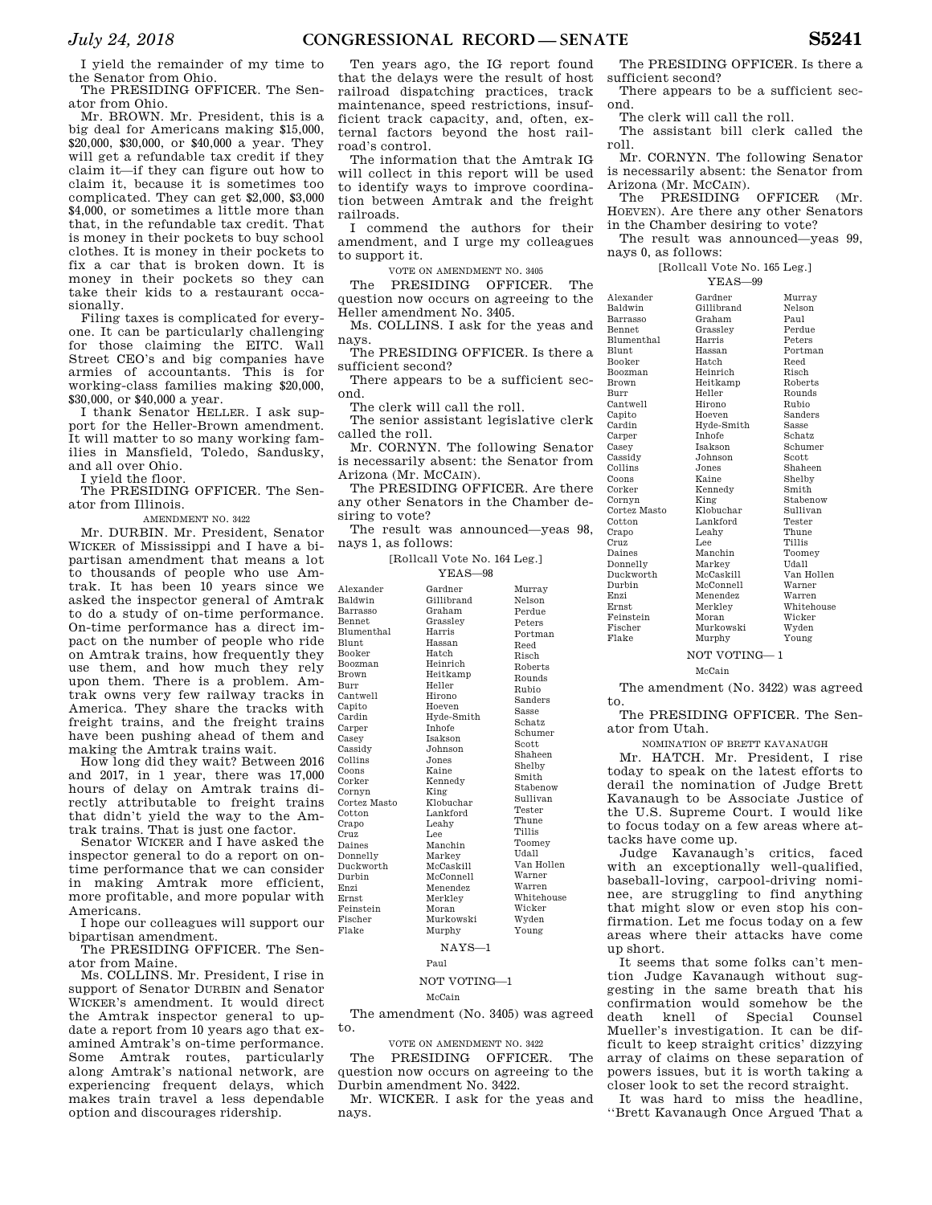I yield the remainder of my time to the Senator from Ohio.

The PRESIDING OFFICER. The Senator from Ohio.

Mr. BROWN. Mr. President, this is a big deal for Americans making $15,000, $20,000, $30,000, or $40,000 a year. They will get a refundable tax credit if they claim it—if they can figure out how to claim it, because it is sometimes too complicated. They can get $2,000, $3,000 $4,000, or sometimes a little more than that, in the refundable tax credit. That is money in their pockets to buy school clothes. It is money in their pockets to fix a car that is broken down. It is money in their pockets so they can take their kids to a restaurant occasionally.

Filing taxes is complicated for everyone. It can be particularly challenging for those claiming the EITC. Wall Street CEO's and big companies have armies of accountants. This is for working-class families making $20,000, $30,000, or $40,000 a year.

I thank Senator HELLER. I ask support for the Heller-Brown amendment. It will matter to so many working families in Mansfield, Toledo, Sandusky, and all over Ohio.

I yield the floor.

The PRESIDING OFFICER. The Senator from Illinois.

AMENDMENT NO. 3422

Mr. DURBIN. Mr. President, Senator WICKER of Mississippi and I have a bipartisan amendment that means a lot to thousands of people who use Amtrak. It has been 10 years since we asked the inspector general of Amtrak to do a study of on-time performance. On-time performance has a direct impact on the number of people who ride on Amtrak trains, how frequently they use them, and how much they rely upon them. There is a problem. Amtrak owns very few railway tracks in America. They share the tracks with freight trains, and the freight trains have been pushing ahead of them and making the Amtrak trains wait.

How long did they wait? Between 2016 and 2017, in 1 year, there was 17,000 hours of delay on Amtrak trains directly attributable to freight trains that didn't yield the way to the Amtrak trains. That is just one factor.

Senator WICKER and I have asked the inspector general to do a report on on-time performance that we can consider in making Amtrak more efficient, more profitable, and more popular with Americans.

I hope our colleagues will support our bipartisan amendment.

The PRESIDING OFFICER. The Senator from Maine.

Ms. COLLINS. Mr. President, I rise in support of Senator DURBIN and Senator WICKER's amendment. It would direct the Amtrak inspector general to update a report from 10 years ago that examined Amtrak's on-time performance. Some Amtrak routes, particularly along Amtrak's national network, are experiencing frequent delays, which makes train travel a less dependable option and discourages ridership.

Ten years ago, the IG report found that the delays were the result of host railroad dispatching practices, track maintenance, speed restrictions, insufficient track capacity, and, often, external factors beyond the host railroad's control.

The information that the Amtrak IG will collect in this report will be used to identify ways to improve coordination between Amtrak and the freight railroads.

I commend the authors for their amendment, and I urge my colleagues to support it.

VOTE ON AMENDMENT NO. 3405

The PRESIDING OFFICER. The question now occurs on agreeing to the Heller amendment No. 3405.

Ms. COLLINS. I ask for the yeas and nays.

The PRESIDING OFFICER. Is there a sufficient second?

There appears to be a sufficient second.

The clerk will call the roll.

The senior assistant legislative clerk called the roll.

Mr. CORNYN. The following Senator is necessarily absent: the Senator from Arizona (Mr. MCCAIN).

The PRESIDING OFFICER. Are there any other Senators in the Chamber desiring to vote?

The result was announced—yeas 98, nays 1, as follows:

[Rollcall Vote No. 164 Leg.]

YEAS—98

| | | |
|---|---|---|
| Alexander | Gardner | Murray |
| Baldwin | Gillibrand | Nelson |
| Barrasso | Graham | Perdue |
| Bennet | Grassley | Peters |
| Blumenthal | Harris | Portman |
| Blunt | Hassan | Reed |
| Booker | Hatch | Risch |
| Boozman | Heinrich | Roberts |
| Brown | Heitkamp | Rounds |
| Burr | Heller | Rubio |
| Cantwell | Hirono | Sanders |
| Capito | Hoeven | Sasse |
| Cardin | Hyde-Smith | Schatz |
| Carper | Inhofe | Schumer |
| Casey | Isakson | Scott |
| Cassidy | Johnson | Shaheen |
| Collins | Jones | Shelby |
| Coons | Kaine | Smith |
| Corker | Kennedy | Stabenow |
| Cornyn | King | Sullivan |
| Cortez Masto | Klobuchar | Tester |
| Cotton | Lankford | Thune |
| Crapo | Leahy | Tillis |
| Cruz | Lee | Toomey |
| Daines | Manchin | Udall |
| Donnelly | Markey | Van Hollen |
| Duckworth | McCaskill | Warner |
| Durbin | McConnell | Warren |
| Enzi | Menendez | Whitehouse |
| Ernst | Merkley | Wicker |
| Feinstein | Moran | Wyden |
| Fischer | Murkowski | Young |
| Flake | Murphy | |

NAYS—1

Paul

NOT VOTING—1

McCain

The amendment (No. 3405) was agreed to.

VOTE ON AMENDMENT NO. 3422

The PRESIDING OFFICER. The question now occurs on agreeing to the Durbin amendment No. 3422.

Mr. WICKER. I ask for the yeas and nays.

The PRESIDING OFFICER. Is there a sufficient second?

There appears to be a sufficient second.

The clerk will call the roll.

The assistant bill clerk called the roll.

Mr. CORNYN. The following Senator is necessarily absent: the Senator from Arizona (Mr. MCCAIN).

The PRESIDING OFFICER (Mr. HOEVEN). Are there any other Senators in the Chamber desiring to vote?

The result was announced—yeas 99, nays 0, as follows:

[Rollcall Vote No. 165 Leg.]

YEAS—99

| | | |
|---|---|---|
| Alexander | Gardner | Murray |
| Baldwin | Gillibrand | Nelson |
| Barrasso | Graham | Paul |
| Bennet | Grassley | Perdue |
| Blumenthal | Harris | Peters |
| Blunt | Hassan | Portman |
| Booker | Hatch | Reed |
| Boozman | Heinrich | Risch |
| Brown | Heitkamp | Roberts |
| Burr | Heller | Rounds |
| Cantwell | Hirono | Rubio |
| Capito | Hoeven | Sanders |
| Cardin | Hyde-Smith | Sasse |
| Carper | Inhofe | Schatz |
| Casey | Isakson | Schumer |
| Cassidy | Johnson | Scott |
| Collins | Jones | Shaheen |
| Coons | Kaine | Shelby |
| Corker | Kennedy | Smith |
| Cornyn | King | Stabenow |
| Cortez Masto | Klobuchar | Sullivan |
| Cotton | Lankford | Tester |
| Crapo | Leahy | Thune |
| Cruz | Lee | Tillis |
| Daines | Manchin | Toomey |
| Donnelly | Markey | Udall |
| Duckworth | McCaskill | Van Hollen |
| Durbin | McConnell | Warner |
| Enzi | Menendez | Warren |
| Ernst | Merkley | Whitehouse |
| Feinstein | Moran | Wicker |
| Fischer | Murkowski | Wyden |
| Flake | Murphy | Young |

NOT VOTING—1

McCain

The amendment (No. 3422) was agreed to.

The PRESIDING OFFICER. The Senator from Utah.

NOMINATION OF BRETT KAVANAUGH

Mr. HATCH. Mr. President, I rise today to speak on the latest efforts to derail the nomination of Judge Brett Kavanaugh to be Associate Justice of the U.S. Supreme Court. I would like to focus today on a few areas where attacks have come up.

Judge Kavanaugh's critics, faced with an exceptionally well-qualified, baseball-loving, carpool-driving nominee, are struggling to find anything that might slow or even stop his confirmation. Let me focus today on a few areas where their attacks have come up short.

It seems that some folks can't mention Judge Kavanaugh without suggesting in the same breath that his confirmation would somehow be the death knell of Special Counsel Mueller's investigation. It can be difficult to keep straight critics' dizzying array of claims on these separation of powers issues, but it is worth taking a closer look to set the record straight.

It was hard to miss the headline, ''Brett Kavanaugh Once Argued That a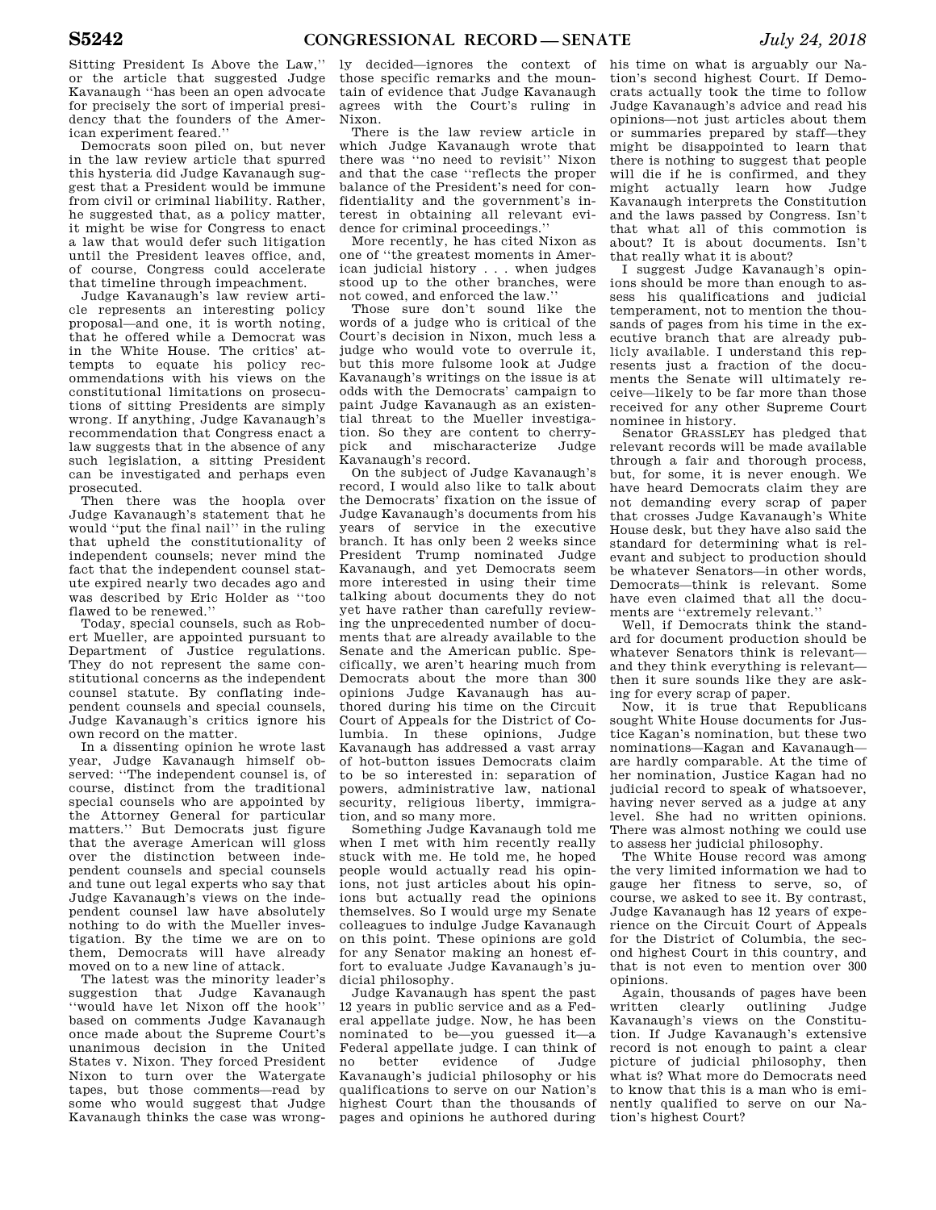Sitting President Is Above the Law,'' or the article that suggested Judge Kavanaugh ''has been an open advocate for precisely the sort of imperial presidency that the founders of the American experiment feared.''

Democrats soon piled on, but never in the law review article that spurred this hysteria did Judge Kavanaugh suggest that a President would be immune from civil or criminal liability. Rather, he suggested that, as a policy matter, it might be wise for Congress to enact a law that would defer such litigation until the President leaves office, and, of course, Congress could accelerate that timeline through impeachment.

Judge Kavanaugh's law review article represents an interesting policy proposal—and one, it is worth noting, that he offered while a Democrat was in the White House. The critics' attempts to equate his policy recommendations with his views on the constitutional limitations on prosecutions of sitting Presidents are simply wrong. If anything, Judge Kavanaugh's recommendation that Congress enact a law suggests that in the absence of any such legislation, a sitting President can be investigated and perhaps even prosecuted.

Then there was the hoopla over Judge Kavanaugh's statement that he would ''put the final nail'' in the ruling that upheld the constitutionality of independent counsels; never mind the fact that the independent counsel statute expired nearly two decades ago and was described by Eric Holder as ''too flawed to be renewed.''

Today, special counsels, such as Robert Mueller, are appointed pursuant to Department of Justice regulations. They do not represent the same constitutional concerns as the independent counsel statute. By conflating independent counsels and special counsels, Judge Kavanaugh's critics ignore his own record on the matter.

In a dissenting opinion he wrote last year, Judge Kavanaugh himself observed: ''The independent counsel is, of course, distinct from the traditional special counsels who are appointed by the Attorney General for particular matters.'' But Democrats just figure that the average American will gloss over the distinction between independent counsels and special counsels and tune out legal experts who say that Judge Kavanaugh's views on the independent counsel law have absolutely nothing to do with the Mueller investigation. By the time we are on to them, Democrats will have already moved on to a new line of attack.

The latest was the minority leader's suggestion that Judge Kavanaugh ''would have let Nixon off the hook'' based on comments Judge Kavanaugh once made about the Supreme Court's unanimous decision in the United States v. Nixon. They forced President Nixon to turn over the Watergate tapes, but those comments—read by some who would suggest that Judge Kavanaugh thinks the case was wrongly decided—ignores the context of those specific remarks and the mountain of evidence that Judge Kavanaugh agrees with the Court's ruling in Nixon.

There is the law review article in which Judge Kavanaugh wrote that there was ''no need to revisit'' Nixon and that the case ''reflects the proper balance of the President's need for confidentiality and the government's interest in obtaining all relevant evidence for criminal proceedings.''

More recently, he has cited Nixon as one of ''the greatest moments in American judicial history . . . when judges stood up to the other branches, were not cowed, and enforced the law.''

Those sure don't sound like the words of a judge who is critical of the Court's decision in Nixon, much less a judge who would vote to overrule it, but this more fulsome look at Judge Kavanaugh's writings on the issue is at odds with the Democrats' campaign to paint Judge Kavanaugh as an existential threat to the Mueller investigation. So they are content to cherry-pick and mischaracterize Judge Kavanaugh's record.

On the subject of Judge Kavanaugh's record, I would also like to talk about the Democrats' fixation on the issue of Judge Kavanaugh's documents from his years of service in the executive branch. It has only been 2 weeks since President Trump nominated Judge Kavanaugh, and yet Democrats seem more interested in using their time talking about documents they do not yet have rather than carefully reviewing the unprecedented number of documents that are already available to the Senate and the American public. Specifically, we aren't hearing much from Democrats about the more than 300 opinions Judge Kavanaugh has authored during his time on the Circuit Court of Appeals for the District of Columbia. In these opinions, Judge Kavanaugh has addressed a vast array of hot-button issues Democrats claim to be so interested in: separation of powers, administrative law, national security, religious liberty, immigration, and so many more.

Something Judge Kavanaugh told me when I met with him recently really stuck with me. He told me, he hoped people would actually read his opinions, not just articles about his opinions but actually read the opinions themselves. So I would urge my Senate colleagues to indulge Judge Kavanaugh on this point. These opinions are gold for any Senator making an honest effort to evaluate Judge Kavanaugh's judicial philosophy.

Judge Kavanaugh has spent the past 12 years in public service and as a Federal appellate judge. Now, he has been nominated to be—you guessed it—a Federal appellate judge. I can think of no better evidence of Judge Kavanaugh's judicial philosophy or his qualifications to serve on our Nation's highest Court than the thousands of pages and opinions he authored during his time on what is arguably our Nation's second highest Court. If Democrats actually took the time to follow Judge Kavanaugh's advice and read his opinions—not just articles about them or summaries prepared by staff—they might be disappointed to learn that there is nothing to suggest that people will die if he is confirmed, and they might actually learn how Judge Kavanaugh interprets the Constitution and the laws passed by Congress. Isn't that what all of this commotion is about? It is about documents. Isn't that really what it is about?

I suggest Judge Kavanaugh's opinions should be more than enough to assess his qualifications and judicial temperament, not to mention the thousands of pages from his time in the executive branch that are already publicly available. I understand this represents just a fraction of the documents the Senate will ultimately receive—likely to be far more than those received for any other Supreme Court nominee in history.

Senator GRASSLEY has pledged that relevant records will be made available through a fair and thorough process, but, for some, it is never enough. We have heard Democrats claim they are not demanding every scrap of paper that crosses Judge Kavanaugh's White House desk, but they have also said the standard for determining what is relevant and subject to production should be whatever Senators—in other words, Democrats—think is relevant. Some have even claimed that all the documents are ''extremely relevant.''

Well, if Democrats think the standard for document production should be whatever Senators think is relevant—and they think everything is relevant—then it sure sounds like they are asking for every scrap of paper.

Now, it is true that Republicans sought White House documents for Justice Kagan's nomination, but these two nominations—Kagan and Kavanaugh—are hardly comparable. At the time of her nomination, Justice Kagan had no judicial record to speak of whatsoever, having never served as a judge at any level. She had no written opinions. There was almost nothing we could use to assess her judicial philosophy.

The White House record was among the very limited information we had to gauge her fitness to serve, so, of course, we asked to see it. By contrast, Judge Kavanaugh has 12 years of experience on the Circuit Court of Appeals for the District of Columbia, the second highest Court in this country, and that is not even to mention over 300 opinions.

Again, thousands of pages have been written clearly outlining Judge Kavanaugh's views on the Constitution. If Judge Kavanaugh's extensive record is not enough to paint a clear picture of judicial philosophy, then what is? What more do Democrats need to know that this is a man who is eminently qualified to serve on our Nation's highest Court?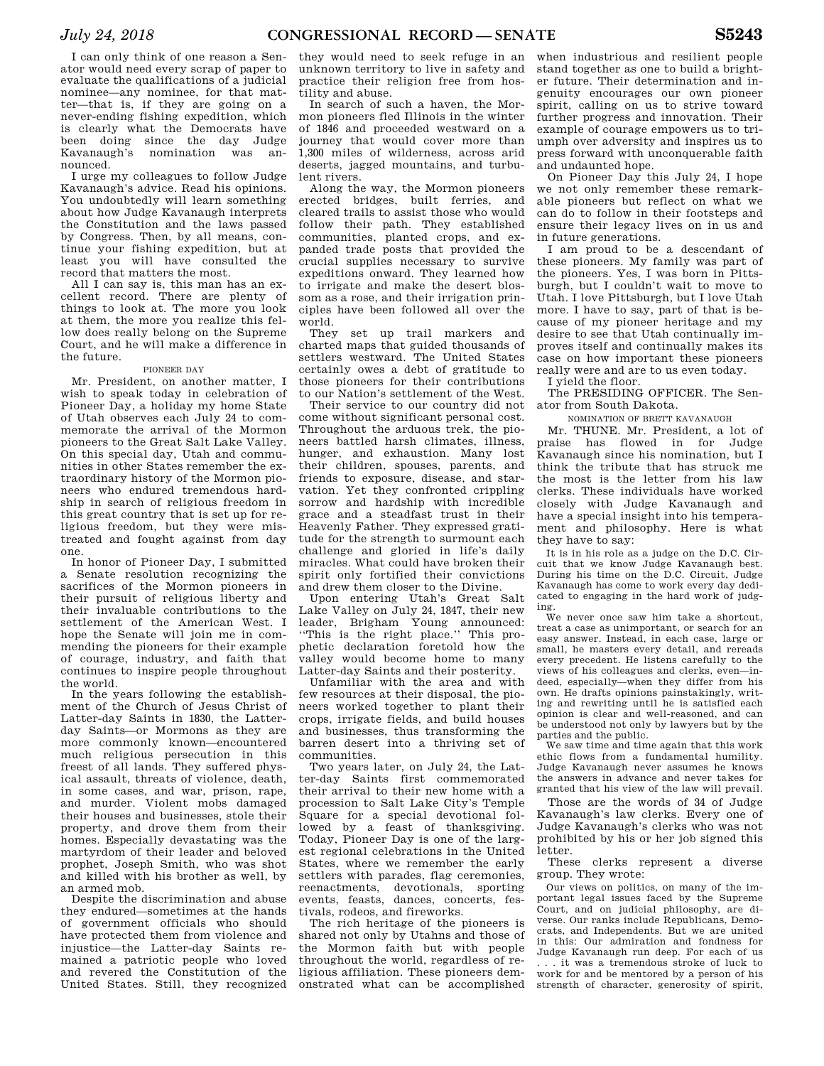I can only think of one reason a Senator would need every scrap of paper to evaluate the qualifications of a judicial nominee—any nominee, for that matter—that is, if they are going on a never-ending fishing expedition, which is clearly what the Democrats have been doing since the day Judge Kavanaugh's nomination was announced.

I urge my colleagues to follow Judge Kavanaugh's advice. Read his opinions. You undoubtedly will learn something about how Judge Kavanaugh interprets the Constitution and the laws passed by Congress. Then, by all means, continue your fishing expedition, but at least you will have consulted the record that matters the most.

All I can say is, this man has an excellent record. There are plenty of things to look at. The more you look at them, the more you realize this fellow does really belong on the Supreme Court, and he will make a difference in the future.

## PIONEER DAY

Mr. President, on another matter, I wish to speak today in celebration of Pioneer Day, a holiday my home State of Utah observes each July 24 to commemorate the arrival of the Mormon pioneers to the Great Salt Lake Valley. On this special day, Utah and communities in other States remember the extraordinary history of the Mormon pioneers who endured tremendous hardship in search of religious freedom in this great country that is set up for religious freedom, but they were mistreated and fought against from day one.

In honor of Pioneer Day, I submitted a Senate resolution recognizing the sacrifices of the Mormon pioneers in their pursuit of religious liberty and their invaluable contributions to the settlement of the American West. I hope the Senate will join me in commending the pioneers for their example of courage, industry, and faith that continues to inspire people throughout the world.

In the years following the establishment of the Church of Jesus Christ of Latter-day Saints in 1830, the Latter-day Saints—or Mormons as they are more commonly known—encountered much religious persecution in this freest of all lands. They suffered physical assault, threats of violence, death, in some cases, and war, prison, rape, and murder. Violent mobs damaged their houses and businesses, stole their property, and drove them from their homes. Especially devastating was the martyrdom of their leader and beloved prophet, Joseph Smith, who was shot and killed with his brother as well, by an armed mob.

Despite the discrimination and abuse they endured—sometimes at the hands of government officials who should have protected them from violence and injustice—the Latter-day Saints remained a patriotic people who loved and revered the Constitution of the United States. Still, they recognized they would need to seek refuge in an unknown territory to live in safety and practice their religion free from hostility and abuse.

In search of such a haven, the Mormon pioneers fled Illinois in the winter of 1846 and proceeded westward on a journey that would cover more than 1,300 miles of wilderness, across arid deserts, jagged mountains, and turbulent rivers.

Along the way, the Mormon pioneers erected bridges, built ferries, and cleared trails to assist those who would follow their path. They established communities, planted crops, and expanded trade posts that provided the crucial supplies necessary to survive expeditions onward. They learned how to irrigate and make the desert blossom as a rose, and their irrigation principles have been followed all over the world.

They set up trail markers and charted maps that guided thousands of settlers westward. The United States certainly owes a debt of gratitude to those pioneers for their contributions to our Nation's settlement of the West.

Their service to our country did not come without significant personal cost. Throughout the arduous trek, the pioneers battled harsh climates, illness, hunger, and exhaustion. Many lost their children, spouses, parents, and friends to exposure, disease, and starvation. Yet they confronted crippling sorrow and hardship with incredible grace and a steadfast trust in their Heavenly Father. They expressed gratitude for the strength to surmount each challenge and gloried in life's daily miracles. What could have broken their spirit only fortified their convictions and drew them closer to the Divine.

Upon entering Utah's Great Salt Lake Valley on July 24, 1847, their new leader, Brigham Young announced: "This is the right place." This prophetic declaration foretold how the valley would become home to many Latter-day Saints and their posterity.

Unfamiliar with the area and with few resources at their disposal, the pioneers worked together to plant their crops, irrigate fields, and build houses and businesses, thus transforming the barren desert into a thriving set of communities.

Two years later, on July 24, the Latter-day Saints first commemorated their arrival to their new home with a procession to Salt Lake City's Temple Square for a special devotional followed by a feast of thanksgiving. Today, Pioneer Day is one of the largest regional celebrations in the United States, where we remember the early settlers with parades, flag ceremonies, reenactments, devotionals, sporting events, feasts, dances, concerts, festivals, rodeos, and fireworks.

The rich heritage of the pioneers is shared not only by Utahns and those of the Mormon faith but with people throughout the world, regardless of religious affiliation. These pioneers demonstrated what can be accomplished when industrious and resilient people stand together as one to build a brighter future. Their determination and ingenuity encourages our own pioneer spirit, calling on us to strive toward further progress and innovation. Their example of courage empowers us to triumph over adversity and inspires us to press forward with unconquerable faith and undaunted hope.

On Pioneer Day this July 24, I hope we not only remember these remarkable pioneers but reflect on what we can do to follow in their footsteps and ensure their legacy lives on in us and in future generations.

I am proud to be a descendant of these pioneers. My family was part of the pioneers. Yes, I was born in Pittsburgh, but I couldn't wait to move to Utah. I love Pittsburgh, but I love Utah more. I have to say, part of that is because of my pioneer heritage and my desire to see that Utah continually improves itself and continually makes its case on how important these pioneers really were and are to us even today.

I yield the floor.

The PRESIDING OFFICER. The Senator from South Dakota.

## NOMINATION OF BRETT KAVANAUGH

Mr. THUNE. Mr. President, a lot of praise has flowed in for Judge Kavanaugh since his nomination, but I think the tribute that has struck me the most is the letter from his law clerks. These individuals have worked closely with Judge Kavanaugh and have a special insight into his temperament and philosophy. Here is what they have to say:

> It is in his role as a judge on the D.C. Circuit that we know Judge Kavanaugh best. During his time on the D.C. Circuit, Judge Kavanaugh has come to work every day dedicated to engaging in the hard work of judging.
>
> We never once saw him take a shortcut, treat a case as unimportant, or search for an easy answer. Instead, in each case, large or small, he masters every detail, and rereads every precedent. He listens carefully to the views of his colleagues and clerks, even—indeed, especially—when they differ from his own. He drafts opinions painstakingly, writing and rewriting until he is satisfied each opinion is clear and well-reasoned, and can be understood not only by lawyers but by the parties and the public.
>
> We saw time and time again that this work ethic flows from a fundamental humility. Judge Kavanaugh never assumes he knows the answers in advance and never takes for granted that his view of the law will prevail.

Those are the words of 34 of Judge Kavanaugh's law clerks. Every one of Judge Kavanaugh's clerks who was not prohibited by his or her job signed this letter.

These clerks represent a diverse group. They wrote:

> Our views on politics, on many of the important legal issues faced by the Supreme Court, and on judicial philosophy, are diverse. Our ranks include Republicans, Democrats, and Independents. But we are united in this: Our admiration and fondness for Judge Kavanaugh run deep. For each of us . . . it was a tremendous stroke of luck to work for and be mentored by a person of his strength of character, generosity of spirit,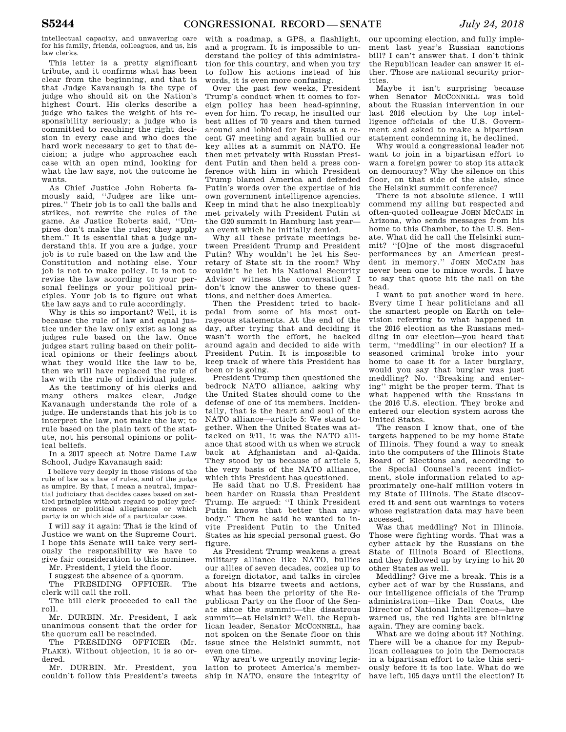intellectual capacity, and unwavering care for his family, friends, colleagues, and us, his law clerks.

This letter is a pretty significant tribute, and it confirms what has been clear from the beginning, and that is that Judge Kavanaugh is the type of judge who should sit on the Nation's highest Court. His clerks describe a judge who takes the weight of his responsibility seriously; a judge who is committed to reaching the right decision in every case and who does the hard work necessary to get to that decision; a judge who approaches each case with an open mind, looking for what the law says, not the outcome he wants.

As Chief Justice John Roberts famously said, "Judges are like umpires." Their job is to call the balls and strikes, not rewrite the rules of the game. As Justice Roberts said, "Umpires don't make the rules; they apply them." It is essential that a judge understand this. If you are a judge, your job is to rule based on the law and the Constitution and nothing else. Your job is not to make policy. It is not to revise the law according to your personal feelings or your political principles. Your job is to figure out what the law says and to rule accordingly.

Why is this so important? Well, it is because the rule of law and equal justice under the law only exist as long as judges rule based on the law. Once judges start ruling based on their political opinions or their feelings about what they would like the law to be, then we will have replaced the rule of law with the rule of individual judges.

As the testimony of his clerks and many others makes clear, Judge Kavanaugh understands the role of a judge. He understands that his job is to interpret the law, not make the law; to rule based on the plain text of the statute, not his personal opinions or political beliefs.

In a 2017 speech at Notre Dame Law School, Judge Kavanaugh said:

> I believe very deeply in those visions of the rule of law as a law of rules, and of the judge as umpire. By that, I mean a neutral, impartial judiciary that decides cases based on settled principles without regard to policy preferences or political allegiances or which party is on which side of a particular case.

I will say it again: That is the kind of Justice we want on the Supreme Court. I hope this Senate will take very seriously the responsibility we have to give fair consideration to this nominee.

Mr. President, I yield the floor.

I suggest the absence of a quorum.

The PRESIDING OFFICER. The clerk will call the roll.

The bill clerk proceeded to call the roll.

Mr. DURBIN. Mr. President, I ask unanimous consent that the order for the quorum call be rescinded.

The PRESIDING OFFICER (Mr. FLAKE). Without objection, it is so ordered.

Mr. DURBIN. Mr. President, you couldn't follow this President's tweets with a roadmap, a GPS, a flashlight, and a program. It is impossible to understand the policy of this administration for this country, and when you try to follow his actions instead of his words, it is even more confusing.

Over the past few weeks, President Trump's conduct when it comes to foreign policy has been head-spinning, even for him. To recap, he insulted our best allies of 70 years and then turned around and lobbied for Russia at a recent G7 meeting and again bullied our key allies at a summit on NATO. He then met privately with Russian President Putin and then held a press conference with him in which President Trump blamed America and defended Putin's words over the expertise of his own government intelligence agencies. Keep in mind that he also inexplicably met privately with President Putin at the G20 summit in Hamburg last year—an event which he initially denied.

Why all these private meetings between President Trump and President Putin? Why wouldn't he let his Secretary of State sit in the room? Why wouldn't he let his National Security Advisor witness the conversation? I don't know the answer to these questions, and neither does America.

Then the President tried to backpedal from some of his most outrageous statements. At the end of the day, after trying that and deciding it wasn't worth the effort, he backed around again and decided to side with President Putin. It is impossible to keep track of where this President has been or is going.

President Trump then questioned the bedrock NATO alliance, asking why the United States should come to the defense of one of its members. Incidentally, that is the heart and soul of the NATO alliance—article 5: We stand together. When the United States was attacked on 9/11, it was the NATO alliance that stood with us when we struck back at Afghanistan and al-Qaida. They stood by us because of article 5, the very basis of the NATO alliance, which this President has questioned.

He said that no U.S. President has been harder on Russia than President Trump. He argued: "I think President Putin knows that better than anybody." Then he said he wanted to invite President Putin to the United States as his special personal guest. Go figure.

As President Trump weakens a great military alliance like NATO, bullies our allies of seven decades, cozies up to a foreign dictator, and talks in circles about his bizarre tweets and actions, what has been the priority of the Republican Party on the floor of the Senate since the summit—the disastrous summit—at Helsinki? Well, the Republican leader, Senator MCCONNELL, has not spoken on the Senate floor on this issue since the Helsinki summit, not even one time.

Why aren't we urgently moving legislation to protect America's membership in NATO, ensure the integrity of our upcoming election, and fully implement last year's Russian sanctions bill? I can't answer that. I don't think the Republican leader can answer it either. Those are national security priorities.

Maybe it isn't surprising because when Senator MCCONNELL was told about the Russian intervention in our last 2016 election by the top intelligence officials of the U.S. Government and asked to make a bipartisan statement condemning it, he declined.

Why would a congressional leader not want to join in a bipartisan effort to warn a foreign power to stop its attack on democracy? Why the silence on this floor, on that side of the aisle, since the Helsinki summit conference?

There is not absolute silence. I will commend my ailing but respected and often-quoted colleague JOHN MCCAIN in Arizona, who sends messages from his home to this Chamber, to the U.S. Senate. What did he call the Helsinki summit? "[O]ne of the most disgraceful performances by an American president in memory." JOHN MCCAIN has never been one to mince words. I have to say that quote hit the nail on the head.

I want to put another word in here. Every time I hear politicians and all the smartest people on Earth on television referring to what happened in the 2016 election as the Russians meddling in our election—you heard that term, "meddling" in our election? If a seasoned criminal broke into your home to case it for a later burglary, would you say that burglar was just meddling? No. "Breaking and entering" might be the proper term. That is what happened with the Russians in the 2016 U.S. election. They broke and entered our election system across the United States.

The reason I know that, one of the targets happened to be my home State of Illinois. They found a way to sneak into the computers of the Illinois State Board of Elections and, according to the Special Counsel's recent indictment, stole information related to approximately one-half million voters in my State of Illinois. The State discovered it and sent out warnings to voters whose registration data may have been accessed.

Was that meddling? Not in Illinois. Those were fighting words. That was a cyber attack by the Russians on the State of Illinois Board of Elections, and they followed up by trying to hit 20 other States as well.

Meddling? Give me a break. This is a cyber act of war by the Russians, and our intelligence officials of the Trump administration—like Dan Coats, the Director of National Intelligence—have warned us, the red lights are blinking again. They are coming back.

What are we doing about it? Nothing. There will be a chance for my Republican colleagues to join the Democrats in a bipartisan effort to take this seriously before it is too late. What do we have left, 105 days until the election? It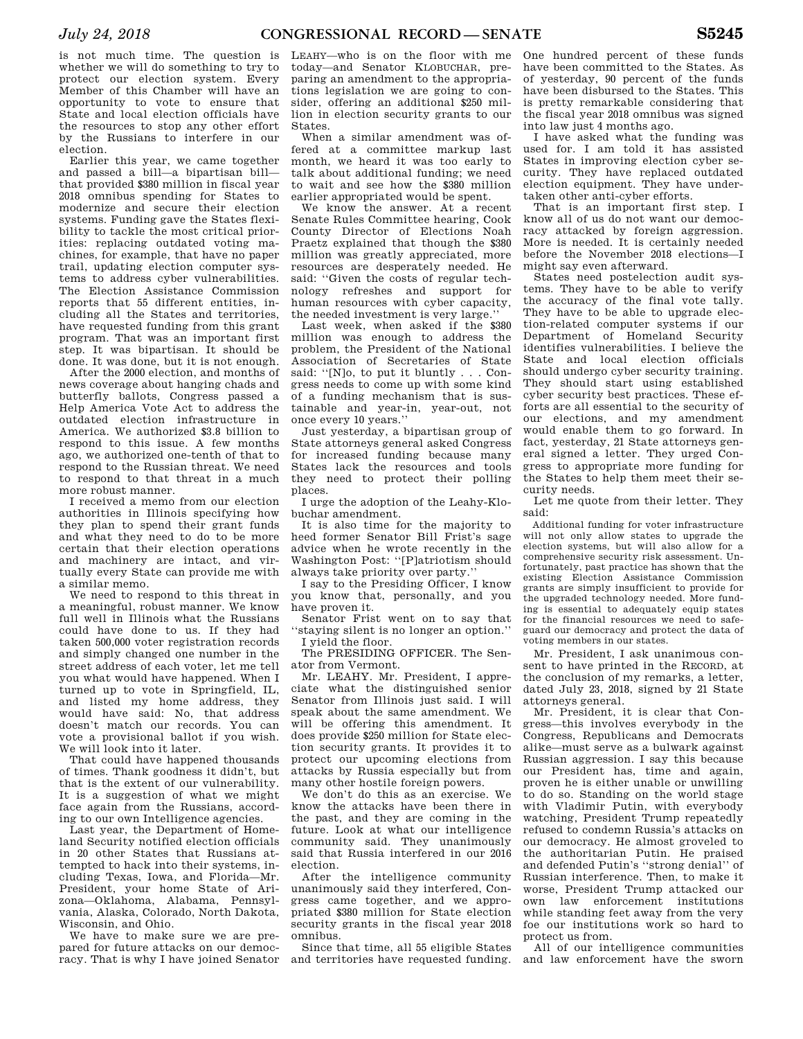is not much time. The question is whether we will do something to try to protect our election system. Every Member of this Chamber will have an opportunity to vote to ensure that State and local election officials have the resources to stop any other effort by the Russians to interfere in our election.

Earlier this year, we came together and passed a bill—a bipartisan bill—that provided $380 million in fiscal year 2018 omnibus spending for States to modernize and secure their election systems. Funding gave the States flexibility to tackle the most critical priorities: replacing outdated voting machines, for example, that have no paper trail, updating election computer systems to address cyber vulnerabilities. The Election Assistance Commission reports that 55 different entities, including all the States and territories, have requested funding from this grant program. That was an important first step. It was bipartisan. It should be done. It was done, but it is not enough.

After the 2000 election, and months of news coverage about hanging chads and butterfly ballots, Congress passed a Help America Vote Act to address the outdated election infrastructure in America. We authorized $3.8 billion to respond to this issue. A few months ago, we authorized one-tenth of that to respond to the Russian threat. We need to respond to that threat in a much more robust manner.

I received a memo from our election authorities in Illinois specifying how they plan to spend their grant funds and what they need to do to be more certain that their election operations and machinery are intact, and virtually every State can provide me with a similar memo.

We need to respond to this threat in a meaningful, robust manner. We know full well in Illinois what the Russians could have done to us. If they had taken 500,000 voter registration records and simply changed one number in the street address of each voter, let me tell you what would have happened. When I turned up to vote in Springfield, IL, and listed my home address, they would have said: No, that address doesn't match our records. You can vote a provisional ballot if you wish. We will look into it later.

That could have happened thousands of times. Thank goodness it didn't, but that is the extent of our vulnerability. It is a suggestion of what we might face again from the Russians, according to our own Intelligence agencies.

Last year, the Department of Homeland Security notified election officials in 20 other States that Russians attempted to hack into their systems, including Texas, Iowa, and Florida—Mr. President, your home State of Arizona—Oklahoma, Alabama, Pennsylvania, Alaska, Colorado, North Dakota, Wisconsin, and Ohio.

We have to make sure we are prepared for future attacks on our democracy. That is why I have joined Senator LEAHY—who is on the floor with me today—and Senator KLOBUCHAR, preparing an amendment to the appropriations legislation we are going to consider, offering an additional $250 million in election security grants to our States.

When a similar amendment was offered at a committee markup last month, we heard it was too early to talk about additional funding; we need to wait and see how the $380 million earlier appropriated would be spent.

We know the answer. At a recent Senate Rules Committee hearing, Cook County Director of Elections Noah Praetz explained that though the $380 million was greatly appreciated, more resources are desperately needed. He said: "Given the costs of regular technology refreshes and support for human resources with cyber capacity, the needed investment is very large."

Last week, when asked if the $380 million was enough to address the problem, the President of the National Association of Secretaries of State said: "[N]o, to put it bluntly . . . Congress needs to come up with some kind of a funding mechanism that is sustainable and year-in, year-out, not once every 10 years."

Just yesterday, a bipartisan group of State attorneys general asked Congress for increased funding because many States lack the resources and tools they need to protect their polling places.

I urge the adoption of the Leahy-Klobuchar amendment.

It is also time for the majority to heed former Senator Bill Frist's sage advice when he wrote recently in the Washington Post: "[P]atriotism should always take priority over party."

I say to the Presiding Officer, I know you know that, personally, and you have proven it.

Senator Frist went on to say that "staying silent is no longer an option."

I yield the floor.

The PRESIDING OFFICER. The Senator from Vermont.

Mr. LEAHY. Mr. President, I appreciate what the distinguished senior Senator from Illinois just said. I will speak about the same amendment. We will be offering this amendment. It does provide $250 million for State election security grants. It provides it to protect our upcoming elections from attacks by Russia especially but from many other hostile foreign powers.

We don't do this as an exercise. We know the attacks have been there in the past, and they are coming in the future. Look at what our intelligence community said. They unanimously said that Russia interfered in our 2016 election.

After the intelligence community unanimously said they interfered, Congress came together, and we appropriated $380 million for State election security grants in the fiscal year 2018 omnibus.

Since that time, all 55 eligible States and territories have requested funding. One hundred percent of these funds have been committed to the States. As of yesterday, 90 percent of the funds have been disbursed to the States. This is pretty remarkable considering that the fiscal year 2018 omnibus was signed into law just 4 months ago.

I have asked what the funding was used for. I am told it has assisted States in improving election cyber security. They have replaced outdated election equipment. They have undertaken other anti-cyber efforts.

That is an important first step. I know all of us do not want our democracy attacked by foreign aggression. More is needed. It is certainly needed before the November 2018 elections—I might say even afterward.

States need postelection audit systems. They have to be able to verify the accuracy of the final vote tally. They have to be able to upgrade election-related computer systems if our Department of Homeland Security identifies vulnerabilities. I believe the State and local election officials should undergo cyber security training. They should start using established cyber security best practices. These efforts are all essential to the security of our elections, and my amendment would enable them to go forward. In fact, yesterday, 21 State attorneys general signed a letter. They urged Congress to appropriate more funding for the States to help them meet their security needs.

Let me quote from their letter. They said:

> Additional funding for voter infrastructure will not only allow states to upgrade the election systems, but will also allow for a comprehensive security risk assessment. Unfortunately, past practice has shown that the existing Election Assistance Commission grants are simply insufficient to provide for the upgraded technology needed. More funding is essential to adequately equip states for the financial resources we need to safeguard our democracy and protect the data of voting members in our states.

Mr. President, I ask unanimous consent to have printed in the RECORD, at the conclusion of my remarks, a letter, dated July 23, 2018, signed by 21 State attorneys general.

Mr. President, it is clear that Congress—this involves everybody in the Congress, Republicans and Democrats alike—must serve as a bulwark against Russian aggression. I say this because our President has, time and again, proven he is either unable or unwilling to do so. Standing on the world stage with Vladimir Putin, with everybody watching, President Trump repeatedly refused to condemn Russia's attacks on our democracy. He almost groveled to the authoritarian Putin. He praised and defended Putin's "strong denial" of Russian interference. Then, to make it worse, President Trump attacked our own law enforcement institutions while standing feet away from the very foe our institutions work so hard to protect us from.

All of our intelligence communities and law enforcement have the sworn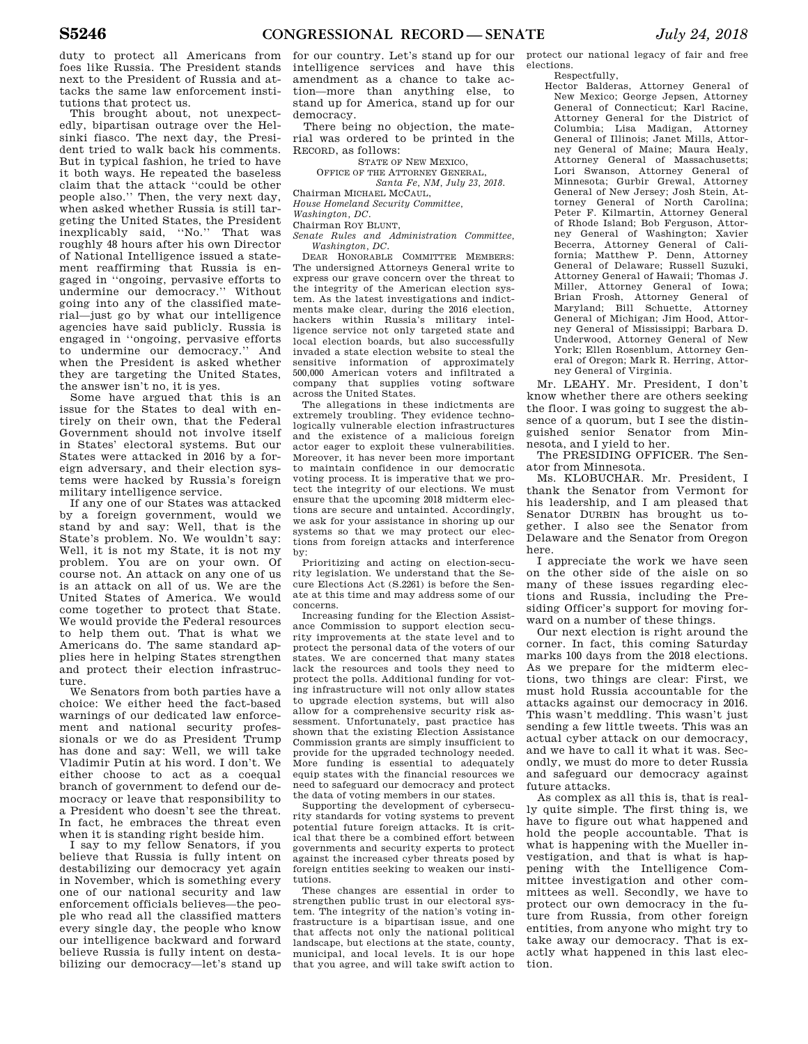duty to protect all Americans from foes like Russia. The President stands next to the President of Russia and attacks the same law enforcement institutions that protect us.

This brought about, not unexpectedly, bipartisan outrage over the Helsinki fiasco. The next day, the President tried to walk back his comments. But in typical fashion, he tried to have it both ways. He repeated the baseless claim that the attack ''could be other people also.'' Then, the very next day, when asked whether Russia is still targeting the United States, the President inexplicably said, ''No.'' That was roughly 48 hours after his own Director of National Intelligence issued a statement reaffirming that Russia is engaged in ''ongoing, pervasive efforts to undermine our democracy.'' Without going into any of the classified material—just go by what our intelligence agencies have said publicly. Russia is engaged in ''ongoing, pervasive efforts to undermine our democracy.'' And when the President is asked whether they are targeting the United States, the answer isn't no, it is yes.

Some have argued that this is an issue for the States to deal with entirely on their own, that the Federal Government should not involve itself in States' electoral systems. But our States were attacked in 2016 by a foreign adversary, and their election systems were hacked by Russia's foreign military intelligence service.

If any one of our States was attacked by a foreign government, would we stand by and say: Well, that is the State's problem. No. We wouldn't say: Well, it is not my State, it is not my problem. You are on your own. Of course not. An attack on any one of us is an attack on all of us. We are the United States of America. We would come together to protect that State. We would provide the Federal resources to help them out. That is what we Americans do. The same standard applies here in helping States strengthen and protect their election infrastructure.

We Senators from both parties have a choice: We either heed the fact-based warnings of our dedicated law enforcement and national security professionals or we do as President Trump has done and say: Well, we will take Vladimir Putin at his word. I don't. We either choose to act as a coequal branch of government to defend our democracy or leave that responsibility to a President who doesn't see the threat. In fact, he embraces the threat even when it is standing right beside him.

I say to my fellow Senators, if you believe that Russia is fully intent on destabilizing our democracy yet again in November, which is something every one of our national security and law enforcement officials believes—the people who read all the classified matters every single day, the people who know our intelligence backward and forward believe Russia is fully intent on destabilizing our democracy—let's stand up for our country. Let's stand up for our intelligence services and have this amendment as a chance to take action—more than anything else, to stand up for America, stand up for our democracy.

There being no objection, the material was ordered to be printed in the RECORD, as follows:

STATE OF NEW MEXICO,
OFFICE OF THE ATTORNEY GENERAL,
*Santa Fe, NM, July 23, 2018.*

Chairman MICHAEL MCCAUL,
*House Homeland Security Committee, Washington, DC.*

Chairman ROY BLUNT,
*Senate Rules and Administration Committee, Washington, DC.*

DEAR HONORABLE COMMITTEE MEMBERS: The undersigned Attorneys General write to express our grave concern over the threat to the integrity of the American election system. As the latest investigations and indictments make clear, during the 2016 election, hackers within Russia's military intelligence service not only targeted state and local election boards, but also successfully invaded a state election website to steal the sensitive information of approximately 500,000 American voters and infiltrated a company that supplies voting software across the United States.

The allegations in these indictments are extremely troubling. They evidence technologically vulnerable election infrastructures and the existence of a malicious foreign actor eager to exploit these vulnerabilities. Moreover, it has never been more important to maintain confidence in our democratic voting process. It is imperative that we protect the integrity of our elections. We must ensure that the upcoming 2018 midterm elections are secure and untainted. Accordingly, we ask for your assistance in shoring up our systems so that we may protect our elections from foreign attacks and interference by:

Prioritizing and acting on election-security legislation. We understand that the Secure Elections Act (S.2261) is before the Senate at this time and may address some of our concerns.

Increasing funding for the Election Assistance Commission to support election security improvements at the state level and to protect the personal data of the voters of our states. We are concerned that many states lack the resources and tools they need to protect the polls. Additional funding for voting infrastructure will not only allow states to upgrade election systems, but will also allow for a comprehensive security risk assessment. Unfortunately, past practice has shown that the existing Election Assistance Commission grants are simply insufficient to provide for the upgraded technology needed. More funding is essential to adequately equip states with the financial resources we need to safeguard our democracy and protect the data of voting members in our states.

Supporting the development of cybersecurity standards for voting systems to prevent potential future foreign attacks. It is critical that there be a combined effort between governments and security experts to protect against the increased cyber threats posed by foreign entities seeking to weaken our institutions.

These changes are essential in order to strengthen public trust in our electoral system. The integrity of the nation's voting infrastructure is a bipartisan issue, and one that affects not only the national political landscape, but elections at the state, county, municipal, and local levels. It is our hope that you agree, and will take swift action to protect our national legacy of fair and free elections.

Respectfully,

Hector Balderas, Attorney General of New Mexico; George Jepsen, Attorney General of Connecticut; Karl Racine, Attorney General for the District of Columbia; Lisa Madigan, Attorney General of Illinois; Janet Mills, Attorney General of Maine; Maura Healy, Attorney General of Massachusetts; Lori Swanson, Attorney General of Minnesota; Gurbir Grewal, Attorney General of New Jersey; Josh Stein, Attorney General of North Carolina; Peter F. Kilmartin, Attorney General of Rhode Island; Bob Ferguson, Attorney General of Washington; Xavier Becerra, Attorney General of California; Matthew P. Denn, Attorney General of Delaware; Russell Suzuki, Attorney General of Hawaii; Thomas J. Miller, Attorney General of Iowa; Brian Frosh, Attorney General of Maryland; Bill Schuette, Attorney General of Michigan; Jim Hood, Attorney General of Mississippi; Barbara D. Underwood, Attorney General of New York; Ellen Rosenblum, Attorney General of Oregon; Mark R. Herring, Attorney General of Virginia.

Mr. LEAHY. Mr. President, I don't know whether there are others seeking the floor. I was going to suggest the absence of a quorum, but I see the distinguished senior Senator from Minnesota, and I yield to her.

The PRESIDING OFFICER. The Senator from Minnesota.

Ms. KLOBUCHAR. Mr. President, I thank the Senator from Vermont for his leadership, and I am pleased that Senator DURBIN has brought us together. I also see the Senator from Delaware and the Senator from Oregon here.

I appreciate the work we have seen on the other side of the aisle on so many of these issues regarding elections and Russia, including the Presiding Officer's support for moving forward on a number of these things.

Our next election is right around the corner. In fact, this coming Saturday marks 100 days from the 2018 elections. As we prepare for the midterm elections, two things are clear: First, we must hold Russia accountable for the attacks against our democracy in 2016. This wasn't meddling. This wasn't just sending a few little tweets. This was an actual cyber attack on our democracy, and we have to call it what it was. Secondly, we must do more to deter Russia and safeguard our democracy against future attacks.

As complex as all this is, that is really quite simple. The first thing is, we have to figure out what happened and hold the people accountable. That is what is happening with the Mueller investigation, and that is what is happening with the Intelligence Committee investigation and other committees as well. Secondly, we have to protect our own democracy in the future from Russia, from other foreign entities, from anyone who might try to take away our democracy. That is exactly what happened in this last election.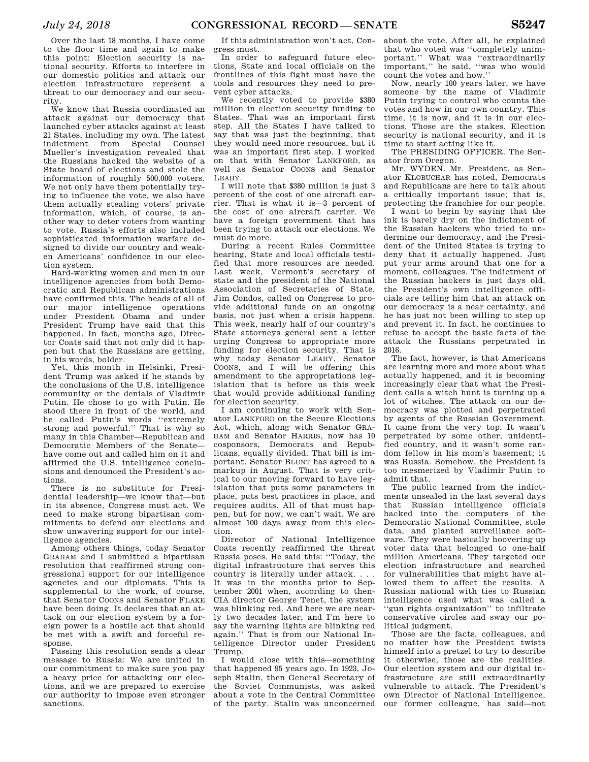Over the last 18 months, I have come to the floor time and again to make this point: Election security is national security. Efforts to interfere in our domestic politics and attack our election infrastructure represent a threat to our democracy and our security.

We know that Russia coordinated an attack against our democracy that launched cyber attacks against at least 21 States, including my own. The latest indictment from Special Counsel Mueller's investigation revealed that the Russians hacked the website of a State board of elections and stole the information of roughly 500,000 voters. We not only have them potentially trying to influence the vote, we also have them actually stealing voters' private information, which, of course, is another way to deter voters from wanting to vote. Russia's efforts also included sophisticated information warfare designed to divide our country and weaken Americans' confidence in our election system.

Hard-working women and men in our intelligence agencies from both Democratic and Republican administrations have confirmed this. The heads of all of our major intelligence operations under President Obama and under President Trump have said that this happened. In fact, months ago, Director Coats said that not only did it happen but that the Russians are getting, in his words, bolder.

Yet, this month in Helsinki, President Trump was asked if he stands by the conclusions of the U.S. intelligence community or the denials of Vladimir Putin. He chose to go with Putin. He stood there in front of the world, and he called Putin's words ''extremely strong and powerful.'' That is why so many in this Chamber—Republican and Democratic Members of the Senate—have come out and called him on it and affirmed the U.S. intelligence conclusions and denounced the President's actions.

There is no substitute for Presidential leadership—we know that—but in its absence, Congress must act. We need to make strong bipartisan commitments to defend our elections and show unwavering support for our intelligence agencies.

Among others things, today Senator GRAHAM and I submitted a bipartisan resolution that reaffirmed strong congressional support for our intelligence agencies and our diplomats. This is supplemental to the work, of course, that Senator COONS and Senator FLAKE have been doing. It declares that an attack on our election system by a foreign power is a hostile act that should be met with a swift and forceful response.

Passing this resolution sends a clear message to Russia: We are united in our commitment to make sure you pay a heavy price for attacking our elections, and we are prepared to exercise our authority to impose even stronger sanctions.

If this administration won't act, Congress must.

In order to safeguard future elections, State and local officials on the frontlines of this fight must have the tools and resources they need to prevent cyber attacks.

We recently voted to provide $380 million in election security funding to States. That was an important first step. All the States I have talked to say that was just the beginning, that they would need more resources, but it was an important first step. I worked on that with Senator LANKFORD, as well as Senator COONS and Senator LEAHY.

I will note that $380 million is just 3 percent of the cost of one aircraft carrier. That is what it is—3 percent of the cost of one aircraft carrier. We have a foreign government that has been trying to attack our elections. We must do more.

During a recent Rules Committee hearing, State and local officials testified that more resources are needed. Last week, Vermont's secretary of state and the president of the National Association of Secretaries of State, Jim Condos, called on Congress to provide additional funds on an ongoing basis, not just when a crisis happens. This week, nearly half of our country's State attorneys general sent a letter urging Congress to appropriate more funding for election security. That is why today Senator LEAHY, Senator COONS, and I will be offering this amendment to the appropriations legislation that is before us this week that would provide additional funding for election security.

I am continuing to work with Senator LANKFORD on the Secure Elections Act, which, along with Senator GRAHAM and Senator HARRIS, now has 10 cosponsors, Democrats and Republicans, equally divided. That bill is important. Senator BLUNT has agreed to a markup in August. That is very critical to our moving forward to have legislation that puts some parameters in place, puts best practices in place, and requires audits. All of that must happen, but for now, we can't wait. We are almost 100 days away from this election.

Director of National Intelligence Coats recently reaffirmed the threat Russia poses. He said this: ''Today, the digital infrastructure that serves this country is literally under attack. . . . It was in the months prior to September 2001 when, according to then-CIA director George Tenet, the system was blinking red. And here we are nearly two decades later, and I'm here to say the warning lights are blinking red again.'' That is from our National Intelligence Director under President Trump.

I would close with this—something that happened 95 years ago. In 1923, Joseph Stalin, then General Secretary of the Soviet Communists, was asked about a vote in the Central Committee of the party. Stalin was unconcerned about the vote. After all, he explained that who voted was ''completely unimportant.'' What was ''extraordinarily important,'' he said, ''was who would count the votes and how.''

Now, nearly 100 years later, we have someone by the name of Vladimir Putin trying to control who counts the votes and how in our own country. This time, it is now, and it is in our elections. Those are the stakes. Election security is national security, and it is time to start acting like it.

The PRESIDING OFFICER. The Senator from Oregon.

Mr. WYDEN. Mr. President, as Senator KLOBUCHAR has noted, Democrats and Republicans are here to talk about a critically important issue; that is, protecting the franchise for our people.

I want to begin by saying that the ink is barely dry on the indictment of the Russian hackers who tried to undermine our democracy, and the President of the United States is trying to deny that it actually happened. Just put your arms around that one for a moment, colleagues. The indictment of the Russian hackers is just days old, the President's own intelligence officials are telling him that an attack on our democracy is a near certainty, and he has just not been willing to step up and prevent it. In fact, he continues to refuse to accept the basic facts of the attack the Russians perpetrated in 2016.

The fact, however, is that Americans are learning more and more about what actually happened, and it is becoming increasingly clear that what the President calls a witch hunt is turning up a lot of witches. The attack on our democracy was plotted and perpetrated by agents of the Russian Government. It came from the very top. It wasn't perpetrated by some other, unidentified country, and it wasn't some random fellow in his mom's basement; it was Russia. Somehow, the President is too mesmerized by Vladimir Putin to admit that.

The public learned from the indictments unsealed in the last several days that Russian intelligence officials hacked into the computers of the Democratic National Committee, stole data, and planted surveillance software. They were basically hoovering up voter data that belonged to one-half million Americans. They targeted our election infrastructure and searched for vulnerabilities that might have allowed them to affect the results. A Russian national with ties to Russian intelligence used what was called a ''gun rights organization'' to infiltrate conservative circles and sway our political judgment.

Those are the facts, colleagues, and no matter how the President twists himself into a pretzel to try to describe it otherwise, those are the realities. Our election system and our digital infrastructure are still extraordinarily vulnerable to attack. The President's own Director of National Intelligence, our former colleague, has said—not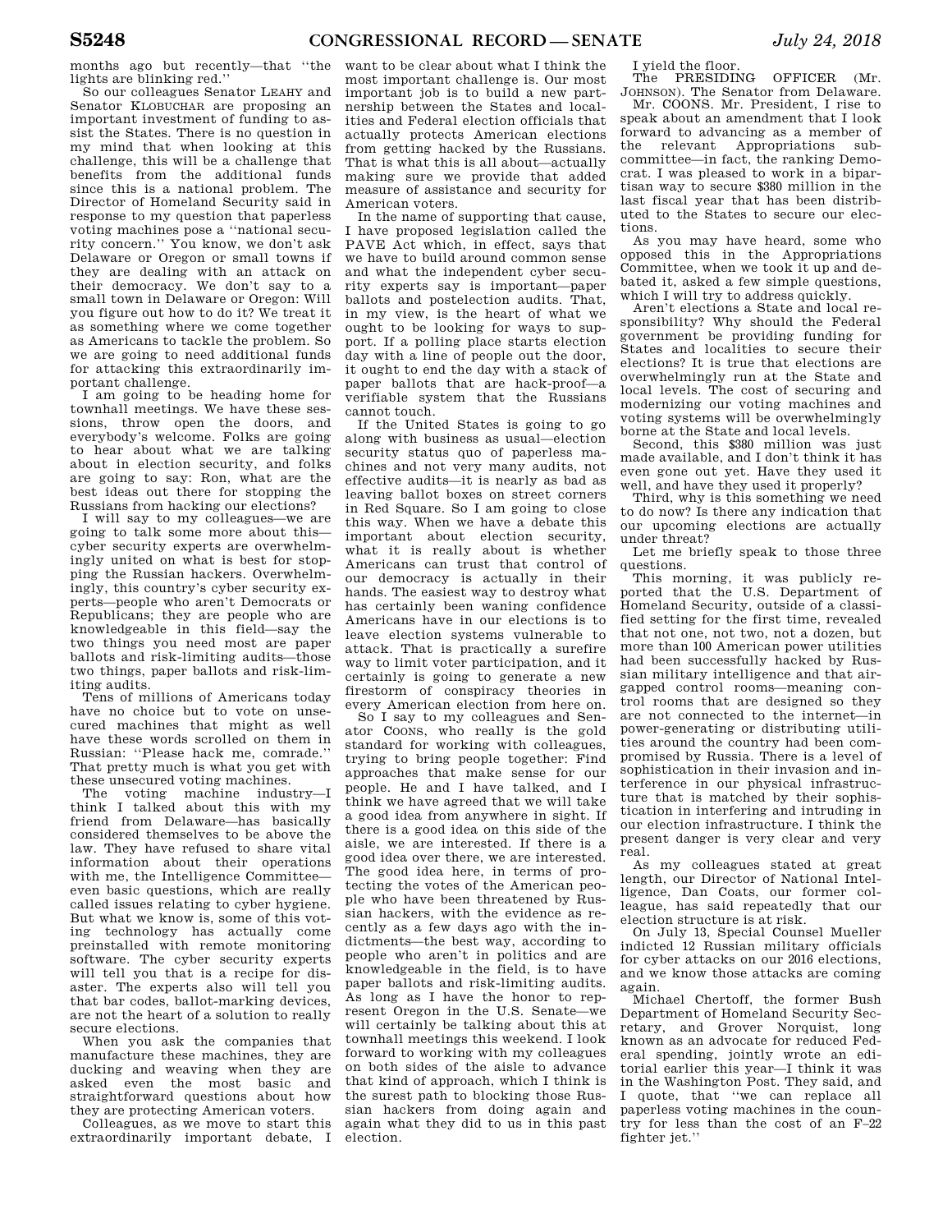months ago but recently—that ''the lights are blinking red.''

So our colleagues Senator LEAHY and Senator KLOBUCHAR are proposing an important investment of funding to assist the States. There is no question in my mind that when looking at this challenge, this will be a challenge that benefits from the additional funds since this is a national problem. The Director of Homeland Security said in response to my question that paperless voting machines pose a ''national security concern.'' You know, we don't ask Delaware or Oregon or small towns if they are dealing with an attack on their democracy. We don't say to a small town in Delaware or Oregon: Will you figure out how to do it? We treat it as something where we come together as Americans to tackle the problem. So we are going to need additional funds for attacking this extraordinarily important challenge.

I am going to be heading home for townhall meetings. We have these sessions, throw open the doors, and everybody's welcome. Folks are going to hear about what we are talking about in election security, and folks are going to say: Ron, what are the best ideas out there for stopping the Russians from hacking our elections?

I will say to my colleagues—we are going to talk some more about this—cyber security experts are overwhelmingly united on what is best for stopping the Russian hackers. Overwhelmingly, this country's cyber security experts—people who aren't Democrats or Republicans; they are people who are knowledgeable in this field—say the two things you need most are paper ballots and risk-limiting audits—those two things, paper ballots and risk-limiting audits.

Tens of millions of Americans today have no choice but to vote on unsecured machines that might as well have these words scrolled on them in Russian: ''Please hack me, comrade.'' That pretty much is what you get with these unsecured voting machines.

The voting machine industry—I think I talked about this with my friend from Delaware—has basically considered themselves to be above the law. They have refused to share vital information about their operations with me, the Intelligence Committee—even basic questions, which are really called issues relating to cyber hygiene. But what we know is, some of this voting technology has actually come preinstalled with remote monitoring software. The cyber security experts will tell you that is a recipe for disaster. The experts also will tell you that bar codes, ballot-marking devices, are not the heart of a solution to really secure elections.

When you ask the companies that manufacture these machines, they are ducking and weaving when they are asked even the most basic and straightforward questions about how they are protecting American voters.

Colleagues, as we move to start this extraordinarily important debate, I want to be clear about what I think the most important challenge is. Our most important job is to build a new partnership between the States and localities and Federal election officials that actually protects American elections from getting hacked by the Russians. That is what this is all about—actually making sure we provide that added measure of assistance and security for American voters.

In the name of supporting that cause, I have proposed legislation called the PAVE Act which, in effect, says that we have to build around common sense and what the independent cyber security experts say is important—paper ballots and postelection audits. That, in my view, is the heart of what we ought to be looking for ways to support. If a polling place starts election day with a line of people out the door, it ought to end the day with a stack of paper ballots that are hack-proof—a verifiable system that the Russians cannot touch.

If the United States is going to go along with business as usual—election security status quo of paperless machines and not very many audits, not effective audits—it is nearly as bad as leaving ballot boxes on street corners in Red Square. So I am going to close this way. When we have a debate this important about election security, what it is really about is whether Americans can trust that control of our democracy is actually in their hands. The easiest way to destroy what has certainly been waning confidence Americans have in our elections is to leave election systems vulnerable to attack. That is practically a surefire way to limit voter participation, and it certainly is going to generate a new firestorm of conspiracy theories in every American election from here on.

So I say to my colleagues and Senator COONS, who really is the gold standard for working with colleagues, trying to bring people together: Find approaches that make sense for our people. He and I have talked, and I think we have agreed that we will take a good idea from anywhere in sight. If there is a good idea on this side of the aisle, we are interested. If there is a good idea over there, we are interested. The good idea here, in terms of protecting the votes of the American people who have been threatened by Russian hackers, with the evidence as recently as a few days ago with the indictments—the best way, according to people who aren't in politics and are knowledgeable in the field, is to have paper ballots and risk-limiting audits. As long as I have the honor to represent Oregon in the U.S. Senate—we will certainly be talking about this at townhall meetings this weekend. I look forward to working with my colleagues on both sides of the aisle to advance that kind of approach, which I think is the surest path to blocking those Russian hackers from doing again and again what they did to us in this past election.

I yield the floor.

The PRESIDING OFFICER (Mr. JOHNSON). The Senator from Delaware.

Mr. COONS. Mr. President, I rise to speak about an amendment that I look forward to advancing as a member of the relevant Appropriations subcommittee—in fact, the ranking Democrat. I was pleased to work in a bipartisan way to secure $380 million in the last fiscal year that has been distributed to the States to secure our elections.

As you may have heard, some who opposed this in the Appropriations Committee, when we took it up and debated it, asked a few simple questions, which I will try to address quickly.

Aren't elections a State and local responsibility? Why should the Federal government be providing funding for States and localities to secure their elections? It is true that elections are overwhelmingly run at the State and local levels. The cost of securing and modernizing our voting machines and voting systems will be overwhelmingly borne at the State and local levels.

Second, this $380 million was just made available, and I don't think it has even gone out yet. Have they used it well, and have they used it properly?

Third, why is this something we need to do now? Is there any indication that our upcoming elections are actually under threat?

Let me briefly speak to those three questions.

This morning, it was publicly reported that the U.S. Department of Homeland Security, outside of a classified setting for the first time, revealed that not one, not two, not a dozen, but more than 100 American power utilities had been successfully hacked by Russian military intelligence and that air-gapped control rooms—meaning control rooms that are designed so they are not connected to the internet—in power-generating or distributing utilities around the country had been compromised by Russia. There is a level of sophistication in their invasion and interference in our physical infrastructure that is matched by their sophistication in interfering and intruding in our election infrastructure. I think the present danger is very clear and very real.

As my colleagues stated at great length, our Director of National Intelligence, Dan Coats, our former colleague, has said repeatedly that our election structure is at risk.

On July 13, Special Counsel Mueller indicted 12 Russian military officials for cyber attacks on our 2016 elections, and we know those attacks are coming again.

Michael Chertoff, the former Bush Department of Homeland Security Secretary, and Grover Norquist, long known as an advocate for reduced Federal spending, jointly wrote an editorial earlier this year—I think it was in the Washington Post. They said, and I quote, that ''we can replace all paperless voting machines in the country for less than the cost of an F–22 fighter jet.''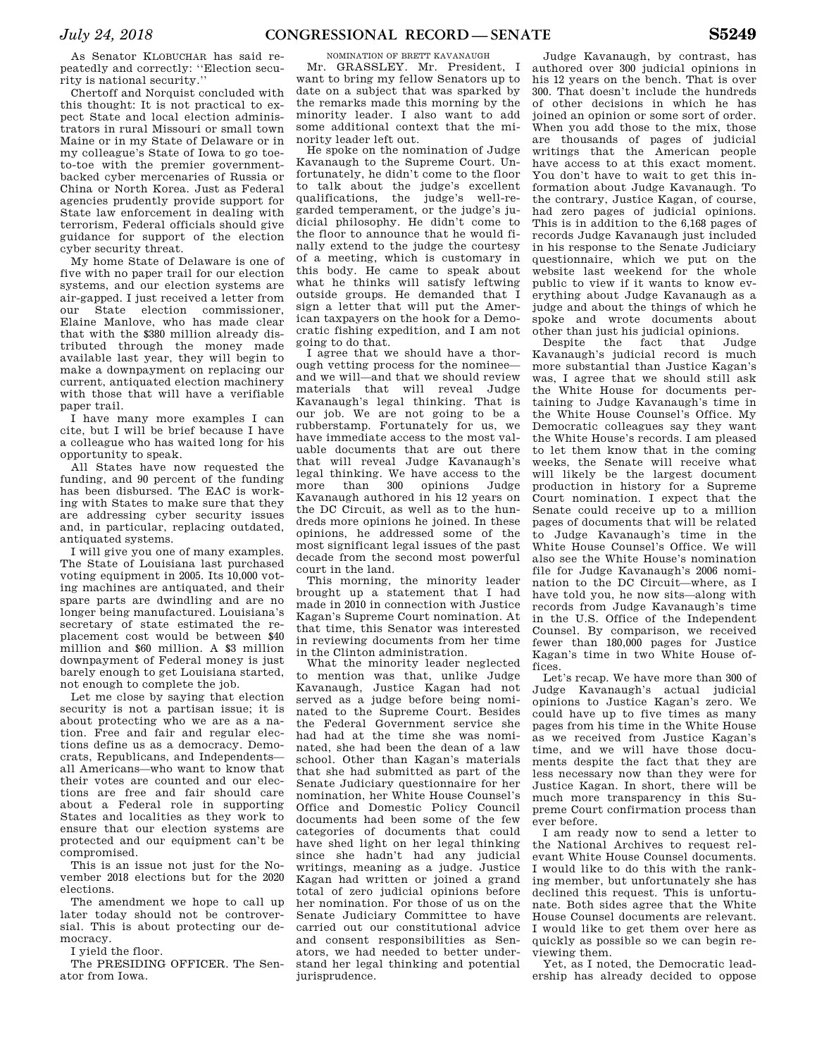As Senator KLOBUCHAR has said repeatedly and correctly: ''Election security is national security.''

Chertoff and Norquist concluded with this thought: It is not practical to expect State and local election administrators in rural Missouri or small town Maine or in my State of Delaware or in my colleague's State of Iowa to go toe-to-toe with the premier government-backed cyber mercenaries of Russia or China or North Korea. Just as Federal agencies prudently provide support for State law enforcement in dealing with terrorism, Federal officials should give guidance for support of the election cyber security threat.

My home State of Delaware is one of five with no paper trail for our election systems, and our election systems are air-gapped. I just received a letter from our State election commissioner, Elaine Manlove, who has made clear that with the $380 million already distributed through the money made available last year, they will begin to make a downpayment on replacing our current, antiquated election machinery with those that will have a verifiable paper trail.

I have many more examples I can cite, but I will be brief because I have a colleague who has waited long for his opportunity to speak.

All States have now requested the funding, and 90 percent of the funding has been disbursed. The EAC is working with States to make sure that they are addressing cyber security issues and, in particular, replacing outdated, antiquated systems.

I will give you one of many examples. The State of Louisiana last purchased voting equipment in 2005. Its 10,000 voting machines are antiquated, and their spare parts are dwindling and are no longer being manufactured. Louisiana's secretary of state estimated the replacement cost would be between $40 million and $60 million. A $3 million downpayment of Federal money is just barely enough to get Louisiana started, not enough to complete the job.

Let me close by saying that election security is not a partisan issue; it is about protecting who we are as a nation. Free and fair and regular elections define us as a democracy. Democrats, Republicans, and Independents—all Americans—who want to know that their votes are counted and our elections are free and fair should care about a Federal role in supporting States and localities as they work to ensure that our election systems are protected and our equipment can't be compromised.

This is an issue not just for the November 2018 elections but for the 2020 elections.

The amendment we hope to call up later today should not be controversial. This is about protecting our democracy.

I yield the floor.

The PRESIDING OFFICER. The Senator from Iowa.

## NOMINATION OF BRETT KAVANAUGH

Mr. GRASSLEY. Mr. President, I want to bring my fellow Senators up to date on a subject that was sparked by the remarks made this morning by the minority leader. I also want to add some additional context that the minority leader left out.

He spoke on the nomination of Judge Kavanaugh to the Supreme Court. Unfortunately, he didn't come to the floor to talk about the judge's excellent qualifications, the judge's well-regarded temperament, or the judge's judicial philosophy. He didn't come to the floor to announce that he would finally extend to the judge the courtesy of a meeting, which is customary in this body. He came to speak about what he thinks will satisfy leftwing outside groups. He demanded that I sign a letter that will put the American taxpayers on the hook for a Democratic fishing expedition, and I am not going to do that.

I agree that we should have a thorough vetting process for the nominee—and we will—and that we should review materials that will reveal Judge Kavanaugh's legal thinking. That is our job. We are not going to be a rubberstamp. Fortunately for us, we have immediate access to the most valuable documents that are out there that will reveal Judge Kavanaugh's legal thinking. We have access to the more than 300 opinions Judge Kavanaugh authored in his 12 years on the DC Circuit, as well as to the hundreds more opinions he joined. In these opinions, he addressed some of the most significant legal issues of the past decade from the second most powerful court in the land.

This morning, the minority leader brought up a statement that I had made in 2010 in connection with Justice Kagan's Supreme Court nomination. At that time, this Senator was interested in reviewing documents from her time in the Clinton administration.

What the minority leader neglected to mention was that, unlike Judge Kavanaugh, Justice Kagan had not served as a judge before being nominated to the Supreme Court. Besides the Federal Government service she had had at the time she was nominated, she had been the dean of a law school. Other than Kagan's materials that she had submitted as part of the Senate Judiciary questionnaire for her nomination, her White House Counsel's Office and Domestic Policy Council documents had been some of the few categories of documents that could have shed light on her legal thinking since she hadn't had any judicial writings, meaning as a judge. Justice Kagan had written or joined a grand total of zero judicial opinions before her nomination. For those of us on the Senate Judiciary Committee to have carried out our constitutional advice and consent responsibilities as Senators, we had needed to better understand her legal thinking and potential jurisprudence.

Judge Kavanaugh, by contrast, has authored over 300 judicial opinions in his 12 years on the bench. That is over 300. That doesn't include the hundreds of other decisions in which he has joined an opinion or some sort of order. When you add those to the mix, those are thousands of pages of judicial writings that the American people have access to at this exact moment. You don't have to wait to get this information about Judge Kavanaugh. To the contrary, Justice Kagan, of course, had zero pages of judicial opinions. This is in addition to the 6,168 pages of records Judge Kavanaugh just included in his response to the Senate Judiciary questionnaire, which we put on the website last weekend for the whole public to view if it wants to know everything about Judge Kavanaugh as a judge and about the things of which he spoke and wrote documents about other than just his judicial opinions.

Despite the fact that Judge Kavanaugh's judicial record is much more substantial than Justice Kagan's was, I agree that we should still ask the White House for documents pertaining to Judge Kavanaugh's time in the White House Counsel's Office. My Democratic colleagues say they want the White House's records. I am pleased to let them know that in the coming weeks, the Senate will receive what will likely be the largest document production in history for a Supreme Court nomination. I expect that the Senate could receive up to a million pages of documents that will be related to Judge Kavanaugh's time in the White House Counsel's Office. We will also see the White House's nomination file for Judge Kavanaugh's 2006 nomination to the DC Circuit—where, as I have told you, he now sits—along with records from Judge Kavanaugh's time in the U.S. Office of the Independent Counsel. By comparison, we received fewer than 180,000 pages for Justice Kagan's time in two White House offices.

Let's recap. We have more than 300 of Judge Kavanaugh's actual judicial opinions to Justice Kagan's zero. We could have up to five times as many pages from his time in the White House as we received from Justice Kagan's time, and we will have those documents despite the fact that they are less necessary now than they were for Justice Kagan. In short, there will be much more transparency in this Supreme Court confirmation process than ever before.

I am ready now to send a letter to the National Archives to request relevant White House Counsel documents. I would like to do this with the ranking member, but unfortunately she has declined this request. This is unfortunate. Both sides agree that the White House Counsel documents are relevant. I would like to get them over here as quickly as possible so we can begin reviewing them.

Yet, as I noted, the Democratic leadership has already decided to oppose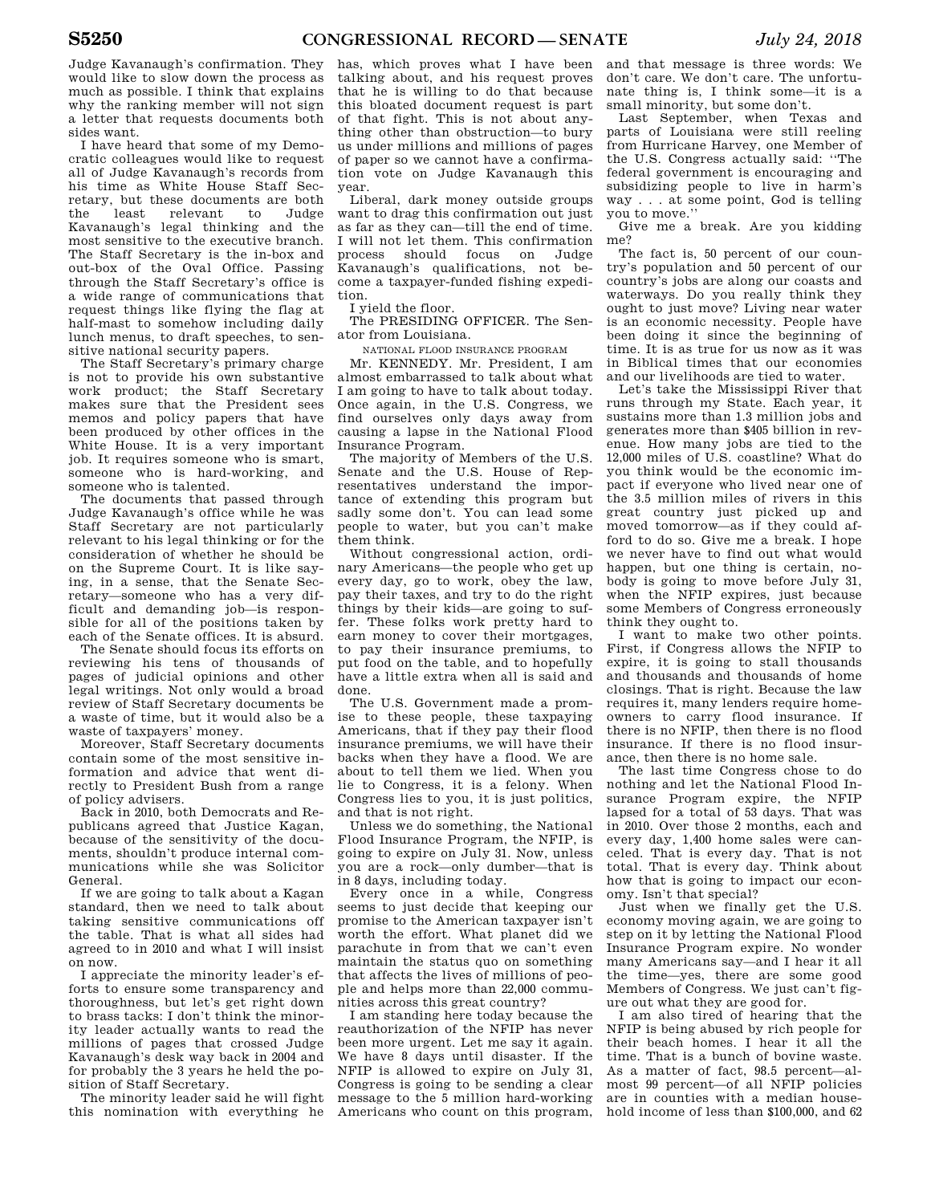Judge Kavanaugh's confirmation. They would like to slow down the process as much as possible. I think that explains why the ranking member will not sign a letter that requests documents both sides want.

I have heard that some of my Democratic colleagues would like to request all of Judge Kavanaugh's records from his time as White House Staff Secretary, but these documents are both the least relevant to Judge Kavanaugh's legal thinking and the most sensitive to the executive branch. The Staff Secretary is the in-box and out-box of the Oval Office. Passing through the Staff Secretary's office is a wide range of communications that request things like flying the flag at half-mast to somehow including daily lunch menus, to draft speeches, to sensitive national security papers.

The Staff Secretary's primary charge is not to provide his own substantive work product; the Staff Secretary makes sure that the President sees memos and policy papers that have been produced by other offices in the White House. It is a very important job. It requires someone who is smart, someone who is hard-working, and someone who is talented.

The documents that passed through Judge Kavanaugh's office while he was Staff Secretary are not particularly relevant to his legal thinking or for the consideration of whether he should be on the Supreme Court. It is like saying, in a sense, that the Senate Secretary—someone who has a very difficult and demanding job—is responsible for all of the positions taken by each of the Senate offices. It is absurd.

The Senate should focus its efforts on reviewing his tens of thousands of pages of judicial opinions and other legal writings. Not only would a broad review of Staff Secretary documents be a waste of time, but it would also be a waste of taxpayers' money.

Moreover, Staff Secretary documents contain some of the most sensitive information and advice that went directly to President Bush from a range of policy advisers.

Back in 2010, both Democrats and Republicans agreed that Justice Kagan, because of the sensitivity of the documents, shouldn't produce internal communications while she was Solicitor General.

If we are going to talk about a Kagan standard, then we need to talk about taking sensitive communications off the table. That is what all sides had agreed to in 2010 and what I will insist on now.

I appreciate the minority leader's efforts to ensure some transparency and thoroughness, but let's get right down to brass tacks: I don't think the minority leader actually wants to read the millions of pages that crossed Judge Kavanaugh's desk way back in 2004 and for probably the 3 years he held the position of Staff Secretary.

The minority leader said he will fight this nomination with everything he has, which proves what I have been talking about, and his request proves that he is willing to do that because this bloated document request is part of that fight. This is not about anything other than obstruction—to bury us under millions and millions of pages of paper so we cannot have a confirmation vote on Judge Kavanaugh this year.

Liberal, dark money outside groups want to drag this confirmation out just as far as they can—till the end of time. I will not let them. This confirmation process should focus on Judge Kavanaugh's qualifications, not become a taxpayer-funded fishing expedition.

I yield the floor.

The PRESIDING OFFICER. The Senator from Louisiana.

NATIONAL FLOOD INSURANCE PROGRAM

Mr. KENNEDY. Mr. President, I am almost embarrassed to talk about what I am going to have to talk about today. Once again, in the U.S. Congress, we find ourselves only days away from causing a lapse in the National Flood Insurance Program.

The majority of Members of the U.S. Senate and the U.S. House of Representatives understand the importance of extending this program but sadly some don't. You can lead some people to water, but you can't make them think.

Without congressional action, ordinary Americans—the people who get up every day, go to work, obey the law, pay their taxes, and try to do the right things by their kids—are going to suffer. These folks work pretty hard to earn money to cover their mortgages, to pay their insurance premiums, to put food on the table, and to hopefully have a little extra when all is said and done.

The U.S. Government made a promise to these people, these taxpaying Americans, that if they pay their flood insurance premiums, we will have their backs when they have a flood. We are about to tell them we lied. When you lie to Congress, it is a felony. When Congress lies to you, it is just politics, and that is not right.

Unless we do something, the National Flood Insurance Program, the NFIP, is going to expire on July 31. Now, unless you are a rock—only dumber—that is in 8 days, including today.

Every once in a while, Congress seems to just decide that keeping our promise to the American taxpayer isn't worth the effort. What planet did we parachute in from that we can't even maintain the status quo on something that affects the lives of millions of people and helps more than 22,000 communities across this great country?

I am standing here today because the reauthorization of the NFIP has never been more urgent. Let me say it again. We have 8 days until disaster. If the NFIP is allowed to expire on July 31, Congress is going to be sending a clear message to the 5 million hard-working Americans who count on this program, and that message is three words: We don't care. We don't care. The unfortunate thing is, I think some—it is a small minority, but some don't.

Last September, when Texas and parts of Louisiana were still reeling from Hurricane Harvey, one Member of the U.S. Congress actually said: "The federal government is encouraging and subsidizing people to live in harm's way . . . at some point, God is telling you to move."

Give me a break. Are you kidding me?

The fact is, 50 percent of our country's population and 50 percent of our country's jobs are along our coasts and waterways. Do you really think they ought to just move? Living near water is an economic necessity. People have been doing it since the beginning of time. It is as true for us now as it was in Biblical times that our economies and our livelihoods are tied to water.

Let's take the Mississippi River that runs through my State. Each year, it sustains more than 1.3 million jobs and generates more than $405 billion in revenue. How many jobs are tied to the 12,000 miles of U.S. coastline? What do you think would be the economic impact if everyone who lived near one of the 3.5 million miles of rivers in this great country just picked up and moved tomorrow—as if they could afford to do so. Give me a break. I hope we never have to find out what would happen, but one thing is certain, nobody is going to move before July 31, when the NFIP expires, just because some Members of Congress erroneously think they ought to.

I want to make two other points. First, if Congress allows the NFIP to expire, it is going to stall thousands and thousands and thousands of home closings. That is right. Because the law requires it, many lenders require homeowners to carry flood insurance. If there is no NFIP, then there is no flood insurance. If there is no flood insurance, then there is no home sale.

The last time Congress chose to do nothing and let the National Flood Insurance Program expire, the NFIP lapsed for a total of 53 days. That was in 2010. Over those 2 months, each and every day, 1,400 home sales were canceled. That is every day. That is not total. That is every day. Think about how that is going to impact our economy. Isn't that special?

Just when we finally get the U.S. economy moving again, we are going to step on it by letting the National Flood Insurance Program expire. No wonder many Americans say—and I hear it all the time—yes, there are some good Members of Congress. We just can't figure out what they are good for.

I am also tired of hearing that the NFIP is being abused by rich people for their beach homes. I hear it all the time. That is a bunch of bovine waste. As a matter of fact, 98.5 percent—almost 99 percent—of all NFIP policies are in counties with a median household income of less than $100,000, and 62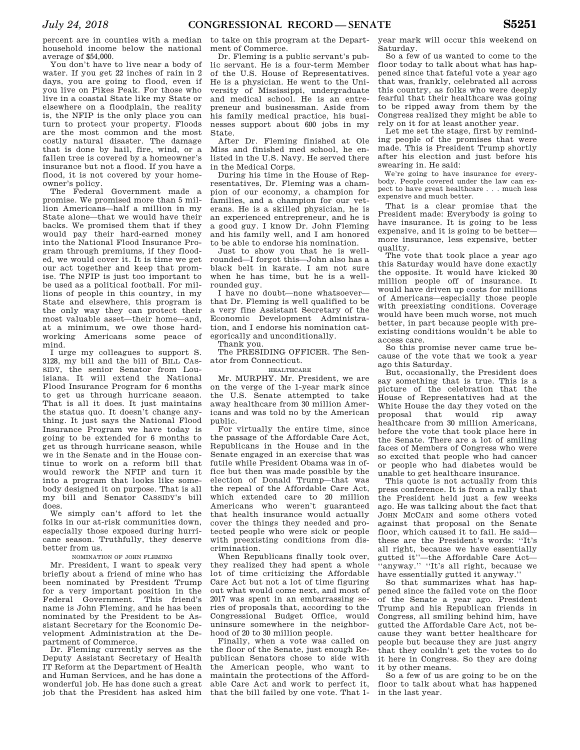percent are in counties with a median household income below the national average of $54,000.

You don't have to live near a body of water. If you get 22 inches of rain in 2 days, you are going to flood, even if you live on Pikes Peak. For those who live in a coastal State like my State or elsewhere on a floodplain, the reality is, the NFIP is the only place you can turn to protect your property. Floods are the most common and the most costly natural disaster. The damage that is done by hail, fire, wind, or a fallen tree is covered by a homeowner's insurance but not a flood. If you have a flood, it is not covered by your homeowner's policy.

The Federal Government made a promise. We promised more than 5 million Americans—half a million in my State alone—that we would have their backs. We promised them that if they would pay their hard-earned money into the National Flood Insurance Program through premiums, if they flooded, we would cover it. It is time we get our act together and keep that promise. The NFIP is just too important to be used as a political football. For millions of people in this country, in my State and elsewhere, this program is the only way they can protect their most valuable asset—their home—and, at a minimum, we owe those hard-working Americans some peace of mind.

I urge my colleagues to support S. 3128, my bill and the bill of BILL CASSIDY, the senior Senator from Louisiana. It will extend the National Flood Insurance Program for 6 months to get us through hurricane season. That is all it does. It just maintains the status quo. It doesn't change anything. It just says the National Flood Insurance Program we have today is going to be extended for 6 months to get us through hurricane season, while we in the Senate and in the House continue to work on a reform bill that would rework the NFIP and turn it into a program that looks like somebody designed it on purpose. That is all my bill and Senator CASSIDY's bill does.

We simply can't afford to let the folks in our at-risk communities down, especially those exposed during hurricane season. Truthfully, they deserve better from us.

NOMINATION OF JOHN FLEMING

Mr. President, I want to speak very briefly about a friend of mine who has been nominated by President Trump for a very important position in the Federal Government. This friend's name is John Fleming, and he has been nominated by the President to be Assistant Secretary for the Economic Development Administration at the Department of Commerce.

Dr. Fleming currently serves as the Deputy Assistant Secretary of Health IT Reform at the Department of Health and Human Services, and he has done a wonderful job. He has done such a great job that the President has asked him to take on this program at the Department of Commerce.

Dr. Fleming is a public servant's public servant. He is a four-term Member of the U.S. House of Representatives. He is a physician. He went to the University of Mississippi, undergraduate and medical school. He is an entrepreneur and businessman. Aside from his family medical practice, his businesses support about 600 jobs in my State.

After Dr. Fleming finished at Ole Miss and finished med school, he enlisted in the U.S. Navy. He served there in the Medical Corps.

During his time in the House of Representatives, Dr. Fleming was a champion of our economy, a champion for families, and a champion for our veterans. He is a skilled physician, he is an experienced entrepreneur, and he is a good guy. I know Dr. John Fleming and his family well, and I am honored to be able to endorse his nomination.

Just to show you that he is well-rounded—I forgot this—John also has a black belt in karate. I am not sure when he has time, but he is a well-rounded guy.

I have no doubt—none whatsoever—that Dr. Fleming is well qualified to be a very fine Assistant Secretary of the Economic Development Administration, and I endorse his nomination categorically and unconditionally.

Thank you.

The PRESIDING OFFICER. The Senator from Connecticut.

HEALTHCARE

Mr. MURPHY. Mr. President, we are on the verge of the 1-year mark since the U.S. Senate attempted to take away healthcare from 30 million Americans and was told no by the American public.

For virtually the entire time, since the passage of the Affordable Care Act, Republicans in the House and in the Senate engaged in an exercise that was futile while President Obama was in office but then was made possible by the election of Donald Trump—that was the repeal of the Affordable Care Act, which extended care to 20 million Americans who weren't guaranteed that health insurance would actually cover the things they needed and protected people who were sick or people with preexisting conditions from discrimination.

When Republicans finally took over, they realized they had spent a whole lot of time criticizing the Affordable Care Act but not a lot of time figuring out what would come next, and most of 2017 was spent in an embarrassing series of proposals that, according to the Congressional Budget Office, would uninsure somewhere in the neighborhood of 20 to 30 million people.

Finally, when a vote was called on the floor of the Senate, just enough Republican Senators chose to side with the American people, who want to maintain the protections of the Affordable Care Act and work to perfect it, that the bill failed by one vote. That 1-year mark will occur this weekend on Saturday.

So a few of us wanted to come to the floor today to talk about what has happened since that fateful vote a year ago that was, frankly, celebrated all across this country, as folks who were deeply fearful that their healthcare was going to be ripped away from them by the Congress realized they might be able to rely on it for at least another year.

Let me set the stage, first by reminding people of the promises that were made. This is President Trump shortly after his election and just before his swearing in. He said:

> We're going to have insurance for everybody. People covered under the law can expect to have great healthcare . . . much less expensive and much better.

That is a clear promise that the President made: Everybody is going to have insurance. It is going to be less expensive, and it is going to be better—more insurance, less expensive, better quality.

The vote that took place a year ago this Saturday would have done exactly the opposite. It would have kicked 30 million people off of insurance. It would have driven up costs for millions of Americans—especially those people with preexisting conditions. Coverage would have been much worse, not much better, in part because people with preexisting conditions wouldn't be able to access care.

So this promise never came true because of the vote that we took a year ago this Saturday.

But, occasionally, the President does say something that is true. This is a picture of the celebration that the House of Representatives had at the White House the day they voted on the proposal that would rip away healthcare from 30 million Americans, before the vote that took place here in the Senate. There are a lot of smiling faces of Members of Congress who were so excited that people who had cancer or people who had diabetes would be unable to get healthcare insurance.

This quote is not actually from this press conference. It is from a rally that the President held just a few weeks ago. He was talking about the fact that JOHN MCCAIN and some others voted against that proposal on the Senate floor, which caused it to fail. He said—these are the President's words: "It's all right, because we have essentially gutted it"—the Affordable Care Act—"anyway." "It's all right, because we have essentially gutted it anyway."

So that summarizes what has happened since the failed vote on the floor of the Senate a year ago. President Trump and his Republican friends in Congress, all smiling behind him, have gutted the Affordable Care Act, not because they want better healthcare for people but because they are just angry that they couldn't get the votes to do it here in Congress. So they are doing it by other means.

So a few of us are going to be on the floor to talk about what has happened in the last year.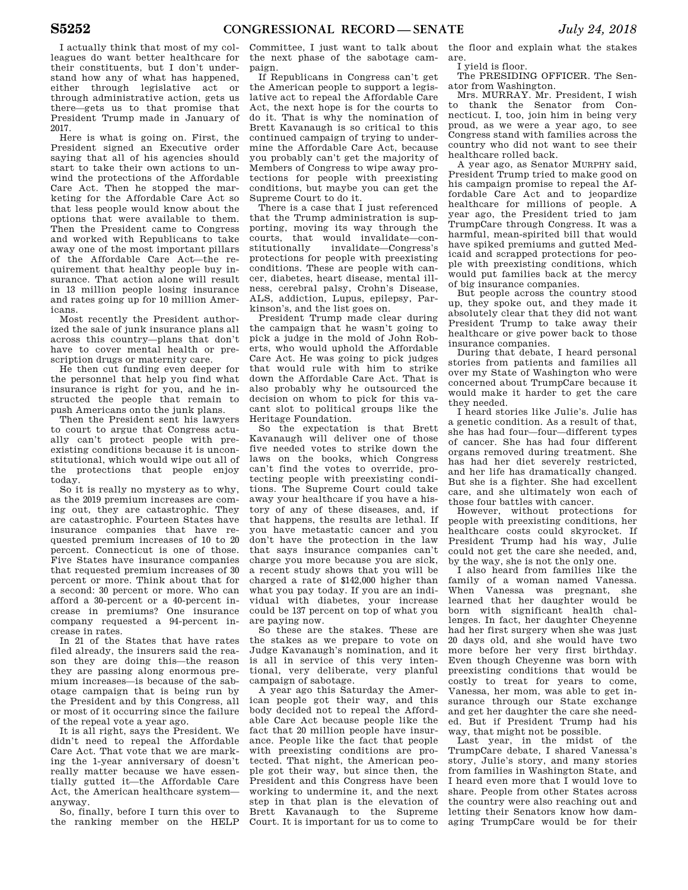I actually think that most of my colleagues do want better healthcare for their constituents, but I don't understand how any of what has happened, either through legislative act or through administrative action, gets us there—gets us to that promise that President Trump made in January of 2017.

Here is what is going on. First, the President signed an Executive order saying that all of his agencies should start to take their own actions to unwind the protections of the Affordable Care Act. Then he stopped the marketing for the Affordable Care Act so that less people would know about the options that were available to them. Then the President came to Congress and worked with Republicans to take away one of the most important pillars of the Affordable Care Act—the requirement that healthy people buy insurance. That action alone will result in 13 million people losing insurance and rates going up for 10 million Americans.

Most recently the President authorized the sale of junk insurance plans all across this country—plans that don't have to cover mental health or prescription drugs or maternity care.

He then cut funding even deeper for the personnel that help you find what insurance is right for you, and he instructed the people that remain to push Americans onto the junk plans.

Then the President sent his lawyers to court to argue that Congress actually can't protect people with preexisting conditions because it is unconstitutional, which would wipe out all of the protections that people enjoy today.

So it is really no mystery as to why, as the 2019 premium increases are coming out, they are catastrophic. They are catastrophic. Fourteen States have insurance companies that have requested premium increases of 10 to 20 percent. Connecticut is one of those. Five States have insurance companies that requested premium increases of 30 percent or more. Think about that for a second: 30 percent or more. Who can afford a 30-percent or a 40-percent increase in premiums? One insurance company requested a 94-percent increase in rates.

In 21 of the States that have rates filed already, the insurers said the reason they are doing this—the reason they are passing along enormous premium increases—is because of the sabotage campaign that is being run by the President and by this Congress, all or most of it occurring since the failure of the repeal vote a year ago.

It is all right, says the President. We didn't need to repeal the Affordable Care Act. That vote that we are marking the 1-year anniversary of doesn't really matter because we have essentially gutted it—the Affordable Care Act, the American healthcare system—anyway.

So, finally, before I turn this over to the ranking member on the HELP Committee, I just want to talk about the next phase of the sabotage campaign.

If Republicans in Congress can't get the American people to support a legislative act to repeal the Affordable Care Act, the next hope is for the courts to do it. That is why the nomination of Brett Kavanaugh is so critical to this continued campaign of trying to undermine the Affordable Care Act, because you probably can't get the majority of Members of Congress to wipe away protections for people with preexisting conditions, but maybe you can get the Supreme Court to do it.

There is a case that I just referenced that the Trump administration is supporting, moving its way through the courts, that would invalidate—constitutionally invalidate—Congress's protections for people with preexisting conditions. These are people with cancer, diabetes, heart disease, mental illness, cerebral palsy, Crohn's Disease, ALS, addiction, Lupus, epilepsy, Parkinson's, and the list goes on.

President Trump made clear during the campaign that he wasn't going to pick a judge in the mold of John Roberts, who would uphold the Affordable Care Act. He was going to pick judges that would rule with him to strike down the Affordable Care Act. That is also probably why he outsourced the decision on whom to pick for this vacant slot to political groups like the Heritage Foundation.

So the expectation is that Brett Kavanaugh will deliver one of those five needed votes to strike down the laws on the books, which Congress can't find the votes to override, protecting people with preexisting conditions. The Supreme Court could take away your healthcare if you have a history of any of these diseases, and, if that happens, the results are lethal. If you have metastatic cancer and you don't have the protection in the law that says insurance companies can't charge you more because you are sick, a recent study shows that you will be charged a rate of $142,000 higher than what you pay today. If you are an individual with diabetes, your increase could be 137 percent on top of what you are paying now.

So these are the stakes. These are the stakes as we prepare to vote on Judge Kavanaugh's nomination, and it is all in service of this very intentional, very deliberate, very planful campaign of sabotage.

A year ago this Saturday the American people got their way, and this body decided not to repeal the Affordable Care Act because people like the fact that 20 million people have insurance. People like the fact that people with preexisting conditions are protected. That night, the American people got their way, but since then, the President and this Congress have been working to undermine it, and the next step in that plan is the elevation of Brett Kavanaugh to the Supreme Court. It is important for us to come to the floor and explain what the stakes are.

I yield is floor.

The PRESIDING OFFICER. The Senator from Washington.

Mrs. MURRAY. Mr. President, I wish to thank the Senator from Connecticut. I, too, join him in being very proud, as we were a year ago, to see Congress stand with families across the country who did not want to see their healthcare rolled back.

A year ago, as Senator MURPHY said, President Trump tried to make good on his campaign promise to repeal the Affordable Care Act and to jeopardize healthcare for millions of people. A year ago, the President tried to jam TrumpCare through Congress. It was a harmful, mean-spirited bill that would have spiked premiums and gutted Medicaid and scrapped protections for people with preexisting conditions, which would put families back at the mercy of big insurance companies.

But people across the country stood up, they spoke out, and they made it absolutely clear that they did not want President Trump to take away their healthcare or give power back to those insurance companies.

During that debate, I heard personal stories from patients and families all over my State of Washington who were concerned about TrumpCare because it would make it harder to get the care they needed.

I heard stories like Julie's. Julie has a genetic condition. As a result of that, she has had four—four—different types of cancer. She has had four different organs removed during treatment. She has had her diet severely restricted, and her life has dramatically changed. But she is a fighter. She had excellent care, and she ultimately won each of those four battles with cancer.

However, without protections for people with preexisting conditions, her healthcare costs could skyrocket. If President Trump had his way, Julie could not get the care she needed, and, by the way, she is not the only one.

I also heard from families like the family of a woman named Vanessa. When Vanessa was pregnant, she learned that her daughter would be born with significant health challenges. In fact, her daughter Cheyenne had her first surgery when she was just 20 days old, and she would have two more before her very first birthday. Even though Cheyenne was born with preexisting conditions that would be costly to treat for years to come, Vanessa, her mom, was able to get insurance through our State exchange and get her daughter the care she needed. But if President Trump had his way, that might not be possible.

Last year, in the midst of the TrumpCare debate, I shared Vanessa's story, Julie's story, and many stories from families in Washington State, and I heard even more that I would love to share. People from other States across the country were also reaching out and letting their Senators know how damaging TrumpCare would be for their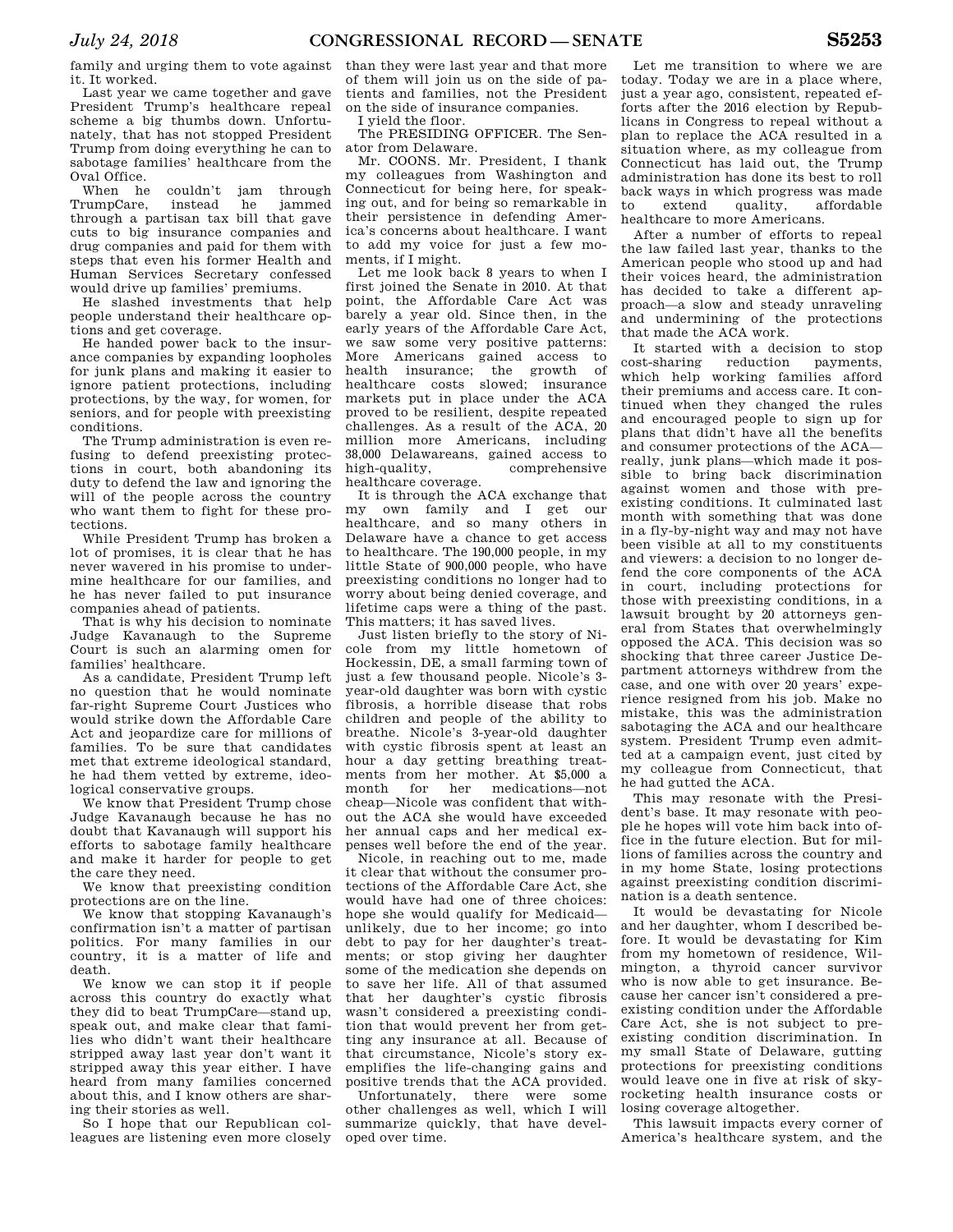family and urging them to vote against it. It worked.

Last year we came together and gave President Trump's healthcare repeal scheme a big thumbs down. Unfortunately, that has not stopped President Trump from doing everything he can to sabotage families' healthcare from the Oval Office.

When he couldn't jam through TrumpCare, instead he jammed through a partisan tax bill that gave cuts to big insurance companies and drug companies and paid for them with steps that even his former Health and Human Services Secretary confessed would drive up families' premiums.

He slashed investments that help people understand their healthcare options and get coverage.

He handed power back to the insurance companies by expanding loopholes for junk plans and making it easier to ignore patient protections, including protections, by the way, for women, for seniors, and for people with preexisting conditions.

The Trump administration is even refusing to defend preexisting protections in court, both abandoning its duty to defend the law and ignoring the will of the people across the country who want them to fight for these protections.

While President Trump has broken a lot of promises, it is clear that he has never wavered in his promise to undermine healthcare for our families, and he has never failed to put insurance companies ahead of patients.

That is why his decision to nominate Judge Kavanaugh to the Supreme Court is such an alarming omen for families' healthcare.

As a candidate, President Trump left no question that he would nominate far-right Supreme Court Justices who would strike down the Affordable Care Act and jeopardize care for millions of families. To be sure that candidates met that extreme ideological standard, he had them vetted by extreme, ideological conservative groups.

We know that President Trump chose Judge Kavanaugh because he has no doubt that Kavanaugh will support his efforts to sabotage family healthcare and make it harder for people to get the care they need.

We know that preexisting condition protections are on the line.

We know that stopping Kavanaugh's confirmation isn't a matter of partisan politics. For many families in our country, it is a matter of life and death.

We know we can stop it if people across this country do exactly what they did to beat TrumpCare—stand up, speak out, and make clear that families who didn't want their healthcare stripped away last year don't want it stripped away this year either. I have heard from many families concerned about this, and I know others are sharing their stories as well.

So I hope that our Republican colleagues are listening even more closely than they were last year and that more of them will join us on the side of patients and families, not the President on the side of insurance companies.

I yield the floor.

The PRESIDING OFFICER. The Senator from Delaware.

Mr. COONS. Mr. President, I thank my colleagues from Washington and Connecticut for being here, for speaking out, and for being so remarkable in their persistence in defending America's concerns about healthcare. I want to add my voice for just a few moments, if I might.

Let me look back 8 years to when I first joined the Senate in 2010. At that point, the Affordable Care Act was barely a year old. Since then, in the early years of the Affordable Care Act, we saw some very positive patterns: More Americans gained access to health insurance; the growth of healthcare costs slowed; insurance markets put in place under the ACA proved to be resilient, despite repeated challenges. As a result of the ACA, 20 million more Americans, including 38,000 Delawareans, gained access to high-quality, comprehensive healthcare coverage.

It is through the ACA exchange that my own family and I get our healthcare, and so many others in Delaware have a chance to get access to healthcare. The 190,000 people, in my little State of 900,000 people, who have preexisting conditions no longer had to worry about being denied coverage, and lifetime caps were a thing of the past. This matters; it has saved lives.

Just listen briefly to the story of Nicole from my little hometown of Hockessin, DE, a small farming town of just a few thousand people. Nicole's 3-year-old daughter was born with cystic fibrosis, a horrible disease that robs children and people of the ability to breathe. Nicole's 3-year-old daughter with cystic fibrosis spent at least an hour a day getting breathing treatments from her mother. At $5,000 a month for her medications—not cheap—Nicole was confident that without the ACA she would have exceeded her annual caps and her medical expenses well before the end of the year.

Nicole, in reaching out to me, made it clear that without the consumer protections of the Affordable Care Act, she would have had one of three choices: hope she would qualify for Medicaid—unlikely, due to her income; go into debt to pay for her daughter's treatments; or stop giving her daughter some of the medication she depends on to save her life. All of that assumed that her daughter's cystic fibrosis wasn't considered a preexisting condition that would prevent her from getting any insurance at all. Because of that circumstance, Nicole's story exemplifies the life-changing gains and positive trends that the ACA provided.

Unfortunately, there were some other challenges as well, which I will summarize quickly, that have developed over time.

Let me transition to where we are today. Today we are in a place where, just a year ago, consistent, repeated efforts after the 2016 election by Republicans in Congress to repeal without a plan to replace the ACA resulted in a situation where, as my colleague from Connecticut has laid out, the Trump administration has done its best to roll back ways in which progress was made to extend quality, affordable healthcare to more Americans.

After a number of efforts to repeal the law failed last year, thanks to the American people who stood up and had their voices heard, the administration has decided to take a different approach—a slow and steady unraveling and undermining of the protections that made the ACA work.

It started with a decision to stop cost-sharing reduction payments, which help working families afford their premiums and access care. It continued when they changed the rules and encouraged people to sign up for plans that didn't have all the benefits and consumer protections of the ACA—really, junk plans—which made it possible to bring back discrimination against women and those with preexisting conditions. It culminated last month with something that was done in a fly-by-night way and may not have been visible at all to my constituents and viewers: a decision to no longer defend the core components of the ACA in court, including protections for those with preexisting conditions, in a lawsuit brought by 20 attorneys general from States that overwhelmingly opposed the ACA. This decision was so shocking that three career Justice Department attorneys withdrew from the case, and one with over 20 years' experience resigned from his job. Make no mistake, this was the administration sabotaging the ACA and our healthcare system. President Trump even admitted at a campaign event, just cited by my colleague from Connecticut, that he had gutted the ACA.

This may resonate with the President's base. It may resonate with people he hopes will vote him back into office in the future election. But for millions of families across the country and in my home State, losing protections against preexisting condition discrimination is a death sentence.

It would be devastating for Nicole and her daughter, whom I described before. It would be devastating for Kim from my hometown of residence, Wilmington, a thyroid cancer survivor who is now able to get insurance. Because her cancer isn't considered a preexisting condition under the Affordable Care Act, she is not subject to preexisting condition discrimination. In my small State of Delaware, gutting protections for preexisting conditions would leave one in five at risk of skyrocketing health insurance costs or losing coverage altogether.

This lawsuit impacts every corner of America's healthcare system, and the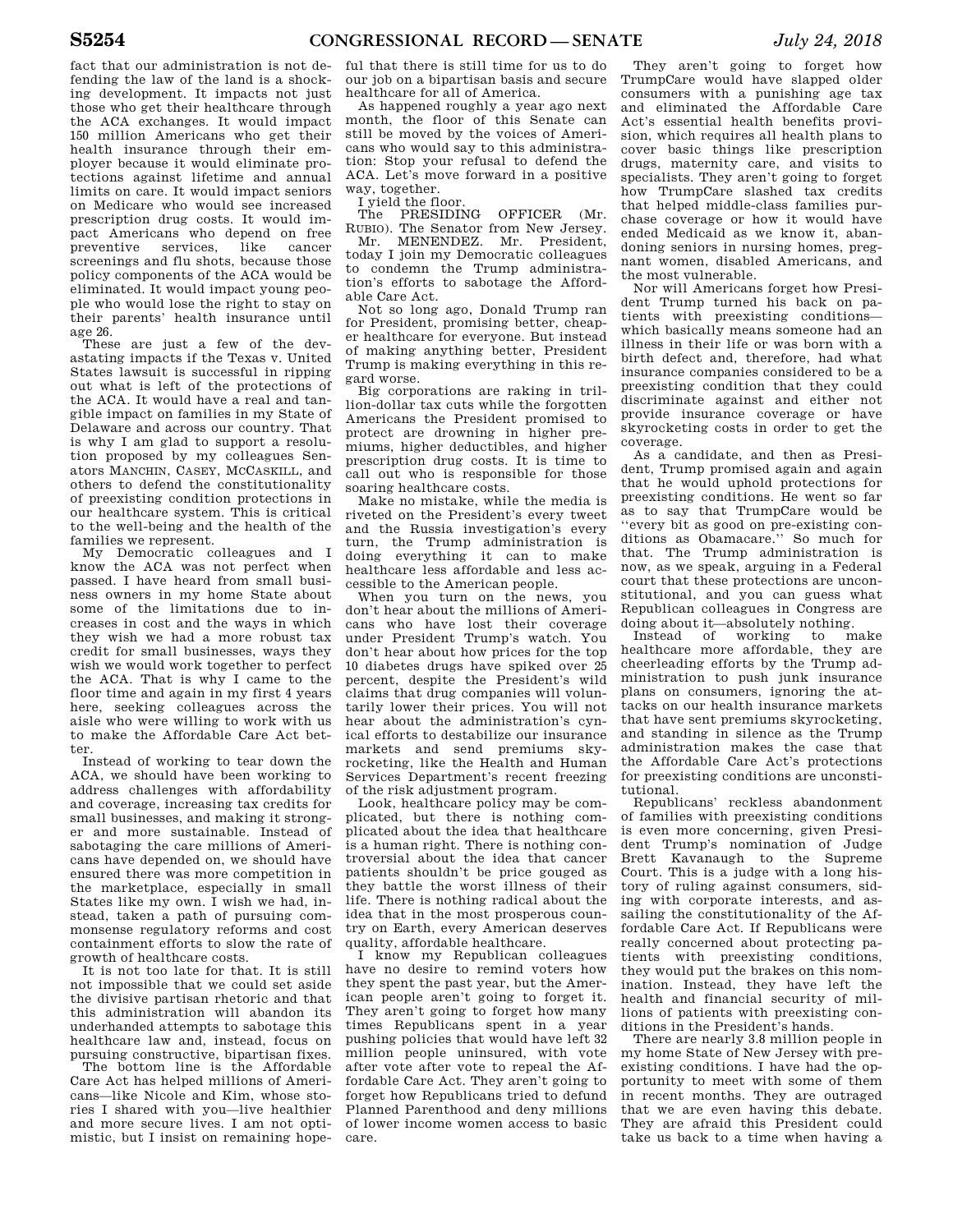fact that our administration is not defending the law of the land is a shocking development. It impacts not just those who get their healthcare through the ACA exchanges. It would impact 150 million Americans who get their health insurance through their employer because it would eliminate protections against lifetime and annual limits on care. It would impact seniors on Medicare who would see increased prescription drug costs. It would impact Americans who depend on free preventive services, like cancer screenings and flu shots, because those policy components of the ACA would be eliminated. It would impact young people who would lose the right to stay on their parents' health insurance until age 26.

These are just a few of the devastating impacts if the Texas v. United States lawsuit is successful in ripping out what is left of the protections of the ACA. It would have a real and tangible impact on families in my State of Delaware and across our country. That is why I am glad to support a resolution proposed by my colleagues Senators MANCHIN, CASEY, MCCASKILL, and others to defend the constitutionality of preexisting condition protections in our healthcare system. This is critical to the well-being and the health of the families we represent.

My Democratic colleagues and I know the ACA was not perfect when passed. I have heard from small business owners in my home State about some of the limitations due to increases in cost and the ways in which they wish we had a more robust tax credit for small businesses, ways they wish we would work together to perfect the ACA. That is why I came to the floor time and again in my first 4 years here, seeking colleagues across the aisle who were willing to work with us to make the Affordable Care Act better.

Instead of working to tear down the ACA, we should have been working to address challenges with affordability and coverage, increasing tax credits for small businesses, and making it stronger and more sustainable. Instead of sabotaging the care millions of Americans have depended on, we should have ensured there was more competition in the marketplace, especially in small States like my own. I wish we had, instead, taken a path of pursuing commonsense regulatory reforms and cost containment efforts to slow the rate of growth of healthcare costs.

It is not too late for that. It is still not impossible that we could set aside the divisive partisan rhetoric and that this administration will abandon its underhanded attempts to sabotage this healthcare law and, instead, focus on pursuing constructive, bipartisan fixes.

The bottom line is the Affordable Care Act has helped millions of Americans—like Nicole and Kim, whose stories I shared with you—live healthier and more secure lives. I am not optimistic, but I insist on remaining hopeful that there is still time for us to do our job on a bipartisan basis and secure healthcare for all of America.

As happened roughly a year ago next month, the floor of this Senate can still be moved by the voices of Americans who would say to this administration: Stop your refusal to defend the ACA. Let's move forward in a positive way, together.

I yield the floor.

The PRESIDING OFFICER (Mr. RUBIO). The Senator from New Jersey.

Mr. MENENDEZ. Mr. President, today I join my Democratic colleagues to condemn the Trump administration's efforts to sabotage the Affordable Care Act.

Not so long ago, Donald Trump ran for President, promising better, cheaper healthcare for everyone. But instead of making anything better, President Trump is making everything in this regard worse.

Big corporations are raking in trillion-dollar tax cuts while the forgotten Americans the President promised to protect are drowning in higher premiums, higher deductibles, and higher prescription drug costs. It is time to call out who is responsible for those soaring healthcare costs.

Make no mistake, while the media is riveted on the President's every tweet and the Russia investigation's every turn, the Trump administration is doing everything it can to make healthcare less affordable and less accessible to the American people.

When you turn on the news, you don't hear about the millions of Americans who have lost their coverage under President Trump's watch. You don't hear about how prices for the top 10 diabetes drugs have spiked over 25 percent, despite the President's wild claims that drug companies will voluntarily lower their prices. You will not hear about the administration's cynical efforts to destabilize our insurance markets and send premiums skyrocketing, like the Health and Human Services Department's recent freezing of the risk adjustment program.

Look, healthcare policy may be complicated, but there is nothing complicated about the idea that healthcare is a human right. There is nothing controversial about the idea that cancer patients shouldn't be price gouged as they battle the worst illness of their life. There is nothing radical about the idea that in the most prosperous country on Earth, every American deserves quality, affordable healthcare.

I know my Republican colleagues have no desire to remind voters how they spent the past year, but the American people aren't going to forget it. They aren't going to forget how many times Republicans spent in a year pushing policies that would have left 32 million people uninsured, with vote after vote after vote to repeal the Affordable Care Act. They aren't going to forget how Republicans tried to defund Planned Parenthood and deny millions of lower income women access to basic care.

They aren't going to forget how TrumpCare would have slapped older consumers with a punishing age tax and eliminated the Affordable Care Act's essential health benefits provision, which requires all health plans to cover basic things like prescription drugs, maternity care, and visits to specialists. They aren't going to forget how TrumpCare slashed tax credits that helped middle-class families purchase coverage or how it would have ended Medicaid as we know it, abandoning seniors in nursing homes, pregnant women, disabled Americans, and the most vulnerable.

Nor will Americans forget how President Trump turned his back on patients with preexisting conditions—which basically means someone had an illness in their life or was born with a birth defect and, therefore, had what insurance companies considered to be a preexisting condition that they could discriminate against and either not provide insurance coverage or have skyrocketing costs in order to get the coverage.

As a candidate, and then as President, Trump promised again and again that he would uphold protections for preexisting conditions. He went so far as to say that TrumpCare would be ''every bit as good on pre-existing conditions as Obamacare.'' So much for that. The Trump administration is now, as we speak, arguing in a Federal court that these protections are unconstitutional, and you can guess what Republican colleagues in Congress are doing about it—absolutely nothing.

Instead of working to make healthcare more affordable, they are cheerleading efforts by the Trump administration to push junk insurance plans on consumers, ignoring the attacks on our health insurance markets that have sent premiums skyrocketing, and standing in silence as the Trump administration makes the case that the Affordable Care Act's protections for preexisting conditions are unconstitutional.

Republicans' reckless abandonment of families with preexisting conditions is even more concerning, given President Trump's nomination of Judge Brett Kavanaugh to the Supreme Court. This is a judge with a long history of ruling against consumers, siding with corporate interests, and assailing the constitutionality of the Affordable Care Act. If Republicans were really concerned about protecting patients with preexisting conditions, they would put the brakes on this nomination. Instead, they have left the health and financial security of millions of patients with preexisting conditions in the President's hands.

There are nearly 3.8 million people in my home State of New Jersey with preexisting conditions. I have had the opportunity to meet with some of them in recent months. They are outraged that we are even having this debate. They are afraid this President could take us back to a time when having a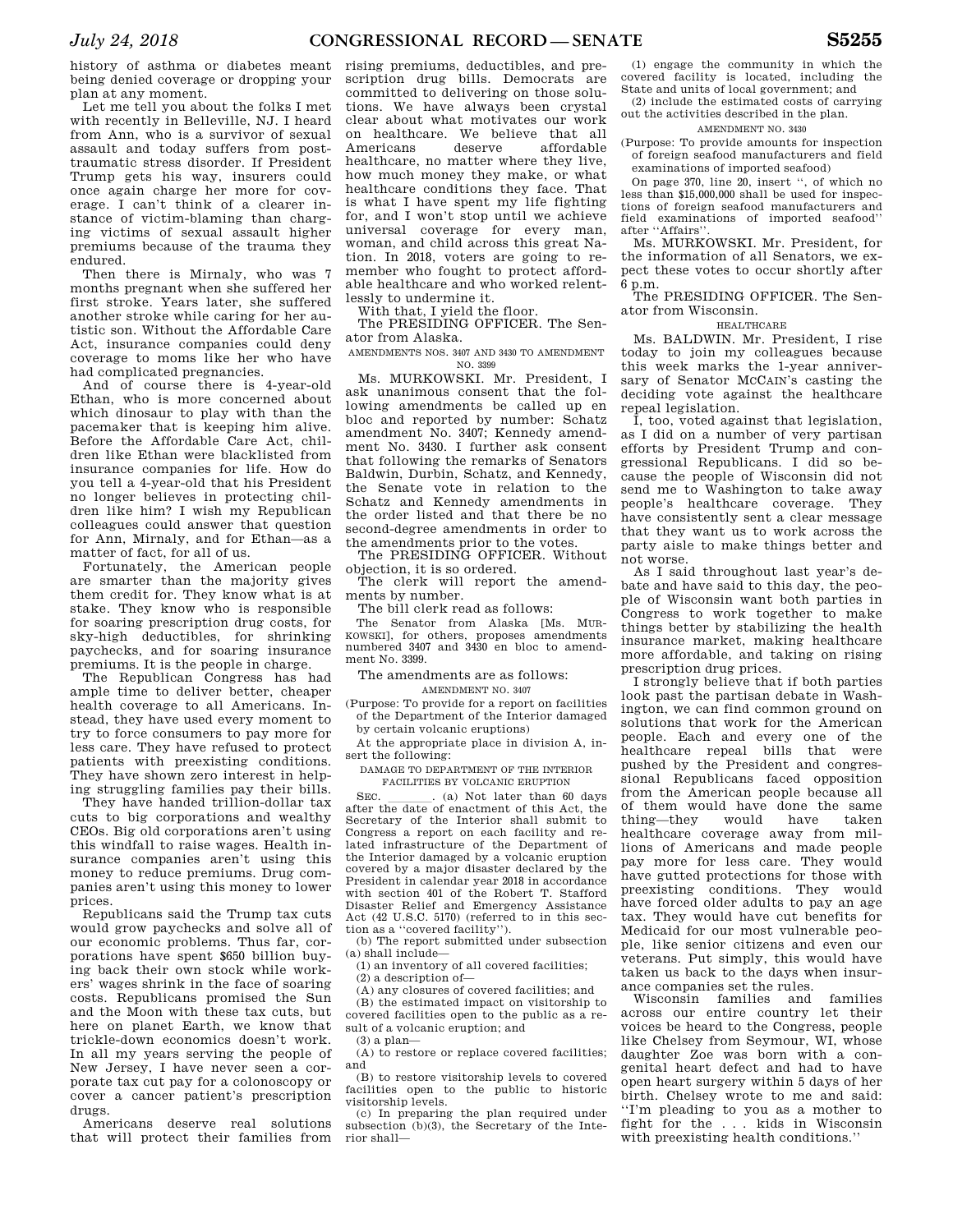history of asthma or diabetes meant being denied coverage or dropping your plan at any moment.

Let me tell you about the folks I met with recently in Belleville, NJ. I heard from Ann, who is a survivor of sexual assault and today suffers from post-traumatic stress disorder. If President Trump gets his way, insurers could once again charge her more for coverage. I can't think of a clearer instance of victim-blaming than charging victims of sexual assault higher premiums because of the trauma they endured.

Then there is Mirnaly, who was 7 months pregnant when she suffered her first stroke. Years later, she suffered another stroke while caring for her autistic son. Without the Affordable Care Act, insurance companies could deny coverage to moms like her who have had complicated pregnancies.

And of course there is 4-year-old Ethan, who is more concerned about which dinosaur to play with than the pacemaker that is keeping him alive. Before the Affordable Care Act, children like Ethan were blacklisted from insurance companies for life. How do you tell a 4-year-old that his President no longer believes in protecting children like him? I wish my Republican colleagues could answer that question for Ann, Mirnaly, and for Ethan—as a matter of fact, for all of us.

Fortunately, the American people are smarter than the majority gives them credit for. They know what is at stake. They know who is responsible for soaring prescription drug costs, for sky-high deductibles, for shrinking paychecks, and for soaring insurance premiums. It is the people in charge.

The Republican Congress has had ample time to deliver better, cheaper health coverage to all Americans. Instead, they have used every moment to try to force consumers to pay more for less care. They have refused to protect patients with preexisting conditions. They have shown zero interest in helping struggling families pay their bills.

They have handed trillion-dollar tax cuts to big corporations and wealthy CEOs. Big old corporations aren't using this windfall to raise wages. Health insurance companies aren't using this money to reduce premiums. Drug companies aren't using this money to lower prices.

Republicans said the Trump tax cuts would grow paychecks and solve all of our economic problems. Thus far, corporations have spent $650 billion buying back their own stock while workers' wages shrink in the face of soaring costs. Republicans promised the Sun and the Moon with these tax cuts, but here on planet Earth, we know that trickle-down economics doesn't work. In all my years serving the people of New Jersey, I have never seen a corporate tax cut pay for a colonoscopy or cover a cancer patient's prescription drugs.

Americans deserve real solutions that will protect their families from rising premiums, deductibles, and prescription drug bills. Democrats are committed to delivering on those solutions. We have always been crystal clear about what motivates our work on healthcare. We believe that all Americans deserve affordable healthcare, no matter where they live, how much money they make, or what healthcare conditions they face. That is what I have spent my life fighting for, and I won't stop until we achieve universal coverage for every man, woman, and child across this great Nation. In 2018, voters are going to remember who fought to protect affordable healthcare and who worked relentlessly to undermine it.

With that, I yield the floor.

The PRESIDING OFFICER. The Senator from Alaska.

AMENDMENTS NOS. 3407 AND 3430 TO AMENDMENT NO. 3399

Ms. MURKOWSKI. Mr. President, I ask unanimous consent that the following amendments be called up en bloc and reported by number: Schatz amendment No. 3407; Kennedy amendment No. 3430. I further ask consent that following the remarks of Senators Baldwin, Durbin, Schatz, and Kennedy, the Senate vote in relation to the Schatz and Kennedy amendments in the order listed and that there be no second-degree amendments in order to the amendments prior to the votes.

The PRESIDING OFFICER. Without objection, it is so ordered.

The clerk will report the amendments by number.

The bill clerk read as follows:

The Senator from Alaska [Ms. MURKOWSKI], for others, proposes amendments numbered 3407 and 3430 en bloc to amendment No. 3399.

The amendments are as follows:

AMENDMENT NO. 3407

(Purpose: To provide for a report on facilities of the Department of the Interior damaged by certain volcanic eruptions)

At the appropriate place in division A, insert the following:

DAMAGE TO DEPARTMENT OF THE INTERIOR FACILITIES BY VOLCANIC ERUPTION

SEC. ____. (a) Not later than 60 days after the date of enactment of this Act, the Secretary of the Interior shall submit to Congress a report on each facility and related infrastructure of the Department of the Interior damaged by a volcanic eruption covered by a major disaster declared by the President in calendar year 2018 in accordance with section 401 of the Robert T. Stafford Disaster Relief and Emergency Assistance Act (42 U.S.C. 5170) (referred to in this section as a "covered facility").

(b) The report submitted under subsection (a) shall include—

(1) an inventory of all covered facilities;

(2) a description of—

(A) any closures of covered facilities; and

(B) the estimated impact on visitorship to covered facilities open to the public as a result of a volcanic eruption; and

(3) a plan—

(A) to restore or replace covered facilities; and

(B) to restore visitorship levels to covered facilities open to the public to historic visitorship levels.

(c) In preparing the plan required under subsection (b)(3), the Secretary of the Interior shall—

(1) engage the community in which the covered facility is located, including the State and units of local government; and

(2) include the estimated costs of carrying out the activities described in the plan.

AMENDMENT NO. 3430

(Purpose: To provide amounts for inspection of foreign seafood manufacturers and field examinations of imported seafood)

On page 370, line 20, insert ", of which no less than $15,000,000 shall be used for inspections of foreign seafood manufacturers and field examinations of imported seafood" after "Affairs".

Ms. MURKOWSKI. Mr. President, for the information of all Senators, we expect these votes to occur shortly after 6 p.m.

The PRESIDING OFFICER. The Senator from Wisconsin.

HEALTHCARE

Ms. BALDWIN. Mr. President, I rise today to join my colleagues because this week marks the 1-year anniversary of Senator MCCAIN's casting the deciding vote against the healthcare repeal legislation.

I, too, voted against that legislation, as I did on a number of very partisan efforts by President Trump and congressional Republicans. I did so because the people of Wisconsin did not send me to Washington to take away people's healthcare coverage. They have consistently sent a clear message that they want us to work across the party aisle to make things better and not worse.

As I said throughout last year's debate and have said to this day, the people of Wisconsin want both parties in Congress to work together to make things better by stabilizing the health insurance market, making healthcare more affordable, and taking on rising prescription drug prices.

I strongly believe that if both parties look past the partisan debate in Washington, we can find common ground on solutions that work for the American people. Each and every one of the healthcare repeal bills that were pushed by the President and congressional Republicans faced opposition from the American people because all of them would have done the same thing—they would have taken healthcare coverage away from millions of Americans and made people pay more for less care. They would have gutted protections for those with preexisting conditions. They would have forced older adults to pay an age tax. They would have cut benefits for Medicaid for our most vulnerable people, like senior citizens and even our veterans. Put simply, this would have taken us back to the days when insurance companies set the rules.

Wisconsin families and families across our entire country let their voices be heard to the Congress, people like Chelsey from Seymour, WI, whose daughter Zoe was born with a congenital heart defect and had to have open heart surgery within 5 days of her birth. Chelsey wrote to me and said: "I'm pleading to you as a mother to fight for the . . . kids in Wisconsin with preexisting health conditions."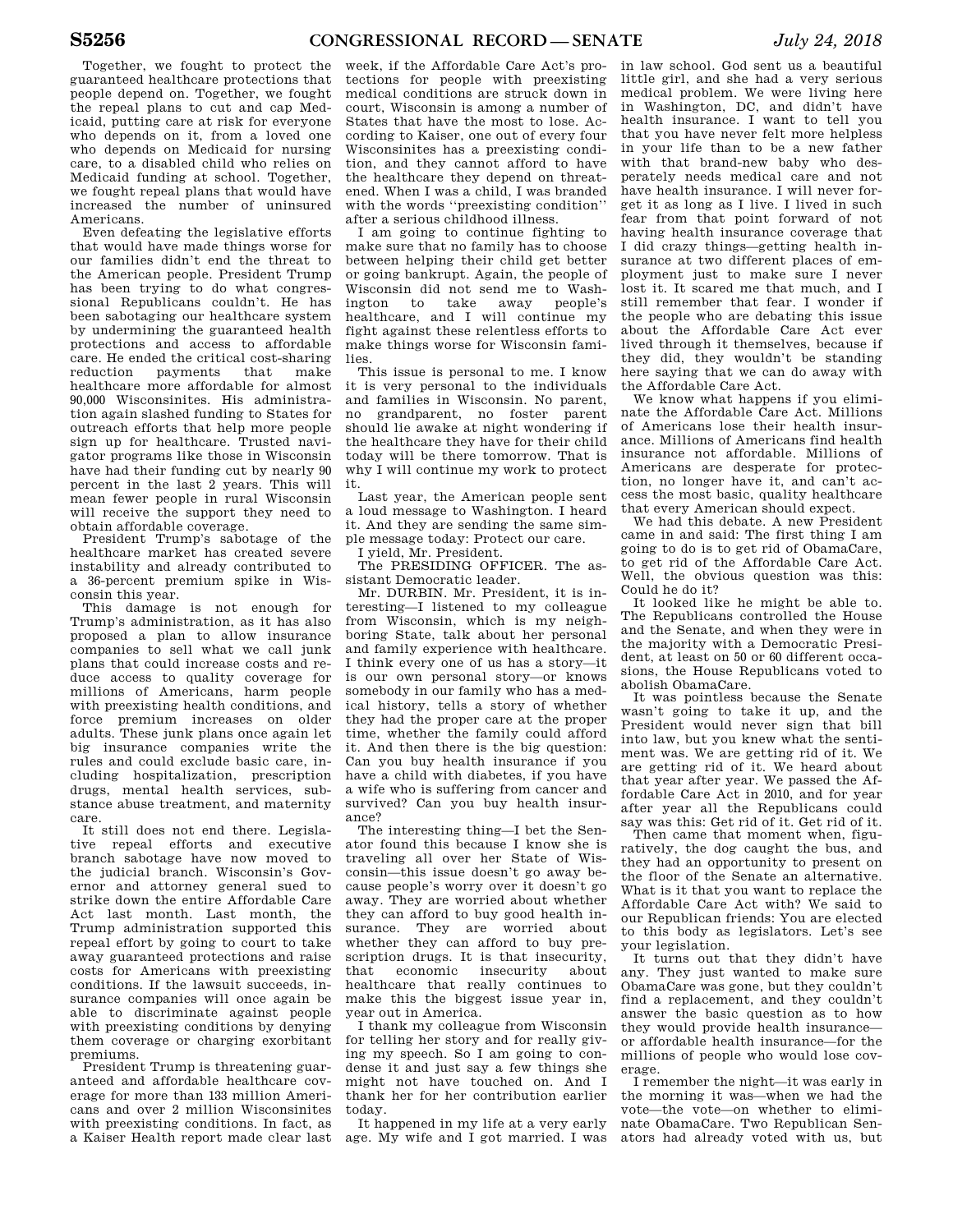Together, we fought to protect the guaranteed healthcare protections that people depend on. Together, we fought the repeal plans to cut and cap Medicaid, putting care at risk for everyone who depends on it, from a loved one who depends on Medicaid for nursing care, to a disabled child who relies on Medicaid funding at school. Together, we fought repeal plans that would have increased the number of uninsured Americans.

Even defeating the legislative efforts that would have made things worse for our families didn't end the threat to the American people. President Trump has been trying to do what congressional Republicans couldn't. He has been sabotaging our healthcare system by undermining the guaranteed health protections and access to affordable care. He ended the critical cost-sharing reduction payments that make healthcare more affordable for almost 90,000 Wisconsinites. His administration again slashed funding to States for outreach efforts that help more people sign up for healthcare. Trusted navigator programs like those in Wisconsin have had their funding cut by nearly 90 percent in the last 2 years. This will mean fewer people in rural Wisconsin will receive the support they need to obtain affordable coverage.

President Trump's sabotage of the healthcare market has created severe instability and already contributed to a 36-percent premium spike in Wisconsin this year.

This damage is not enough for Trump's administration, as it has also proposed a plan to allow insurance companies to sell what we call junk plans that could increase costs and reduce access to quality coverage for millions of Americans, harm people with preexisting health conditions, and force premium increases on older adults. These junk plans once again let big insurance companies write the rules and could exclude basic care, including hospitalization, prescription drugs, mental health services, substance abuse treatment, and maternity care.

It still does not end there. Legislative repeal efforts and executive branch sabotage have now moved to the judicial branch. Wisconsin's Governor and attorney general sued to strike down the entire Affordable Care Act last month. Last month, the Trump administration supported this repeal effort by going to court to take away guaranteed protections and raise costs for Americans with preexisting conditions. If the lawsuit succeeds, insurance companies will once again be able to discriminate against people with preexisting conditions by denying them coverage or charging exorbitant premiums.

President Trump is threatening guaranteed and affordable healthcare coverage for more than 133 million Americans and over 2 million Wisconsinites with preexisting conditions. In fact, as a Kaiser Health report made clear last week, if the Affordable Care Act's protections for people with preexisting medical conditions are struck down in court, Wisconsin is among a number of States that have the most to lose. According to Kaiser, one out of every four Wisconsinites has a preexisting condition, and they cannot afford to have the healthcare they depend on threatened. When I was a child, I was branded with the words ''preexisting condition'' after a serious childhood illness.

I am going to continue fighting to make sure that no family has to choose between helping their child get better or going bankrupt. Again, the people of Wisconsin did not send me to Washington to take away people's healthcare, and I will continue my fight against these relentless efforts to make things worse for Wisconsin families.

This issue is personal to me. I know it is very personal to the individuals and families in Wisconsin. No parent, no grandparent, no foster parent should lie awake at night wondering if the healthcare they have for their child today will be there tomorrow. That is why I will continue my work to protect it.

Last year, the American people sent a loud message to Washington. I heard it. And they are sending the same simple message today: Protect our care.

I yield, Mr. President.

The PRESIDING OFFICER. The assistant Democratic leader.

Mr. DURBIN. Mr. President, it is interesting—I listened to my colleague from Wisconsin, which is my neighboring State, talk about her personal and family experience with healthcare. I think every one of us has a story—it is our own personal story—or knows somebody in our family who has a medical history, tells a story of whether they had the proper care at the proper time, whether the family could afford it. And then there is the big question: Can you buy health insurance if you have a child with diabetes, if you have a wife who is suffering from cancer and survived? Can you buy health insurance?

The interesting thing—I bet the Senator found this because I know she is traveling all over her State of Wisconsin—this issue doesn't go away because people's worry over it doesn't go away. They are worried about whether they can afford to buy good health insurance. They are worried about whether they can afford to buy prescription drugs. It is that insecurity, that economic insecurity about healthcare that really continues to make this the biggest issue year in, year out in America.

I thank my colleague from Wisconsin for telling her story and for really giving my speech. So I am going to condense it and just say a few things she might not have touched on. And I thank her for her contribution earlier today.

It happened in my life at a very early age. My wife and I got married. I was in law school. God sent us a beautiful little girl, and she had a very serious medical problem. We were living here in Washington, DC, and didn't have health insurance. I want to tell you that you have never felt more helpless in your life than to be a new father with that brand-new baby who desperately needs medical care and not have health insurance. I will never forget it as long as I live. I lived in such fear from that point forward of not having health insurance coverage that I did crazy things—getting health insurance at two different places of employment just to make sure I never lost it. It scared me that much, and I still remember that fear. I wonder if the people who are debating this issue about the Affordable Care Act ever lived through it themselves, because if they did, they wouldn't be standing here saying that we can do away with the Affordable Care Act.

We know what happens if you eliminate the Affordable Care Act. Millions of Americans lose their health insurance. Millions of Americans find health insurance not affordable. Millions of Americans are desperate for protection, no longer have it, and can't access the most basic, quality healthcare that every American should expect.

We had this debate. A new President came in and said: The first thing I am going to do is to get rid of ObamaCare, to get rid of the Affordable Care Act. Well, the obvious question was this: Could he do it?

It looked like he might be able to. The Republicans controlled the House and the Senate, and when they were in the majority with a Democratic President, at least on 50 or 60 different occasions, the House Republicans voted to abolish ObamaCare.

It was pointless because the Senate wasn't going to take it up, and the President would never sign that bill into law, but you knew what the sentiment was. We are getting rid of it. We are getting rid of it. We heard about that year after year. We passed the Affordable Care Act in 2010, and for year after year all the Republicans could say was this: Get rid of it. Get rid of it.

Then came that moment when, figuratively, the dog caught the bus, and they had an opportunity to present on the floor of the Senate an alternative. What is it that you want to replace the Affordable Care Act with? We said to our Republican friends: You are elected to this body as legislators. Let's see your legislation.

It turns out that they didn't have any. They just wanted to make sure ObamaCare was gone, but they couldn't find a replacement, and they couldn't answer the basic question as to how they would provide health insurance—or affordable health insurance—for the millions of people who would lose coverage.

I remember the night—it was early in the morning it was—when we had the vote—the vote—on whether to eliminate ObamaCare. Two Republican Senators had already voted with us, but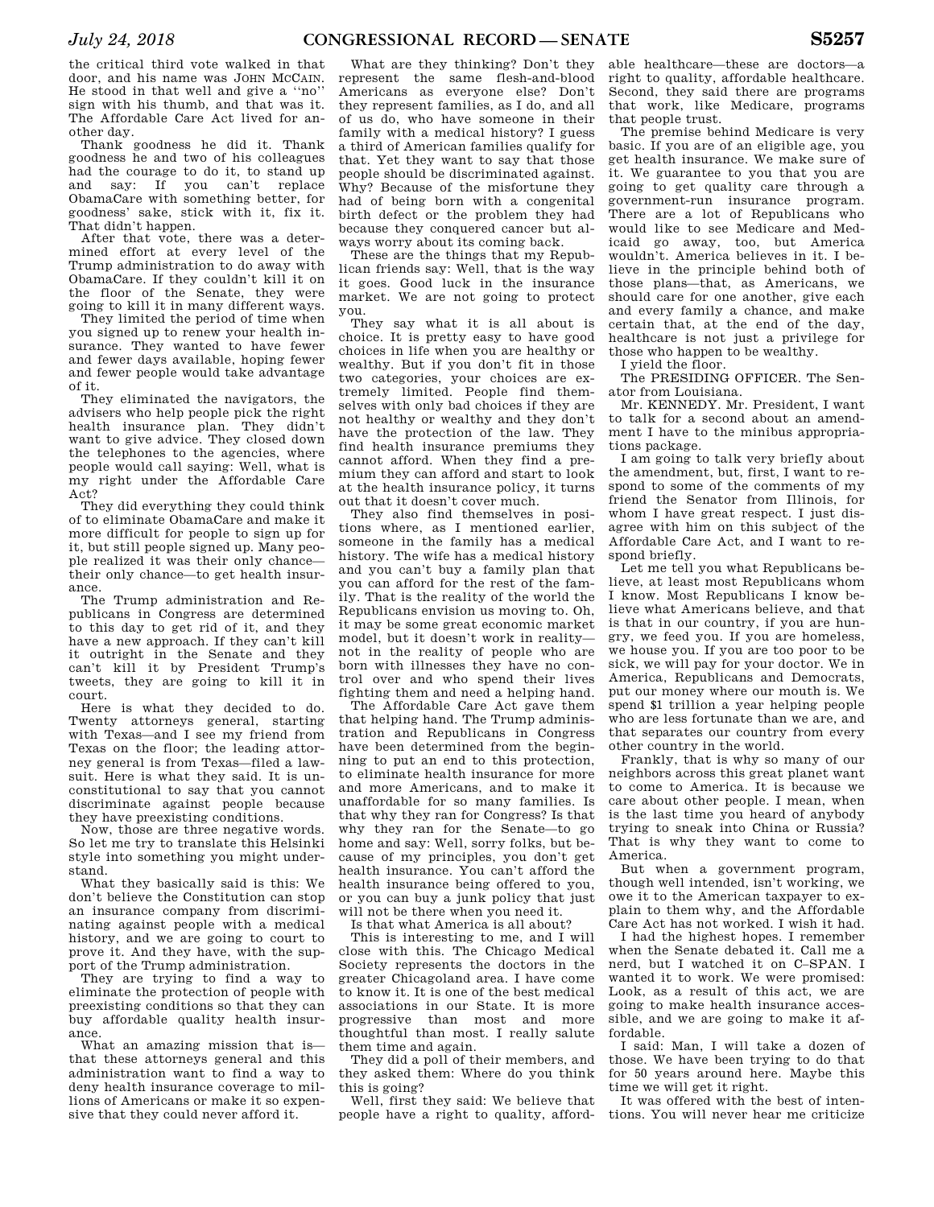the critical third vote walked in that door, and his name was JOHN MCCAIN. He stood in that well and give a ''no'' sign with his thumb, and that was it. The Affordable Care Act lived for another day.

Thank goodness he did it. Thank goodness he and two of his colleagues had the courage to do it, to stand up and say: If you can't replace ObamaCare with something better, for goodness' sake, stick with it, fix it. That didn't happen.

After that vote, there was a determined effort at every level of the Trump administration to do away with ObamaCare. If they couldn't kill it on the floor of the Senate, they were going to kill it in many different ways.

They limited the period of time when you signed up to renew your health insurance. They wanted to have fewer and fewer days available, hoping fewer and fewer people would take advantage of it.

They eliminated the navigators, the advisers who help people pick the right health insurance plan. They didn't want to give advice. They closed down the telephones to the agencies, where people would call saying: Well, what is my right under the Affordable Care Act?

They did everything they could think of to eliminate ObamaCare and make it more difficult for people to sign up for it, but still people signed up. Many people realized it was their only chance—their only chance—to get health insurance.

The Trump administration and Republicans in Congress are determined to this day to get rid of it, and they have a new approach. If they can't kill it outright in the Senate and they can't kill it by President Trump's tweets, they are going to kill it in court.

Here is what they decided to do. Twenty attorneys general, starting with Texas—and I see my friend from Texas on the floor; the leading attorney general is from Texas—filed a lawsuit. Here is what they said. It is unconstitutional to say that you cannot discriminate against people because they have preexisting conditions.

Now, those are three negative words. So let me try to translate this Helsinki style into something you might understand.

What they basically said is this: We don't believe the Constitution can stop an insurance company from discriminating against people with a medical history, and we are going to court to prove it. And they have, with the support of the Trump administration.

They are trying to find a way to eliminate the protection of people with preexisting conditions so that they can buy affordable quality health insurance.

What an amazing mission that is—that these attorneys general and this administration want to find a way to deny health insurance coverage to millions of Americans or make it so expensive that they could never afford it.

What are they thinking? Don't they represent the same flesh-and-blood Americans as everyone else? Don't they represent families, as I do, and all of us do, who have someone in their family with a medical history? I guess a third of American families qualify for that. Yet they want to say that those people should be discriminated against. Why? Because of the misfortune they had of being born with a congenital birth defect or the problem they had because they conquered cancer but always worry about its coming back.

These are the things that my Republican friends say: Well, that is the way it goes. Good luck in the insurance market. We are not going to protect you.

They say what it is all about is choice. It is pretty easy to have good choices in life when you are healthy or wealthy. But if you don't fit in those two categories, your choices are extremely limited. People find themselves with only bad choices if they are not healthy or wealthy and they don't have the protection of the law. They find health insurance premiums they cannot afford. When they find a premium they can afford and start to look at the health insurance policy, it turns out that it doesn't cover much.

They also find themselves in positions where, as I mentioned earlier, someone in the family has a medical history. The wife has a medical history and you can't buy a family plan that you can afford for the rest of the family. That is the reality of the world the Republicans envision us moving to. Oh, it may be some great economic market model, but it doesn't work in reality—not in the reality of people who are born with illnesses they have no control over and who spend their lives fighting them and need a helping hand.

The Affordable Care Act gave them that helping hand. The Trump administration and Republicans in Congress have been determined from the beginning to put an end to this protection, to eliminate health insurance for more and more Americans, and to make it unaffordable for so many families. Is that why they ran for Congress? Is that why they ran for the Senate—to go home and say: Well, sorry folks, but because of my principles, you don't get health insurance. You can't afford the health insurance being offered to you, or you can buy a junk policy that just will not be there when you need it.

Is that what America is all about?

This is interesting to me, and I will close with this. The Chicago Medical Society represents the doctors in the greater Chicagoland area. I have come to know it. It is one of the best medical associations in our State. It is more progressive than most and more thoughtful than most. I really salute them time and again.

They did a poll of their members, and they asked them: Where do you think this is going?

Well, first they said: We believe that people have a right to quality, affordable healthcare—these are doctors—a right to quality, affordable healthcare. Second, they said there are programs that work, like Medicare, programs that people trust.

The premise behind Medicare is very basic. If you are of an eligible age, you get health insurance. We make sure of it. We guarantee to you that you are going to get quality care through a government-run insurance program. There are a lot of Republicans who would like to see Medicare and Medicaid go away, too, but America wouldn't. America believes in it. I believe in the principle behind both of those plans—that, as Americans, we should care for one another, give each and every family a chance, and make certain that, at the end of the day, healthcare is not just a privilege for those who happen to be wealthy.

I yield the floor.

The PRESIDING OFFICER. The Senator from Louisiana.

Mr. KENNEDY. Mr. President, I want to talk for a second about an amendment I have to the minibus appropriations package.

I am going to talk very briefly about the amendment, but, first, I want to respond to some of the comments of my friend the Senator from Illinois, for whom I have great respect. I just disagree with him on this subject of the Affordable Care Act, and I want to respond briefly.

Let me tell you what Republicans believe, at least most Republicans whom I know. Most Republicans I know believe what Americans believe, and that is that in our country, if you are hungry, we feed you. If you are homeless, we house you. If you are too poor to be sick, we will pay for your doctor. We in America, Republicans and Democrats, put our money where our mouth is. We spend $1 trillion a year helping people who are less fortunate than we are, and that separates our country from every other country in the world.

Frankly, that is why so many of our neighbors across this great planet want to come to America. It is because we care about other people. I mean, when is the last time you heard of anybody trying to sneak into China or Russia? That is why they want to come to America.

But when a government program, though well intended, isn't working, we owe it to the American taxpayer to explain to them why, and the Affordable Care Act has not worked. I wish it had.

I had the highest hopes. I remember when the Senate debated it. Call me a nerd, but I watched it on C–SPAN. I wanted it to work. We were promised: Look, as a result of this act, we are going to make health insurance accessible, and we are going to make it affordable.

I said: Man, I will take a dozen of those. We have been trying to do that for 50 years around here. Maybe this time we will get it right.

It was offered with the best of intentions. You will never hear me criticize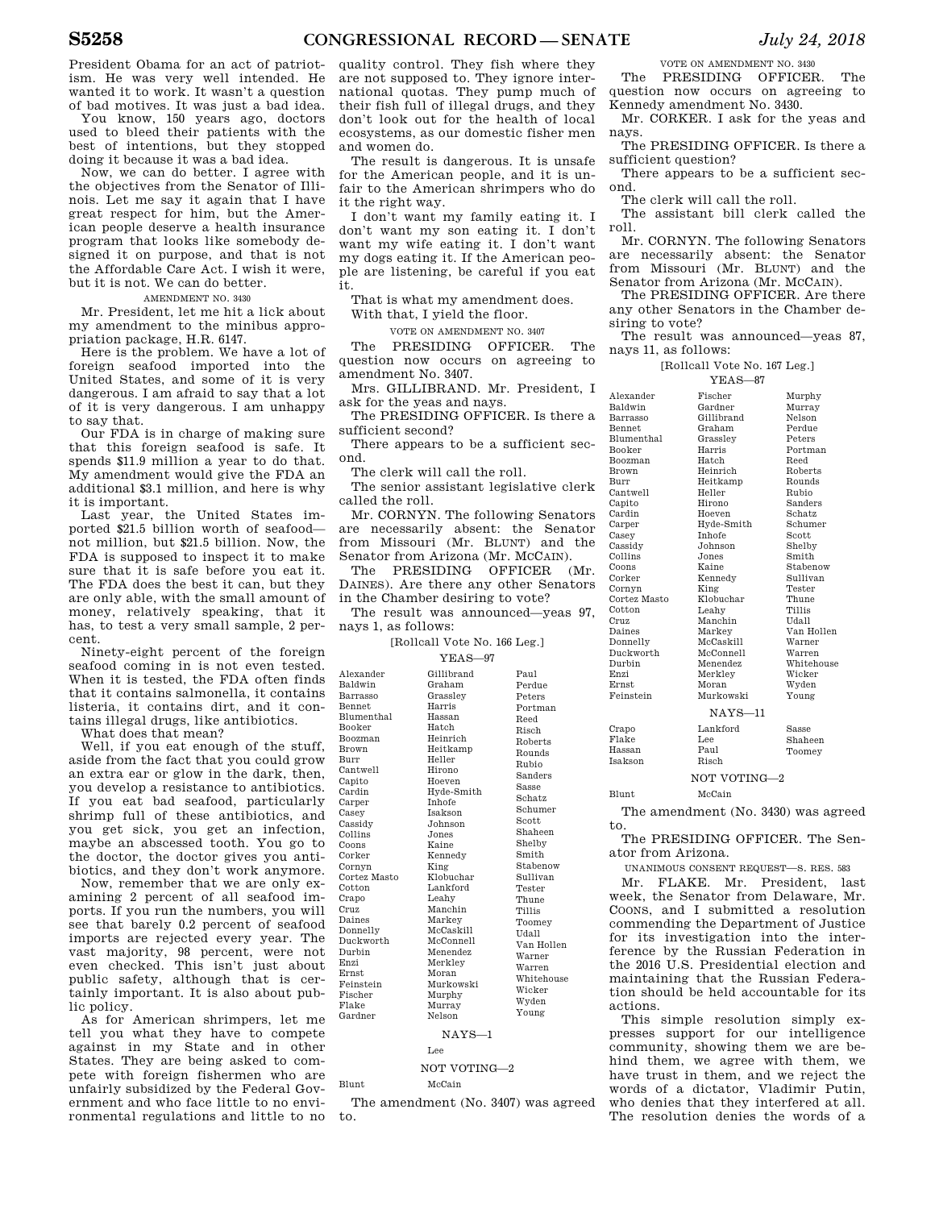President Obama for an act of patriotism. He was very well intended. He wanted it to work. It wasn't a question of bad motives. It was just a bad idea.

You know, 150 years ago, doctors used to bleed their patients with the best of intentions, but they stopped doing it because it was a bad idea.

Now, we can do better. I agree with the objectives from the Senator of Illinois. Let me say it again that I have great respect for him, but the American people deserve a health insurance program that looks like somebody designed it on purpose, and that is not the Affordable Care Act. I wish it were, but it is not. We can do better.

AMENDMENT NO. 3430

Mr. President, let me hit a lick about my amendment to the minibus appropriation package, H.R. 6147.

Here is the problem. We have a lot of foreign seafood imported into the United States, and some of it is very dangerous. I am afraid to say that a lot of it is very dangerous. I am unhappy to say that.

Our FDA is in charge of making sure that this foreign seafood is safe. It spends $11.9 million a year to do that. My amendment would give the FDA an additional $3.1 million, and here is why it is important.

Last year, the United States imported $21.5 billion worth of seafood—not million, but $21.5 billion. Now, the FDA is supposed to inspect it to make sure that it is safe before you eat it. The FDA does the best it can, but they are only able, with the small amount of money, relatively speaking, that it has, to test a very small sample, 2 percent.

Ninety-eight percent of the foreign seafood coming in is not even tested. When it is tested, the FDA often finds that it contains salmonella, it contains listeria, it contains dirt, and it contains illegal drugs, like antibiotics.

What does that mean?

Well, if you eat enough of the stuff, aside from the fact that you could grow an extra ear or glow in the dark, then, you develop a resistance to antibiotics. If you eat bad seafood, particularly shrimp full of these antibiotics, and you get sick, you get an infection, maybe an abscessed tooth. You go to the doctor, the doctor gives you antibiotics, and they don't work anymore.

Now, remember that we are only examining 2 percent of all seafood imports. If you run the numbers, you will see that barely 0.2 percent of seafood imports are rejected every year. The vast majority, 98 percent, were not even checked. This isn't just about public safety, although that is certainly important. It is also about public policy.

As for American shrimpers, let me tell you what they have to compete against in my State and in other States. They are being asked to compete with foreign fishermen who are unfairly subsidized by the Federal Government and who face little to no environmental regulations and little to no quality control. They fish where they are not supposed to. They ignore international quotas. They pump much of their fish full of illegal drugs, and they don't look out for the health of local ecosystems, as our domestic fisher men and women do.

The result is dangerous. It is unsafe for the American people, and it is unfair to the American shrimpers who do it the right way.

I don't want my family eating it. I don't want my son eating it. I don't want my wife eating it. I don't want my dogs eating it. If the American people are listening, be careful if you eat it.

That is what my amendment does.

With that, I yield the floor.

VOTE ON AMENDMENT NO. 3407

The PRESIDING OFFICER. The question now occurs on agreeing to amendment No. 3407.

Mrs. GILLIBRAND. Mr. President, I ask for the yeas and nays.

The PRESIDING OFFICER. Is there a sufficient second?

There appears to be a sufficient second.

The clerk will call the roll.

The senior assistant legislative clerk called the roll.

Mr. CORNYN. The following Senators are necessarily absent: the Senator from Missouri (Mr. BLUNT) and the Senator from Arizona (Mr. MCCAIN).

The PRESIDING OFFICER (Mr. DAINES). Are there any other Senators in the Chamber desiring to vote?

The result was announced—yeas 97, nays 1, as follows:

[Rollcall Vote No. 166 Leg.]

YEAS—97

| | | |
|---|---|---|
| Alexander | Gillibrand | Paul |
| Baldwin | Graham | Perdue |
| Barrasso | Grassley | Peters |
| Bennet | Harris | Portman |
| Blumenthal | Hassan | Reed |
| Booker | Hatch | Risch |
| Boozman | Heinrich | Roberts |
| Brown | Heitkamp | Rounds |
| Burr | Heller | Rubio |
| Cantwell | Hirono | Sanders |
| Capito | Hoeven | Sasse |
| Cardin | Hyde-Smith | Schatz |
| Carper | Inhofe | Schumer |
| Casey | Isakson | Scott |
| Cassidy | Johnson | Shaheen |
| Collins | Jones | Shelby |
| Coons | Kaine | Smith |
| Corker | Kennedy | Stabenow |
| Cornyn | King | Sullivan |
| Cortez Masto | Klobuchar | Tester |
| Cotton | Lankford | Thune |
| Crapo | Leahy | Tillis |
| Cruz | Manchin | Toomey |
| Daines | Markey | Udall |
| Donnelly | McCaskill | Van Hollen |
| Duckworth | McConnell | Warner |
| Durbin | Menendez | Warren |
| Enzi | Merkley | Whitehouse |
| Ernst | Moran | Wicker |
| Feinstein | Murkowski | Wyden |
| Fischer | Murphy | Young |
| Flake | Murray | |
| Gardner | Nelson | |

NAYS—1

Lee

NOT VOTING—2

Blunt McCain

The amendment (No. 3407) was agreed to.

VOTE ON AMENDMENT NO. 3430

The PRESIDING OFFICER. The question now occurs on agreeing to Kennedy amendment No. 3430.

Mr. CORKER. I ask for the yeas and nays.

The PRESIDING OFFICER. Is there a sufficient question?

There appears to be a sufficient second.

The clerk will call the roll.

The assistant bill clerk called the roll.

Mr. CORNYN. The following Senators are necessarily absent: the Senator from Missouri (Mr. BLUNT) and the Senator from Arizona (Mr. MCCAIN).

The PRESIDING OFFICER. Are there any other Senators in the Chamber desiring to vote?

The result was announced—yeas 87, nays 11, as follows:

[Rollcall Vote No. 167 Leg.]

YEAS—87

| | | |
|---|---|---|
| Alexander | Fischer | Murphy |
| Baldwin | Gardner | Murray |
| Barrasso | Gillibrand | Nelson |
| Bennet | Graham | Perdue |
| Blumenthal | Grassley | Peters |
| Booker | Harris | Portman |
| Boozman | Hatch | Reed |
| Brown | Heinrich | Roberts |
| Burr | Heitkamp | Rounds |
| Cantwell | Heller | Rubio |
| Capito | Hirono | Sanders |
| Cardin | Hoeven | Schatz |
| Carper | Hyde-Smith | Schumer |
| Casey | Inhofe | Scott |
| Cassidy | Johnson | Shelby |
| Collins | Jones | Smith |
| Coons | Kaine | Stabenow |
| Corker | Kennedy | Sullivan |
| Cornyn | King | Tester |
| Cortez Masto | Klobuchar | Thune |
| Cotton | Leahy | Tillis |
| Cruz | Manchin | Udall |
| Daines | Markey | Van Hollen |
| Donnelly | McCaskill | Warner |
| Duckworth | McConnell | Warren |
| Durbin | Menendez | Whitehouse |
| Enzi | Merkley | Wicker |
| Ernst | Moran | Wyden |
| Feinstein | Murkowski | Young |

NAYS—11

| | | |
|---|---|---|
| Crapo | Lankford | Sasse |
| Flake | Lee | Shaheen |
| Hassan | Paul | Toomey |
| Isakson | Risch | |

NOT VOTING—2

Blunt McCain

The amendment (No. 3430) was agreed to.

The PRESIDING OFFICER. The Senator from Arizona.

UNANIMOUS CONSENT REQUEST—S. RES. 583

Mr. FLAKE. Mr. President, last week, the Senator from Delaware, Mr. COONS, and I submitted a resolution commending the Department of Justice for its investigation into the interference by the Russian Federation in the 2016 U.S. Presidential election and maintaining that the Russian Federation should be held accountable for its actions.

This simple resolution simply expresses support for our intelligence community, showing them we are behind them, we agree with them, we have trust in them, and we reject the words of a dictator, Vladimir Putin, who denies that they interfered at all. The resolution denies the words of a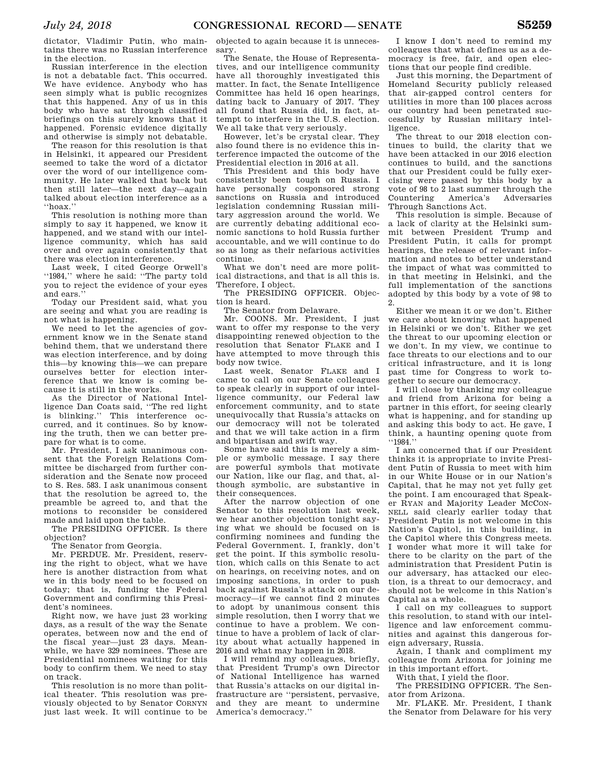dictator, Vladimir Putin, who maintains there was no Russian interference in the election.

Russian interference in the election is not a debatable fact. This occurred. We have evidence. Anybody who has seen simply what is public recognizes that this happened. Any of us in this body who have sat through classified briefings on this surely knows that it happened. Forensic evidence digitally and otherwise is simply not debatable.

The reason for this resolution is that in Helsinki, it appeared our President seemed to take the word of a dictator over the word of our intelligence community. He later walked that back but then still later—the next day—again talked about election interference as a ''hoax.''

This resolution is nothing more than simply to say it happened, we know it happened, and we stand with our intelligence community, which has said over and over again consistently that there was election interference.

Last week, I cited George Orwell's ''1984,'' where he said: ''The party told you to reject the evidence of your eyes and ears.''

Today our President said, what you are seeing and what you are reading is not what is happening.

We need to let the agencies of government know we in the Senate stand behind them, that we understand there was election interference, and by doing this—by knowing this—we can prepare ourselves better for election interference that we know is coming because it is still in the works.

As the Director of National Intelligence Dan Coats said, ''The red light is blinking.'' This interference occurred, and it continues. So by knowing the truth, then we can better prepare for what is to come.

Mr. President, I ask unanimous consent that the Foreign Relations Committee be discharged from further consideration and the Senate now proceed to S. Res. 583. I ask unanimous consent that the resolution be agreed to, the preamble be agreed to, and that the motions to reconsider be considered made and laid upon the table.

The PRESIDING OFFICER. Is there objection?

The Senator from Georgia.

Mr. PERDUE. Mr. President, reserving the right to object, what we have here is another distraction from what we in this body need to be focused on today; that is, funding the Federal Government and confirming this President's nominees.

Right now, we have just 23 working days, as a result of the way the Senate operates, between now and the end of the fiscal year—just 23 days. Meanwhile, we have 329 nominees. These are Presidential nominees waiting for this body to confirm them. We need to stay on track.

This resolution is no more than political theater. This resolution was previously objected to by Senator CORNYN just last week. It will continue to be objected to again because it is unnecessary.

The Senate, the House of Representatives, and our intelligence community have all thoroughly investigated this matter. In fact, the Senate Intelligence Committee has held 16 open hearings, dating back to January of 2017. They all found that Russia did, in fact, attempt to interfere in the U.S. election. We all take that very seriously.

However, let's be crystal clear. They also found there is no evidence this interference impacted the outcome of the Presidential election in 2016 at all.

This President and this body have consistently been tough on Russia. I have personally cosponsored strong sanctions on Russia and introduced legislation condemning Russian military aggression around the world. We are currently debating additional economic sanctions to hold Russia further accountable, and we will continue to do so as long as their nefarious activities continue.

What we don't need are more political distractions, and that is all this is. Therefore, I object.

The PRESIDING OFFICER. Objection is heard.

The Senator from Delaware.

Mr. COONS. Mr. President, I just want to offer my response to the very disappointing renewed objection to the resolution that Senator FLAKE and I have attempted to move through this body now twice.

Last week, Senator FLAKE and I came to call on our Senate colleagues to speak clearly in support of our intelligence community, our Federal law enforcement community, and to state unequivocally that Russia's attacks on our democracy will not be tolerated and that we will take action in a firm and bipartisan and swift way.

Some have said this is merely a simple or symbolic message. I say there are powerful symbols that motivate our Nation, like our flag, and that, although symbolic, are substantive in their consequences.

After the narrow objection of one Senator to this resolution last week, we hear another objection tonight saying what we should be focused on is confirming nominees and funding the Federal Government. I, frankly, don't get the point. If this symbolic resolution, which calls on this Senate to act on hearings, on receiving notes, and on imposing sanctions, in order to push back against Russia's attack on our democracy—if we cannot find 2 minutes to adopt by unanimous consent this simple resolution, then I worry that we continue to have a problem. We continue to have a problem of lack of clarity about what actually happened in 2016 and what may happen in 2018.

I will remind my colleagues, briefly, that President Trump's own Director of National Intelligence has warned that Russia's attacks on our digital infrastructure are ''persistent, pervasive, and they are meant to undermine America's democracy.''

I know I don't need to remind my colleagues that what defines us as a democracy is free, fair, and open elections that our people find credible.

Just this morning, the Department of Homeland Security publicly released that air-gapped control centers for utilities in more than 100 places across our country had been penetrated successfully by Russian military intelligence.

The threat to our 2018 election continues to build, the clarity that we have been attacked in our 2016 election continues to build, and the sanctions that our President could be fully exercising were passed by this body by a vote of 98 to 2 last summer through the Countering America's Adversaries Through Sanctions Act.

This resolution is simple. Because of a lack of clarity at the Helsinki summit between President Trump and President Putin, it calls for prompt hearings, the release of relevant information and notes to better understand the impact of what was committed to in that meeting in Helsinki, and the full implementation of the sanctions adopted by this body by a vote of 98 to 2.

Either we mean it or we don't. Either we care about knowing what happened in Helsinki or we don't. Either we get the threat to our upcoming election or we don't. In my view, we continue to face threats to our elections and to our critical infrastructure, and it is long past time for Congress to work together to secure our democracy.

I will close by thanking my colleague and friend from Arizona for being a partner in this effort, for seeing clearly what is happening, and for standing up and asking this body to act. He gave, I think, a haunting opening quote from ''1984.''

I am concerned that if our President thinks it is appropriate to invite President Putin of Russia to meet with him in our White House or in our Nation's Capital, that he may not yet fully get the point. I am encouraged that Speaker RYAN and Majority Leader MCCONNELL said clearly earlier today that President Putin is not welcome in this Nation's Capitol, in this building, in the Capitol where this Congress meets. I wonder what more it will take for there to be clarity on the part of the administration that President Putin is our adversary, has attacked our election, is a threat to our democracy, and should not be welcome in this Nation's Capital as a whole.

I call on my colleagues to support this resolution, to stand with our intelligence and law enforcement communities and against this dangerous foreign adversary, Russia.

Again, I thank and compliment my colleague from Arizona for joining me in this important effort.

With that, I yield the floor.

The PRESIDING OFFICER. The Senator from Arizona.

Mr. FLAKE. Mr. President, I thank the Senator from Delaware for his very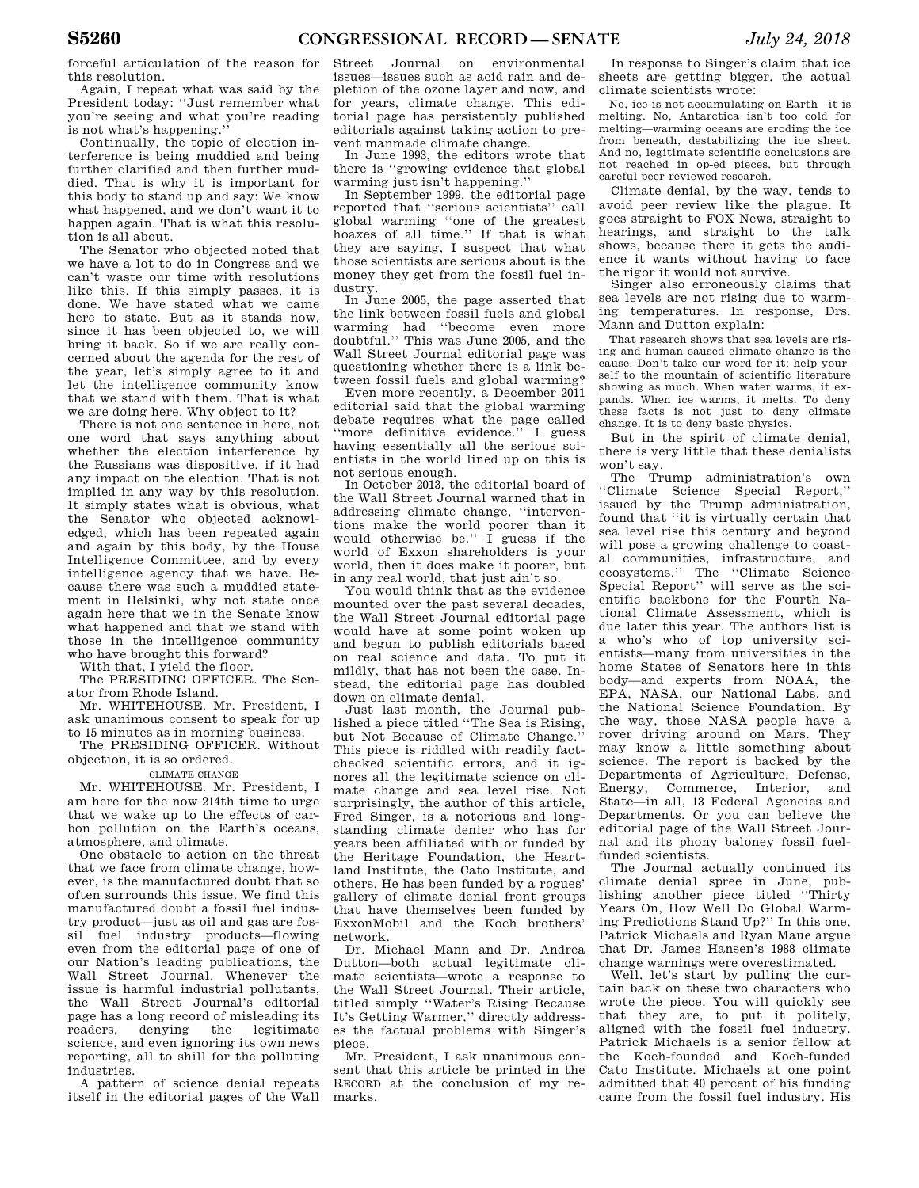forceful articulation of the reason for this resolution.

Again, I repeat what was said by the President today: ''Just remember what you're seeing and what you're reading is not what's happening.''

Continually, the topic of election interference is being muddied and being further clarified and then further muddied. That is why it is important for this body to stand up and say: We know what happened, and we don't want it to happen again. That is what this resolution is all about.

The Senator who objected noted that we have a lot to do in Congress and we can't waste our time with resolutions like this. If this simply passes, it is done. We have stated what we came here to state. But as it stands now, since it has been objected to, we will bring it back. So if we are really concerned about the agenda for the rest of the year, let's simply agree to it and let the intelligence community know that we stand with them. That is what we are doing here. Why object to it?

There is not one sentence in here, not one word that says anything about whether the election interference by the Russians was dispositive, if it had any impact on the election. That is not implied in any way by this resolution. It simply states what is obvious, what the Senator who objected acknowledged, which has been repeated again and again by this body, by the House Intelligence Committee, and by every intelligence agency that we have. Because there was such a muddied statement in Helsinki, why not state once again here that we in the Senate know what happened and that we stand with those in the intelligence community who have brought this forward?

With that, I yield the floor.

The PRESIDING OFFICER. The Senator from Rhode Island.

Mr. WHITEHOUSE. Mr. President, I ask unanimous consent to speak for up to 15 minutes as in morning business.

The PRESIDING OFFICER. Without objection, it is so ordered.

CLIMATE CHANGE

Mr. WHITEHOUSE. Mr. President, I am here for the now 214th time to urge that we wake up to the effects of carbon pollution on the Earth's oceans, atmosphere, and climate.

One obstacle to action on the threat that we face from climate change, however, is the manufactured doubt that so often surrounds this issue. We find this manufactured doubt a fossil fuel industry product—just as oil and gas are fossil fuel industry products—flowing even from the editorial page of one of our Nation's leading publications, the Wall Street Journal. Whenever the issue is harmful industrial pollutants, the Wall Street Journal's editorial page has a long record of misleading its readers, denying the legitimate science, and even ignoring its own news reporting, all to shill for the polluting industries.

A pattern of science denial repeats itself in the editorial pages of the Wall Street Journal on environmental issues—issues such as acid rain and depletion of the ozone layer and now, and for years, climate change. This editorial page has persistently published editorials against taking action to prevent manmade climate change.

In June 1993, the editors wrote that there is ''growing evidence that global warming just isn't happening.''

In September 1999, the editorial page reported that ''serious scientists'' call global warming ''one of the greatest hoaxes of all time.'' If that is what they are saying, I suspect that what those scientists are serious about is the money they get from the fossil fuel industry.

In June 2005, the page asserted that the link between fossil fuels and global warming had ''become even more doubtful.'' This was June 2005, and the Wall Street Journal editorial page was questioning whether there is a link between fossil fuels and global warming?

Even more recently, a December 2011 editorial said that the global warming debate requires what the page called ''more definitive evidence.'' I guess having essentially all the serious scientists in the world lined up on this is not serious enough.

In October 2013, the editorial board of the Wall Street Journal warned that in addressing climate change, ''interventions make the world poorer than it would otherwise be.'' I guess if the world of Exxon shareholders is your world, then it does make it poorer, but in any real world, that just ain't so.

You would think that as the evidence mounted over the past several decades, the Wall Street Journal editorial page would have at some point woken up and begun to publish editorials based on real science and data. To put it mildly, that has not been the case. Instead, the editorial page has doubled down on climate denial.

Just last month, the Journal published a piece titled ''The Sea is Rising, but Not Because of Climate Change.'' This piece is riddled with readily fact-checked scientific errors, and it ignores all the legitimate science on climate change and sea level rise. Not surprisingly, the author of this article, Fred Singer, is a notorious and longstanding climate denier who has for years been affiliated with or funded by the Heritage Foundation, the Heartland Institute, the Cato Institute, and others. He has been funded by a rogues' gallery of climate denial front groups that have themselves been funded by ExxonMobil and the Koch brothers' network.

Dr. Michael Mann and Dr. Andrea Dutton—both actual legitimate climate scientists—wrote a response to the Wall Street Journal. Their article, titled simply ''Water's Rising Because It's Getting Warmer,'' directly addresses the factual problems with Singer's piece.

Mr. President, I ask unanimous consent that this article be printed in the RECORD at the conclusion of my remarks.

In response to Singer's claim that ice sheets are getting bigger, the actual climate scientists wrote:

> No, ice is not accumulating on Earth—it is melting. No, Antarctica isn't too cold for melting—warming oceans are eroding the ice from beneath, destabilizing the ice sheet. And no, legitimate scientific conclusions are not reached in op-ed pieces, but through careful peer-reviewed research.

Climate denial, by the way, tends to avoid peer review like the plague. It goes straight to FOX News, straight to hearings, and straight to the talk shows, because there it gets the audience it wants without having to face the rigor it would not survive.

Singer also erroneously claims that sea levels are not rising due to warming temperatures. In response, Drs. Mann and Dutton explain:

> That research shows that sea levels are rising and human-caused climate change is the cause. Don't take our word for it; help yourself to the mountain of scientific literature showing as much. When water warms, it expands. When ice warms, it melts. To deny these facts is not just to deny climate change. It is to deny basic physics.

But in the spirit of climate denial, there is very little that these denialists won't say.

The Trump administration's own ''Climate Science Special Report,'' issued by the Trump administration, found that ''it is virtually certain that sea level rise this century and beyond will pose a growing challenge to coastal communities, infrastructure, and ecosystems.'' The ''Climate Science Special Report'' will serve as the scientific backbone for the Fourth National Climate Assessment, which is due later this year. The authors list is a who's who of top university scientists—many from universities in the home States of Senators here in this body—and experts from NOAA, the EPA, NASA, our National Labs, and the National Science Foundation. By the way, those NASA people have a rover driving around on Mars. They may know a little something about science. The report is backed by the Departments of Agriculture, Defense, Energy, Commerce, Interior, and State—in all, 13 Federal Agencies and Departments. Or you can believe the editorial page of the Wall Street Journal and its phony baloney fossil fuel-funded scientists.

The Journal actually continued its climate denial spree in June, publishing another piece titled ''Thirty Years On, How Well Do Global Warming Predictions Stand Up?'' In this one, Patrick Michaels and Ryan Maue argue that Dr. James Hansen's 1988 climate change warnings were overestimated.

Well, let's start by pulling the curtain back on these two characters who wrote the piece. You will quickly see that they are, to put it politely, aligned with the fossil fuel industry. Patrick Michaels is a senior fellow at the Koch-founded and Koch-funded Cato Institute. Michaels at one point admitted that 40 percent of his funding came from the fossil fuel industry. His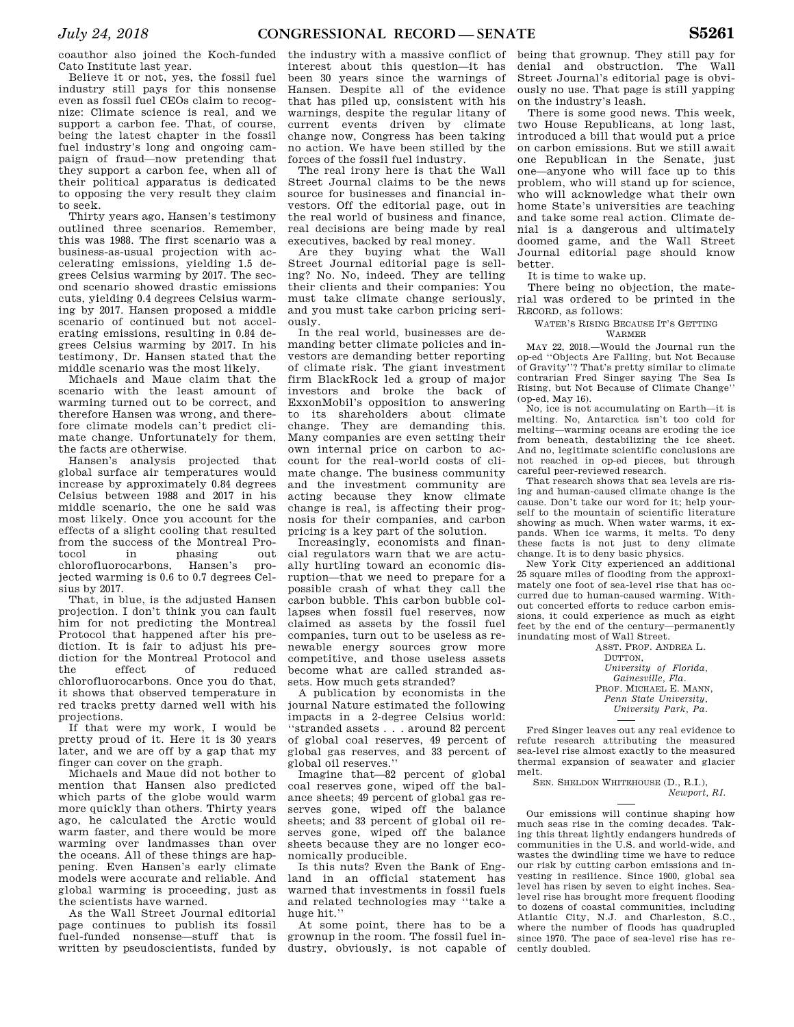coauthor also joined the Koch-funded Cato Institute last year.

Believe it or not, yes, the fossil fuel industry still pays for this nonsense even as fossil fuel CEOs claim to recognize: Climate science is real, and we support a carbon fee. That, of course, being the latest chapter in the fossil fuel industry's long and ongoing campaign of fraud—now pretending that they support a carbon fee, when all of their political apparatus is dedicated to opposing the very result they claim to seek.

Thirty years ago, Hansen's testimony outlined three scenarios. Remember, this was 1988. The first scenario was a business-as-usual projection with accelerating emissions, yielding 1.5 degrees Celsius warming by 2017. The second scenario showed drastic emissions cuts, yielding 0.4 degrees Celsius warming by 2017. Hansen proposed a middle scenario of continued but not accelerating emissions, resulting in 0.84 degrees Celsius warming by 2017. In his testimony, Dr. Hansen stated that the middle scenario was the most likely.

Michaels and Maue claim that the scenario with the least amount of warming turned out to be correct, and therefore Hansen was wrong, and therefore climate models can't predict climate change. Unfortunately for them, the facts are otherwise.

Hansen's analysis projected that global surface air temperatures would increase by approximately 0.84 degrees Celsius between 1988 and 2017 in his middle scenario, the one he said was most likely. Once you account for the effects of a slight cooling that resulted from the success of the Montreal Protocol in phasing out chlorofluorocarbons, Hansen's projected warming is 0.6 to 0.7 degrees Celsius by 2017.

That, in blue, is the adjusted Hansen projection. I don't think you can fault him for not predicting the Montreal Protocol that happened after his prediction. It is fair to adjust his prediction for the Montreal Protocol and the effect of reduced chlorofluorocarbons. Once you do that, it shows that observed temperature in red tracks pretty darned well with his projections.

If that were my work, I would be pretty proud of it. Here it is 30 years later, and we are off by a gap that my finger can cover on the graph.

Michaels and Maue did not bother to mention that Hansen also predicted which parts of the globe would warm more quickly than others. Thirty years ago, he calculated the Arctic would warm faster, and there would be more warming over landmasses than over the oceans. All of these things are happening. Even Hansen's early climate models were accurate and reliable. And global warming is proceeding, just as the scientists have warned.

As the Wall Street Journal editorial page continues to publish its fossil fuel-funded nonsense—stuff that is written by pseudoscientists, funded by the industry with a massive conflict of interest about this question—it has been 30 years since the warnings of Hansen. Despite all of the evidence that has piled up, consistent with his warnings, despite the regular litany of current events driven by climate change now, Congress has been taking no action. We have been stilled by the forces of the fossil fuel industry.

The real irony here is that the Wall Street Journal claims to be the news source for businesses and financial investors. Off the editorial page, out in the real world of business and finance, real decisions are being made by real executives, backed by real money.

Are they buying what the Wall Street Journal editorial page is selling? No. No, indeed. They are telling their clients and their companies: You must take climate change seriously, and you must take carbon pricing seriously.

In the real world, businesses are demanding better climate policies and investors are demanding better reporting of climate risk. The giant investment firm BlackRock led a group of major investors and broke the back of ExxonMobil's opposition to answering to its shareholders about climate change. They are demanding this. Many companies are even setting their own internal price on carbon to account for the real-world costs of climate change. The business community and the investment community are acting because they know climate change is real, is affecting their prognosis for their companies, and carbon pricing is a key part of the solution.

Increasingly, economists and financial regulators warn that we are actually hurtling toward an economic disruption—that we need to prepare for a possible crash of what they call the carbon bubble. This carbon bubble collapses when fossil fuel reserves, now claimed as assets by the fossil fuel companies, turn out to be useless as renewable energy sources grow more competitive, and those useless assets become what are called stranded assets. How much gets stranded?

A publication by economists in the journal Nature estimated the following impacts in a 2-degree Celsius world: "stranded assets . . . around 82 percent of global coal reserves, 49 percent of global gas reserves, and 33 percent of global oil reserves."

Imagine that—82 percent of global coal reserves gone, wiped off the balance sheets; 49 percent of global gas reserves gone, wiped off the balance sheets; and 33 percent of global oil reserves gone, wiped off the balance sheets because they are no longer economically producible.

Is this nuts? Even the Bank of England in an official statement has warned that investments in fossil fuels and related technologies may "take a huge hit."

At some point, there has to be a grownup in the room. The fossil fuel industry, obviously, is not capable of being that grownup. They still pay for denial and obstruction. The Wall Street Journal's editorial page is obviously no use. That page is still yapping on the industry's leash.

There is some good news. This week, two House Republicans, at long last, introduced a bill that would put a price on carbon emissions. But we still await one Republican in the Senate, just one—anyone who will face up to this problem, who will stand up for science, who will acknowledge what their own home State's universities are teaching and take some real action. Climate denial is a dangerous and ultimately doomed game, and the Wall Street Journal editorial page should know better.

It is time to wake up.

There being no objection, the material was ordered to be printed in the RECORD, as follows:

WATER'S RISING BECAUSE IT'S GETTING WARMER

MAY 22, 2018.—Would the Journal run the op-ed "Objects Are Falling, but Not Because of Gravity"? That's pretty similar to climate contrarian Fred Singer saying "The Sea Is Rising, but Not Because of Climate Change" (op-ed, May 16).

No, ice is not accumulating on Earth—it is melting. No, Antarctica isn't too cold for melting—warming oceans are eroding the ice from beneath, destabilizing the ice sheet. And no, legitimate scientific conclusions are not reached in op-ed pieces, but through careful peer-reviewed research.

That research shows that sea levels are rising and human-caused climate change is the cause. Don't take our word for it; help yourself to the mountain of scientific literature showing as much. When water warms, it expands. When ice warms, it melts. To deny these facts is not just to deny climate change. It is to deny basic physics.

New York City experienced an additional 25 square miles of flooding from the approximately one foot of sea-level rise that has occurred due to human-caused warming. Without concerted efforts to reduce carbon emissions, it could experience as much as eight feet by the end of the century—permanently inundating most of Wall Street.

ASST. PROF. ANDREA L. DUTTON,
*University of Florida, Gainesville, Fla.*
PROF. MICHAEL E. MANN,
*Penn State University, University Park, Pa.*

---

Fred Singer leaves out any real evidence to refute research attributing the measured sea-level rise almost exactly to the measured thermal expansion of seawater and glacier melt.

SEN. SHELDON WHITEHOUSE (D., R.I.),
*Newport, RI.*

---

Our emissions will continue shaping how much seas rise in the coming decades. Taking this threat lightly endangers hundreds of communities in the U.S. and world-wide, and wastes the dwindling time we have to reduce our risk by cutting carbon emissions and investing in resilience. Since 1900, global sea level has risen by seven to eight inches. Sea-level rise has brought more frequent flooding to dozens of coastal communities, including Atlantic City, N.J. and Charleston, S.C., where the number of floods has quadrupled since 1970. The pace of sea-level rise has recently doubled.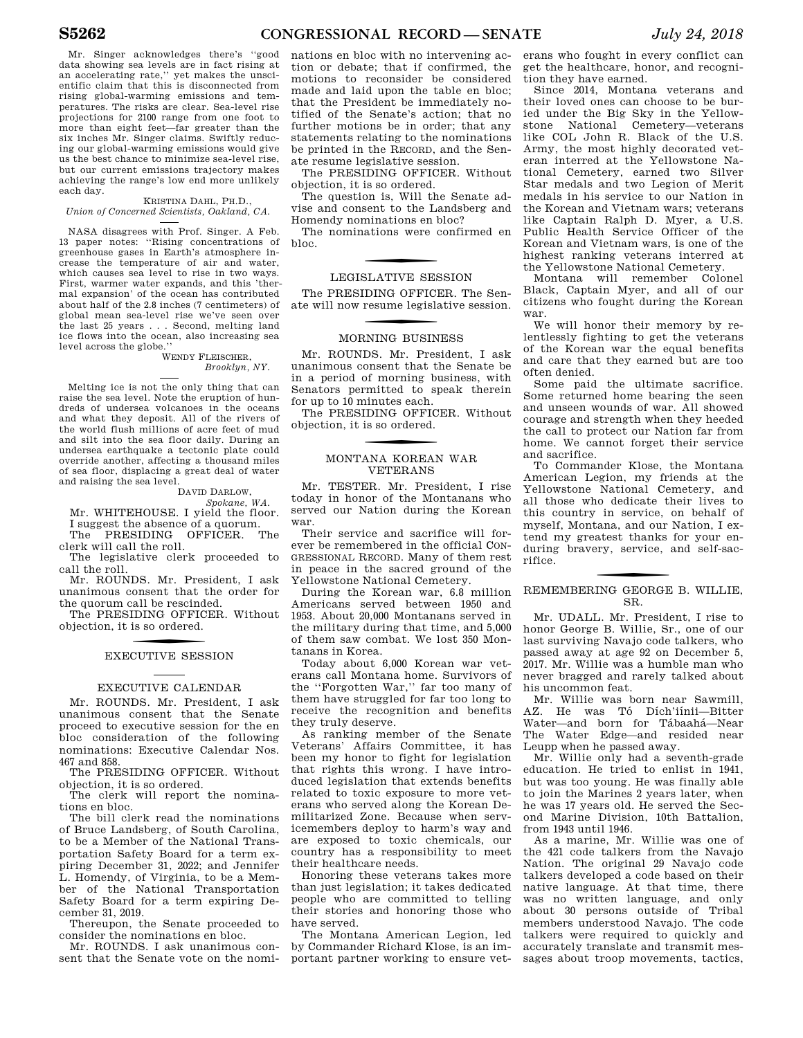Mr. Singer acknowledges there's "good data showing sea levels are in fact rising at an accelerating rate," yet makes the unscientific claim that this is disconnected from rising global-warming emissions and temperatures. The risks are clear. Sea-level rise projections for 2100 range from one foot to more than eight feet—far greater than the six inches Mr. Singer claims. Swiftly reducing our global-warming emissions would give us the best chance to minimize sea-level rise, but our current emissions trajectory makes achieving the range's low end more unlikely each day.

KRISTINA DAHL, PH.D.,
*Union of Concerned Scientists, Oakland, CA.*

NASA disagrees with Prof. Singer. A Feb. 13 paper notes: "Rising concentrations of greenhouse gases in Earth's atmosphere increase the temperature of air and water, which causes sea level to rise in two ways. First, warmer water expands, and this 'thermal expansion' of the ocean has contributed about half of the 2.8 inches (7 centimeters) of global mean sea-level rise we've seen over the last 25 years . . . Second, melting land ice flows into the ocean, also increasing sea level across the globe."

WENDY FLEISCHER,
*Brooklyn, NY.*

Melting ice is not the only thing that can raise the sea level. Note the eruption of hundreds of undersea volcanoes in the oceans and what they deposit. All of the rivers of the world flush millions of acre feet of mud and silt into the sea floor daily. During an undersea earthquake a tectonic plate could override another, affecting a thousand miles of sea floor, displacing a great deal of water and raising the sea level.

DAVID DARLOW,
*Spokane, WA.*

Mr. WHITEHOUSE. I yield the floor. I suggest the absence of a quorum.

The PRESIDING OFFICER. The clerk will call the roll.

The legislative clerk proceeded to call the roll.

Mr. ROUNDS. Mr. President, I ask unanimous consent that the order for the quorum call be rescinded.

The PRESIDING OFFICER. Without objection, it is so ordered.

## EXECUTIVE SESSION

## EXECUTIVE CALENDAR

Mr. ROUNDS. Mr. President, I ask unanimous consent that the Senate proceed to executive session for the en bloc consideration of the following nominations: Executive Calendar Nos. 467 and 858.

The PRESIDING OFFICER. Without objection, it is so ordered.

The clerk will report the nominations en bloc.

The bill clerk read the nominations of Bruce Landsberg, of South Carolina, to be a Member of the National Transportation Safety Board for a term expiring December 31, 2022; and Jennifer L. Homendy, of Virginia, to be a Member of the National Transportation Safety Board for a term expiring December 31, 2019.

Thereupon, the Senate proceeded to consider the nominations en bloc.

Mr. ROUNDS. I ask unanimous consent that the Senate vote on the nominations en bloc with no intervening action or debate; that if confirmed, the motions to reconsider be considered made and laid upon the table en bloc; that the President be immediately notified of the Senate's action; that no further motions be in order; that any statements relating to the nominations be printed in the RECORD, and the Senate resume legislative session.

The PRESIDING OFFICER. Without objection, it is so ordered.

The question is, Will the Senate advise and consent to the Landsberg and Homendy nominations en bloc?

The nominations were confirmed en bloc.

## LEGISLATIVE SESSION

The PRESIDING OFFICER. The Senate will now resume legislative session.

## MORNING BUSINESS

Mr. ROUNDS. Mr. President, I ask unanimous consent that the Senate be in a period of morning business, with Senators permitted to speak therein for up to 10 minutes each.

The PRESIDING OFFICER. Without objection, it is so ordered.

## MONTANA KOREAN WAR VETERANS

Mr. TESTER. Mr. President, I rise today in honor of the Montanans who served our Nation during the Korean war.

Their service and sacrifice will forever be remembered in the official CONGRESSIONAL RECORD. Many of them rest in peace in the sacred ground of the Yellowstone National Cemetery.

During the Korean war, 6.8 million Americans served between 1950 and 1953. About 20,000 Montanans served in the military during that time, and 5,000 of them saw combat. We lost 350 Montanans in Korea.

Today about 6,000 Korean war veterans call Montana home. Survivors of the "Forgotten War," far too many of them have struggled for far too long to receive the recognition and benefits they truly deserve.

As ranking member of the Senate Veterans' Affairs Committee, it has been my honor to fight for legislation that rights this wrong. I have introduced legislation that extends benefits related to toxic exposure to more veterans who served along the Korean Demilitarized Zone. Because when servicemembers deploy to harm's way and are exposed to toxic chemicals, our country has a responsibility to meet their healthcare needs.

Honoring these veterans takes more than just legislation; it takes dedicated people who are committed to telling their stories and honoring those who have served.

The Montana American Legion, led by Commander Richard Klose, is an important partner working to ensure veterans who fought in every conflict can get the healthcare, honor, and recognition they have earned.

Since 2014, Montana veterans and their loved ones can choose to be buried under the Big Sky in the Yellowstone National Cemetery—veterans like COL John R. Black of the U.S. Army, the most highly decorated veteran interred at the Yellowstone National Cemetery, earned two Silver Star medals and two Legion of Merit medals in his service to our Nation in the Korean and Vietnam wars; veterans like Captain Ralph D. Myer, a U.S. Public Health Service Officer of the Korean and Vietnam wars, is one of the highest ranking veterans interred at the Yellowstone National Cemetery.

Montana will remember Colonel Black, Captain Myer, and all of our citizens who fought during the Korean war.

We will honor their memory by relentlessly fighting to get the veterans of the Korean war the equal benefits and care that they earned but are too often denied.

Some paid the ultimate sacrifice. Some returned home bearing the seen and unseen wounds of war. All showed courage and strength when they heeded the call to protect our Nation far from home. We cannot forget their service and sacrifice.

To Commander Klose, the Montana American Legion, my friends at the Yellowstone National Cemetery, and all those who dedicate their lives to this country in service, on behalf of myself, Montana, and our Nation, I extend my greatest thanks for your enduring bravery, service, and self-sacrifice.

## REMEMBERING GEORGE B. WILLIE, SR.

Mr. UDALL. Mr. President, I rise to honor George B. Willie, Sr., one of our last surviving Navajo code talkers, who passed away at age 92 on December 5, 2017. Mr. Willie was a humble man who never bragged and rarely talked about his uncommon feat.

Mr. Willie was born near Sawmill, AZ. He was Tó Dích'íinii—Bitter Water—and born for Tábaahá—Near The Water Edge—and resided near Leupp when he passed away.

Mr. Willie only had a seventh-grade education. He tried to enlist in 1941, but was too young. He was finally able to join the Marines 2 years later, when he was 17 years old. He served the Second Marine Division, 10th Battalion, from 1943 until 1946.

As a marine, Mr. Willie was one of the 421 code talkers from the Navajo Nation. The original 29 Navajo code talkers developed a code based on their native language. At that time, there was no written language, and only about 30 persons outside of Tribal members understood Navajo. The code talkers were required to quickly and accurately translate and transmit messages about troop movements, tactics,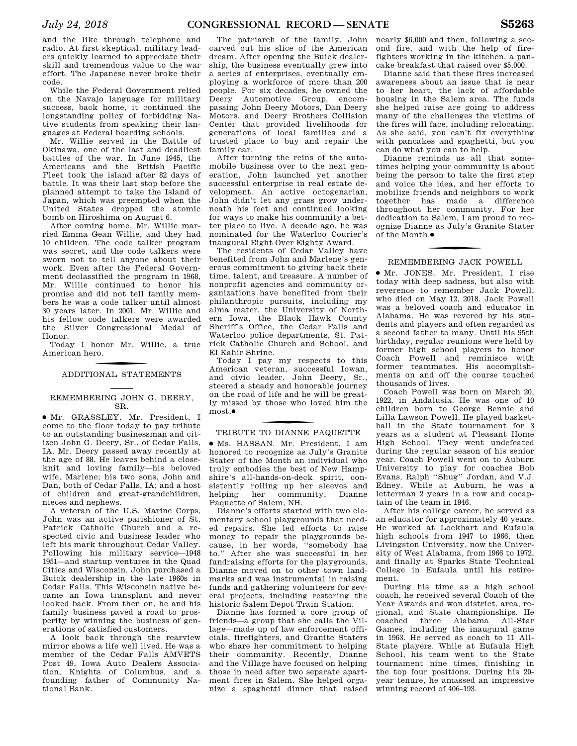and the like through telephone and radio. At first skeptical, military leaders quickly learned to appreciate their skill and tremendous value to the war effort. The Japanese never broke their code.

While the Federal Government relied on the Navajo language for military success, back home, it continued the longstanding policy of forbidding Native students from speaking their languages at Federal boarding schools.

Mr. Willie served in the Battle of Okinawa, one of the last and deadliest battles of the war. In June 1945, the Americans and the British Pacific Fleet took the island after 82 days of battle. It was their last stop before the planned attempt to take the Island of Japan, which was preempted when the United States dropped the atomic bomb on Hiroshima on August 6.

After coming home, Mr. Willie married Emma Gean Willie, and they had 10 children. The code talker program was secret, and the code talkers were sworn not to tell anyone about their work. Even after the Federal Government declassified the program in 1968, Mr. Willie continued to honor his promise and did not tell family members he was a code talker until almost 30 years later. In 2001, Mr. Willie and his fellow code talkers were awarded the Silver Congressional Medal of Honor.

Today I honor Mr. Willie, a true American hero.

## ADDITIONAL STATEMENTS

### REMEMBERING JOHN G. DEERY, SR.

● Mr. GRASSLEY. Mr. President, I come to the floor today to pay tribute to an outstanding businessman and citizen John G. Deery, Sr., of Cedar Falls, IA. Mr. Deery passed away recently at the age of 88. He leaves behind a close-knit and loving family—his beloved wife, Marlene; his two sons, John and Dan, both of Cedar Falls, IA; and a host of children and great-grandchildren, nieces and nephews.

A veteran of the U.S. Marine Corps, John was an active parishioner of St. Patrick Catholic Church and a respected civic and business leader who left his mark throughout Cedar Valley. Following his military service—1948 1951—and startup ventures in the Quad Cities and Wisconsin, John purchased a Buick dealership in the late 1960s in Cedar Falls. This Wisconsin native became an Iowa transplant and never looked back. From then on, he and his family business paved a road to prosperity by winning the business of generations of satisfied customers.

A look back through the rearview mirror shows a life well lived. He was a member of the Cedar Falls AMVETS Post 49, Iowa Auto Dealers Association, Knights of Columbus, and a founding father of Community National Bank.

The patriarch of the family, John carved out his slice of the American dream. After opening the Buick dealership, the business eventually grew into a series of enterprises, eventually employing a workforce of more than 200 people. For six decades, he owned the Deery Automotive Group, encompassing John Deery Motors, Dan Deery Motors, and Deery Brothers Collision Center that provided livelihoods for generations of local families and a trusted place to buy and repair the family car.

After turning the reins of the automobile business over to the next generation, John launched yet another successful enterprise in real estate development. An active octogenarian, John didn't let any grass grow underneath his feet and continued looking for ways to make his community a better place to live. A decade ago, he was nominated for the Waterloo Courier's inaugural Eight Over Eighty Award.

The residents of Cedar Valley have benefited from John and Marlene's generous commitment to giving back their time, talent, and treasure. A number of nonprofit agencies and community organizations have benefited from their philanthropic pursuits, including my alma mater, the University of Northern Iowa, the Black Hawk County Sheriff's Office, the Cedar Falls and Waterloo police departments, St. Patrick Catholic Church and School, and El Kahir Shrine.

Today I pay my respects to this American veteran, successful Iowan, and civic leader. John Deery, Sr., steered a steady and honorable journey on the road of life and he will be greatly missed by those who loved him the most.●

### TRIBUTE TO DIANNE PAQUETTE

● Ms. HASSAN. Mr. President, I am honored to recognize as July's Granite Stater of the Month an individual who truly embodies the best of New Hampshire's all-hands-on-deck spirit, consistently rolling up her sleeves and helping her community, Dianne Paquette of Salem, NH.

Dianne's efforts started with two elementary school playgrounds that needed repairs. She led efforts to raise money to repair the playgrounds because, in her words, ''somebody has to.'' After she was successful in her fundraising efforts for the playgrounds, Dianne moved on to other town landmarks and was instrumental in raising funds and gathering volunteers for several projects, including restoring the historic Salem Depot Train Station.

Dianne has formed a core group of friends—a group that she calls the Village—made up of law enforcement officials, firefighters, and Granite Staters who share her commitment to helping their community. Recently, Dianne and the Village have focused on helping those in need after two separate apartment fires in Salem. She helped organize a spaghetti dinner that raised nearly $6,000 and then, following a second fire, and with the help of firefighters working in the kitchen, a pancake breakfast that raised over $5,000.

Dianne said that these fires increased awareness about an issue that is near to her heart, the lack of affordable housing in the Salem area. The funds she helped raise are going to address many of the challenges the victims of the fires will face, including relocating. As she said, you can't fix everything with pancakes and spaghetti, but you can do what you can to help.

Dianne reminds us all that sometimes helping your community is about being the person to take the first step and voice the idea, and her efforts to mobilize friends and neighbors to work together has made a difference throughout her community. For her dedication to Salem, I am proud to recognize Dianne as July's Granite Stater of the Month.●

### REMEMBERING JACK POWELL

● Mr. JONES. Mr. President, I rise today with deep sadness, but also with reverence to remember Jack Powell, who died on May 12, 2018. Jack Powell was a beloved coach and educator in Alabama. He was revered by his students and players and often regarded as a second father to many. Until his 95th birthday, regular reunions were held by former high school players to honor Coach Powell and reminisce with former teammates. His accomplishments on and off the course touched thousands of lives.

Coach Powell was born on March 20, 1922, in Andalusia. He was one of 10 children born to George Bennie and Lilla Lawson Powell. He played basketball in the State tournament for 3 years as a student at Pleasant Home High School. They went undefeated during the regular season of his senior year. Coach Powell went on to Auburn University to play for coaches Bob Evans, Ralph ''Shug'' Jordan, and V.J. Edney. While at Auburn, he was a letterman 2 years in a row and cocaptain of the team in 1946.

After his college career, he served as an educator for approximately 40 years. He worked at Lockhart and Eufaula high schools from 1947 to 1966, then Livingston University, now the University of West Alabama, from 1966 to 1972, and finally at Sparks State Technical College in Eufaula until his retirement.

During his time as a high school coach, he received several Coach of the Year Awards and won district, area, regional, and State championships. He coached three Alabama All-Star Games, including the inaugural game in 1963. He served as coach to 11 All-State players. While at Eufaula High School, his team went to the State tournament nine times, finishing in the top four positions. During his 20-year tenure, he amassed an impressive winning record of 406–193.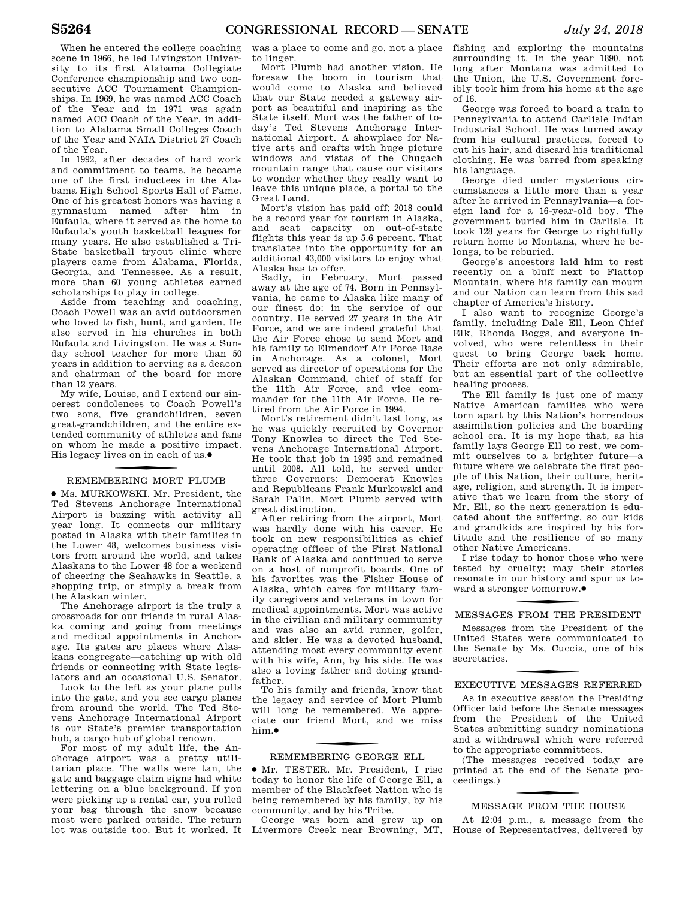When he entered the college coaching scene in 1966, he led Livingston University to its first Alabama Collegiate Conference championship and two consecutive ACC Tournament Championships. In 1969, he was named ACC Coach of the Year and in 1971 was again named ACC Coach of the Year, in addition to Alabama Small Colleges Coach of the Year and NAIA District 27 Coach of the Year.

In 1992, after decades of hard work and commitment to teams, he became one of the first inductees in the Alabama High School Sports Hall of Fame. One of his greatest honors was having a gymnasium named after him in Eufaula, where it served as the home to Eufaula's youth basketball leagues for many years. He also established a Tri-State basketball tryout clinic where players came from Alabama, Florida, Georgia, and Tennessee. As a result, more than 60 young athletes earned scholarships to play in college.

Aside from teaching and coaching, Coach Powell was an avid outdoorsmen who loved to fish, hunt, and garden. He also served in his churches in both Eufaula and Livingston. He was a Sunday school teacher for more than 50 years in addition to serving as a deacon and chairman of the board for more than 12 years.

My wife, Louise, and I extend our sincerest condolences to Coach Powell's two sons, five grandchildren, seven great-grandchildren, and the entire extended community of athletes and fans on whom he made a positive impact. His legacy lives on in each of us.●

## REMEMBERING MORT PLUMB

● Ms. MURKOWSKI. Mr. President, the Ted Stevens Anchorage International Airport is buzzing with activity all year long. It connects our military posted in Alaska with their families in the Lower 48, welcomes business visitors from around the world, and takes Alaskans to the Lower 48 for a weekend of cheering the Seahawks in Seattle, a shopping trip, or simply a break from the Alaskan winter.

The Anchorage airport is the truly a crossroads for our friends in rural Alaska coming and going from meetings and medical appointments in Anchorage. Its gates are places where Alaskans congregate—catching up with old friends or connecting with State legislators and an occasional U.S. Senator.

Look to the left as your plane pulls into the gate, and you see cargo planes from around the world. The Ted Stevens Anchorage International Airport is our State's premier transportation hub, a cargo hub of global renown.

For most of my adult life, the Anchorage airport was a pretty utilitarian place. The walls were tan, the gate and baggage claim signs had white lettering on a blue background. If you were picking up a rental car, you rolled your bag through the snow because most were parked outside. The return lot was outside too. But it worked. It was a place to come and go, not a place to linger.

Mort Plumb had another vision. He foresaw the boom in tourism that would come to Alaska and believed that our State needed a gateway airport as beautiful and inspiring as the State itself. Mort was the father of today's Ted Stevens Anchorage International Airport. A showplace for Native arts and crafts with huge picture windows and vistas of the Chugach mountain range that cause our visitors to wonder whether they really want to leave this unique place, a portal to the Great Land.

Mort's vision has paid off; 2018 could be a record year for tourism in Alaska, and seat capacity on out-of-state flights this year is up 5.6 percent. That translates into the opportunity for an additional 43,000 visitors to enjoy what Alaska has to offer.

Sadly, in February, Mort passed away at the age of 74. Born in Pennsylvania, he came to Alaska like many of our finest do: in the service of our country. He served 27 years in the Air Force, and we are indeed grateful that the Air Force chose to send Mort and his family to Elmendorf Air Force Base in Anchorage. As a colonel, Mort served as director of operations for the Alaskan Command, chief of staff for the 11th Air Force, and vice commander for the 11th Air Force. He retired from the Air Force in 1994.

Mort's retirement didn't last long, as he was quickly recruited by Governor Tony Knowles to direct the Ted Stevens Anchorage International Airport. He took that job in 1995 and remained until 2008. All told, he served under three Governors: Democrat Knowles and Republicans Frank Murkowski and Sarah Palin. Mort Plumb served with great distinction.

After retiring from the airport, Mort was hardly done with his career. He took on new responsibilities as chief operating officer of the First National Bank of Alaska and continued to serve on a host of nonprofit boards. One of his favorites was the Fisher House of Alaska, which cares for military family caregivers and veterans in town for medical appointments. Mort was active in the civilian and military community and was also an avid runner, golfer, and skier. He was a devoted husband, attending most every community event with his wife, Ann, by his side. He was also a loving father and doting grandfather.

To his family and friends, know that the legacy and service of Mort Plumb will long be remembered. We appreciate our friend Mort, and we miss him.●

## REMEMBERING GEORGE ELL

● Mr. TESTER. Mr. President, I rise today to honor the life of George Ell, a member of the Blackfeet Nation who is being remembered by his family, by his community, and by his Tribe.

George was born and grew up on Livermore Creek near Browning, MT, fishing and exploring the mountains surrounding it. In the year 1890, not long after Montana was admitted to the Union, the U.S. Government forcibly took him from his home at the age of 16.

George was forced to board a train to Pennsylvania to attend Carlisle Indian Industrial School. He was turned away from his cultural practices, forced to cut his hair, and discard his traditional clothing. He was barred from speaking his language.

George died under mysterious circumstances a little more than a year after he arrived in Pennsylvania—a foreign land for a 16-year-old boy. The government buried him in Carlisle. It took 128 years for George to rightfully return home to Montana, where he belongs, to be reburied.

George's ancestors laid him to rest recently on a bluff next to Flattop Mountain, where his family can mourn and our Nation can learn from this sad chapter of America's history.

I also want to recognize George's family, including Dale Ell, Leon Chief Elk, Rhonda Boggs, and everyone involved, who were relentless in their quest to bring George back home. Their efforts are not only admirable, but an essential part of the collective healing process.

The Ell family is just one of many Native American families who were torn apart by this Nation's horrendous assimilation policies and the boarding school era. It is my hope that, as his family lays George Ell to rest, we commit ourselves to a brighter future—a future where we celebrate the first people of this Nation, their culture, heritage, religion, and strength. It is imperative that we learn from the story of Mr. Ell, so the next generation is educated about the suffering, so our kids and grandkids are inspired by his fortitude and the resilience of so many other Native Americans.

I rise today to honor those who were tested by cruelty; may their stories resonate in our history and spur us toward a stronger tomorrow.●

## MESSAGES FROM THE PRESIDENT

Messages from the President of the United States were communicated to the Senate by Ms. Cuccia, one of his secretaries.

## EXECUTIVE MESSAGES REFERRED

As in executive session the Presiding Officer laid before the Senate messages from the President of the United States submitting sundry nominations and a withdrawal which were referred to the appropriate committees.

(The messages received today are printed at the end of the Senate proceedings.)

## MESSAGE FROM THE HOUSE

At 12:04 p.m., a message from the House of Representatives, delivered by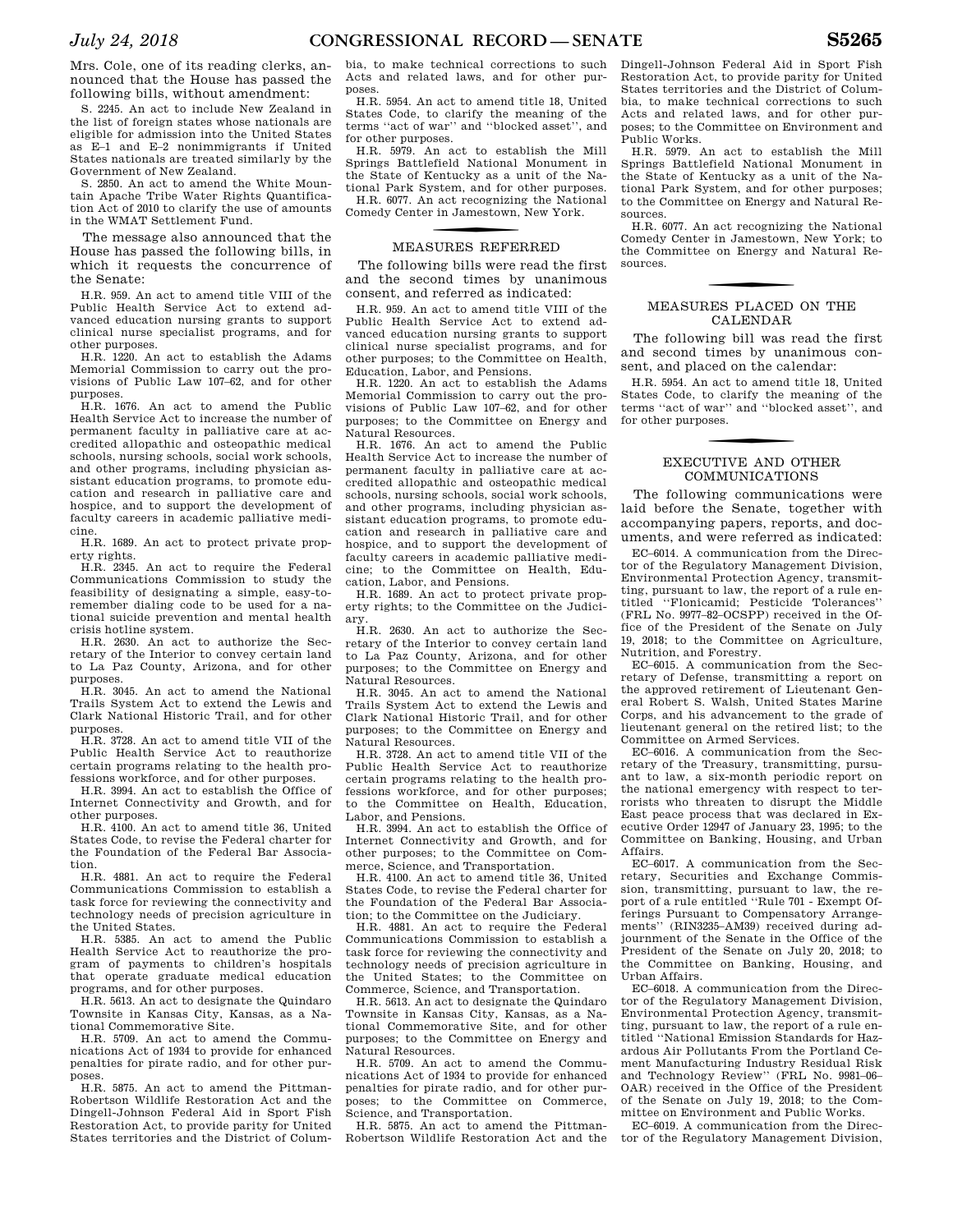Mrs. Cole, one of its reading clerks, announced that the House has passed the following bills, without amendment:

S. 2245. An act to include New Zealand in the list of foreign states whose nationals are eligible for admission into the United States as E–1 and E–2 nonimmigrants if United States nationals are treated similarly by the Government of New Zealand.

S. 2850. An act to amend the White Mountain Apache Tribe Water Rights Quantification Act of 2010 to clarify the use of amounts in the WMAT Settlement Fund.

The message also announced that the House has passed the following bills, in which it requests the concurrence of the Senate:

H.R. 959. An act to amend title VIII of the Public Health Service Act to extend advanced education nursing grants to support clinical nurse specialist programs, and for other purposes.

H.R. 1220. An act to establish the Adams Memorial Commission to carry out the provisions of Public Law 107–62, and for other purposes.

H.R. 1676. An act to amend the Public Health Service Act to increase the number of permanent faculty in palliative care at accredited allopathic and osteopathic medical schools, nursing schools, social work schools, and other programs, including physician assistant education programs, to promote education and research in palliative care and hospice, and to support the development of faculty careers in academic palliative medicine.

H.R. 1689. An act to protect private property rights.

H.R. 2345. An act to require the Federal Communications Commission to study the feasibility of designating a simple, easy-to-remember dialing code to be used for a national suicide prevention and mental health crisis hotline system.

H.R. 2630. An act to authorize the Secretary of the Interior to convey certain land to La Paz County, Arizona, and for other purposes.

H.R. 3045. An act to amend the National Trails System Act to extend the Lewis and Clark National Historic Trail, and for other purposes.

H.R. 3728. An act to amend title VII of the Public Health Service Act to reauthorize certain programs relating to the health professions workforce, and for other purposes.

H.R. 3994. An act to establish the Office of Internet Connectivity and Growth, and for other purposes.

H.R. 4100. An act to amend title 36, United States Code, to revise the Federal charter for the Foundation of the Federal Bar Association.

H.R. 4881. An act to require the Federal Communications Commission to establish a task force for reviewing the connectivity and technology needs of precision agriculture in the United States.

H.R. 5385. An act to amend the Public Health Service Act to reauthorize the program of payments to children's hospitals that operate graduate medical education programs, and for other purposes.

H.R. 5613. An act to designate the Quindaro Townsite in Kansas City, Kansas, as a National Commemorative Site.

H.R. 5709. An act to amend the Communications Act of 1934 to provide for enhanced penalties for pirate radio, and for other purposes.

H.R. 5875. An act to amend the Pittman-Robertson Wildlife Restoration Act and the Dingell-Johnson Federal Aid in Sport Fish Restoration Act, to provide parity for United States territories and the District of Columbia, to make technical corrections to such Acts and related laws, and for other purposes.

H.R. 5954. An act to amend title 18, United States Code, to clarify the meaning of the terms ''act of war'' and ''blocked asset'', and for other purposes.

H.R. 5979. An act to establish the Mill Springs Battlefield National Monument in the State of Kentucky as a unit of the National Park System, and for other purposes.

H.R. 6077. An act recognizing the National Comedy Center in Jamestown, New York.

## MEASURES REFERRED

The following bills were read the first and the second times by unanimous consent, and referred as indicated:

H.R. 959. An act to amend title VIII of the Public Health Service Act to extend advanced education nursing grants to support clinical nurse specialist programs, and for other purposes; to the Committee on Health, Education, Labor, and Pensions.

H.R. 1220. An act to establish the Adams Memorial Commission to carry out the provisions of Public Law 107–62, and for other purposes; to the Committee on Energy and Natural Resources.

H.R. 1676. An act to amend the Public Health Service Act to increase the number of permanent faculty in palliative care at accredited allopathic and osteopathic medical schools, nursing schools, social work schools, and other programs, including physician assistant education programs, to promote education and research in palliative care and hospice, and to support the development of faculty careers in academic palliative medicine; to the Committee on Health, Education, Labor, and Pensions.

H.R. 1689. An act to protect private property rights; to the Committee on the Judiciary.

H.R. 2630. An act to authorize the Secretary of the Interior to convey certain land to La Paz County, Arizona, and for other purposes; to the Committee on Energy and Natural Resources.

H.R. 3045. An act to amend the National Trails System Act to extend the Lewis and Clark National Historic Trail, and for other purposes; to the Committee on Energy and Natural Resources.

H.R. 3728. An act to amend title VII of the Public Health Service Act to reauthorize certain programs relating to the health professions workforce, and for other purposes; to the Committee on Health, Education, Labor, and Pensions.

H.R. 3994. An act to establish the Office of Internet Connectivity and Growth, and for other purposes; to the Committee on Commerce, Science, and Transportation.

H.R. 4100. An act to amend title 36, United States Code, to revise the Federal charter for the Foundation of the Federal Bar Association; to the Committee on the Judiciary.

H.R. 4881. An act to require the Federal Communications Commission to establish a task force for reviewing the connectivity and technology needs of precision agriculture in the United States; to the Committee on Commerce, Science, and Transportation.

H.R. 5613. An act to designate the Quindaro Townsite in Kansas City, Kansas, as a National Commemorative Site, and for other purposes; to the Committee on Energy and Natural Resources.

H.R. 5709. An act to amend the Communications Act of 1934 to provide for enhanced penalties for pirate radio, and for other purposes; to the Committee on Commerce, Science, and Transportation.

H.R. 5875. An act to amend the Pittman-Robertson Wildlife Restoration Act and the Dingell-Johnson Federal Aid in Sport Fish Restoration Act, to provide parity for United States territories and the District of Columbia, to make technical corrections to such Acts and related laws, and for other purposes; to the Committee on Environment and Public Works.

H.R. 5979. An act to establish the Mill Springs Battlefield National Monument in the State of Kentucky as a unit of the National Park System, and for other purposes; to the Committee on Energy and Natural Resources.

H.R. 6077. An act recognizing the National Comedy Center in Jamestown, New York; to the Committee on Energy and Natural Resources.

## MEASURES PLACED ON THE CALENDAR

The following bill was read the first and second times by unanimous consent, and placed on the calendar:

H.R. 5954. An act to amend title 18, United States Code, to clarify the meaning of the terms ''act of war'' and ''blocked asset'', and for other purposes.

## EXECUTIVE AND OTHER COMMUNICATIONS

The following communications were laid before the Senate, together with accompanying papers, reports, and documents, and were referred as indicated:

EC–6014. A communication from the Director of the Regulatory Management Division, Environmental Protection Agency, transmitting, pursuant to law, the report of a rule entitled ''Flonicamid; Pesticide Tolerances'' (FRL No. 9977–82–OCSPP) received in the Office of the President of the Senate on July 19, 2018; to the Committee on Agriculture, Nutrition, and Forestry.

EC–6015. A communication from the Secretary of Defense, transmitting a report on the approved retirement of Lieutenant General Robert S. Walsh, United States Marine Corps, and his advancement to the grade of lieutenant general on the retired list; to the Committee on Armed Services.

EC–6016. A communication from the Secretary of the Treasury, transmitting, pursuant to law, a six-month periodic report on the national emergency with respect to terrorists who threaten to disrupt the Middle East peace process that was declared in Executive Order 12947 of January 23, 1995; to the Committee on Banking, Housing, and Urban Affairs.

EC–6017. A communication from the Secretary, Securities and Exchange Commission, transmitting, pursuant to law, the report of a rule entitled ''Rule 701 - Exempt Offerings Pursuant to Compensatory Arrangements'' (RIN3235–AM39) received during adjournment of the Senate in the Office of the President of the Senate on July 20, 2018; to the Committee on Banking, Housing, and Urban Affairs.

EC–6018. A communication from the Director of the Regulatory Management Division, Environmental Protection Agency, transmitting, pursuant to law, the report of a rule entitled ''National Emission Standards for Hazardous Air Pollutants From the Portland Cement Manufacturing Industry Residual Risk and Technology Review'' (FRL No. 9981–06–OAR) received in the Office of the President of the Senate on July 19, 2018; to the Committee on Environment and Public Works.

EC–6019. A communication from the Director of the Regulatory Management Division,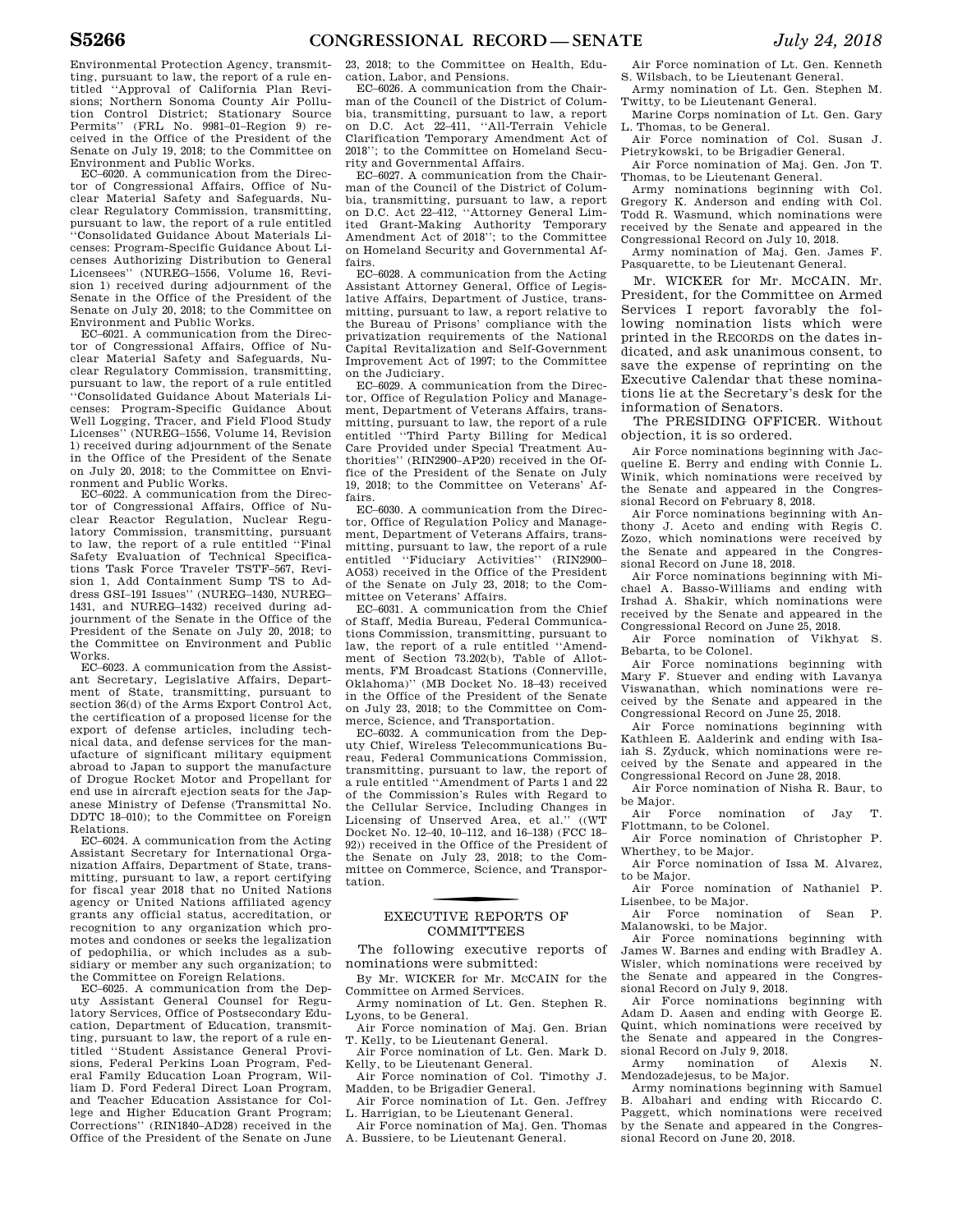Environmental Protection Agency, transmitting, pursuant to law, the report of a rule entitled ''Approval of California Plan Revisions; Northern Sonoma County Air Pollution Control District; Stationary Source Permits'' (FRL No. 9981–01–Region 9) received in the Office of the President of the Senate on July 19, 2018; to the Committee on Environment and Public Works.

EC–6020. A communication from the Director of Congressional Affairs, Office of Nuclear Material Safety and Safeguards, Nuclear Regulatory Commission, transmitting, pursuant to law, the report of a rule entitled ''Consolidated Guidance About Materials Licenses: Program-Specific Guidance About Licenses Authorizing Distribution to General Licensees'' (NUREG–1556, Volume 16, Revision 1) received during adjournment of the Senate in the Office of the President of the Senate on July 20, 2018; to the Committee on Environment and Public Works.

EC–6021. A communication from the Director of Congressional Affairs, Office of Nuclear Material Safety and Safeguards, Nuclear Regulatory Commission, transmitting, pursuant to law, the report of a rule entitled ''Consolidated Guidance About Materials Licenses: Program-Specific Guidance About Well Logging, Tracer, and Field Flood Study Licenses'' (NUREG–1556, Volume 14, Revision 1) received during adjournment of the Senate in the Office of the President of the Senate on July 20, 2018; to the Committee on Environment and Public Works.

EC–6022. A communication from the Director of Congressional Affairs, Office of Nuclear Reactor Regulation, Nuclear Regulatory Commission, transmitting, pursuant to law, the report of a rule entitled ''Final Safety Evaluation of Technical Specifications Task Force Traveler TSTF–567, Revision 1, Add Containment Sump TS to Address GSI–191 Issues'' (NUREG–1430, NUREG–1431, and NUREG–1432) received during adjournment of the Senate in the Office of the President of the Senate on July 20, 2018; to the Committee on Environment and Public Works.

EC–6023. A communication from the Assistant Secretary, Legislative Affairs, Department of State, transmitting, pursuant to section 36(d) of the Arms Export Control Act, the certification of a proposed license for the export of defense articles, including technical data, and defense services for the manufacture of significant military equipment abroad to Japan to support the manufacture of Drogue Rocket Motor and Propellant for end use in aircraft ejection seats for the Japanese Ministry of Defense (Transmittal No. DDTC 18–010); to the Committee on Foreign Relations.

EC–6024. A communication from the Acting Assistant Secretary for International Organization Affairs, Department of State, transmitting, pursuant to law, a report certifying for fiscal year 2018 that no United Nations agency or United Nations affiliated agency grants any official status, accreditation, or recognition to any organization which promotes and condones or seeks the legalization of pedophilia, or which includes as a subsidiary or member any such organization; to the Committee on Foreign Relations.

EC–6025. A communication from the Deputy Assistant General Counsel for Regulatory Services, Office of Postsecondary Education, Department of Education, transmitting, pursuant to law, the report of a rule entitled ''Student Assistance General Provisions, Federal Perkins Loan Program, Federal Family Education Loan Program, William D. Ford Federal Direct Loan Program, and Teacher Education Assistance for College and Higher Education Grant Program; Corrections'' (RIN1840–AD28) received in the Office of the President of the Senate on June 23, 2018; to the Committee on Health, Education, Labor, and Pensions.

EC–6026. A communication from the Chairman of the Council of the District of Columbia, transmitting, pursuant to law, a report on D.C. Act 22–411, ''All-Terrain Vehicle Clarification Temporary Amendment Act of 2018''; to the Committee on Homeland Security and Governmental Affairs.

EC–6027. A communication from the Chairman of the Council of the District of Columbia, transmitting, pursuant to law, a report on D.C. Act 22–412, ''Attorney General Limited Grant-Making Authority Temporary Amendment Act of 2018''; to the Committee on Homeland Security and Governmental Affairs.

EC–6028. A communication from the Acting Assistant Attorney General, Office of Legislative Affairs, Department of Justice, transmitting, pursuant to law, a report relative to the Bureau of Prisons' compliance with the privatization requirements of the National Capital Revitalization and Self-Government Improvement Act of 1997; to the Committee on the Judiciary.

EC–6029. A communication from the Director, Office of Regulation Policy and Management, Department of Veterans Affairs, transmitting, pursuant to law, the report of a rule entitled ''Third Party Billing for Medical Care Provided under Special Treatment Authorities'' (RIN2900–AP20) received in the Office of the President of the Senate on July 19, 2018; to the Committee on Veterans' Affairs.

EC–6030. A communication from the Director, Office of Regulation Policy and Management, Department of Veterans Affairs, transmitting, pursuant to law, the report of a rule entitled ''Fiduciary Activities'' (RIN2900–AO53) received in the Office of the President of the Senate on July 23, 2018; to the Committee on Veterans' Affairs.

EC–6031. A communication from the Chief of Staff, Media Bureau, Federal Communications Commission, transmitting, pursuant to law, the report of a rule entitled ''Amendment of Section 73.202(b), Table of Allotments, FM Broadcast Stations (Connerville, Oklahoma)'' (MB Docket No. 18–43) received in the Office of the President of the Senate on July 23, 2018; to the Committee on Commerce, Science, and Transportation.

EC–6032. A communication from the Deputy Chief, Wireless Telecommunications Bureau, Federal Communications Commission, transmitting, pursuant to law, the report of a rule entitled ''Amendment of Parts 1 and 22 of the Commission's Rules with Regard to the Cellular Service, Including Changes in Licensing of Unserved Area, et al.'' ((WT Docket No. 12–40, 10–112, and 16–138) (FCC 18–92)) received in the Office of the President of the Senate on July 23, 2018; to the Committee on Commerce, Science, and Transportation.

## EXECUTIVE REPORTS OF COMMITTEES

The following executive reports of nominations were submitted:

By Mr. WICKER for Mr. McCAIN for the Committee on Armed Services.

Army nomination of Lt. Gen. Stephen R. Lyons, to be General.

Air Force nomination of Maj. Gen. Brian T. Kelly, to be Lieutenant General.

Air Force nomination of Lt. Gen. Mark D. Kelly, to be Lieutenant General.

Air Force nomination of Col. Timothy J. Madden, to be Brigadier General.

Air Force nomination of Lt. Gen. Jeffrey L. Harrigian, to be Lieutenant General.

Air Force nomination of Maj. Gen. Thomas A. Bussiere, to be Lieutenant General.

Air Force nomination of Lt. Gen. Kenneth S. Wilsbach, to be Lieutenant General.

Army nomination of Lt. Gen. Stephen M. Twitty, to be Lieutenant General.

Marine Corps nomination of Lt. Gen. Gary L. Thomas, to be General.

Air Force nomination of Col. Susan J. Pietrykowski, to be Brigadier General.

Air Force nomination of Maj. Gen. Jon T. Thomas, to be Lieutenant General.

Army nominations beginning with Col. Gregory K. Anderson and ending with Col. Todd R. Wasmund, which nominations were received by the Senate and appeared in the Congressional Record on July 10, 2018.

Army nomination of Maj. Gen. James F. Pasquarette, to be Lieutenant General.

Mr. WICKER for Mr. McCAIN. Mr. President, for the Committee on Armed Services I report favorably the following nomination lists which were printed in the RECORDS on the dates indicated, and ask unanimous consent, to save the expense of reprinting on the Executive Calendar that these nominations lie at the Secretary's desk for the information of Senators.

The PRESIDING OFFICER. Without objection, it is so ordered.

Air Force nominations beginning with Jacqueline E. Berry and ending with Connie L. Winik, which nominations were received by the Senate and appeared in the Congressional Record on February 8, 2018.

Air Force nominations beginning with Anthony J. Aceto and ending with Regis C. Zozo, which nominations were received by the Senate and appeared in the Congressional Record on June 18, 2018.

Air Force nominations beginning with Michael A. Basso-Williams and ending with Irshad A. Shakir, which nominations were received by the Senate and appeared in the Congressional Record on June 25, 2018.

Air Force nomination of Vikhyat S. Bebarta, to be Colonel.

Air Force nominations beginning with Mary F. Stuever and ending with Lavanya Viswanathan, which nominations were received by the Senate and appeared in the Congressional Record on June 25, 2018.

Air Force nominations beginning with Kathleen E. Aalderink and ending with Isaiah S. Zyduck, which nominations were received by the Senate and appeared in the Congressional Record on June 28, 2018.

Air Force nomination of Nisha R. Baur, to be Major.

Air Force nomination of Jay T. Flottmann, to be Colonel.

Air Force nomination of Christopher P. Wherthey, to be Major.

Air Force nomination of Issa M. Alvarez, to be Major.

Air Force nomination of Nathaniel P. Lisenbee, to be Major.

Air Force nomination of Sean P. Malanowski, to be Major.

Air Force nominations beginning with James W. Barnes and ending with Bradley A. Wisler, which nominations were received by the Senate and appeared in the Congressional Record on July 9, 2018.

Air Force nominations beginning with Adam D. Aasen and ending with George E. Quint, which nominations were received by the Senate and appeared in the Congressional Record on July 9, 2018.

Army nomination of Alexis N. Mendozadejesus, to be Major.

Army nominations beginning with Samuel B. Albahari and ending with Riccardo C. Paggett, which nominations were received by the Senate and appeared in the Congressional Record on June 20, 2018.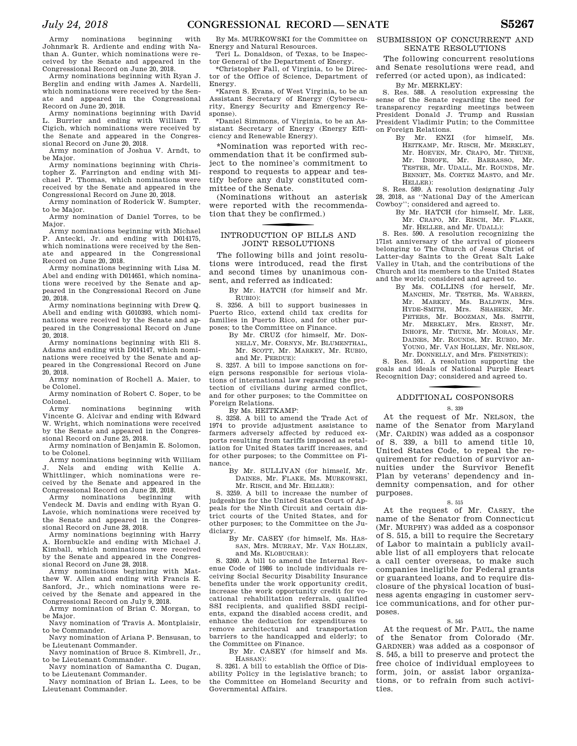Army nominations beginning with Johnmark R. Ardiente and ending with Nathan A. Gunter, which nominations were received by the Senate and appeared in the Congressional Record on June 20, 2018.

Army nominations beginning with Ryan J. Berglin and ending with James A. Nardelli, which nominations were received by the Senate and appeared in the Congressional Record on June 20, 2018.

Army nominations beginning with David L. Burrier and ending with William T. Cigich, which nominations were received by the Senate and appeared in the Congressional Record on June 20, 2018.

Army nomination of Joshua V. Arndt, to be Major.

Army nominations beginning with Christopher Z. Farrington and ending with Michael P. Thomas, which nominations were received by the Senate and appeared in the Congressional Record on June 20, 2018.

Army nomination of Roderick W. Sumpter, to be Major.

Army nomination of Daniel Torres, to be Major.

Army nominations beginning with Michael P. Antecki, Jr. and ending with D014175, which nominations were received by the Senate and appeared in the Congressional Record on June 20, 2018.

Army nominations beginning with Lisa M. Abel and ending with D014651, which nominations were received by the Senate and appeared in the Congressional Record on June 20, 2018.

Army nominations beginning with Drew Q. Abell and ending with G010393, which nominations were received by the Senate and appeared in the Congressional Record on June 20, 2018.

Army nominations beginning with Eli S. Adams and ending with D014147, which nominations were received by the Senate and appeared in the Congressional Record on June 20, 2018.

Army nomination of Rochell A. Maier, to be Colonel.

Army nomination of Robert C. Soper, to be Colonel.

Army nominations beginning with Vincente G. Alcivar and ending with Edward W. Wright, which nominations were received by the Senate and appeared in the Congressional Record on June 25, 2018.

Army nomination of Benjamin E. Solomon, to be Colonel.

Army nominations beginning with William J. Nels and ending with Kellie A. Whittlinger, which nominations were received by the Senate and appeared in the Congressional Record on June 28, 2018.

Army nominations beginning with Vendeck M. Davis and ending with Ryan G. Lavoie, which nominations were received by the Senate and appeared in the Congressional Record on June 28, 2018.

Army nominations beginning with Harry A. Hornbuckle and ending with Michael J. Kimball, which nominations were received by the Senate and appeared in the Congressional Record on June 28, 2018.

Army nominations beginning with Matthew W. Allen and ending with Francis E. Sanford, Jr., which nominations were received by the Senate and appeared in the Congressional Record on July 9, 2018.

Army nomination of Brian C. Morgan, to be Major.

Navy nomination of Travis A. Montplaisir, to be Commander.

Navy nomination of Ariana P. Bensusan, to be Lieutenant Commander.

Navy nomination of Bruce S. Kimbrell, Jr., to be Lieutenant Commander.

Navy nomination of Samantha C. Dugan, to be Lieutenant Commander.

Navy nomination of Brian L. Lees, to be Lieutenant Commander.

By Ms. MURKOWSKI for the Committee on Energy and Natural Resources.

Teri L. Donaldson, of Texas, to be Inspector General of the Department of Energy.

*Christopher Fall, of Virginia, to be Director of the Office of Science, Department of Energy.

*Karen S. Evans, of West Virginia, to be an Assistant Secretary of Energy (Cybersecurity, Energy Security and Emergency Response).

*Daniel Simmons, of Virginia, to be an Assistant Secretary of Energy (Energy Efficiency and Renewable Energy).

*Nomination was reported with recommendation that it be confirmed subject to the nominee's commitment to respond to requests to appear and testify before any duly constituted committee of the Senate.

(Nominations without an asterisk were reported with the recommendation that they be confirmed.)

## INTRODUCTION OF BILLS AND JOINT RESOLUTIONS

The following bills and joint resolutions were introduced, read the first and second times by unanimous consent, and referred as indicated:

By Mr. HATCH (for himself and Mr. RUBIO):

S. 3256. A bill to support businesses in Puerto Rico, extend child tax credits for families in Puerto Rico, and for other purposes; to the Committee on Finance.

By Mr. CRUZ (for himself, Mr. DONNELLY, Mr. CORNYN, Mr. BLUMENTHAL, Mr. SCOTT, Mr. MARKEY, Mr. RUBIO, and Mr. PERDUE):

S. 3257. A bill to impose sanctions on foreign persons responsible for serious violations of international law regarding the protection of civilians during armed conflict, and for other purposes; to the Committee on Foreign Relations.

By Ms. HEITKAMP:

S. 3258. A bill to amend the Trade Act of 1974 to provide adjustment assistance to farmers adversely affected by reduced exports resulting from tariffs imposed as retaliation for United States tariff increases, and for other purposes; to the Committee on Finance.

By Mr. SULLIVAN (for himself, Mr. DAINES, Mr. FLAKE, Ms. MURKOWSKI, Mr. RISCH, and Mr. HELLER):

S. 3259. A bill to increase the number of judgeships for the United States Court of Appeals for the Ninth Circuit and certain district courts of the United States, and for other purposes; to the Committee on the Judiciary.

By Mr. CASEY (for himself, Ms. HASSAN, Mrs. MURRAY, Mr. VAN HOLLEN, and Ms. KLOBUCHAR):

S. 3260. A bill to amend the Internal Revenue Code of 1986 to include individuals receiving Social Security Disability Insurance benefits under the work opportunity credit, increase the work opportunity credit for vocational rehabilitation referrals, qualified SSI recipients, and qualified SSDI recipients, expand the disabled access credit, and enhance the deduction for expenditures to remove architectural and transportation barriers to the handicapped and elderly; to the Committee on Finance.

By Mr. CASEY (for himself and Ms. HASSAN):

S. 3261. A bill to establish the Office of Disability Policy in the legislative branch; to the Committee on Homeland Security and Governmental Affairs.

## SUBMISSION OF CONCURRENT AND SENATE RESOLUTIONS

The following concurrent resolutions and Senate resolutions were read, and referred (or acted upon), as indicated:

By Mr. MERKLEY:

S. Res. 588. A resolution expressing the sense of the Senate regarding the need for transparency regarding meetings between President Donald J. Trump and Russian President Vladimir Putin; to the Committee on Foreign Relations.

By Mr. ENZI (for himself, Ms. HEITKAMP, Mr. RISCH, Mr. MERKLEY, Mr. HOEVEN, Mr. CRAPO, Mr. THUNE, Mr. INHOFE, Mr. BARRASSO, Mr. TESTER, Mr. UDALL, Mr. ROUNDS, Mr. BENNET, Ms. CORTEZ MASTO, and Mr. HELLER):

S. Res. 589. A resolution designating July 28, 2018, as "National Day of the American Cowboy"; considered and agreed to.

By Mr. HATCH (for himself, Mr. LEE, Mr. CRAPO, Mr. RISCH, Mr. FLAKE, Mr. HELLER, and Mr. UDALL):

S. Res. 590. A resolution recognizing the 171st anniversary of the arrival of pioneers belonging to The Church of Jesus Christ of Latter-day Saints to the Great Salt Lake Valley in Utah, and the contributions of the Church and its members to the United States and the world; considered and agreed to.

By Ms. COLLINS (for herself, Mr. MANCHIN, Mr. TESTER, Ms. WARREN, Mr. MARKEY, Ms. BALDWIN, Mrs. HYDE-SMITH, Mrs. SHAHEEN, Mr. PETERS, Mr. BOOZMAN, Ms. SMITH, Mr. MERKLEY, Mrs. ERNST, Mr. INHOFE, Mr. THUNE, Mr. MORAN, Mr. DAINES, Mr. ROUNDS, Mr. RUBIO, Mr. YOUNG, Mr. VAN HOLLEN, Mr. NELSON, Mr. DONNELLY, and Mrs. FEINSTEIN):

S. Res. 591. A resolution supporting the goals and ideals of National Purple Heart Recognition Day; considered and agreed to.

## ADDITIONAL COSPONSORS

S. 339

At the request of Mr. NELSON, the name of the Senator from Maryland (Mr. CARDIN) was added as a cosponsor of S. 339, a bill to amend title 10, United States Code, to repeal the requirement for reduction of survivor annuities under the Survivor Benefit Plan by veterans' dependency and indemnity compensation, and for other purposes.

S. 515

At the request of Mr. CASEY, the name of the Senator from Connecticut (Mr. MURPHY) was added as a cosponsor of S. 515, a bill to require the Secretary of Labor to maintain a publicly available list of all employers that relocate a call center overseas, to make such companies ineligible for Federal grants or guaranteed loans, and to require disclosure of the physical location of business agents engaging in customer service communications, and for other purposes.

S. 545

At the request of Mr. PAUL, the name of the Senator from Colorado (Mr. GARDNER) was added as a cosponsor of S. 545, a bill to preserve and protect the free choice of individual employees to form, join, or assist labor organizations, or to refrain from such activities.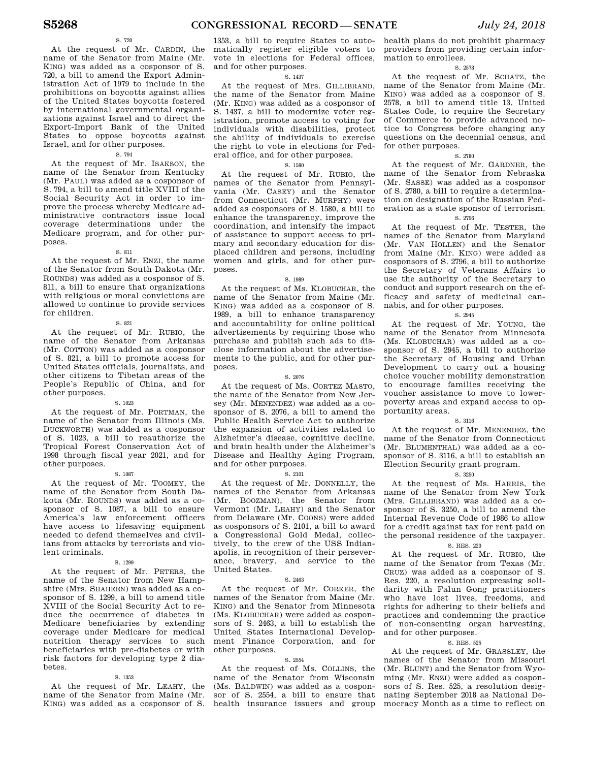S. 720

At the request of Mr. CARDIN, the name of the Senator from Maine (Mr. KING) was added as a cosponsor of S. 720, a bill to amend the Export Administration Act of 1979 to include in the prohibitions on boycotts against allies of the United States boycotts fostered by international governmental organizations against Israel and to direct the Export-Import Bank of the United States to oppose boycotts against Israel, and for other purposes.

S. 794

At the request of Mr. ISAKSON, the name of the Senator from Kentucky (Mr. PAUL) was added as a cosponsor of S. 794, a bill to amend title XVIII of the Social Security Act in order to improve the process whereby Medicare administrative contractors issue local coverage determinations under the Medicare program, and for other purposes.

S. 811

At the request of Mr. ENZI, the name of the Senator from South Dakota (Mr. ROUNDS) was added as a cosponsor of S. 811, a bill to ensure that organizations with religious or moral convictions are allowed to continue to provide services for children.

S. 821

At the request of Mr. RUBIO, the name of the Senator from Arkansas (Mr. COTTON) was added as a cosponsor of S. 821, a bill to promote access for United States officials, journalists, and other citizens to Tibetan areas of the People's Republic of China, and for other purposes.

S. 1023

At the request of Mr. PORTMAN, the name of the Senator from Illinois (Ms. DUCKWORTH) was added as a cosponsor of S. 1023, a bill to reauthorize the Tropical Forest Conservation Act of 1998 through fiscal year 2021, and for other purposes.

S. 1087

At the request of Mr. TOOMEY, the name of the Senator from South Dakota (Mr. ROUNDS) was added as a cosponsor of S. 1087, a bill to ensure America's law enforcement officers have access to lifesaving equipment needed to defend themselves and civilians from attacks by terrorists and violent criminals.

S. 1299

At the request of Mr. PETERS, the name of the Senator from New Hampshire (Mrs. SHAHEEN) was added as a cosponsor of S. 1299, a bill to amend title XVIII of the Social Security Act to reduce the occurrence of diabetes in Medicare beneficiaries by extending coverage under Medicare for medical nutrition therapy services to such beneficiaries with pre-diabetes or with risk factors for developing type 2 diabetes.

S. 1353

At the request of Mr. LEAHY, the name of the Senator from Maine (Mr. KING) was added as a cosponsor of S. 1353, a bill to require States to automatically register eligible voters to vote in elections for Federal offices, and for other purposes.

S. 1437

At the request of Mrs. GILLIBRAND, the name of the Senator from Maine (Mr. KING) was added as a cosponsor of S. 1437, a bill to modernize voter registration, promote access to voting for individuals with disabilities, protect the ability of individuals to exercise the right to vote in elections for Federal office, and for other purposes.

S. 1580

At the request of Mr. RUBIO, the names of the Senator from Pennsylvania (Mr. CASEY) and the Senator from Connecticut (Mr. MURPHY) were added as cosponsors of S. 1580, a bill to enhance the transparency, improve the coordination, and intensify the impact of assistance to support access to primary and secondary education for displaced children and persons, including women and girls, and for other purposes.

S. 1989

At the request of Ms. KLOBUCHAR, the name of the Senator from Maine (Mr. KING) was added as a cosponsor of S. 1989, a bill to enhance transparency and accountability for online political advertisements by requiring those who purchase and publish such ads to disclose information about the advertisements to the public, and for other purposes.

S. 2076

At the request of Ms. CORTEZ MASTO, the name of the Senator from New Jersey (Mr. MENENDEZ) was added as a cosponsor of S. 2076, a bill to amend the Public Health Service Act to authorize the expansion of activities related to Alzheimer's disease, cognitive decline, and brain health under the Alzheimer's Disease and Healthy Aging Program, and for other purposes.

S. 2101

At the request of Mr. DONNELLY, the names of the Senator from Arkansas (Mr. BOOZMAN), the Senator from Vermont (Mr. LEAHY) and the Senator from Delaware (Mr. COONS) were added as cosponsors of S. 2101, a bill to award a Congressional Gold Medal, collectively, to the crew of the USS Indianapolis, in recognition of their perseverance, bravery, and service to the United States.

S. 2463

At the request of Mr. CORKER, the names of the Senator from Maine (Mr. KING) and the Senator from Minnesota (Ms. KLOBUCHAR) were added as cosponsors of S. 2463, a bill to establish the United States International Development Finance Corporation, and for other purposes.

S. 2554

At the request of Ms. COLLINS, the name of the Senator from Wisconsin (Ms. BALDWIN) was added as a cosponsor of S. 2554, a bill to ensure that health insurance issuers and group health plans do not prohibit pharmacy providers from providing certain information to enrollees.

S. 2578

At the request of Mr. SCHATZ, the name of the Senator from Maine (Mr. KING) was added as a cosponsor of S. 2578, a bill to amend title 13, United States Code, to require the Secretary of Commerce to provide advanced notice to Congress before changing any questions on the decennial census, and for other purposes.

S. 2780

At the request of Mr. GARDNER, the name of the Senator from Nebraska (Mr. SASSE) was added as a cosponsor of S. 2780, a bill to require a determination on designation of the Russian Federation as a state sponsor of terrorism.

S. 2796

At the request of Mr. TESTER, the names of the Senator from Maryland (Mr. VAN HOLLEN) and the Senator from Maine (Mr. KING) were added as cosponsors of S. 2796, a bill to authorize the Secretary of Veterans Affairs to use the authority of the Secretary to conduct and support research on the efficacy and safety of medicinal cannabis, and for other purposes.

S. 2945

At the request of Mr. YOUNG, the name of the Senator from Minnesota (Ms. KLOBUCHAR) was added as a cosponsor of S. 2945, a bill to authorize the Secretary of Housing and Urban Development to carry out a housing choice voucher mobility demonstration to encourage families receiving the voucher assistance to move to lower-poverty areas and expand access to opportunity areas.

S. 3116

At the request of Mr. MENENDEZ, the name of the Senator from Connecticut (Mr. BLUMENTHAL) was added as a cosponsor of S. 3116, a bill to establish an Election Security grant program.

S. 3250

At the request of Ms. HARRIS, the name of the Senator from New York (Mrs. GILLIBRAND) was added as a cosponsor of S. 3250, a bill to amend the Internal Revenue Code of 1986 to allow for a credit against tax for rent paid on the personal residence of the taxpayer.

S. RES. 220

At the request of Mr. RUBIO, the name of the Senator from Texas (Mr. CRUZ) was added as a cosponsor of S. Res. 220, a resolution expressing solidarity with Falun Gong practitioners who have lost lives, freedoms, and rights for adhering to their beliefs and practices and condemning the practice of non-consenting organ harvesting, and for other purposes.

S. RES. 525

At the request of Mr. GRASSLEY, the names of the Senator from Missouri (Mr. BLUNT) and the Senator from Wyoming (Mr. ENZI) were added as cosponsors of S. Res. 525, a resolution designating September 2018 as National Democracy Month as a time to reflect on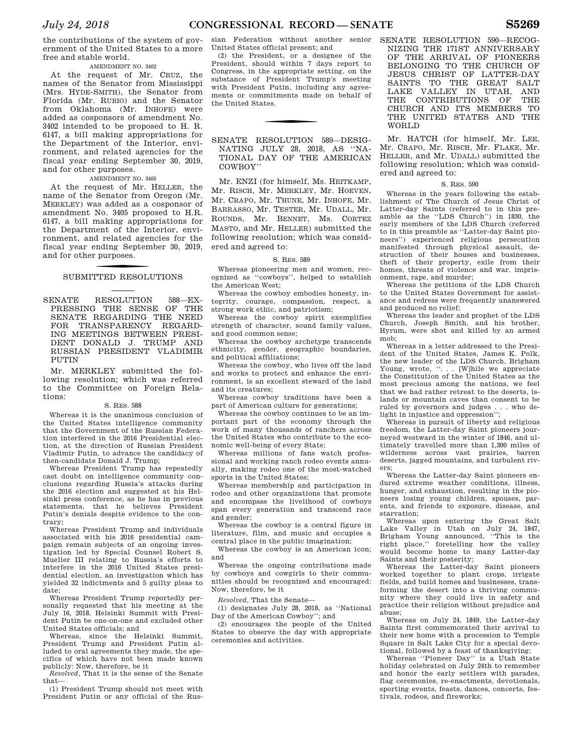the contributions of the system of government of the United States to a more free and stable world.

AMENDMENT NO. 3402

At the request of Mr. CRUZ, the names of the Senator from Mississippi (Mrs. HYDE-SMITH), the Senator from Florida (Mr. RUBIO) and the Senator from Oklahoma (Mr. INHOFE) were added as cosponsors of amendment No. 3402 intended to be proposed to H. R. 6147, a bill making appropriations for the Department of the Interior, environment, and related agencies for the fiscal year ending September 30, 2019, and for other purposes.

AMENDMENT NO. 3405

At the request of Mr. HELLER, the name of the Senator from Oregon (Mr. MERKLEY) was added as a cosponsor of amendment No. 3405 proposed to H.R. 6147, a bill making appropriations for the Department of the Interior, environment, and related agencies for the fiscal year ending September 30, 2019, and for other purposes.

## SUBMITTED RESOLUTIONS

### SENATE RESOLUTION 588—EXPRESSING THE SENSE OF THE SENATE REGARDING THE NEED FOR TRANSPARENCY REGARDING MEETINGS BETWEEN PRESIDENT DONALD J. TRUMP AND RUSSIAN PRESIDENT VLADIMIR PUTIN

Mr. MERKLEY submitted the following resolution; which was referred to the Committee on Foreign Relations:

S. RES. 588

Whereas it is the unanimous conclusion of the United States intelligence community that the Government of the Russian Federation interfered in the 2016 Presidential election, at the direction of Russian President Vladimir Putin, to advance the candidacy of then-candidate Donald J. Trump;

Whereas President Trump has repeatedly cast doubt on intelligence community conclusions regarding Russia's attacks during the 2016 election and suggested at his Helsinki press conference, as he has in previous statements, that he believes President Putin's denials despite evidence to the contrary;

Whereas President Trump and individuals associated with his 2016 presidential campaign remain subjects of an ongoing investigation led by Special Counsel Robert S. Mueller III relating to Russia's efforts to interfere in the 2016 United States presidential election, an investigation which has yielded 32 indictments and 5 guilty pleas to date;

Whereas President Trump reportedly personally requested that his meeting at the July 16, 2018, Helsinki Summit with President Putin be one-on-one and excluded other United States officials; and

Whereas, since the Helsinki Summit, President Trump and President Putin alluded to oral agreements they made, the specifics of which have not been made known publicly: Now, therefore, be it

*Resolved*, That it is the sense of the Senate that—

(1) President Trump should not meet with President Putin or any official of the Russian Federation without another senior United States official present; and

(2) the President, or a designee of the President, should within 7 days report to Congress, in the appropriate setting, on the substance of President Trump's meeting with President Putin, including any agreements or commitments made on behalf of the United States.

### SENATE RESOLUTION 589—DESIGNATING JULY 28, 2018, AS "NATIONAL DAY OF THE AMERICAN COWBOY"

Mr. ENZI (for himself, Ms. HEITKAMP, Mr. RISCH, Mr. MERKLEY, Mr. HOEVEN, Mr. CRAPO, Mr. THUNE, Mr. INHOFE, Mr. BARRASSO, Mr. TESTER, Mr. UDALL, Mr. ROUNDS, Mr. BENNET, Ms. CORTEZ MASTO, and Mr. HELLER) submitted the following resolution; which was considered and agreed to:

S. RES. 589

Whereas pioneering men and women, recognized as "cowboys", helped to establish the American West;

Whereas the cowboy embodies honesty, integrity, courage, compassion, respect, a strong work ethic, and patriotism;

Whereas the cowboy spirit exemplifies strength of character, sound family values, and good common sense;

Whereas the cowboy archetype transcends ethnicity, gender, geographic boundaries, and political affiliations;

Whereas the cowboy, who lives off the land and works to protect and enhance the environment, is an excellent steward of the land and its creatures;

Whereas cowboy traditions have been a part of American culture for generations;

Whereas the cowboy continues to be an important part of the economy through the work of many thousands of ranchers across the United States who contribute to the economic well-being of every State;

Whereas millions of fans watch professional and working ranch rodeo events annually, making rodeo one of the most-watched sports in the United States;

Whereas membership and participation in rodeo and other organizations that promote and encompass the livelihood of cowboys span every generation and transcend race and gender;

Whereas the cowboy is a central figure in literature, film, and music and occupies a central place in the public imagination;

Whereas the cowboy is an American icon; and

Whereas the ongoing contributions made by cowboys and cowgirls to their communities should be recognized and encouraged: Now, therefore, be it

*Resolved*, That the Senate—

(1) designates July 28, 2018, as "National Day of the American Cowboy"; and

(2) encourages the people of the United States to observe the day with appropriate ceremonies and activities.

### SENATE RESOLUTION 590—RECOGNIZING THE 171ST ANNIVERSARY OF THE ARRIVAL OF PIONEERS BELONGING TO THE CHURCH OF JESUS CHRIST OF LATTER-DAY SAINTS TO THE GREAT SALT LAKE VALLEY IN UTAH, AND THE CONTRIBUTIONS OF THE CHURCH AND ITS MEMBERS TO THE UNITED STATES AND THE WORLD

Mr. HATCH (for himself, Mr. LEE, Mr. CRAPO, Mr. RISCH, Mr. FLAKE, Mr. HELLER, and Mr. UDALL) submitted the following resolution; which was considered and agreed to:

S. RES. 590

Whereas in the years following the establishment of The Church of Jesus Christ of Latter-day Saints (referred to in this preamble as the "LDS Church") in 1830, the early members of the LDS Church (referred to in this preamble as "Latter-day Saint pioneers") experienced religious persecution manifested through physical assault, destruction of their houses and businesses, theft of their property, exile from their homes, threats of violence and war, imprisonment, rape, and murder;

Whereas the petitions of the LDS Church to the United States Government for assistance and redress were frequently unanswered and produced no relief;

Whereas the leader and prophet of the LDS Church, Joseph Smith, and his brother, Hyrum, were shot and killed by an armed mob;

Whereas in a letter addressed to the President of the United States, James K. Polk, the new leader of the LDS Church, Brigham Young, wrote, ". . . [W]hile we appreciate the Constitution of the United States as the most precious among the nations, we feel that we had rather retreat to the deserts, islands or mountain caves than consent to be ruled by governors and judges . . . who delight in injustice and oppression";

Whereas in pursuit of liberty and religious freedom, the Latter-day Saint pioneers journeyed westward in the winter of 1846, and ultimately travelled more than 1,300 miles of wilderness across vast prairies, barren deserts, jagged mountains, and turbulent rivers;

Whereas the Latter-day Saint pioneers endured extreme weather conditions, illness, hunger, and exhaustion, resulting in the pioneers losing young children, spouses, parents, and friends to exposure, disease, and starvation;

Whereas upon entering the Great Salt Lake Valley in Utah on July 24, 1847, Brigham Young announced, "This is the right place," foretelling how the valley would become home to many Latter-day Saints and their posterity;

Whereas the Latter-day Saint pioneers worked together to plant crops, irrigate fields, and build homes and businesses, transforming the desert into a thriving community where they could live in safety and practice their religion without prejudice and abuse;

Whereas on July 24, 1849, the Latter-day Saints first commemorated their arrival to their new home with a procession to Temple Square in Salt Lake City for a special devotional, followed by a feast of thanksgiving;

Whereas "Pioneer Day" is a Utah State holiday celebrated on July 24th to remember and honor the early settlers with parades, flag ceremonies, re-enactments, devotionals, sporting events, feasts, dances, concerts, festivals, rodeos, and fireworks;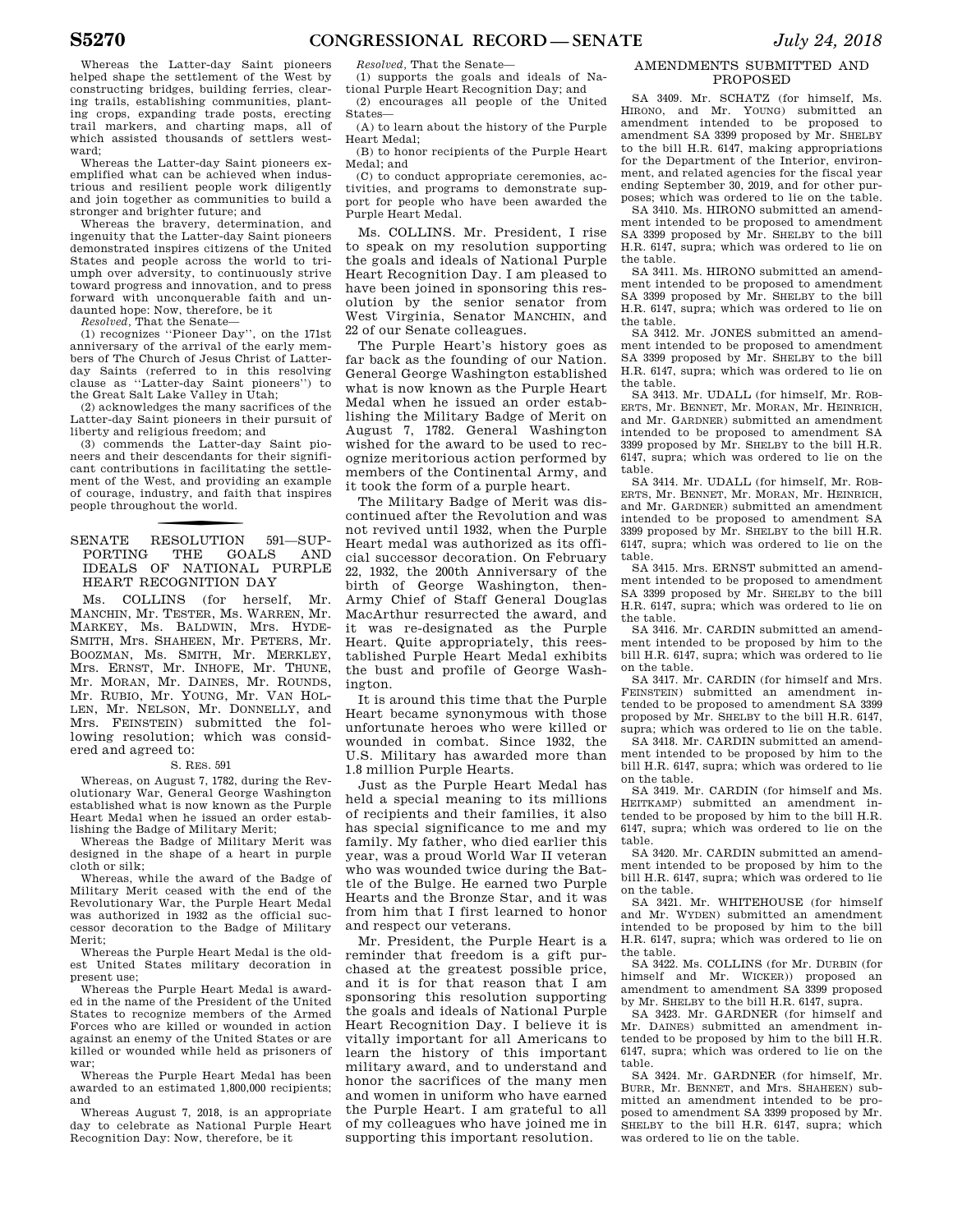Whereas the Latter-day Saint pioneers helped shape the settlement of the West by constructing bridges, building ferries, clearing trails, establishing communities, planting crops, expanding trade posts, erecting trail markers, and charting maps, all of which assisted thousands of settlers westward;

Whereas the Latter-day Saint pioneers exemplified what can be achieved when industrious and resilient people work diligently and join together as communities to build a stronger and brighter future; and

Whereas the bravery, determination, and ingenuity that the Latter-day Saint pioneers demonstrated inspires citizens of the United States and people across the world to triumph over adversity, to continuously strive toward progress and innovation, and to press forward with unconquerable faith and undaunted hope: Now, therefore, be it

*Resolved*, That the Senate—

(1) recognizes ''Pioneer Day'', on the 171st anniversary of the arrival of the early members of The Church of Jesus Christ of Latter-day Saints (referred to in this resolving clause as ''Latter-day Saint pioneers'') to the Great Salt Lake Valley in Utah;

(2) acknowledges the many sacrifices of the Latter-day Saint pioneers in their pursuit of liberty and religious freedom; and

(3) commends the Latter-day Saint pioneers and their descendants for their significant contributions in facilitating the settlement of the West, and providing an example of courage, industry, and faith that inspires people throughout the world.

## SENATE RESOLUTION 591—SUPPORTING THE GOALS AND IDEALS OF NATIONAL PURPLE HEART RECOGNITION DAY

Ms. COLLINS (for herself, Mr. MANCHIN, Mr. TESTER, Ms. WARREN, Mr. MARKEY, Ms. BALDWIN, Mrs. HYDE-SMITH, Mrs. SHAHEEN, Mr. PETERS, Mr. BOOZMAN, Ms. SMITH, Mr. MERKLEY, Mrs. ERNST, Mr. INHOFE, Mr. THUNE, Mr. MORAN, Mr. DAINES, Mr. ROUNDS, Mr. RUBIO, Mr. YOUNG, Mr. VAN HOLLEN, Mr. NELSON, Mr. DONNELLY, and Mrs. FEINSTEIN) submitted the following resolution; which was considered and agreed to:

S. RES. 591

Whereas, on August 7, 1782, during the Revolutionary War, General George Washington established what is now known as the Purple Heart Medal when he issued an order establishing the Badge of Military Merit;

Whereas the Badge of Military Merit was designed in the shape of a heart in purple cloth or silk;

Whereas, while the award of the Badge of Military Merit ceased with the end of the Revolutionary War, the Purple Heart Medal was authorized in 1932 as the official successor decoration to the Badge of Military Merit;

Whereas the Purple Heart Medal is the oldest United States military decoration in present use;

Whereas the Purple Heart Medal is awarded in the name of the President of the United States to recognize members of the Armed Forces who are killed or wounded in action against an enemy of the United States or are killed or wounded while held as prisoners of war;

Whereas the Purple Heart Medal has been awarded to an estimated 1,800,000 recipients; and

Whereas August 7, 2018, is an appropriate day to celebrate as National Purple Heart Recognition Day: Now, therefore, be it

*Resolved*, That the Senate—

(1) supports the goals and ideals of National Purple Heart Recognition Day; and

(2) encourages all people of the United States—

(A) to learn about the history of the Purple Heart Medal;

(B) to honor recipients of the Purple Heart Medal; and

(C) to conduct appropriate ceremonies, activities, and programs to demonstrate support for people who have been awarded the Purple Heart Medal.

Ms. COLLINS. Mr. President, I rise to speak on my resolution supporting the goals and ideals of National Purple Heart Recognition Day. I am pleased to have been joined in sponsoring this resolution by the senior senator from West Virginia, Senator MANCHIN, and 22 of our Senate colleagues.

The Purple Heart's history goes as far back as the founding of our Nation. General George Washington established what is now known as the Purple Heart Medal when he issued an order establishing the Military Badge of Merit on August 7, 1782. General Washington wished for the award to be used to recognize meritorious action performed by members of the Continental Army, and it took the form of a purple heart.

The Military Badge of Merit was discontinued after the Revolution and was not revived until 1932, when the Purple Heart medal was authorized as its official successor decoration. On February 22, 1932, the 200th Anniversary of the birth of George Washington, then-Army Chief of Staff General Douglas MacArthur resurrected the award, and it was re-designated as the Purple Heart. Quite appropriately, this reestablished Purple Heart Medal exhibits the bust and profile of George Washington.

It is around this time that the Purple Heart became synonymous with those unfortunate heroes who were killed or wounded in combat. Since 1932, the U.S. Military has awarded more than 1.8 million Purple Hearts.

Just as the Purple Heart Medal has held a special meaning to its millions of recipients and their families, it also has special significance to me and my family. My father, who died earlier this year, was a proud World War II veteran who was wounded twice during the Battle of the Bulge. He earned two Purple Hearts and the Bronze Star, and it was from him that I first learned to honor and respect our veterans.

Mr. President, the Purple Heart is a reminder that freedom is a gift purchased at the greatest possible price, and it is for that reason that I am sponsoring this resolution supporting the goals and ideals of National Purple Heart Recognition Day. I believe it is vitally important for all Americans to learn the history of this important military award, and to understand and honor the sacrifices of the many men and women in uniform who have earned the Purple Heart. I am grateful to all of my colleagues who have joined me in supporting this important resolution.

## AMENDMENTS SUBMITTED AND PROPOSED

SA 3409. Mr. SCHATZ (for himself, Ms. HIRONO, and Mr. YOUNG) submitted an amendment intended to be proposed to amendment SA 3399 proposed by Mr. SHELBY to the bill H.R. 6147, making appropriations for the Department of the Interior, environment, and related agencies for the fiscal year ending September 30, 2019, and for other purposes; which was ordered to lie on the table.

SA 3410. Ms. HIRONO submitted an amendment intended to be proposed to amendment SA 3399 proposed by Mr. SHELBY to the bill H.R. 6147, supra; which was ordered to lie on the table.

SA 3411. Ms. HIRONO submitted an amendment intended to be proposed to amendment SA 3399 proposed by Mr. SHELBY to the bill H.R. 6147, supra; which was ordered to lie on the table.

SA 3412. Mr. JONES submitted an amendment intended to be proposed to amendment SA 3399 proposed by Mr. SHELBY to the bill H.R. 6147, supra; which was ordered to lie on the table.

SA 3413. Mr. UDALL (for himself, Mr. ROBERTS, Mr. BENNET, Mr. MORAN, Mr. HEINRICH, and Mr. GARDNER) submitted an amendment intended to be proposed to amendment SA 3399 proposed by Mr. SHELBY to the bill H.R. 6147, supra; which was ordered to lie on the table.

SA 3414. Mr. UDALL (for himself, Mr. ROBERTS, Mr. BENNET, Mr. MORAN, Mr. HEINRICH, and Mr. GARDNER) submitted an amendment intended to be proposed to amendment SA 3399 proposed by Mr. SHELBY to the bill H.R. 6147, supra; which was ordered to lie on the table.

SA 3415. Mrs. ERNST submitted an amendment intended to be proposed to amendment SA 3399 proposed by Mr. SHELBY to the bill H.R. 6147, supra; which was ordered to lie on the table.

SA 3416. Mr. CARDIN submitted an amendment intended to be proposed by him to the bill H.R. 6147, supra; which was ordered to lie on the table.

SA 3417. Mr. CARDIN (for himself and Mrs. FEINSTEIN) submitted an amendment intended to be proposed to amendment SA 3399 proposed by Mr. SHELBY to the bill H.R. 6147, supra; which was ordered to lie on the table.

SA 3418. Mr. CARDIN submitted an amendment intended to be proposed by him to the bill H.R. 6147, supra; which was ordered to lie on the table.

SA 3419. Mr. CARDIN (for himself and Ms. HEITKAMP) submitted an amendment intended to be proposed by him to the bill H.R. 6147, supra; which was ordered to lie on the table.

SA 3420. Mr. CARDIN submitted an amendment intended to be proposed by him to the bill H.R. 6147, supra; which was ordered to lie on the table.

SA 3421. Mr. WHITEHOUSE (for himself and Mr. WYDEN) submitted an amendment intended to be proposed by him to the bill H.R. 6147, supra; which was ordered to lie on the table.

SA 3422. Ms. COLLINS (for Mr. DURBIN (for himself and Mr. WICKER)) proposed an amendment to amendment SA 3399 proposed by Mr. SHELBY to the bill H.R. 6147, supra.

SA 3423. Mr. GARDNER (for himself and Mr. DAINES) submitted an amendment intended to be proposed by him to the bill H.R. 6147, supra; which was ordered to lie on the table.

SA 3424. Mr. GARDNER (for himself, Mr. BURR, Mr. BENNET, and Mrs. SHAHEEN) submitted an amendment intended to be proposed to amendment SA 3399 proposed by Mr. SHELBY to the bill H.R. 6147, supra; which was ordered to lie on the table.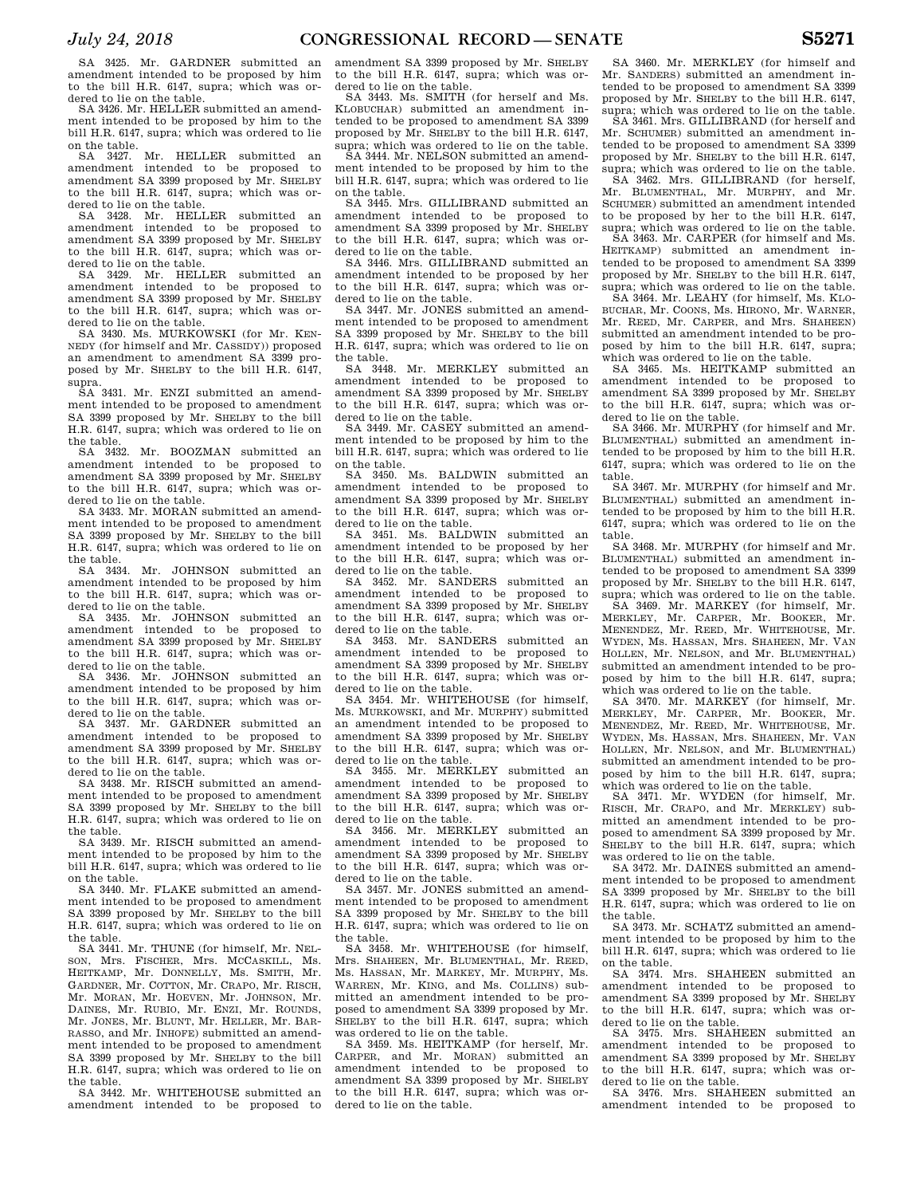SA 3425. Mr. GARDNER submitted an amendment intended to be proposed by him to the bill H.R. 6147, supra; which was ordered to lie on the table.

SA 3426. Mr. HELLER submitted an amendment intended to be proposed by him to the bill H.R. 6147, supra; which was ordered to lie on the table.

SA 3427. Mr. HELLER submitted an amendment intended to be proposed to amendment SA 3399 proposed by Mr. SHELBY to the bill H.R. 6147, supra; which was ordered to lie on the table.

SA 3428. Mr. HELLER submitted an amendment intended to be proposed to amendment SA 3399 proposed by Mr. SHELBY to the bill H.R. 6147, supra; which was ordered to lie on the table.

SA 3429. Mr. HELLER submitted an amendment intended to be proposed to amendment SA 3399 proposed by Mr. SHELBY to the bill H.R. 6147, supra; which was ordered to lie on the table.

SA 3430. Ms. MURKOWSKI (for Mr. KENNEDY (for himself and Mr. CASSIDY)) proposed an amendment to amendment SA 3399 proposed by Mr. SHELBY to the bill H.R. 6147, supra.

SA 3431. Mr. ENZI submitted an amendment intended to be proposed to amendment SA 3399 proposed by Mr. SHELBY to the bill H.R. 6147, supra; which was ordered to lie on the table.

SA 3432. Mr. BOOZMAN submitted an amendment intended to be proposed to amendment SA 3399 proposed by Mr. SHELBY to the bill H.R. 6147, supra; which was ordered to lie on the table.

SA 3433. Mr. MORAN submitted an amendment intended to be proposed to amendment SA 3399 proposed by Mr. SHELBY to the bill H.R. 6147, supra; which was ordered to lie on the table.

SA 3434. Mr. JOHNSON submitted an amendment intended to be proposed by him to the bill H.R. 6147, supra; which was ordered to lie on the table.

SA 3435. Mr. JOHNSON submitted an amendment intended to be proposed to amendment SA 3399 proposed by Mr. SHELBY to the bill H.R. 6147, supra; which was ordered to lie on the table.

SA 3436. Mr. JOHNSON submitted an amendment intended to be proposed by him to the bill H.R. 6147, supra; which was ordered to lie on the table.

SA 3437. Mr. GARDNER submitted an amendment intended to be proposed to amendment SA 3399 proposed by Mr. SHELBY to the bill H.R. 6147, supra; which was ordered to lie on the table.

SA 3438. Mr. RISCH submitted an amendment intended to be proposed to amendment SA 3399 proposed by Mr. SHELBY to the bill H.R. 6147, supra; which was ordered to lie on the table.

SA 3439. Mr. RISCH submitted an amendment intended to be proposed by him to the bill H.R. 6147, supra; which was ordered to lie on the table.

SA 3440. Mr. FLAKE submitted an amendment intended to be proposed to amendment SA 3399 proposed by Mr. SHELBY to the bill H.R. 6147, supra; which was ordered to lie on the table.

SA 3441. Mr. THUNE (for himself, Mr. NELSON, Mrs. FISCHER, Mrs. MCCASKILL, Ms. HEITKAMP, Mr. DONNELLY, Ms. SMITH, Mr. GARDNER, Mr. COTTON, Mr. CRAPO, Mr. RISCH, Mr. MORAN, Mr. HOEVEN, Mr. JOHNSON, Mr. DAINES, Mr. RUBIO, Mr. ENZI, Mr. ROUNDS, Mr. JONES, Mr. BLUNT, Mr. HELLER, Mr. BARRASSO, and Mr. INHOFE) submitted an amendment intended to be proposed to amendment SA 3399 proposed by Mr. SHELBY to the bill H.R. 6147, supra; which was ordered to lie on the table.

SA 3442. Mr. WHITEHOUSE submitted an amendment intended to be proposed to amendment SA 3399 proposed by Mr. SHELBY to the bill H.R. 6147, supra; which was ordered to lie on the table.

SA 3443. Ms. SMITH (for herself and Ms. KLOBUCHAR) submitted an amendment intended to be proposed to amendment SA 3399 proposed by Mr. SHELBY to the bill H.R. 6147, supra; which was ordered to lie on the table.

SA 3444. Mr. NELSON submitted an amendment intended to be proposed by him to the bill H.R. 6147, supra; which was ordered to lie on the table.

SA 3445. Mrs. GILLIBRAND submitted an amendment intended to be proposed to amendment SA 3399 proposed by Mr. SHELBY to the bill H.R. 6147, supra; which was ordered to lie on the table.

SA 3446. Mrs. GILLIBRAND submitted an amendment intended to be proposed by her to the bill H.R. 6147, supra; which was ordered to lie on the table.

SA 3447. Mr. JONES submitted an amendment intended to be proposed to amendment SA 3399 proposed by Mr. SHELBY to the bill H.R. 6147, supra; which was ordered to lie on the table.

SA 3448. Mr. MERKLEY submitted an amendment intended to be proposed to amendment SA 3399 proposed by Mr. SHELBY to the bill H.R. 6147, supra; which was ordered to lie on the table.

SA 3449. Mr. CASEY submitted an amendment intended to be proposed by him to the bill H.R. 6147, supra; which was ordered to lie on the table.

SA 3450. Ms. BALDWIN submitted an amendment intended to be proposed to amendment SA 3399 proposed by Mr. SHELBY to the bill H.R. 6147, supra; which was ordered to lie on the table.

SA 3451. Ms. BALDWIN submitted an amendment intended to be proposed by her to the bill H.R. 6147, supra; which was ordered to lie on the table.

SA 3452. Mr. SANDERS submitted an amendment intended to be proposed to amendment SA 3399 proposed by Mr. SHELBY to the bill H.R. 6147, supra; which was ordered to lie on the table.

SA 3453. Mr. SANDERS submitted an amendment intended to be proposed to amendment SA 3399 proposed by Mr. SHELBY to the bill H.R. 6147, supra; which was ordered to lie on the table.

SA 3454. Mr. WHITEHOUSE (for himself, Ms. MURKOWSKI, and Mr. MURPHY) submitted an amendment intended to be proposed to amendment SA 3399 proposed by Mr. SHELBY to the bill H.R. 6147, supra; which was ordered to lie on the table.

SA 3455. Mr. MERKLEY submitted an amendment intended to be proposed to amendment SA 3399 proposed by Mr. SHELBY to the bill H.R. 6147, supra; which was ordered to lie on the table.

SA 3456. Mr. MERKLEY submitted an amendment intended to be proposed to amendment SA 3399 proposed by Mr. SHELBY to the bill H.R. 6147, supra; which was ordered to lie on the table.

SA 3457. Mr. JONES submitted an amendment intended to be proposed to amendment SA 3399 proposed by Mr. SHELBY to the bill H.R. 6147, supra; which was ordered to lie on the table.

SA 3458. Mr. WHITEHOUSE (for himself, Mrs. SHAHEEN, Mr. BLUMENTHAL, Mr. REED, Ms. HASSAN, Mr. MARKEY, Mr. MURPHY, Ms. WARREN, Mr. KING, and Ms. COLLINS) submitted an amendment intended to be proposed to amendment SA 3399 proposed by Mr. SHELBY to the bill H.R. 6147, supra; which was ordered to lie on the table.

SA 3459. Ms. HEITKAMP (for herself, Mr. CARPER, and Mr. MORAN) submitted an amendment intended to be proposed to amendment SA 3399 proposed by Mr. SHELBY to the bill H.R. 6147, supra; which was ordered to lie on the table.

SA 3460. Mr. MERKLEY (for himself and Mr. SANDERS) submitted an amendment intended to be proposed to amendment SA 3399 proposed by Mr. SHELBY to the bill H.R. 6147, supra; which was ordered to lie on the table.

SA 3461. Mrs. GILLIBRAND (for herself and Mr. SCHUMER) submitted an amendment intended to be proposed to amendment SA 3399 proposed by Mr. SHELBY to the bill H.R. 6147, supra; which was ordered to lie on the table.

SA 3462. Mrs. GILLIBRAND (for herself, Mr. BLUMENTHAL, Mr. MURPHY, and Mr. SCHUMER) submitted an amendment intended to be proposed by her to the bill H.R. 6147, supra; which was ordered to lie on the table.

SA 3463. Mr. CARPER (for himself and Ms. HEITKAMP) submitted an amendment intended to be proposed to amendment SA 3399 proposed by Mr. SHELBY to the bill H.R. 6147, supra; which was ordered to lie on the table.

SA 3464. Mr. LEAHY (for himself, Ms. KLOBUCHAR, Mr. COONS, Ms. HIRONO, Mr. WARNER, Mr. REED, Mr. CARPER, and Mrs. SHAHEEN) submitted an amendment intended to be proposed by him to the bill H.R. 6147, supra; which was ordered to lie on the table.

SA 3465. Ms. HEITKAMP submitted an amendment intended to be proposed to amendment SA 3399 proposed by Mr. SHELBY to the bill H.R. 6147, supra; which was ordered to lie on the table.

SA 3466. Mr. MURPHY (for himself and Mr. BLUMENTHAL) submitted an amendment intended to be proposed by him to the bill H.R. 6147, supra; which was ordered to lie on the table.

SA 3467. Mr. MURPHY (for himself and Mr. BLUMENTHAL) submitted an amendment intended to be proposed by him to the bill H.R. 6147, supra; which was ordered to lie on the table.

SA 3468. Mr. MURPHY (for himself and Mr. BLUMENTHAL) submitted an amendment intended to be proposed to amendment SA 3399 proposed by Mr. SHELBY to the bill H.R. 6147, supra; which was ordered to lie on the table.

SA 3469. Mr. MARKEY (for himself, Mr. MERKLEY, Mr. CARPER, Mr. BOOKER, Mr. MENENDEZ, Mr. REED, Mr. WHITEHOUSE, Mr. WYDEN, Ms. HASSAN, Mrs. SHAHEEN, Mr. VAN HOLLEN, Mr. NELSON, and Mr. BLUMENTHAL) submitted an amendment intended to be proposed by him to the bill H.R. 6147, supra; which was ordered to lie on the table.

SA 3470. Mr. MARKEY (for himself, Mr. MERKLEY, Mr. CARPER, Mr. BOOKER, Mr. MENENDEZ, Mr. REED, Mr. WHITEHOUSE, Mr. WYDEN, Ms. HASSAN, Mrs. SHAHEEN, Mr. VAN HOLLEN, Mr. NELSON, and Mr. BLUMENTHAL) submitted an amendment intended to be proposed by him to the bill H.R. 6147, supra; which was ordered to lie on the table.

SA 3471. Mr. WYDEN (for himself, Mr. RISCH, Mr. CRAPO, and Mr. MERKLEY) submitted an amendment intended to be proposed to amendment SA 3399 proposed by Mr. SHELBY to the bill H.R. 6147, supra; which was ordered to lie on the table.

SA 3472. Mr. DAINES submitted an amendment intended to be proposed to amendment SA 3399 proposed by Mr. SHELBY to the bill H.R. 6147, supra; which was ordered to lie on the table.

SA 3473. Mr. SCHATZ submitted an amendment intended to be proposed by him to the bill H.R. 6147, supra; which was ordered to lie on the table.

SA 3474. Mrs. SHAHEEN submitted an amendment intended to be proposed to amendment SA 3399 proposed by Mr. SHELBY to the bill H.R. 6147, supra; which was ordered to lie on the table.

SA 3475. Mrs. SHAHEEN submitted an amendment intended to be proposed to amendment SA 3399 proposed by Mr. SHELBY to the bill H.R. 6147, supra; which was ordered to lie on the table.

SA 3476. Mrs. SHAHEEN submitted an amendment intended to be proposed to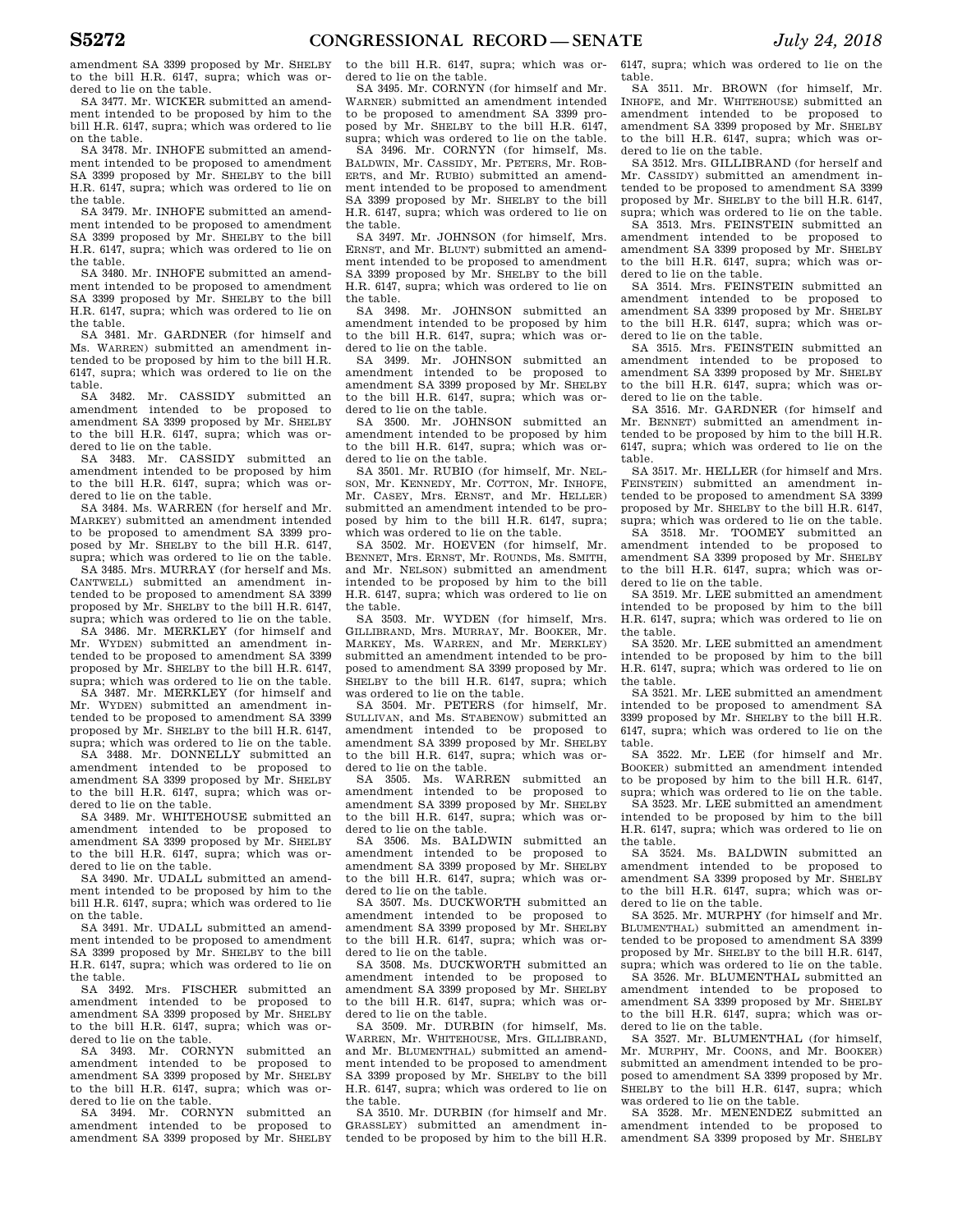amendment SA 3399 proposed by Mr. SHELBY to the bill H.R. 6147, supra; which was ordered to lie on the table.

SA 3477. Mr. WICKER submitted an amendment intended to be proposed by him to the bill H.R. 6147, supra; which was ordered to lie on the table.

SA 3478. Mr. INHOFE submitted an amendment intended to be proposed to amendment SA 3399 proposed by Mr. SHELBY to the bill H.R. 6147, supra; which was ordered to lie on the table.

SA 3479. Mr. INHOFE submitted an amendment intended to be proposed to amendment SA 3399 proposed by Mr. SHELBY to the bill H.R. 6147, supra; which was ordered to lie on the table.

SA 3480. Mr. INHOFE submitted an amendment intended to be proposed to amendment SA 3399 proposed by Mr. SHELBY to the bill H.R. 6147, supra; which was ordered to lie on the table.

SA 3481. Mr. GARDNER (for himself and Ms. WARREN) submitted an amendment intended to be proposed by him to the bill H.R. 6147, supra; which was ordered to lie on the table.

SA 3482. Mr. CASSIDY submitted an amendment intended to be proposed to amendment SA 3399 proposed by Mr. SHELBY to the bill H.R. 6147, supra; which was ordered to lie on the table.

SA 3483. Mr. CASSIDY submitted an amendment intended to be proposed by him to the bill H.R. 6147, supra; which was ordered to lie on the table.

SA 3484. Ms. WARREN (for herself and Mr. MARKEY) submitted an amendment intended to be proposed to amendment SA 3399 proposed by Mr. SHELBY to the bill H.R. 6147, supra; which was ordered to lie on the table.

SA 3485. Mrs. MURRAY (for herself and Ms. CANTWELL) submitted an amendment intended to be proposed to amendment SA 3399 proposed by Mr. SHELBY to the bill H.R. 6147, supra; which was ordered to lie on the table.

SA 3486. Mr. MERKLEY (for himself and Mr. WYDEN) submitted an amendment intended to be proposed to amendment SA 3399 proposed by Mr. SHELBY to the bill H.R. 6147, supra; which was ordered to lie on the table.

SA 3487. Mr. MERKLEY (for himself and Mr. WYDEN) submitted an amendment intended to be proposed to amendment SA 3399 proposed by Mr. SHELBY to the bill H.R. 6147, supra; which was ordered to lie on the table.

SA 3488. Mr. DONNELLY submitted an amendment intended to be proposed to amendment SA 3399 proposed by Mr. SHELBY to the bill H.R. 6147, supra; which was ordered to lie on the table.

SA 3489. Mr. WHITEHOUSE submitted an amendment intended to be proposed to amendment SA 3399 proposed by Mr. SHELBY to the bill H.R. 6147, supra; which was ordered to lie on the table.

SA 3490. Mr. UDALL submitted an amendment intended to be proposed by him to the bill H.R. 6147, supra; which was ordered to lie on the table.

SA 3491. Mr. UDALL submitted an amendment intended to be proposed to amendment SA 3399 proposed by Mr. SHELBY to the bill H.R. 6147, supra; which was ordered to lie on the table.

SA 3492. Mrs. FISCHER submitted an amendment intended to be proposed to amendment SA 3399 proposed by Mr. SHELBY to the bill H.R. 6147, supra; which was ordered to lie on the table.

SA 3493. Mr. CORNYN submitted an amendment intended to be proposed to amendment SA 3399 proposed by Mr. SHELBY to the bill H.R. 6147, supra; which was ordered to lie on the table.

SA 3494. Mr. CORNYN submitted an amendment intended to be proposed to amendment SA 3399 proposed by Mr. SHELBY to the bill H.R. 6147, supra; which was ordered to lie on the table.

SA 3495. Mr. CORNYN (for himself and Mr. WARNER) submitted an amendment intended to be proposed to amendment SA 3399 proposed by Mr. SHELBY to the bill H.R. 6147, supra; which was ordered to lie on the table.

SA 3496. Mr. CORNYN (for himself, Ms. BALDWIN, Mr. CASSIDY, Mr. PETERS, Mr. ROBERTS, and Mr. RUBIO) submitted an amendment intended to be proposed to amendment SA 3399 proposed by Mr. SHELBY to the bill H.R. 6147, supra; which was ordered to lie on the table.

SA 3497. Mr. JOHNSON (for himself, Mrs. ERNST, and Mr. BLUNT) submitted an amendment intended to be proposed to amendment SA 3399 proposed by Mr. SHELBY to the bill H.R. 6147, supra; which was ordered to lie on the table.

SA 3498. Mr. JOHNSON submitted an amendment intended to be proposed by him to the bill H.R. 6147, supra; which was ordered to lie on the table.

SA 3499. Mr. JOHNSON submitted an amendment intended to be proposed to amendment SA 3399 proposed by Mr. SHELBY to the bill H.R. 6147, supra; which was ordered to lie on the table.

SA 3500. Mr. JOHNSON submitted an amendment intended to be proposed by him to the bill H.R. 6147, supra; which was ordered to lie on the table.

SA 3501. Mr. RUBIO (for himself, Mr. NELSON, Mr. KENNEDY, Mr. COTTON, Mr. INHOFE, Mr. CASEY, Mrs. ERNST, and Mr. HELLER) submitted an amendment intended to be proposed by him to the bill H.R. 6147, supra; which was ordered to lie on the table.

SA 3502. Mr. HOEVEN (for himself, Mr. BENNET, Mrs. ERNST, Mr. ROUNDS, Ms. SMITH, and Mr. NELSON) submitted an amendment intended to be proposed by him to the bill H.R. 6147, supra; which was ordered to lie on the table.

SA 3503. Mr. WYDEN (for himself, Mrs. GILLIBRAND, Mrs. MURRAY, Mr. BOOKER, Mr. MARKEY, Ms. WARREN, and Mr. MERKLEY) submitted an amendment intended to be proposed to amendment SA 3399 proposed by Mr. SHELBY to the bill H.R. 6147, supra; which was ordered to lie on the table.

SA 3504. Mr. PETERS (for himself, Mr. SULLIVAN, and Ms. STABENOW) submitted an amendment intended to be proposed to amendment SA 3399 proposed by Mr. SHELBY to the bill H.R. 6147, supra; which was ordered to lie on the table.

SA 3505. Ms. WARREN submitted an amendment intended to be proposed to amendment SA 3399 proposed by Mr. SHELBY to the bill H.R. 6147, supra; which was ordered to lie on the table.

SA 3506. Ms. BALDWIN submitted an amendment intended to be proposed to amendment SA 3399 proposed by Mr. SHELBY to the bill H.R. 6147, supra; which was ordered to lie on the table.

SA 3507. Ms. DUCKWORTH submitted an amendment intended to be proposed to amendment SA 3399 proposed by Mr. SHELBY to the bill H.R. 6147, supra; which was ordered to lie on the table.

SA 3508. Ms. DUCKWORTH submitted an amendment intended to be proposed to amendment SA 3399 proposed by Mr. SHELBY to the bill H.R. 6147, supra; which was ordered to lie on the table.

SA 3509. Mr. DURBIN (for himself, Ms. WARREN, Mr. WHITEHOUSE, Mrs. GILLIBRAND, and Mr. BLUMENTHAL) submitted an amendment intended to be proposed to amendment SA 3399 proposed by Mr. SHELBY to the bill H.R. 6147, supra; which was ordered to lie on the table.

SA 3510. Mr. DURBIN (for himself and Mr. GRASSLEY) submitted an amendment intended to be proposed by him to the bill H.R. 6147, supra; which was ordered to lie on the table.

SA 3511. Mr. BROWN (for himself, Mr. INHOFE, and Mr. WHITEHOUSE) submitted an amendment intended to be proposed to amendment SA 3399 proposed by Mr. SHELBY to the bill H.R. 6147, supra; which was ordered to lie on the table.

SA 3512. Mrs. GILLIBRAND (for herself and Mr. CASSIDY) submitted an amendment intended to be proposed to amendment SA 3399 proposed by Mr. SHELBY to the bill H.R. 6147, supra; which was ordered to lie on the table.

SA 3513. Mrs. FEINSTEIN submitted an amendment intended to be proposed to amendment SA 3399 proposed by Mr. SHELBY to the bill H.R. 6147, supra; which was ordered to lie on the table.

SA 3514. Mrs. FEINSTEIN submitted an amendment intended to be proposed to amendment SA 3399 proposed by Mr. SHELBY to the bill H.R. 6147, supra; which was ordered to lie on the table.

SA 3515. Mrs. FEINSTEIN submitted an amendment intended to be proposed to amendment SA 3399 proposed by Mr. SHELBY to the bill H.R. 6147, supra; which was ordered to lie on the table.

SA 3516. Mr. GARDNER (for himself and Mr. BENNET) submitted an amendment intended to be proposed by him to the bill H.R. 6147, supra; which was ordered to lie on the table.

SA 3517. Mr. HELLER (for himself and Mrs. FEINSTEIN) submitted an amendment intended to be proposed to amendment SA 3399 proposed by Mr. SHELBY to the bill H.R. 6147, supra; which was ordered to lie on the table.

SA 3518. Mr. TOOMEY submitted an amendment intended to be proposed to amendment SA 3399 proposed by Mr. SHELBY to the bill H.R. 6147, supra; which was ordered to lie on the table.

SA 3519. Mr. LEE submitted an amendment intended to be proposed by him to the bill H.R. 6147, supra; which was ordered to lie on the table.

SA 3520. Mr. LEE submitted an amendment intended to be proposed by him to the bill H.R. 6147, supra; which was ordered to lie on the table.

SA 3521. Mr. LEE submitted an amendment intended to be proposed to amendment SA 3399 proposed by Mr. SHELBY to the bill H.R. 6147, supra; which was ordered to lie on the table.

SA 3522. Mr. LEE (for himself and Mr. BOOKER) submitted an amendment intended to be proposed by him to the bill H.R. 6147, supra; which was ordered to lie on the table.

SA 3523. Mr. LEE submitted an amendment intended to be proposed by him to the bill H.R. 6147, supra; which was ordered to lie on the table.

SA 3524. Ms. BALDWIN submitted an amendment intended to be proposed to amendment SA 3399 proposed by Mr. SHELBY to the bill H.R. 6147, supra; which was ordered to lie on the table.

SA 3525. Mr. MURPHY (for himself and Mr. BLUMENTHAL) submitted an amendment intended to be proposed to amendment SA 3399 proposed by Mr. SHELBY to the bill H.R. 6147, supra; which was ordered to lie on the table.

SA 3526. Mr. BLUMENTHAL submitted an amendment intended to be proposed to amendment SA 3399 proposed by Mr. SHELBY to the bill H.R. 6147, supra; which was ordered to lie on the table.

SA 3527. Mr. BLUMENTHAL (for himself, Mr. MURPHY, Mr. COONS, and Mr. BOOKER) submitted an amendment intended to be proposed to amendment SA 3399 proposed by Mr. SHELBY to the bill H.R. 6147, supra; which was ordered to lie on the table.

SA 3528. Mr. MENENDEZ submitted an amendment intended to be proposed to amendment SA 3399 proposed by Mr. SHELBY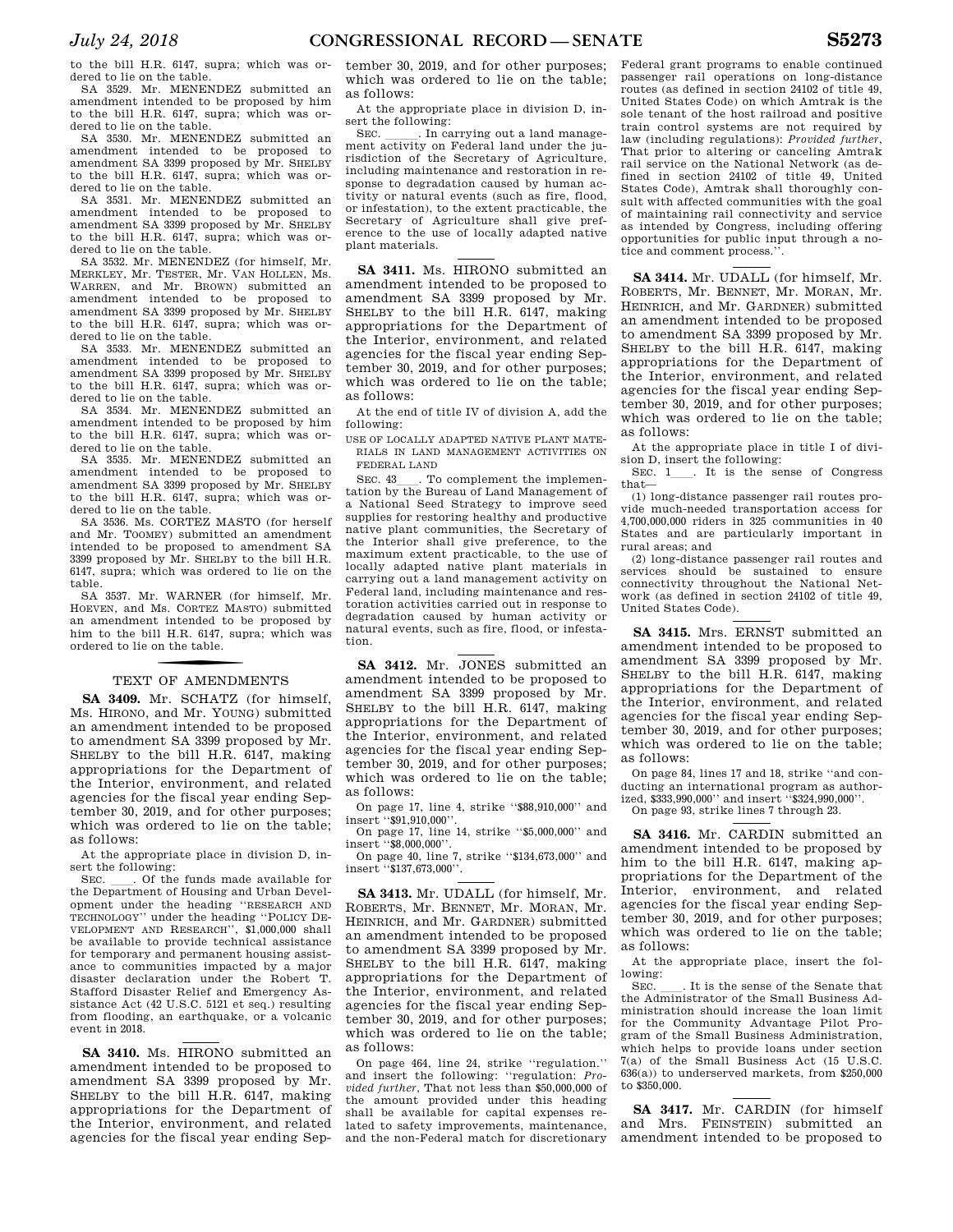to the bill H.R. 6147, supra; which was ordered to lie on the table.

SA 3529. Mr. MENENDEZ submitted an amendment intended to be proposed by him to the bill H.R. 6147, supra; which was ordered to lie on the table.

SA 3530. Mr. MENENDEZ submitted an amendment intended to be proposed to amendment SA 3399 proposed by Mr. SHELBY to the bill H.R. 6147, supra; which was ordered to lie on the table.

SA 3531. Mr. MENENDEZ submitted an amendment intended to be proposed to amendment SA 3399 proposed by Mr. SHELBY to the bill H.R. 6147, supra; which was ordered to lie on the table.

SA 3532. Mr. MENENDEZ (for himself, Mr. MERKLEY, Mr. TESTER, Mr. VAN HOLLEN, Ms. WARREN, and Mr. BROWN) submitted an amendment intended to be proposed to amendment SA 3399 proposed by Mr. SHELBY to the bill H.R. 6147, supra; which was ordered to lie on the table.

SA 3533. Mr. MENENDEZ submitted an amendment intended to be proposed to amendment SA 3399 proposed by Mr. SHELBY to the bill H.R. 6147, supra; which was ordered to lie on the table.

SA 3534. Mr. MENENDEZ submitted an amendment intended to be proposed by him to the bill H.R. 6147, supra; which was ordered to lie on the table.

SA 3535. Mr. MENENDEZ submitted an amendment intended to be proposed to amendment SA 3399 proposed by Mr. SHELBY to the bill H.R. 6147, supra; which was ordered to lie on the table.

SA 3536. Ms. CORTEZ MASTO (for herself and Mr. TOOMEY) submitted an amendment intended to be proposed to amendment SA 3399 proposed by Mr. SHELBY to the bill H.R. 6147, supra; which was ordered to lie on the table.

SA 3537. Mr. WARNER (for himself, Mr. HOEVEN, and Ms. CORTEZ MASTO) submitted an amendment intended to be proposed by him to the bill H.R. 6147, supra; which was ordered to lie on the table.

## TEXT OF AMENDMENTS

**SA 3409.** Mr. SCHATZ (for himself, Ms. HIRONO, and Mr. YOUNG) submitted an amendment intended to be proposed to amendment SA 3399 proposed by Mr. SHELBY to the bill H.R. 6147, making appropriations for the Department of the Interior, environment, and related agencies for the fiscal year ending September 30, 2019, and for other purposes; which was ordered to lie on the table; as follows:

At the appropriate place in division D, insert the following:

SEC. \_\_\_\_. Of the funds made available for the Department of Housing and Urban Development under the heading "RESEARCH AND TECHNOLOGY" under the heading "POLICY DEVELOPMENT AND RESEARCH", $1,000,000 shall be available to provide technical assistance for temporary and permanent housing assistance to communities impacted by a major disaster declaration under the Robert T. Stafford Disaster Relief and Emergency Assistance Act (42 U.S.C. 5121 et seq.) resulting from flooding, an earthquake, or a volcanic event in 2018.

**SA 3410.** Ms. HIRONO submitted an amendment intended to be proposed to amendment SA 3399 proposed by Mr. SHELBY to the bill H.R. 6147, making appropriations for the Department of the Interior, environment, and related agencies for the fiscal year ending September 30, 2019, and for other purposes; which was ordered to lie on the table; as follows:

At the appropriate place in division D, insert the following:

SEC. \_\_\_\_\_\_. In carrying out a land management activity on Federal land under the jurisdiction of the Secretary of Agriculture, including maintenance and restoration in response to degradation caused by human activity or natural events (such as fire, flood, or infestation), to the extent practicable, the Secretary of Agriculture shall give preference to the use of locally adapted native plant materials.

**SA 3411.** Ms. HIRONO submitted an amendment intended to be proposed to amendment SA 3399 proposed by Mr. SHELBY to the bill H.R. 6147, making appropriations for the Department of the Interior, environment, and related agencies for the fiscal year ending September 30, 2019, and for other purposes; which was ordered to lie on the table; as follows:

At the end of title IV of division A, add the following:

USE OF LOCALLY ADAPTED NATIVE PLANT MATERIALS IN LAND MANAGEMENT ACTIVITIES ON FEDERAL LAND

SEC. 43\_\_\_\_. To complement the implementation by the Bureau of Land Management of a National Seed Strategy to improve seed supplies for restoring healthy and productive native plant communities, the Secretary of the Interior shall give preference, to the maximum extent practicable, to the use of locally adapted native plant materials in carrying out a land management activity on Federal land, including maintenance and restoration activities carried out in response to degradation caused by human activity or natural events, such as fire, flood, or infestation.

**SA 3412.** Mr. JONES submitted an amendment intended to be proposed to amendment SA 3399 proposed by Mr. SHELBY to the bill H.R. 6147, making appropriations for the Department of the Interior, environment, and related agencies for the fiscal year ending September 30, 2019, and for other purposes; which was ordered to lie on the table; as follows:

On page 17, line 4, strike "$88,910,000" and insert "$91,910,000".

On page 17, line 14, strike "$5,000,000" and insert "$8,000,000".

On page 40, line 7, strike "$134,673,000" and insert "$137,673,000".

**SA 3413.** Mr. UDALL (for himself, Mr. ROBERTS, Mr. BENNET, Mr. MORAN, Mr. HEINRICH, and Mr. GARDNER) submitted an amendment intended to be proposed to amendment SA 3399 proposed by Mr. SHELBY to the bill H.R. 6147, making appropriations for the Department of the Interior, environment, and related agencies for the fiscal year ending September 30, 2019, and for other purposes; which was ordered to lie on the table; as follows:

On page 464, line 24, strike "regulation." and insert the following: "regulation: *Provided further*, That not less than $50,000,000 of the amount provided under this heading shall be available for capital expenses related to safety improvements, maintenance, and the non-Federal match for discretionary Federal grant programs to enable continued passenger rail operations on long-distance routes (as defined in section 24102 of title 49, United States Code) on which Amtrak is the sole tenant of the host railroad and positive train control systems are not required by law (including regulations): *Provided further*, That prior to altering or canceling Amtrak rail service on the National Network (as defined in section 24102 of title 49, United States Code), Amtrak shall thoroughly consult with affected communities with the goal of maintaining rail connectivity and service as intended by Congress, including offering opportunities for public input through a notice and comment process.".

**SA 3414.** Mr. UDALL (for himself, Mr. ROBERTS, Mr. BENNET, Mr. MORAN, Mr. HEINRICH, and Mr. GARDNER) submitted an amendment intended to be proposed to amendment SA 3399 proposed by Mr. SHELBY to the bill H.R. 6147, making appropriations for the Department of the Interior, environment, and related agencies for the fiscal year ending September 30, 2019, and for other purposes; which was ordered to lie on the table; as follows:

At the appropriate place in title I of division D, insert the following:

SEC. 1\_\_\_\_. It is the sense of Congress that—

(1) long-distance passenger rail routes provide much-needed transportation access for 4,700,000,000 riders in 325 communities in 40 States and are particularly important in rural areas; and

(2) long-distance passenger rail routes and services should be sustained to ensure connectivity throughout the National Network (as defined in section 24102 of title 49, United States Code).

**SA 3415.** Mrs. ERNST submitted an amendment intended to be proposed to amendment SA 3399 proposed by Mr. SHELBY to the bill H.R. 6147, making appropriations for the Department of the Interior, environment, and related agencies for the fiscal year ending September 30, 2019, and for other purposes; which was ordered to lie on the table; as follows:

On page 84, lines 17 and 18, strike "and conducting an international program as authorized, $333,990,000" and insert "$324,990,000".

On page 93, strike lines 7 through 23.

**SA 3416.** Mr. CARDIN submitted an amendment intended to be proposed by him to the bill H.R. 6147, making appropriations for the Department of the Interior, environment, and related agencies for the fiscal year ending September 30, 2019, and for other purposes; which was ordered to lie on the table; as follows:

At the appropriate place, insert the following:

SEC. \_\_\_\_. It is the sense of the Senate that the Administrator of the Small Business Administration should increase the loan limit for the Community Advantage Pilot Program of the Small Business Administration, which helps to provide loans under section 7(a) of the Small Business Act (15 U.S.C. 636(a)) to underserved markets, from $250,000 to $350,000.

**SA 3417.** Mr. CARDIN (for himself and Mrs. FEINSTEIN) submitted an amendment intended to be proposed to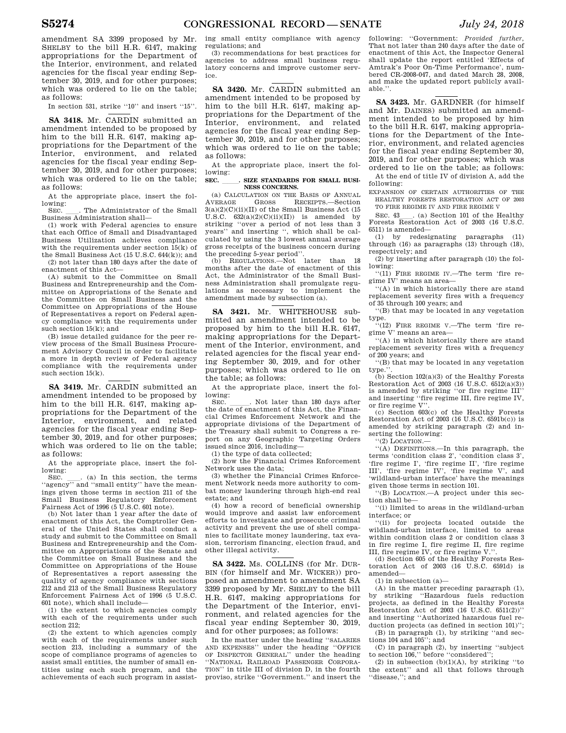amendment SA 3399 proposed by Mr. SHELBY to the bill H.R. 6147, making appropriations for the Department of the Interior, environment, and related agencies for the fiscal year ending September 30, 2019, and for other purposes; which was ordered to lie on the table; as follows:

In section 531, strike "10" and insert "15".

---

**SA 3418.** Mr. CARDIN submitted an amendment intended to be proposed by him to the bill H.R. 6147, making appropriations for the Department of the Interior, environment, and related agencies for the fiscal year ending September 30, 2019, and for other purposes; which was ordered to lie on the table; as follows:

At the appropriate place, insert the following:

SEC. ____. The Administrator of the Small Business Administration shall—

(1) work with Federal agencies to ensure that each Office of Small and Disadvantaged Business Utilization achieves compliance with the requirements under section 15(k) of the Small Business Act (15 U.S.C. 644(k)); and

(2) not later than 180 days after the date of enactment of this Act—

(A) submit to the Committee on Small Business and Entrepreneurship and the Committee on Appropriations of the Senate and the Committee on Small Business and the Committee on Appropriations of the House of Representatives a report on Federal agency compliance with the requirements under such section 15(k); and

(B) issue detailed guidance for the peer review process of the Small Business Procurement Advisory Council in order to facilitate a more in depth review of Federal agency compliance with the requirements under such section 15(k).

---

**SA 3419.** Mr. CARDIN submitted an amendment intended to be proposed by him to the bill H.R. 6147, making appropriations for the Department of the Interior, environment, and related agencies for the fiscal year ending September 30, 2019, and for other purposes; which was ordered to lie on the table; as follows:

At the appropriate place, insert the following:

SEC. ____. (a) In this section, the terms "agency" and "small entity" have the meanings given those terms in section 211 of the Small Business Regulatory Enforcement Fairness Act of 1996 (5 U.S.C. 601 note).

(b) Not later than 1 year after the date of enactment of this Act, the Comptroller General of the United States shall conduct a study and submit to the Committee on Small Business and Entrepreneurship and the Committee on Appropriations of the Senate and the Committee on Small Business and the Committee on Appropriations of the House of Representatives a report assessing the quality of agency compliance with sections 212 and 213 of the Small Business Regulatory Enforcement Fairness Act of 1996 (5 U.S.C. 601 note), which shall include—

(1) the extent to which agencies comply with each of the requirements under such section 212;

(2) the extent to which agencies comply with each of the requirements under such section 213, including a summary of the scope of compliance programs of agencies to assist small entities, the number of small entities using each such program, and the achievements of each such program in assisting small entity compliance with agency regulations; and

(3) recommendations for best practices for agencies to address small business regulatory concerns and improve customer service.

---

**SA 3420.** Mr. CARDIN submitted an amendment intended to be proposed by him to the bill H.R. 6147, making appropriations for the Department of the Interior, environment, and related agencies for the fiscal year ending September 30, 2019, and for other purposes; which was ordered to lie on the table; as follows:

At the appropriate place, insert the following:

**SEC. ____. SIZE STANDARDS FOR SMALL BUSINESS CONCERNS.**

(a) CALCULATION ON THE BASIS OF ANNUAL AVERAGE GROSS RECEIPTS.—Section 3(a)(2)(C)(ii)(II) of the Small Business Act (15 U.S.C. 632(a)(2)(C)(ii)(II)) is amended by striking "over a period of not less than 3 years" and inserting ", which shall be calculated by using the 3 lowest annual average gross receipts of the business concern during the preceding 5-year period".

(b) REGULATIONS.—Not later than 18 months after the date of enactment of this Act, the Administrator of the Small Business Administration shall promulgate regulations as necessary to implement the amendment made by subsection (a).

---

**SA 3421.** Mr. WHITEHOUSE submitted an amendment intended to be proposed by him to the bill H.R. 6147, making appropriations for the Department of the Interior, environment, and related agencies for the fiscal year ending September 30, 2019, and for other purposes; which was ordered to lie on the table; as follows:

At the appropriate place, insert the following:

SEC. ____. Not later than 180 days after the date of enactment of this Act, the Financial Crimes Enforcement Network and the appropriate divisions of the Department of the Treasury shall submit to Congress a report on any Geographic Targeting Orders issued since 2016, including—

(1) the type of data collected;

(2) how the Financial Crimes Enforcement Network uses the data;

(3) whether the Financial Crimes Enforcement Network needs more authority to combat money laundering through high-end real estate; and

(4) how a record of beneficial ownership would improve and assist law enforcement efforts to investigate and prosecute criminal activity and prevent the use of shell companies to facilitate money laundering, tax evasion, terrorism financing, election fraud, and other illegal activity.

---

**SA 3422.** Ms. COLLINS (for Mr. DURBIN (for himself and Mr. WICKER)) proposed an amendment to amendment SA 3399 proposed by Mr. SHELBY to the bill H.R. 6147, making appropriations for the Department of the Interior, environment, and related agencies for the fiscal year ending September 30, 2019, and for other purposes; as follows:

In the matter under the heading "SALARIES AND EXPENSES" under the heading "OFFICE OF INSPECTOR GENERAL" under the heading "NATIONAL RAILROAD PASSENGER CORPORATION" in title III of division D, in the fourth proviso, strike "Government." and insert the following: "Government: *Provided further*, That not later than 240 days after the date of enactment of this Act, the Inspector General shall update the report entitled 'Effects of Amtrak's Poor On-Time Performance', numbered CR-2008-047, and dated March 28, 2008, and make the updated report publicly available.".

---

**SA 3423.** Mr. GARDNER (for himself and Mr. DAINES) submitted an amendment intended to be proposed by him to the bill H.R. 6147, making appropriations for the Department of the Interior, environment, and related agencies for the fiscal year ending September 30, 2019, and for other purposes; which was ordered to lie on the table; as follows:

At the end of title IV of division A, add the following:

EXPANSION OF CERTAIN AUTHORITIES OF THE HEALTHY FORESTS RESTORATION ACT OF 2003 TO FIRE REGIME IV AND FIRE REGIME V

SEC. 43____. (a) Section 101 of the Healthy Forests Restoration Act of 2003 (16 U.S.C. 6511) is amended—

(1) by redesignating paragraphs (11) through (16) as paragraphs (13) through (18), respectively; and

(2) by inserting after paragraph (10) the following:

"(11) FIRE REGIME IV.—The term 'fire regime IV' means an area—

"(A) in which historically there are stand replacement severity fires with a frequency of 35 through 100 years; and

"(B) that may be located in any vegetation type.

"(12) FIRE REGIME V.—The term 'fire regime V' means an area—

"(A) in which historically there are stand replacement severity fires with a frequency of 200 years; and

"(B) that may be located in any vegetation type.".

(b) Section 102(a)(3) of the Healthy Forests Restoration Act of 2003 (16 U.S.C. 6512(a)(3)) is amended by striking "or fire regime III" and inserting "fire regime III, fire regime IV, or fire regime V".

(c) Section 603(c) of the Healthy Forests Restoration Act of 2003 (16 U.S.C. 6591b(c)) is amended by striking paragraph (2) and inserting the following:

"(2) LOCATION.—

"(A) DEFINITIONS.—In this paragraph, the terms 'condition class 2', 'condition class 3', 'fire regime I', 'fire regime II', 'fire regime III', 'fire regime IV', 'fire regime V', and 'wildland-urban interface' have the meanings given those terms in section 101.

"(B) LOCATION.—A project under this section shall be—

"(i) limited to areas in the wildland-urban interface; or

"(ii) for projects located outside the wildland-urban interface, limited to areas within condition class 2 or condition class 3 in fire regime I, fire regime II, fire regime III, fire regime IV, or fire regime V.".

(d) Section 605 of the Healthy Forests Restoration Act of 2003 (16 U.S.C. 6591d) is amended—

(1) in subsection (a)—

(A) in the matter preceding paragraph (1), by striking "Hazardous fuels reduction projects, as defined in the Healthy Forests Restoration Act of 2003 (16 U.S.C. 6511(2))" and inserting "Authorized hazardous fuel reduction projects (as defined in section 101)";

(B) in paragraph (1), by striking "and sections 104 and 105"; and

(C) in paragraph (2), by inserting "subject to section 106," before "considered";

(2) in subsection (b)(1)(A), by striking "to the extent" and all that follows through "disease,"; and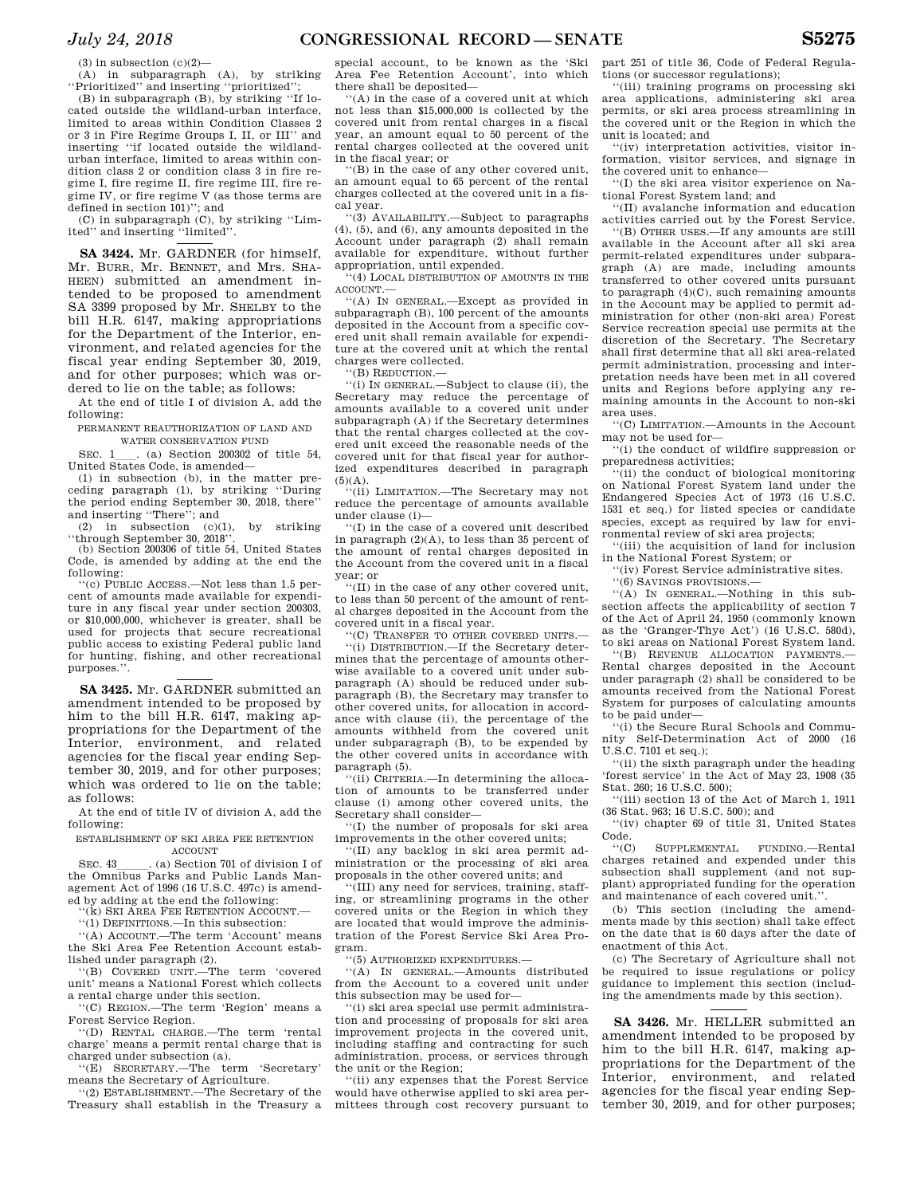(3) in subsection (c)(2)—

(A) in subparagraph (A), by striking ''Prioritized'' and inserting ''prioritized'';

(B) in subparagraph (B), by striking ''If located outside the wildland-urban interface, limited to areas within Condition Classes 2 or 3 in Fire Regime Groups I, II, or III'' and inserting ''if located outside the wildland-urban interface, limited to areas within condition class 2 or condition class 3 in fire regime I, fire regime II, fire regime III, fire regime IV, or fire regime V (as those terms are defined in section 101)''; and

(C) in subparagraph (C), by striking ''Limited'' and inserting ''limited''.

---

**SA 3424.** Mr. GARDNER (for himself, Mr. BURR, Mr. BENNET, and Mrs. SHAHEEN) submitted an amendment intended to be proposed to amendment SA 3399 proposed by Mr. SHELBY to the bill H.R. 6147, making appropriations for the Department of the Interior, environment, and related agencies for the fiscal year ending September 30, 2019, and for other purposes; which was ordered to lie on the table; as follows:

At the end of title I of division A, add the following:

PERMANENT REAUTHORIZATION OF LAND AND WATER CONSERVATION FUND

SEC. 1\_\_\_\_. (a) Section 200302 of title 54, United States Code, is amended—

(1) in subsection (b), in the matter preceding paragraph (1), by striking ''During the period ending September 30, 2018, there'' and inserting ''There''; and

(2) in subsection (c)(1), by striking ''through September 30, 2018''.

(b) Section 200306 of title 54, United States Code, is amended by adding at the end the following:

''(c) PUBLIC ACCESS.—Not less than 1.5 percent of amounts made available for expenditure in any fiscal year under section 200303, or $10,000,000, whichever is greater, shall be used for projects that secure recreational public access to existing Federal public land for hunting, fishing, and other recreational purposes.''.

---

**SA 3425.** Mr. GARDNER submitted an amendment intended to be proposed by him to the bill H.R. 6147, making appropriations for the Department of the Interior, environment, and related agencies for the fiscal year ending September 30, 2019, and for other purposes; which was ordered to lie on the table; as follows:

At the end of title IV of division A, add the following:

ESTABLISHMENT OF SKI AREA FEE RETENTION ACCOUNT

SEC. 43\_\_\_\_\_. (a) Section 701 of division I of the Omnibus Parks and Public Lands Management Act of 1996 (16 U.S.C. 497c) is amended by adding at the end the following:

''(k) SKI AREA FEE RETENTION ACCOUNT.—

''(1) DEFINITIONS.—In this subsection:

''(A) ACCOUNT.—The term 'Account' means the Ski Area Fee Retention Account established under paragraph (2).

''(B) COVERED UNIT.—The term 'covered unit' means a National Forest which collects a rental charge under this section.

''(C) REGION.—The term 'Region' means a Forest Service Region.

''(D) RENTAL CHARGE.—The term 'rental charge' means a permit rental charge that is charged under subsection (a).

''(E) SECRETARY.—The term 'Secretary' means the Secretary of Agriculture.

''(2) ESTABLISHMENT.—The Secretary of the Treasury shall establish in the Treasury a special account, to be known as the 'Ski Area Fee Retention Account', into which there shall be deposited—

''(A) in the case of a covered unit at which not less than $15,000,000 is collected by the covered unit from rental charges in a fiscal year, an amount equal to 50 percent of the rental charges collected at the covered unit in the fiscal year; or

''(B) in the case of any other covered unit, an amount equal to 65 percent of the rental charges collected at the covered unit in a fiscal year.

''(3) AVAILABILITY.—Subject to paragraphs (4), (5), and (6), any amounts deposited in the Account under paragraph (2) shall remain available for expenditure, without further appropriation, until expended.

''(4) LOCAL DISTRIBUTION OF AMOUNTS IN THE ACCOUNT.—

''(A) IN GENERAL.—Except as provided in subparagraph (B), 100 percent of the amounts deposited in the Account from a specific covered unit shall remain available for expenditure at the covered unit at which the rental charges were collected.

''(B) REDUCTION.—

''(i) IN GENERAL.—Subject to clause (ii), the Secretary may reduce the percentage of amounts available to a covered unit under subparagraph (A) if the Secretary determines that the rental charges collected at the covered unit exceed the reasonable needs of the covered unit for that fiscal year for authorized expenditures described in paragraph (5)(A).

''(ii) LIMITATION.—The Secretary may not reduce the percentage of amounts available under clause (i)—

''(I) in the case of a covered unit described in paragraph (2)(A), to less than 35 percent of the amount of rental charges deposited in the Account from the covered unit in a fiscal year; or

''(II) in the case of any other covered unit, to less than 50 percent of the amount of rental charges deposited in the Account from the covered unit in a fiscal year.

''(C) TRANSFER TO OTHER COVERED UNITS.—

''(i) DISTRIBUTION.—If the Secretary determines that the percentage of amounts otherwise available to a covered unit under subparagraph (A) should be reduced under subparagraph (B), the Secretary may transfer to other covered units, for allocation in accordance with clause (ii), the percentage of the amounts withheld from the covered unit under subparagraph (B), to be expended by the other covered units in accordance with paragraph (5).

''(ii) CRITERIA.—In determining the allocation of amounts to be transferred under clause (i) among other covered units, the Secretary shall consider—

''(I) the number of proposals for ski area improvements in the other covered units;

''(II) any backlog in ski area permit administration or the processing of ski area proposals in the other covered units; and

''(III) any need for services, training, staffing, or streamlining programs in the other covered units or the Region in which they are located that would improve the administration of the Forest Service Ski Area Program.

''(5) AUTHORIZED EXPENDITURES.—

''(A) IN GENERAL.—Amounts distributed from the Account to a covered unit under this subsection may be used for—

''(i) ski area special use permit administration and processing of proposals for ski area improvement projects in the covered unit, including staffing and contracting for such administration, process, or services through the unit or the Region;

''(ii) any expenses that the Forest Service would have otherwise applied to ski area permittees through cost recovery pursuant to part 251 of title 36, Code of Federal Regulations (or successor regulations);

''(iii) training programs on processing ski area applications, administering ski area permits, or ski area process streamlining in the covered unit or the Region in which the unit is located; and

''(iv) interpretation activities, visitor information, visitor services, and signage in the covered unit to enhance—

''(I) the ski area visitor experience on National Forest System land; and

''(II) avalanche information and education activities carried out by the Forest Service.

''(B) OTHER USES.—If any amounts are still available in the Account after all ski area permit-related expenditures under subparagraph (A) are made, including amounts transferred to other covered units pursuant to paragraph (4)(C), such remaining amounts in the Account may be applied to permit administration for other (non-ski area) Forest Service recreation special use permits at the discretion of the Secretary. The Secretary shall first determine that all ski area-related permit administration, processing and interpretation needs have been met in all covered units and Regions before applying any remaining amounts in the Account to non-ski area uses.

''(C) LIMITATION.—Amounts in the Account may not be used for—

''(i) the conduct of wildfire suppression or preparedness activities;

''(ii) the conduct of biological monitoring on National Forest System land under the Endangered Species Act of 1973 (16 U.S.C. 1531 et seq.) for listed species or candidate species, except as required by law for environmental review of ski area projects;

''(iii) the acquisition of land for inclusion in the National Forest System; or

''(iv) Forest Service administrative sites.

''(6) SAVINGS PROVISIONS.—

''(A) IN GENERAL.—Nothing in this subsection affects the applicability of section 7 of the Act of April 24, 1950 (commonly known as the 'Granger-Thye Act') (16 U.S.C. 580d), to ski areas on National Forest System land.

''(B) REVENUE ALLOCATION PAYMENTS.—Rental charges deposited in the Account under paragraph (2) shall be considered to be amounts received from the National Forest System for purposes of calculating amounts to be paid under—

''(i) the Secure Rural Schools and Community Self-Determination Act of 2000 (16 U.S.C. 7101 et seq.);

''(ii) the sixth paragraph under the heading 'forest service' in the Act of May 23, 1908 (35 Stat. 260; 16 U.S.C. 500);

''(iii) section 13 of the Act of March 1, 1911 (36 Stat. 963; 16 U.S.C. 500); and

''(iv) chapter 69 of title 31, United States Code.

''(C) SUPPLEMENTAL FUNDING.—Rental charges retained and expended under this subsection shall supplement (and not supplant) appropriated funding for the operation and maintenance of each covered unit.''.

(b) This section (including the amendments made by this section) shall take effect on the date that is 60 days after the date of enactment of this Act.

(c) The Secretary of Agriculture shall not be required to issue regulations or policy guidance to implement this section (including the amendments made by this section).

---

**SA 3426.** Mr. HELLER submitted an amendment intended to be proposed by him to the bill H.R. 6147, making appropriations for the Department of the Interior, environment, and related agencies for the fiscal year ending September 30, 2019, and for other purposes;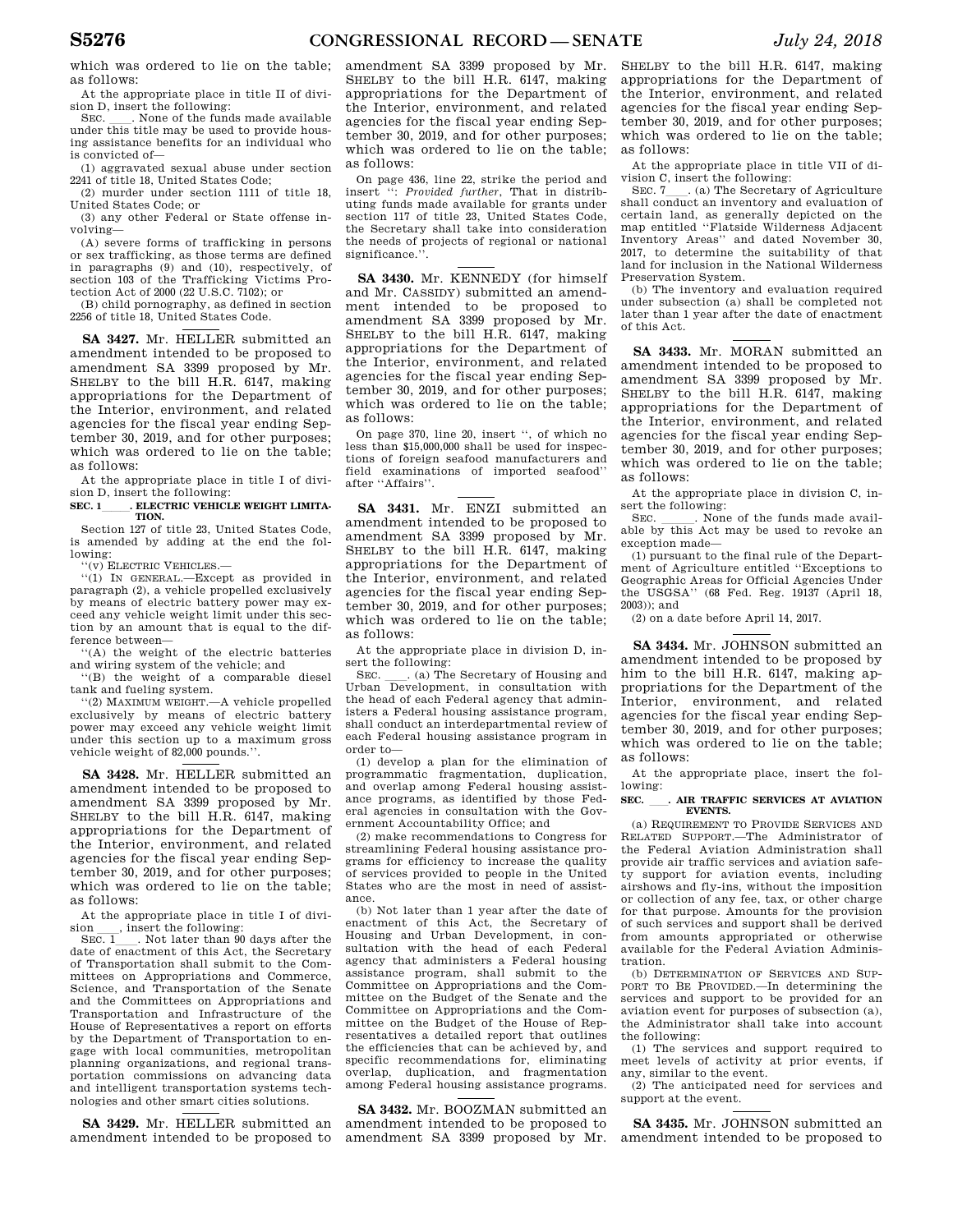which was ordered to lie on the table; as follows:

At the appropriate place in title II of division D, insert the following:

SEC. \_\_\_\_. None of the funds made available under this title may be used to provide housing assistance benefits for an individual who is convicted of—

(1) aggravated sexual abuse under section 2241 of title 18, United States Code;

(2) murder under section 1111 of title 18, United States Code; or

(3) any other Federal or State offense involving—

(A) severe forms of trafficking in persons or sex trafficking, as those terms are defined in paragraphs (9) and (10), respectively, of section 103 of the Trafficking Victims Protection Act of 2000 (22 U.S.C. 7102); or

(B) child pornography, as defined in section 2256 of title 18, United States Code.

**SA 3427.** Mr. HELLER submitted an amendment intended to be proposed to amendment SA 3399 proposed by Mr. SHELBY to the bill H.R. 6147, making appropriations for the Department of the Interior, environment, and related agencies for the fiscal year ending September 30, 2019, and for other purposes; which was ordered to lie on the table; as follows:

At the appropriate place in title I of division D, insert the following:

**SEC. 1\_\_\_\_. ELECTRIC VEHICLE WEIGHT LIMITATION.**

Section 127 of title 23, United States Code, is amended by adding at the end the following:

"(v) ELECTRIC VEHICLES.—

"(1) IN GENERAL.—Except as provided in paragraph (2), a vehicle propelled exclusively by means of electric battery power may exceed any vehicle weight limit under this section by an amount that is equal to the difference between—

"(A) the weight of the electric batteries and wiring system of the vehicle; and

"(B) the weight of a comparable diesel tank and fueling system.

"(2) MAXIMUM WEIGHT.—A vehicle propelled exclusively by means of electric battery power may exceed any vehicle weight limit under this section up to a maximum gross vehicle weight of 82,000 pounds.".

**SA 3428.** Mr. HELLER submitted an amendment intended to be proposed to amendment SA 3399 proposed by Mr. SHELBY to the bill H.R. 6147, making appropriations for the Department of the Interior, environment, and related agencies for the fiscal year ending September 30, 2019, and for other purposes; which was ordered to lie on the table; as follows:

At the appropriate place in title I of division \_\_\_\_, insert the following:

SEC. 1\_\_\_\_. Not later than 90 days after the date of enactment of this Act, the Secretary of Transportation shall submit to the Committees on Appropriations and Commerce, Science, and Transportation of the Senate and the Committees on Appropriations and Transportation and Infrastructure of the House of Representatives a report on efforts by the Department of Transportation to engage with local communities, metropolitan planning organizations, and regional transportation commissions on advancing data and intelligent transportation systems technologies and other smart cities solutions.

**SA 3429.** Mr. HELLER submitted an amendment intended to be proposed to amendment SA 3399 proposed by Mr. SHELBY to the bill H.R. 6147, making appropriations for the Department of the Interior, environment, and related agencies for the fiscal year ending September 30, 2019, and for other purposes; which was ordered to lie on the table; as follows:

On page 436, line 22, strike the period and insert ": *Provided further*, That in distributing funds made available for grants under section 117 of title 23, United States Code, the Secretary shall take into consideration the needs of projects of regional or national significance.".

**SA 3430.** Mr. KENNEDY (for himself and Mr. CASSIDY) submitted an amendment intended to be proposed to amendment SA 3399 proposed by Mr. SHELBY to the bill H.R. 6147, making appropriations for the Department of the Interior, environment, and related agencies for the fiscal year ending September 30, 2019, and for other purposes; which was ordered to lie on the table; as follows:

On page 370, line 20, insert ", of which no less than $15,000,000 shall be used for inspections of foreign seafood manufacturers and field examinations of imported seafood" after "Affairs".

**SA 3431.** Mr. ENZI submitted an amendment intended to be proposed to amendment SA 3399 proposed by Mr. SHELBY to the bill H.R. 6147, making appropriations for the Department of the Interior, environment, and related agencies for the fiscal year ending September 30, 2019, and for other purposes; which was ordered to lie on the table; as follows:

At the appropriate place in division D, insert the following:

SEC. \_\_\_\_. (a) The Secretary of Housing and Urban Development, in consultation with the head of each Federal agency that administers a Federal housing assistance program, shall conduct an interdepartmental review of each Federal housing assistance program in order to—

(1) develop a plan for the elimination of programmatic fragmentation, duplication, and overlap among Federal housing assistance programs, as identified by those Federal agencies in consultation with the Government Accountability Office; and

(2) make recommendations to Congress for streamlining Federal housing assistance programs for efficiency to increase the quality of services provided to people in the United States who are the most in need of assistance.

(b) Not later than 1 year after the date of enactment of this Act, the Secretary of Housing and Urban Development, in consultation with the head of each Federal agency that administers a Federal housing assistance program, shall submit to the Committee on Appropriations and the Committee on the Budget of the Senate and the Committee on Appropriations and the Committee on the Budget of the House of Representatives a detailed report that outlines the efficiencies that can be achieved by, and specific recommendations for, eliminating overlap, duplication, and fragmentation among Federal housing assistance programs.

**SA 3432.** Mr. BOOZMAN submitted an amendment intended to be proposed to amendment SA 3399 proposed by Mr. SHELBY to the bill H.R. 6147, making appropriations for the Department of the Interior, environment, and related agencies for the fiscal year ending September 30, 2019, and for other purposes; which was ordered to lie on the table; as follows:

At the appropriate place in title VII of division C, insert the following:

SEC. 7\_\_\_\_. (a) The Secretary of Agriculture shall conduct an inventory and evaluation of certain land, as generally depicted on the map entitled "Flatside Wilderness Adjacent Inventory Areas" and dated November 30, 2017, to determine the suitability of that land for inclusion in the National Wilderness Preservation System.

(b) The inventory and evaluation required under subsection (a) shall be completed not later than 1 year after the date of enactment of this Act.

**SA 3433.** Mr. MORAN submitted an amendment intended to be proposed to amendment SA 3399 proposed by Mr. SHELBY to the bill H.R. 6147, making appropriations for the Department of the Interior, environment, and related agencies for the fiscal year ending September 30, 2019, and for other purposes; which was ordered to lie on the table; as follows:

At the appropriate place in division C, insert the following:

SEC. \_\_\_\_\_. None of the funds made available by this Act may be used to revoke an exception made—

(1) pursuant to the final rule of the Department of Agriculture entitled "Exceptions to Geographic Areas for Official Agencies Under the USGSA" (68 Fed. Reg. 19137 (April 18, 2003)); and

(2) on a date before April 14, 2017.

**SA 3434.** Mr. JOHNSON submitted an amendment intended to be proposed by him to the bill H.R. 6147, making appropriations for the Department of the Interior, environment, and related agencies for the fiscal year ending September 30, 2019, and for other purposes; which was ordered to lie on the table; as follows:

At the appropriate place, insert the following:

**SEC. \_\_\_. AIR TRAFFIC SERVICES AT AVIATION EVENTS.**

(a) REQUIREMENT TO PROVIDE SERVICES AND RELATED SUPPORT.—The Administrator of the Federal Aviation Administration shall provide air traffic services and aviation safety support for aviation events, including airshows and fly-ins, without the imposition or collection of any fee, tax, or other charge for that purpose. Amounts for the provision of such services and support shall be derived from amounts appropriated or otherwise available for the Federal Aviation Administration.

(b) DETERMINATION OF SERVICES AND SUPPORT TO BE PROVIDED.—In determining the services and support to be provided for an aviation event for purposes of subsection (a), the Administrator shall take into account the following:

(1) The services and support required to meet levels of activity at prior events, if any, similar to the event.

(2) The anticipated need for services and support at the event.

**SA 3435.** Mr. JOHNSON submitted an amendment intended to be proposed to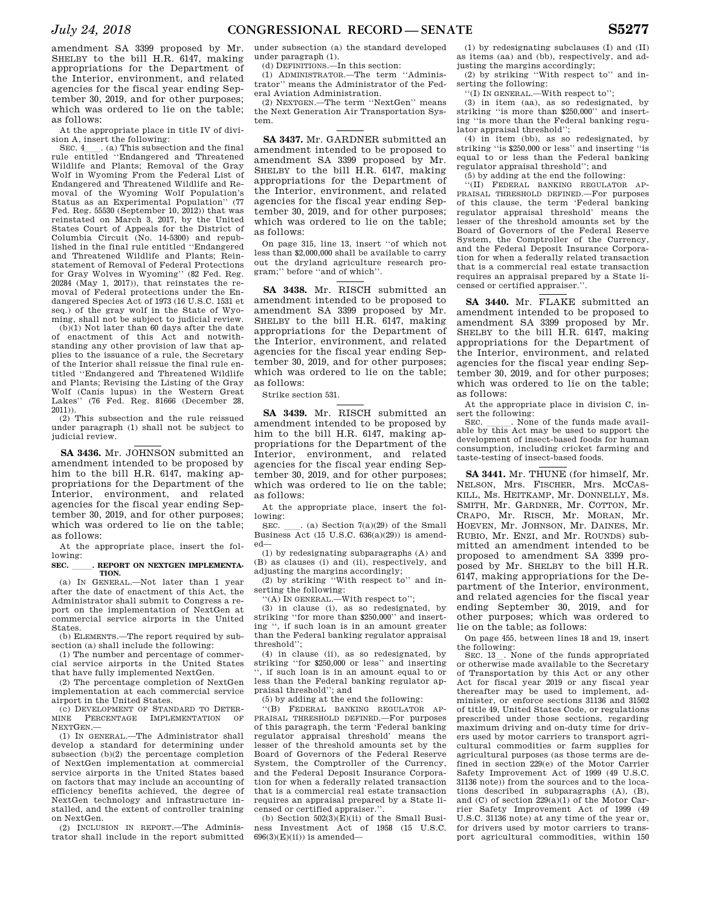amendment SA 3399 proposed by Mr. SHELBY to the bill H.R. 6147, making appropriations for the Department of the Interior, environment, and related agencies for the fiscal year ending September 30, 2019, and for other purposes; which was ordered to lie on the table; as follows:

At the appropriate place in title IV of division A, insert the following:

SEC. 4\_\_\_\_. (a) This subsection and the final rule entitled ''Endangered and Threatened Wildlife and Plants; Removal of the Gray Wolf in Wyoming From the Federal List of Endangered and Threatened Wildlife and Removal of the Wyoming Wolf Population's Status as an Experimental Population'' (77 Fed. Reg. 55530 (September 10, 2012)) that was reinstated on March 3, 2017, by the United States Court of Appeals for the District of Columbia Circuit (No. 14-5300) and republished in the final rule entitled ''Endangered and Threatened Wildlife and Plants; Reinstatement of Removal of Federal Protections for Gray Wolves in Wyoming'' (82 Fed. Reg. 20284 (May 1, 2017)), that reinstates the removal of Federal protections under the Endangered Species Act of 1973 (16 U.S.C. 1531 et seq.) of the gray wolf in the State of Wyoming, shall not be subject to judicial review.

(b)(1) Not later than 60 days after the date of enactment of this Act and notwithstanding any other provision of law that applies to the issuance of a rule, the Secretary of the Interior shall reissue the final rule entitled ''Endangered and Threatened Wildlife and Plants; Revising the Listing of the Gray Wolf (Canis lupus) in the Western Great Lakes'' (76 Fed. Reg. 81666 (December 28, 2011)).

(2) This subsection and the rule reissued under paragraph (1) shall not be subject to judicial review.

**SA 3436.** Mr. JOHNSON submitted an amendment intended to be proposed by him to the bill H.R. 6147, making appropriations for the Department of the Interior, environment, and related agencies for the fiscal year ending September 30, 2019, and for other purposes; which was ordered to lie on the table; as follows:

At the appropriate place, insert the following:

**SEC. \_\_\_\_\_. REPORT ON NEXTGEN IMPLEMENTATION.**

(a) IN GENERAL.—Not later than 1 year after the date of enactment of this Act, the Administrator shall submit to Congress a report on the implementation of NextGen at commercial service airports in the United States.

(b) ELEMENTS.—The report required by subsection (a) shall include the following:

(1) The number and percentage of commercial service airports in the United States that have fully implemented NextGen.

(2) The percentage completion of NextGen implementation at each commercial service airport in the United States.

(c) DEVELOPMENT OF STANDARD TO DETERMINE PERCENTAGE IMPLEMENTATION OF NEXTGEN.—

(1) IN GENERAL.—The Administrator shall develop a standard for determining under subsection (b)(2) the percentage completion of NextGen implementation at commercial service airports in the United States based on factors that may include an accounting of efficiency benefits achieved, the degree of NextGen technology and infrastructure installed, and the extent of controller training on NextGen.

(2) INCLUSION IN REPORT.—The Administrator shall include in the report submitted under subsection (a) the standard developed under paragraph (1).

(d) DEFINITIONS.—In this section:

(1) ADMINISTRATOR.—The term ''Administrator'' means the Administrator of the Federal Aviation Administration.

(2) NEXTGEN.—The term ''NextGen'' means the Next Generation Air Transportation System.

**SA 3437.** Mr. GARDNER submitted an amendment intended to be proposed to amendment SA 3399 proposed by Mr. SHELBY to the bill H.R. 6147, making appropriations for the Department of the Interior, environment, and related agencies for the fiscal year ending September 30, 2019, and for other purposes; which was ordered to lie on the table; as follows:

On page 315, line 13, insert ''of which not less than $2,000,000 shall be available to carry out the dryland agriculture research program;'' before ''and of which''.

**SA 3438.** Mr. RISCH submitted an amendment intended to be proposed to amendment SA 3399 proposed by Mr. SHELBY to the bill H.R. 6147, making appropriations for the Department of the Interior, environment, and related agencies for the fiscal year ending September 30, 2019, and for other purposes; which was ordered to lie on the table; as follows:

Strike section 531.

**SA 3439.** Mr. RISCH submitted an amendment intended to be proposed by him to the bill H.R. 6147, making appropriations for the Department of the Interior, environment, and related agencies for the fiscal year ending September 30, 2019, and for other purposes; which was ordered to lie on the table; as follows:

At the appropriate place, insert the following:

SEC. \_\_\_\_. (a) Section 7(a)(29) of the Small Business Act (15 U.S.C. 636(a)(29)) is amended—

(1) by redesignating subparagraphs (A) and (B) as clauses (i) and (ii), respectively, and adjusting the margins accordingly;

(2) by striking ''With respect to'' and inserting the following:

''(A) IN GENERAL.—With respect to'';

(3) in clause (i), as so redesignated, by striking ''for more than $250,000'' and inserting '', if such loan is in an amount greater than the Federal banking regulator appraisal threshold'';

(4) in clause (ii), as so redesignated, by striking ''for $250,000 or less'' and inserting '', if such loan is in an amount equal to or less than the Federal banking regulator appraisal threshold''; and

(5) by adding at the end the following:

''(B) FEDERAL BANKING REGULATOR APPRAISAL THRESHOLD DEFINED.—For purposes of this paragraph, the term 'Federal banking regulator appraisal threshold' means the lesser of the threshold amounts set by the Board of Governors of the Federal Reserve System, the Comptroller of the Currency, and the Federal Deposit Insurance Corporation for when a federally related transaction that is a commercial real estate transaction requires an appraisal prepared by a State licensed or certified appraiser.''.

(b) Section 502(3)(E)(ii) of the Small Business Investment Act of 1958 (15 U.S.C. 696(3)(E)(ii)) is amended—

(1) by redesignating subclauses (I) and (II) as items (aa) and (bb), respectively, and adjusting the margins accordingly;

(2) by striking ''With respect to'' and inserting the following:

''(I) IN GENERAL.—With respect to'';

(3) in item (aa), as so redesignated, by striking ''is more than $250,000'' and inserting ''is more than the Federal banking regulator appraisal threshold'';

(4) in item (bb), as so redesignated, by striking ''is $250,000 or less'' and inserting ''is equal to or less than the Federal banking regulator appraisal threshold''; and

(5) by adding at the end the following:

''(II) FEDERAL BANKING REGULATOR APPRAISAL THRESHOLD DEFINED.—For purposes of this clause, the term 'Federal banking regulator appraisal threshold' means the lesser of the threshold amounts set by the Board of Governors of the Federal Reserve System, the Comptroller of the Currency, and the Federal Deposit Insurance Corporation for when a federally related transaction that is a commercial real estate transaction requires an appraisal prepared by a State licensed or certified appraiser.''.

**SA 3440.** Mr. FLAKE submitted an amendment intended to be proposed to amendment SA 3399 proposed by Mr. SHELBY to the bill H.R. 6147, making appropriations for the Department of the Interior, environment, and related agencies for the fiscal year ending September 30, 2019, and for other purposes; which was ordered to lie on the table; as follows:

At the appropriate place in division C, insert the following:

SEC. \_\_\_\_\_. None of the funds made available by this Act may be used to support the development of insect-based foods for human consumption, including cricket farming and taste-testing of insect-based foods.

**SA 3441.** Mr. THUNE (for himself, Mr. NELSON, Mrs. FISCHER, Mrs. MCCASKILL, Ms. HEITKAMP, Mr. DONNELLY, Ms. SMITH, Mr. GARDNER, Mr. COTTON, Mr. CRAPO, Mr. RISCH, Mr. MORAN, Mr. HOEVEN, Mr. JOHNSON, Mr. DAINES, Mr. RUBIO, Mr. ENZI, and Mr. ROUNDS) submitted an amendment intended to be proposed to amendment SA 3399 proposed by Mr. SHELBY to the bill H.R. 6147, making appropriations for the Department of the Interior, environment, and related agencies for the fiscal year ending September 30, 2019, and for other purposes; which was ordered to lie on the table; as follows:

On page 455, between lines 18 and 19, insert the following:

SEC. 13\_\_. None of the funds appropriated or otherwise made available to the Secretary of Transportation by this Act or any other Act for fiscal year 2019 or any fiscal year thereafter may be used to implement, administer, or enforce sections 31136 and 31502 of title 49, United States Code, or regulations prescribed under those sections, regarding maximum driving and on-duty time for drivers used by motor carriers to transport agricultural commodities or farm supplies for agricultural purposes (as those terms are defined in section 229(e) of the Motor Carrier Safety Improvement Act of 1999 (49 U.S.C. 31136 note)) from the sources and to the locations described in subparagraphs (A), (B), and (C) of section 229(a)(1) of the Motor Carrier Safety Improvement Act of 1999 (49 U.S.C. 31136 note) at any time of the year or, for drivers used by motor carriers to transport agricultural commodities, within 150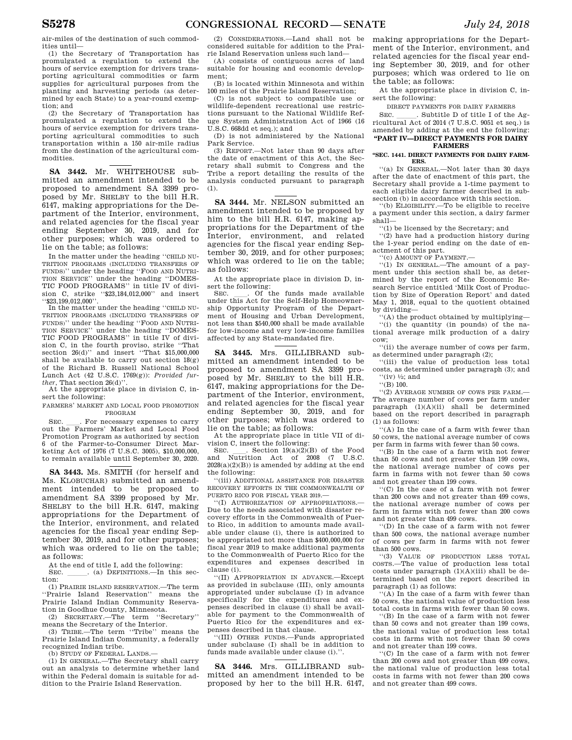air-miles of the destination of such commodities until—

(1) the Secretary of Transportation has promulgated a regulation to extend the hours of service exemption for drivers transporting agricultural commodities or farm supplies for agricultural purposes from the planting and harvesting periods (as determined by each State) to a year-round exemption; and

(2) the Secretary of Transportation has promulgated a regulation to extend the hours of service exemption for drivers transporting agricultural commodities to such transportation within a 150 air-mile radius from the destination of the agricultural commodities.

**SA 3442.** Mr. WHITEHOUSE submitted an amendment intended to be proposed to amendment SA 3399 proposed by Mr. SHELBY to the bill H.R. 6147, making appropriations for the Department of the Interior, environment, and related agencies for the fiscal year ending September 30, 2019, and for other purposes; which was ordered to lie on the table; as follows:

In the matter under the heading ''CHILD NUTRITION PROGRAMS (INCLUDING TRANSFERS OF FUNDS)'' under the heading ''FOOD AND NUTRITION SERVICE'' under the heading ''DOMESTIC FOOD PROGRAMS'' in title IV of division C, strike ''$23,184,012,000'' and insert ''$23,199,012,000''.

In the matter under the heading ''CHILD NUTRITION PROGRAMS (INCLUDING TRANSFERS OF FUNDS)'' under the heading ''FOOD AND NUTRITION SERVICE'' under the heading ''DOMESTIC FOOD PROGRAMS'' in title IV of division C, in the fourth proviso, strike ''That section 26(d)'' and insert ''That $15,000,000 shall be available to carry out section 18(g) of the Richard B. Russell National School Lunch Act (42 U.S.C. 1769(g)): *Provided further*, That section 26(d)''.

At the appropriate place in division C, insert the following:

FARMERS' MARKET AND LOCAL FOOD PROMOTION PROGRAM

SEC. ____. For necessary expenses to carry out the Farmers' Market and Local Food Promotion Program as authorized by section 6 of the Farmer-to-Consumer Direct Marketing Act of 1976 (7 U.S.C. 3005), $10,000,000, to remain available until September 30, 2020.

**SA 3443.** Ms. SMITH (for herself and Ms. KLOBUCHAR) submitted an amendment intended to be proposed to amendment SA 3399 proposed by Mr. SHELBY to the bill H.R. 6147, making appropriations for the Department of the Interior, environment, and related agencies for the fiscal year ending September 30, 2019, and for other purposes; which was ordered to lie on the table; as follows:

At the end of title I, add the following:

SEC. _____. (a) DEFINITIONS.—In this section:

(1) PRAIRIE ISLAND RESERVATION.—The term ''Prairie Island Reservation'' means the Prairie Island Indian Community Reservation in Goodhue County, Minnesota.

(2) SECRETARY.—The term ''Secretary'' means the Secretary of the Interior.

(3) TRIBE.—The term ''Tribe'' means the Prairie Island Indian Community, a federally recognized Indian tribe.

(b) STUDY OF FEDERAL LANDS.—

(1) IN GENERAL.—The Secretary shall carry out an analysis to determine whether land within the Federal domain is suitable for addition to the Prairie Island Reservation.

(2) CONSIDERATIONS.—Land shall not be considered suitable for addition to the Prairie Island Reservation unless such land—

(A) consists of contiguous acres of land suitable for housing and economic development;

(B) is located within Minnesota and within 100 miles of the Prairie Island Reservation;

(C) is not subject to compatible use or wildlife-dependent recreational use restrictions pursuant to the National Wildlife Refuge System Administration Act of 1966 (16 U.S.C. 668dd et seq.); and

(D) is not administered by the National Park Service.

(3) REPORT.—Not later than 90 days after the date of enactment of this Act, the Secretary shall submit to Congress and the Tribe a report detailing the results of the analysis conducted pursuant to paragraph (1).

**SA 3444.** Mr. NELSON submitted an amendment intended to be proposed by him to the bill H.R. 6147, making appropriations for the Department of the Interior, environment, and related agencies for the fiscal year ending September 30, 2019, and for other purposes; which was ordered to lie on the table; as follows:

At the appropriate place in division D, insert the following:

SEC. ____. Of the funds made available under this Act for the Self-Help Homeownership Opportunity Program of the Department of Housing and Urban Development, not less than $540,000 shall be made available for low-income and very low-income families affected by any State-mandated fire.

**SA 3445.** Mrs. GILLIBRAND submitted an amendment intended to be proposed to amendment SA 3399 proposed by Mr. SHELBY to the bill H.R. 6147, making appropriations for the Department of the Interior, environment, and related agencies for the fiscal year ending September 30, 2019, and for other purposes; which was ordered to lie on the table; as follows:

At the appropriate place in title VII of division C, insert the following:

SEC. ____. Section 19(a)(2)(B) of the Food and Nutrition Act of 2008 (7 U.S.C. 2028(a)(2)(B)) is amended by adding at the end the following:

''(iii) ADDITIONAL ASSISTANCE FOR DISASTER RECOVERY EFFORTS IN THE COMMONWEALTH OF PUERTO RICO FOR FISCAL YEAR 2019.—

''(I) AUTHORIZATION OF APPROPRIATIONS.—Due to the needs associated with disaster recovery efforts in the Commonwealth of Puerto Rico, in addition to amounts made available under clause (i), there is authorized to be appropriated not more than $400,000,000 for fiscal year 2019 to make additional payments to the Commonwealth of Puerto Rico for the expenditures and expenses described in clause (i).

''(II) APPROPRIATION IN ADVANCE.—Except as provided in subclause (III), only amounts appropriated under subclause (I) in advance specifically for the expenditures and expenses described in clause (i) shall be available for payment to the Commonwealth of Puerto Rico for the expenditures and expenses described in that clause.

''(III) OTHER FUNDS.—Funds appropriated under subclause (I) shall be in addition to funds made available under clause (i).''.

**SA 3446.** Mrs. GILLIBRAND submitted an amendment intended to be proposed by her to the bill H.R. 6147, making appropriations for the Department of the Interior, environment, and related agencies for the fiscal year ending September 30, 2019, and for other purposes; which was ordered to lie on the table; as follows:

At the appropriate place in division C, insert the following:

DIRECT PAYMENTS FOR DAIRY FARMERS

SEC. _____. Subtitle D of title I of the Agricultural Act of 2014 (7 U.S.C. 9051 et seq.) is amended by adding at the end the following:

**''PART IV—DIRECT PAYMENTS FOR DAIRY FARMERS**

**''SEC. 1441. DIRECT PAYMENTS FOR DAIRY FARMERS.**

''(a) IN GENERAL.—Not later than 30 days after the date of enactment of this part, the Secretary shall provide a 1-time payment to each eligible dairy farmer described in subsection (b) in accordance with this section.

''(b) ELIGIBILITY.—To be eligible to receive a payment under this section, a dairy farmer shall—

''(1) be licensed by the Secretary; and

''(2) have had a production history during the 1-year period ending on the date of enactment of this part.

''(c) AMOUNT OF PAYMENT.—

''(1) IN GENERAL.—The amount of a payment under this section shall be, as determined by the report of the Economic Research Service entitled 'Milk Cost of Production by Size of Operation Report' and dated May 1, 2018, equal to the quotient obtained by dividing—

''(A) the product obtained by multiplying—

''(i) the quantity (in pounds) of the national average milk production of a dairy cow;

''(ii) the average number of cows per farm, as determined under paragraph (2);

''(iii) the value of production less total costs, as determined under paragraph (3); and

''(iv) ½; and

''(B) 100.

''(2) AVERAGE NUMBER OF COWS PER FARM.—The average number of cows per farm under paragraph (1)(A)(ii) shall be determined based on the report described in paragraph (1) as follows:

''(A) In the case of a farm with fewer than 50 cows, the national average number of cows per farm in farms with fewer than 50 cows.

''(B) In the case of a farm with not fewer than 50 cows and not greater than 199 cows, the national average number of cows per farm in farms with not fewer than 50 cows and not greater than 199 cows.

''(C) In the case of a farm with not fewer than 200 cows and not greater than 499 cows, the national average number of cows per farm in farms with not fewer than 200 cows and not greater than 499 cows.

''(D) In the case of a farm with not fewer than 500 cows, the national average number of cows per farm in farms with not fewer than 500 cows.

''(3) VALUE OF PRODUCTION LESS TOTAL COSTS.—The value of production less total costs under paragraph (1)(A)(iii) shall be determined based on the report described in paragraph (1) as follows:

''(A) In the case of a farm with fewer than 50 cows, the national value of production less total costs in farms with fewer than 50 cows.

''(B) In the case of a farm with not fewer than 50 cows and not greater than 199 cows, the national value of production less total costs in farms with not fewer than 50 cows and not greater than 199 cows.

''(C) In the case of a farm with not fewer than 200 cows and not greater than 499 cows, the national value of production less total costs in farms with not fewer than 200 cows and not greater than 499 cows.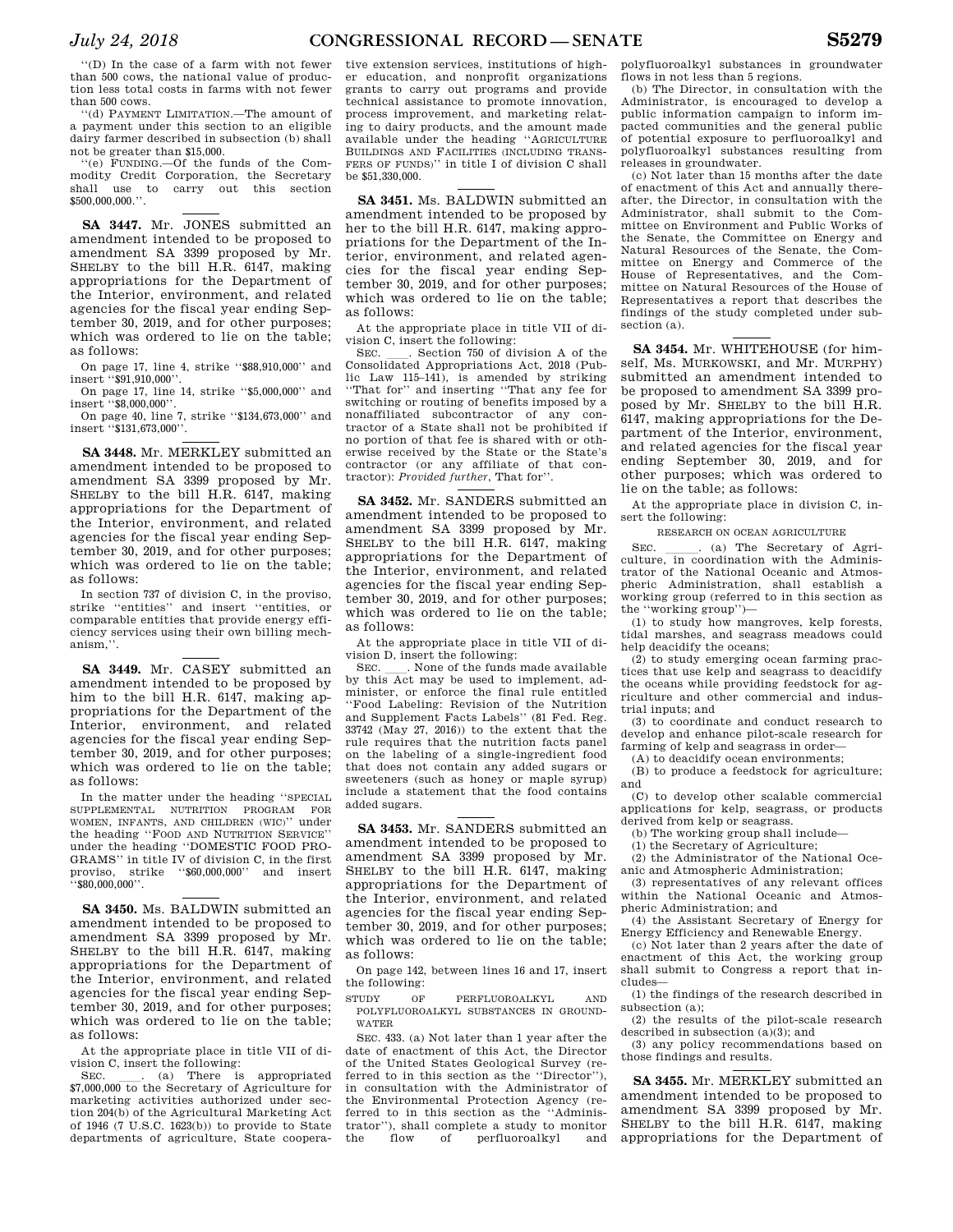"(D) In the case of a farm with not fewer than 500 cows, the national value of production less total costs in farms with not fewer than 500 cows.

"(d) PAYMENT LIMITATION.—The amount of a payment under this section to an eligible dairy farmer described in subsection (b) shall not be greater than $15,000.

"(e) FUNDING.—Of the funds of the Commodity Credit Corporation, the Secretary shall use to carry out this section $500,000,000.".

---

**SA 3447.** Mr. JONES submitted an amendment intended to be proposed to amendment SA 3399 proposed by Mr. SHELBY to the bill H.R. 6147, making appropriations for the Department of the Interior, environment, and related agencies for the fiscal year ending September 30, 2019, and for other purposes; which was ordered to lie on the table; as follows:

On page 17, line 4, strike "$88,910,000" and insert "$91,910,000".

On page 17, line 14, strike "$5,000,000" and insert "$8,000,000".

On page 40, line 7, strike "$134,673,000" and insert "$131,673,000".

---

**SA 3448.** Mr. MERKLEY submitted an amendment intended to be proposed to amendment SA 3399 proposed by Mr. SHELBY to the bill H.R. 6147, making appropriations for the Department of the Interior, environment, and related agencies for the fiscal year ending September 30, 2019, and for other purposes; which was ordered to lie on the table; as follows:

In section 737 of division C, in the proviso, strike "entities" and insert "entities, or comparable entities that provide energy efficiency services using their own billing mechanism,".

---

**SA 3449.** Mr. CASEY submitted an amendment intended to be proposed by him to the bill H.R. 6147, making appropriations for the Department of the Interior, environment, and related agencies for the fiscal year ending September 30, 2019, and for other purposes; which was ordered to lie on the table; as follows:

In the matter under the heading "SPECIAL SUPPLEMENTAL NUTRITION PROGRAM FOR WOMEN, INFANTS, AND CHILDREN (WIC)" under the heading "FOOD AND NUTRITION SERVICE" under the heading "DOMESTIC FOOD PROGRAMS" in title IV of division C, in the first proviso, strike "$60,000,000" and insert "$80,000,000".

---

**SA 3450.** Ms. BALDWIN submitted an amendment intended to be proposed to amendment SA 3399 proposed by Mr. SHELBY to the bill H.R. 6147, making appropriations for the Department of the Interior, environment, and related agencies for the fiscal year ending September 30, 2019, and for other purposes; which was ordered to lie on the table; as follows:

At the appropriate place in title VII of division C, insert the following:

SEC. \_\_\_\_. (a) There is appropriated $7,000,000 to the Secretary of Agriculture for marketing activities authorized under section 204(b) of the Agricultural Marketing Act of 1946 (7 U.S.C. 1623(b)) to provide to State departments of agriculture, State cooperative extension services, institutions of higher education, and nonprofit organizations grants to carry out programs and provide technical assistance to promote innovation, process improvement, and marketing relating to dairy products, and the amount made available under the heading "AGRICULTURE BUILDINGS AND FACILITIES (INCLUDING TRANSFERS OF FUNDS)" in title I of division C shall be $51,330,000.

---

**SA 3451.** Ms. BALDWIN submitted an amendment intended to be proposed by her to the bill H.R. 6147, making appropriations for the Department of the Interior, environment, and related agencies for the fiscal year ending September 30, 2019, and for other purposes; which was ordered to lie on the table; as follows:

At the appropriate place in title VII of division C, insert the following:

SEC. \_\_\_\_. Section 750 of division A of the Consolidated Appropriations Act, 2018 (Public Law 115–141), is amended by striking "That for" and inserting "That any fee for switching or routing of benefits imposed by a nonaffiliated subcontractor of any contractor of a State shall not be prohibited if no portion of that fee is shared with or otherwise received by the State or the State's contractor (or any affiliate of that contractor): *Provided further*, That for".

---

**SA 3452.** Mr. SANDERS submitted an amendment intended to be proposed to amendment SA 3399 proposed by Mr. SHELBY to the bill H.R. 6147, making appropriations for the Department of the Interior, environment, and related agencies for the fiscal year ending September 30, 2019, and for other purposes; which was ordered to lie on the table; as follows:

At the appropriate place in title VII of division D, insert the following:

SEC. \_\_\_\_. None of the funds made available by this Act may be used to implement, administer, or enforce the final rule entitled "Food Labeling: Revision of the Nutrition and Supplement Facts Labels" (81 Fed. Reg. 33742 (May 27, 2016)) to the extent that the rule requires that the nutrition facts panel on the labeling of a single-ingredient food that does not contain any added sugars or sweeteners (such as honey or maple syrup) include a statement that the food contains added sugars.

---

**SA 3453.** Mr. SANDERS submitted an amendment intended to be proposed to amendment SA 3399 proposed by Mr. SHELBY to the bill H.R. 6147, making appropriations for the Department of the Interior, environment, and related agencies for the fiscal year ending September 30, 2019, and for other purposes; which was ordered to lie on the table; as follows:

On page 142, between lines 16 and 17, insert the following:

STUDY OF PERFLUOROALKYL AND POLYFLUOROALKYL SUBSTANCES IN GROUNDWATER

SEC. 433. (a) Not later than 1 year after the date of enactment of this Act, the Director of the United States Geological Survey (referred to in this section as the "Director"), in consultation with the Administrator of the Environmental Protection Agency (referred to in this section as the "Administrator"), shall complete a study to monitor the flow of perfluoroalkyl and polyfluoroalkyl substances in groundwater flows in not less than 5 regions.

(b) The Director, in consultation with the Administrator, is encouraged to develop a public information campaign to inform impacted communities and the general public of potential exposure to perfluoroalkyl and polyfluoroalkyl substances resulting from releases in groundwater.

(c) Not later than 15 months after the date of enactment of this Act and annually thereafter, the Director, in consultation with the Administrator, shall submit to the Committee on Environment and Public Works of the Senate, the Committee on Energy and Natural Resources of the Senate, the Committee on Energy and Commerce of the House of Representatives, and the Committee on Natural Resources of the House of Representatives a report that describes the findings of the study completed under subsection (a).

---

**SA 3454.** Mr. WHITEHOUSE (for himself, Ms. MURKOWSKI, and Mr. MURPHY) submitted an amendment intended to be proposed to amendment SA 3399 proposed by Mr. SHELBY to the bill H.R. 6147, making appropriations for the Department of the Interior, environment, and related agencies for the fiscal year ending September 30, 2019, and for other purposes; which was ordered to lie on the table; as follows:

At the appropriate place in division C, insert the following:

RESEARCH ON OCEAN AGRICULTURE

SEC. \_\_\_\_\_\_. (a) The Secretary of Agriculture, in coordination with the Administrator of the National Oceanic and Atmospheric Administration, shall establish a working group (referred to in this section as the "working group")—

(1) to study how mangroves, kelp forests, tidal marshes, and seagrass meadows could help deacidify the oceans;

(2) to study emerging ocean farming practices that use kelp and seagrass to deacidify the oceans while providing feedstock for agriculture and other commercial and industrial inputs; and

(3) to coordinate and conduct research to develop and enhance pilot-scale research for farming of kelp and seagrass in order—

(A) to deacidify ocean environments;

(B) to produce a feedstock for agriculture; and

(C) to develop other scalable commercial applications for kelp, seagrass, or products derived from kelp or seagrass.

(b) The working group shall include—

(1) the Secretary of Agriculture;

(2) the Administrator of the National Oceanic and Atmospheric Administration;

(3) representatives of any relevant offices within the National Oceanic and Atmospheric Administration; and

(4) the Assistant Secretary of Energy for Energy Efficiency and Renewable Energy.

(c) Not later than 2 years after the date of enactment of this Act, the working group shall submit to Congress a report that includes—

(1) the findings of the research described in subsection (a);

(2) the results of the pilot-scale research described in subsection (a)(3); and

(3) any policy recommendations based on those findings and results.

---

**SA 3455.** Mr. MERKLEY submitted an amendment intended to be proposed to amendment SA 3399 proposed by Mr. SHELBY to the bill H.R. 6147, making appropriations for the Department of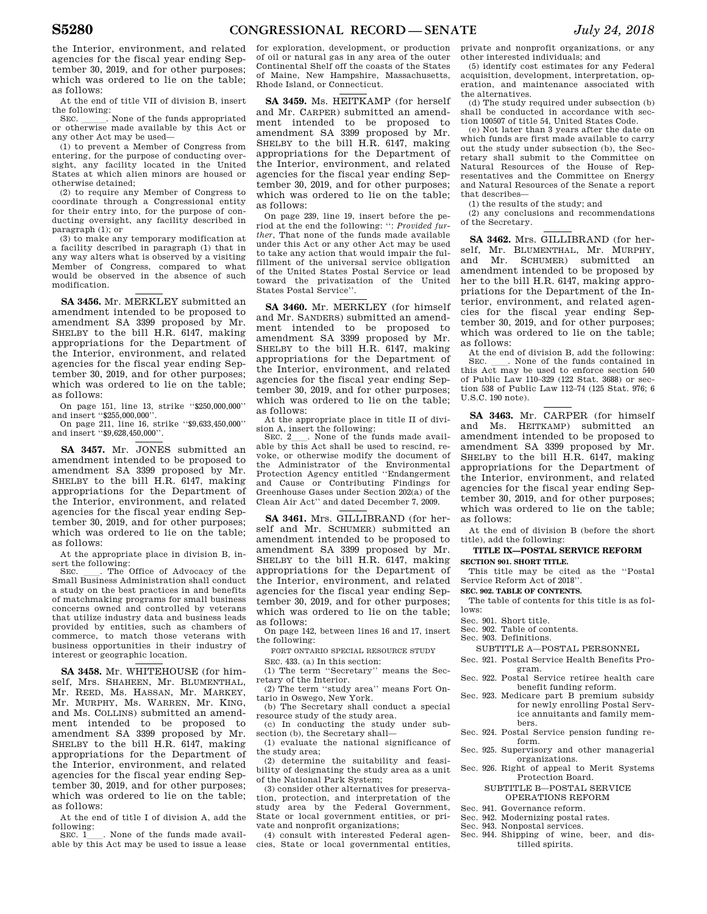the Interior, environment, and related agencies for the fiscal year ending September 30, 2019, and for other purposes; which was ordered to lie on the table; as follows:

At the end of title VII of division B, insert the following:

SEC. ______. None of the funds appropriated or otherwise made available by this Act or any other Act may be used—

(1) to prevent a Member of Congress from entering, for the purpose of conducting oversight, any facility located in the United States at which alien minors are housed or otherwise detained;

(2) to require any Member of Congress to coordinate through a Congressional entity for their entry into, for the purpose of conducting oversight, any facility described in paragraph (1); or

(3) to make any temporary modification at a facility described in paragraph (1) that in any way alters what is observed by a visiting Member of Congress, compared to what would be observed in the absence of such modification.

---

**SA 3456.** Mr. MERKLEY submitted an amendment intended to be proposed to amendment SA 3399 proposed by Mr. SHELBY to the bill H.R. 6147, making appropriations for the Department of the Interior, environment, and related agencies for the fiscal year ending September 30, 2019, and for other purposes; which was ordered to lie on the table; as follows:

On page 151, line 13, strike ''$250,000,000'' and insert ''$255,000,000''.

On page 211, line 16, strike ''$9,633,450,000'' and insert ''$9,628,450,000''.

---

**SA 3457.** Mr. JONES submitted an amendment intended to be proposed to amendment SA 3399 proposed by Mr. SHELBY to the bill H.R. 6147, making appropriations for the Department of the Interior, environment, and related agencies for the fiscal year ending September 30, 2019, and for other purposes; which was ordered to lie on the table; as follows:

At the appropriate place in division B, insert the following:

SEC. ____. The Office of Advocacy of the Small Business Administration shall conduct a study on the best practices in and benefits of matchmaking programs for small business concerns owned and controlled by veterans that utilize industry data and business leads provided by entities, such as chambers of commerce, to match those veterans with business opportunities in their industry of interest or geographic location.

---

**SA 3458.** Mr. WHITEHOUSE (for himself, Mrs. SHAHEEN, Mr. BLUMENTHAL, Mr. REED, Ms. HASSAN, Mr. MARKEY, Mr. MURPHY, Ms. WARREN, Mr. KING, and Ms. COLLINS) submitted an amendment intended to be proposed to amendment SA 3399 proposed by Mr. SHELBY to the bill H.R. 6147, making appropriations for the Department of the Interior, environment, and related agencies for the fiscal year ending September 30, 2019, and for other purposes; which was ordered to lie on the table; as follows:

At the end of title I of division A, add the following:

SEC. 1____. None of the funds made available by this Act may be used to issue a lease for exploration, development, or production of oil or natural gas in any area of the outer Continental Shelf off the coasts of the States of Maine, New Hampshire, Massachusetts, Rhode Island, or Connecticut.

---

**SA 3459.** Ms. HEITKAMP (for herself and Mr. CARPER) submitted an amendment intended to be proposed to amendment SA 3399 proposed by Mr. SHELBY to the bill H.R. 6147, making appropriations for the Department of the Interior, environment, and related agencies for the fiscal year ending September 30, 2019, and for other purposes; which was ordered to lie on the table; as follows:

On page 239, line 19, insert before the period at the end the following: '': *Provided further*, That none of the funds made available under this Act or any other Act may be used to take any action that would impair the fulfillment of the universal service obligation of the United States Postal Service or lead toward the privatization of the United States Postal Service''.

---

**SA 3460.** Mr. MERKLEY (for himself and Mr. SANDERS) submitted an amendment intended to be proposed to amendment SA 3399 proposed by Mr. SHELBY to the bill H.R. 6147, making appropriations for the Department of the Interior, environment, and related agencies for the fiscal year ending September 30, 2019, and for other purposes; which was ordered to lie on the table; as follows:

At the appropriate place in title II of division A, insert the following:

SEC. 2____. None of the funds made available by this Act shall be used to rescind, revoke, or otherwise modify the document of the Administrator of the Environmental Protection Agency entitled ''Endangerment and Cause or Contributing Findings for Greenhouse Gases under Section 202(a) of the Clean Air Act'' and dated December 7, 2009.

---

**SA 3461.** Mrs. GILLIBRAND (for herself and Mr. SCHUMER) submitted an amendment intended to be proposed to amendment SA 3399 proposed by Mr. SHELBY to the bill H.R. 6147, making appropriations for the Department of the Interior, environment, and related agencies for the fiscal year ending September 30, 2019, and for other purposes; which was ordered to lie on the table; as follows:

On page 142, between lines 16 and 17, insert the following:

FORT ONTARIO SPECIAL RESOURCE STUDY

SEC. 433. (a) In this section:

(1) The term ''Secretary'' means the Secretary of the Interior.

(2) The term ''study area'' means Fort Ontario in Oswego, New York.

(b) The Secretary shall conduct a special resource study of the study area.

(c) In conducting the study under subsection (b), the Secretary shall—

(1) evaluate the national significance of the study area;

(2) determine the suitability and feasibility of designating the study area as a unit of the National Park System;

(3) consider other alternatives for preservation, protection, and interpretation of the study area by the Federal Government, State or local government entities, or private and nonprofit organizations;

(4) consult with interested Federal agencies, State or local governmental entities, private and nonprofit organizations, or any other interested individuals; and

(5) identify cost estimates for any Federal acquisition, development, interpretation, operation, and maintenance associated with the alternatives.

(d) The study required under subsection (b) shall be conducted in accordance with section 100507 of title 54, United States Code.

(e) Not later than 3 years after the date on which funds are first made available to carry out the study under subsection (b), the Secretary shall submit to the Committee on Natural Resources of the House of Representatives and the Committee on Energy and Natural Resources of the Senate a report that describes—

(1) the results of the study; and

(2) any conclusions and recommendations of the Secretary.

---

**SA 3462.** Mrs. GILLIBRAND (for herself, Mr. BLUMENTHAL, Mr. MURPHY, and Mr. SCHUMER) submitted an amendment intended to be proposed by her to the bill H.R. 6147, making appropriations for the Department of the Interior, environment, and related agencies for the fiscal year ending September 30, 2019, and for other purposes; which was ordered to lie on the table; as follows:

At the end of division B, add the following:

SEC. ____. None of the funds contained in this Act may be used to enforce section 540 of Public Law 110–329 (122 Stat. 3688) or section 538 of Public Law 112–74 (125 Stat. 976; 6 U.S.C. 190 note).

---

**SA 3463.** Mr. CARPER (for himself and Ms. HEITKAMP) submitted an amendment intended to be proposed to amendment SA 3399 proposed by Mr. SHELBY to the bill H.R. 6147, making appropriations for the Department of the Interior, environment, and related agencies for the fiscal year ending September 30, 2019, and for other purposes; which was ordered to lie on the table; as follows:

At the end of division B (before the short title), add the following:

**TITLE IX—POSTAL SERVICE REFORM**

**SECTION 901. SHORT TITLE.**

This title may be cited as the ''Postal Service Reform Act of 2018''.

**SEC. 902. TABLE OF CONTENTS.**

The table of contents for this title is as follows:

Sec. 901. Short title.
Sec. 902. Table of contents.
Sec. 903. Definitions.

SUBTITLE A—POSTAL PERSONNEL

Sec. 921. Postal Service Health Benefits Program.
Sec. 922. Postal Service retiree health care benefit funding reform.
Sec. 923. Medicare part B premium subsidy for newly enrolling Postal Service annuitants and family members.
Sec. 924. Postal Service pension funding reform.
Sec. 925. Supervisory and other managerial organizations.
Sec. 926. Right of appeal to Merit Systems Protection Board.

SUBTITLE B—POSTAL SERVICE OPERATIONS REFORM

Sec. 941. Governance reform.
Sec. 942. Modernizing postal rates.
Sec. 943. Nonpostal services.
Sec. 944. Shipping of wine, beer, and distilled spirits.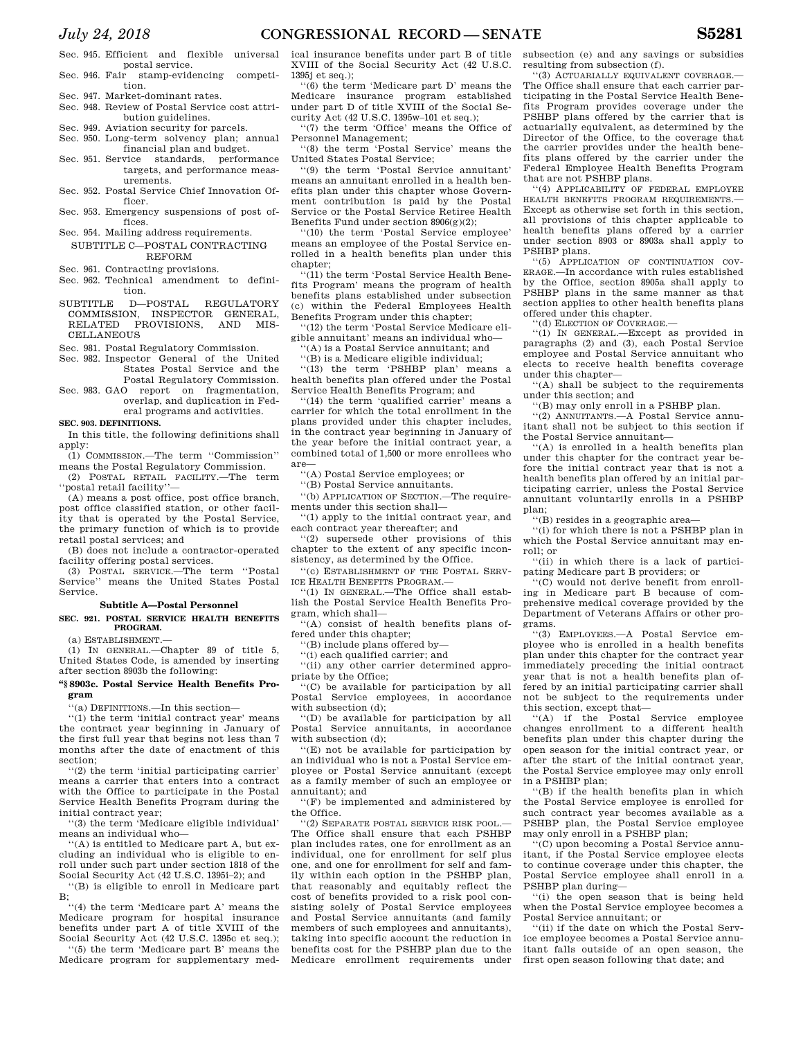Sec. 945. Efficient and flexible universal postal service.
Sec. 946. Fair stamp-evidencing competition.
Sec. 947. Market-dominant rates.
Sec. 948. Review of Postal Service cost attribution guidelines.
Sec. 949. Aviation security for parcels.
Sec. 950. Long-term solvency plan; annual financial plan and budget.
Sec. 951. Service standards, performance targets, and performance measurements.
Sec. 952. Postal Service Chief Innovation Officer.
Sec. 953. Emergency suspensions of post offices.
Sec. 954. Mailing address requirements.

SUBTITLE C—POSTAL CONTRACTING REFORM

Sec. 961. Contracting provisions.
Sec. 962. Technical amendment to definition.

SUBTITLE D—POSTAL REGULATORY COMMISSION, INSPECTOR GENERAL, RELATED PROVISIONS, AND MISCELLANEOUS

Sec. 981. Postal Regulatory Commission.
Sec. 982. Inspector General of the United States Postal Service and the Postal Regulatory Commission.
Sec. 983. GAO report on fragmentation, overlap, and duplication in Federal programs and activities.

**SEC. 903. DEFINITIONS.**

In this title, the following definitions shall apply:

(1) COMMISSION.—The term ''Commission'' means the Postal Regulatory Commission.

(2) POSTAL RETAIL FACILITY.—The term ''postal retail facility''—

(A) means a post office, post office branch, post office classified station, or other facility that is operated by the Postal Service, the primary function of which is to provide retail postal services; and

(B) does not include a contractor-operated facility offering postal services.

(3) POSTAL SERVICE.—The term ''Postal Service'' means the United States Postal Service.

## Subtitle A—Postal Personnel

**SEC. 921. POSTAL SERVICE HEALTH BENEFITS PROGRAM.**

(a) ESTABLISHMENT.—

(1) IN GENERAL.—Chapter 89 of title 5, United States Code, is amended by inserting after section 8903b the following:

**''§ 8903c. Postal Service Health Benefits Program**

''(a) DEFINITIONS.—In this section—

''(1) the term 'initial contract year' means the contract year beginning in January of the first full year that begins not less than 7 months after the date of enactment of this section;

''(2) the term 'initial participating carrier' means a carrier that enters into a contract with the Office to participate in the Postal Service Health Benefits Program during the initial contract year;

''(3) the term 'Medicare eligible individual' means an individual who—

''(A) is entitled to Medicare part A, but excluding an individual who is eligible to enroll under such part under section 1818 of the Social Security Act (42 U.S.C. 1395i–2); and

''(B) is eligible to enroll in Medicare part B;

''(4) the term 'Medicare part A' means the Medicare program for hospital insurance benefits under part A of title XVIII of the Social Security Act (42 U.S.C. 1395c et seq.);

''(5) the term 'Medicare part B' means the Medicare program for supplementary medical insurance benefits under part B of title XVIII of the Social Security Act (42 U.S.C. 1395j et seq.);

''(6) the term 'Medicare part D' means the Medicare insurance program established under part D of title XVIII of the Social Security Act (42 U.S.C. 1395w–101 et seq.);

''(7) the term 'Office' means the Office of Personnel Management;

''(8) the term 'Postal Service' means the United States Postal Service;

''(9) the term 'Postal Service annuitant' means an annuitant enrolled in a health benefits plan under this chapter whose Government contribution is paid by the Postal Service or the Postal Service Retiree Health Benefits Fund under section 8906(g)(2);

''(10) the term 'Postal Service employee' means an employee of the Postal Service enrolled in a health benefits plan under this chapter;

''(11) the term 'Postal Service Health Benefits Program' means the program of health benefits plans established under subsection (c) within the Federal Employees Health Benefits Program under this chapter;

''(12) the term 'Postal Service Medicare eligible annuitant' means an individual who—

''(A) is a Postal Service annuitant; and

''(B) is a Medicare eligible individual;

''(13) the term 'PSHBP plan' means a health benefits plan offered under the Postal Service Health Benefits Program; and

''(14) the term 'qualified carrier' means a carrier for which the total enrollment in the plans provided under this chapter includes, in the contract year beginning in January of the year before the initial contract year, a combined total of 1,500 or more enrollees who are—

''(A) Postal Service employees; or

''(B) Postal Service annuitants.

''(b) APPLICATION OF SECTION.—The requirements under this section shall—

''(1) apply to the initial contract year, and each contract year thereafter; and

''(2) supersede other provisions of this chapter to the extent of any specific inconsistency, as determined by the Office.

''(c) ESTABLISHMENT OF THE POSTAL SERVICE HEALTH BENEFITS PROGRAM.—

''(1) IN GENERAL.—The Office shall establish the Postal Service Health Benefits Program, which shall—

''(A) consist of health benefits plans offered under this chapter;

''(B) include plans offered by—

''(i) each qualified carrier; and

''(ii) any other carrier determined appropriate by the Office;

''(C) be available for participation by all Postal Service employees, in accordance with subsection (d);

''(D) be available for participation by all Postal Service annuitants, in accordance with subsection (d);

''(E) not be available for participation by an individual who is not a Postal Service employee or Postal Service annuitant (except as a family member of such an employee or annuitant); and

''(F) be implemented and administered by the Office.

''(2) SEPARATE POSTAL SERVICE RISK POOL.—The Office shall ensure that each PSHBP plan includes rates, one for enrollment as an individual, one for enrollment for self plus one, and one for enrollment for self and family within each option in the PSHBP plan, that reasonably and equitably reflect the cost of benefits provided to a risk pool consisting solely of Postal Service employees and Postal Service annuitants (and family members of such employees and annuitants), taking into specific account the reduction in benefits cost for the PSHBP plan due to the Medicare enrollment requirements under subsection (e) and any savings or subsidies resulting from subsection (f).

''(3) ACTUARIALLY EQUIVALENT COVERAGE.—The Office shall ensure that each carrier participating in the Postal Service Health Benefits Program provides coverage under the PSHBP plans offered by the carrier that is actuarially equivalent, as determined by the Director of the Office, to the coverage that the carrier provides under the health benefits plans offered by the carrier under the Federal Employee Health Benefits Program that are not PSHBP plans.

''(4) APPLICABILITY OF FEDERAL EMPLOYEE HEALTH BENEFITS PROGRAM REQUIREMENTS.—Except as otherwise set forth in this section, all provisions of this chapter applicable to health benefits plans offered by a carrier under section 8903 or 8903a shall apply to PSHBP plans.

''(5) APPLICATION OF CONTINUATION COVERAGE.—In accordance with rules established by the Office, section 8905a shall apply to PSHBP plans in the same manner as that section applies to other health benefits plans offered under this chapter.

''(d) ELECTION OF COVERAGE.—

''(1) IN GENERAL.—Except as provided in paragraphs (2) and (3), each Postal Service employee and Postal Service annuitant who elects to receive health benefits coverage under this chapter—

''(A) shall be subject to the requirements under this section; and

''(B) may only enroll in a PSHBP plan.

''(2) ANNUITANTS.—A Postal Service annuitant shall not be subject to this section if the Postal Service annuitant—

''(A) is enrolled in a health benefits plan under this chapter for the contract year before the initial contract year that is not a health benefits plan offered by an initial participating carrier, unless the Postal Service annuitant voluntarily enrolls in a PSHBP plan;

''(B) resides in a geographic area—

''(i) for which there is not a PSHBP plan in which the Postal Service annuitant may enroll; or

''(ii) in which there is a lack of participating Medicare part B providers; or

''(C) would not derive benefit from enrolling in Medicare part B because of comprehensive medical coverage provided by the Department of Veterans Affairs or other programs.

''(3) EMPLOYEES.—A Postal Service employee who is enrolled in a health benefits plan under this chapter for the contract year immediately preceding the initial contract year that is not a health benefits plan offered by an initial participating carrier shall not be subject to the requirements under this section, except that—

''(A) if the Postal Service employee changes enrollment to a different health benefits plan under this chapter during the open season for the initial contract year, or after the start of the initial contract year, the Postal Service employee may only enroll in a PSHBP plan;

''(B) if the health benefits plan in which the Postal Service employee is enrolled for such contract year becomes available as a PSHBP plan, the Postal Service employee may only enroll in a PSHBP plan;

''(C) upon becoming a Postal Service annuitant, if the Postal Service employee elects to continue coverage under this chapter, the Postal Service employee shall enroll in a PSHBP plan during—

''(i) the open season that is being held when the Postal Service employee becomes a Postal Service annuitant; or

''(ii) if the date on which the Postal Service employee becomes a Postal Service annuitant falls outside of an open season, the first open season following that date; and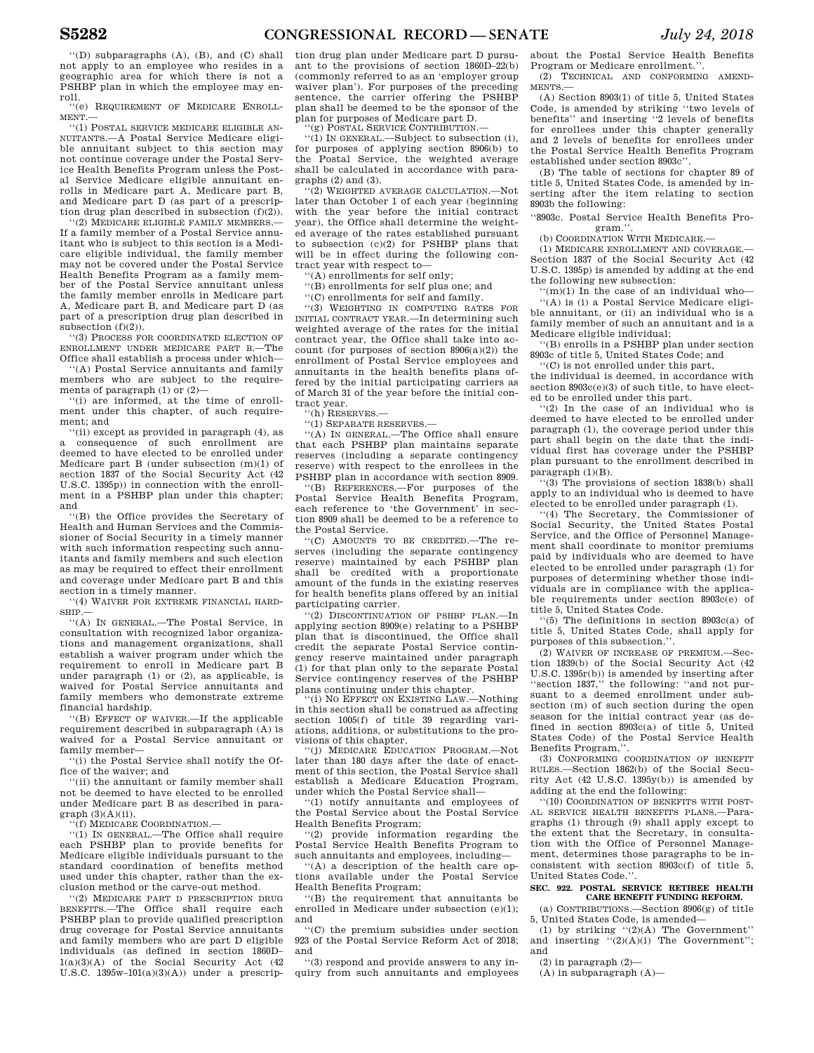"(D) subparagraphs (A), (B), and (C) shall not apply to an employee who resides in a geographic area for which there is not a PSHBP plan in which the employee may enroll.

"(e) REQUIREMENT OF MEDICARE ENROLLMENT.—

"(1) POSTAL SERVICE MEDICARE ELIGIBLE ANNUITANTS.—A Postal Service Medicare eligible annuitant subject to this section may not continue coverage under the Postal Service Health Benefits Program unless the Postal Service Medicare eligible annuitant enrolls in Medicare part A, Medicare part B, and Medicare part D (as part of a prescription drug plan described in subsection (f)(2)).

"(2) MEDICARE ELIGIBLE FAMILY MEMBERS.—If a family member of a Postal Service annuitant who is subject to this section is a Medicare eligible individual, the family member may not be covered under the Postal Service Health Benefits Program as a family member of the Postal Service annuitant unless the family member enrolls in Medicare part A, Medicare part B, and Medicare part D (as part of a prescription drug plan described in subsection (f)(2)).

"(3) PROCESS FOR COORDINATED ELECTION OF ENROLLMENT UNDER MEDICARE PART B.—The Office shall establish a process under which—

"(A) Postal Service annuitants and family members who are subject to the requirements of paragraph (1) or (2)—

"(i) are informed, at the time of enrollment under this chapter, of such requirement; and

"(ii) except as provided in paragraph (4), as a consequence of such enrollment are deemed to have elected to be enrolled under Medicare part B (under subsection (m)(1) of section 1837 of the Social Security Act (42 U.S.C. 1395p)) in connection with the enrollment in a PSHBP plan under this chapter; and

"(B) the Office provides the Secretary of Health and Human Services and the Commissioner of Social Security in a timely manner with such information respecting such annuitants and family members and such election as may be required to effect their enrollment and coverage under Medicare part B and this section in a timely manner.

"(4) WAIVER FOR EXTREME FINANCIAL HARDSHIP.—

"(A) IN GENERAL.—The Postal Service, in consultation with recognized labor organizations and management organizations, shall establish a waiver program under which the requirement to enroll in Medicare part B under paragraph (1) or (2), as applicable, is waived for Postal Service annuitants and family members who demonstrate extreme financial hardship.

"(B) EFFECT OF WAIVER.—If the applicable requirement described in subparagraph (A) is waived for a Postal Service annuitant or family member—

"(i) the Postal Service shall notify the Office of the waiver; and

"(ii) the annuitant or family member shall not be deemed to have elected to be enrolled under Medicare part B as described in paragraph (3)(A)(ii).

"(f) MEDICARE COORDINATION.—

"(1) IN GENERAL.—The Office shall require each PSHBP plan to provide benefits for Medicare eligible individuals pursuant to the standard coordination of benefits method used under this chapter, rather than the exclusion method or the carve-out method.

"(2) MEDICARE PART D PRESCRIPTION DRUG BENEFITS.—The Office shall require each PSHBP plan to provide qualified prescription drug coverage for Postal Service annuitants and family members who are part D eligible individuals (as defined in section 1860D–1(a)(3)(A) of the Social Security Act (42 U.S.C. 1395w–101(a)(3)(A)) under a prescription drug plan under Medicare part D pursuant to the provisions of section 1860D–22(b) (commonly referred to as an 'employer group waiver plan'). For purposes of the preceding sentence, the carrier offering the PSHBP plan shall be deemed to be the sponsor of the plan for purposes of Medicare part D.

"(g) POSTAL SERVICE CONTRIBUTION.—

"(1) IN GENERAL.—Subject to subsection (i), for purposes of applying section 8906(b) to the Postal Service, the weighted average shall be calculated in accordance with paragraphs (2) and (3).

"(2) WEIGHTED AVERAGE CALCULATION.—Not later than October 1 of each year (beginning with the year before the initial contract year), the Office shall determine the weighted average of the rates established pursuant to subsection (c)(2) for PSHBP plans that will be in effect during the following contract year with respect to—

"(A) enrollments for self only;

"(B) enrollments for self plus one; and

"(C) enrollments for self and family.

"(3) WEIGHTING IN COMPUTING RATES FOR INITIAL CONTRACT YEAR.—In determining such weighted average of the rates for the initial contract year, the Office shall take into account (for purposes of section 8906(a)(2)) the enrollment of Postal Service employees and annuitants in the health benefits plans offered by the initial participating carriers as of March 31 of the year before the initial contract year.

"(h) RESERVES.—

"(1) SEPARATE RESERVES.—

"(A) IN GENERAL.—The Office shall ensure that each PSHBP plan maintains separate reserves (including a separate contingency reserve) with respect to the enrollees in the PSHBP plan in accordance with section 8909.

"(B) REFERENCES.—For purposes of the Postal Service Health Benefits Program, each reference to 'the Government' in section 8909 shall be deemed to be a reference to the Postal Service.

"(C) AMOUNTS TO BE CREDITED.—The reserves (including the separate contingency reserve) maintained by each PSHBP plan shall be credited with a proportionate amount of the funds in the existing reserves for health benefits plans offered by an initial participating carrier.

"(2) DISCONTINUATION OF PSHBP PLAN.—In applying section 8909(e) relating to a PSHBP plan that is discontinued, the Office shall credit the separate Postal Service contingency reserve maintained under paragraph (1) for that plan only to the separate Postal Service contingency reserves of the PSHBP plans continuing under this chapter.

"(i) NO EFFECT ON EXISTING LAW.—Nothing in this section shall be construed as affecting section 1005(f) of title 39 regarding variations, additions, or substitutions to the provisions of this chapter.

"(j) MEDICARE EDUCATION PROGRAM.—Not later than 180 days after the date of enactment of this section, the Postal Service shall establish a Medicare Education Program, under which the Postal Service shall—

"(1) notify annuitants and employees of the Postal Service about the Postal Service Health Benefits Program;

"(2) provide information regarding the Postal Service Health Benefits Program to such annuitants and employees, including—

"(A) a description of the health care options available under the Postal Service Health Benefits Program;

"(B) the requirement that annuitants be enrolled in Medicare under subsection (e)(1); and

"(C) the premium subsidies under section 923 of the Postal Service Reform Act of 2018; and

"(3) respond and provide answers to any inquiry from such annuitants and employees about the Postal Service Health Benefits Program or Medicare enrollment.".

(2) TECHNICAL AND CONFORMING AMENDMENTS.—

(A) Section 8903(1) of title 5, United States Code, is amended by striking "two levels of benefits" and inserting "2 levels of benefits for enrollees under this chapter generally and 2 levels of benefits for enrollees under the Postal Service Health Benefits Program established under section 8903c".

(B) The table of sections for chapter 89 of title 5, United States Code, is amended by inserting after the item relating to section 8903b the following:

"8903c. Postal Service Health Benefits Program.".

(b) COORDINATION WITH MEDICARE.—

(1) MEDICARE ENROLLMENT AND COVERAGE.—Section 1837 of the Social Security Act (42 U.S.C. 1395p) is amended by adding at the end the following new subsection:

"(m)(1) In the case of an individual who—

"(A) is (i) a Postal Service Medicare eligible annuitant, or (ii) an individual who is a family member of such an annuitant and is a Medicare eligible individual;

"(B) enrolls in a PSHBP plan under section 8903c of title 5, United States Code; and

"(C) is not enrolled under this part,

the individual is deemed, in accordance with section 8903c(e)(3) of such title, to have elected to be enrolled under this part.

"(2) In the case of an individual who is deemed to have elected to be enrolled under paragraph (1), the coverage period under this part shall begin on the date that the individual first has coverage under the PSHBP plan pursuant to the enrollment described in paragraph (1)(B).

"(3) The provisions of section 1838(b) shall apply to an individual who is deemed to have elected to be enrolled under paragraph (1).

"(4) The Secretary, the Commissioner of Social Security, the United States Postal Service, and the Office of Personnel Management shall coordinate to monitor premiums paid by individuals who are deemed to have elected to be enrolled under paragraph (1) for purposes of determining whether those individuals are in compliance with the applicable requirements under section 8903c(e) of title 5, United States Code.

"(5) The definitions in section 8903c(a) of title 5, United States Code, shall apply for purposes of this subsection.".

(2) WAIVER OF INCREASE OF PREMIUM.—Section 1839(b) of the Social Security Act (42 U.S.C. 1395r(b)) is amended by inserting after "section 1837," the following: "and not pursuant to a deemed enrollment under subsection (m) of such section during the open season for the initial contract year (as defined in section 8903c(a) of title 5, United States Code) of the Postal Service Health Benefits Program,".

(3) CONFORMING COORDINATION OF BENEFIT RULES.—Section 1862(b) of the Social Security Act (42 U.S.C. 1395y(b)) is amended by adding at the end the following:

"(10) COORDINATION OF BENEFITS WITH POSTAL SERVICE HEALTH BENEFITS PLANS.—Paragraphs (1) through (9) shall apply except to the extent that the Secretary, in consultation with the Office of Personnel Management, determines those paragraphs to be inconsistent with section 8903c(f) of title 5, United States Code.".

**SEC. 922. POSTAL SERVICE RETIREE HEALTH CARE BENEFIT FUNDING REFORM.**

(a) CONTRIBUTIONS.—Section 8906(g) of title 5, United States Code, is amended—

(1) by striking "(2)(A) The Government" and inserting "(2)(A)(i) The Government"; and

(2) in paragraph (2)—

(A) in subparagraph (A)—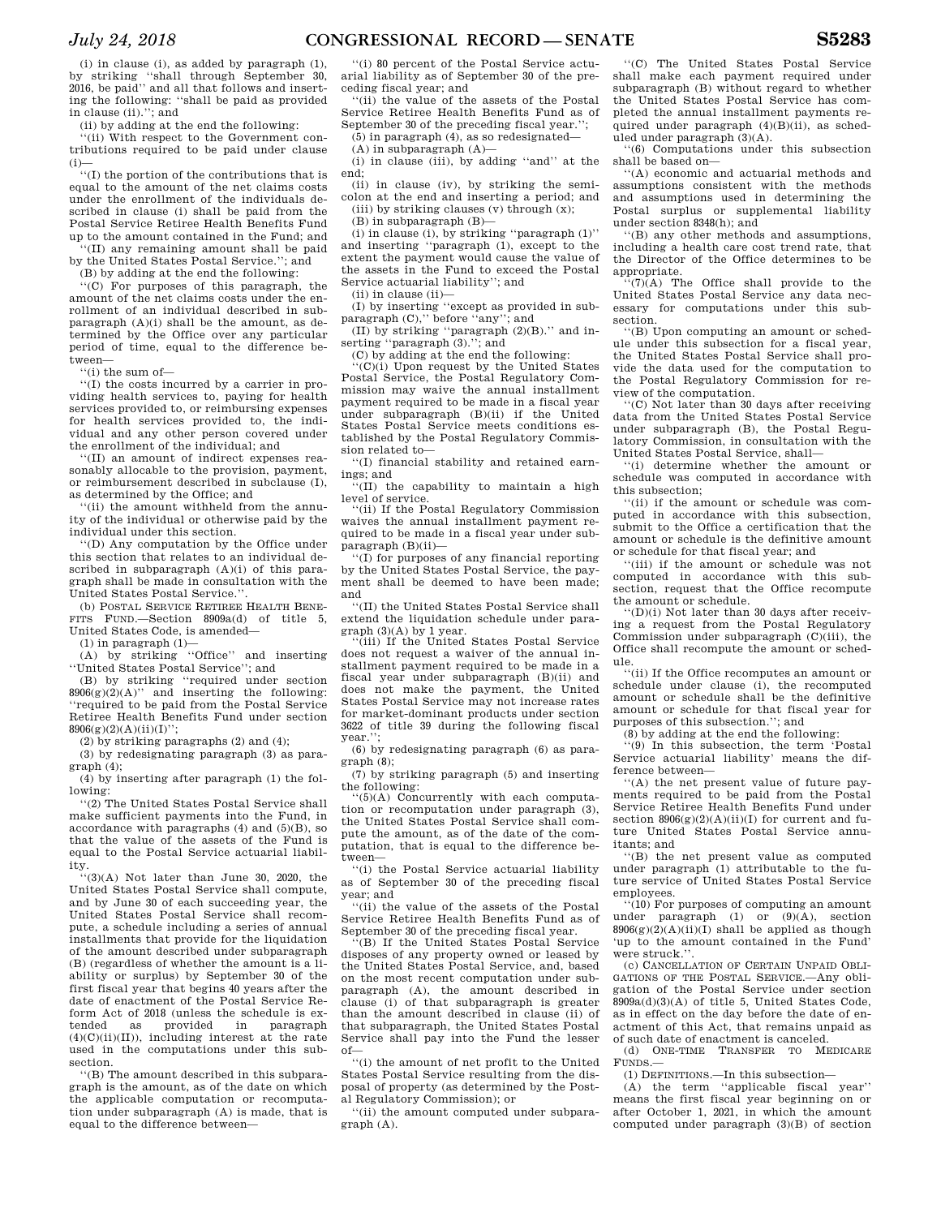(i) in clause (i), as added by paragraph (1), by striking "shall through September 30, 2016, be paid" and all that follows and inserting the following: "shall be paid as provided in clause (ii)."; and

(ii) by adding at the end the following:

"(ii) With respect to the Government contributions required to be paid under clause (i)—

"(I) the portion of the contributions that is equal to the amount of the net claims costs under the enrollment of the individuals described in clause (i) shall be paid from the Postal Service Retiree Health Benefits Fund up to the amount contained in the Fund; and

"(II) any remaining amount shall be paid by the United States Postal Service."; and

(B) by adding at the end the following:

"(C) For purposes of this paragraph, the amount of the net claims costs under the enrollment of an individual described in subparagraph (A)(i) shall be the amount, as determined by the Office over any particular period of time, equal to the difference between—

"(i) the sum of—

"(I) the costs incurred by a carrier in providing health services to, paying for health services provided to, or reimbursing expenses for health services provided to, the individual and any other person covered under the enrollment of the individual; and

"(II) an amount of indirect expenses reasonably allocable to the provision, payment, or reimbursement described in subclause (I), as determined by the Office; and

"(ii) the amount withheld from the annuity of the individual or otherwise paid by the individual under this section.

"(D) Any computation by the Office under this section that relates to an individual described in subparagraph (A)(i) of this paragraph shall be made in consultation with the United States Postal Service.".

(b) POSTAL SERVICE RETIREE HEALTH BENEFITS FUND.—Section 8909a(d) of title 5, United States Code, is amended—

(1) in paragraph (1)—

(A) by striking "Office" and inserting "United States Postal Service"; and

(B) by striking "required under section 8906(g)(2)(A)" and inserting the following: "required to be paid from the Postal Service Retiree Health Benefits Fund under section 8906(g)(2)(A)(ii)(I)";

(2) by striking paragraphs (2) and (4);

(3) by redesignating paragraph (3) as paragraph (4);

(4) by inserting after paragraph (1) the following:

"(2) The United States Postal Service shall make sufficient payments into the Fund, in accordance with paragraphs (4) and (5)(B), so that the value of the assets of the Fund is equal to the Postal Service actuarial liability.

"(3)(A) Not later than June 30, 2020, the United States Postal Service shall compute, and by June 30 of each succeeding year, the United States Postal Service shall recompute, a schedule including a series of annual installments that provide for the liquidation of the amount described under subparagraph (B) (regardless of whether the amount is a liability or surplus) by September 30 of the first fiscal year that begins 40 years after the date of enactment of the Postal Service Reform Act of 2018 (unless the schedule is extended as provided in paragraph (4)(C)(ii)(II)), including interest at the rate used in the computations under this subsection.

"(B) The amount described in this subparagraph is the amount, as of the date on which the applicable computation or recomputation under subparagraph (A) is made, that is equal to the difference between—

"(i) 80 percent of the Postal Service actuarial liability as of September 30 of the preceding fiscal year; and

"(ii) the value of the assets of the Postal Service Retiree Health Benefits Fund as of September 30 of the preceding fiscal year.";

(5) in paragraph (4), as so redesignated—

(A) in subparagraph (A)—

(i) in clause (iii), by adding "and" at the end;

(ii) in clause (iv), by striking the semicolon at the end and inserting a period; and

(iii) by striking clauses (v) through (x);

(B) in subparagraph (B)—

(i) in clause (i), by striking "paragraph (1)" and inserting "paragraph (1), except to the extent the payment would cause the value of the assets in the Fund to exceed the Postal Service actuarial liability"; and

(ii) in clause (ii)—

(I) by inserting "except as provided in subparagraph (C)," before "any"; and

(II) by striking "paragraph (2)(B)." and inserting "paragraph (3)."; and

(C) by adding at the end the following:

"(C)(i) Upon request by the United States Postal Service, the Postal Regulatory Commission may waive the annual installment payment required to be made in a fiscal year under subparagraph (B)(ii) if the United States Postal Service meets conditions established by the Postal Regulatory Commission related to—

"(I) financial stability and retained earnings; and

"(II) the capability to maintain a high level of service.

"(ii) If the Postal Regulatory Commission waives the annual installment payment required to be made in a fiscal year under subparagraph (B)(ii)—

"(I) for purposes of any financial reporting by the United States Postal Service, the payment shall be deemed to have been made; and

"(II) the United States Postal Service shall extend the liquidation schedule under paragraph (3)(A) by 1 year.

"(iii) If the United States Postal Service does not request a waiver of the annual installment payment required to be made in a fiscal year under subparagraph (B)(ii) and does not make the payment, the United States Postal Service may not increase rates for market-dominant products under section 3622 of title 39 during the following fiscal year.";

(6) by redesignating paragraph (6) as paragraph (8);

(7) by striking paragraph (5) and inserting the following:

"(5)(A) Concurrently with each computation or recomputation under paragraph (3), the United States Postal Service shall compute the amount, as of the date of the computation, that is equal to the difference between—

"(i) the Postal Service actuarial liability as of September 30 of the preceding fiscal year; and

"(ii) the value of the assets of the Postal Service Retiree Health Benefits Fund as of September 30 of the preceding fiscal year.

"(B) If the United States Postal Service disposes of any property owned or leased by the United States Postal Service, and, based on the most recent computation under subparagraph (A), the amount described in clause (i) of that subparagraph is greater than the amount described in clause (ii) of that subparagraph, the United States Postal Service shall pay into the Fund the lesser of—

"(i) the amount of net profit to the United States Postal Service resulting from the disposal of property (as determined by the Postal Regulatory Commission); or

"(ii) the amount computed under subparagraph (A).

"(C) The United States Postal Service shall make each payment required under subparagraph (B) without regard to whether the United States Postal Service has completed the annual installment payments required under paragraph (4)(B)(ii), as scheduled under paragraph (3)(A).

"(6) Computations under this subsection shall be based on—

"(A) economic and actuarial methods and assumptions consistent with the methods and assumptions used in determining the Postal surplus or supplemental liability under section 8348(h); and

"(B) any other methods and assumptions, including a health care cost trend rate, that the Director of the Office determines to be appropriate.

"(7)(A) The Office shall provide to the United States Postal Service any data necessary for computations under this subsection.

"(B) Upon computing an amount or schedule under this subsection for a fiscal year, the United States Postal Service shall provide the data used for the computation to the Postal Regulatory Commission for review of the computation.

"(C) Not later than 30 days after receiving data from the United States Postal Service under subparagraph (B), the Postal Regulatory Commission, in consultation with the United States Postal Service, shall—

"(i) determine whether the amount or schedule was computed in accordance with this subsection;

"(ii) if the amount or schedule was computed in accordance with this subsection, submit to the Office a certification that the amount or schedule is the definitive amount or schedule for that fiscal year; and

"(iii) if the amount or schedule was not computed in accordance with this subsection, request that the Office recompute the amount or schedule.

"(D)(i) Not later than 30 days after receiving a request from the Postal Regulatory Commission under subparagraph (C)(iii), the Office shall recompute the amount or schedule.

"(ii) If the Office recomputes an amount or schedule under clause (i), the recomputed amount or schedule shall be the definitive amount or schedule for that fiscal year for purposes of this subsection."; and

(8) by adding at the end the following:

"(9) In this subsection, the term 'Postal Service actuarial liability' means the difference between—

"(A) the net present value of future payments required to be paid from the Postal Service Retiree Health Benefits Fund under section 8906(g)(2)(A)(ii)(I) for current and future United States Postal Service annuitants; and

"(B) the net present value as computed under paragraph (1) attributable to the future service of United States Postal Service employees.

"(10) For purposes of computing an amount under paragraph (1) or (9)(A), section 8906(g)(2)(A)(ii)(I) shall be applied as though 'up to the amount contained in the Fund' were struck.".

(c) CANCELLATION OF CERTAIN UNPAID OBLIGATIONS OF THE POSTAL SERVICE.—Any obligation of the Postal Service under section 8909a(d)(3)(A) of title 5, United States Code, as in effect on the day before the date of enactment of this Act, that remains unpaid as of such date of enactment is canceled.

(d) ONE-TIME TRANSFER TO MEDICARE FUNDS.—

(1) DEFINITIONS.—In this subsection—

(A) the term "applicable fiscal year" means the first fiscal year beginning on or after October 1, 2021, in which the amount computed under paragraph (3)(B) of section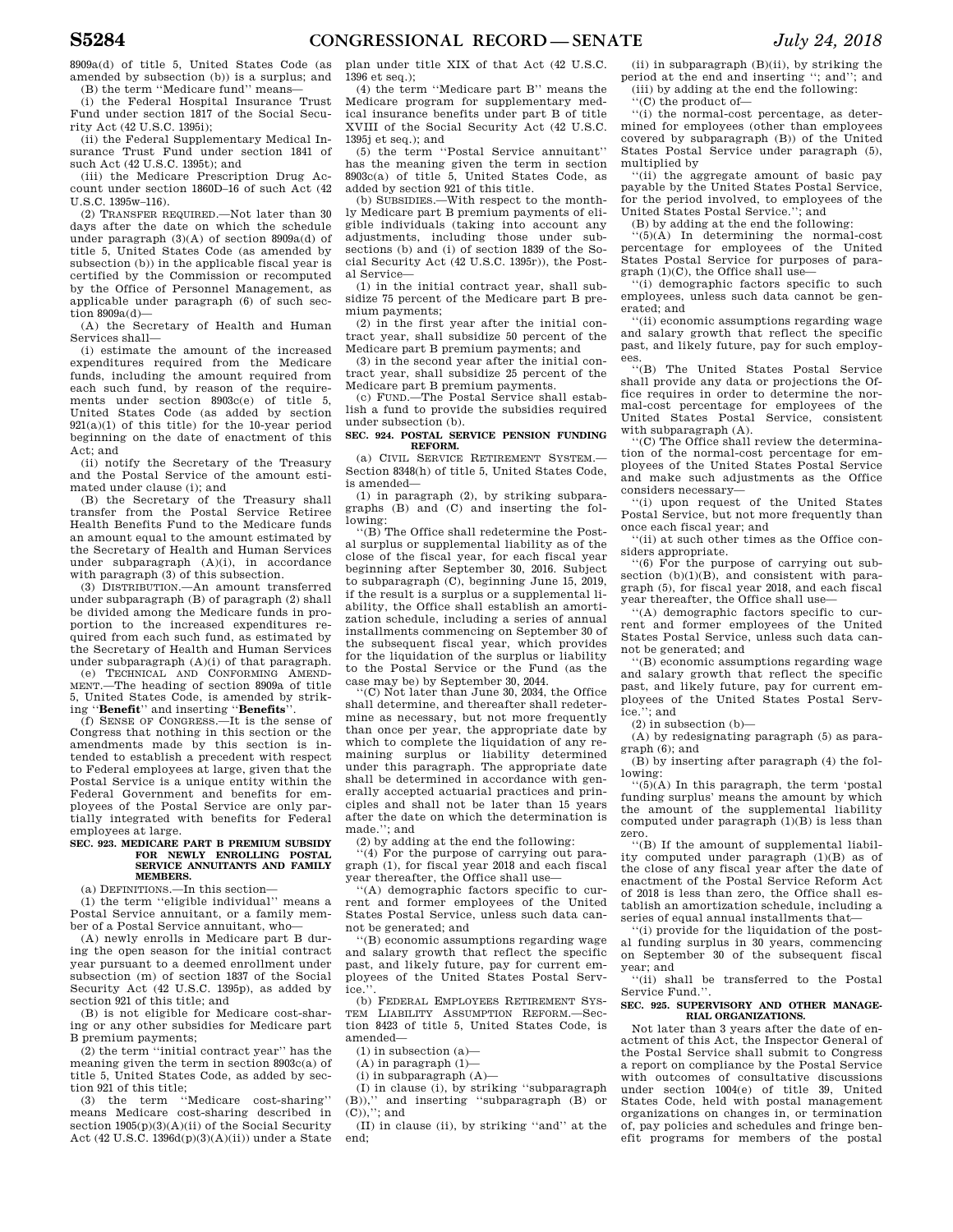8909a(d) of title 5, United States Code (as amended by subsection (b)) is a surplus; and

(B) the term ''Medicare fund'' means—

(i) the Federal Hospital Insurance Trust Fund under section 1817 of the Social Security Act (42 U.S.C. 1395i);

(ii) the Federal Supplementary Medical Insurance Trust Fund under section 1841 of such Act (42 U.S.C. 1395t); and

(iii) the Medicare Prescription Drug Account under section 1860D–16 of such Act (42 U.S.C. 1395w–116).

(2) TRANSFER REQUIRED.—Not later than 30 days after the date on which the schedule under paragraph (3)(A) of section 8909a(d) of title 5, United States Code (as amended by subsection (b)) in the applicable fiscal year is certified by the Commission or recomputed by the Office of Personnel Management, as applicable under paragraph (6) of such section 8909a(d)—

(A) the Secretary of Health and Human Services shall—

(i) estimate the amount of the increased expenditures required from the Medicare funds, including the amount required from each such fund, by reason of the requirements under section 8903c(e) of title 5, United States Code (as added by section 921(a)(1) of this title) for the 10-year period beginning on the date of enactment of this Act; and

(ii) notify the Secretary of the Treasury and the Postal Service of the amount estimated under clause (i); and

(B) the Secretary of the Treasury shall transfer from the Postal Service Retiree Health Benefits Fund to the Medicare funds an amount equal to the amount estimated by the Secretary of Health and Human Services under subparagraph (A)(i), in accordance with paragraph (3) of this subsection.

(3) DISTRIBUTION.—An amount transferred under subparagraph (B) of paragraph (2) shall be divided among the Medicare funds in proportion to the increased expenditures required from each such fund, as estimated by the Secretary of Health and Human Services under subparagraph (A)(i) of that paragraph.

(e) TECHNICAL AND CONFORMING AMENDMENT.—The heading of section 8909a of title 5, United States Code, is amended by striking ''**Benefit**'' and inserting ''**Benefits**''.

(f) SENSE OF CONGRESS.—It is the sense of Congress that nothing in this section or the amendments made by this section is intended to establish a precedent with respect to Federal employees at large, given that the Postal Service is a unique entity within the Federal Government and benefits for employees of the Postal Service are only partially integrated with benefits for Federal employees at large.

**SEC. 923. MEDICARE PART B PREMIUM SUBSIDY FOR NEWLY ENROLLING POSTAL SERVICE ANNUITANTS AND FAMILY MEMBERS.**

(a) DEFINITIONS.—In this section—

(1) the term ''eligible individual'' means a Postal Service annuitant, or a family member of a Postal Service annuitant, who—

(A) newly enrolls in Medicare part B during the open season for the initial contract year pursuant to a deemed enrollment under subsection (m) of section 1837 of the Social Security Act (42 U.S.C. 1395p), as added by section 921 of this title; and

(B) is not eligible for Medicare cost-sharing or any other subsidies for Medicare part B premium payments;

(2) the term ''initial contract year'' has the meaning given the term in section 8903c(a) of title 5, United States Code, as added by section 921 of this title;

(3) the term ''Medicare cost-sharing'' means Medicare cost-sharing described in section 1905(p)(3)(A)(ii) of the Social Security Act (42 U.S.C. 1396d(p)(3)(A)(ii)) under a State plan under title XIX of that Act (42 U.S.C. 1396 et seq.);

(4) the term ''Medicare part B'' means the Medicare program for supplementary medical insurance benefits under part B of title XVIII of the Social Security Act (42 U.S.C. 1395j et seq.); and

(5) the term ''Postal Service annuitant'' has the meaning given the term in section 8903c(a) of title 5, United States Code, as added by section 921 of this title.

(b) SUBSIDIES.—With respect to the monthly Medicare part B premium payments of eligible individuals (taking into account any adjustments, including those under subsections (b) and (i) of section 1839 of the Social Security Act (42 U.S.C. 1395r)), the Postal Service—

(1) in the initial contract year, shall subsidize 75 percent of the Medicare part B premium payments;

(2) in the first year after the initial contract year, shall subsidize 50 percent of the Medicare part B premium payments; and

(3) in the second year after the initial contract year, shall subsidize 25 percent of the Medicare part B premium payments.

(c) FUND.—The Postal Service shall establish a fund to provide the subsidies required under subsection (b).

**SEC. 924. POSTAL SERVICE PENSION FUNDING REFORM.**

(a) CIVIL SERVICE RETIREMENT SYSTEM.—Section 8348(h) of title 5, United States Code, is amended—

(1) in paragraph (2), by striking subparagraphs (B) and (C) and inserting the following:

''(B) The Office shall redetermine the Postal surplus or supplemental liability as of the close of the fiscal year, for each fiscal year beginning after September 30, 2016. Subject to subparagraph (C), beginning June 15, 2019, if the result is a surplus or a supplemental liability, the Office shall establish an amortization schedule, including a series of annual installments commencing on September 30 of the subsequent fiscal year, which provides for the liquidation of the surplus or liability to the Postal Service or the Fund (as the case may be) by September 30, 2044.

''(C) Not later than June 30, 2034, the Office shall determine, and thereafter shall redetermine as necessary, but not more frequently than once per year, the appropriate date by which to complete the liquidation of any remaining surplus or liability determined under this paragraph. The appropriate date shall be determined in accordance with generally accepted actuarial practices and principles and shall not be later than 15 years after the date on which the determination is made.''; and

(2) by adding at the end the following:

''(4) For the purpose of carrying out paragraph (1), for fiscal year 2018 and each fiscal year thereafter, the Office shall use—

''(A) demographic factors specific to current and former employees of the United States Postal Service, unless such data cannot be generated; and

''(B) economic assumptions regarding wage and salary growth that reflect the specific past, and likely future, pay for current employees of the United States Postal Service.''.

(b) FEDERAL EMPLOYEES RETIREMENT SYSTEM LIABILITY ASSUMPTION REFORM.—Section 8423 of title 5, United States Code, is amended—

(1) in subsection (a)—

(A) in paragraph (1)—

(i) in subparagraph (A)—

(I) in clause (i), by striking ''subparagraph (B)),'' and inserting ''subparagraph (B) or (C)),''; and

(II) in clause (ii), by striking ''and'' at the end;

(ii) in subparagraph (B)(ii), by striking the period at the end and inserting ''; and''; and

(iii) by adding at the end the following:

''(C) the product of—

''(i) the normal-cost percentage, as determined for employees (other than employees covered by subparagraph (B)) of the United States Postal Service under paragraph (5), multiplied by

''(ii) the aggregate amount of basic pay payable by the United States Postal Service, for the period involved, to employees of the United States Postal Service.''; and

(B) by adding at the end the following:

''(5)(A) In determining the normal-cost percentage for employees of the United States Postal Service for purposes of paragraph (1)(C), the Office shall use—

''(i) demographic factors specific to such employees, unless such data cannot be generated; and

''(ii) economic assumptions regarding wage and salary growth that reflect the specific past, and likely future, pay for such employees.

''(B) The United States Postal Service shall provide any data or projections the Office requires in order to determine the normal-cost percentage for employees of the United States Postal Service, consistent with subparagraph (A).

''(C) The Office shall review the determination of the normal-cost percentage for employees of the United States Postal Service and make such adjustments as the Office considers necessary—

''(i) upon request of the United States Postal Service, but not more frequently than once each fiscal year; and

''(ii) at such other times as the Office considers appropriate.

''(6) For the purpose of carrying out subsection (b)(1)(B), and consistent with paragraph (5), for fiscal year 2018, and each fiscal year thereafter, the Office shall use—

''(A) demographic factors specific to current and former employees of the United States Postal Service, unless such data cannot be generated; and

''(B) economic assumptions regarding wage and salary growth that reflect the specific past, and likely future, pay for current employees of the United States Postal Service.''; and

(2) in subsection (b)—

(A) by redesignating paragraph (5) as paragraph (6); and

(B) by inserting after paragraph (4) the following:

''(5)(A) In this paragraph, the term 'postal funding surplus' means the amount by which the amount of the supplemental liability computed under paragraph (1)(B) is less than zero.

''(B) If the amount of supplemental liability computed under paragraph (1)(B) as of the close of any fiscal year after the date of enactment of the Postal Service Reform Act of 2018 is less than zero, the Office shall establish an amortization schedule, including a series of equal annual installments that—

''(i) provide for the liquidation of the postal funding surplus in 30 years, commencing on September 30 of the subsequent fiscal year; and

''(ii) shall be transferred to the Postal Service Fund.''.

**SEC. 925. SUPERVISORY AND OTHER MANAGERIAL ORGANIZATIONS.**

Not later than 3 years after the date of enactment of this Act, the Inspector General of the Postal Service shall submit to Congress a report on compliance by the Postal Service with outcomes of consultative discussions under section 1004(e) of title 39, United States Code, held with postal management organizations on changes in, or termination of, pay policies and schedules and fringe benefit programs for members of the postal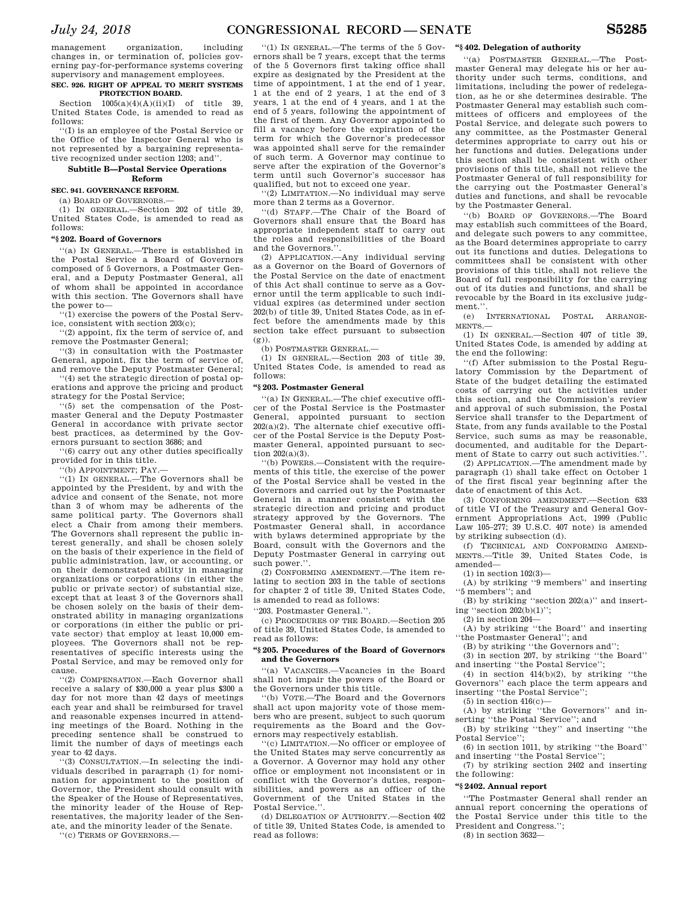management organization, including changes in, or termination of, policies governing pay-for-performance systems covering supervisory and management employees.

**SEC. 926. RIGHT OF APPEAL TO MERIT SYSTEMS PROTECTION BOARD.**

Section 1005(a)(4)(A)(ii)(I) of title 39, United States Code, is amended to read as follows:

''(I) is an employee of the Postal Service or the Office of the Inspector General who is not represented by a bargaining representative recognized under section 1203; and''.

## Subtitle B—Postal Service Operations Reform

**SEC. 941. GOVERNANCE REFORM.**

(a) BOARD OF GOVERNORS.—

(1) IN GENERAL.—Section 202 of title 39, United States Code, is amended to read as follows:

**''§ 202. Board of Governors**

''(a) IN GENERAL.—There is established in the Postal Service a Board of Governors composed of 5 Governors, a Postmaster General, and a Deputy Postmaster General, all of whom shall be appointed in accordance with this section. The Governors shall have the power to—

''(1) exercise the powers of the Postal Service, consistent with section 203(c);

''(2) appoint, fix the term of service of, and remove the Postmaster General;

''(3) in consultation with the Postmaster General, appoint, fix the term of service of, and remove the Deputy Postmaster General;

''(4) set the strategic direction of postal operations and approve the pricing and product strategy for the Postal Service;

''(5) set the compensation of the Postmaster General and the Deputy Postmaster General in accordance with private sector best practices, as determined by the Governors pursuant to section 3686; and

''(6) carry out any other duties specifically provided for in this title.

''(b) APPOINTMENT; PAY.—

''(1) IN GENERAL.—The Governors shall be appointed by the President, by and with the advice and consent of the Senate, not more than 3 of whom may be adherents of the same political party. The Governors shall elect a Chair from among their members. The Governors shall represent the public interest generally, and shall be chosen solely on the basis of their experience in the field of public administration, law, or accounting, or on their demonstrated ability in managing organizations or corporations (in either the public or private sector) of substantial size, except that at least 3 of the Governors shall be chosen solely on the basis of their demonstrated ability in managing organizations or corporations (in either the public or private sector) that employ at least 10,000 employees. The Governors shall not be representatives of specific interests using the Postal Service, and may be removed only for cause.

''(2) COMPENSATION.—Each Governor shall receive a salary of $30,000 a year plus $300 a day for not more than 42 days of meetings each year and shall be reimbursed for travel and reasonable expenses incurred in attending meetings of the Board. Nothing in the preceding sentence shall be construed to limit the number of days of meetings each year to 42 days.

''(3) CONSULTATION.—In selecting the individuals described in paragraph (1) for nomination for appointment to the position of Governor, the President should consult with the Speaker of the House of Representatives, the minority leader of the House of Representatives, the majority leader of the Senate, and the minority leader of the Senate.

''(c) TERMS OF GOVERNORS.—

''(1) IN GENERAL.—The terms of the 5 Governors shall be 7 years, except that the terms of the 5 Governors first taking office shall expire as designated by the President at the time of appointment, 1 at the end of 1 year, 1 at the end of 2 years, 1 at the end of 3 years, 1 at the end of 4 years, and 1 at the end of 5 years, following the appointment of the first of them. Any Governor appointed to fill a vacancy before the expiration of the term for which the Governor's predecessor was appointed shall serve for the remainder of such term. A Governor may continue to serve after the expiration of the Governor's term until such Governor's successor has qualified, but not to exceed one year.

''(2) LIMITATION.—No individual may serve more than 2 terms as a Governor.

''(d) STAFF.—The Chair of the Board of Governors shall ensure that the Board has appropriate independent staff to carry out the roles and responsibilities of the Board and the Governors.''.

(2) APPLICATION.—Any individual serving as a Governor on the Board of Governors of the Postal Service on the date of enactment of this Act shall continue to serve as a Governor until the term applicable to such individual expires (as determined under section 202(b) of title 39, United States Code, as in effect before the amendments made by this section take effect pursuant to subsection (g)).

(b) POSTMASTER GENERAL.—

(1) IN GENERAL.—Section 203 of title 39, United States Code, is amended to read as follows:

**''§ 203. Postmaster General**

''(a) IN GENERAL.—The chief executive officer of the Postal Service is the Postmaster General, appointed pursuant to section 202(a)(2). The alternate chief executive officer of the Postal Service is the Deputy Postmaster General, appointed pursuant to section 202(a)(3).

''(b) POWERS.—Consistent with the requirements of this title, the exercise of the power of the Postal Service shall be vested in the Governors and carried out by the Postmaster General in a manner consistent with the strategic direction and pricing and product strategy approved by the Governors. The Postmaster General shall, in accordance with bylaws determined appropriate by the Board, consult with the Governors and the Deputy Postmaster General in carrying out such power.''.

(2) CONFORMING AMENDMENT.—The item relating to section 203 in the table of sections for chapter 2 of title 39, United States Code, is amended to read as follows:

''203. Postmaster General.''.

(c) PROCEDURES OF THE BOARD.—Section 205 of title 39, United States Code, is amended to read as follows:

**''§ 205. Procedures of the Board of Governors and the Governors**

''(a) VACANCIES.—Vacancies in the Board shall not impair the powers of the Board or the Governors under this title.

''(b) VOTE.—The Board and the Governors shall act upon majority vote of those members who are present, subject to such quorum requirements as the Board and the Governors may respectively establish.

''(c) LIMITATION.—No officer or employee of the United States may serve concurrently as a Governor. A Governor may hold any other office or employment not inconsistent or in conflict with the Governor's duties, responsibilities, and powers as an officer of the Government of the United States in the Postal Service.''.

(d) DELEGATION OF AUTHORITY.—Section 402 of title 39, United States Code, is amended to read as follows:

**''§ 402. Delegation of authority**

''(a) POSTMASTER GENERAL.—The Postmaster General may delegate his or her authority under such terms, conditions, and limitations, including the power of redelegation, as he or she determines desirable. The Postmaster General may establish such committees of officers and employees of the Postal Service, and delegate such powers to any committee, as the Postmaster General determines appropriate to carry out his or her functions and duties. Delegations under this section shall be consistent with other provisions of this title, shall not relieve the Postmaster General of full responsibility for the carrying out the Postmaster General's duties and functions, and shall be revocable by the Postmaster General.

''(b) BOARD OF GOVERNORS.—The Board may establish such committees of the Board, and delegate such powers to any committee, as the Board determines appropriate to carry out its functions and duties. Delegations to committees shall be consistent with other provisions of this title, shall not relieve the Board of full responsibility for the carrying out of its duties and functions, and shall be revocable by the Board in its exclusive judgment.''.

(e) INTERNATIONAL POSTAL ARRANGEMENTS.—

(1) IN GENERAL.—Section 407 of title 39, United States Code, is amended by adding at the end the following:

''(f) After submission to the Postal Regulatory Commission by the Department of State of the budget detailing the estimated costs of carrying out the activities under this section, and the Commission's review and approval of such submission, the Postal Service shall transfer to the Department of State, from any funds available to the Postal Service, such sums as may be reasonable, documented, and auditable for the Department of State to carry out such activities.''.

(2) APPLICATION.—The amendment made by paragraph (1) shall take effect on October 1 of the first fiscal year beginning after the date of enactment of this Act.

(3) CONFORMING AMENDMENT.—Section 633 of title VI of the Treasury and General Government Appropriations Act, 1999 (Public Law 105–277; 39 U.S.C. 407 note) is amended by striking subsection (d).

(f) TECHNICAL AND CONFORMING AMENDMENTS.—Title 39, United States Code, is amended—

(1) in section 102(3)—

(A) by striking ''9 members'' and inserting ''5 members''; and

(B) by striking ''section 202(a)'' and inserting ''section 202(b)(1)'';

(2) in section 204—

(A) by striking ''the Board'' and inserting ''the Postmaster General''; and

(B) by striking ''the Governors and'';

(3) in section 207, by striking ''the Board'' and inserting ''the Postal Service'';

(4) in section 414(b)(2), by striking ''the Governors'' each place the term appears and inserting ''the Postal Service'';

(5) in section 416(c)—

(A) by striking ''the Governors'' and inserting ''the Postal Service''; and

(B) by striking ''they'' and inserting ''the Postal Service'';

(6) in section 1011, by striking ''the Board'' and inserting ''the Postal Service'';

(7) by striking section 2402 and inserting the following:

**''§ 2402. Annual report**

''The Postmaster General shall render an annual report concerning the operations of the Postal Service under this title to the President and Congress.'';

(8) in section 3632—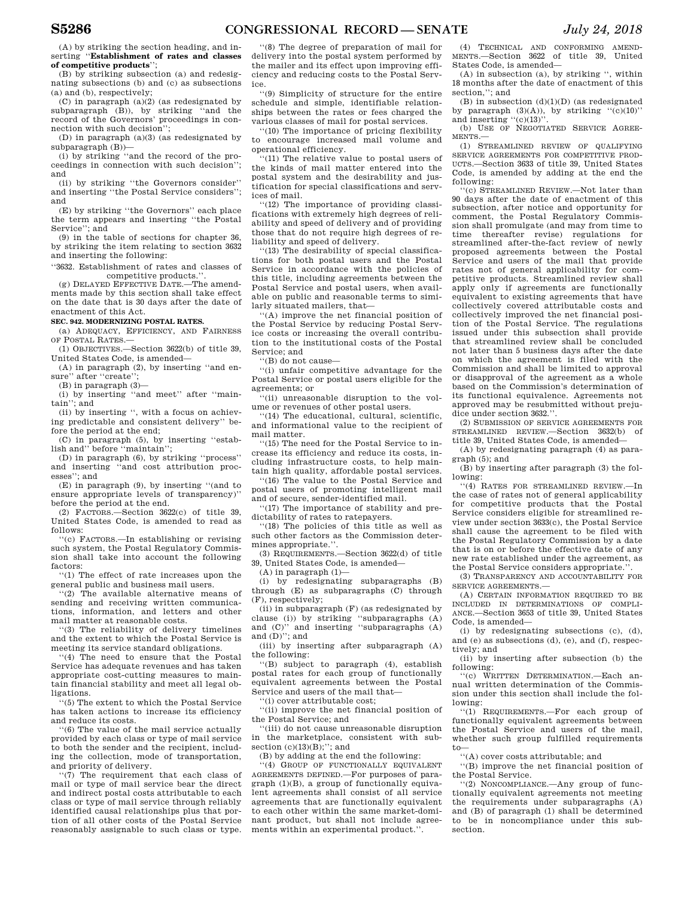(A) by striking the section heading, and inserting "**Establishment of rates and classes of competitive products**";

(B) by striking subsection (a) and redesignating subsections (b) and (c) as subsections (a) and (b), respectively;

(C) in paragraph (a)(2) (as redesignated by subparagraph (B)), by striking "and the record of the Governors' proceedings in connection with such decision";

(D) in paragraph (a)(3) (as redesignated by subparagraph (B))—

(i) by striking "and the record of the proceedings in connection with such decision"; and

(ii) by striking "the Governors consider" and inserting "the Postal Service considers"; and

(E) by striking "the Governors" each place the term appears and inserting "the Postal Service"; and

(9) in the table of sections for chapter 36, by striking the item relating to section 3632 and inserting the following:

"3632. Establishment of rates and classes of competitive products.".

(g) DELAYED EFFECTIVE DATE.—The amendments made by this section shall take effect on the date that is 30 days after the date of enactment of this Act.

**SEC. 942. MODERNIZING POSTAL RATES.**

(a) ADEQUACY, EFFICIENCY, AND FAIRNESS OF POSTAL RATES.—

(1) OBJECTIVES.—Section 3622(b) of title 39, United States Code, is amended—

(A) in paragraph (2), by inserting "and ensure" after "create";

(B) in paragraph (3)—

(i) by inserting "and meet" after "maintain"; and

(ii) by inserting ", with a focus on achieving predictable and consistent delivery" before the period at the end;

(C) in paragraph (5), by inserting "establish and" before "maintain";

(D) in paragraph (6), by striking "process" and inserting "and cost attribution processes"; and

(E) in paragraph (9), by inserting "(and to ensure appropriate levels of transparency)" before the period at the end.

(2) FACTORS.—Section 3622(c) of title 39, United States Code, is amended to read as follows:

"(c) FACTORS.—In establishing or revising such system, the Postal Regulatory Commission shall take into account the following factors:

"(1) The effect of rate increases upon the general public and business mail users.

"(2) The available alternative means of sending and receiving written communications, information, and letters and other mail matter at reasonable costs.

"(3) The reliability of delivery timelines and the extent to which the Postal Service is meeting its service standard obligations.

"(4) The need to ensure that the Postal Service has adequate revenues and has taken appropriate cost-cutting measures to maintain financial stability and meet all legal obligations.

"(5) The extent to which the Postal Service has taken actions to increase its efficiency and reduce its costs.

"(6) The value of the mail service actually provided by each class or type of mail service to both the sender and the recipient, including the collection, mode of transportation, and priority of delivery.

"(7) The requirement that each class of mail or type of mail service bear the direct and indirect postal costs attributable to each class or type of mail service through reliably identified causal relationships plus that portion of all other costs of the Postal Service reasonably assignable to such class or type.

"(8) The degree of preparation of mail for delivery into the postal system performed by the mailer and its effect upon improving efficiency and reducing costs to the Postal Service.

"(9) Simplicity of structure for the entire schedule and simple, identifiable relationships between the rates or fees charged the various classes of mail for postal services.

"(10) The importance of pricing flexibility to encourage increased mail volume and operational efficiency.

"(11) The relative value to postal users of the kinds of mail matter entered into the postal system and the desirability and justification for special classifications and services of mail.

"(12) The importance of providing classifications with extremely high degrees of reliability and speed of delivery and of providing those that do not require high degrees of reliability and speed of delivery.

"(13) The desirability of special classifications for both postal users and the Postal Service in accordance with the policies of this title, including agreements between the Postal Service and postal users, when available on public and reasonable terms to similarly situated mailers, that—

"(A) improve the net financial position of the Postal Service by reducing Postal Service costs or increasing the overall contribution to the institutional costs of the Postal Service; and

"(B) do not cause—

"(i) unfair competitive advantage for the Postal Service or postal users eligible for the agreements; or

"(ii) unreasonable disruption to the volume or revenues of other postal users.

"(14) The educational, cultural, scientific, and informational value to the recipient of mail matter.

"(15) The need for the Postal Service to increase its efficiency and reduce its costs, including infrastructure costs, to help maintain high quality, affordable postal services.

"(16) The value to the Postal Service and postal users of promoting intelligent mail and of secure, sender-identified mail.

"(17) The importance of stability and predictability of rates to ratepayers.

"(18) The policies of this title as well as such other factors as the Commission determines appropriate.".

(3) REQUIREMENTS.—Section 3622(d) of title 39, United States Code, is amended—

(A) in paragraph (1)—

(i) by redesignating subparagraphs (B) through (E) as subparagraphs (C) through (F), respectively;

(ii) in subparagraph (F) (as redesignated by clause (i)) by striking "subparagraphs (A) and (C)" and inserting "subparagraphs (A) and (D)"; and

(iii) by inserting after subparagraph (A) the following:

"(B) subject to paragraph (4), establish postal rates for each group of functionally equivalent agreements between the Postal Service and users of the mail that—

"(i) cover attributable cost;

"(ii) improve the net financial position of the Postal Service; and

"(iii) do not cause unreasonable disruption in the marketplace, consistent with subsection (c)(13)(B);"; and

(B) by adding at the end the following:

"(4) GROUP OF FUNCTIONALLY EQUIVALENT AGREEMENTS DEFINED.—For purposes of paragraph (1)(B), a group of functionally equivalent agreements shall consist of all service agreements that are functionally equivalent to each other within the same market-dominant product, but shall not include agreements within an experimental product.".

(4) TECHNICAL AND CONFORMING AMENDMENTS.—Section 3622 of title 39, United States Code, is amended—

(A) in subsection (a), by striking ", within 18 months after the date of enactment of this section,"; and

(B) in subsection (d)(1)(D) (as redesignated by paragraph (3)(A)), by striking "(c)(10)" and inserting "(c)(13)".

(b) USE OF NEGOTIATED SERVICE AGREEMENTS.—

(1) STREAMLINED REVIEW OF QUALIFYING SERVICE AGREEMENTS FOR COMPETITIVE PRODUCTS.—Section 3633 of title 39, United States Code, is amended by adding at the end the following:

"(c) STREAMLINED REVIEW.—Not later than 90 days after the date of enactment of this subsection, after notice and opportunity for comment, the Postal Regulatory Commission shall promulgate (and may from time to time thereafter revise) regulations for streamlined after-the-fact review of newly proposed agreements between the Postal Service and users of the mail that provide rates not of general applicability for competitive products. Streamlined review shall apply only if agreements are functionally equivalent to existing agreements that have collectively covered attributable costs and collectively improved the net financial position of the Postal Service. The regulations issued under this subsection shall provide that streamlined review shall be concluded not later than 5 business days after the date on which the agreement is filed with the Commission and shall be limited to approval or disapproval of the agreement as a whole based on the Commission's determination of its functional equivalence. Agreements not approved may be resubmitted without prejudice under section 3632.".

(2) SUBMISSION OF SERVICE AGREEMENTS FOR STREAMLINED REVIEW.—Section 3632(b) of title 39, United States Code, is amended—

(A) by redesignating paragraph (4) as paragraph (5); and

(B) by inserting after paragraph (3) the following:

"(4) RATES FOR STREAMLINED REVIEW.—In the case of rates not of general applicability for competitive products that the Postal Service considers eligible for streamlined review under section 3633(c), the Postal Service shall cause the agreement to be filed with the Postal Regulatory Commission by a date that is on or before the effective date of any new rate established under the agreement, as the Postal Service considers appropriate.".

(3) TRANSPARENCY AND ACCOUNTABILITY FOR SERVICE AGREEMENTS.—

(A) CERTAIN INFORMATION REQUIRED TO BE INCLUDED IN DETERMINATIONS OF COMPLIANCE.—Section 3653 of title 39, United States Code, is amended—

(i) by redesignating subsections (c), (d), and (e) as subsections (d), (e), and (f), respectively; and

(ii) by inserting after subsection (b) the following:

"(c) WRITTEN DETERMINATION.—Each annual written determination of the Commission under this section shall include the following:

"(1) REQUIREMENTS.—For each group of functionally equivalent agreements between the Postal Service and users of the mail, whether such group fulfilled requirements to—

"(A) cover costs attributable; and

"(B) improve the net financial position of the Postal Service.

"(2) NONCOMPLIANCE.—Any group of functionally equivalent agreements not meeting the requirements under subparagraphs (A) and (B) of paragraph (1) shall be determined to be in noncompliance under this subsection.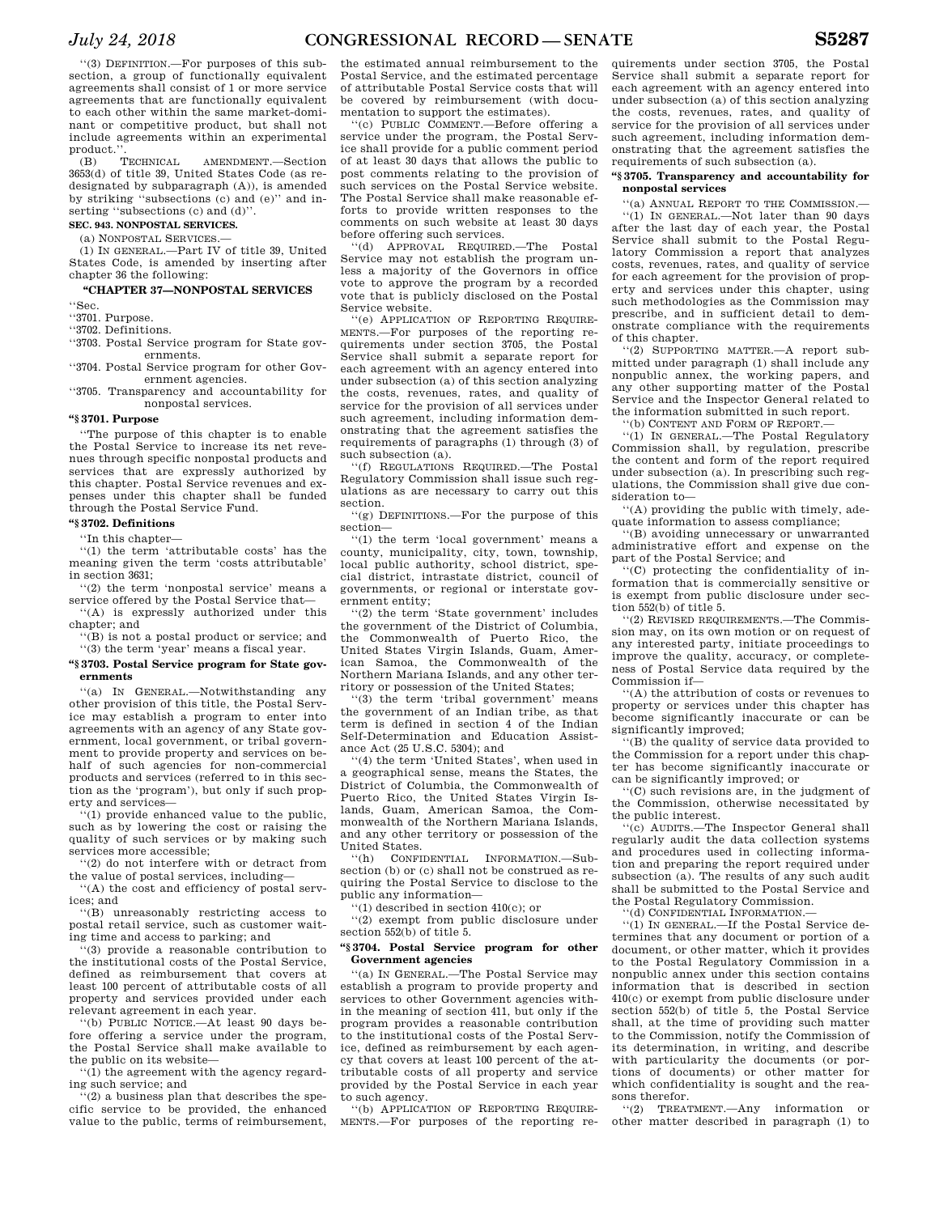''(3) DEFINITION.—For purposes of this subsection, a group of functionally equivalent agreements shall consist of 1 or more service agreements that are functionally equivalent to each other within the same market-dominant or competitive product, but shall not include agreements within an experimental product.''.

(B) TECHNICAL AMENDMENT.—Section 3653(d) of title 39, United States Code (as redesignated by subparagraph (A)), is amended by striking ''subsections (c) and (e)'' and inserting ''subsections (c) and (d)''.

**SEC. 943. NONPOSTAL SERVICES.**

(a) NONPOSTAL SERVICES.—

(1) IN GENERAL.—Part IV of title 39, United States Code, is amended by inserting after chapter 36 the following:

**''CHAPTER 37—NONPOSTAL SERVICES**

''Sec.

''3701. Purpose.

''3702. Definitions.

''3703. Postal Service program for State governments.

''3704. Postal Service program for other Government agencies.

''3705. Transparency and accountability for nonpostal services.

**''§ 3701. Purpose**

''The purpose of this chapter is to enable the Postal Service to increase its net revenues through specific nonpostal products and services that are expressly authorized by this chapter. Postal Service revenues and expenses under this chapter shall be funded through the Postal Service Fund.

**''§ 3702. Definitions**

''In this chapter—

''(1) the term 'attributable costs' has the meaning given the term 'costs attributable' in section 3631;

''(2) the term 'nonpostal service' means a service offered by the Postal Service that—

''(A) is expressly authorized under this chapter; and

''(B) is not a postal product or service; and

''(3) the term 'year' means a fiscal year.

**''§ 3703. Postal Service program for State governments**

''(a) IN GENERAL.—Notwithstanding any other provision of this title, the Postal Service may establish a program to enter into agreements with an agency of any State government, local government, or tribal government to provide property and services on behalf of such agencies for non-commercial products and services (referred to in this section as the 'program'), but only if such property and services—

''(1) provide enhanced value to the public, such as by lowering the cost or raising the quality of such services or by making such services more accessible;

''(2) do not interfere with or detract from the value of postal services, including—

''(A) the cost and efficiency of postal services; and

''(B) unreasonably restricting access to postal retail service, such as customer waiting time and access to parking; and

''(3) provide a reasonable contribution to the institutional costs of the Postal Service, defined as reimbursement that covers at least 100 percent of attributable costs of all property and services provided under each relevant agreement in each year.

''(b) PUBLIC NOTICE.—At least 90 days before offering a service under the program, the Postal Service shall make available to the public on its website—

''(1) the agreement with the agency regarding such service; and

''(2) a business plan that describes the specific service to be provided, the enhanced value to the public, terms of reimbursement, the estimated annual reimbursement to the Postal Service, and the estimated percentage of attributable Postal Service costs that will be covered by reimbursement (with documentation to support the estimates).

''(c) PUBLIC COMMENT.—Before offering a service under the program, the Postal Service shall provide for a public comment period of at least 30 days that allows the public to post comments relating to the provision of such services on the Postal Service website. The Postal Service shall make reasonable efforts to provide written responses to the comments on such website at least 30 days before offering such services.

''(d) APPROVAL REQUIRED.—The Postal Service may not establish the program unless a majority of the Governors in office vote to approve the program by a recorded vote that is publicly disclosed on the Postal Service website.

''(e) APPLICATION OF REPORTING REQUIREMENTS.—For purposes of the reporting requirements under section 3705, the Postal Service shall submit a separate report for each agreement with an agency entered into under subsection (a) of this section analyzing the costs, revenues, rates, and quality of service for the provision of all services under such agreement, including information demonstrating that the agreement satisfies the requirements of paragraphs (1) through (3) of such subsection (a).

''(f) REGULATIONS REQUIRED.—The Postal Regulatory Commission shall issue such regulations as are necessary to carry out this section.

''(g) DEFINITIONS.—For the purpose of this section—

''(1) the term 'local government' means a county, municipality, city, town, township, local public authority, school district, special district, intrastate district, council of governments, or regional or interstate government entity;

''(2) the term 'State government' includes the government of the District of Columbia, the Commonwealth of Puerto Rico, the United States Virgin Islands, Guam, American Samoa, the Commonwealth of the Northern Mariana Islands, and any other territory or possession of the United States;

''(3) the term 'tribal government' means the government of an Indian tribe, as that term is defined in section 4 of the Indian Self-Determination and Education Assistance Act (25 U.S.C. 5304); and

''(4) the term 'United States', when used in a geographical sense, means the States, the District of Columbia, the Commonwealth of Puerto Rico, the United States Virgin Islands, Guam, American Samoa, the Commonwealth of the Northern Mariana Islands, and any other territory or possession of the United States.

''(h) CONFIDENTIAL INFORMATION.—Subsection (b) or (c) shall not be construed as requiring the Postal Service to disclose to the public any information—

''(1) described in section 410(c); or

''(2) exempt from public disclosure under section 552(b) of title 5.

**''§ 3704. Postal Service program for other Government agencies**

''(a) IN GENERAL.—The Postal Service may establish a program to provide property and services to other Government agencies within the meaning of section 411, but only if the program provides a reasonable contribution to the institutional costs of the Postal Service, defined as reimbursement by each agency that covers at least 100 percent of the attributable costs of all property and service provided by the Postal Service in each year to such agency.

''(b) APPLICATION OF REPORTING REQUIREMENTS.—For purposes of the reporting requirements under section 3705, the Postal Service shall submit a separate report for each agreement with an agency entered into under subsection (a) of this section analyzing the costs, revenues, rates, and quality of service for the provision of all services under such agreement, including information demonstrating that the agreement satisfies the requirements of such subsection (a).

**''§ 3705. Transparency and accountability for nonpostal services**

''(a) ANNUAL REPORT TO THE COMMISSION.—

''(1) IN GENERAL.—Not later than 90 days after the last day of each year, the Postal Service shall submit to the Postal Regulatory Commission a report that analyzes costs, revenues, rates, and quality of service for each agreement for the provision of property and services under this chapter, using such methodologies as the Commission may prescribe, and in sufficient detail to demonstrate compliance with the requirements of this chapter.

''(2) SUPPORTING MATTER.—A report submitted under paragraph (1) shall include any nonpublic annex, the working papers, and any other supporting matter of the Postal Service and the Inspector General related to the information submitted in such report.

''(b) CONTENT AND FORM OF REPORT.—

''(1) IN GENERAL.—The Postal Regulatory Commission shall, by regulation, prescribe the content and form of the report required under subsection (a). In prescribing such regulations, the Commission shall give due consideration to—

''(A) providing the public with timely, adequate information to assess compliance;

''(B) avoiding unnecessary or unwarranted administrative effort and expense on the part of the Postal Service; and

''(C) protecting the confidentiality of information that is commercially sensitive or is exempt from public disclosure under section 552(b) of title 5.

''(2) REVISED REQUIREMENTS.—The Commission may, on its own motion or on request of any interested party, initiate proceedings to improve the quality, accuracy, or completeness of Postal Service data required by the Commission if—

''(A) the attribution of costs or revenues to property or services under this chapter has become significantly inaccurate or can be significantly improved;

''(B) the quality of service data provided to the Commission for a report under this chapter has become significantly inaccurate or can be significantly improved; or

''(C) such revisions are, in the judgment of the Commission, otherwise necessitated by the public interest.

''(c) AUDITS.—The Inspector General shall regularly audit the data collection systems and procedures used in collecting information and preparing the report required under subsection (a). The results of any such audit shall be submitted to the Postal Service and the Postal Regulatory Commission.

''(d) CONFIDENTIAL INFORMATION.—

''(1) IN GENERAL.—If the Postal Service determines that any document or portion of a document, or other matter, which it provides to the Postal Regulatory Commission in a nonpublic annex under this section contains information that is described in section 410(c) or exempt from public disclosure under section 552(b) of title 5, the Postal Service shall, at the time of providing such matter to the Commission, notify the Commission of its determination, in writing, and describe with particularity the documents (or portions of documents) or other matter for which confidentiality is sought and the reasons therefor.

''(2) TREATMENT.—Any information or other matter described in paragraph (1) to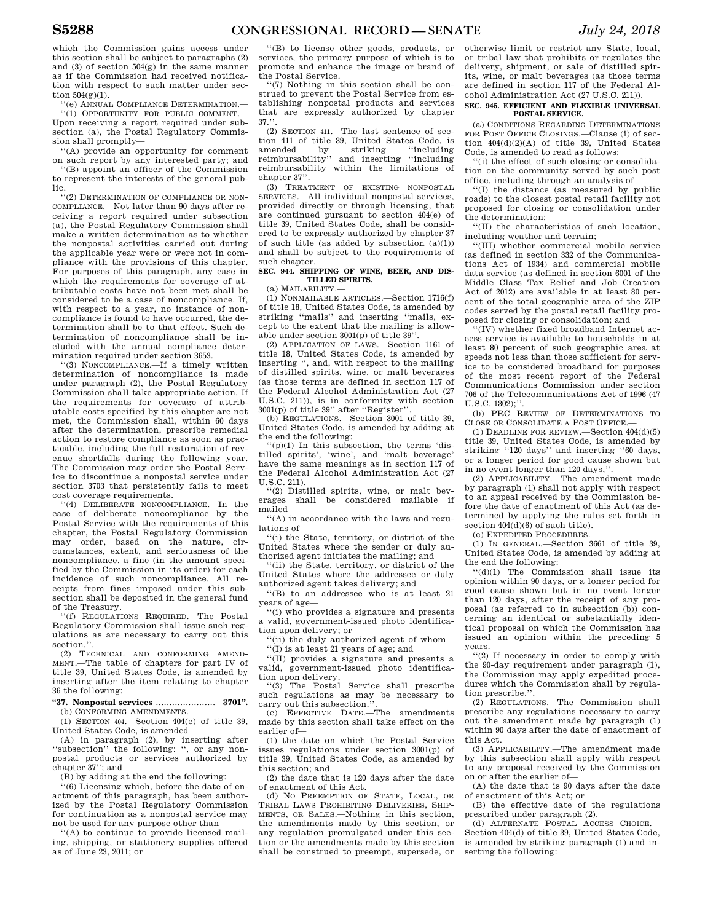which the Commission gains access under this section shall be subject to paragraphs (2) and (3) of section 504(g) in the same manner as if the Commission had received notification with respect to such matter under section 504(g)(1).

''(e) ANNUAL COMPLIANCE DETERMINATION.—

''(1) OPPORTUNITY FOR PUBLIC COMMENT.—Upon receiving a report required under subsection (a), the Postal Regulatory Commission shall promptly—

''(A) provide an opportunity for comment on such report by any interested party; and

''(B) appoint an officer of the Commission to represent the interests of the general public.

''(2) DETERMINATION OF COMPLIANCE OR NONCOMPLIANCE.—Not later than 90 days after receiving a report required under subsection (a), the Postal Regulatory Commission shall make a written determination as to whether the nonpostal activities carried out during the applicable year were or were not in compliance with the provisions of this chapter. For purposes of this paragraph, any case in which the requirements for coverage of attributable costs have not been met shall be considered to be a case of noncompliance. If, with respect to a year, no instance of noncompliance is found to have occurred, the determination shall be to that effect. Such determination of noncompliance shall be included with the annual compliance determination required under section 3653.

''(3) NONCOMPLIANCE.—If a timely written determination of noncompliance is made under paragraph (2), the Postal Regulatory Commission shall take appropriate action. If the requirements for coverage of attributable costs specified by this chapter are not met, the Commission shall, within 60 days after the determination, prescribe remedial action to restore compliance as soon as practicable, including the full restoration of revenue shortfalls during the following year. The Commission may order the Postal Service to discontinue a nonpostal service under section 3703 that persistently fails to meet cost coverage requirements.

''(4) DELIBERATE NONCOMPLIANCE.—In the case of deliberate noncompliance by the Postal Service with the requirements of this chapter, the Postal Regulatory Commission may order, based on the nature, circumstances, extent, and seriousness of the noncompliance, a fine (in the amount specified by the Commission in its order) for each incidence of such noncompliance. All receipts from fines imposed under this subsection shall be deposited in the general fund of the Treasury.

''(f) REGULATIONS REQUIRED.—The Postal Regulatory Commission shall issue such regulations as are necessary to carry out this section.''.

(2) TECHNICAL AND CONFORMING AMENDMENT.—The table of chapters for part IV of title 39, United States Code, is amended by inserting after the item relating to chapter 36 the following:

**''37. Nonpostal services** ...................... **3701''.**

(b) CONFORMING AMENDMENTS.—

(1) SECTION 404.—Section 404(e) of title 39, United States Code, is amended—

(A) in paragraph (2), by inserting after ''subsection'' the following: '', or any nonpostal products or services authorized by chapter 37''; and

(B) by adding at the end the following:

''(6) Licensing which, before the date of enactment of this paragraph, has been authorized by the Postal Regulatory Commission for continuation as a nonpostal service may not be used for any purpose other than—

''(A) to continue to provide licensed mailing, shipping, or stationery supplies offered as of June 23, 2011; or

''(B) to license other goods, products, or services, the primary purpose of which is to promote and enhance the image or brand of the Postal Service.

''(7) Nothing in this section shall be construed to prevent the Postal Service from establishing nonpostal products and services that are expressly authorized by chapter 37.''.

(2) SECTION 411.—The last sentence of section 411 of title 39, United States Code, is amended by striking ''including reimbursability'' and inserting ''including reimbursability within the limitations of chapter 37''.

(3) TREATMENT OF EXISTING NONPOSTAL SERVICES.—All individual nonpostal services, provided directly or through licensing, that are continued pursuant to section 404(e) of title 39, United States Code, shall be considered to be expressly authorized by chapter 37 of such title (as added by subsection (a)(1)) and shall be subject to the requirements of such chapter.

**SEC. 944. SHIPPING OF WINE, BEER, AND DISTILLED SPIRITS.**

(a) MAILABILITY.—

(1) NONMAILABLE ARTICLES.—Section 1716(f) of title 18, United States Code, is amended by striking ''mails'' and inserting ''mails, except to the extent that the mailing is allowable under section 3001(p) of title 39''.

(2) APPLICATION OF LAWS.—Section 1161 of title 18, United States Code, is amended by inserting '', and, with respect to the mailing of distilled spirits, wine, or malt beverages (as those terms are defined in section 117 of the Federal Alcohol Administration Act (27 U.S.C. 211)), is in conformity with section 3001(p) of title 39'' after ''Register''.

(b) REGULATIONS.—Section 3001 of title 39, United States Code, is amended by adding at the end the following:

''(p)(1) In this subsection, the terms 'distilled spirits', 'wine', and 'malt beverage' have the same meanings as in section 117 of the Federal Alcohol Administration Act (27 U.S.C. 211).

''(2) Distilled spirits, wine, or malt beverages shall be considered mailable if mailed—

''(A) in accordance with the laws and regulations of—

''(i) the State, territory, or district of the United States where the sender or duly authorized agent initiates the mailing; and

''(ii) the State, territory, or district of the United States where the addressee or duly authorized agent takes delivery; and

''(B) to an addressee who is at least 21 years of age—

''(i) who provides a signature and presents a valid, government-issued photo identification upon delivery; or

''(ii) the duly authorized agent of whom—

''(I) is at least 21 years of age; and

''(II) provides a signature and presents a valid, government-issued photo identification upon delivery.

''(3) The Postal Service shall prescribe such regulations as may be necessary to carry out this subsection.''.

(c) EFFECTIVE DATE.—The amendments made by this section shall take effect on the earlier of—

(1) the date on which the Postal Service issues regulations under section 3001(p) of title 39, United States Code, as amended by this section; and

(2) the date that is 120 days after the date of enactment of this Act.

(d) NO PREEMPTION OF STATE, LOCAL, OR TRIBAL LAWS PROHIBITING DELIVERIES, SHIPMENTS, OR SALES.—Nothing in this section, the amendments made by this section, or any regulation promulgated under this section or the amendments made by this section shall be construed to preempt, supersede, or otherwise limit or restrict any State, local, or tribal law that prohibits or regulates the delivery, shipment, or sale of distilled spirits, wine, or malt beverages (as those terms are defined in section 117 of the Federal Alcohol Administration Act (27 U.S.C. 211)).

**SEC. 945. EFFICIENT AND FLEXIBLE UNIVERSAL POSTAL SERVICE.**

(a) CONDITIONS REGARDING DETERMINATIONS FOR POST OFFICE CLOSINGS.—Clause (i) of section 404(d)(2)(A) of title 39, United States Code, is amended to read as follows:

''(i) the effect of such closing or consolidation on the community served by such post office, including through an analysis of—

''(I) the distance (as measured by public roads) to the closest postal retail facility not proposed for closing or consolidation under the determination;

''(II) the characteristics of such location, including weather and terrain;

''(III) whether commercial mobile service (as defined in section 332 of the Communications Act of 1934) and commercial mobile data service (as defined in section 6001 of the Middle Class Tax Relief and Job Creation Act of 2012) are available in at least 80 percent of the total geographic area of the ZIP codes served by the postal retail facility proposed for closing or consolidation; and

''(IV) whether fixed broadband Internet access service is available to households in at least 80 percent of such geographic area at speeds not less than those sufficient for service to be considered broadband for purposes of the most recent report of the Federal Communications Commission under section 706 of the Telecommunications Act of 1996 (47 U.S.C. 1302);''.

(b) PRC REVIEW OF DETERMINATIONS TO CLOSE OR CONSOLIDATE A POST OFFICE.—

(1) DEADLINE FOR REVIEW.—Section 404(d)(5) title 39, United States Code, is amended by striking ''120 days'' and inserting ''60 days, or a longer period for good cause shown but in no event longer than 120 days,''.

(2) APPLICABILITY.—The amendment made by paragraph (1) shall not apply with respect to an appeal received by the Commission before the date of enactment of this Act (as determined by applying the rules set forth in section 404(d)(6) of such title).

(c) EXPEDITED PROCEDURES.—

(1) IN GENERAL.—Section 3661 of title 39, United States Code, is amended by adding at the end the following:

''(d)(1) The Commission shall issue its opinion within 90 days, or a longer period for good cause shown but in no event longer than 120 days, after the receipt of any proposal (as referred to in subsection (b)) concerning an identical or substantially identical proposal on which the Commission has issued an opinion within the preceding 5 years.

''(2) If necessary in order to comply with the 90-day requirement under paragraph (1), the Commission may apply expedited procedures which the Commission shall by regulation prescribe.''.

(2) REGULATIONS.—The Commission shall prescribe any regulations necessary to carry out the amendment made by paragraph (1) within 90 days after the date of enactment of this Act.

(3) APPLICABILITY.—The amendment made by this subsection shall apply with respect to any proposal received by the Commission on or after the earlier of—

(A) the date that is 90 days after the date of enactment of this Act; or

(B) the effective date of the regulations prescribed under paragraph (2).

(d) ALTERNATE POSTAL ACCESS CHOICE.—Section 404(d) of title 39, United States Code, is amended by striking paragraph (1) and inserting the following: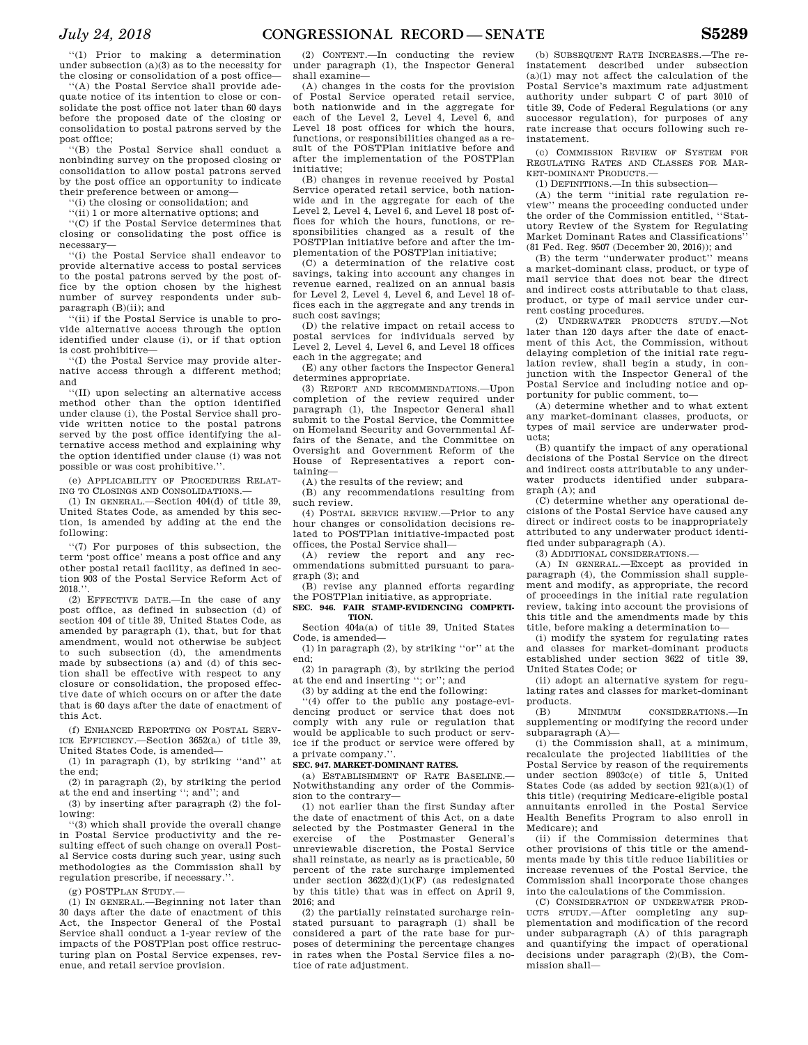''(1) Prior to making a determination under subsection (a)(3) as to the necessity for the closing or consolidation of a post office—

''(A) the Postal Service shall provide adequate notice of its intention to close or consolidate the post office not later than 60 days before the proposed date of the closing or consolidation to postal patrons served by the post office;

''(B) the Postal Service shall conduct a nonbinding survey on the proposed closing or consolidation to allow postal patrons served by the post office an opportunity to indicate their preference between or among—

''(i) the closing or consolidation; and

''(ii) 1 or more alternative options; and

''(C) if the Postal Service determines that closing or consolidating the post office is necessary—

''(i) the Postal Service shall endeavor to provide alternative access to postal services to the postal patrons served by the post office by the option chosen by the highest number of survey respondents under subparagraph (B)(ii); and

''(ii) if the Postal Service is unable to provide alternative access through the option identified under clause (i), or if that option is cost prohibitive—

''(I) the Postal Service may provide alternative access through a different method; and

''(II) upon selecting an alternative access method other than the option identified under clause (i), the Postal Service shall provide written notice to the postal patrons served by the post office identifying the alternative access method and explaining why the option identified under clause (i) was not possible or was cost prohibitive.''.

(e) APPLICABILITY OF PROCEDURES RELATING TO CLOSINGS AND CONSOLIDATIONS.—

(1) IN GENERAL.—Section 404(d) of title 39, United States Code, as amended by this section, is amended by adding at the end the following:

''(7) For purposes of this subsection, the term 'post office' means a post office and any other postal retail facility, as defined in section 903 of the Postal Service Reform Act of 2018.''.

(2) EFFECTIVE DATE.—In the case of any post office, as defined in subsection (d) of section 404 of title 39, United States Code, as amended by paragraph (1), that, but for that amendment, would not otherwise be subject to such subsection (d), the amendments made by subsections (a) and (d) of this section shall be effective with respect to any closure or consolidation, the proposed effective date of which occurs on or after the date that is 60 days after the date of enactment of this Act.

(f) ENHANCED REPORTING ON POSTAL SERVICE EFFICIENCY.—Section 3652(a) of title 39, United States Code, is amended—

(1) in paragraph (1), by striking ''and'' at the end;

(2) in paragraph (2), by striking the period at the end and inserting ''; and''; and

(3) by inserting after paragraph (2) the following:

''(3) which shall provide the overall change in Postal Service productivity and the resulting effect of such change on overall Postal Service costs during such year, using such methodologies as the Commission shall by regulation prescribe, if necessary.''.

(g) POSTPLAN STUDY.—

(1) IN GENERAL.—Beginning not later than 30 days after the date of enactment of this Act, the Inspector General of the Postal Service shall conduct a 1-year review of the impacts of the POSTPlan post office restructuring plan on Postal Service expenses, revenue, and retail service provision.

(2) CONTENT.—In conducting the review under paragraph (1), the Inspector General shall examine—

(A) changes in the costs for the provision of Postal Service operated retail service, both nationwide and in the aggregate for each of the Level 2, Level 4, Level 6, and Level 18 post offices for which the hours, functions, or responsibilities changed as a result of the POSTPlan initiative before and after the implementation of the POSTPlan initiative;

(B) changes in revenue received by Postal Service operated retail service, both nationwide and in the aggregate for each of the Level 2, Level 4, Level 6, and Level 18 post offices for which the hours, functions, or responsibilities changed as a result of the POSTPlan initiative before and after the implementation of the POSTPlan initiative;

(C) a determination of the relative cost savings, taking into account any changes in revenue earned, realized on an annual basis for Level 2, Level 4, Level 6, and Level 18 offices each in the aggregate and any trends in such cost savings;

(D) the relative impact on retail access to postal services for individuals served by Level 2, Level 4, Level 6, and Level 18 offices each in the aggregate; and

(E) any other factors the Inspector General determines appropriate.

(3) REPORT AND RECOMMENDATIONS.—Upon completion of the review required under paragraph (1), the Inspector General shall submit to the Postal Service, the Committee on Homeland Security and Governmental Affairs of the Senate, and the Committee on Oversight and Government Reform of the House of Representatives a report containing—

(A) the results of the review; and

(B) any recommendations resulting from such review.

(4) POSTAL SERVICE REVIEW.—Prior to any hour changes or consolidation decisions related to POSTPlan initiative-impacted post offices, the Postal Service shall—

(A) review the report and any recommendations submitted pursuant to paragraph (3); and

(B) revise any planned efforts regarding the POSTPlan initiative, as appropriate.

## SEC. 946. FAIR STAMP-EVIDENCING COMPETITION.

Section 404a(a) of title 39, United States Code, is amended—

(1) in paragraph (2), by striking ''or'' at the end;

(2) in paragraph (3), by striking the period at the end and inserting ''; or''; and

(3) by adding at the end the following:

''(4) offer to the public any postage-evidencing product or service that does not comply with any rule or regulation that would be applicable to such product or service if the product or service were offered by a private company.''.

## SEC. 947. MARKET-DOMINANT RATES.

(a) ESTABLISHMENT OF RATE BASELINE.—Notwithstanding any order of the Commission to the contrary—

(1) not earlier than the first Sunday after the date of enactment of this Act, on a date selected by the Postmaster General in the exercise of the Postmaster General's unreviewable discretion, the Postal Service shall reinstate, as nearly as is practicable, 50 percent of the rate surcharge implemented under section 3622(d)(1)(F) (as redesignated by this title) that was in effect on April 9, 2016; and

(2) the partially reinstated surcharge reinstated pursuant to paragraph (1) shall be considered a part of the rate base for purposes of determining the percentage changes in rates when the Postal Service files a notice of rate adjustment.

(b) SUBSEQUENT RATE INCREASES.—The reinstatement described under subsection (a)(1) may not affect the calculation of the Postal Service's maximum rate adjustment authority under subpart C of part 3010 of title 39, Code of Federal Regulations (or any successor regulation), for purposes of any rate increase that occurs following such reinstatement.

(c) COMMISSION REVIEW OF SYSTEM FOR REGULATING RATES AND CLASSES FOR MARKET-DOMINANT PRODUCTS.—

(1) DEFINITIONS.—In this subsection—

(A) the term ''initial rate regulation review'' means the proceeding conducted under the order of the Commission entitled, ''Statutory Review of the System for Regulating Market Dominant Rates and Classifications'' (81 Fed. Reg. 9507 (December 20, 2016)); and

(B) the term ''underwater product'' means a market-dominant class, product, or type of mail service that does not bear the direct and indirect costs attributable to that class, product, or type of mail service under current costing procedures.

(2) UNDERWATER PRODUCTS STUDY.—Not later than 120 days after the date of enactment of this Act, the Commission, without delaying completion of the initial rate regulation review, shall begin a study, in conjunction with the Inspector General of the Postal Service and including notice and opportunity for public comment, to—

(A) determine whether and to what extent any market-dominant classes, products, or types of mail service are underwater products;

(B) quantify the impact of any operational decisions of the Postal Service on the direct and indirect costs attributable to any underwater products identified under subparagraph (A); and

(C) determine whether any operational decisions of the Postal Service have caused any direct or indirect costs to be inappropriately attributed to any underwater product identified under subparagraph (A).

(3) ADDITIONAL CONSIDERATIONS.—

(A) IN GENERAL.—Except as provided in paragraph (4), the Commission shall supplement and modify, as appropriate, the record of proceedings in the initial rate regulation review, taking into account the provisions of this title and the amendments made by this title, before making a determination to—

(i) modify the system for regulating rates and classes for market-dominant products established under section 3622 of title 39, United States Code; or

(ii) adopt an alternative system for regulating rates and classes for market-dominant products.

(B) MINIMUM CONSIDERATIONS.—In supplementing or modifying the record under subparagraph (A)—

(i) the Commission shall, at a minimum, recalculate the projected liabilities of the Postal Service by reason of the requirements under section 8903c(e) of title 5, United States Code (as added by section 921(a)(1) of this title) (requiring Medicare-eligible postal annuitants enrolled in the Postal Service Health Benefits Program to also enroll in Medicare); and

(ii) if the Commission determines that other provisions of this title or the amendments made by this title reduce liabilities or increase revenues of the Postal Service, the Commission shall incorporate those changes into the calculations of the Commission.

(C) CONSIDERATION OF UNDERWATER PRODUCTS STUDY.—After completing any supplementation and modification of the record under subparagraph (A) of this paragraph and quantifying the impact of operational decisions under paragraph (2)(B), the Commission shall—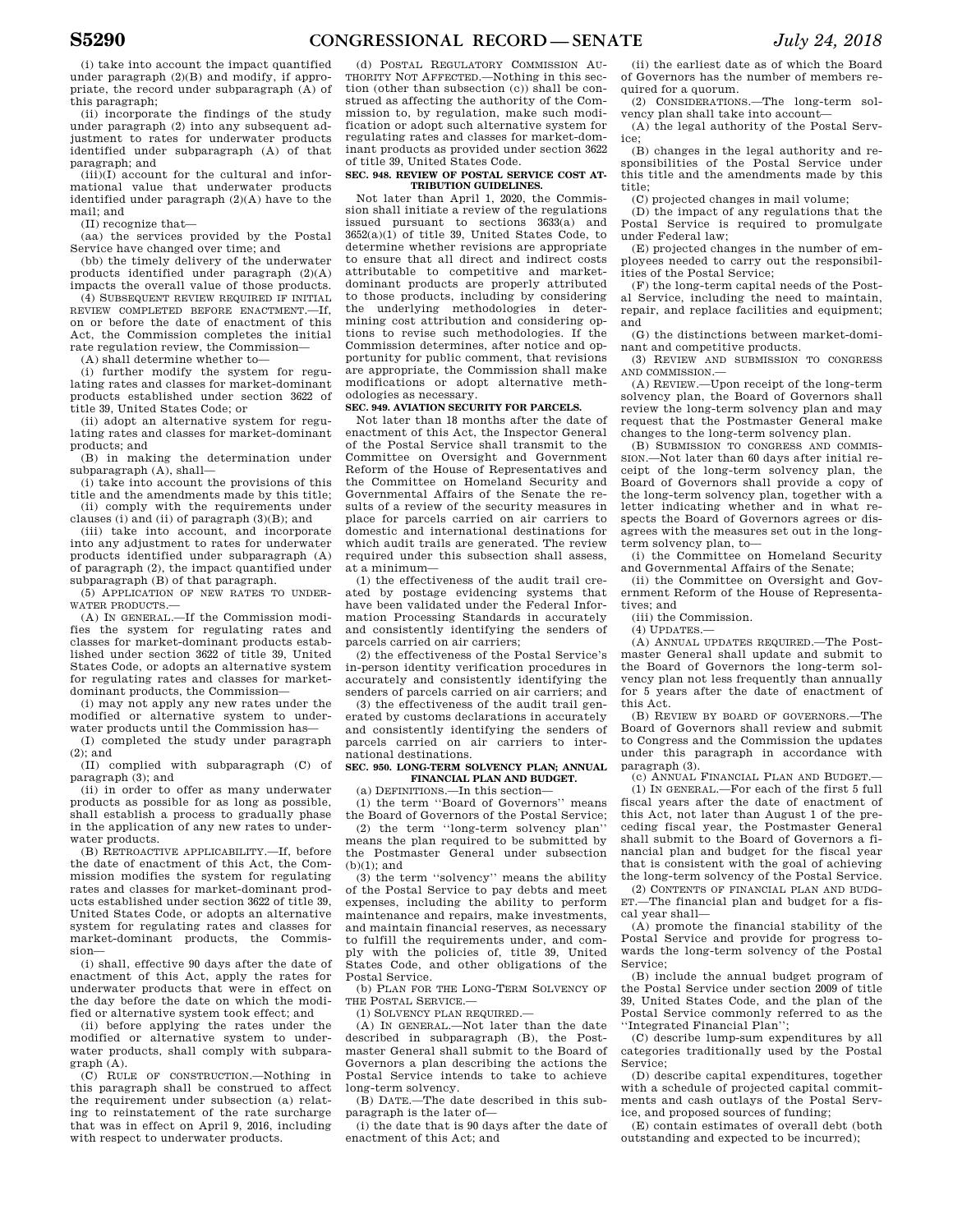(i) take into account the impact quantified under paragraph (2)(B) and modify, if appropriate, the record under subparagraph (A) of this paragraph;

(ii) incorporate the findings of the study under paragraph (2) into any subsequent adjustment to rates for underwater products identified under subparagraph (A) of that paragraph; and

(iii)(I) account for the cultural and informational value that underwater products identified under paragraph (2)(A) have to the mail; and

(II) recognize that—

(aa) the services provided by the Postal Service have changed over time; and

(bb) the timely delivery of the underwater products identified under paragraph (2)(A) impacts the overall value of those products.

(4) SUBSEQUENT REVIEW REQUIRED IF INITIAL REVIEW COMPLETED BEFORE ENACTMENT.—If, on or before the date of enactment of this Act, the Commission completes the initial rate regulation review, the Commission—

(A) shall determine whether to—

(i) further modify the system for regulating rates and classes for market-dominant products established under section 3622 of title 39, United States Code; or

(ii) adopt an alternative system for regulating rates and classes for market-dominant products; and

(B) in making the determination under subparagraph (A), shall—

(i) take into account the provisions of this title and the amendments made by this title;

(ii) comply with the requirements under clauses (i) and (ii) of paragraph (3)(B); and

(iii) take into account, and incorporate into any adjustment to rates for underwater products identified under subparagraph (A) of paragraph (2), the impact quantified under subparagraph (B) of that paragraph.

(5) APPLICATION OF NEW RATES TO UNDERWATER PRODUCTS.—

(A) IN GENERAL.—If the Commission modifies the system for regulating rates and classes for market-dominant products established under section 3622 of title 39, United States Code, or adopts an alternative system for regulating rates and classes for market-dominant products, the Commission—

(i) may not apply any new rates under the modified or alternative system to underwater products until the Commission has—

(I) completed the study under paragraph (2); and

(II) complied with subparagraph (C) of paragraph (3); and

(ii) in order to offer as many underwater products as possible for as long as possible, shall establish a process to gradually phase in the application of any new rates to underwater products.

(B) RETROACTIVE APPLICABILITY.—If, before the date of enactment of this Act, the Commission modifies the system for regulating rates and classes for market-dominant products established under section 3622 of title 39, United States Code, or adopts an alternative system for regulating rates and classes for market-dominant products, the Commission—

(i) shall, effective 90 days after the date of enactment of this Act, apply the rates for underwater products that were in effect on the day before the date on which the modified or alternative system took effect; and

(ii) before applying the rates under the modified or alternative system to underwater products, shall comply with subparagraph (A).

(C) RULE OF CONSTRUCTION.—Nothing in this paragraph shall be construed to affect the requirement under subsection (a) relating to reinstatement of the rate surcharge that was in effect on April 9, 2016, including with respect to underwater products.

(d) POSTAL REGULATORY COMMISSION AUTHORITY NOT AFFECTED.—Nothing in this section (other than subsection (c)) shall be construed as affecting the authority of the Commission to, by regulation, make such modification or adopt such alternative system for regulating rates and classes for market-dominant products as provided under section 3622 of title 39, United States Code.

**SEC. 948. REVIEW OF POSTAL SERVICE COST ATTRIBUTION GUIDELINES.**

Not later than April 1, 2020, the Commission shall initiate a review of the regulations issued pursuant to sections 3633(a) and 3652(a)(1) of title 39, United States Code, to determine whether revisions are appropriate to ensure that all direct and indirect costs attributable to competitive and market-dominant products are properly attributed to those products, including by considering the underlying methodologies in determining cost attribution and considering options to revise such methodologies. If the Commission determines, after notice and opportunity for public comment, that revisions are appropriate, the Commission shall make modifications or adopt alternative methodologies as necessary.

**SEC. 949. AVIATION SECURITY FOR PARCELS.**

Not later than 18 months after the date of enactment of this Act, the Inspector General of the Postal Service shall transmit to the Committee on Oversight and Government Reform of the House of Representatives and the Committee on Homeland Security and Governmental Affairs of the Senate the results of a review of the security measures in place for parcels carried on air carriers to domestic and international destinations for which audit trails are generated. The review required under this subsection shall assess, at a minimum—

(1) the effectiveness of the audit trail created by postage evidencing systems that have been validated under the Federal Information Processing Standards in accurately and consistently identifying the senders of parcels carried on air carriers;

(2) the effectiveness of the Postal Service's in-person identity verification procedures in accurately and consistently identifying the senders of parcels carried on air carriers; and

(3) the effectiveness of the audit trail generated by customs declarations in accurately and consistently identifying the senders of parcels carried on air carriers to international destinations.

**SEC. 950. LONG-TERM SOLVENCY PLAN; ANNUAL FINANCIAL PLAN AND BUDGET.**

(a) DEFINITIONS.—In this section—

(1) the term "Board of Governors" means the Board of Governors of the Postal Service;

(2) the term "long-term solvency plan" means the plan required to be submitted by the Postmaster General under subsection (b)(1); and

(3) the term "solvency" means the ability of the Postal Service to pay debts and meet expenses, including the ability to perform maintenance and repairs, make investments, and maintain financial reserves, as necessary to fulfill the requirements under, and comply with the policies of, title 39, United States Code, and other obligations of the Postal Service.

(b) PLAN FOR THE LONG-TERM SOLVENCY OF THE POSTAL SERVICE.—

(1) SOLVENCY PLAN REQUIRED.—

(A) IN GENERAL.—Not later than the date described in subparagraph (B), the Postmaster General shall submit to the Board of Governors a plan describing the actions the Postal Service intends to take to achieve long-term solvency.

(B) DATE.—The date described in this subparagraph is the later of—

(i) the date that is 90 days after the date of enactment of this Act; and

(ii) the earliest date as of which the Board of Governors has the number of members required for a quorum.

(2) CONSIDERATIONS.—The long-term solvency plan shall take into account—

(A) the legal authority of the Postal Service;

(B) changes in the legal authority and responsibilities of the Postal Service under this title and the amendments made by this title;

(C) projected changes in mail volume;

(D) the impact of any regulations that the Postal Service is required to promulgate under Federal law;

(E) projected changes in the number of employees needed to carry out the responsibilities of the Postal Service;

(F) the long-term capital needs of the Postal Service, including the need to maintain, repair, and replace facilities and equipment; and

(G) the distinctions between market-dominant and competitive products.

(3) REVIEW AND SUBMISSION TO CONGRESS AND COMMISSION.—

(A) REVIEW.—Upon receipt of the long-term solvency plan, the Board of Governors shall review the long-term solvency plan and may request that the Postmaster General make changes to the long-term solvency plan.

(B) SUBMISSION TO CONGRESS AND COMMISSION.—Not later than 60 days after initial receipt of the long-term solvency plan, the Board of Governors shall provide a copy of the long-term solvency plan, together with a letter indicating whether and in what respects the Board of Governors agrees or disagrees with the measures set out in the long-term solvency plan, to—

(i) the Committee on Homeland Security and Governmental Affairs of the Senate;

(ii) the Committee on Oversight and Government Reform of the House of Representatives; and

(iii) the Commission.

(4) UPDATES.—

(A) ANNUAL UPDATES REQUIRED.—The Postmaster General shall update and submit to the Board of Governors the long-term solvency plan not less frequently than annually for 5 years after the date of enactment of this Act.

(B) REVIEW BY BOARD OF GOVERNORS.—The Board of Governors shall review and submit to Congress and the Commission the updates under this paragraph in accordance with paragraph (3).

(c) ANNUAL FINANCIAL PLAN AND BUDGET.—

(1) IN GENERAL.—For each of the first 5 full fiscal years after the date of enactment of this Act, not later than August 1 of the preceding fiscal year, the Postmaster General shall submit to the Board of Governors a financial plan and budget for the fiscal year that is consistent with the goal of achieving the long-term solvency of the Postal Service.

(2) CONTENTS OF FINANCIAL PLAN AND BUDGET.—The financial plan and budget for a fiscal year shall—

(A) promote the financial stability of the Postal Service and provide for progress towards the long-term solvency of the Postal Service;

(B) include the annual budget program of the Postal Service under section 2009 of title 39, United States Code, and the plan of the Postal Service commonly referred to as the "Integrated Financial Plan";

(C) describe lump-sum expenditures by all categories traditionally used by the Postal Service;

(D) describe capital expenditures, together with a schedule of projected capital commitments and cash outlays of the Postal Service, and proposed sources of funding;

(E) contain estimates of overall debt (both outstanding and expected to be incurred);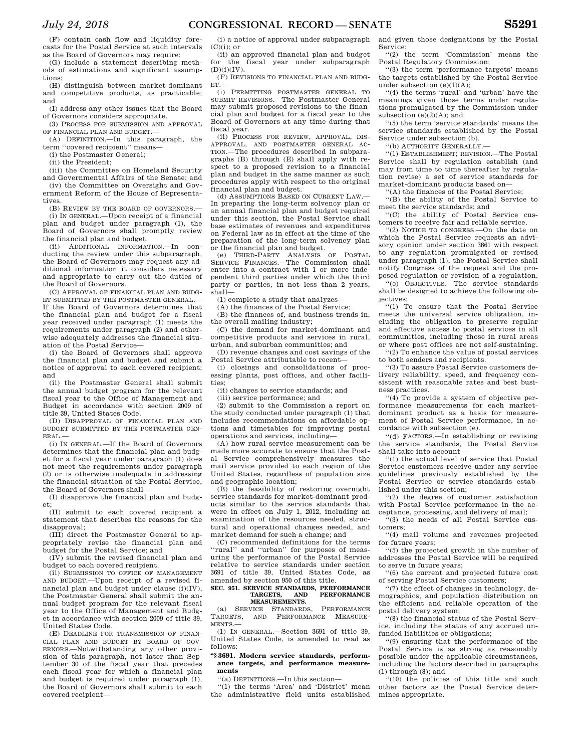(F) contain cash flow and liquidity forecasts for the Postal Service at such intervals as the Board of Governors may require;

(G) include a statement describing methods of estimations and significant assumptions;

(H) distinguish between market-dominant and competitive products, as practicable; and

(I) address any other issues that the Board of Governors considers appropriate.

(3) PROCESS FOR SUBMISSION AND APPROVAL OF FINANCIAL PLAN AND BUDGET.—

(A) DEFINITION.—In this paragraph, the term ''covered recipient'' means—

(i) the Postmaster General;

(ii) the President;

(iii) the Committee on Homeland Security and Governmental Affairs of the Senate; and

(iv) the Committee on Oversight and Government Reform of the House of Representatives.

(B) REVIEW BY THE BOARD OF GOVERNORS.—

(i) IN GENERAL.—Upon receipt of a financial plan and budget under paragraph (1), the Board of Governors shall promptly review the financial plan and budget.

(ii) ADDITIONAL INFORMATION.—In conducting the review under this subparagraph, the Board of Governors may request any additional information it considers necessary and appropriate to carry out the duties of the Board of Governors.

(C) APPROVAL OF FINANCIAL PLAN AND BUDGET SUBMITTED BY THE POSTMASTER GENERAL.—If the Board of Governors determines that the financial plan and budget for a fiscal year received under paragraph (1) meets the requirements under paragraph (2) and otherwise adequately addresses the financial situation of the Postal Service—

(i) the Board of Governors shall approve the financial plan and budget and submit a notice of approval to each covered recipient; and

(ii) the Postmaster General shall submit the annual budget program for the relevant fiscal year to the Office of Management and Budget in accordance with section 2009 of title 39, United States Code.

(D) DISAPPROVAL OF FINANCIAL PLAN AND BUDGET SUBMITTED BY THE POSTMASTER GENERAL.—

(i) IN GENERAL.—If the Board of Governors determines that the financial plan and budget for a fiscal year under paragraph (1) does not meet the requirements under paragraph (2) or is otherwise inadequate in addressing the financial situation of the Postal Service, the Board of Governors shall—

(I) disapprove the financial plan and budget;

(II) submit to each covered recipient a statement that describes the reasons for the disapproval;

(III) direct the Postmaster General to appropriately revise the financial plan and budget for the Postal Service; and

(IV) submit the revised financial plan and budget to each covered recipient.

(ii) SUBMISSION TO OFFICE OF MANAGEMENT AND BUDGET.—Upon receipt of a revised financial plan and budget under clause (i)(IV), the Postmaster General shall submit the annual budget program for the relevant fiscal year to the Office of Management and Budget in accordance with section 2009 of title 39, United States Code.

(E) DEADLINE FOR TRANSMISSION OF FINANCIAL PLAN AND BUDGET BY BOARD OF GOVERNORS.—Notwithstanding any other provision of this paragraph, not later than September 30 of the fiscal year that precedes each fiscal year for which a financial plan and budget is required under paragraph (1), the Board of Governors shall submit to each covered recipient—

(i) a notice of approval under subparagraph (C)(i); or

(ii) an approved financial plan and budget for the fiscal year under subparagraph (D)(i)(IV).

(F) REVISIONS TO FINANCIAL PLAN AND BUDGET.—

(i) PERMITTING POSTMASTER GENERAL TO SUBMIT REVISIONS.—The Postmaster General may submit proposed revisions to the financial plan and budget for a fiscal year to the Board of Governors at any time during that fiscal year.

(ii) PROCESS FOR REVIEW, APPROVAL, DISAPPROVAL, AND POSTMASTER GENERAL ACTION.—The procedures described in subparagraphs (B) through (E) shall apply with respect to a proposed revision to a financial plan and budget in the same manner as such procedures apply with respect to the original financial plan and budget.

(d) ASSUMPTIONS BASED ON CURRENT LAW.—In preparing the long-term solvency plan or an annual financial plan and budget required under this section, the Postal Service shall base estimates of revenues and expenditures on Federal law as in effect at the time of the preparation of the long-term solvency plan or the financial plan and budget.

(e) THIRD-PARTY ANALYSIS OF POSTAL SERVICE FINANCES.—The Commission shall enter into a contract with 1 or more independent third parties under which the third party or parties, in not less than 2 years, shall—

(1) complete a study that analyzes—

(A) the finances of the Postal Service;

(B) the finances of, and business trends in, the overall mailing industry;

(C) the demand for market-dominant and competitive products and services in rural, urban, and suburban communities; and

(D) revenue changes and cost savings of the Postal Service attributable to recent—

(i) closings and consolidations of processing plants, post offices, and other facilities;

(ii) changes to service standards; and

(iii) service performance; and

(2) submit to the Commission a report on the study conducted under paragraph (1) that includes recommendations on affordable options and timetables for improving postal operations and services, including—

(A) how rural service measurement can be made more accurate to ensure that the Postal Service comprehensively measures the mail service provided to each region of the United States, regardless of population size and geographic location;

(B) the feasibility of restoring overnight service standards for market-dominant products similar to the service standards that were in effect on July 1, 2012, including an examination of the resources needed, structural and operational changes needed, and market demand for such a change; and

(C) recommended definitions for the terms ''rural'' and ''urban'' for purposes of measuring the performance of the Postal Service relative to service standards under section 3691 of title 39, United States Code, as amended by section 950 of this title.

**SEC. 951. SERVICE STANDARDS, PERFORMANCE TARGETS, AND PERFORMANCE MEASUREMENTS.**

(a) SERVICE STANDARDS, PERFORMANCE TARGETS, AND PERFORMANCE MEASUREMENTS.—

(1) IN GENERAL.—Section 3691 of title 39, United States Code, is amended to read as follows:

**''§ 3691. Modern service standards, performance targets, and performance measurements**

''(a) DEFINITIONS.—In this section—

''(1) the terms 'Area' and 'District' mean the administrative field units established and given those designations by the Postal Service;

''(2) the term 'Commission' means the Postal Regulatory Commission;

''(3) the term 'performance targets' means the targets established by the Postal Service under subsection (e)(1)(A);

''(4) the terms 'rural' and 'urban' have the meanings given those terms under regulations promulgated by the Commission under subsection (e)(2)(A); and

''(5) the term 'service standards' means the service standards established by the Postal Service under subsection (b).

''(b) AUTHORITY GENERALLY.—

''(1) ESTABLISHMENT; REVISION.—The Postal Service shall by regulation establish (and may from time to time thereafter by regulation revise) a set of service standards for market-dominant products based on—

''(A) the finances of the Postal Service;

''(B) the ability of the Postal Service to meet the service standards; and

''(C) the ability of Postal Service customers to receive fair and reliable service.

''(2) NOTICE TO CONGRESS.—On the date on which the Postal Service requests an advisory opinion under section 3661 with respect to any regulation promulgated or revised under paragraph (1), the Postal Service shall notify Congress of the request and the proposed regulation or revision of a regulation.

''(c) OBJECTIVES.—The service standards shall be designed to achieve the following objectives:

''(1) To ensure that the Postal Service meets the universal service obligation, including the obligation to preserve regular and effective access to postal services in all communities, including those in rural areas or where post offices are not self-sustaining.

''(2) To enhance the value of postal services to both senders and recipients.

''(3) To assure Postal Service customers delivery reliability, speed, and frequency consistent with reasonable rates and best business practices.

''(4) To provide a system of objective performance measurements for each market-dominant product as a basis for measurement of Postal Service performance, in accordance with subsection (e).

''(d) FACTORS.—In establishing or revising the service standards, the Postal Service shall take into account—

''(1) the actual level of service that Postal Service customers receive under any service guidelines previously established by the Postal Service or service standards established under this section;

''(2) the degree of customer satisfaction with Postal Service performance in the acceptance, processing, and delivery of mail;

''(3) the needs of all Postal Service customers;

''(4) mail volume and revenues projected for future years;

''(5) the projected growth in the number of addresses the Postal Service will be required to serve in future years;

''(6) the current and projected future cost of serving Postal Service customers;

''(7) the effect of changes in technology, demographics, and population distribution on the efficient and reliable operation of the postal delivery system;

''(8) the financial status of the Postal Service, including the status of any accrued unfunded liabilities or obligations;

''(9) ensuring that the performance of the Postal Service is as strong as reasonably possible under the applicable circumstances, including the factors described in paragraphs (1) through (8); and

''(10) the policies of this title and such other factors as the Postal Service determines appropriate.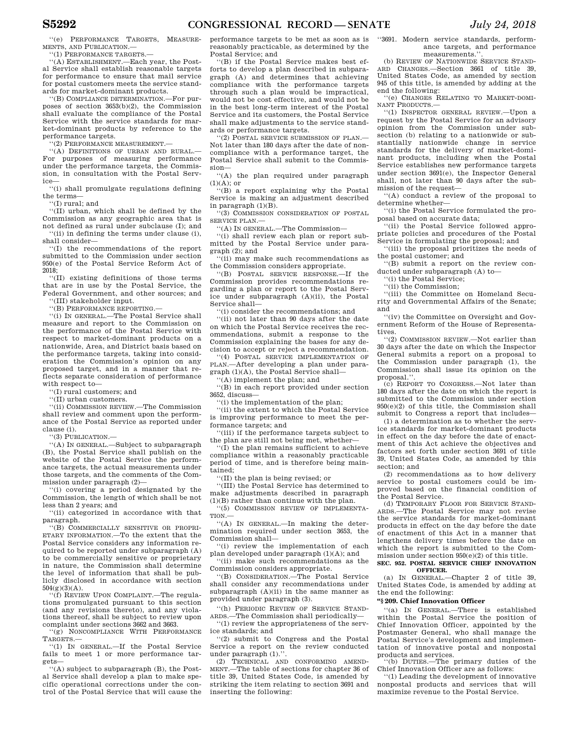"(e) PERFORMANCE TARGETS, MEASUREMENTS, AND PUBLICATION.—

"(1) PERFORMANCE TARGETS.—

"(A) ESTABLISHMENT.—Each year, the Postal Service shall establish reasonable targets for performance to ensure that mail service for postal customers meets the service standards for market-dominant products.

"(B) COMPLIANCE DETERMINATION.—For purposes of section 3653(b)(2), the Commission shall evaluate the compliance of the Postal Service with the service standards for market-dominant products by reference to the performance targets.

"(2) PERFORMANCE MEASUREMENT.—

"(A) DEFINITIONS OF URBAN AND RURAL.—For purposes of measuring performance under the performance targets, the Commission, in consultation with the Postal Service—

"(i) shall promulgate regulations defining the terms—

"(I) rural; and

"(II) urban, which shall be defined by the Commission as any geographic area that is not defined as rural under subclause (I); and

"(ii) in defining the terms under clause (i), shall consider—

"(I) the recommendations of the report submitted to the Commission under section 950(e) of the Postal Service Reform Act of 2018;

"(II) existing definitions of those terms that are in use by the Postal Service, the Federal Government, and other sources; and

"(III) stakeholder input.

"(B) PERFORMANCE REPORTING.—

"(i) IN GENERAL.—The Postal Service shall measure and report to the Commission on the performance of the Postal Service with respect to market-dominant products on a nationwide, Area, and District basis based on the performance targets, taking into consideration the Commission's opinion on any proposed target, and in a manner that reflects separate consideration of performance with respect to—

"(I) rural customers; and

"(II) urban customers.

"(ii) COMMISSION REVIEW.—The Commission shall review and comment upon the performance of the Postal Service as reported under clause (i).

"(3) PUBLICATION.—

"(A) IN GENERAL.—Subject to subparagraph (B), the Postal Service shall publish on the website of the Postal Service the performance targets, the actual measurements under those targets, and the comments of the Commission under paragraph (2)—

"(i) covering a period designated by the Commission, the length of which shall be not less than 2 years; and

"(ii) categorized in accordance with that paragraph.

"(B) COMMERCIALLY SENSITIVE OR PROPRIETARY INFORMATION.—To the extent that the Postal Service considers any information required to be reported under subparagraph (A) to be commercially sensitive or proprietary in nature, the Commission shall determine the level of information that shall be publicly disclosed in accordance with section 504(g)(3)(A).

"(f) REVIEW UPON COMPLAINT.—The regulations promulgated pursuant to this section (and any revisions thereto), and any violations thereof, shall be subject to review upon complaint under sections 3662 and 3663.

"(g) NONCOMPLIANCE WITH PERFORMANCE TARGETS.—

"(1) IN GENERAL.—If the Postal Service fails to meet 1 or more performance targets—

"(A) subject to subparagraph (B), the Postal Service shall develop a plan to make specific operational corrections under the control of the Postal Service that will cause the performance targets to be met as soon as is reasonably practicable, as determined by the Postal Service; and

"(B) if the Postal Service makes best efforts to develop a plan described in subparagraph (A) and determines that achieving compliance with the performance targets through such a plan would be impractical, would not be cost effective, and would not be in the best long-term interest of the Postal Service and its customers, the Postal Service shall make adjustments to the service standards or performance targets.

"(2) POSTAL SERVICE SUBMISSION OF PLAN.—Not later than 180 days after the date of noncompliance with a performance target, the Postal Service shall submit to the Commission—

"(A) the plan required under paragraph (1)(A); or

"(B) a report explaining why the Postal Service is making an adjustment described in paragraph (1)(B).

"(3) COMMISSION CONSIDERATION OF POSTAL SERVICE PLAN.—

"(A) IN GENERAL.—The Commission—

"(i) shall review each plan or report submitted by the Postal Service under paragraph (2); and

"(ii) may make such recommendations as the Commission considers appropriate.

"(B) POSTAL SERVICE RESPONSE.—If the Commission provides recommendations regarding a plan or report to the Postal Service under subparagraph (A)(ii), the Postal Service shall—

"(i) consider the recommendations; and

"(ii) not later than 90 days after the date on which the Postal Service receives the recommendations, submit a response to the Commission explaining the bases for any decision to accept or reject a recommendation.

"(4) POSTAL SERVICE IMPLEMENTATION OF PLAN.—After developing a plan under paragraph (1)(A), the Postal Service shall—

"(A) implement the plan; and

"(B) in each report provided under section 3652, discuss—

"(i) the implementation of the plan;

"(ii) the extent to which the Postal Service is improving performance to meet the performance targets; and

"(iii) if the performance targets subject to the plan are still not being met, whether—

"(I) the plan remains sufficient to achieve compliance within a reasonably practicable period of time, and is therefore being maintained;

"(II) the plan is being revised; or

"(III) the Postal Service has determined to make adjustments described in paragraph (1)(B) rather than continue with the plan.

"(5) COMMISSION REVIEW OF IMPLEMENTATION.—

"(A) IN GENERAL.—In making the determination required under section 3653, the Commission shall—

"(i) review the implementation of each plan developed under paragraph (1)(A); and

"(ii) make such recommendations as the Commission considers appropriate.

"(B) CONSIDERATION.—The Postal Service shall consider any recommendations under subparagraph (A)(ii) in the same manner as provided under paragraph (3).

"(h) PERIODIC REVIEW OF SERVICE STANDARDS.—The Commission shall periodically—

"(1) review the appropriateness of the service standards; and

"(2) submit to Congress and the Postal Service a report on the review conducted under paragraph (1).".

(2) TECHNICAL AND CONFORMING AMENDMENT.—The table of sections for chapter 36 of title 39, United States Code, is amended by striking the item relating to section 3691 and inserting the following:

"3691. Modern service standards, performance targets, and performance measurements.".

(b) REVIEW OF NATIONWIDE SERVICE STANDARD CHANGES.—Section 3661 of title 39, United States Code, as amended by section 945 of this title, is amended by adding at the end the following:

"(e) CHANGES RELATING TO MARKET-DOMINANT PRODUCTS.—

"(1) INSPECTOR GENERAL REVIEW.—Upon a request by the Postal Service for an advisory opinion from the Commission under subsection (b) relating to a nationwide or substantially nationwide change in service standards for the delivery of market-dominant products, including when the Postal Service establishes new performance targets under section 3691(e), the Inspector General shall, not later than 90 days after the submission of the request—

"(A) conduct a review of the proposal to determine whether—

"(i) the Postal Service formulated the proposal based on accurate data;

"(ii) the Postal Service followed appropriate policies and procedures of the Postal Service in formulating the proposal; and

"(iii) the proposal prioritizes the needs of the postal customer; and

"(B) submit a report on the review conducted under subparagraph (A) to—

"(i) the Postal Service;

"(ii) the Commission;

"(iii) the Committee on Homeland Security and Governmental Affairs of the Senate; and

"(iv) the Committee on Oversight and Government Reform of the House of Representatives.

"(2) COMMISSION REVIEW.—Not earlier than 30 days after the date on which the Inspector General submits a report on a proposal to the Commission under paragraph (1), the Commission shall issue its opinion on the proposal.".

(c) REPORT TO CONGRESS.—Not later than 180 days after the date on which the report is submitted to the Commission under section 950(e)(2) of this title, the Commission shall submit to Congress a report that includes—

(1) a determination as to whether the service standards for market-dominant products in effect on the day before the date of enactment of this Act achieve the objectives and factors set forth under section 3691 of title 39, United States Code, as amended by this section; and

(2) recommendations as to how delivery service to postal customers could be improved based on the financial condition of the Postal Service.

(d) TEMPORARY FLOOR FOR SERVICE STANDARDS.—The Postal Service may not revise the service standards for market-dominant products in effect on the day before the date of enactment of this Act in a manner that lengthens delivery times before the date on which the report is submitted to the Commission under section 950(e)(2) of this title.

**SEC. 952. POSTAL SERVICE CHIEF INNOVATION OFFICER.**

(a) IN GENERAL.—Chapter 2 of title 39, United States Code, is amended by adding at the end the following:

**"§ 209. Chief Innovation Officer**

"(a) IN GENERAL.—There is established within the Postal Service the position of Chief Innovation Officer, appointed by the Postmaster General, who shall manage the Postal Service's development and implementation of innovative postal and nonpostal products and services.

"(b) DUTIES.—The primary duties of the Chief Innovation Officer are as follows:

"(1) Leading the development of innovative nonpostal products and services that will maximize revenue to the Postal Service.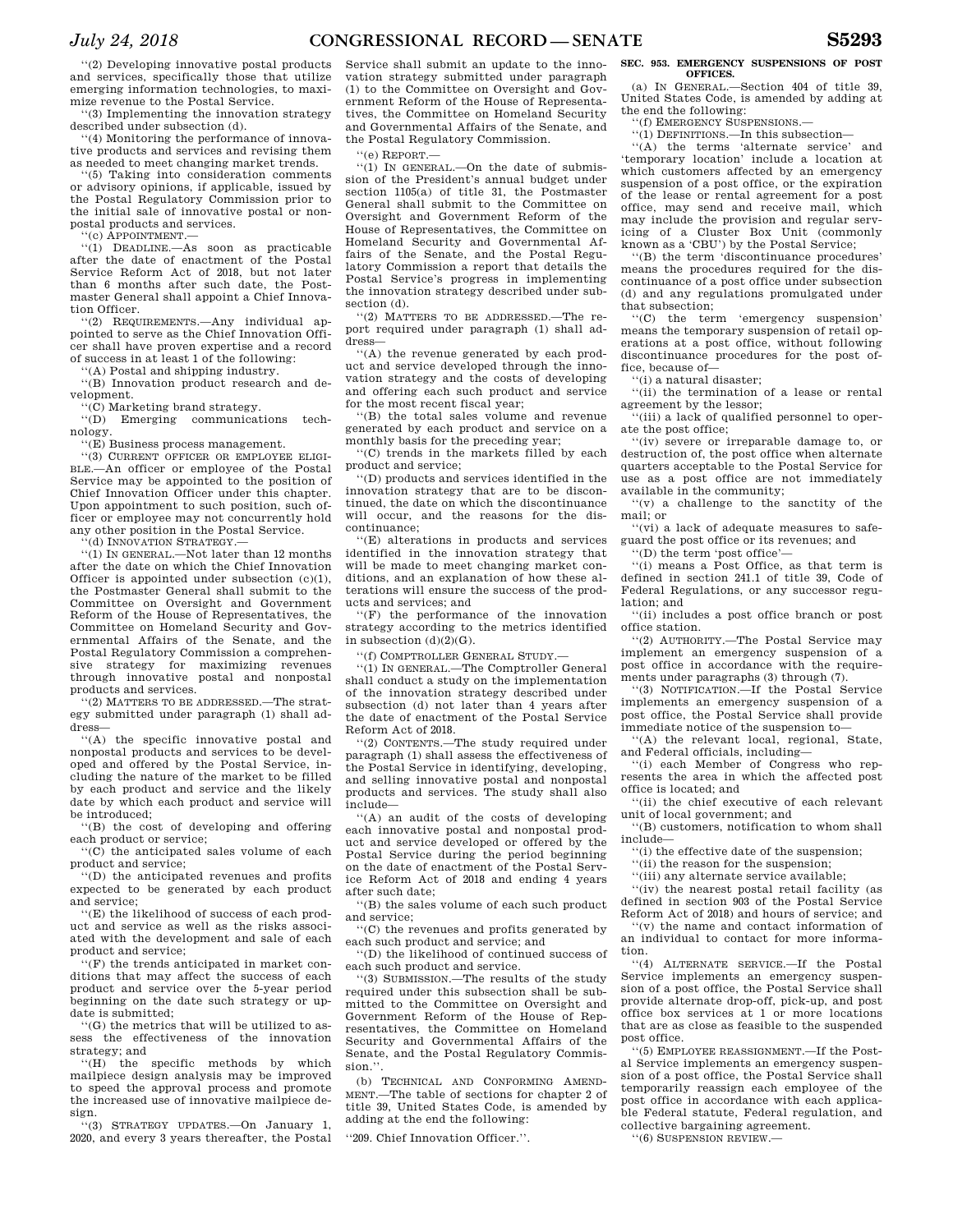"(2) Developing innovative postal products and services, specifically those that utilize emerging information technologies, to maximize revenue to the Postal Service.

"(3) Implementing the innovation strategy described under subsection (d).

"(4) Monitoring the performance of innovative products and services and revising them as needed to meet changing market trends.

"(5) Taking into consideration comments or advisory opinions, if applicable, issued by the Postal Regulatory Commission prior to the initial sale of innovative postal or non-postal products and services.

"(c) APPOINTMENT.—

"(1) DEADLINE.—As soon as practicable after the date of enactment of the Postal Service Reform Act of 2018, but not later than 6 months after such date, the Postmaster General shall appoint a Chief Innovation Officer.

"(2) REQUIREMENTS.—Any individual appointed to serve as the Chief Innovation Officer shall have proven expertise and a record of success in at least 1 of the following:

"(A) Postal and shipping industry.

"(B) Innovation product research and development.

"(C) Marketing brand strategy.

"(D) Emerging communications technology.

"(E) Business process management.

"(3) CURRENT OFFICER OR EMPLOYEE ELIGIBLE.—An officer or employee of the Postal Service may be appointed to the position of Chief Innovation Officer under this chapter. Upon appointment to such position, such officer or employee may not concurrently hold any other position in the Postal Service.

"(d) INNOVATION STRATEGY.—

"(1) IN GENERAL.—Not later than 12 months after the date on which the Chief Innovation Officer is appointed under subsection (c)(1), the Postmaster General shall submit to the Committee on Oversight and Government Reform of the House of Representatives, the Committee on Homeland Security and Governmental Affairs of the Senate, and the Postal Regulatory Commission a comprehensive strategy for maximizing revenues through innovative postal and nonpostal products and services.

"(2) MATTERS TO BE ADDRESSED.—The strategy submitted under paragraph (1) shall address—

"(A) the specific innovative postal and nonpostal products and services to be developed and offered by the Postal Service, including the nature of the market to be filled by each product and service and the likely date by which each product and service will be introduced;

"(B) the cost of developing and offering each product or service;

"(C) the anticipated sales volume of each product and service;

"(D) the anticipated revenues and profits expected to be generated by each product and service;

"(E) the likelihood of success of each product and service as well as the risks associated with the development and sale of each product and service;

"(F) the trends anticipated in market conditions that may affect the success of each product and service over the 5-year period beginning on the date such strategy or update is submitted;

"(G) the metrics that will be utilized to assess the effectiveness of the innovation strategy; and

"(H) the specific methods by which mailpiece design analysis may be improved to speed the approval process and promote the increased use of innovative mailpiece design.

"(3) STRATEGY UPDATES.—On January 1, 2020, and every 3 years thereafter, the Postal Service shall submit an update to the innovation strategy submitted under paragraph (1) to the Committee on Oversight and Government Reform of the House of Representatives, the Committee on Homeland Security and Governmental Affairs of the Senate, and the Postal Regulatory Commission.

"(e) REPORT.—

"(1) IN GENERAL.—On the date of submission of the President's annual budget under section 1105(a) of title 31, the Postmaster General shall submit to the Committee on Oversight and Government Reform of the House of Representatives, the Committee on Homeland Security and Governmental Affairs of the Senate, and the Postal Regulatory Commission a report that details the Postal Service's progress in implementing the innovation strategy described under subsection (d).

"(2) MATTERS TO BE ADDRESSED.—The report required under paragraph (1) shall address—

"(A) the revenue generated by each product and service developed through the innovation strategy and the costs of developing and offering each such product and service for the most recent fiscal year;

"(B) the total sales volume and revenue generated by each product and service on a monthly basis for the preceding year;

"(C) trends in the markets filled by each product and service;

"(D) products and services identified in the innovation strategy that are to be discontinued, the date on which the discontinuance will occur, and the reasons for the discontinuance;

"(E) alterations in products and services identified in the innovation strategy that will be made to meet changing market conditions, and an explanation of how these alterations will ensure the success of the products and services; and

"(F) the performance of the innovation strategy according to the metrics identified in subsection (d)(2)(G).

"(f) COMPTROLLER GENERAL STUDY.—

"(1) IN GENERAL.—The Comptroller General shall conduct a study on the implementation of the innovation strategy described under subsection (d) not later than 4 years after the date of enactment of the Postal Service Reform Act of 2018.

"(2) CONTENTS.—The study required under paragraph (1) shall assess the effectiveness of the Postal Service in identifying, developing, and selling innovative postal and nonpostal products and services. The study shall also include—

"(A) an audit of the costs of developing each innovative postal and nonpostal product and service developed or offered by the Postal Service during the period beginning on the date of enactment of the Postal Service Reform Act of 2018 and ending 4 years after such date;

"(B) the sales volume of each such product and service;

"(C) the revenues and profits generated by each such product and service; and

"(D) the likelihood of continued success of each such product and service.

"(3) SUBMISSION.—The results of the study required under this subsection shall be submitted to the Committee on Oversight and Government Reform of the House of Representatives, the Committee on Homeland Security and Governmental Affairs of the Senate, and the Postal Regulatory Commission.".

(b) TECHNICAL AND CONFORMING AMENDMENT.—The table of sections for chapter 2 of title 39, United States Code, is amended by adding at the end the following:

"209. Chief Innovation Officer.".

**SEC. 953. EMERGENCY SUSPENSIONS OF POST OFFICES.**

(a) IN GENERAL.—Section 404 of title 39, United States Code, is amended by adding at the end the following:

"(f) EMERGENCY SUSPENSIONS.—

"(1) DEFINITIONS.—In this subsection—

"(A) the terms 'alternate service' and 'temporary location' include a location at which customers affected by an emergency suspension of a post office, or the expiration of the lease or rental agreement for a post office, may send and receive mail, which may include the provision and regular servicing of a Cluster Box Unit (commonly known as a 'CBU') by the Postal Service;

"(B) the term 'discontinuance procedures' means the procedures required for the discontinuance of a post office under subsection (d) and any regulations promulgated under that subsection;

"(C) the term 'emergency suspension' means the temporary suspension of retail operations at a post office, without following discontinuance procedures for the post office, because of—

"(i) a natural disaster;

"(ii) the termination of a lease or rental agreement by the lessor;

"(iii) a lack of qualified personnel to operate the post office;

"(iv) severe or irreparable damage to, or destruction of, the post office when alternate quarters acceptable to the Postal Service for use as a post office are not immediately available in the community;

"(v) a challenge to the sanctity of the mail; or

"(vi) a lack of adequate measures to safeguard the post office or its revenues; and

"(D) the term 'post office'—

"(i) means a Post Office, as that term is defined in section 241.1 of title 39, Code of Federal Regulations, or any successor regulation; and

"(ii) includes a post office branch or post office station.

"(2) AUTHORITY.—The Postal Service may implement an emergency suspension of a post office in accordance with the requirements under paragraphs (3) through (7).

"(3) NOTIFICATION.—If the Postal Service implements an emergency suspension of a post office, the Postal Service shall provide immediate notice of the suspension to—

"(A) the relevant local, regional, State, and Federal officials, including—

"(i) each Member of Congress who represents the area in which the affected post office is located; and

"(ii) the chief executive of each relevant unit of local government; and

"(B) customers, notification to whom shall include—

"(i) the effective date of the suspension;

"(ii) the reason for the suspension;

"(iii) any alternate service available;

"(iv) the nearest postal retail facility (as defined in section 903 of the Postal Service Reform Act of 2018) and hours of service; and

"(v) the name and contact information of an individual to contact for more information.

"(4) ALTERNATE SERVICE.—If the Postal Service implements an emergency suspension of a post office, the Postal Service shall provide alternate drop-off, pick-up, and post office box services at 1 or more locations that are as close as feasible to the suspended post office.

"(5) EMPLOYEE REASSIGNMENT.—If the Postal Service implements an emergency suspension of a post office, the Postal Service shall temporarily reassign each employee of the post office in accordance with each applicable Federal statute, Federal regulation, and collective bargaining agreement.

"(6) SUSPENSION REVIEW.—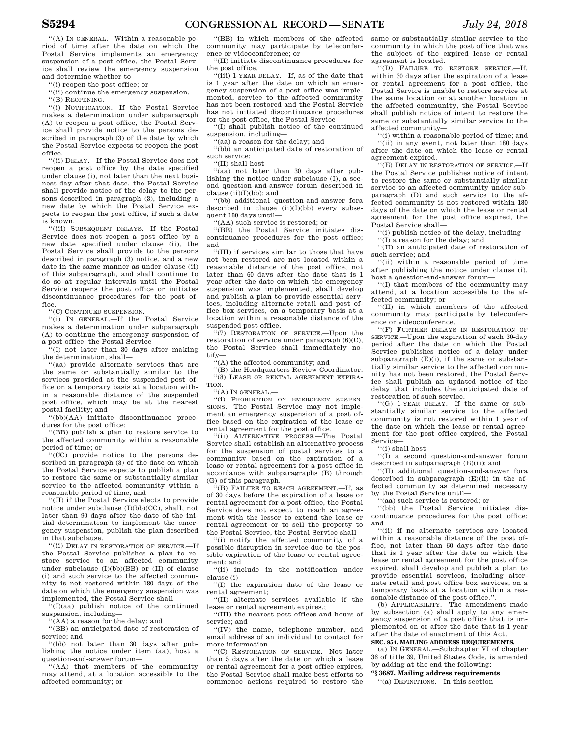''(A) IN GENERAL.—Within a reasonable period of time after the date on which the Postal Service implements an emergency suspension of a post office, the Postal Service shall review the emergency suspension and determine whether to—

''(i) reopen the post office; or

''(ii) continue the emergency suspension.

''(B) REOPENING.—

''(i) NOTIFICATION.—If the Postal Service makes a determination under subparagraph (A) to reopen a post office, the Postal Service shall provide notice to the persons described in paragraph (3) of the date by which the Postal Service expects to reopen the post office.

''(ii) DELAY.—If the Postal Service does not reopen a post office by the date specified under clause (i), not later than the next business day after that date, the Postal Service shall provide notice of the delay to the persons described in paragraph (3), including a new date by which the Postal Service expects to reopen the post office, if such a date is known.

''(iii) SUBSEQUENT DELAYS.—If the Postal Service does not reopen a post office by a new date specified under clause (ii), the Postal Service shall provide to the persons described in paragraph (3) notice, and a new date in the same manner as under clause (ii) of this subparagraph, and shall continue to do so at regular intervals until the Postal Service reopens the post office or initiates discontinuance procedures for the post office.

''(C) CONTINUED SUSPENSION.—

''(i) IN GENERAL.—If the Postal Service makes a determination under subparagraph (A) to continue the emergency suspension of a post office, the Postal Service—

''(I) not later than 30 days after making the determination, shall—

''(aa) provide alternate services that are the same or substantially similar to the services provided at the suspended post office on a temporary basis at a location within a reasonable distance of the suspended post office, which may be at the nearest postal facility; and

''(bb)(AA) initiate discontinuance procedures for the post office;

''(BB) publish a plan to restore service to the affected community within a reasonable period of time; or

''(CC) provide notice to the persons described in paragraph (3) of the date on which the Postal Service expects to publish a plan to restore the same or substantially similar service to the affected community within a reasonable period of time; and

''(II) if the Postal Service elects to provide notice under subclause (I)(bb)(CC), shall, not later than 90 days after the date of the initial determination to implement the emergency suspension, publish the plan described in that subclause.

''(ii) DELAY IN RESTORATION OF SERVICE.—If the Postal Service publishes a plan to restore service to an affected community under subclause (I)(bb)(BB) or (II) of clause (i) and such service to the affected community is not restored within 180 days of the date on which the emergency suspension was implemented, the Postal Service shall—

''(I)(aa) publish notice of the continued suspension, including—

''(AA) a reason for the delay; and

''(BB) an anticipated date of restoration of service; and

''(bb) not later than 30 days after publishing the notice under item (aa), host a question-and-answer forum—

''(AA) that members of the community may attend, at a location accessible to the affected community; or

''(BB) in which members of the affected community may participate by teleconference or videoconference; or

''(II) initiate discontinuance procedures for the post office.

''(iii) 1-YEAR DELAY.—If, as of the date that is 1 year after the date on which an emergency suspension of a post office was implemented, service to the affected community has not been restored and the Postal Service has not initiated discontinuance procedures for the post office, the Postal Service—

''(I) shall publish notice of the continued suspension, including—

''(aa) a reason for the delay; and

''(bb) an anticipated date of restoration of such service;

''(II) shall host—

''(aa) not later than 30 days after publishing the notice under subclause (I), a second question-and-answer forum described in clause (ii)(I)(bb); and

''(bb) additional question-and-answer fora described in clause (ii)(I)(bb) every subsequent 180 days until—

''(AA) such service is restored; or

''(BB) the Postal Service initiates discontinuance procedures for the post office; and

''(III) if services similar to those that have not been restored are not located within a reasonable distance of the post office, not later than 60 days after the date that is 1 year after the date on which the emergency suspension was implemented, shall develop and publish a plan to provide essential services, including alternate retail and post office box services, on a temporary basis at a location within a reasonable distance of the suspended post office.

''(7) RESTORATION OF SERVICE.—Upon the restoration of service under paragraph (6)(C), the Postal Service shall immediately notify—

''(A) the affected community; and

''(B) the Headquarters Review Coordinator.

''(8) LEASE OR RENTAL AGREEMENT EXPIRATION.—

''(A) IN GENERAL.—

''(i) PROHIBITION ON EMERGENCY SUSPENSIONS.—The Postal Service may not implement an emergency suspension of a post office based on the expiration of the lease or rental agreement for the post office.

''(ii) ALTERNATIVE PROCESS.—The Postal Service shall establish an alternative process for the suspension of postal services to a community based on the expiration of a lease or rental agreement for a post office in accordance with subparagraphs (B) through (G) of this paragraph.

''(B) FAILURE TO REACH AGREEMENT.—If, as of 30 days before the expiration of a lease or rental agreement for a post office, the Postal Service does not expect to reach an agreement with the lessor to extend the lease or rental agreement or to sell the property to the Postal Service, the Postal Service shall—

''(i) notify the affected community of a possible disruption in service due to the possible expiration of the lease or rental agreement; and

''(ii) include in the notification under clause (i)—

''(I) the expiration date of the lease or rental agreement;

''(II) alternate services available if the lease or rental agreement expires,;

''(III) the nearest post offices and hours of service; and

''(IV) the name, telephone number, and email address of an individual to contact for more information.

''(C) RESTORATION OF SERVICE.—Not later than 5 days after the date on which a lease or rental agreement for a post office expires, the Postal Service shall make best efforts to commence actions required to restore the same or substantially similar service to the community in which the post office that was the subject of the expired lease or rental agreement is located.

''(D) FAILURE TO RESTORE SERVICE.—If, within 30 days after the expiration of a lease or rental agreement for a post office, the Postal Service is unable to restore service at the same location or at another location in the affected community, the Postal Service shall publish notice of intent to restore the same or substantially similar service to the affected community—

''(i) within a reasonable period of time; and

''(ii) in any event, not later than 180 days after the date on which the lease or rental agreement expired.

''(E) DELAY IN RESTORATION OF SERVICE.—If the Postal Service publishes notice of intent to restore the same or substantially similar service to an affected community under subparagraph (D) and such service to the affected community is not restored within 180 days of the date on which the lease or rental agreement for the post office expired, the Postal Service shall—

''(i) publish notice of the delay, including—

''(I) a reason for the delay; and

''(II) an anticipated date of restoration of such service; and

''(ii) within a reasonable period of time after publishing the notice under clause (i), host a question-and-answer forum—

''(I) that members of the community may attend, at a location accessible to the affected community; or

''(II) in which members of the affected community may participate by teleconference or videoconference.

''(F) FURTHER DELAYS IN RESTORATION OF SERVICE.—Upon the expiration of each 30-day period after the date on which the Postal Service publishes notice of a delay under subparagraph (E)(i), if the same or substantially similar service to the affected community has not been restored, the Postal Service shall publish an updated notice of the delay that includes the anticipated date of restoration of such service.

''(G) 1-YEAR DELAY.—If the same or substantially similar service to the affected community is not restored within 1 year of the date on which the lease or rental agreement for the post office expired, the Postal Service—

''(i) shall host—

''(I) a second question-and-answer forum described in subparagraph (E)(ii); and

''(II) additional question-and-answer fora described in subparagraph (E)(ii) in the affected community as determined necessary by the Postal Service until—

''(aa) such service is restored; or

''(bb) the Postal Service initiates discontinuance procedures for the post office; and

''(ii) if no alternate services are located within a reasonable distance of the post office, not later than 60 days after the date that is 1 year after the date on which the lease or rental agreement for the post office expired, shall develop and publish a plan to provide essential services, including alternate retail and post office box services, on a temporary basis at a location within a reasonable distance of the post office.''.

(b) APPLICABILITY.—The amendment made by subsection (a) shall apply to any emergency suspension of a post office that is implemented on or after the date that is 1 year after the date of enactment of this Act.

**SEC. 954. MAILING ADDRESS REQUIREMENTS.**

(a) IN GENERAL.—Subchapter VI of chapter 36 of title 39, United States Code, is amended by adding at the end the following:

**''§ 3687. Mailing address requirements**

''(a) DEFINITIONS.—In this section—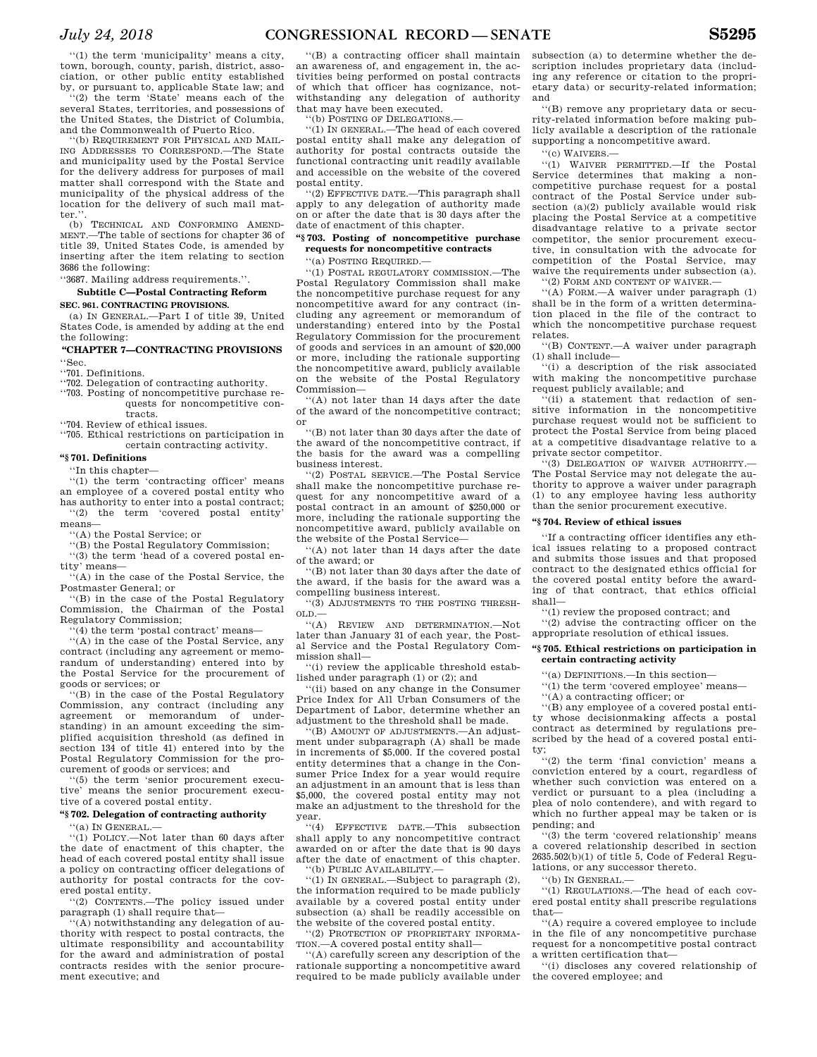''(1) the term 'municipality' means a city, town, borough, county, parish, district, association, or other public entity established by, or pursuant to, applicable State law; and

''(2) the term 'State' means each of the several States, territories, and possessions of the United States, the District of Columbia, and the Commonwealth of Puerto Rico.

''(b) REQUIREMENT FOR PHYSICAL AND MAILING ADDRESSES TO CORRESPOND.—The State and municipality used by the Postal Service for the delivery address for purposes of mail matter shall correspond with the State and municipality of the physical address of the location for the delivery of such mail matter.''.

(b) TECHNICAL AND CONFORMING AMENDMENT.—The table of sections for chapter 36 of title 39, United States Code, is amended by inserting after the item relating to section 3686 the following:

''3687. Mailing address requirements.''.

**Subtitle C—Postal Contracting Reform**

**SEC. 961. CONTRACTING PROVISIONS.**

(a) IN GENERAL.—Part I of title 39, United States Code, is amended by adding at the end the following:

**''CHAPTER 7—CONTRACTING PROVISIONS**

''Sec.

''701. Definitions.

''702. Delegation of contracting authority.

''703. Posting of noncompetitive purchase requests for noncompetitive contracts.

''704. Review of ethical issues.

''705. Ethical restrictions on participation in certain contracting activity.

**''§ 701. Definitions**

''In this chapter—

''(1) the term 'contracting officer' means an employee of a covered postal entity who has authority to enter into a postal contract;

''(2) the term 'covered postal entity' means—

''(A) the Postal Service; or

''(B) the Postal Regulatory Commission;

''(3) the term 'head of a covered postal entity' means—

''(A) in the case of the Postal Service, the Postmaster General; or

''(B) in the case of the Postal Regulatory Commission, the Chairman of the Postal Regulatory Commission;

''(4) the term 'postal contract' means—

''(A) in the case of the Postal Service, any contract (including any agreement or memorandum of understanding) entered into by the Postal Service for the procurement of goods or services; or

''(B) in the case of the Postal Regulatory Commission, any contract (including any agreement or memorandum of understanding) in an amount exceeding the simplified acquisition threshold (as defined in section 134 of title 41) entered into by the Postal Regulatory Commission for the procurement of goods or services; and

''(5) the term 'senior procurement executive' means the senior procurement executive of a covered postal entity.

**''§ 702. Delegation of contracting authority**

''(a) IN GENERAL.—

''(1) POLICY.—Not later than 60 days after the date of enactment of this chapter, the head of each covered postal entity shall issue a policy on contracting officer delegations of authority for postal contracts for the covered postal entity.

''(2) CONTENTS.—The policy issued under paragraph (1) shall require that—

''(A) notwithstanding any delegation of authority with respect to postal contracts, the ultimate responsibility and accountability for the award and administration of postal contracts resides with the senior procurement executive; and

''(B) a contracting officer shall maintain an awareness of, and engagement in, the activities being performed on postal contracts of which that officer has cognizance, notwithstanding any delegation of authority that may have been executed.

''(b) POSTING OF DELEGATIONS.—

''(1) IN GENERAL.—The head of each covered postal entity shall make any delegation of authority for postal contracts outside the functional contracting unit readily available and accessible on the website of the covered postal entity.

''(2) EFFECTIVE DATE.—This paragraph shall apply to any delegation of authority made on or after the date that is 30 days after the date of enactment of this chapter.

**''§ 703. Posting of noncompetitive purchase requests for noncompetitive contracts**

''(a) POSTING REQUIRED.—

''(1) POSTAL REGULATORY COMMISSION.—The Postal Regulatory Commission shall make the noncompetitive purchase request for any noncompetitive award for any contract (including any agreement or memorandum of understanding) entered into by the Postal Regulatory Commission for the procurement of goods and services in an amount of $20,000 or more, including the rationale supporting the noncompetitive award, publicly available on the website of the Postal Regulatory Commission—

''(A) not later than 14 days after the date of the award of the noncompetitive contract; or

''(B) not later than 30 days after the date of the award of the noncompetitive contract, if the basis for the award was a compelling business interest.

''(2) POSTAL SERVICE.—The Postal Service shall make the noncompetitive purchase request for any noncompetitive award of a postal contract in an amount of $250,000 or more, including the rationale supporting the noncompetitive award, publicly available on the website of the Postal Service—

''(A) not later than 14 days after the date of the award; or

''(B) not later than 30 days after the date of the award, if the basis for the award was a compelling business interest.

''(3) ADJUSTMENTS TO THE POSTING THRESHOLD.—

''(A) REVIEW AND DETERMINATION.—Not later than January 31 of each year, the Postal Service and the Postal Regulatory Commission shall—

''(i) review the applicable threshold established under paragraph (1) or (2); and

''(ii) based on any change in the Consumer Price Index for All Urban Consumers of the Department of Labor, determine whether an adjustment to the threshold shall be made.

''(B) AMOUNT OF ADJUSTMENTS.—An adjustment under subparagraph (A) shall be made in increments of $5,000. If the covered postal entity determines that a change in the Consumer Price Index for a year would require an adjustment in an amount that is less than $5,000, the covered postal entity may not make an adjustment to the threshold for the year.

''(4) EFFECTIVE DATE.—This subsection shall apply to any noncompetitive contract awarded on or after the date that is 90 days after the date of enactment of this chapter.

''(b) PUBLIC AVAILABILITY.—

''(1) IN GENERAL.—Subject to paragraph (2), the information required to be made publicly available by a covered postal entity under subsection (a) shall be readily accessible on the website of the covered postal entity.

''(2) PROTECTION OF PROPRIETARY INFORMATION.—A covered postal entity shall—

''(A) carefully screen any description of the rationale supporting a noncompetitive award required to be made publicly available under subsection (a) to determine whether the description includes proprietary data (including any reference or citation to the proprietary data) or security-related information; and

''(B) remove any proprietary data or security-related information before making publicly available a description of the rationale supporting a noncompetitive award.

''(c) WAIVERS.—

''(1) WAIVER PERMITTED.—If the Postal Service determines that making a noncompetitive purchase request for a postal contract of the Postal Service under subsection (a)(2) publicly available would risk placing the Postal Service at a competitive disadvantage relative to a private sector competitor, the senior procurement executive, in consultation with the advocate for competition of the Postal Service, may waive the requirements under subsection (a).

''(2) FORM AND CONTENT OF WAIVER.—

''(A) FORM.—A waiver under paragraph (1) shall be in the form of a written determination placed in the file of the contract to which the noncompetitive purchase request relates.

''(B) CONTENT.—A waiver under paragraph (1) shall include—

''(i) a description of the risk associated with making the noncompetitive purchase request publicly available; and

''(ii) a statement that redaction of sensitive information in the noncompetitive purchase request would not be sufficient to protect the Postal Service from being placed at a competitive disadvantage relative to a private sector competitor.

''(3) DELEGATION OF WAIVER AUTHORITY.—The Postal Service may not delegate the authority to approve a waiver under paragraph (1) to any employee having less authority than the senior procurement executive.

**''§ 704. Review of ethical issues**

''If a contracting officer identifies any ethical issues relating to a proposed contract and submits those issues and that proposed contract to the designated ethics official for the covered postal entity before the awarding of that contract, that ethics official shall—

''(1) review the proposed contract; and

''(2) advise the contracting officer on the appropriate resolution of ethical issues.

**''§ 705. Ethical restrictions on participation in certain contracting activity**

''(a) DEFINITIONS.—In this section—

''(1) the term 'covered employee' means—

''(A) a contracting officer; or

''(B) any employee of a covered postal entity whose decisionmaking affects a postal contract as determined by regulations prescribed by the head of a covered postal entity;

''(2) the term 'final conviction' means a conviction entered by a court, regardless of whether such conviction was entered on a verdict or pursuant to a plea (including a plea of nolo contendere), and with regard to which no further appeal may be taken or is pending; and

''(3) the term 'covered relationship' means a covered relationship described in section 2635.502(b)(1) of title 5, Code of Federal Regulations, or any successor thereto.

''(b) IN GENERAL.—

''(1) REGULATIONS.—The head of each covered postal entity shall prescribe regulations that—

''(A) require a covered employee to include in the file of any noncompetitive purchase request for a noncompetitive postal contract a written certification that—

''(i) discloses any covered relationship of the covered employee; and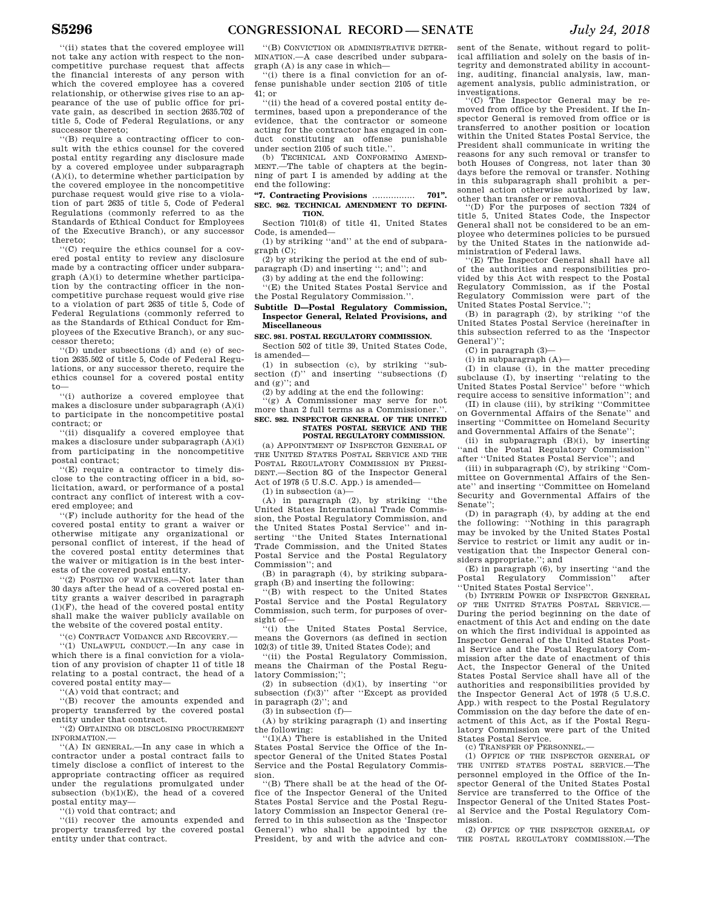''(ii) states that the covered employee will not take any action with respect to the noncompetitive purchase request that affects the financial interests of any person with which the covered employee has a covered relationship, or otherwise gives rise to an appearance of the use of public office for private gain, as described in section 2635.702 of title 5, Code of Federal Regulations, or any successor thereto;

''(B) require a contracting officer to consult with the ethics counsel for the covered postal entity regarding any disclosure made by a covered employee under subparagraph (A)(i), to determine whether participation by the covered employee in the noncompetitive purchase request would give rise to a violation of part 2635 of title 5, Code of Federal Regulations (commonly referred to as the Standards of Ethical Conduct for Employees of the Executive Branch), or any successor thereto;

''(C) require the ethics counsel for a covered postal entity to review any disclosure made by a contracting officer under subparagraph (A)(i) to determine whether participation by the contracting officer in the noncompetitive purchase request would give rise to a violation of part 2635 of title 5, Code of Federal Regulations (commonly referred to as the Standards of Ethical Conduct for Employees of the Executive Branch), or any successor thereto;

''(D) under subsections (d) and (e) of section 2635.502 of title 5, Code of Federal Regulations, or any successor thereto, require the ethics counsel for a covered postal entity to—

''(i) authorize a covered employee that makes a disclosure under subparagraph (A)(i) to participate in the noncompetitive postal contract; or

''(ii) disqualify a covered employee that makes a disclosure under subparagraph (A)(i) from participating in the noncompetitive postal contract;

''(E) require a contractor to timely disclose to the contracting officer in a bid, solicitation, award, or performance of a postal contract any conflict of interest with a covered employee; and

''(F) include authority for the head of the covered postal entity to grant a waiver or otherwise mitigate any organizational or personal conflict of interest, if the head of the covered postal entity determines that the waiver or mitigation is in the best interests of the covered postal entity.

''(2) POSTING OF WAIVERS.—Not later than 30 days after the head of a covered postal entity grants a waiver described in paragraph (1)(F), the head of the covered postal entity shall make the waiver publicly available on the website of the covered postal entity.

''(c) CONTRACT VOIDANCE AND RECOVERY.—

''(1) UNLAWFUL CONDUCT.—In any case in which there is a final conviction for a violation of any provision of chapter 11 of title 18 relating to a postal contract, the head of a covered postal entity may—

''(A) void that contract; and

''(B) recover the amounts expended and property transferred by the covered postal entity under that contract.

''(2) OBTAINING OR DISCLOSING PROCUREMENT INFORMATION.—

''(A) IN GENERAL.—In any case in which a contractor under a postal contract fails to timely disclose a conflict of interest to the appropriate contracting officer as required under the regulations promulgated under subsection (b)(1)(E), the head of a covered postal entity may—

''(i) void that contract; and

''(ii) recover the amounts expended and property transferred by the covered postal entity under that contract.

''(B) CONVICTION OR ADMINISTRATIVE DETERMINATION.—A case described under subparagraph (A) is any case in which—

''(i) there is a final conviction for an offense punishable under section 2105 of title 41; or

''(ii) the head of a covered postal entity determines, based upon a preponderance of the evidence, that the contractor or someone acting for the contractor has engaged in conduct constituting an offense punishable under section 2105 of such title.''.

(b) TECHNICAL AND CONFORMING AMENDMENT.—The table of chapters at the beginning of part I is amended by adding at the end the following:

**''7. Contracting Provisions ................ 701''.**

**SEC. 962. TECHNICAL AMENDMENT TO DEFINITION.**

Section 7101(8) of title 41, United States Code, is amended—

(1) by striking ''and'' at the end of subparagraph (C);

(2) by striking the period at the end of subparagraph (D) and inserting ''; and''; and

(3) by adding at the end the following:

''(E) the United States Postal Service and the Postal Regulatory Commission.''.

## Subtitle D—Postal Regulatory Commission, Inspector General, Related Provisions, and Miscellaneous

**SEC. 981. POSTAL REGULATORY COMMISSION.**

Section 502 of title 39, United States Code, is amended—

(1) in subsection (c), by striking ''subsection (f)'' and inserting ''subsections (f) and (g)''; and

(2) by adding at the end the following:

''(g) A Commissioner may serve for not more than 2 full terms as a Commissioner.''.

**SEC. 982. INSPECTOR GENERAL OF THE UNITED STATES POSTAL SERVICE AND THE POSTAL REGULATORY COMMISSION.**

(a) APPOINTMENT OF INSPECTOR GENERAL OF THE UNITED STATES POSTAL SERVICE AND THE POSTAL REGULATORY COMMISSION BY PRESIDENT.—Section 8G of the Inspector General Act of 1978 (5 U.S.C. App.) is amended—

(1) in subsection (a)—

(A) in paragraph (2), by striking ''the United States International Trade Commission, the Postal Regulatory Commission, and the United States Postal Service'' and inserting ''the United States International Trade Commission, and the United States Postal Service and the Postal Regulatory Commission''; and

(B) in paragraph (4), by striking subparagraph (B) and inserting the following:

''(B) with respect to the United States Postal Service and the Postal Regulatory Commission, such term, for purposes of oversight of—

''(i) the United States Postal Service, means the Governors (as defined in section 102(3) of title 39, United States Code); and

''(ii) the Postal Regulatory Commission, means the Chairman of the Postal Regulatory Commission;'';

(2) in subsection (d)(1), by inserting ''or subsection (f)(3)'' after ''Except as provided in paragraph (2)''; and

(3) in subsection (f)—

(A) by striking paragraph (1) and inserting the following:

''(1)(A) There is established in the United States Postal Service the Office of the Inspector General of the United States Postal Service and the Postal Regulatory Commission.

''(B) There shall be at the head of the Office of the Inspector General of the United States Postal Service and the Postal Regulatory Commission an Inspector General (referred to in this subsection as the 'Inspector General') who shall be appointed by the President, by and with the advice and consent of the Senate, without regard to political affiliation and solely on the basis of integrity and demonstrated ability in accounting, auditing, financial analysis, law, management analysis, public administration, or investigations.

''(C) The Inspector General may be removed from office by the President. If the Inspector General is removed from office or is transferred to another position or location within the United States Postal Service, the President shall communicate in writing the reasons for any such removal or transfer to both Houses of Congress, not later than 30 days before the removal or transfer. Nothing in this subparagraph shall prohibit a personnel action otherwise authorized by law, other than transfer or removal.

''(D) For the purposes of section 7324 of title 5, United States Code, the Inspector General shall not be considered to be an employee who determines policies to be pursued by the United States in the nationwide administration of Federal laws.

''(E) The Inspector General shall have all of the authorities and responsibilities provided by this Act with respect to the Postal Regulatory Commission, as if the Postal Regulatory Commission were part of the United States Postal Service.'';

(B) in paragraph (2), by striking ''of the United States Postal Service (hereinafter in this subsection referred to as the 'Inspector General')'';

(C) in paragraph (3)—

(i) in subparagraph (A)—

(I) in clause (i), in the matter preceding subclause (I), by inserting ''relating to the United States Postal Service'' before ''which require access to sensitive information''; and

(II) in clause (iii), by striking ''Committee on Governmental Affairs of the Senate'' and inserting ''Committee on Homeland Security and Governmental Affairs of the Senate'';

(ii) in subparagraph (B)(i), by inserting ''and the Postal Regulatory Commission'' after ''United States Postal Service''; and

(iii) in subparagraph (C), by striking ''Committee on Governmental Affairs of the Senate'' and inserting ''Committee on Homeland Security and Governmental Affairs of the Senate'';

(D) in paragraph (4), by adding at the end the following: ''Nothing in this paragraph may be invoked by the United States Postal Service to restrict or limit any audit or investigation that the Inspector General considers appropriate.''; and

(E) in paragraph (6), by inserting ''and the Postal Regulatory Commission'' after ''United States Postal Service''.

(b) INTERIM POWER OF INSPECTOR GENERAL OF THE UNITED STATES POSTAL SERVICE.—During the period beginning on the date of enactment of this Act and ending on the date on which the first individual is appointed as Inspector General of the United States Postal Service and the Postal Regulatory Commission after the date of enactment of this Act, the Inspector General of the United States Postal Service shall have all of the authorities and responsibilities provided by the Inspector General Act of 1978 (5 U.S.C. App.) with respect to the Postal Regulatory Commission on the day before the date of enactment of this Act, as if the Postal Regulatory Commission were part of the United States Postal Service.

(c) TRANSFER OF PERSONNEL.—

(1) OFFICE OF THE INSPECTOR GENERAL OF THE UNITED STATES POSTAL SERVICE.—The personnel employed in the Office of the Inspector General of the United States Postal Service are transferred to the Office of the Inspector General of the United States Postal Service and the Postal Regulatory Commission.

(2) OFFICE OF THE INSPECTOR GENERAL OF THE POSTAL REGULATORY COMMISSION.—The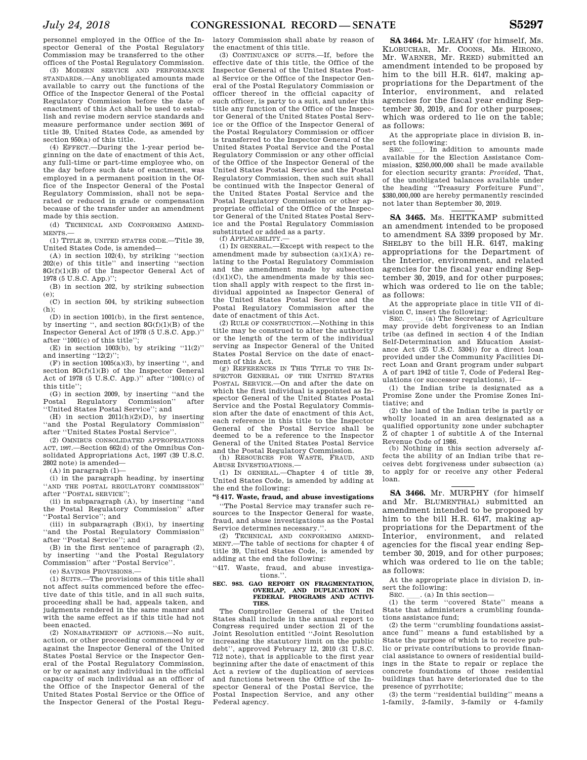personnel employed in the Office of the Inspector General of the Postal Regulatory Commission may be transferred to the other offices of the Postal Regulatory Commission.

(3) MODERN SERVICE AND PERFORMANCE STANDARDS.—Any unobligated amounts made available to carry out the functions of the Office of the Inspector General of the Postal Regulatory Commission before the date of enactment of this Act shall be used to establish and revise modern service standards and measure performance under section 3691 of title 39, United States Code, as amended by section 950(a) of this title.

(4) EFFECT.—During the 1-year period beginning on the date of enactment of this Act, any full-time or part-time employee who, on the day before such date of enactment, was employed in a permanent position in the Office of the Inspector General of the Postal Regulatory Commission, shall not be separated or reduced in grade or compensation because of the transfer under an amendment made by this section.

(d) TECHNICAL AND CONFORMING AMENDMENTS.—

(1) TITLE 39, UNITED STATES CODE.—Title 39, United States Code, is amended—

(A) in section 102(4), by striking "section 202(e) of this title" and inserting "section 8G(f)(1)(B) of the Inspector General Act of 1978 (5 U.S.C. App.)";

(B) in section 202, by striking subsection (e);

(C) in section 504, by striking subsection (h);

(D) in section 1001(b), in the first sentence, by inserting ", and section 8G(f)(1)(B) of the Inspector General Act of 1978 (5 U.S.C. App.)" after "1001(c) of this title";

(E) in section 1003(b), by striking "11(2)" and inserting "12(2)";

(F) in section 1005(a)(3), by inserting ", and section 8G(f)(1)(B) of the Inspector General Act of 1978 (5 U.S.C. App.)" after "1001(c) of this title";

(G) in section 2009, by inserting "and the Postal Regulatory Commission" after "United States Postal Service"; and

(H) in section 2011(h)(2)(D), by inserting "and the Postal Regulatory Commission" after "United States Postal Service".

(2) OMNIBUS CONSOLIDATED APPROPRIATIONS ACT, 1997.—Section 662(d) of the Omnibus Consolidated Appropriations Act, 1997 (39 U.S.C. 2802 note) is amended—

(A) in paragraph (1)—

(i) in the paragraph heading, by inserting "AND THE POSTAL REGULATORY COMMISSION" after "POSTAL SERVICE";

(ii) in subparagraph (A), by inserting "and the Postal Regulatory Commission" after "Postal Service"; and

(iii) in subparagraph (B)(i), by inserting "and the Postal Regulatory Commission" after "Postal Service"; and

(B) in the first sentence of paragraph (2), by inserting "and the Postal Regulatory Commission" after "Postal Service".

(e) SAVINGS PROVISIONS.—

(1) SUITS.—The provisions of this title shall not affect suits commenced before the effective date of this title, and in all such suits, proceeding shall be had, appeals taken, and judgments rendered in the same manner and with the same effect as if this title had not been enacted.

(2) NONABATEMENT OF ACTIONS.—No suit, action, or other proceeding commenced by or against the Inspector General of the United States Postal Service or the Inspector General of the Postal Regulatory Commission, or by or against any individual in the official capacity of such individual as an officer of the Office of the Inspector General of the United States Postal Service or the Office of the Inspector General of the Postal Regulatory Commission shall abate by reason of the enactment of this title.

(3) CONTINUANCE OF SUITS.—If, before the effective date of this title, the Office of the Inspector General of the United States Postal Service or the Office of the Inspector General of the Postal Regulatory Commission or officer thereof in the official capacity of such officer, is party to a suit, and under this title any function of the Office of the Inspector General of the United States Postal Service or the Office of the Inspector General of the Postal Regulatory Commission or officer is transferred to the Inspector General of the United States Postal Service and the Postal Regulatory Commission or any other official of the Office of the Inspector General of the United States Postal Service and the Postal Regulatory Commission, then such suit shall be continued with the Inspector General of the United States Postal Service and the Postal Regulatory Commission or other appropriate official of the Office of the Inspector General of the United States Postal Service and the Postal Regulatory Commission substituted or added as a party.

(f) APPLICABILITY.—

(1) IN GENERAL.—Except with respect to the amendment made by subsection (a)(1)(A) relating to the Postal Regulatory Commission and the amendment made by subsection (d)(1)(C), the amendments made by this section shall apply with respect to the first individual appointed as Inspector General of the United States Postal Service and the Postal Regulatory Commission after the date of enactment of this Act.

(2) RULE OF CONSTRUCTION.—Nothing in this title may be construed to alter the authority or the length of the term of the individual serving as Inspector General of the United States Postal Service on the date of enactment of this Act.

(g) REFERENCES IN THIS TITLE TO THE INSPECTOR GENERAL OF THE UNITED STATES POSTAL SERVICE.—On and after the date on which the first individual is appointed as Inspector General of the United States Postal Service and the Postal Regulatory Commission after the date of enactment of this Act, each reference in this title to the Inspector General of the Postal Service shall be deemed to be a reference to the Inspector General of the United States Postal Service and the Postal Regulatory Commission.

(h) RESOURCES FOR WASTE, FRAUD, AND ABUSE INVESTIGATIONS.—

(1) IN GENERAL.—Chapter 4 of title 39, United States Code, is amended by adding at the end the following:

**"§ 417. Waste, fraud, and abuse investigations**

"The Postal Service may transfer such resources to the Inspector General for waste, fraud, and abuse investigations as the Postal Service determines necessary.".

(2) TECHNICAL AND CONFORMING AMENDMENT.—The table of sections for chapter 4 of title 39, United States Code, is amended by adding at the end the following:

"417. Waste, fraud, and abuse investigations.".

**SEC. 983. GAO REPORT ON FRAGMENTATION, OVERLAP, AND DUPLICATION IN FEDERAL PROGRAMS AND ACTIVITIES.**

The Comptroller General of the United States shall include in the annual report to Congress required under section 21 of the Joint Resolution entitled "Joint Resolution increasing the statutory limit on the public debt", approved February 12, 2010 (31 U.S.C. 712 note), that is applicable to the first year beginning after the date of enactment of this Act a review of the duplication of services and functions between the Office of the Inspector General of the Postal Service, the Postal Inspection Service, and any other Federal agency.

---

**SA 3464.** Mr. LEAHY (for himself, Ms. KLOBUCHAR, Mr. COONS, Ms. HIRONO, Mr. WARNER, Mr. REED) submitted an amendment intended to be proposed by him to the bill H.R. 6147, making appropriations for the Department of the Interior, environment, and related agencies for the fiscal year ending September 30, 2019, and for other purposes; which was ordered to lie on the table; as follows:

At the appropriate place in division B, insert the following:

SEC. \_\_\_\_. In addition to amounts made available for the Election Assistance Commission, $250,000,000 shall be made available for election security grants: *Provided*, That, of the unobligated balances available under the heading "Treasury Forfeiture Fund", $380,000,000 are hereby permanently rescinded not later than September 30, 2019.

---

**SA 3465.** Ms. HEITKAMP submitted an amendment intended to be proposed to amendment SA 3399 proposed by Mr. SHELBY to the bill H.R. 6147, making appropriations for the Department of the Interior, environment, and related agencies for the fiscal year ending September 30, 2019, and for other purposes; which was ordered to lie on the table; as follows:

At the appropriate place in title VII of division C, insert the following:

SEC. \_\_\_\_. (a) The Secretary of Agriculture may provide debt forgiveness to an Indian tribe (as defined in section 4 of the Indian Self-Determination and Education Assistance Act (25 U.S.C. 5304)) for a direct loan provided under the Community Facilities Direct Loan and Grant program under subpart A of part 1942 of title 7, Code of Federal Regulations (or successor regulations), if—

(1) the Indian tribe is designated as a Promise Zone under the Promise Zones Initiative; and

(2) the land of the Indian tribe is partly or wholly located in an area designated as a qualified opportunity zone under subchapter Z of chapter 1 of subtitle A of the Internal Revenue Code of 1986.

(b) Nothing in this section adversely affects the ability of an Indian tribe that receives debt forgiveness under subsection (a) to apply for or receive any other Federal loan.

---

**SA 3466.** Mr. MURPHY (for himself and Mr. BLUMENTHAL) submitted an amendment intended to be proposed by him to the bill H.R. 6147, making appropriations for the Department of the Interior, environment, and related agencies for the fiscal year ending September 30, 2019, and for other purposes; which was ordered to lie on the table; as follows:

At the appropriate place in division D, insert the following:

SEC. \_\_\_\_. (a) In this section—

(1) the term "covered State" means a State that administers a crumbling foundations assistance fund;

(2) the term "crumbling foundations assistance fund" means a fund established by a State the purpose of which is to receive public or private contributions to provide financial assistance to owners of residential buildings in the State to repair or replace the concrete foundations of those residential buildings that have deteriorated due to the presence of pyrrhotite;

(3) the term "residential building" means a 1-family, 2-family, 3-family or 4-family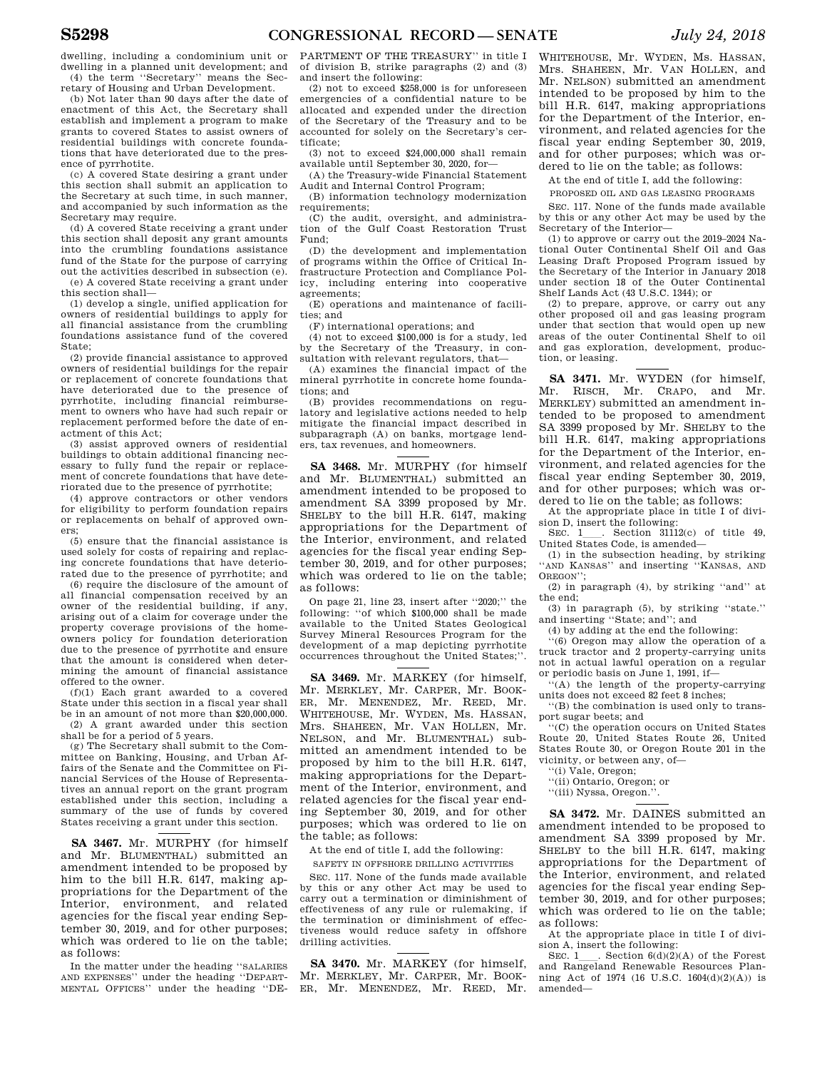dwelling, including a condominium unit or dwelling in a planned unit development; and

(4) the term ''Secretary'' means the Secretary of Housing and Urban Development.

(b) Not later than 90 days after the date of enactment of this Act, the Secretary shall establish and implement a program to make grants to covered States to assist owners of residential buildings with concrete foundations that have deteriorated due to the presence of pyrrhotite.

(c) A covered State desiring a grant under this section shall submit an application to the Secretary at such time, in such manner, and accompanied by such information as the Secretary may require.

(d) A covered State receiving a grant under this section shall deposit any grant amounts into the crumbling foundations assistance fund of the State for the purpose of carrying out the activities described in subsection (e).

(e) A covered State receiving a grant under this section shall—

(1) develop a single, unified application for owners of residential buildings to apply for all financial assistance from the crumbling foundations assistance fund of the covered State;

(2) provide financial assistance to approved owners of residential buildings for the repair or replacement of concrete foundations that have deteriorated due to the presence of pyrrhotite, including financial reimbursement to owners who have had such repair or replacement performed before the date of enactment of this Act;

(3) assist approved owners of residential buildings to obtain additional financing necessary to fully fund the repair or replacement of concrete foundations that have deteriorated due to the presence of pyrrhotite;

(4) approve contractors or other vendors for eligibility to perform foundation repairs or replacements on behalf of approved owners;

(5) ensure that the financial assistance is used solely for costs of repairing and replacing concrete foundations that have deteriorated due to the presence of pyrrhotite; and

(6) require the disclosure of the amount of all financial compensation received by an owner of the residential building, if any, arising out of a claim for coverage under the property coverage provisions of the homeowners policy for foundation deterioration due to the presence of pyrrhotite and ensure that the amount is considered when determining the amount of financial assistance offered to the owner.

(f)(1) Each grant awarded to a covered State under this section in a fiscal year shall be in an amount of not more than $20,000,000.

(2) A grant awarded under this section shall be for a period of 5 years.

(g) The Secretary shall submit to the Committee on Banking, Housing, and Urban Affairs of the Senate and the Committee on Financial Services of the House of Representatives an annual report on the grant program established under this section, including a summary of the use of funds by covered States receiving a grant under this section.

**SA 3467.** Mr. MURPHY (for himself and Mr. BLUMENTHAL) submitted an amendment intended to be proposed by him to the bill H.R. 6147, making appropriations for the Department of the Interior, environment, and related agencies for the fiscal year ending September 30, 2019, and for other purposes; which was ordered to lie on the table; as follows:

In the matter under the heading ''SALARIES AND EXPENSES'' under the heading ''DEPARTMENTAL OFFICES'' under the heading ''DEPARTMENT OF THE TREASURY'' in title I of division B, strike paragraphs (2) and (3) and insert the following:

(2) not to exceed $258,000 is for unforeseen emergencies of a confidential nature to be allocated and expended under the direction of the Secretary of the Treasury and to be accounted for solely on the Secretary's certificate;

(3) not to exceed $24,000,000 shall remain available until September 30, 2020, for—

(A) the Treasury-wide Financial Statement Audit and Internal Control Program;

(B) information technology modernization requirements;

(C) the audit, oversight, and administration of the Gulf Coast Restoration Trust Fund;

(D) the development and implementation of programs within the Office of Critical Infrastructure Protection and Compliance Policy, including entering into cooperative agreements;

(E) operations and maintenance of facilities; and

(F) international operations; and

(4) not to exceed $100,000 is for a study, led by the Secretary of the Treasury, in consultation with relevant regulators, that—

(A) examines the financial impact of the mineral pyrrhotite in concrete home foundations; and

(B) provides recommendations on regulatory and legislative actions needed to help mitigate the financial impact described in subparagraph (A) on banks, mortgage lenders, tax revenues, and homeowners.

**SA 3468.** Mr. MURPHY (for himself and Mr. BLUMENTHAL) submitted an amendment intended to be proposed to amendment SA 3399 proposed by Mr. SHELBY to the bill H.R. 6147, making appropriations for the Department of the Interior, environment, and related agencies for the fiscal year ending September 30, 2019, and for other purposes; which was ordered to lie on the table; as follows:

On page 21, line 23, insert after ''2020;'' the following: ''of which $100,000 shall be made available to the United States Geological Survey Mineral Resources Program for the development of a map depicting pyrrhotite occurrences throughout the United States;''.

**SA 3469.** Mr. MARKEY (for himself, Mr. MERKLEY, Mr. CARPER, Mr. BOOKER, Mr. MENENDEZ, Mr. REED, Mr. WHITEHOUSE, Mr. WYDEN, Ms. HASSAN, Mrs. SHAHEEN, Mr. VAN HOLLEN, Mr. NELSON, and Mr. BLUMENTHAL) submitted an amendment intended to be proposed by him to the bill H.R. 6147, making appropriations for the Department of the Interior, environment, and related agencies for the fiscal year ending September 30, 2019, and for other purposes; which was ordered to lie on the table; as follows:

At the end of title I, add the following:

SAFETY IN OFFSHORE DRILLING ACTIVITIES

SEC. 117. None of the funds made available by this or any other Act may be used to carry out a termination or diminishment of effectiveness of any rule or rulemaking, if the termination or diminishment of effectiveness would reduce safety in offshore drilling activities.

**SA 3470.** Mr. MARKEY (for himself, Mr. MERKLEY, Mr. CARPER, Mr. BOOKER, Mr. MENENDEZ, Mr. REED, Mr. WHITEHOUSE, Mr. WYDEN, Ms. HASSAN, Mrs. SHAHEEN, Mr. VAN HOLLEN, and Mr. NELSON) submitted an amendment intended to be proposed by him to the bill H.R. 6147, making appropriations for the Department of the Interior, environment, and related agencies for the fiscal year ending September 30, 2019, and for other purposes; which was ordered to lie on the table; as follows:

At the end of title I, add the following:

PROPOSED OIL AND GAS LEASING PROGRAMS

SEC. 117. None of the funds made available by this or any other Act may be used by the Secretary of the Interior—

(1) to approve or carry out the 2019–2024 National Outer Continental Shelf Oil and Gas Leasing Draft Proposed Program issued by the Secretary of the Interior in January 2018 under section 18 of the Outer Continental Shelf Lands Act (43 U.S.C. 1344); or

(2) to prepare, approve, or carry out any other proposed oil and gas leasing program under that section that would open up new areas of the outer Continental Shelf to oil and gas exploration, development, production, or leasing.

**SA 3471.** Mr. WYDEN (for himself, Mr. RISCH, Mr. CRAPO, and Mr. MERKLEY) submitted an amendment intended to be proposed to amendment SA 3399 proposed by Mr. SHELBY to the bill H.R. 6147, making appropriations for the Department of the Interior, environment, and related agencies for the fiscal year ending September 30, 2019, and for other purposes; which was ordered to lie on the table; as follows:

At the appropriate place in title I of division D, insert the following:

SEC. 1\_\_\_. Section 31112(c) of title 49, United States Code, is amended—

(1) in the subsection heading, by striking ''AND KANSAS'' and inserting ''KANSAS, AND OREGON'';

(2) in paragraph (4), by striking ''and'' at the end;

(3) in paragraph (5), by striking ''state.'' and inserting ''State; and''; and

(4) by adding at the end the following:

''(6) Oregon may allow the operation of a truck tractor and 2 property-carrying units not in actual lawful operation on a regular or periodic basis on June 1, 1991, if—

''(A) the length of the property-carrying units does not exceed 82 feet 8 inches;

''(B) the combination is used only to transport sugar beets; and

''(C) the operation occurs on United States Route 20, United States Route 26, United States Route 30, or Oregon Route 201 in the vicinity, or between any, of—

''(i) Vale, Oregon;

''(ii) Ontario, Oregon; or

''(iii) Nyssa, Oregon.''.

**SA 3472.** Mr. DAINES submitted an amendment intended to be proposed to amendment SA 3399 proposed by Mr. SHELBY to the bill H.R. 6147, making appropriations for the Department of the Interior, environment, and related agencies for the fiscal year ending September 30, 2019, and for other purposes; which was ordered to lie on the table; as follows:

At the appropriate place in title I of division A, insert the following:

SEC. 1\_\_\_. Section 6(d)(2)(A) of the Forest and Rangeland Renewable Resources Planning Act of 1974 (16 U.S.C. 1604(d)(2)(A)) is amended—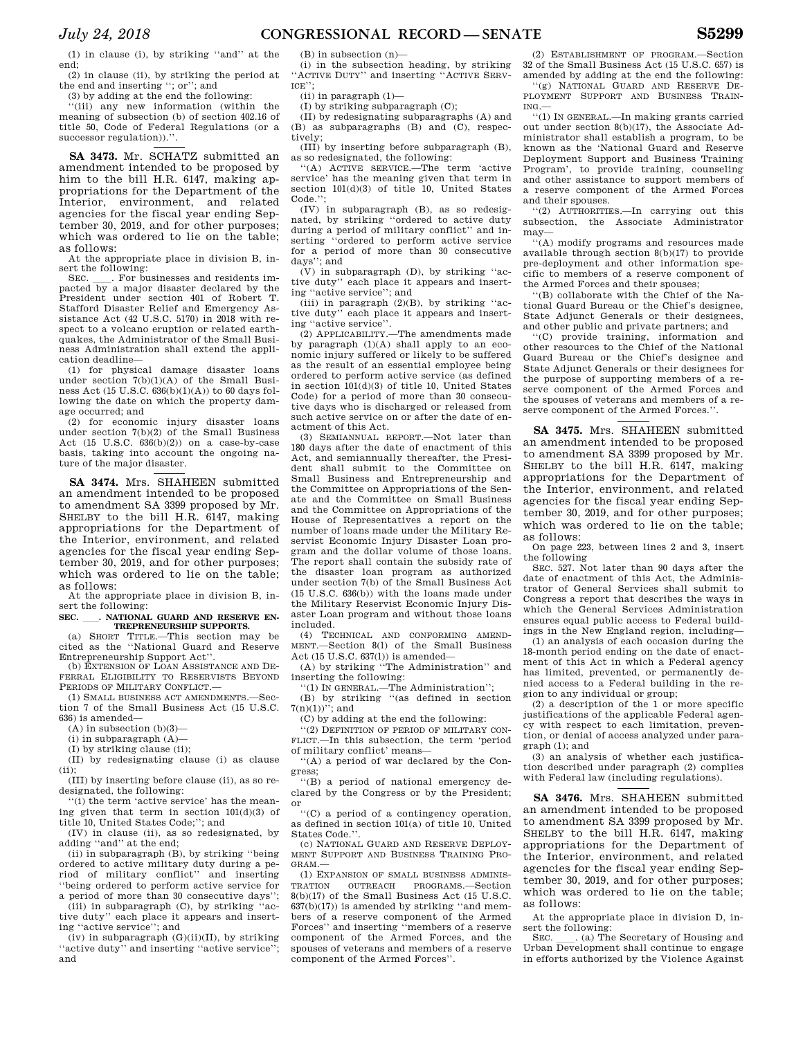(1) in clause (i), by striking ''and'' at the end;

(2) in clause (ii), by striking the period at the end and inserting ''; or''; and

(3) by adding at the end the following:

''(iii) any new information (within the meaning of subsection (b) of section 402.16 of title 50, Code of Federal Regulations (or a successor regulation)).''.

---

**SA 3473.** Mr. SCHATZ submitted an amendment intended to be proposed by him to the bill H.R. 6147, making appropriations for the Department of the Interior, environment, and related agencies for the fiscal year ending September 30, 2019, and for other purposes; which was ordered to lie on the table; as follows:

At the appropriate place in division B, insert the following:

SEC. \_\_\_\_. For businesses and residents impacted by a major disaster declared by the President under section 401 of Robert T. Stafford Disaster Relief and Emergency Assistance Act (42 U.S.C. 5170) in 2018 with respect to a volcano eruption or related earthquakes, the Administrator of the Small Business Administration shall extend the application deadline—

(1) for physical damage disaster loans under section 7(b)(1)(A) of the Small Business Act (15 U.S.C. 636(b)(1)(A)) to 60 days following the date on which the property damage occurred; and

(2) for economic injury disaster loans under section 7(b)(2) of the Small Business Act (15 U.S.C. 636(b)(2)) on a case-by-case basis, taking into account the ongoing nature of the major disaster.

---

**SA 3474.** Mrs. SHAHEEN submitted an amendment intended to be proposed to amendment SA 3399 proposed by Mr. SHELBY to the bill H.R. 6147, making appropriations for the Department of the Interior, environment, and related agencies for the fiscal year ending September 30, 2019, and for other purposes; which was ordered to lie on the table; as follows:

At the appropriate place in division B, insert the following:

**SEC. \_\_\_\_. NATIONAL GUARD AND RESERVE ENTREPRENEURSHIP SUPPORTS.**

(a) SHORT TITLE.—This section may be cited as the ''National Guard and Reserve Entrepreneurship Support Act''.

(b) EXTENSION OF LOAN ASSISTANCE AND DEFERRAL ELIGIBILITY TO RESERVISTS BEYOND PERIODS OF MILITARY CONFLICT.—

(1) SMALL BUSINESS ACT AMENDMENTS.—Section 7 of the Small Business Act (15 U.S.C. 636) is amended—

(A) in subsection (b)(3)—

(i) in subparagraph (A)—

(I) by striking clause (ii);

(II) by redesignating clause (i) as clause (ii);

(III) by inserting before clause (ii), as so redesignated, the following:

''(i) the term 'active service' has the meaning given that term in section 101(d)(3) of title 10, United States Code;''; and

(IV) in clause (ii), as so redesignated, by adding ''and'' at the end;

(ii) in subparagraph (B), by striking ''being ordered to active military duty during a period of military conflict'' and inserting ''being ordered to perform active service for a period of more than 30 consecutive days'';

(iii) in subparagraph (C), by striking ''active duty'' each place it appears and inserting ''active service''; and

(iv) in subparagraph (G)(ii)(II), by striking ''active duty'' and inserting ''active service''; and

(B) in subsection (n)—

(i) in the subsection heading, by striking ''ACTIVE DUTY'' and inserting ''ACTIVE SERVICE'';

(ii) in paragraph (1)—

(I) by striking subparagraph (C);

(II) by redesignating subparagraphs (A) and (B) as subparagraphs (B) and (C), respectively;

(III) by inserting before subparagraph (B), as so redesignated, the following:

''(A) ACTIVE SERVICE.—The term 'active service' has the meaning given that term in section 101(d)(3) of title 10, United States Code.'';

(IV) in subparagraph (B), as so redesignated, by striking ''ordered to active duty during a period of military conflict'' and inserting ''ordered to perform active service for a period of more than 30 consecutive days''; and

(V) in subparagraph (D), by striking ''active duty'' each place it appears and inserting ''active service''; and

(iii) in paragraph (2)(B), by striking ''active duty'' each place it appears and inserting ''active service''.

(2) APPLICABILITY.—The amendments made by paragraph (1)(A) shall apply to an economic injury suffered or likely to be suffered as the result of an essential employee being ordered to perform active service (as defined in section 101(d)(3) of title 10, United States Code) for a period of more than 30 consecutive days who is discharged or released from such active service on or after the date of enactment of this Act.

(3) SEMIANNUAL REPORT.—Not later than 180 days after the date of enactment of this Act, and semiannually thereafter, the President shall submit to the Committee on Small Business and Entrepreneurship and the Committee on Appropriations of the Senate and the Committee on Small Business and the Committee on Appropriations of the House of Representatives a report on the number of loans made under the Military Reservist Economic Injury Disaster Loan program and the dollar volume of those loans. The report shall contain the subsidy rate of the disaster loan program as authorized under section 7(b) of the Small Business Act (15 U.S.C. 636(b)) with the loans made under the Military Reservist Economic Injury Disaster Loan program and without those loans included.

(4) TECHNICAL AND CONFORMING AMENDMENT.—Section 8(l) of the Small Business Act (15 U.S.C. 637(l)) is amended—

(A) by striking ''The Administration'' and inserting the following:

''(1) IN GENERAL.—The Administration'';

(B) by striking ''(as defined in section 7(n)(1))''; and

(C) by adding at the end the following:

''(2) DEFINITION OF PERIOD OF MILITARY CONFLICT.—In this subsection, the term 'period of military conflict' means—

''(A) a period of war declared by the Congress;

''(B) a period of national emergency declared by the Congress or by the President; or

''(C) a period of a contingency operation, as defined in section 101(a) of title 10, United States Code.''.

(c) NATIONAL GUARD AND RESERVE DEPLOYMENT SUPPORT AND BUSINESS TRAINING PROGRAM.—

(1) EXPANSION OF SMALL BUSINESS ADMINISTRATION OUTREACH PROGRAMS.—Section 8(b)(17) of the Small Business Act (15 U.S.C. 637(b)(17)) is amended by striking ''and members of a reserve component of the Armed Forces'' and inserting ''members of a reserve component of the Armed Forces, and the spouses of veterans and members of a reserve component of the Armed Forces''.

(2) ESTABLISHMENT OF PROGRAM.—Section 32 of the Small Business Act (15 U.S.C. 657) is amended by adding at the end the following:

''(g) NATIONAL GUARD AND RESERVE DEPLOYMENT SUPPORT AND BUSINESS TRAINING.—

''(1) IN GENERAL.—In making grants carried out under section 8(b)(17), the Associate Administrator shall establish a program, to be known as the 'National Guard and Reserve Deployment Support and Business Training Program', to provide training, counseling and other assistance to support members of a reserve component of the Armed Forces and their spouses.

''(2) AUTHORITIES.—In carrying out this subsection, the Associate Administrator may—

''(A) modify programs and resources made available through section 8(b)(17) to provide pre-deployment and other information specific to members of a reserve component of the Armed Forces and their spouses;

''(B) collaborate with the Chief of the National Guard Bureau or the Chief's designee, State Adjunct Generals or their designees, and other public and private partners; and

''(C) provide training, information and other resources to the Chief of the National Guard Bureau or the Chief's designee and State Adjunct Generals or their designees for the purpose of supporting members of a reserve component of the Armed Forces and the spouses of veterans and members of a reserve component of the Armed Forces.''.

---

**SA 3475.** Mrs. SHAHEEN submitted an amendment intended to be proposed to amendment SA 3399 proposed by Mr. SHELBY to the bill H.R. 6147, making appropriations for the Department of the Interior, environment, and related agencies for the fiscal year ending September 30, 2019, and for other purposes; which was ordered to lie on the table; as follows:

On page 223, between lines 2 and 3, insert the following

SEC. 527. Not later than 90 days after the date of enactment of this Act, the Administrator of General Services shall submit to Congress a report that describes the ways in which the General Services Administration ensures equal public access to Federal buildings in the New England region, including—

(1) an analysis of each occasion during the 18-month period ending on the date of enactment of this Act in which a Federal agency has limited, prevented, or permanently denied access to a Federal building in the region to any individual or group;

(2) a description of the 1 or more specific justifications of the applicable Federal agency with respect to each limitation, prevention, or denial of access analyzed under paragraph (1); and

(3) an analysis of whether each justification described under paragraph (2) complies with Federal law (including regulations).

---

**SA 3476.** Mrs. SHAHEEN submitted an amendment intended to be proposed to amendment SA 3399 proposed by Mr. SHELBY to the bill H.R. 6147, making appropriations for the Department of the Interior, environment, and related agencies for the fiscal year ending September 30, 2019, and for other purposes; which was ordered to lie on the table; as follows:

At the appropriate place in division D, insert the following:

SEC. \_\_\_\_. (a) The Secretary of Housing and Urban Development shall continue to engage in efforts authorized by the Violence Against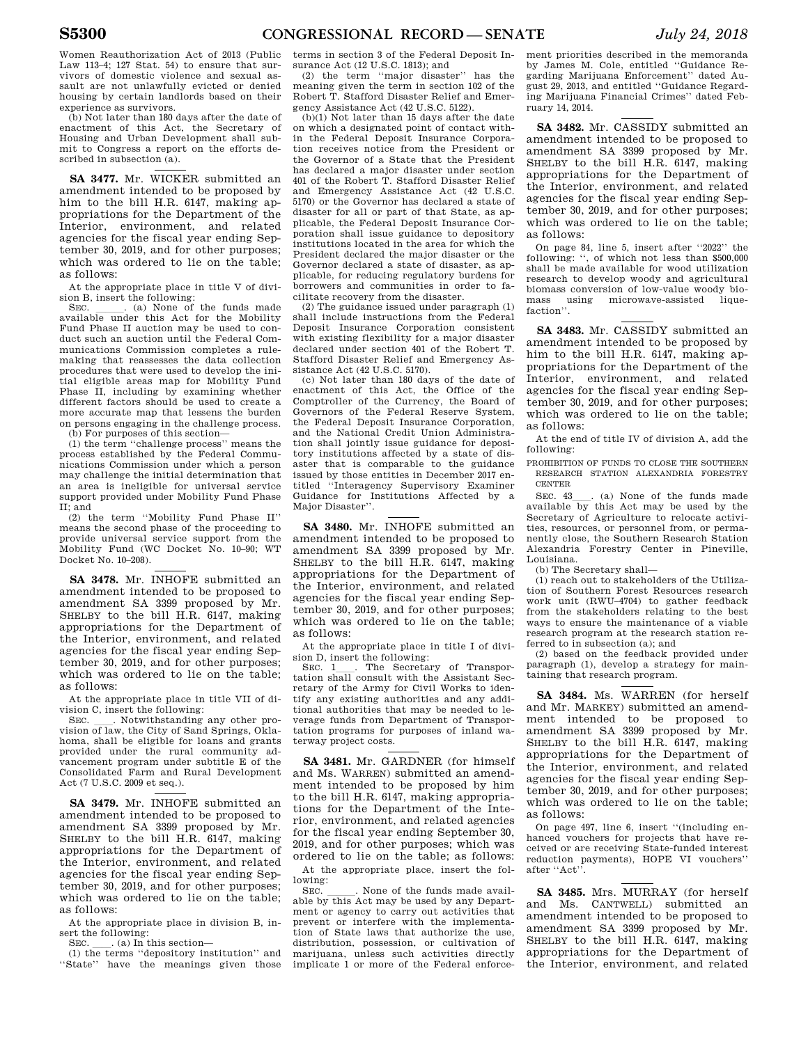Women Reauthorization Act of 2013 (Public Law 113–4; 127 Stat. 54) to ensure that survivors of domestic violence and sexual assault are not unlawfully evicted or denied housing by certain landlords based on their experience as survivors.

(b) Not later than 180 days after the date of enactment of this Act, the Secretary of Housing and Urban Development shall submit to Congress a report on the efforts described in subsection (a).

**SA 3477.** Mr. WICKER submitted an amendment intended to be proposed by him to the bill H.R. 6147, making appropriations for the Department of the Interior, environment, and related agencies for the fiscal year ending September 30, 2019, and for other purposes; which was ordered to lie on the table; as follows:

At the appropriate place in title V of division B, insert the following:

SEC. \_\_\_\_\_\_. (a) None of the funds made available under this Act for the Mobility Fund Phase II auction may be used to conduct such an auction until the Federal Communications Commission completes a rulemaking that reassesses the data collection procedures that were used to develop the initial eligible areas map for Mobility Fund Phase II, including by examining whether different factors should be used to create a more accurate map that lessens the burden on persons engaging in the challenge process.

(b) For purposes of this section—

(1) the term "challenge process" means the process established by the Federal Communications Commission under which a person may challenge the initial determination that an area is ineligible for universal service support provided under Mobility Fund Phase II; and

(2) the term "Mobility Fund Phase II" means the second phase of the proceeding to provide universal service support from the Mobility Fund (WC Docket No. 10–90; WT Docket No. 10–208).

**SA 3478.** Mr. INHOFE submitted an amendment intended to be proposed to amendment SA 3399 proposed by Mr. SHELBY to the bill H.R. 6147, making appropriations for the Department of the Interior, environment, and related agencies for the fiscal year ending September 30, 2019, and for other purposes; which was ordered to lie on the table; as follows:

At the appropriate place in title VII of division C, insert the following:

SEC. \_\_\_\_. Notwithstanding any other provision of law, the City of Sand Springs, Oklahoma, shall be eligible for loans and grants provided under the rural community advancement program under subtitle E of the Consolidated Farm and Rural Development Act (7 U.S.C. 2009 et seq.).

**SA 3479.** Mr. INHOFE submitted an amendment intended to be proposed to amendment SA 3399 proposed by Mr. SHELBY to the bill H.R. 6147, making appropriations for the Department of the Interior, environment, and related agencies for the fiscal year ending September 30, 2019, and for other purposes; which was ordered to lie on the table; as follows:

At the appropriate place in division B, insert the following:

SEC.\_\_\_\_. (a) In this section—

(1) the terms "depository institution" and "State" have the meanings given those terms in section 3 of the Federal Deposit Insurance Act (12 U.S.C. 1813); and

(2) the term "major disaster" has the meaning given the term in section 102 of the Robert T. Stafford Disaster Relief and Emergency Assistance Act (42 U.S.C. 5122).

(b)(1) Not later than 15 days after the date on which a designated point of contact within the Federal Deposit Insurance Corporation receives notice from the President or the Governor of a State that the President has declared a major disaster under section 401 of the Robert T. Stafford Disaster Relief and Emergency Assistance Act (42 U.S.C. 5170) or the Governor has declared a state of disaster for all or part of that State, as applicable, the Federal Deposit Insurance Corporation shall issue guidance to depository institutions located in the area for which the President declared the major disaster or the Governor declared a state of disaster, as applicable, for reducing regulatory burdens for borrowers and communities in order to facilitate recovery from the disaster.

(2) The guidance issued under paragraph (1) shall include instructions from the Federal Deposit Insurance Corporation consistent with existing flexibility for a major disaster declared under section 401 of the Robert T. Stafford Disaster Relief and Emergency Assistance Act (42 U.S.C. 5170).

(c) Not later than 180 days of the date of enactment of this Act, the Office of the Comptroller of the Currency, the Board of Governors of the Federal Reserve System, the Federal Deposit Insurance Corporation, and the National Credit Union Administration shall jointly issue guidance for depository institutions affected by a state of disaster that is comparable to the guidance issued by those entities in December 2017 entitled "Interagency Supervisory Examiner Guidance for Institutions Affected by a Major Disaster".

**SA 3480.** Mr. INHOFE submitted an amendment intended to be proposed to amendment SA 3399 proposed by Mr. SHELBY to the bill H.R. 6147, making appropriations for the Department of the Interior, environment, and related agencies for the fiscal year ending September 30, 2019, and for other purposes; which was ordered to lie on the table; as follows:

At the appropriate place in title I of division D, insert the following:

SEC. 1\_\_\_. The Secretary of Transportation shall consult with the Assistant Secretary of the Army for Civil Works to identify any existing authorities and any additional authorities that may be needed to leverage funds from Department of Transportation programs for purposes of inland waterway project costs.

**SA 3481.** Mr. GARDNER (for himself and Ms. WARREN) submitted an amendment intended to be proposed by him to the bill H.R. 6147, making appropriations for the Department of the Interior, environment, and related agencies for the fiscal year ending September 30, 2019, and for other purposes; which was ordered to lie on the table; as follows:

At the appropriate place, insert the following:

SEC. \_\_\_\_\_\_. None of the funds made available by this Act may be used by any Department or agency to carry out activities that prevent or interfere with the implementation of State laws that authorize the use, distribution, possession, or cultivation of marijuana, unless such activities directly implicate 1 or more of the Federal enforcement priorities described in the memoranda by James M. Cole, entitled "Guidance Regarding Marijuana Enforcement" dated August 29, 2013, and entitled "Guidance Regarding Marijuana Financial Crimes" dated February 14, 2014.

**SA 3482.** Mr. CASSIDY submitted an amendment intended to be proposed to amendment SA 3399 proposed by Mr. SHELBY to the bill H.R. 6147, making appropriations for the Department of the Interior, environment, and related agencies for the fiscal year ending September 30, 2019, and for other purposes; which was ordered to lie on the table; as follows:

On page 84, line 5, insert after "2022" the following: ", of which not less than $500,000 shall be made available for wood utilization research to develop woody and agricultural biomass conversion of low-value woody biomass using microwave-assisted liquefaction".

**SA 3483.** Mr. CASSIDY submitted an amendment intended to be proposed by him to the bill H.R. 6147, making appropriations for the Department of the Interior, environment, and related agencies for the fiscal year ending September 30, 2019, and for other purposes; which was ordered to lie on the table; as follows:

At the end of title IV of division A, add the following:

PROHIBITION OF FUNDS TO CLOSE THE SOUTHERN RESEARCH STATION ALEXANDRIA FORESTRY CENTER

SEC. 43\_\_\_. (a) None of the funds made available by this Act may be used by the Secretary of Agriculture to relocate activities, resources, or personnel from, or permanently close, the Southern Research Station Alexandria Forestry Center in Pineville, Louisiana.

(b) The Secretary shall—

(1) reach out to stakeholders of the Utilization of Southern Forest Resources research work unit (RWU–4704) to gather feedback from the stakeholders relating to the best ways to ensure the maintenance of a viable research program at the research station referred to in subsection (a); and

(2) based on the feedback provided under paragraph (1), develop a strategy for maintaining that research program.

**SA 3484.** Ms. WARREN (for herself and Mr. MARKEY) submitted an amendment intended to be proposed to amendment SA 3399 proposed by Mr. SHELBY to the bill H.R. 6147, making appropriations for the Department of the Interior, environment, and related agencies for the fiscal year ending September 30, 2019, and for other purposes; which was ordered to lie on the table; as follows:

On page 497, line 6, insert "(including enhanced vouchers for projects that have received or are receiving State-funded interest reduction payments), HOPE VI vouchers" after "Act".

**SA 3485.** Mrs. MURRAY (for herself and Ms. CANTWELL) submitted an amendment intended to be proposed to amendment SA 3399 proposed by Mr. SHELBY to the bill H.R. 6147, making appropriations for the Department of the Interior, environment, and related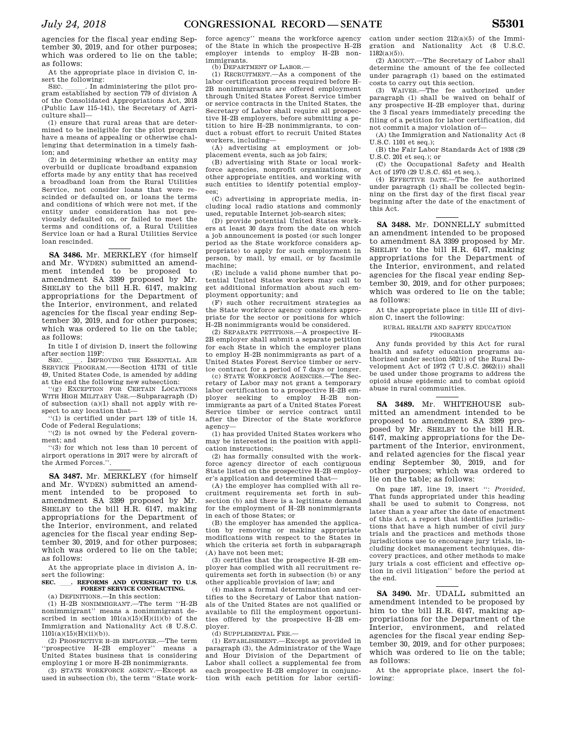agencies for the fiscal year ending September 30, 2019, and for other purposes; which was ordered to lie on the table; as follows:

At the appropriate place in division C, insert the following:

SEC. \_\_\_\_\_\_. In administering the pilot program established by section 779 of division A of the Consolidated Appropriations Act, 2018 (Public Law 115–141), the Secretary of Agriculture shall—

(1) ensure that rural areas that are determined to be ineligible for the pilot program have a means of appealing or otherwise challenging that determination in a timely fashion; and

(2) in determining whether an entity may overbuild or duplicate broadband expansion efforts made by any entity that has received a broadband loan from the Rural Utilities Service, not consider loans that were rescinded or defaulted on, or loans the terms and conditions of which were not met, if the entity under consideration has not previously defaulted on, or failed to meet the terms and conditions of, a Rural Utilities Service loan or had a Rural Utilities Service loan rescinded.

---

**SA 3486.** Mr. MERKLEY (for himself and Mr. WYDEN) submitted an amendment intended to be proposed to amendment SA 3399 proposed by Mr. SHELBY to the bill H.R. 6147, making appropriations for the Department of the Interior, environment, and related agencies for the fiscal year ending September 30, 2019, and for other purposes; which was ordered to lie on the table; as follows:

In title I of division D, insert the following after section 119F:

SEC. \_\_\_\_. IMPROVING THE ESSENTIAL AIR SERVICE PROGRAM.——Section 41731 of title 49, United States Code, is amended by adding at the end the following new subsection:

"(g) EXCEPTION FOR CERTAIN LOCATIONS WITH HIGH MILITARY USE.—Subparagraph (D) of subsection (a)(1) shall not apply with respect to any location that—

"(1) is certified under part 139 of title 14, Code of Federal Regulations;

"(2) is not owned by the Federal government; and

"(3) for which not less than 10 percent of airport operations in 2017 were by aircraft of the Armed Forces.".

---

**SA 3487.** Mr. MERKLEY (for himself and Mr. WYDEN) submitted an amendment intended to be proposed to amendment SA 3399 proposed by Mr. SHELBY to the bill H.R. 6147, making appropriations for the Department of the Interior, environment, and related agencies for the fiscal year ending September 30, 2019, and for other purposes; which was ordered to lie on the table; as follows:

At the appropriate place in division A, insert the following:

**SEC. \_\_\_. REFORMS AND OVERSIGHT TO U.S. FOREST SERVICE CONTRACTING.**

(a) DEFINITIONS.—In this section:

(1) H–2B NONIMMIGRANT.—The term "H–2B nonimmigrant" means a nonimmigrant described in section 101(a)(15)(H)(ii)(b) of the Immigration and Nationality Act (8 U.S.C. 1101(a)(15)(H)(ii)(b)).

(2) PROSPECTIVE H–2B EMPLOYER.—The term "prospective H–2B employer" means a United States business that is considering employing 1 or more H–2B nonimmigrants.

(3) STATE WORKFORCE AGENCY.—Except as used in subsection (b), the term "State workforce agency" means the workforce agency of the State in which the prospective H–2B employer intends to employ H–2B nonimmigrants.

(b) DEPARTMENT OF LABOR.—

(1) RECRUITMENT.—As a component of the labor certification process required before H–2B nonimmigrants are offered employment through United States Forest Service timber or service contracts in the United States, the Secretary of Labor shall require all prospective H–2B employers, before submitting a petition to hire H–2B nonimmigrants, to conduct a robust effort to recruit United States workers, including—

(A) advertising at employment or job-placement events, such as job fairs;

(B) advertising with State or local workforce agencies, nonprofit organizations, or other appropriate entities, and working with such entities to identify potential employees;

(C) advertising in appropriate media, including local radio stations and commonly used, reputable Internet job-search sites;

(D) provide potential United States workers at least 30 days from the date on which a job announcement is posted (or such longer period as the State workforce considers appropriate) to apply for such employment in person, by mail, by email, or by facsimile machine;

(E) include a valid phone number that potential United States workers may call to get additional information about such employment opportunity; and

(F) such other recruitment strategies as the State workforce agency considers appropriate for the sector or positions for which H–2B nonimmigrants would be considered.

(2) SEPARATE PETITIONS.—A prospective H–2B employer shall submit a separate petition for each State in which the employer plans to employ H–2B nonimmigrants as part of a United States Forest Service timber or service contract for a period of 7 days or longer.

(c) STATE WORKFORCE AGENCIES.—The Secretary of Labor may not grant a temporary labor certification to a prospective H–2B employer seeking to employ H–2B nonimmigrants as part of a United States Forest Service timber or service contract until after the Director of the State workforce agency—

(1) has provided United States workers who may be interested in the position with application instructions;

(2) has formally consulted with the workforce agency director of each contiguous State listed on the prospective H–2B employer's application and determined that—

(A) the employer has complied with all recruitment requirements set forth in subsection (b) and there is a legitimate demand for the employment of H–2B nonimmigrants in each of those States; or

(B) the employer has amended the application by removing or making appropriate modifications with respect to the States in which the criteria set forth in subparagraph (A) have not been met;

(3) certifies that the prospective H–2B employer has complied with all recruitment requirements set forth in subsection (b) or any other applicable provision of law; and

(4) makes a formal determination and certifies to the Secretary of Labor that nationals of the United States are not qualified or available to fill the employment opportunities offered by the prospective H–2B employer.

(d) SUPPLEMENTAL FEE.—

(1) ESTABLISHMENT.—Except as provided in paragraph (3), the Administrator of the Wage and Hour Division of the Department of Labor shall collect a supplemental fee from each prospective H–2B employer in conjunction with each petition for labor certification under section 212(a)(5) of the Immigration and Nationality Act (8 U.S.C. 1182(a)(5)).

(2) AMOUNT.—The Secretary of Labor shall determine the amount of the fee collected under paragraph (1) based on the estimated costs to carry out this section.

(3) WAIVER.—The fee authorized under paragraph (1) shall be waived on behalf of any prospective H–2B employer that, during the 3 fiscal years immediately preceding the filing of a petition for labor certification, did not commit a major violation of—

(A) the Immigration and Nationality Act (8 U.S.C. 1101 et seq.);

(B) the Fair Labor Standards Act of 1938 (29 U.S.C. 201 et seq.); or

(C) the Occupational Safety and Health Act of 1970 (29 U.S.C. 651 et seq.).

(4) EFFECTIVE DATE.—The fee authorized under paragraph (1) shall be collected beginning on the first day of the first fiscal year beginning after the date of the enactment of this Act.

---

**SA 3488.** Mr. DONNELLY submitted an amendment intended to be proposed to amendment SA 3399 proposed by Mr. SHELBY to the bill H.R. 6147, making appropriations for the Department of the Interior, environment, and related agencies for the fiscal year ending September 30, 2019, and for other purposes; which was ordered to lie on the table; as follows:

At the appropriate place in title III of division C, insert the following:

RURAL HEALTH AND SAFETY EDUCATION PROGRAMS

Any funds provided by this Act for rural health and safety education programs authorized under section 502(i) of the Rural Development Act of 1972 (7 U.S.C. 2662(i)) shall be used under those programs to address the opioid abuse epidemic and to combat opioid abuse in rural communities.

---

**SA 3489.** Mr. WHITEHOUSE submitted an amendment intended to be proposed to amendment SA 3399 proposed by Mr. SHELBY to the bill H.R. 6147, making appropriations for the Department of the Interior, environment, and related agencies for the fiscal year ending September 30, 2019, and for other purposes; which was ordered to lie on the table; as follows:

On page 187, line 19, insert ": *Provided*, That funds appropriated under this heading shall be used to submit to Congress, not later than a year after the date of enactment of this Act, a report that identifies jurisdictions that have a high number of civil jury trials and the practices and methods those jurisdictions use to encourage jury trials, including docket management techniques, discovery practices, and other methods to make jury trials a cost efficient and effective option in civil litigation" before the period at the end.

---

**SA 3490.** Mr. UDALL submitted an amendment intended to be proposed by him to the bill H.R. 6147, making appropriations for the Department of the Interior, environment, and related agencies for the fiscal year ending September 30, 2019, and for other purposes; which was ordered to lie on the table; as follows:

At the appropriate place, insert the following: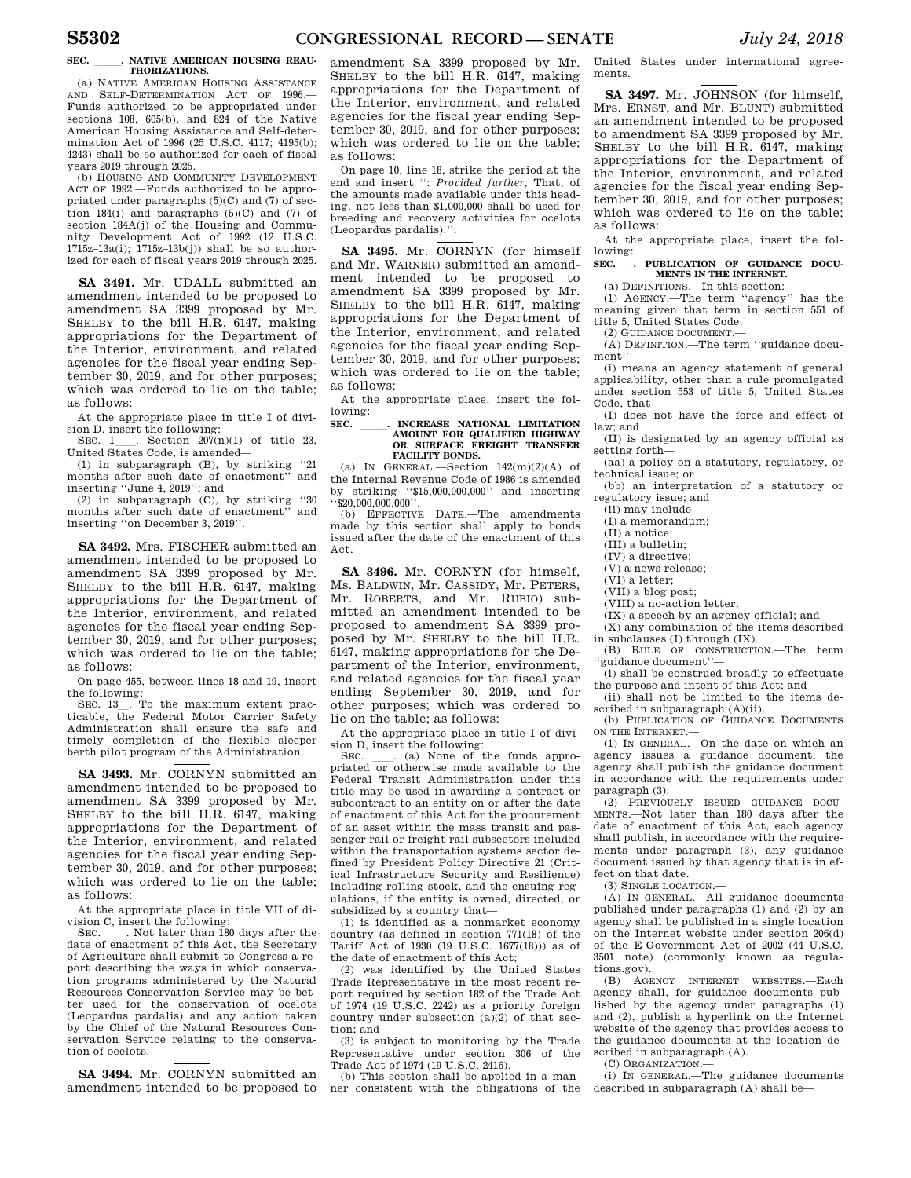**SEC. \_\_\_\_\_. NATIVE AMERICAN HOUSING REAUTHORIZATIONS.**

(a) NATIVE AMERICAN HOUSING ASSISTANCE AND SELF-DETERMINATION ACT OF 1996.—Funds authorized to be appropriated under sections 108, 605(b), and 824 of the Native American Housing Assistance and Self-determination Act of 1996 (25 U.S.C. 4117; 4195(b); 4243) shall be so authorized for each of fiscal years 2019 through 2025.

(b) HOUSING AND COMMUNITY DEVELOPMENT ACT OF 1992.—Funds authorized to be appropriated under paragraphs (5)(C) and (7) of section 184(i) and paragraphs (5)(C) and (7) of section 184A(j) of the Housing and Community Development Act of 1992 (12 U.S.C. 1715z–13a(i); 1715z–13b(j)) shall be so authorized for each of fiscal years 2019 through 2025.

---

**SA 3491.** Mr. UDALL submitted an amendment intended to be proposed to amendment SA 3399 proposed by Mr. SHELBY to the bill H.R. 6147, making appropriations for the Department of the Interior, environment, and related agencies for the fiscal year ending September 30, 2019, and for other purposes; which was ordered to lie on the table; as follows:

At the appropriate place in title I of division D, insert the following:

SEC. 1\_\_\_. Section 207(n)(1) of title 23, United States Code, is amended—

(1) in subparagraph (B), by striking ''21 months after such date of enactment'' and inserting ''June 4, 2019''; and

(2) in subparagraph (C), by striking ''30 months after such date of enactment'' and inserting ''on December 3, 2019''.

---

**SA 3492.** Mrs. FISCHER submitted an amendment intended to be proposed to amendment SA 3399 proposed by Mr. SHELBY to the bill H.R. 6147, making appropriations for the Department of the Interior, environment, and related agencies for the fiscal year ending September 30, 2019, and for other purposes; which was ordered to lie on the table; as follows:

On page 455, between lines 18 and 19, insert the following:

SEC. 13\_\_. To the maximum extent practicable, the Federal Motor Carrier Safety Administration shall ensure the safe and timely completion of the flexible sleeper berth pilot program of the Administration.

---

**SA 3493.** Mr. CORNYN submitted an amendment intended to be proposed to amendment SA 3399 proposed by Mr. SHELBY to the bill H.R. 6147, making appropriations for the Department of the Interior, environment, and related agencies for the fiscal year ending September 30, 2019, and for other purposes; which was ordered to lie on the table; as follows:

At the appropriate place in title VII of division C, insert the following:

SEC. \_\_\_\_. Not later than 180 days after the date of enactment of this Act, the Secretary of Agriculture shall submit to Congress a report describing the ways in which conservation programs administered by the Natural Resources Conservation Service may be better used for the conservation of ocelots (Leopardus pardalis) and any action taken by the Chief of the Natural Resources Conservation Service relating to the conservation of ocelots.

---

**SA 3494.** Mr. CORNYN submitted an amendment intended to be proposed to amendment SA 3399 proposed by Mr. SHELBY to the bill H.R. 6147, making appropriations for the Department of the Interior, environment, and related agencies for the fiscal year ending September 30, 2019, and for other purposes; which was ordered to lie on the table; as follows:

On page 10, line 18, strike the period at the end and insert '': *Provided further*, That, of the amounts made available under this heading, not less than $1,000,000 shall be used for breeding and recovery activities for ocelots (Leopardus pardalis).''.

---

**SA 3495.** Mr. CORNYN (for himself and Mr. WARNER) submitted an amendment intended to be proposed to amendment SA 3399 proposed by Mr. SHELBY to the bill H.R. 6147, making appropriations for the Department of the Interior, environment, and related agencies for the fiscal year ending September 30, 2019, and for other purposes; which was ordered to lie on the table; as follows:

At the appropriate place, insert the following:

**SEC. \_\_\_\_\_. INCREASE NATIONAL LIMITATION AMOUNT FOR QUALIFIED HIGHWAY OR SURFACE FREIGHT TRANSFER FACILITY BONDS.**

(a) IN GENERAL.—Section 142(m)(2)(A) of the Internal Revenue Code of 1986 is amended by striking ''$15,000,000,000'' and inserting ''$20,000,000,000''.

(b) EFFECTIVE DATE.—The amendments made by this section shall apply to bonds issued after the date of the enactment of this Act.

---

**SA 3496.** Mr. CORNYN (for himself, Ms. BALDWIN, Mr. CASSIDY, Mr. PETERS, Mr. ROBERTS, and Mr. RUBIO) submitted an amendment intended to be proposed to amendment SA 3399 proposed by Mr. SHELBY to the bill H.R. 6147, making appropriations for the Department of the Interior, environment, and related agencies for the fiscal year ending September 30, 2019, and for other purposes; which was ordered to lie on the table; as follows:

At the appropriate place in title I of division D, insert the following:

SEC. \_\_\_\_. (a) None of the funds appropriated or otherwise made available to the Federal Transit Administration under this title may be used in awarding a contract or subcontract to an entity on or after the date of enactment of this Act for the procurement of an asset within the mass transit and passenger rail or freight rail subsectors included within the transportation systems sector defined by President Policy Directive 21 (Critical Infrastructure Security and Resilience) including rolling stock, and the ensuing regulations, if the entity is owned, directed, or subsidized by a country that—

(1) is identified as a nonmarket economy country (as defined in section 771(18) of the Tariff Act of 1930 (19 U.S.C. 1677(18))) as of the date of enactment of this Act;

(2) was identified by the United States Trade Representative in the most recent report required by section 182 of the Trade Act of 1974 (19 U.S.C. 2242) as a priority foreign country under subsection (a)(2) of that section; and

(3) is subject to monitoring by the Trade Representative under section 306 of the Trade Act of 1974 (19 U.S.C. 2416).

(b) This section shall be applied in a manner consistent with the obligations of the United States under international agreements.

---

**SA 3497.** Mr. JOHNSON (for himself, Mrs. ERNST, and Mr. BLUNT) submitted an amendment intended to be proposed to amendment SA 3399 proposed by Mr. SHELBY to the bill H.R. 6147, making appropriations for the Department of the Interior, environment, and related agencies for the fiscal year ending September 30, 2019, and for other purposes; which was ordered to lie on the table; as follows:

At the appropriate place, insert the following:

**SEC. \_\_. PUBLICATION OF GUIDANCE DOCUMENTS IN THE INTERNET.**

(a) DEFINITIONS.—In this section:

(1) AGENCY.—The term ''agency'' has the meaning given that term in section 551 of title 5, United States Code.

(2) GUIDANCE DOCUMENT.—

(A) DEFINITION.—The term ''guidance document''—

(i) means an agency statement of general applicability, other than a rule promulgated under section 553 of title 5, United States Code, that—

(I) does not have the force and effect of law; and

(II) is designated by an agency official as setting forth—

(aa) a policy on a statutory, regulatory, or technical issue; or

(bb) an interpretation of a statutory or regulatory issue; and

(ii) may include—

(I) a memorandum;

(II) a notice;

(III) a bulletin;

(IV) a directive;

(V) a news release;

(VI) a letter;

(VII) a blog post;

(VIII) a no-action letter;

(IX) a speech by an agency official; and

(X) any combination of the items described in subclauses (I) through (IX).

(B) RULE OF CONSTRUCTION.—The term ''guidance document''—

(i) shall be construed broadly to effectuate the purpose and intent of this Act; and

(ii) shall not be limited to the items described in subparagraph (A)(ii).

(b) PUBLICATION OF GUIDANCE DOCUMENTS ON THE INTERNET.—

(1) IN GENERAL.—On the date on which an agency issues a guidance document, the agency shall publish the guidance document in accordance with the requirements under paragraph (3).

(2) PREVIOUSLY ISSUED GUIDANCE DOCUMENTS.—Not later than 180 days after the date of enactment of this Act, each agency shall publish, in accordance with the requirements under paragraph (3), any guidance document issued by that agency that is in effect on that date.

(3) SINGLE LOCATION.—

(A) IN GENERAL.—All guidance documents published under paragraphs (1) and (2) by an agency shall be published in a single location on the Internet website under section 206(d) of the E-Government Act of 2002 (44 U.S.C. 3501 note) (commonly known as regulations.gov).

(B) AGENCY INTERNET WEBSITES.—Each agency shall, for guidance documents published by the agency under paragraphs (1) and (2), publish a hyperlink on the Internet website of the agency that provides access to the guidance documents at the location described in subparagraph (A).

(C) ORGANIZATION.—

(i) IN GENERAL.—The guidance documents described in subparagraph (A) shall be—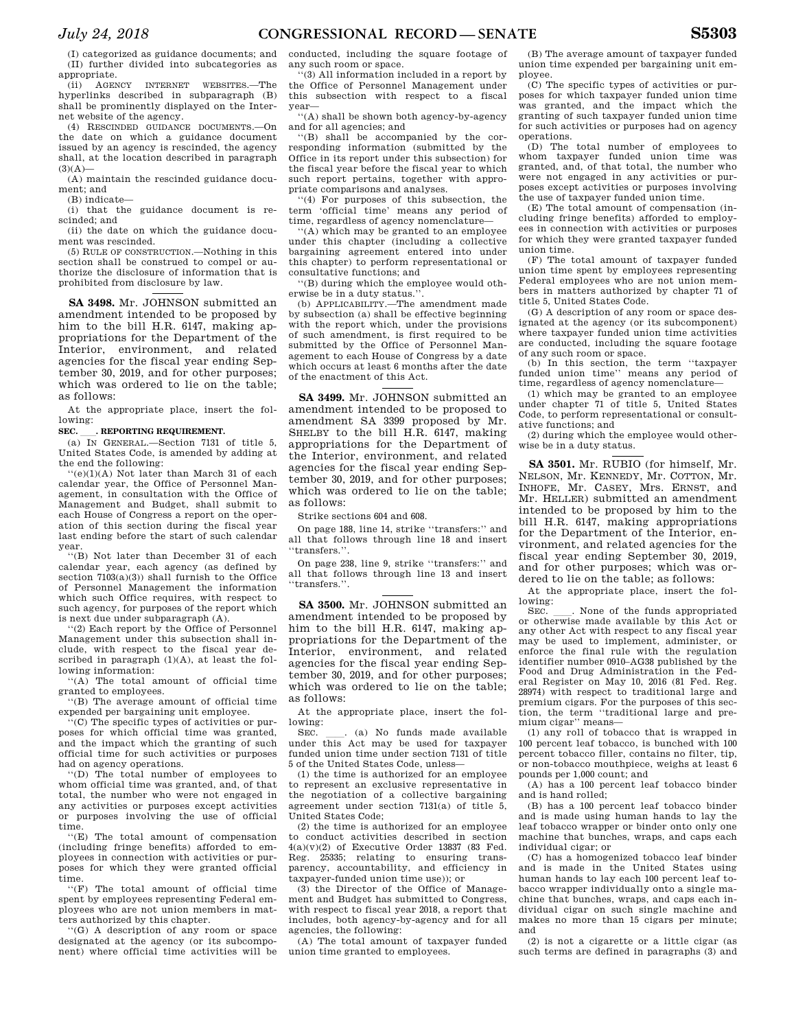(I) categorized as guidance documents; and

(II) further divided into subcategories as appropriate.

(ii) AGENCY INTERNET WEBSITES.—The hyperlinks described in subparagraph (B) shall be prominently displayed on the Internet website of the agency.

(4) RESCINDED GUIDANCE DOCUMENTS.—On the date on which a guidance document issued by an agency is rescinded, the agency shall, at the location described in paragraph (3)(A)—

(A) maintain the rescinded guidance document; and

(B) indicate—

(i) that the guidance document is rescinded; and

(ii) the date on which the guidance document was rescinded.

(5) RULE OF CONSTRUCTION.—Nothing in this section shall be construed to compel or authorize the disclosure of information that is prohibited from disclosure by law.

---

**SA 3498.** Mr. JOHNSON submitted an amendment intended to be proposed by him to the bill H.R. 6147, making appropriations for the Department of the Interior, environment, and related agencies for the fiscal year ending September 30, 2019, and for other purposes; which was ordered to lie on the table; as follows:

At the appropriate place, insert the following:

**SEC. \_\_\_. REPORTING REQUIREMENT.**

(a) IN GENERAL.—Section 7131 of title 5, United States Code, is amended by adding at the end the following:

"(e)(1)(A) Not later than March 31 of each calendar year, the Office of Personnel Management, in consultation with the Office of Management and Budget, shall submit to each House of Congress a report on the operation of this section during the fiscal year last ending before the start of such calendar year.

"(B) Not later than December 31 of each calendar year, each agency (as defined by section 7103(a)(3)) shall furnish to the Office of Personnel Management the information which such Office requires, with respect to such agency, for purposes of the report which is next due under subparagraph (A).

"(2) Each report by the Office of Personnel Management under this subsection shall include, with respect to the fiscal year described in paragraph (1)(A), at least the following information:

"(A) The total amount of official time granted to employees.

"(B) The average amount of official time expended per bargaining unit employee.

"(C) The specific types of activities or purposes for which official time was granted, and the impact which the granting of such official time for such activities or purposes had on agency operations.

"(D) The total number of employees to whom official time was granted, and, of that total, the number who were not engaged in any activities or purposes except activities or purposes involving the use of official time.

"(E) The total amount of compensation (including fringe benefits) afforded to employees in connection with activities or purposes for which they were granted official time.

"(F) The total amount of official time spent by employees representing Federal employees who are not union members in matters authorized by this chapter.

"(G) A description of any room or space designated at the agency (or its subcomponent) where official time activities will be conducted, including the square footage of any such room or space.

"(3) All information included in a report by the Office of Personnel Management under this subsection with respect to a fiscal year—

"(A) shall be shown both agency-by-agency and for all agencies; and

"(B) shall be accompanied by the corresponding information (submitted by the Office in its report under this subsection) for the fiscal year before the fiscal year to which such report pertains, together with appropriate comparisons and analyses.

"(4) For purposes of this subsection, the term 'official time' means any period of time, regardless of agency nomenclature—

"(A) which may be granted to an employee under this chapter (including a collective bargaining agreement entered into under this chapter) to perform representational or consultative functions; and

"(B) during which the employee would otherwise be in a duty status.".

(b) APPLICABILITY.—The amendment made by subsection (a) shall be effective beginning with the report which, under the provisions of such amendment, is first required to be submitted by the Office of Personnel Management to each House of Congress by a date which occurs at least 6 months after the date of the enactment of this Act.

---

**SA 3499.** Mr. JOHNSON submitted an amendment intended to be proposed to amendment SA 3399 proposed by Mr. SHELBY to the bill H.R. 6147, making appropriations for the Department of the Interior, environment, and related agencies for the fiscal year ending September 30, 2019, and for other purposes; which was ordered to lie on the table; as follows:

Strike sections 604 and 608.

On page 188, line 14, strike "transfers:" and all that follows through line 18 and insert "transfers.".

On page 238, line 9, strike "transfers:" and all that follows through line 13 and insert "transfers.".

---

**SA 3500.** Mr. JOHNSON submitted an amendment intended to be proposed by him to the bill H.R. 6147, making appropriations for the Department of the Interior, environment, and related agencies for the fiscal year ending September 30, 2019, and for other purposes; which was ordered to lie on the table; as follows:

At the appropriate place, insert the following:

SEC. \_\_\_\_. (a) No funds made available under this Act may be used for taxpayer funded union time under section 7131 of title 5 of the United States Code, unless—

(1) the time is authorized for an employee to represent an exclusive representative in the negotiation of a collective bargaining agreement under section 7131(a) of title 5, United States Code;

(2) the time is authorized for an employee to conduct activities described in section 4(a)(v)(2) of Executive Order 13837 (83 Fed. Reg. 25335; relating to ensuring transparency, accountability, and efficiency in taxpayer-funded union time use)); or

(3) the Director of the Office of Management and Budget has submitted to Congress, with respect to fiscal year 2018, a report that includes, both agency-by-agency and for all agencies, the following:

(A) The total amount of taxpayer funded union time granted to employees.

(B) The average amount of taxpayer funded union time expended per bargaining unit employee.

(C) The specific types of activities or purposes for which taxpayer funded union time was granted, and the impact which the granting of such taxpayer funded union time for such activities or purposes had on agency operations.

(D) The total number of employees to whom taxpayer funded union time was granted, and, of that total, the number who were not engaged in any activities or purposes except activities or purposes involving the use of taxpayer funded union time.

(E) The total amount of compensation (including fringe benefits) afforded to employees in connection with activities or purposes for which they were granted taxpayer funded union time.

(F) The total amount of taxpayer funded union time spent by employees representing Federal employees who are not union members in matters authorized by chapter 71 of title 5, United States Code.

(G) A description of any room or space designated at the agency (or its subcomponent) where taxpayer funded union time activities are conducted, including the square footage of any such room or space.

(b) In this section, the term "taxpayer funded union time" means any period of time, regardless of agency nomenclature—

(1) which may be granted to an employee under chapter 71 of title 5, United States Code, to perform representational or consultative functions; and

(2) during which the employee would otherwise be in a duty status.

---

**SA 3501.** Mr. RUBIO (for himself, Mr. NELSON, Mr. KENNEDY, Mr. COTTON, Mr. INHOFE, Mr. CASEY, Mrs. ERNST, and Mr. HELLER) submitted an amendment intended to be proposed by him to the bill H.R. 6147, making appropriations for the Department of the Interior, environment, and related agencies for the fiscal year ending September 30, 2019, and for other purposes; which was ordered to lie on the table; as follows:

At the appropriate place, insert the following:

SEC. \_\_\_\_. None of the funds appropriated or otherwise made available by this Act or any other Act with respect to any fiscal year may be used to implement, administer, or enforce the final rule with the regulation identifier number 0910–AG38 published by the Food and Drug Administration in the Federal Register on May 10, 2016 (81 Fed. Reg. 28974) with respect to traditional large and premium cigars. For the purposes of this section, the term "traditional large and premium cigar" means—

(1) any roll of tobacco that is wrapped in 100 percent leaf tobacco, is bunched with 100 percent tobacco filler, contains no filter, tip, or non-tobacco mouthpiece, weighs at least 6 pounds per 1,000 count; and

(A) has a 100 percent leaf tobacco binder and is hand rolled;

(B) has a 100 percent leaf tobacco binder and is made using human hands to lay the leaf tobacco wrapper or binder onto only one machine that bunches, wraps, and caps each individual cigar; or

(C) has a homogenized tobacco leaf binder and is made in the United States using human hands to lay each 100 percent leaf tobacco wrapper individually onto a single machine that bunches, wraps, and caps each individual cigar on such single machine and makes no more than 15 cigars per minute; and

(2) is not a cigarette or a little cigar (as such terms are defined in paragraphs (3) and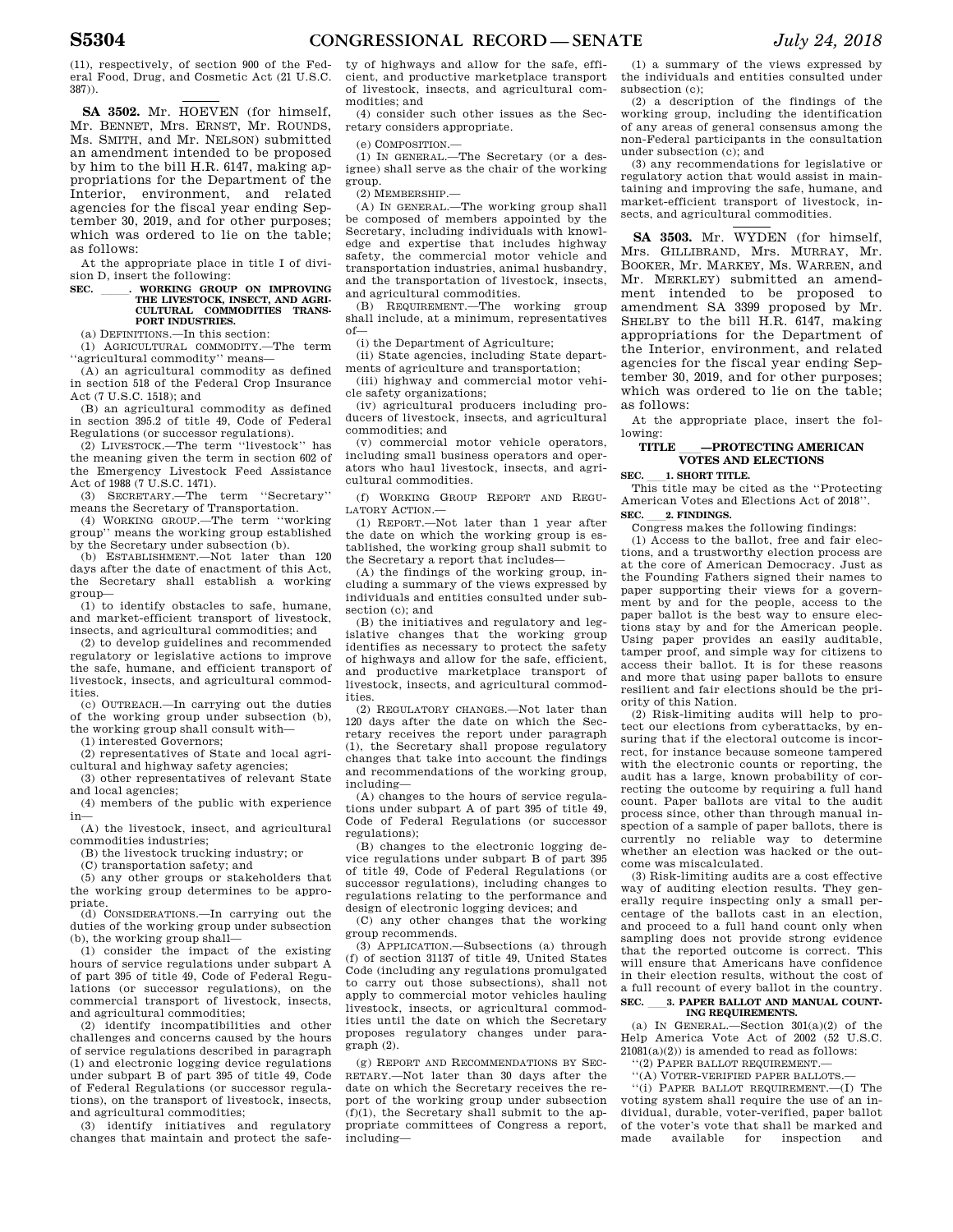(11), respectively, of section 900 of the Federal Food, Drug, and Cosmetic Act (21 U.S.C. 387)).

---

**SA 3502.** Mr. HOEVEN (for himself, Mr. BENNET, Mrs. ERNST, Mr. ROUNDS, Ms. SMITH, and Mr. NELSON) submitted an amendment intended to be proposed by him to the bill H.R. 6147, making appropriations for the Department of the Interior, environment, and related agencies for the fiscal year ending September 30, 2019, and for other purposes; which was ordered to lie on the table; as follows:

At the appropriate place in title I of division D, insert the following:

**SEC. \_\_\_\_\_. WORKING GROUP ON IMPROVING THE LIVESTOCK, INSECT, AND AGRICULTURAL COMMODITIES TRANSPORT INDUSTRIES.**

(a) DEFINITIONS.—In this section:

(1) AGRICULTURAL COMMODITY.—The term ''agricultural commodity'' means—

(A) an agricultural commodity as defined in section 518 of the Federal Crop Insurance Act (7 U.S.C. 1518); and

(B) an agricultural commodity as defined in section 395.2 of title 49, Code of Federal Regulations (or successor regulations).

(2) LIVESTOCK.—The term ''livestock'' has the meaning given the term in section 602 of the Emergency Livestock Feed Assistance Act of 1988 (7 U.S.C. 1471).

(3) SECRETARY.—The term ''Secretary'' means the Secretary of Transportation.

(4) WORKING GROUP.—The term ''working group'' means the working group established by the Secretary under subsection (b).

(b) ESTABLISHMENT.—Not later than 120 days after the date of enactment of this Act, the Secretary shall establish a working group—

(1) to identify obstacles to safe, humane, and market-efficient transport of livestock, insects, and agricultural commodities; and

(2) to develop guidelines and recommended regulatory or legislative actions to improve the safe, humane, and efficient transport of livestock, insects, and agricultural commodities.

(c) OUTREACH.—In carrying out the duties of the working group under subsection (b), the working group shall consult with—

(1) interested Governors;

(2) representatives of State and local agricultural and highway safety agencies;

(3) other representatives of relevant State and local agencies;

(4) members of the public with experience in—

(A) the livestock, insect, and agricultural commodities industries;

(B) the livestock trucking industry; or

(C) transportation safety; and

(5) any other groups or stakeholders that the working group determines to be appropriate.

(d) CONSIDERATIONS.—In carrying out the duties of the working group under subsection (b), the working group shall—

(1) consider the impact of the existing hours of service regulations under subpart A of part 395 of title 49, Code of Federal Regulations (or successor regulations), on the commercial transport of livestock, insects, and agricultural commodities;

(2) identify incompatibilities and other challenges and concerns caused by the hours of service regulations described in paragraph (1) and electronic logging device regulations under subpart B of part 395 of title 49, Code of Federal Regulations (or successor regulations), on the transport of livestock, insects, and agricultural commodities;

(3) identify initiatives and regulatory changes that maintain and protect the safety of highways and allow for the safe, efficient, and productive marketplace transport of livestock, insects, and agricultural commodities; and

(4) consider such other issues as the Secretary considers appropriate.

(e) COMPOSITION.—

(1) IN GENERAL.—The Secretary (or a designee) shall serve as the chair of the working group.

(2) MEMBERSHIP.—

(A) IN GENERAL.—The working group shall be composed of members appointed by the Secretary, including individuals with knowledge and expertise that includes highway safety, the commercial motor vehicle and transportation industries, animal husbandry, and the transportation of livestock, insects, and agricultural commodities.

(B) REQUIREMENT.—The working group shall include, at a minimum, representatives of—

(i) the Department of Agriculture;

(ii) State agencies, including State departments of agriculture and transportation;

(iii) highway and commercial motor vehicle safety organizations;

(iv) agricultural producers including producers of livestock, insects, and agricultural commodities; and

(v) commercial motor vehicle operators, including small business operators and operators who haul livestock, insects, and agricultural commodities.

(f) WORKING GROUP REPORT AND REGULATORY ACTION.—

(1) REPORT.—Not later than 1 year after the date on which the working group is established, the working group shall submit to the Secretary a report that includes—

(A) the findings of the working group, including a summary of the views expressed by individuals and entities consulted under subsection (c); and

(B) the initiatives and regulatory and legislative changes that the working group identifies as necessary to protect the safety of highways and allow for the safe, efficient, and productive marketplace transport of livestock, insects, and agricultural commodities.

(2) REGULATORY CHANGES.—Not later than 120 days after the date on which the Secretary receives the report under paragraph (1), the Secretary shall propose regulatory changes that take into account the findings and recommendations of the working group, including—

(A) changes to the hours of service regulations under subpart A of part 395 of title 49, Code of Federal Regulations (or successor regulations);

(B) changes to the electronic logging device regulations under subpart B of part 395 of title 49, Code of Federal Regulations (or successor regulations), including changes to regulations relating to the performance and design of electronic logging devices; and

(C) any other changes that the working group recommends.

(3) APPLICATION.—Subsections (a) through (f) of section 31137 of title 49, United States Code (including any regulations promulgated to carry out those subsections), shall not apply to commercial motor vehicles hauling livestock, insects, or agricultural commodities until the date on which the Secretary proposes regulatory changes under paragraph (2).

(g) REPORT AND RECOMMENDATIONS BY SECRETARY.—Not later than 30 days after the date on which the Secretary receives the report of the working group under subsection (f)(1), the Secretary shall submit to the appropriate committees of Congress a report, including—

(1) a summary of the views expressed by the individuals and entities consulted under subsection (c);

(2) a description of the findings of the working group, including the identification of any areas of general consensus among the non-Federal participants in the consultation under subsection (c); and

(3) any recommendations for legislative or regulatory action that would assist in maintaining and improving the safe, humane, and market-efficient transport of livestock, insects, and agricultural commodities.

---

**SA 3503.** Mr. WYDEN (for himself, Mrs. GILLIBRAND, Mrs. MURRAY, Mr. BOOKER, Mr. MARKEY, Ms. WARREN, and Mr. MERKLEY) submitted an amendment intended to be proposed to amendment SA 3399 proposed by Mr. SHELBY to the bill H.R. 6147, making appropriations for the Department of the Interior, environment, and related agencies for the fiscal year ending September 30, 2019, and for other purposes; which was ordered to lie on the table; as follows:

At the appropriate place, insert the following:

**TITLE \_\_\_\_—PROTECTING AMERICAN VOTES AND ELECTIONS**

**SEC. \_\_\_1. SHORT TITLE.**

This title may be cited as the ''Protecting American Votes and Elections Act of 2018''.

**SEC. \_\_\_2. FINDINGS.**

Congress makes the following findings:

(1) Access to the ballot, free and fair elections, and a trustworthy election process are at the core of American Democracy. Just as the Founding Fathers signed their names to paper supporting their views for a government by and for the people, access to the paper ballot is the best way to ensure elections stay by and for the American people. Using paper provides an easily auditable, tamper proof, and simple way for citizens to access their ballot. It is for these reasons and more that using paper ballots to ensure resilient and fair elections should be the priority of this Nation.

(2) Risk-limiting audits will help to protect our elections from cyberattacks, by ensuring that if the electoral outcome is incorrect, for instance because someone tampered with the electronic counts or reporting, the audit has a large, known probability of correcting the outcome by requiring a full hand count. Paper ballots are vital to the audit process since, other than through manual inspection of a sample of paper ballots, there is currently no reliable way to determine whether an election was hacked or the outcome was miscalculated.

(3) Risk-limiting audits are a cost effective way of auditing election results. They generally require inspecting only a small percentage of the ballots cast in an election, and proceed to a full hand count only when sampling does not provide strong evidence that the reported outcome is correct. This will ensure that Americans have confidence in their election results, without the cost of a full recount of every ballot in the country.

**SEC. \_\_\_3. PAPER BALLOT AND MANUAL COUNTING REQUIREMENTS.**

(a) IN GENERAL.—Section 301(a)(2) of the Help America Vote Act of 2002 (52 U.S.C. 21081(a)(2)) is amended to read as follows:

''(2) PAPER BALLOT REQUIREMENT.—

''(A) VOTER-VERIFIED PAPER BALLOTS.—

''(i) PAPER BALLOT REQUIREMENT.—(I) The voting system shall require the use of an individual, durable, voter-verified, paper ballot of the voter's vote that shall be marked and made available for inspection and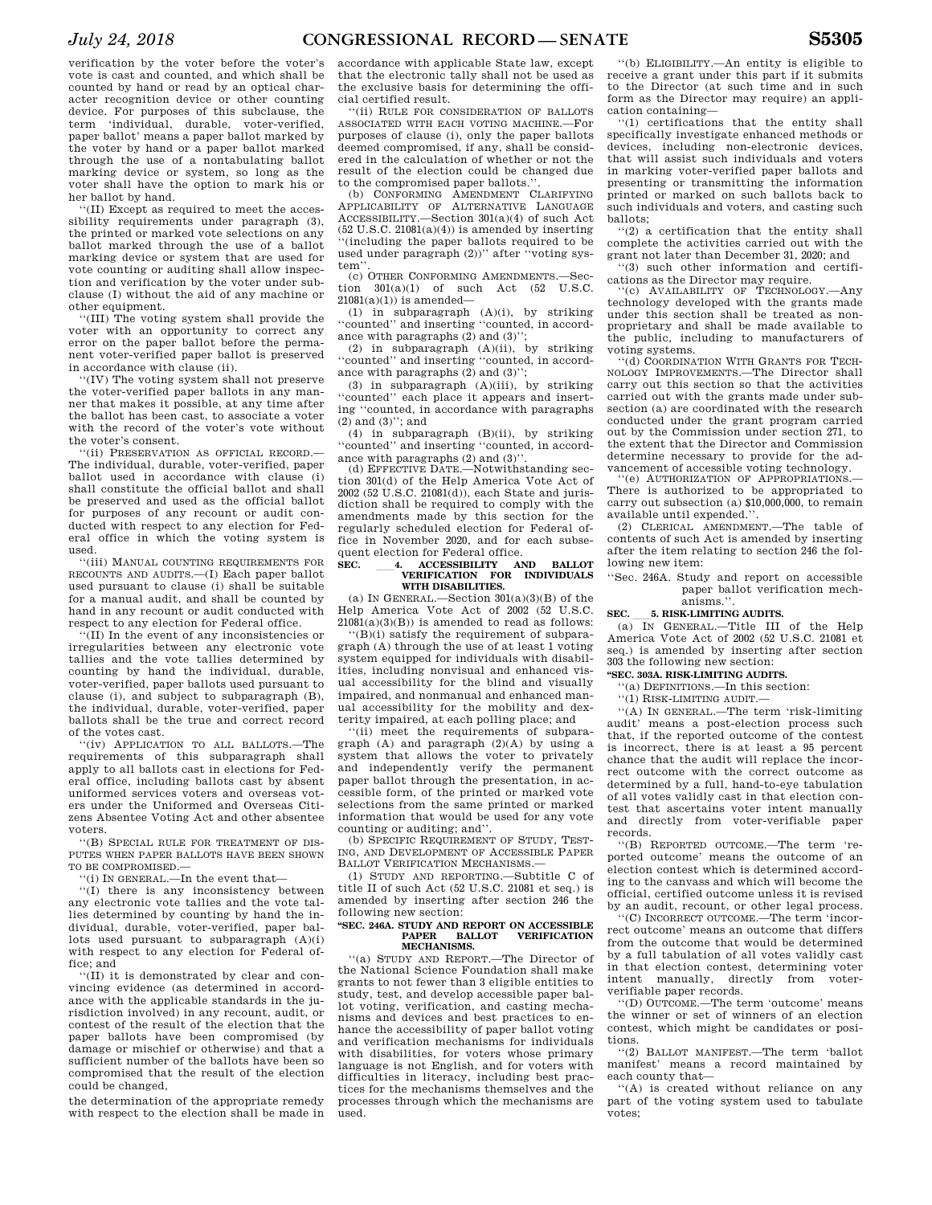verification by the voter before the voter's vote is cast and counted, and which shall be counted by hand or read by an optical character recognition device or other counting device. For purposes of this subclause, the term 'individual, durable, voter-verified, paper ballot' means a paper ballot marked by the voter by hand or a paper ballot marked through the use of a nontabulating ballot marking device or system, so long as the voter shall have the option to mark his or her ballot by hand.

''(II) Except as required to meet the accessibility requirements under paragraph (3), the printed or marked vote selections on any ballot marked through the use of a ballot marking device or system that are used for vote counting or auditing shall allow inspection and verification by the voter under subclause (I) without the aid of any machine or other equipment.

''(III) The voting system shall provide the voter with an opportunity to correct any error on the paper ballot before the permanent voter-verified paper ballot is preserved in accordance with clause (ii).

''(IV) The voting system shall not preserve the voter-verified paper ballots in any manner that makes it possible, at any time after the ballot has been cast, to associate a voter with the record of the voter's vote without the voter's consent.

''(ii) PRESERVATION AS OFFICIAL RECORD.—The individual, durable, voter-verified, paper ballot used in accordance with clause (i) shall constitute the official ballot and shall be preserved and used as the official ballot for purposes of any recount or audit conducted with respect to any election for Federal office in which the voting system is used.

''(iii) MANUAL COUNTING REQUIREMENTS FOR RECOUNTS AND AUDITS.—(I) Each paper ballot used pursuant to clause (i) shall be suitable for a manual audit, and shall be counted by hand in any recount or audit conducted with respect to any election for Federal office.

''(II) In the event of any inconsistencies or irregularities between any electronic vote tallies and the vote tallies determined by counting by hand the individual, durable, voter-verified, paper ballots used pursuant to clause (i), and subject to subparagraph (B), the individual, durable, voter-verified, paper ballots shall be the true and correct record of the votes cast.

''(iv) APPLICATION TO ALL BALLOTS.—The requirements of this subparagraph shall apply to all ballots cast in elections for Federal office, including ballots cast by absent uniformed services voters and overseas voters under the Uniformed and Overseas Citizens Absentee Voting Act and other absentee voters.

''(B) SPECIAL RULE FOR TREATMENT OF DISPUTES WHEN PAPER BALLOTS HAVE BEEN SHOWN TO BE COMPROMISED.—

''(i) IN GENERAL.—In the event that—

''(I) there is any inconsistency between any electronic vote tallies and the vote tallies determined by counting by hand the individual, durable, voter-verified, paper ballots used pursuant to subparagraph (A)(i) with respect to any election for Federal office; and

''(II) it is demonstrated by clear and convincing evidence (as determined in accordance with the applicable standards in the jurisdiction involved) in any recount, audit, or contest of the result of the election that the paper ballots have been compromised (by damage or mischief or otherwise) and that a sufficient number of the ballots have been so compromised that the result of the election could be changed,

the determination of the appropriate remedy with respect to the election shall be made in accordance with applicable State law, except that the electronic tally shall not be used as the exclusive basis for determining the official certified result.

''(ii) RULE FOR CONSIDERATION OF BALLOTS ASSOCIATED WITH EACH VOTING MACHINE.—For purposes of clause (i), only the paper ballots deemed compromised, if any, shall be considered in the calculation of whether or not the result of the election could be changed due to the compromised paper ballots.''.

(b) CONFORMING AMENDMENT CLARIFYING APPLICABILITY OF ALTERNATIVE LANGUAGE ACCESSIBILITY.—Section 301(a)(4) of such Act (52 U.S.C. 21081(a)(4)) is amended by inserting ''(including the paper ballots required to be used under paragraph (2))'' after ''voting system''.

(c) OTHER CONFORMING AMENDMENTS.—Section 301(a)(1) of such Act (52 U.S.C. 21081(a)(1)) is amended—

(1) in subparagraph (A)(i), by striking ''counted'' and inserting ''counted, in accordance with paragraphs (2) and (3)'';

(2) in subparagraph (A)(ii), by striking ''counted'' and inserting ''counted, in accordance with paragraphs (2) and (3)'';

(3) in subparagraph (A)(iii), by striking ''counted'' each place it appears and inserting ''counted, in accordance with paragraphs (2) and (3)''; and

(4) in subparagraph (B)(ii), by striking ''counted'' and inserting ''counted, in accordance with paragraphs (2) and (3)''.

(d) EFFECTIVE DATE.—Notwithstanding section 301(d) of the Help America Vote Act of 2002 (52 U.S.C. 21081(d)), each State and jurisdiction shall be required to comply with the amendments made by this section for the regularly scheduled election for Federal office in November 2020, and for each subsequent election for Federal office.

**SEC. ___4. ACCESSIBILITY AND BALLOT VERIFICATION FOR INDIVIDUALS WITH DISABILITIES.**

(a) IN GENERAL.—Section 301(a)(3)(B) of the Help America Vote Act of 2002 (52 U.S.C. 21081(a)(3)(B)) is amended to read as follows:

''(B)(i) satisfy the requirement of subparagraph (A) through the use of at least 1 voting system equipped for individuals with disabilities, including nonvisual and enhanced visual accessibility for the blind and visually impaired, and nonmanual and enhanced manual accessibility for the mobility and dexterity impaired, at each polling place; and

''(ii) meet the requirements of subparagraph (A) and paragraph (2)(A) by using a system that allows the voter to privately and independently verify the permanent paper ballot through the presentation, in accessible form, of the printed or marked vote selections from the same printed or marked information that would be used for any vote counting or auditing; and''.

(b) SPECIFIC REQUIREMENT OF STUDY, TESTING, AND DEVELOPMENT OF ACCESSIBLE PAPER BALLOT VERIFICATION MECHANISMS.—

(1) STUDY AND REPORTING.—Subtitle C of title II of such Act (52 U.S.C. 21081 et seq.) is amended by inserting after section 246 the following new section:

**''SEC. 246A. STUDY AND REPORT ON ACCESSIBLE PAPER BALLOT VERIFICATION MECHANISMS.**

''(a) STUDY AND REPORT.—The Director of the National Science Foundation shall make grants to not fewer than 3 eligible entities to study, test, and develop accessible paper ballot voting, verification, and casting mechanisms and devices and best practices to enhance the accessibility of paper ballot voting and verification mechanisms for individuals with disabilities, for voters whose primary language is not English, and for voters with difficulties in literacy, including best practices for the mechanisms themselves and the processes through which the mechanisms are used.

''(b) ELIGIBILITY.—An entity is eligible to receive a grant under this part if it submits to the Director (at such time and in such form as the Director may require) an application containing—

''(1) certifications that the entity shall specifically investigate enhanced methods or devices, including non-electronic devices, that will assist such individuals and voters in marking voter-verified paper ballots and presenting or transmitting the information printed or marked on such ballots back to such individuals and voters, and casting such ballots;

''(2) a certification that the entity shall complete the activities carried out with the grant not later than December 31, 2020; and

''(3) such other information and certifications as the Director may require.

''(c) AVAILABILITY OF TECHNOLOGY.—Any technology developed with the grants made under this section shall be treated as non-proprietary and shall be made available to the public, including to manufacturers of voting systems.

''(d) COORDINATION WITH GRANTS FOR TECHNOLOGY IMPROVEMENTS.—The Director shall carry out this section so that the activities carried out with the grants made under subsection (a) are coordinated with the research conducted under the grant program carried out by the Commission under section 271, to the extent that the Director and Commission determine necessary to provide for the advancement of accessible voting technology.

''(e) AUTHORIZATION OF APPROPRIATIONS.—There is authorized to be appropriated to carry out subsection (a) $10,000,000, to remain available until expended.''.

(2) CLERICAL AMENDMENT.—The table of contents of such Act is amended by inserting after the item relating to section 246 the following new item:

''Sec. 246A. Study and report on accessible paper ballot verification mechanisms.''.

**SEC. ___5. RISK-LIMITING AUDITS.**

(a) IN GENERAL.—Title III of the Help America Vote Act of 2002 (52 U.S.C. 21081 et seq.) is amended by inserting after section 303 the following new section:

**''SEC. 303A. RISK-LIMITING AUDITS.**

''(a) DEFINITIONS.—In this section:

''(1) RISK-LIMITING AUDIT.—

''(A) IN GENERAL.—The term 'risk-limiting audit' means a post-election process such that, if the reported outcome of the contest is incorrect, there is at least a 95 percent chance that the audit will replace the incorrect outcome with the correct outcome as determined by a full, hand-to-eye tabulation of all votes validly cast in that election contest that ascertains voter intent manually and directly from voter-verifiable paper records.

''(B) REPORTED OUTCOME.—The term 'reported outcome' means the outcome of an election contest which is determined according to the canvass and which will become the official, certified outcome unless it is revised by an audit, recount, or other legal process.

''(C) INCORRECT OUTCOME.—The term 'incorrect outcome' means an outcome that differs from the outcome that would be determined by a full tabulation of all votes validly cast in that election contest, determining voter intent manually, directly from voter-verifiable paper records.

''(D) OUTCOME.—The term 'outcome' means the winner or set of winners of an election contest, which might be candidates or positions.

''(2) BALLOT MANIFEST.—The term 'ballot manifest' means a record maintained by each county that—

''(A) is created without reliance on any part of the voting system used to tabulate votes;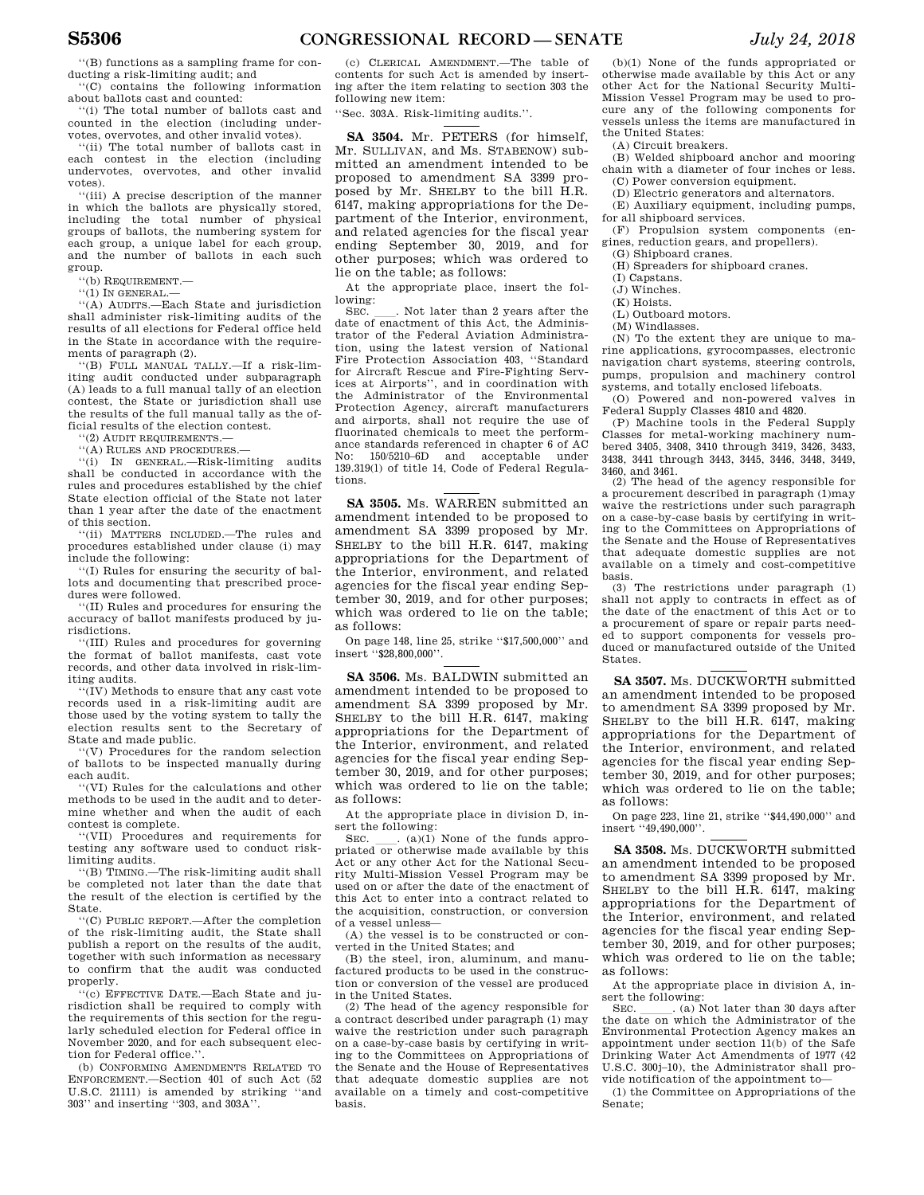"(B) functions as a sampling frame for conducting a risk-limiting audit; and

"(C) contains the following information about ballots cast and counted:

"(i) The total number of ballots cast and counted in the election (including undervotes, overvotes, and other invalid votes).

"(ii) The total number of ballots cast in each contest in the election (including undervotes, overvotes, and other invalid votes).

"(iii) A precise description of the manner in which the ballots are physically stored, including the total number of physical groups of ballots, the numbering system for each group, a unique label for each group, and the number of ballots in each such group.

"(b) REQUIREMENT.—

"(1) IN GENERAL.—

"(A) AUDITS.—Each State and jurisdiction shall administer risk-limiting audits of the results of all elections for Federal office held in the State in accordance with the requirements of paragraph (2).

"(B) FULL MANUAL TALLY.—If a risk-limiting audit conducted under subparagraph (A) leads to a full manual tally of an election contest, the State or jurisdiction shall use the results of the full manual tally as the official results of the election contest.

"(2) AUDIT REQUIREMENTS.—

"(A) RULES AND PROCEDURES.—

"(i) IN GENERAL.—Risk-limiting audits shall be conducted in accordance with the rules and procedures established by the chief State election official of the State not later than 1 year after the date of the enactment of this section.

"(ii) MATTERS INCLUDED.—The rules and procedures established under clause (i) may include the following:

"(I) Rules for ensuring the security of ballots and documenting that prescribed procedures were followed.

"(II) Rules and procedures for ensuring the accuracy of ballot manifests produced by jurisdictions.

"(III) Rules and procedures for governing the format of ballot manifests, cast vote records, and other data involved in risk-limiting audits.

"(IV) Methods to ensure that any cast vote records used in a risk-limiting audit are those used by the voting system to tally the election results sent to the Secretary of State and made public.

"(V) Procedures for the random selection of ballots to be inspected manually during each audit.

"(VI) Rules for the calculations and other methods to be used in the audit and to determine whether and when the audit of each contest is complete.

"(VII) Procedures and requirements for testing any software used to conduct risk-limiting audits.

"(B) TIMING.—The risk-limiting audit shall be completed not later than the date that the result of the election is certified by the State.

"(C) PUBLIC REPORT.—After the completion of the risk-limiting audit, the State shall publish a report on the results of the audit, together with such information as necessary to confirm that the audit was conducted properly.

"(c) EFFECTIVE DATE.—Each State and jurisdiction shall be required to comply with the requirements of this section for the regularly scheduled election for Federal office in November 2020, and for each subsequent election for Federal office.".

(b) CONFORMING AMENDMENTS RELATED TO ENFORCEMENT.—Section 401 of such Act (52 U.S.C. 21111) is amended by striking "and 303" and inserting "303, and 303A".

(c) CLERICAL AMENDMENT.—The table of contents for such Act is amended by inserting after the item relating to section 303 the following new item:

"Sec. 303A. Risk-limiting audits.".

---

**SA 3504.** Mr. PETERS (for himself, Mr. SULLIVAN, and Ms. STABENOW) submitted an amendment intended to be proposed to amendment SA 3399 proposed by Mr. SHELBY to the bill H.R. 6147, making appropriations for the Department of the Interior, environment, and related agencies for the fiscal year ending September 30, 2019, and for other purposes; which was ordered to lie on the table; as follows:

At the appropriate place, insert the following:

SEC. \_\_\_\_. Not later than 2 years after the date of enactment of this Act, the Administrator of the Federal Aviation Administration, using the latest version of National Fire Protection Association 403, "Standard for Aircraft Rescue and Fire-Fighting Services at Airports", and in coordination with the Administrator of the Environmental Protection Agency, aircraft manufacturers and airports, shall not require the use of fluorinated chemicals to meet the performance standards referenced in chapter 6 of AC No: 150/5210–6D and acceptable under 139.319(l) of title 14, Code of Federal Regulations.

---

**SA 3505.** Ms. WARREN submitted an amendment intended to be proposed to amendment SA 3399 proposed by Mr. SHELBY to the bill H.R. 6147, making appropriations for the Department of the Interior, environment, and related agencies for the fiscal year ending September 30, 2019, and for other purposes; which was ordered to lie on the table; as follows:

On page 148, line 25, strike "$17,500,000" and insert "$28,800,000".

---

**SA 3506.** Ms. BALDWIN submitted an amendment intended to be proposed to amendment SA 3399 proposed by Mr. SHELBY to the bill H.R. 6147, making appropriations for the Department of the Interior, environment, and related agencies for the fiscal year ending September 30, 2019, and for other purposes; which was ordered to lie on the table; as follows:

At the appropriate place in division D, insert the following:

SEC. \_\_\_\_. (a)(1) None of the funds appropriated or otherwise made available by this Act or any other Act for the National Security Multi-Mission Vessel Program may be used on or after the date of the enactment of this Act to enter into a contract related to the acquisition, construction, or conversion of a vessel unless—

(A) the vessel is to be constructed or converted in the United States; and

(B) the steel, iron, aluminum, and manufactured products to be used in the construction or conversion of the vessel are produced in the United States.

(2) The head of the agency responsible for a contract described under paragraph (1) may waive the restriction under such paragraph on a case-by-case basis by certifying in writing to the Committees on Appropriations of the Senate and the House of Representatives that adequate domestic supplies are not available on a timely and cost-competitive basis.

(b)(1) None of the funds appropriated or otherwise made available by this Act or any other Act for the National Security Multi-Mission Vessel Program may be used to procure any of the following components for vessels unless the items are manufactured in the United States:

(A) Circuit breakers.

(B) Welded shipboard anchor and mooring chain with a diameter of four inches or less.

(C) Power conversion equipment.

(D) Electric generators and alternators.

(E) Auxiliary equipment, including pumps, for all shipboard services.

(F) Propulsion system components (engines, reduction gears, and propellers).

(G) Shipboard cranes.

(H) Spreaders for shipboard cranes.

(I) Capstans.

(J) Winches.

(K) Hoists.

(L) Outboard motors.

(M) Windlasses.

(N) To the extent they are unique to marine applications, gyrocompasses, electronic navigation chart systems, steering controls, pumps, propulsion and machinery control systems, and totally enclosed lifeboats.

(O) Powered and non-powered valves in Federal Supply Classes 4810 and 4820.

(P) Machine tools in the Federal Supply Classes for metal-working machinery numbered 3405, 3408, 3410 through 3419, 3426, 3433, 3438, 3441 through 3443, 3445, 3446, 3448, 3449, 3460, and 3461.

(2) The head of the agency responsible for a procurement described in paragraph (1)may waive the restrictions under such paragraph on a case-by-case basis by certifying in writing to the Committees on Appropriations of the Senate and the House of Representatives that adequate domestic supplies are not available on a timely and cost-competitive basis.

(3) The restrictions under paragraph (1) shall not apply to contracts in effect as of the date of the enactment of this Act or to a procurement of spare or repair parts needed to support components for vessels produced or manufactured outside of the United States.

---

**SA 3507.** Ms. DUCKWORTH submitted an amendment intended to be proposed to amendment SA 3399 proposed by Mr. SHELBY to the bill H.R. 6147, making appropriations for the Department of the Interior, environment, and related agencies for the fiscal year ending September 30, 2019, and for other purposes; which was ordered to lie on the table; as follows:

On page 223, line 21, strike "$44,490,000" and insert "49,490,000".

---

**SA 3508.** Ms. DUCKWORTH submitted an amendment intended to be proposed to amendment SA 3399 proposed by Mr. SHELBY to the bill H.R. 6147, making appropriations for the Department of the Interior, environment, and related agencies for the fiscal year ending September 30, 2019, and for other purposes; which was ordered to lie on the table; as follows:

At the appropriate place in division A, insert the following:

SEC. \_\_\_\_\_. (a) Not later than 30 days after the date on which the Administrator of the Environmental Protection Agency makes an appointment under section 11(b) of the Safe Drinking Water Act Amendments of 1977 (42 U.S.C. 300j–10), the Administrator shall provide notification of the appointment to—

(1) the Committee on Appropriations of the Senate;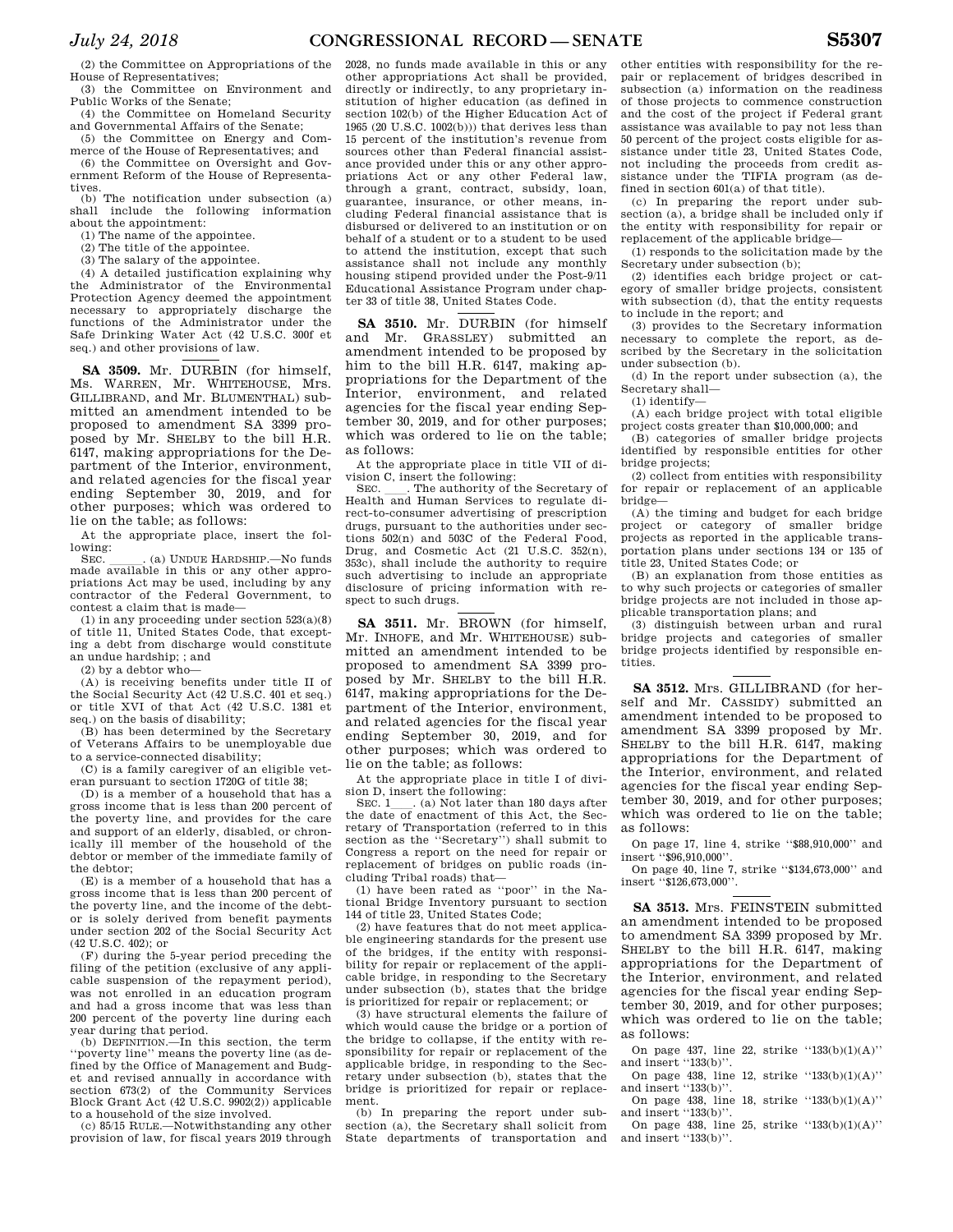(2) the Committee on Appropriations of the House of Representatives;

(3) the Committee on Environment and Public Works of the Senate;

(4) the Committee on Homeland Security and Governmental Affairs of the Senate;

(5) the Committee on Energy and Commerce of the House of Representatives; and

(6) the Committee on Oversight and Government Reform of the House of Representatives.

(b) The notification under subsection (a) shall include the following information about the appointment:

(1) The name of the appointee.

(2) The title of the appointee.

(3) The salary of the appointee.

(4) A detailed justification explaining why the Administrator of the Environmental Protection Agency deemed the appointment necessary to appropriately discharge the functions of the Administrator under the Safe Drinking Water Act (42 U.S.C. 300f et seq.) and other provisions of law.

---

**SA 3509.** Mr. DURBIN (for himself, Ms. WARREN, Mr. WHITEHOUSE, Mrs. GILLIBRAND, and Mr. BLUMENTHAL) submitted an amendment intended to be proposed to amendment SA 3399 proposed by Mr. SHELBY to the bill H.R. 6147, making appropriations for the Department of the Interior, environment, and related agencies for the fiscal year ending September 30, 2019, and for other purposes; which was ordered to lie on the table; as follows:

At the appropriate place, insert the following:

SEC. \_\_\_\_\_\_. (a) UNDUE HARDSHIP.—No funds made available in this or any other appropriations Act may be used, including by any contractor of the Federal Government, to contest a claim that is made—

(1) in any proceeding under section 523(a)(8) of title 11, United States Code, that excepting a debt from discharge would constitute an undue hardship; ; and

(2) by a debtor who—

(A) is receiving benefits under title II of the Social Security Act (42 U.S.C. 401 et seq.) or title XVI of that Act (42 U.S.C. 1381 et seq.) on the basis of disability;

(B) has been determined by the Secretary of Veterans Affairs to be unemployable due to a service-connected disability;

(C) is a family caregiver of an eligible veteran pursuant to section 1720G of title 38;

(D) is a member of a household that has a gross income that is less than 200 percent of the poverty line, and provides for the care and support of an elderly, disabled, or chronically ill member of the household of the debtor or member of the immediate family of the debtor;

(E) is a member of a household that has a gross income that is less than 200 percent of the poverty line, and the income of the debtor is solely derived from benefit payments under section 202 of the Social Security Act (42 U.S.C. 402); or

(F) during the 5-year period preceding the filing of the petition (exclusive of any applicable suspension of the repayment period), was not enrolled in an education program and had a gross income that was less than 200 percent of the poverty line during each year during that period.

(b) DEFINITION.—In this section, the term ''poverty line'' means the poverty line (as defined by the Office of Management and Budget and revised annually in accordance with section 673(2) of the Community Services Block Grant Act (42 U.S.C. 9902(2)) applicable to a household of the size involved.

(c) 85/15 RULE.—Notwithstanding any other provision of law, for fiscal years 2019 through 2028, no funds made available in this or any other appropriations Act shall be provided, directly or indirectly, to any proprietary institution of higher education (as defined in section 102(b) of the Higher Education Act of 1965 (20 U.S.C. 1002(b))) that derives less than 15 percent of the institution's revenue from sources other than Federal financial assistance provided under this or any other appropriations Act or any other Federal law, through a grant, contract, subsidy, loan, guarantee, insurance, or other means, including Federal financial assistance that is disbursed or delivered to an institution or on behalf of a student or to a student to be used to attend the institution, except that such assistance shall not include any monthly housing stipend provided under the Post-9/11 Educational Assistance Program under chapter 33 of title 38, United States Code.

---

**SA 3510.** Mr. DURBIN (for himself and Mr. GRASSLEY) submitted an amendment intended to be proposed by him to the bill H.R. 6147, making appropriations for the Department of the Interior, environment, and related agencies for the fiscal year ending September 30, 2019, and for other purposes; which was ordered to lie on the table; as follows:

At the appropriate place in title VII of division C, insert the following:

SEC. \_\_\_\_. The authority of the Secretary of Health and Human Services to regulate direct-to-consumer advertising of prescription drugs, pursuant to the authorities under sections 502(n) and 503C of the Federal Food, Drug, and Cosmetic Act (21 U.S.C. 352(n), 353c), shall include the authority to require such advertising to include an appropriate disclosure of pricing information with respect to such drugs.

---

**SA 3511.** Mr. BROWN (for himself, Mr. INHOFE, and Mr. WHITEHOUSE) submitted an amendment intended to be proposed to amendment SA 3399 proposed by Mr. SHELBY to the bill H.R. 6147, making appropriations for the Department of the Interior, environment, and related agencies for the fiscal year ending September 30, 2019, and for other purposes; which was ordered to lie on the table; as follows:

At the appropriate place in title I of division D, insert the following:

SEC. 1\_\_\_\_. (a) Not later than 180 days after the date of enactment of this Act, the Secretary of Transportation (referred to in this section as the ''Secretary'') shall submit to Congress a report on the need for repair or replacement of bridges on public roads (including Tribal roads) that—

(1) have been rated as ''poor'' in the National Bridge Inventory pursuant to section 144 of title 23, United States Code;

(2) have features that do not meet applicable engineering standards for the present use of the bridges, if the entity with responsibility for repair or replacement of the applicable bridge, in responding to the Secretary under subsection (b), states that the bridge is prioritized for repair or replacement; or

(3) have structural elements the failure of which would cause the bridge or a portion of the bridge to collapse, if the entity with responsibility for repair or replacement of the applicable bridge, in responding to the Secretary under subsection (b), states that the bridge is prioritized for repair or replacement.

(b) In preparing the report under subsection (a), the Secretary shall solicit from State departments of transportation and other entities with responsibility for the repair or replacement of bridges described in subsection (a) information on the readiness of those projects to commence construction and the cost of the project if Federal grant assistance was available to pay not less than 50 percent of the project costs eligible for assistance under title 23, United States Code, not including the proceeds from credit assistance under the TIFIA program (as defined in section 601(a) of that title).

(c) In preparing the report under subsection (a), a bridge shall be included only if the entity with responsibility for repair or replacement of the applicable bridge—

(1) responds to the solicitation made by the Secretary under subsection (b);

(2) identifies each bridge project or category of smaller bridge projects, consistent with subsection (d), that the entity requests to include in the report; and

(3) provides to the Secretary information necessary to complete the report, as described by the Secretary in the solicitation under subsection (b).

(d) In the report under subsection (a), the Secretary shall—

(1) identify—

(A) each bridge project with total eligible project costs greater than $10,000,000; and

(B) categories of smaller bridge projects identified by responsible entities for other bridge projects;

(2) collect from entities with responsibility for repair or replacement of an applicable bridge—

(A) the timing and budget for each bridge project or category of smaller bridge projects as reported in the applicable transportation plans under sections 134 or 135 of title 23, United States Code; or

(B) an explanation from those entities as to why such projects or categories of smaller bridge projects are not included in those applicable transportation plans; and

(3) distinguish between urban and rural bridge projects and categories of smaller bridge projects identified by responsible entities.

---

**SA 3512.** Mrs. GILLIBRAND (for herself and Mr. CASSIDY) submitted an amendment intended to be proposed to amendment SA 3399 proposed by Mr. SHELBY to the bill H.R. 6147, making appropriations for the Department of the Interior, environment, and related agencies for the fiscal year ending September 30, 2019, and for other purposes; which was ordered to lie on the table; as follows:

On page 17, line 4, strike ''$88,910,000'' and insert ''$96,910,000''.

On page 40, line 7, strike ''$134,673,000'' and insert ''$126,673,000''.

---

**SA 3513.** Mrs. FEINSTEIN submitted an amendment intended to be proposed to amendment SA 3399 proposed by Mr. SHELBY to the bill H.R. 6147, making appropriations for the Department of the Interior, environment, and related agencies for the fiscal year ending September 30, 2019, and for other purposes; which was ordered to lie on the table; as follows:

On page 437, line 22, strike ''133(b)(1)(A)'' and insert ''133(b)''.

On page 438, line 12, strike ''133(b)(1)(A)'' and insert ''133(b)''.

On page 438, line 18, strike ''133(b)(1)(A)'' and insert ''133(b)''.

On page 438, line 25, strike ''133(b)(1)(A)'' and insert ''133(b)''.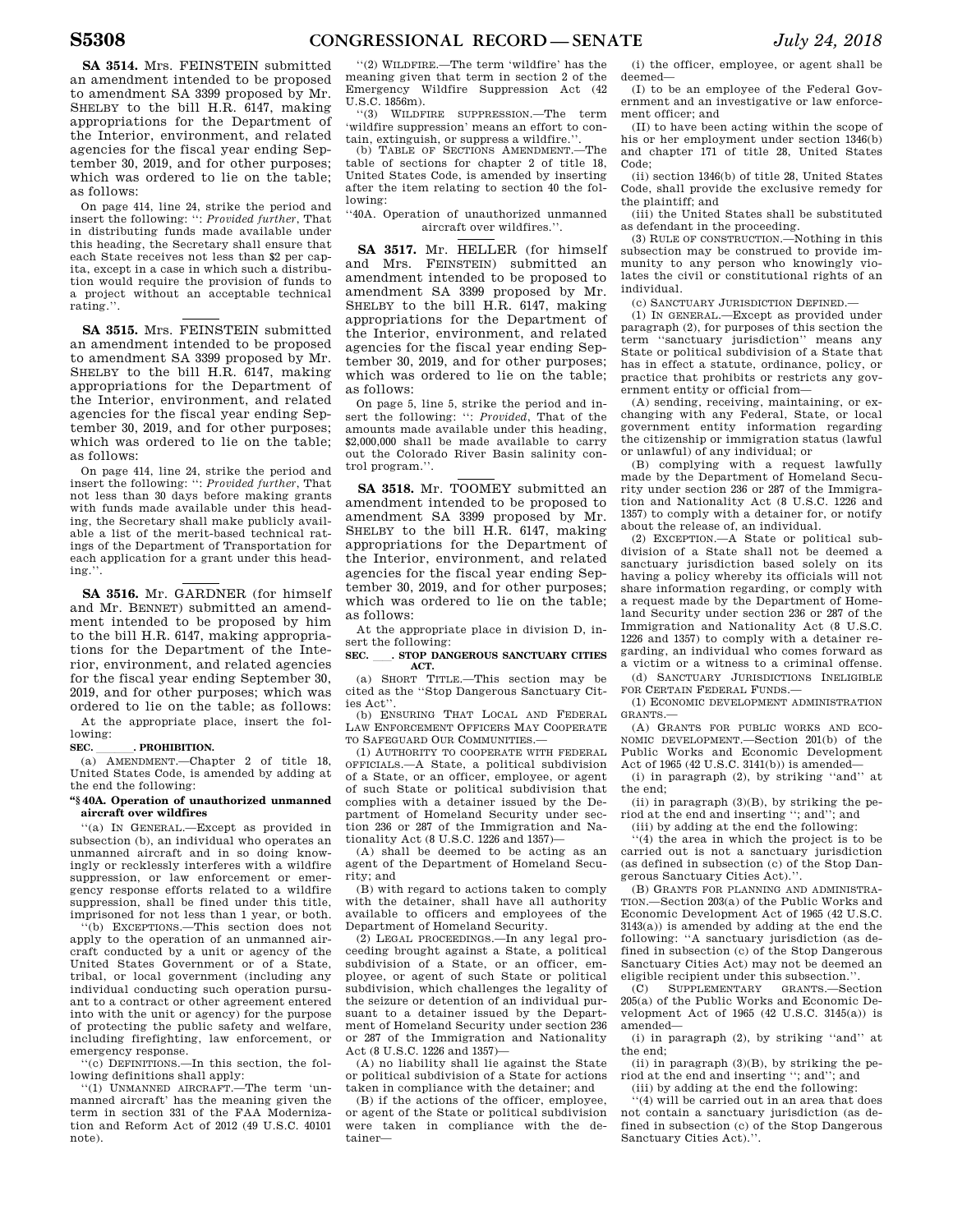**SA 3514.** Mrs. FEINSTEIN submitted an amendment intended to be proposed to amendment SA 3399 proposed by Mr. SHELBY to the bill H.R. 6147, making appropriations for the Department of the Interior, environment, and related agencies for the fiscal year ending September 30, 2019, and for other purposes; which was ordered to lie on the table; as follows:

On page 414, line 24, strike the period and insert the following: ": *Provided further*, That in distributing funds made available under this heading, the Secretary shall ensure that each State receives not less than $2 per capita, except in a case in which such a distribution would require the provision of funds to a project without an acceptable technical rating.".

---

**SA 3515.** Mrs. FEINSTEIN submitted an amendment intended to be proposed to amendment SA 3399 proposed by Mr. SHELBY to the bill H.R. 6147, making appropriations for the Department of the Interior, environment, and related agencies for the fiscal year ending September 30, 2019, and for other purposes; which was ordered to lie on the table; as follows:

On page 414, line 24, strike the period and insert the following: ": *Provided further*, That not less than 30 days before making grants with funds made available under this heading, the Secretary shall make publicly available a list of the merit-based technical ratings of the Department of Transportation for each application for a grant under this heading.".

---

**SA 3516.** Mr. GARDNER (for himself and Mr. BENNET) submitted an amendment intended to be proposed by him to the bill H.R. 6147, making appropriations for the Department of the Interior, environment, and related agencies for the fiscal year ending September 30, 2019, and for other purposes; which was ordered to lie on the table; as follows:

At the appropriate place, insert the following:

**SEC. \_\_\_\_\_\_. PROHIBITION.**

(a) AMENDMENT.—Chapter 2 of title 18, United States Code, is amended by adding at the end the following:

**"§ 40A. Operation of unauthorized unmanned aircraft over wildfires**

"(a) IN GENERAL.—Except as provided in subsection (b), an individual who operates an unmanned aircraft and in so doing knowingly or recklessly interferes with a wildfire suppression, or law enforcement or emergency response efforts related to a wildfire suppression, shall be fined under this title, imprisoned for not less than 1 year, or both.

"(b) EXCEPTIONS.—This section does not apply to the operation of an unmanned aircraft conducted by a unit or agency of the United States Government or of a State, tribal, or local government (including any individual conducting such operation pursuant to a contract or other agreement entered into with the unit or agency) for the purpose of protecting the public safety and welfare, including firefighting, law enforcement, or emergency response.

"(c) DEFINITIONS.—In this section, the following definitions shall apply:

"(1) UNMANNED AIRCRAFT.—The term 'unmanned aircraft' has the meaning given the term in section 331 of the FAA Modernization and Reform Act of 2012 (49 U.S.C. 40101 note).

"(2) WILDFIRE.—The term 'wildfire' has the meaning given that term in section 2 of the Emergency Wildfire Suppression Act (42 U.S.C. 1856m).

"(3) WILDFIRE SUPPRESSION.—The term 'wildfire suppression' means an effort to contain, extinguish, or suppress a wildfire.".

(b) TABLE OF SECTIONS AMENDMENT.—The table of sections for chapter 2 of title 18, United States Code, is amended by inserting after the item relating to section 40 the following:

"40A. Operation of unauthorized unmanned aircraft over wildfires.".

---

**SA 3517.** Mr. HELLER (for himself and Mrs. FEINSTEIN) submitted an amendment intended to be proposed to amendment SA 3399 proposed by Mr. SHELBY to the bill H.R. 6147, making appropriations for the Department of the Interior, environment, and related agencies for the fiscal year ending September 30, 2019, and for other purposes; which was ordered to lie on the table; as follows:

On page 5, line 5, strike the period and insert the following: ": *Provided*, That of the amounts made available under this heading, $2,000,000 shall be made available to carry out the Colorado River Basin salinity control program.".

---

**SA 3518.** Mr. TOOMEY submitted an amendment intended to be proposed to amendment SA 3399 proposed by Mr. SHELBY to the bill H.R. 6147, making appropriations for the Department of the Interior, environment, and related agencies for the fiscal year ending September 30, 2019, and for other purposes; which was ordered to lie on the table; as follows:

At the appropriate place in division D, insert the following:

**SEC. \_\_\_. STOP DANGEROUS SANCTUARY CITIES ACT.**

(a) SHORT TITLE.—This section may be cited as the "Stop Dangerous Sanctuary Cities Act".

(b) ENSURING THAT LOCAL AND FEDERAL LAW ENFORCEMENT OFFICERS MAY COOPERATE TO SAFEGUARD OUR COMMUNITIES.—

(1) AUTHORITY TO COOPERATE WITH FEDERAL OFFICIALS.—A State, a political subdivision of a State, or an officer, employee, or agent of such State or political subdivision that complies with a detainer issued by the Department of Homeland Security under section 236 or 287 of the Immigration and Nationality Act (8 U.S.C. 1226 and 1357)—

(A) shall be deemed to be acting as an agent of the Department of Homeland Security; and

(B) with regard to actions taken to comply with the detainer, shall have all authority available to officers and employees of the Department of Homeland Security.

(2) LEGAL PROCEEDINGS.—In any legal proceeding brought against a State, a political subdivision of a State, or an officer, employee, or agent of such State or political subdivision, which challenges the legality of the seizure or detention of an individual pursuant to a detainer issued by the Department of Homeland Security under section 236 or 287 of the Immigration and Nationality Act (8 U.S.C. 1226 and 1357)—

(A) no liability shall lie against the State or political subdivision of a State for actions taken in compliance with the detainer; and

(B) if the actions of the officer, employee, or agent of the State or political subdivision were taken in compliance with the detainer—

(i) the officer, employee, or agent shall be deemed—

(I) to be an employee of the Federal Government and an investigative or law enforcement officer; and

(II) to have been acting within the scope of his or her employment under section 1346(b) and chapter 171 of title 28, United States Code;

(ii) section 1346(b) of title 28, United States Code, shall provide the exclusive remedy for the plaintiff; and

(iii) the United States shall be substituted as defendant in the proceeding.

(3) RULE OF CONSTRUCTION.—Nothing in this subsection may be construed to provide immunity to any person who knowingly violates the civil or constitutional rights of an individual.

(c) SANCTUARY JURISDICTION DEFINED.—

(1) IN GENERAL.—Except as provided under paragraph (2), for purposes of this section the term "sanctuary jurisdiction" means any State or political subdivision of a State that has in effect a statute, ordinance, policy, or practice that prohibits or restricts any government entity or official from—

(A) sending, receiving, maintaining, or exchanging with any Federal, State, or local government entity information regarding the citizenship or immigration status (lawful or unlawful) of any individual; or

(B) complying with a request lawfully made by the Department of Homeland Security under section 236 or 287 of the Immigration and Nationality Act (8 U.S.C. 1226 and 1357) to comply with a detainer for, or notify about the release of, an individual.

(2) EXCEPTION.—A State or political subdivision of a State shall not be deemed a sanctuary jurisdiction based solely on its having a policy whereby its officials will not share information regarding, or comply with a request made by the Department of Homeland Security under section 236 or 287 of the Immigration and Nationality Act (8 U.S.C. 1226 and 1357) to comply with a detainer regarding, an individual who comes forward as a victim or a witness to a criminal offense.

(d) SANCTUARY JURISDICTIONS INELIGIBLE FOR CERTAIN FEDERAL FUNDS.—

(1) ECONOMIC DEVELOPMENT ADMINISTRATION GRANTS.—

(A) GRANTS FOR PUBLIC WORKS AND ECONOMIC DEVELOPMENT.—Section 201(b) of the Public Works and Economic Development Act of 1965 (42 U.S.C. 3141(b)) is amended—

(i) in paragraph (2), by striking "and" at the end;

(ii) in paragraph (3)(B), by striking the period at the end and inserting "; and"; and

(iii) by adding at the end the following:

"(4) the area in which the project is to be carried out is not a sanctuary jurisdiction (as defined in subsection (c) of the Stop Dangerous Sanctuary Cities Act).".

(B) GRANTS FOR PLANNING AND ADMINISTRATION.—Section 203(a) of the Public Works and Economic Development Act of 1965 (42 U.S.C. 3143(a)) is amended by adding at the end the following: "A sanctuary jurisdiction (as defined in subsection (c) of the Stop Dangerous Sanctuary Cities Act) may not be deemed an eligible recipient under this subsection.".

(C) SUPPLEMENTARY GRANTS.—Section 205(a) of the Public Works and Economic Development Act of 1965 (42 U.S.C. 3145(a)) is amended—

(i) in paragraph (2), by striking "and" at the end;

(ii) in paragraph (3)(B), by striking the period at the end and inserting "; and"; and

(iii) by adding at the end the following:

"(4) will be carried out in an area that does not contain a sanctuary jurisdiction (as defined in subsection (c) of the Stop Dangerous Sanctuary Cities Act).".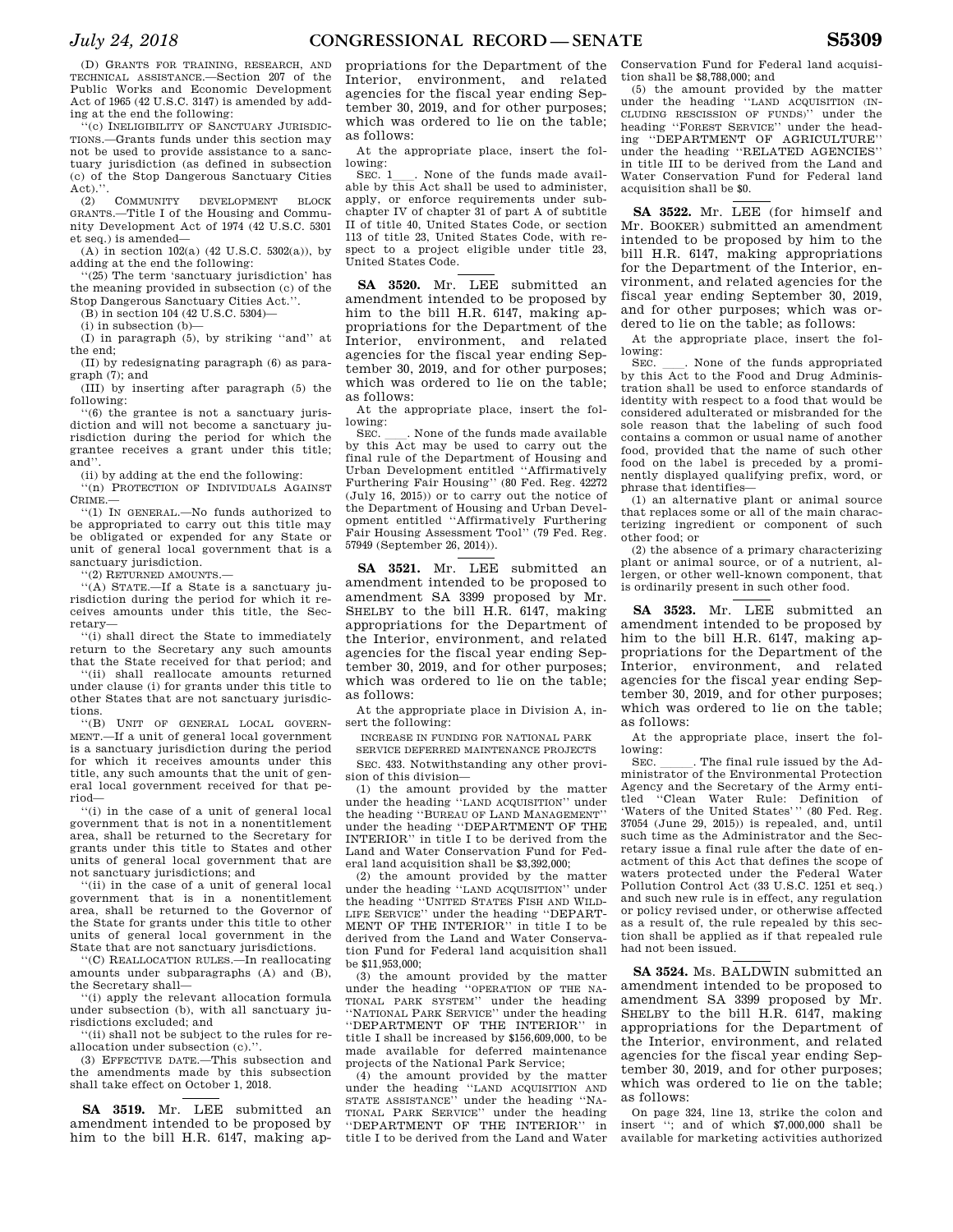(D) GRANTS FOR TRAINING, RESEARCH, AND TECHNICAL ASSISTANCE.—Section 207 of the Public Works and Economic Development Act of 1965 (42 U.S.C. 3147) is amended by adding at the end the following:

''(c) INELIGIBILITY OF SANCTUARY JURISDICTIONS.—Grants funds under this section may not be used to provide assistance to a sanctuary jurisdiction (as defined in subsection (c) of the Stop Dangerous Sanctuary Cities Act).''.

(2) COMMUNITY DEVELOPMENT BLOCK GRANTS.—Title I of the Housing and Community Development Act of 1974 (42 U.S.C. 5301 et seq.) is amended—

(A) in section 102(a) (42 U.S.C. 5302(a)), by adding at the end the following:

''(25) The term 'sanctuary jurisdiction' has the meaning provided in subsection (c) of the Stop Dangerous Sanctuary Cities Act.''.

(B) in section 104 (42 U.S.C. 5304)—

(i) in subsection (b)—

(I) in paragraph (5), by striking ''and'' at the end;

(II) by redesignating paragraph (6) as paragraph (7); and

(III) by inserting after paragraph (5) the following:

''(6) the grantee is not a sanctuary jurisdiction and will not become a sanctuary jurisdiction during the period for which the grantee receives a grant under this title; and''.

(ii) by adding at the end the following:

''(n) PROTECTION OF INDIVIDUALS AGAINST CRIME.—

''(1) IN GENERAL.—No funds authorized to be appropriated to carry out this title may be obligated or expended for any State or unit of general local government that is a sanctuary jurisdiction.

''(2) RETURNED AMOUNTS.—

''(A) STATE.—If a State is a sanctuary jurisdiction during the period for which it receives amounts under this title, the Secretary—

''(i) shall direct the State to immediately return to the Secretary any such amounts that the State received for that period; and

''(ii) shall reallocate amounts returned under clause (i) for grants under this title to other States that are not sanctuary jurisdictions.

''(B) UNIT OF GENERAL LOCAL GOVERNMENT.—If a unit of general local government is a sanctuary jurisdiction during the period for which it receives amounts under this title, any such amounts that the unit of general local government received for that period—

''(i) in the case of a unit of general local government that is not in a nonentitlement area, shall be returned to the Secretary for grants under this title to States and other units of general local government that are not sanctuary jurisdictions; and

''(ii) in the case of a unit of general local government that is in a nonentitlement area, shall be returned to the Governor of the State for grants under this title to other units of general local government in the State that are not sanctuary jurisdictions.

''(C) REALLOCATION RULES.—In reallocating amounts under subparagraphs (A) and (B), the Secretary shall—

''(i) apply the relevant allocation formula under subsection (b), with all sanctuary jurisdictions excluded; and

''(ii) shall not be subject to the rules for reallocation under subsection (c).''.

(3) EFFECTIVE DATE.—This subsection and the amendments made by this subsection shall take effect on October 1, 2018.

---

**SA 3519.** Mr. LEE submitted an amendment intended to be proposed by him to the bill H.R. 6147, making appropriations for the Department of the Interior, environment, and related agencies for the fiscal year ending September 30, 2019, and for other purposes; which was ordered to lie on the table; as follows:

At the appropriate place, insert the following:

SEC. 1\_\_\_. None of the funds made available by this Act shall be used to administer, apply, or enforce requirements under subchapter IV of chapter 31 of part A of subtitle II of title 40, United States Code, or section 113 of title 23, United States Code, with respect to a project eligible under title 23, United States Code.

---

**SA 3520.** Mr. LEE submitted an amendment intended to be proposed by him to the bill H.R. 6147, making appropriations for the Department of the Interior, environment, and related agencies for the fiscal year ending September 30, 2019, and for other purposes; which was ordered to lie on the table; as follows:

At the appropriate place, insert the following:

SEC. \_\_\_\_. None of the funds made available by this Act may be used to carry out the final rule of the Department of Housing and Urban Development entitled ''Affirmatively Furthering Fair Housing'' (80 Fed. Reg. 42272 (July 16, 2015)) or to carry out the notice of the Department of Housing and Urban Development entitled ''Affirmatively Furthering Fair Housing Assessment Tool'' (79 Fed. Reg. 57949 (September 26, 2014)).

---

**SA 3521.** Mr. LEE submitted an amendment intended to be proposed to amendment SA 3399 proposed by Mr. SHELBY to the bill H.R. 6147, making appropriations for the Department of the Interior, environment, and related agencies for the fiscal year ending September 30, 2019, and for other purposes; which was ordered to lie on the table; as follows:

At the appropriate place in Division A, insert the following:

INCREASE IN FUNDING FOR NATIONAL PARK SERVICE DEFERRED MAINTENANCE PROJECTS

SEC. 433. Notwithstanding any other provision of this division—

(1) the amount provided by the matter under the heading ''LAND ACQUISITION'' under the heading ''BUREAU OF LAND MANAGEMENT'' under the heading ''DEPARTMENT OF THE INTERIOR'' in title I to be derived from the Land and Water Conservation Fund for Federal land acquisition shall be $3,392,000;

(2) the amount provided by the matter under the heading ''LAND ACQUISITION'' under the heading ''UNITED STATES FISH AND WILDLIFE SERVICE'' under the heading ''DEPARTMENT OF THE INTERIOR'' in title I to be derived from the Land and Water Conservation Fund for Federal land acquisition shall be $11,953,000;

(3) the amount provided by the matter under the heading ''OPERATION OF THE NATIONAL PARK SYSTEM'' under the heading ''NATIONAL PARK SERVICE'' under the heading ''DEPARTMENT OF THE INTERIOR'' in title I shall be increased by $156,609,000, to be made available for deferred maintenance projects of the National Park Service;

(4) the amount provided by the matter under the heading ''LAND ACQUISITION AND STATE ASSISTANCE'' under the heading ''NATIONAL PARK SERVICE'' under the heading ''DEPARTMENT OF THE INTERIOR'' in title I to be derived from the Land and Water Conservation Fund for Federal land acquisition shall be $8,788,000; and

(5) the amount provided by the matter under the heading ''LAND ACQUISITION (INCLUDING RESCISSION OF FUNDS)'' under the heading ''FOREST SERVICE'' under the heading ''DEPARTMENT OF AGRICULTURE'' under the heading ''RELATED AGENCIES'' in title III to be derived from the Land and Water Conservation Fund for Federal land acquisition shall be $0.

---

**SA 3522.** Mr. LEE (for himself and Mr. BOOKER) submitted an amendment intended to be proposed by him to the bill H.R. 6147, making appropriations for the Department of the Interior, environment, and related agencies for the fiscal year ending September 30, 2019, and for other purposes; which was ordered to lie on the table; as follows:

At the appropriate place, insert the following:

SEC. \_\_\_\_. None of the funds appropriated by this Act to the Food and Drug Administration shall be used to enforce standards of identity with respect to a food that would be considered adulterated or misbranded for the sole reason that the labeling of such food contains a common or usual name of another food, provided that the name of such other food on the label is preceded by a prominently displayed qualifying prefix, word, or phrase that identifies—

(1) an alternative plant or animal source that replaces some or all of the main characterizing ingredient or component of such other food; or

(2) the absence of a primary characterizing plant or animal source, or of a nutrient, allergen, or other well-known component, that is ordinarily present in such other food.

---

**SA 3523.** Mr. LEE submitted an amendment intended to be proposed by him to the bill H.R. 6147, making appropriations for the Department of the Interior, environment, and related agencies for the fiscal year ending September 30, 2019, and for other purposes; which was ordered to lie on the table; as follows:

At the appropriate place, insert the following:

SEC. \_\_\_\_\_. The final rule issued by the Administrator of the Environmental Protection Agency and the Secretary of the Army entitled ''Clean Water Rule: Definition of 'Waters of the United States' '' (80 Fed. Reg. 37054 (June 29, 2015)) is repealed, and, until such time as the Administrator and the Secretary issue a final rule after the date of enactment of this Act that defines the scope of waters protected under the Federal Water Pollution Control Act (33 U.S.C. 1251 et seq.) and such new rule is in effect, any regulation or policy revised under, or otherwise affected as a result of, the rule repealed by this section shall be applied as if that repealed rule had not been issued.

---

**SA 3524.** Ms. BALDWIN submitted an amendment intended to be proposed to amendment SA 3399 proposed by Mr. SHELBY to the bill H.R. 6147, making appropriations for the Department of the Interior, environment, and related agencies for the fiscal year ending September 30, 2019, and for other purposes; which was ordered to lie on the table; as follows:

On page 324, line 13, strike the colon and insert ''; and of which $7,000,000 shall be available for marketing activities authorized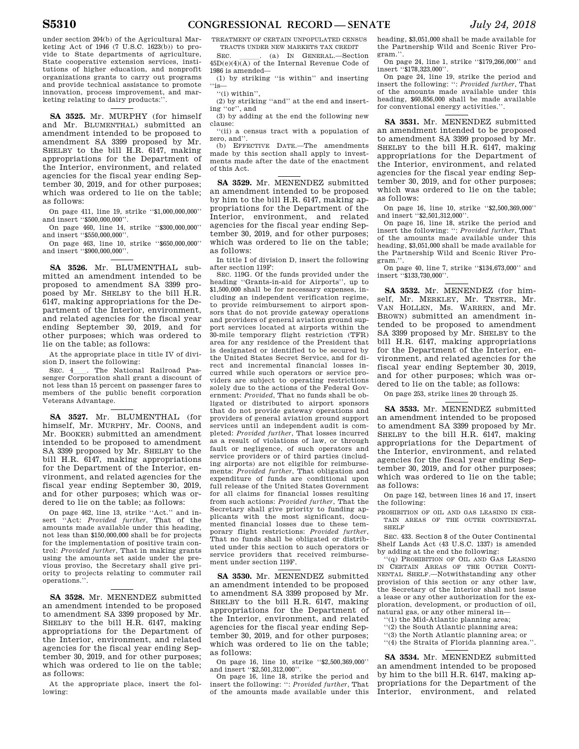under section 204(b) of the Agricultural Marketing Act of 1946 (7 U.S.C. 1623(b)) to provide to State departments of agriculture, State cooperative extension services, institutions of higher education, and nonprofit organizations grants to carry out programs and provide technical assistance to promote innovation, process improvement, and marketing relating to dairy products:''.

**SA 3525.** Mr. MURPHY (for himself and Mr. BLUMENTHAL) submitted an amendment intended to be proposed to amendment SA 3399 proposed by Mr. SHELBY to the bill H.R. 6147, making appropriations for the Department of the Interior, environment, and related agencies for the fiscal year ending September 30, 2019, and for other purposes; which was ordered to lie on the table; as follows:

On page 411, line 19, strike ''$1,000,000,000'' and insert ''$500,000,000''.

On page 460, line 14, strike ''$300,000,000'' and insert ''$550,000,000''.

On page 463, line 10, strike ''$650,000,000'' and insert ''$900,000,000''.

**SA 3526.** Mr. BLUMENTHAL submitted an amendment intended to be proposed to amendment SA 3399 proposed by Mr. SHELBY to the bill H.R. 6147, making appropriations for the Department of the Interior, environment, and related agencies for the fiscal year ending September 30, 2019, and for other purposes; which was ordered to lie on the table; as follows:

At the appropriate place in title IV of division D, insert the following:

SEC. 4\_\_\_. The National Railroad Passenger Corporation shall grant a discount of not less than 15 percent on passenger fares to members of the public benefit corporation Veterans Advantage.

**SA 3527.** Mr. BLUMENTHAL (for himself, Mr. MURPHY, Mr. COONS, and Mr. BOOKER) submitted an amendment intended to be proposed to amendment SA 3399 proposed by Mr. SHELBY to the bill H.R. 6147, making appropriations for the Department of the Interior, environment, and related agencies for the fiscal year ending September 30, 2019, and for other purposes; which was ordered to lie on the table; as follows:

On page 462, line 13, strike ''Act.'' and insert ''Act: *Provided further*, That of the amounts made available under this heading, not less than $150,000,000 shall be for projects for the implementation of positive train control: *Provided further*, That in making grants using the amounts set aside under the previous proviso, the Secretary shall give priority to projects relating to commuter rail operations.''.

**SA 3528.** Mr. MENENDEZ submitted an amendment intended to be proposed to amendment SA 3399 proposed by Mr. SHELBY to the bill H.R. 6147, making appropriations for the Department of the Interior, environment, and related agencies for the fiscal year ending September 30, 2019, and for other purposes; which was ordered to lie on the table; as follows:

At the appropriate place, insert the following:

TREATMENT OF CERTAIN UNPOPULATED CENSUS TRACTS UNDER NEW MARKETS TAX CREDIT

SEC. \_\_\_\_. (a) IN GENERAL.—Section 45D(e)(4)(A) of the Internal Revenue Code of 1986 is amended—

(1) by striking ''is within'' and inserting ''is—

''(i) within'',

(2) by striking ''and'' at the end and inserting ''or'', and

(3) by adding at the end the following new clause:

''(ii) a census tract with a population of zero, and''.

(b) EFFECTIVE DATE.—The amendments made by this section shall apply to investments made after the date of the enactment of this Act.

**SA 3529.** Mr. MENENDEZ submitted an amendment intended to be proposed by him to the bill H.R. 6147, making appropriations for the Department of the Interior, environment, and related agencies for the fiscal year ending September 30, 2019, and for other purposes; which was ordered to lie on the table; as follows:

In title I of division D, insert the following after section 119F:

SEC. 119G. Of the funds provided under the heading ''Grants-in-aid for Airports'', up to $1,500,000 shall be for necessary expenses, including an independent verification regime, to provide reimbursement to airport sponsors that do not provide gateway operations and providers of general aviation ground support services located at airports within the 30-mile temporary flight restriction (TFR) area for any residence of the President that is designated or identified to be secured by the United States Secret Service, and for direct and incremental financial losses incurred while such operators or service providers are subject to operating restrictions solely due to the actions of the Federal Government: *Provided*, That no funds shall be obligated or distributed to airport sponsors that do not provide gateway operations and providers of general aviation ground support services until an independent audit is completed: *Provided further*, That losses incurred as a result of violations of law, or through fault or negligence, of such operators and service providers or of third parties (including airports) are not eligible for reimbursements: *Provided further*, That obligation and expenditure of funds are conditional upon full release of the United States Government for all claims for financial losses resulting from such actions: *Provided further*, That the Secretary shall give priority to funding applicants with the most significant, documented financial losses due to these temporary flight restrictions: *Provided further*, That no funds shall be obligated or distributed under this section to such operators or service providers that received reimbursement under section 119F.

**SA 3530.** Mr. MENENDEZ submitted an amendment intended to be proposed to amendment SA 3399 proposed by Mr. SHELBY to the bill H.R. 6147, making appropriations for the Department of the Interior, environment, and related agencies for the fiscal year ending September 30, 2019, and for other purposes; which was ordered to lie on the table; as follows:

On page 16, line 10, strike ''$2,500,369,000'' and insert ''$2,501,312,000''.

On page 16, line 18, strike the period and insert the following: '': *Provided further*, That of the amounts made available under this heading, $3,051,000 shall be made available for the Partnership Wild and Scenic River Program.''.

On page 24, line 1, strike ''$179,266,000'' and insert ''$178,323,000''.

On page 24, line 19, strike the period and insert the following: '': *Provided further*, That of the amounts made available under this heading, $60,856,000 shall be made available for conventional energy activities.''.

**SA 3531.** Mr. MENENDEZ submitted an amendment intended to be proposed to amendment SA 3399 proposed by Mr. SHELBY to the bill H.R. 6147, making appropriations for the Department of the Interior, environment, and related agencies for the fiscal year ending September 30, 2019, and for other purposes; which was ordered to lie on the table; as follows:

On page 16, line 10, strike ''$2,500,369,000'' and insert ''$2,501,312,000''.

On page 16, line 18, strike the period and insert the following: '': *Provided further*, That of the amounts made available under this heading, $3,051,000 shall be made available for the Partnership Wild and Scenic River Program.''.

On page 40, line 7, strike ''$134,673,000'' and insert ''$133,730,000''.

**SA 3532.** Mr. MENENDEZ (for himself, Mr. MERKLEY, Mr. TESTER, Mr. VAN HOLLEN, Ms. WARREN, and Mr. BROWN) submitted an amendment intended to be proposed to amendment SA 3399 proposed by Mr. SHELBY to the bill H.R. 6147, making appropriations for the Department of the Interior, environment, and related agencies for the fiscal year ending September 30, 2019, and for other purposes; which was ordered to lie on the table; as follows:

On page 253, strike lines 20 through 25.

**SA 3533.** Mr. MENENDEZ submitted an amendment intended to be proposed to amendment SA 3399 proposed by Mr. SHELBY to the bill H.R. 6147, making appropriations for the Department of the Interior, environment, and related agencies for the fiscal year ending September 30, 2019, and for other purposes; which was ordered to lie on the table; as follows:

On page 142, between lines 16 and 17, insert the following:

PROHIBITION OF OIL AND GAS LEASING IN CERTAIN AREAS OF THE OUTER CONTINENTAL SHELF

SEC. 433. Section 8 of the Outer Continental Shelf Lands Act (43 U.S.C. 1337) is amended by adding at the end the following:

''(q) PROHIBITION OF OIL AND GAS LEASING IN CERTAIN AREAS OF THE OUTER CONTINENTAL SHELF.—Notwithstanding any other provision of this section or any other law, the Secretary of the Interior shall not issue a lease or any other authorization for the exploration, development, or production of oil, natural gas, or any other mineral in—

''(1) the Mid-Atlantic planning area;

''(2) the South Atlantic planning area;

''(3) the North Atlantic planning area; or

''(4) the Straits of Florida planning area.''.

**SA 3534.** Mr. MENENDEZ submitted an amendment intended to be proposed by him to the bill H.R. 6147, making appropriations for the Department of the Interior, environment, and related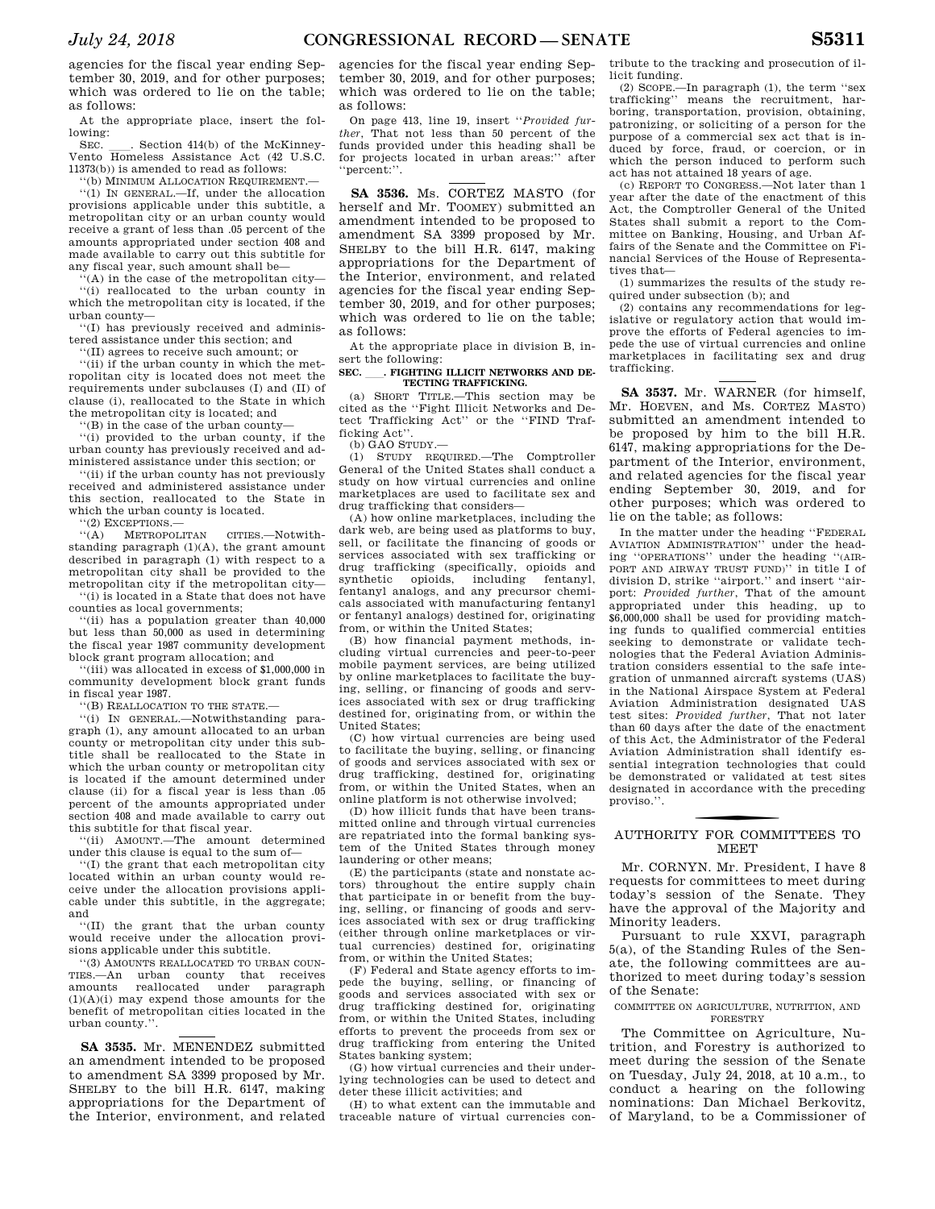agencies for the fiscal year ending September 30, 2019, and for other purposes; which was ordered to lie on the table; as follows:

At the appropriate place, insert the following:

SEC. \_\_\_\_. Section 414(b) of the McKinney-Vento Homeless Assistance Act (42 U.S.C. 11373(b)) is amended to read as follows:

''(b) MINIMUM ALLOCATION REQUIREMENT.—

''(1) IN GENERAL.—If, under the allocation provisions applicable under this subtitle, a metropolitan city or an urban county would receive a grant of less than .05 percent of the amounts appropriated under section 408 and made available to carry out this subtitle for any fiscal year, such amount shall be—

''(A) in the case of the metropolitan city—

''(i) reallocated to the urban county in which the metropolitan city is located, if the urban county—

''(I) has previously received and administered assistance under this section; and

''(II) agrees to receive such amount; or

''(ii) if the urban county in which the metropolitan city is located does not meet the requirements under subclauses (I) and (II) of clause (i), reallocated to the State in which the metropolitan city is located; and

''(B) in the case of the urban county—

''(i) provided to the urban county, if the urban county has previously received and administered assistance under this section; or

''(ii) if the urban county has not previously received and administered assistance under this section, reallocated to the State in which the urban county is located.

''(2) EXCEPTIONS.—

''(A) METROPOLITAN CITIES.—Notwithstanding paragraph (1)(A), the grant amount described in paragraph (1) with respect to a metropolitan city shall be provided to the metropolitan city if the metropolitan city—

''(i) is located in a State that does not have counties as local governments;

''(ii) has a population greater than 40,000 but less than 50,000 as used in determining the fiscal year 1987 community development block grant program allocation; and

''(iii) was allocated in excess of $1,000,000 in community development block grant funds in fiscal year 1987.

''(B) REALLOCATION TO THE STATE.—

''(i) IN GENERAL.—Notwithstanding paragraph (1), any amount allocated to an urban county or metropolitan city under this subtitle shall be reallocated to the State in which the urban county or metropolitan city is located if the amount determined under clause (ii) for a fiscal year is less than .05 percent of the amounts appropriated under section 408 and made available to carry out this subtitle for that fiscal year.

''(ii) AMOUNT.—The amount determined under this clause is equal to the sum of—

''(I) the grant that each metropolitan city located within an urban county would receive under the allocation provisions applicable under this subtitle, in the aggregate; and

''(II) the grant that the urban county would receive under the allocation provisions applicable under this subtitle.

''(3) AMOUNTS REALLOCATED TO URBAN COUNTIES.—An urban county that receives amounts reallocated under paragraph (1)(A)(i) may expend those amounts for the benefit of metropolitan cities located in the urban county.''.

---

**SA 3535.** Mr. MENENDEZ submitted an amendment intended to be proposed to amendment SA 3399 proposed by Mr. SHELBY to the bill H.R. 6147, making appropriations for the Department of the Interior, environment, and related agencies for the fiscal year ending September 30, 2019, and for other purposes; which was ordered to lie on the table; as follows:

On page 413, line 19, insert ''*Provided further*, That not less than 50 percent of the funds provided under this heading shall be for projects located in urban areas:'' after ''percent:''.

---

**SA 3536.** Ms. CORTEZ MASTO (for herself and Mr. TOOMEY) submitted an amendment intended to be proposed to amendment SA 3399 proposed by Mr. SHELBY to the bill H.R. 6147, making appropriations for the Department of the Interior, environment, and related agencies for the fiscal year ending September 30, 2019, and for other purposes; which was ordered to lie on the table; as follows:

At the appropriate place in division B, insert the following:

**SEC. \_\_\_. FIGHTING ILLICIT NETWORKS AND DETECTING TRAFFICKING.**

(a) SHORT TITLE.—This section may be cited as the ''Fight Illicit Networks and Detect Trafficking Act'' or the ''FIND Trafficking Act''.

(b) GAO STUDY.—

(1) STUDY REQUIRED.—The Comptroller General of the United States shall conduct a study on how virtual currencies and online marketplaces are used to facilitate sex and drug trafficking that considers—

(A) how online marketplaces, including the dark web, are being used as platforms to buy, sell, or facilitate the financing of goods or services associated with sex trafficking or drug trafficking (specifically, opioids and synthetic opioids, including fentanyl, fentanyl analogs, and any precursor chemicals associated with manufacturing fentanyl or fentanyl analogs) destined for, originating from, or within the United States;

(B) how financial payment methods, including virtual currencies and peer-to-peer mobile payment services, are being utilized by online marketplaces to facilitate the buying, selling, or financing of goods and services associated with sex or drug trafficking destined for, originating from, or within the United States;

(C) how virtual currencies are being used to facilitate the buying, selling, or financing of goods and services associated with sex or drug trafficking, destined for, originating from, or within the United States, when an online platform is not otherwise involved;

(D) how illicit funds that have been transmitted online and through virtual currencies are repatriated into the formal banking system of the United States through money laundering or other means;

(E) the participants (state and nonstate actors) throughout the entire supply chain that participate in or benefit from the buying, selling, or financing of goods and services associated with sex or drug trafficking (either through online marketplaces or virtual currencies) destined for, originating from, or within the United States;

(F) Federal and State agency efforts to impede the buying, selling, or financing of goods and services associated with sex or drug trafficking destined for, originating from, or within the United States, including efforts to prevent the proceeds from sex or drug trafficking from entering the United States banking system;

(G) how virtual currencies and their underlying technologies can be used to detect and deter these illicit activities; and

(H) to what extent can the immutable and traceable nature of virtual currencies contribute to the tracking and prosecution of illicit funding.

(2) SCOPE.—In paragraph (1), the term ''sex trafficking'' means the recruitment, harboring, transportation, provision, obtaining, patronizing, or soliciting of a person for the purpose of a commercial sex act that is induced by force, fraud, or coercion, or in which the person induced to perform such act has not attained 18 years of age.

(c) REPORT TO CONGRESS.—Not later than 1 year after the date of the enactment of this Act, the Comptroller General of the United States shall submit a report to the Committee on Banking, Housing, and Urban Affairs of the Senate and the Committee on Financial Services of the House of Representatives that—

(1) summarizes the results of the study required under subsection (b); and

(2) contains any recommendations for legislative or regulatory action that would improve the efforts of Federal agencies to impede the use of virtual currencies and online marketplaces in facilitating sex and drug trafficking.

---

**SA 3537.** Mr. WARNER (for himself, Mr. HOEVEN, and Ms. CORTEZ MASTO) submitted an amendment intended to be proposed by him to the bill H.R. 6147, making appropriations for the Department of the Interior, environment, and related agencies for the fiscal year ending September 30, 2019, and for other purposes; which was ordered to lie on the table; as follows:

In the matter under the heading ''FEDERAL AVIATION ADMINISTRATION'' under the heading ''OPERATIONS'' under the heading ''(AIRPORT AND AIRWAY TRUST FUND)'' in title I of division D, strike ''airport.'' and insert ''airport: *Provided further*, That of the amount appropriated under this heading, up to $6,000,000 shall be used for providing matching funds to qualified commercial entities seeking to demonstrate or validate technologies that the Federal Aviation Administration considers essential to the safe integration of unmanned aircraft systems (UAS) in the National Airspace System at Federal Aviation Administration designated UAS test sites: *Provided further*, That not later than 60 days after the date of the enactment of this Act, the Administrator of the Federal Aviation Administration shall identify essential integration technologies that could be demonstrated or validated at test sites designated in accordance with the preceding proviso.''.

---

## AUTHORITY FOR COMMITTEES TO MEET

Mr. CORNYN. Mr. President, I have 8 requests for committees to meet during today's session of the Senate. They have the approval of the Majority and Minority leaders.

Pursuant to rule XXVI, paragraph 5(a), of the Standing Rules of the Senate, the following committees are authorized to meet during today's session of the Senate:

### COMMITTEE ON AGRICULTURE, NUTRITION, AND FORESTRY

The Committee on Agriculture, Nutrition, and Forestry is authorized to meet during the session of the Senate on Tuesday, July 24, 2018, at 10 a.m., to conduct a hearing on the following nominations: Dan Michael Berkovitz, of Maryland, to be a Commissioner of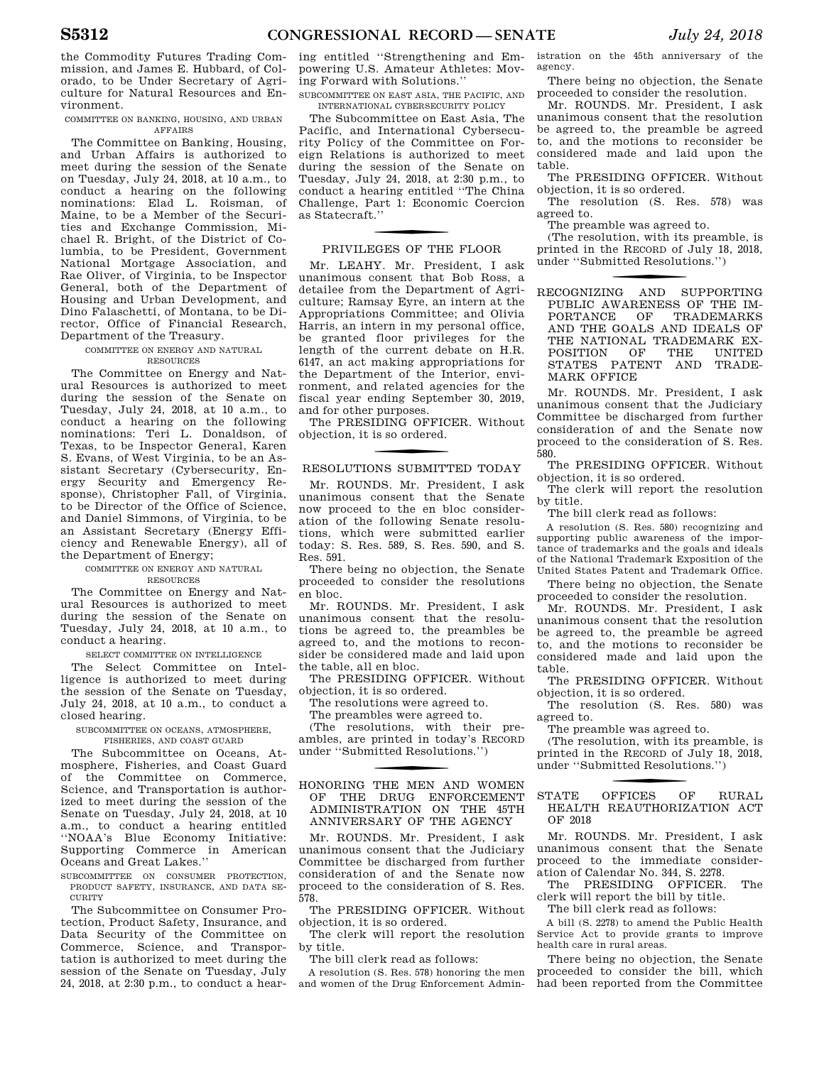the Commodity Futures Trading Commission, and James E. Hubbard, of Colorado, to be Under Secretary of Agriculture for Natural Resources and Environment.

COMMITTEE ON BANKING, HOUSING, AND URBAN AFFAIRS

The Committee on Banking, Housing, and Urban Affairs is authorized to meet during the session of the Senate on Tuesday, July 24, 2018, at 10 a.m., to conduct a hearing on the following nominations: Elad L. Roisman, of Maine, to be a Member of the Securities and Exchange Commission, Michael R. Bright, of the District of Columbia, to be President, Government National Mortgage Association, and Rae Oliver, of Virginia, to be Inspector General, both of the Department of Housing and Urban Development, and Dino Falaschetti, of Montana, to be Director, Office of Financial Research, Department of the Treasury.

COMMITTEE ON ENERGY AND NATURAL RESOURCES

The Committee on Energy and Natural Resources is authorized to meet during the session of the Senate on Tuesday, July 24, 2018, at 10 a.m., to conduct a hearing on the following nominations: Teri L. Donaldson, of Texas, to be Inspector General, Karen S. Evans, of West Virginia, to be an Assistant Secretary (Cybersecurity, Energy Security and Emergency Response), Christopher Fall, of Virginia, to be Director of the Office of Science, and Daniel Simmons, of Virginia, to be an Assistant Secretary (Energy Efficiency and Renewable Energy), all of the Department of Energy;

COMMITTEE ON ENERGY AND NATURAL RESOURCES

The Committee on Energy and Natural Resources is authorized to meet during the session of the Senate on Tuesday, July 24, 2018, at 10 a.m., to conduct a hearing.

SELECT COMMITTEE ON INTELLIGENCE

The Select Committee on Intelligence is authorized to meet during the session of the Senate on Tuesday, July 24, 2018, at 10 a.m., to conduct a closed hearing.

SUBCOMMITTEE ON OCEANS, ATMOSPHERE, FISHERIES, AND COAST GUARD

The Subcommittee on Oceans, Atmosphere, Fisheries, and Coast Guard of the Committee on Commerce, Science, and Transportation is authorized to meet during the session of the Senate on Tuesday, July 24, 2018, at 10 a.m., to conduct a hearing entitled ''NOAA's Blue Economy Initiative: Supporting Commerce in American Oceans and Great Lakes.''

SUBCOMMITTEE ON CONSUMER PROTECTION, PRODUCT SAFETY, INSURANCE, AND DATA SECURITY

The Subcommittee on Consumer Protection, Product Safety, Insurance, and Data Security of the Committee on Commerce, Science, and Transportation is authorized to meet during the session of the Senate on Tuesday, July 24, 2018, at 2:30 p.m., to conduct a hearing entitled ''Strengthening and Empowering U.S. Amateur Athletes: Moving Forward with Solutions.''

SUBCOMMITTEE ON EAST ASIA, THE PACIFIC, AND INTERNATIONAL CYBERSECURITY POLICY

The Subcommittee on East Asia, The Pacific, and International Cybersecurity Policy of the Committee on Foreign Relations is authorized to meet during the session of the Senate on Tuesday, July 24, 2018, at 2:30 p.m., to conduct a hearing entitled ''The China Challenge, Part 1: Economic Coercion as Statecraft.''

## PRIVILEGES OF THE FLOOR

Mr. LEAHY. Mr. President, I ask unanimous consent that Bob Ross, a detailee from the Department of Agriculture; Ramsay Eyre, an intern at the Appropriations Committee; and Olivia Harris, an intern in my personal office, be granted floor privileges for the length of the current debate on H.R. 6147, an act making appropriations for the Department of the Interior, environment, and related agencies for the fiscal year ending September 30, 2019, and for other purposes.

The PRESIDING OFFICER. Without objection, it is so ordered.

## RESOLUTIONS SUBMITTED TODAY

Mr. ROUNDS. Mr. President, I ask unanimous consent that the Senate now proceed to the en bloc consideration of the following Senate resolutions, which were submitted earlier today: S. Res. 589, S. Res. 590, and S. Res. 591.

There being no objection, the Senate proceeded to consider the resolutions en bloc.

Mr. ROUNDS. Mr. President, I ask unanimous consent that the resolutions be agreed to, the preambles be agreed to, and the motions to reconsider be considered made and laid upon the table, all en bloc.

The PRESIDING OFFICER. Without objection, it is so ordered.

The resolutions were agreed to.

The preambles were agreed to.

(The resolutions, with their preambles, are printed in today's RECORD under ''Submitted Resolutions.'')

## HONORING THE MEN AND WOMEN OF THE DRUG ENFORCEMENT ADMINISTRATION ON THE 45TH ANNIVERSARY OF THE AGENCY

Mr. ROUNDS. Mr. President, I ask unanimous consent that the Judiciary Committee be discharged from further consideration of and the Senate now proceed to the consideration of S. Res. 578.

The PRESIDING OFFICER. Without objection, it is so ordered.

The clerk will report the resolution by title.

The bill clerk read as follows:

A resolution (S. Res. 578) honoring the men and women of the Drug Enforcement Administration on the 45th anniversary of the agency.

There being no objection, the Senate proceeded to consider the resolution.

Mr. ROUNDS. Mr. President, I ask unanimous consent that the resolution be agreed to, the preamble be agreed to, and the motions to reconsider be considered made and laid upon the table.

The PRESIDING OFFICER. Without objection, it is so ordered.

The resolution (S. Res. 578) was agreed to.

The preamble was agreed to.

(The resolution, with its preamble, is printed in the RECORD of July 18, 2018, under ''Submitted Resolutions.'')

## RECOGNIZING AND SUPPORTING PUBLIC AWARENESS OF THE IMPORTANCE OF TRADEMARKS AND THE GOALS AND IDEALS OF THE NATIONAL TRADEMARK EXPOSITION OF THE UNITED STATES PATENT AND TRADEMARK OFFICE

Mr. ROUNDS. Mr. President, I ask unanimous consent that the Judiciary Committee be discharged from further consideration of and the Senate now proceed to the consideration of S. Res. 580.

The PRESIDING OFFICER. Without objection, it is so ordered.

The clerk will report the resolution by title.

The bill clerk read as follows:

A resolution (S. Res. 580) recognizing and supporting public awareness of the importance of trademarks and the goals and ideals of the National Trademark Exposition of the United States Patent and Trademark Office.

There being no objection, the Senate proceeded to consider the resolution.

Mr. ROUNDS. Mr. President, I ask unanimous consent that the resolution be agreed to, the preamble be agreed to, and the motions to reconsider be considered made and laid upon the table.

The PRESIDING OFFICER. Without objection, it is so ordered.

The resolution (S. Res. 580) was agreed to.

The preamble was agreed to.

(The resolution, with its preamble, is printed in the RECORD of July 18, 2018, under ''Submitted Resolutions.'')

## STATE OFFICES OF RURAL HEALTH REAUTHORIZATION ACT OF 2018

Mr. ROUNDS. Mr. President, I ask unanimous consent that the Senate proceed to the immediate consideration of Calendar No. 344, S. 2278.

The PRESIDING OFFICER. The clerk will report the bill by title.

The bill clerk read as follows:

A bill (S. 2278) to amend the Public Health Service Act to provide grants to improve health care in rural areas.

There being no objection, the Senate proceeded to consider the bill, which had been reported from the Committee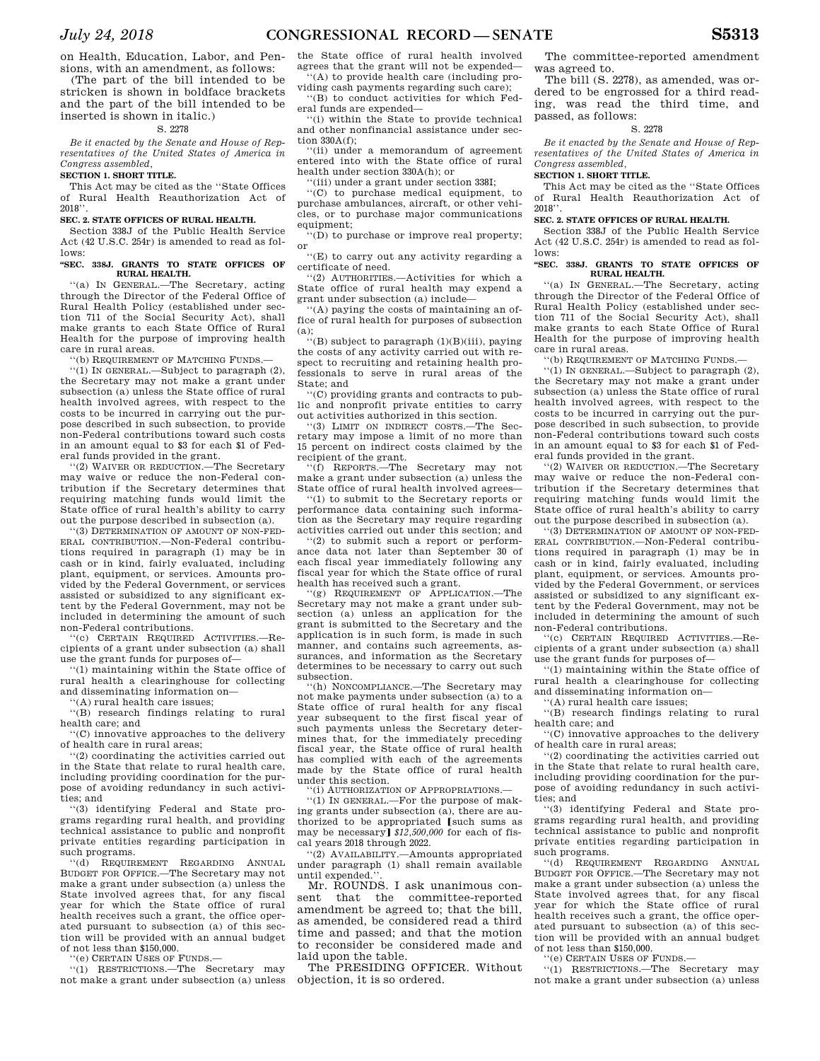on Health, Education, Labor, and Pensions, with an amendment, as follows:

(The part of the bill intended to be stricken is shown in boldface brackets and the part of the bill intended to be inserted is shown in italic.)

S. 2278

*Be it enacted by the Senate and House of Representatives of the United States of America in Congress assembled,*

**SECTION 1. SHORT TITLE.**

This Act may be cited as the ''State Offices of Rural Health Reauthorization Act of 2018''.

**SEC. 2. STATE OFFICES OF RURAL HEALTH.**

Section 338J of the Public Health Service Act (42 U.S.C. 254r) is amended to read as follows:

**''SEC. 338J. GRANTS TO STATE OFFICES OF RURAL HEALTH.**

''(a) IN GENERAL.—The Secretary, acting through the Director of the Federal Office of Rural Health Policy (established under section 711 of the Social Security Act), shall make grants to each State Office of Rural Health for the purpose of improving health care in rural areas.

''(b) REQUIREMENT OF MATCHING FUNDS.—

''(1) IN GENERAL.—Subject to paragraph (2), the Secretary may not make a grant under subsection (a) unless the State office of rural health involved agrees, with respect to the costs to be incurred in carrying out the purpose described in such subsection, to provide non-Federal contributions toward such costs in an amount equal to $3 for each $1 of Federal funds provided in the grant.

''(2) WAIVER OR REDUCTION.—The Secretary may waive or reduce the non-Federal contribution if the Secretary determines that requiring matching funds would limit the State office of rural health's ability to carry out the purpose described in subsection (a).

''(3) DETERMINATION OF AMOUNT OF NON-FEDERAL CONTRIBUTION.—Non-Federal contributions required in paragraph (1) may be in cash or in kind, fairly evaluated, including plant, equipment, or services. Amounts provided by the Federal Government, or services assisted or subsidized to any significant extent by the Federal Government, may not be included in determining the amount of such non-Federal contributions.

''(c) CERTAIN REQUIRED ACTIVITIES.—Recipients of a grant under subsection (a) shall use the grant funds for purposes of—

''(1) maintaining within the State office of rural health a clearinghouse for collecting and disseminating information on—

''(A) rural health care issues;

''(B) research findings relating to rural health care; and

''(C) innovative approaches to the delivery of health care in rural areas;

''(2) coordinating the activities carried out in the State that relate to rural health care, including providing coordination for the purpose of avoiding redundancy in such activities; and

''(3) identifying Federal and State programs regarding rural health, and providing technical assistance to public and nonprofit private entities regarding participation in such programs.

''(d) REQUIREMENT REGARDING ANNUAL BUDGET FOR OFFICE.—The Secretary may not make a grant under subsection (a) unless the State involved agrees that, for any fiscal year for which the State office of rural health receives such a grant, the office operated pursuant to subsection (a) of this section will be provided with an annual budget of not less than $150,000.

''(e) CERTAIN USES OF FUNDS.—

''(1) RESTRICTIONS.—The Secretary may not make a grant under subsection (a) unless the State office of rural health involved agrees that the grant will not be expended—

''(A) to provide health care (including providing cash payments regarding such care);

''(B) to conduct activities for which Federal funds are expended—

''(i) within the State to provide technical and other nonfinancial assistance under section 330A(f);

''(ii) under a memorandum of agreement entered into with the State office of rural health under section 330A(h); or

''(iii) under a grant under section 338I;

''(C) to purchase medical equipment, to purchase ambulances, aircraft, or other vehicles, or to purchase major communications equipment;

''(D) to purchase or improve real property; or

''(E) to carry out any activity regarding a certificate of need.

''(2) AUTHORITIES.—Activities for which a State office of rural health may expend a grant under subsection (a) include—

''(A) paying the costs of maintaining an office of rural health for purposes of subsection (a);

''(B) subject to paragraph (1)(B)(iii), paying the costs of any activity carried out with respect to recruiting and retaining health professionals to serve in rural areas of the State; and

''(C) providing grants and contracts to public and nonprofit private entities to carry out activities authorized in this section.

''(3) LIMIT ON INDIRECT COSTS.—The Secretary may impose a limit of no more than 15 percent on indirect costs claimed by the recipient of the grant.

''(f) REPORTS.—The Secretary may not make a grant under subsection (a) unless the State office of rural health involved agrees—

''(1) to submit to the Secretary reports or performance data containing such information as the Secretary may require regarding activities carried out under this section; and

''(2) to submit such a report or performance data not later than September 30 of each fiscal year immediately following any fiscal year for which the State office of rural health has received such a grant.

''(g) REQUIREMENT OF APPLICATION.—The Secretary may not make a grant under subsection (a) unless an application for the grant is submitted to the Secretary and the application is in such form, is made in such manner, and contains such agreements, assurances, and information as the Secretary determines to be necessary to carry out such subsection.

''(h) NONCOMPLIANCE.—The Secretary may not make payments under subsection (a) to a State office of rural health for any fiscal year subsequent to the first fiscal year of such payments unless the Secretary determines that, for the immediately preceding fiscal year, the State office of rural health has complied with each of the agreements made by the State office of rural health under this section.

''(i) AUTHORIZATION OF APPROPRIATIONS.—

''(1) IN GENERAL.—For the purpose of making grants under subsection (a), there are authorized to be appropriated **[**such sums as may be necessary**]** *$12,500,000* for each of fiscal years 2018 through 2022.

''(2) AVAILABILITY.—Amounts appropriated under paragraph (1) shall remain available until expended.''.

Mr. ROUNDS. I ask unanimous consent that the committee-reported amendment be agreed to; that the bill, as amended, be considered read a third time and passed; and that the motion to reconsider be considered made and laid upon the table.

The PRESIDING OFFICER. Without objection, it is so ordered.

The committee-reported amendment was agreed to.

The bill (S. 2278), as amended, was ordered to be engrossed for a third reading, was read the third time, and passed, as follows:

S. 2278

*Be it enacted by the Senate and House of Representatives of the United States of America in Congress assembled,*

**SECTION 1. SHORT TITLE.**

This Act may be cited as the ''State Offices of Rural Health Reauthorization Act of 2018''.

**SEC. 2. STATE OFFICES OF RURAL HEALTH.**

Section 338J of the Public Health Service Act (42 U.S.C. 254r) is amended to read as follows:

**''SEC. 338J. GRANTS TO STATE OFFICES OF RURAL HEALTH.**

''(a) IN GENERAL.—The Secretary, acting through the Director of the Federal Office of Rural Health Policy (established under section 711 of the Social Security Act), shall make grants to each State Office of Rural Health for the purpose of improving health care in rural areas.

''(b) REQUIREMENT OF MATCHING FUNDS.—

''(1) IN GENERAL.—Subject to paragraph (2), the Secretary may not make a grant under subsection (a) unless the State office of rural health involved agrees, with respect to the costs to be incurred in carrying out the purpose described in such subsection, to provide non-Federal contributions toward such costs in an amount equal to $3 for each $1 of Federal funds provided in the grant.

''(2) WAIVER OR REDUCTION.—The Secretary may waive or reduce the non-Federal contribution if the Secretary determines that requiring matching funds would limit the State office of rural health's ability to carry out the purpose described in subsection (a).

''(3) DETERMINATION OF AMOUNT OF NON-FEDERAL CONTRIBUTION.—Non-Federal contributions required in paragraph (1) may be in cash or in kind, fairly evaluated, including plant, equipment, or services. Amounts provided by the Federal Government, or services assisted or subsidized to any significant extent by the Federal Government, may not be included in determining the amount of such non-Federal contributions.

''(c) CERTAIN REQUIRED ACTIVITIES.—Recipients of a grant under subsection (a) shall use the grant funds for purposes of—

''(1) maintaining within the State office of rural health a clearinghouse for collecting and disseminating information on—

''(A) rural health care issues;

''(B) research findings relating to rural health care; and

''(C) innovative approaches to the delivery of health care in rural areas;

''(2) coordinating the activities carried out in the State that relate to rural health care, including providing coordination for the purpose of avoiding redundancy in such activities; and

''(3) identifying Federal and State programs regarding rural health, and providing technical assistance to public and nonprofit private entities regarding participation in such programs.

''(d) REQUIREMENT REGARDING ANNUAL BUDGET FOR OFFICE.—The Secretary may not make a grant under subsection (a) unless the State involved agrees that, for any fiscal year for which the State office of rural health receives such a grant, the office operated pursuant to subsection (a) of this section will be provided with an annual budget of not less than $150,000.

''(e) CERTAIN USES OF FUNDS.—

''(1) RESTRICTIONS.—The Secretary may not make a grant under subsection (a) unless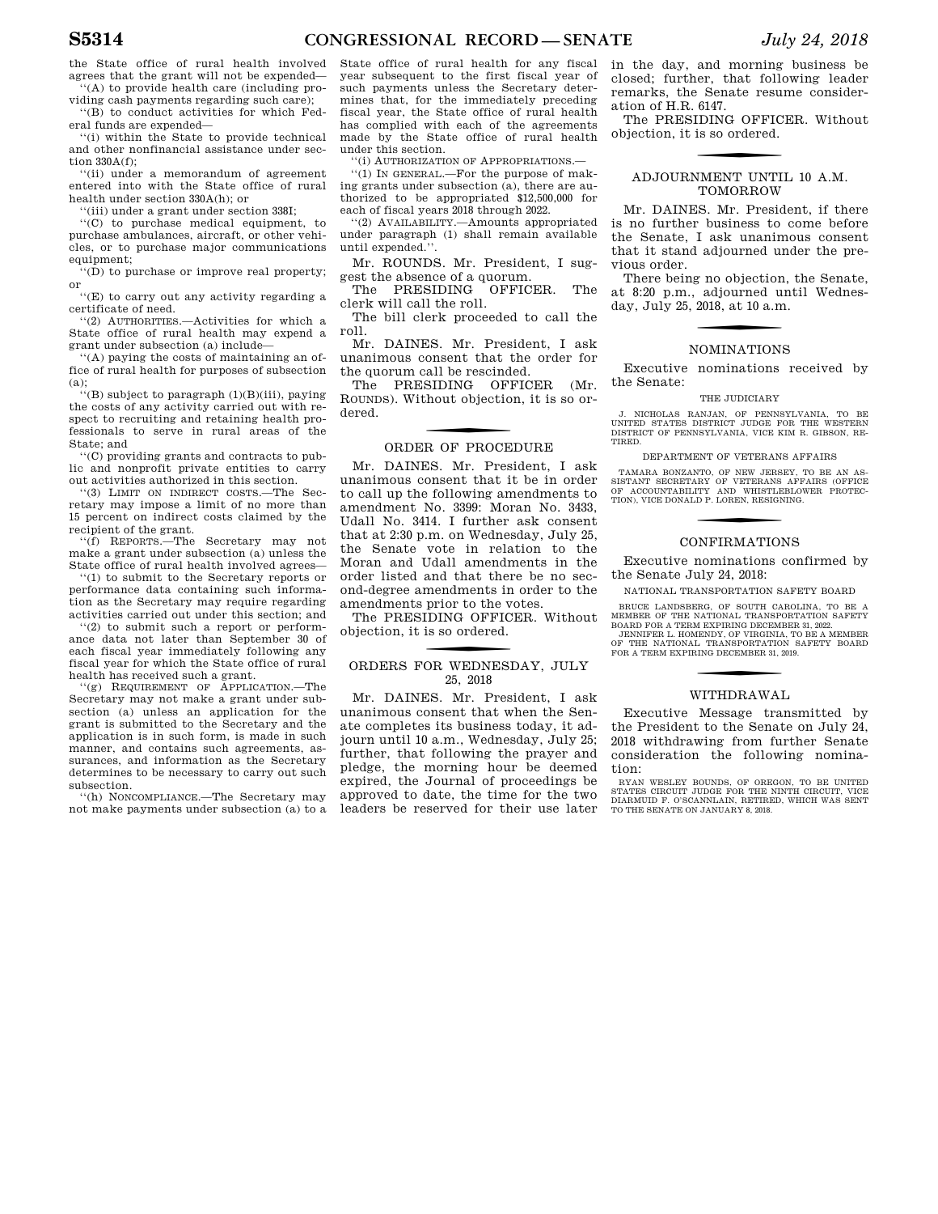the State office of rural health involved agrees that the grant will not be expended—

''(A) to provide health care (including providing cash payments regarding such care);

''(B) to conduct activities for which Federal funds are expended—

''(i) within the State to provide technical and other nonfinancial assistance under section 330A(f);

''(ii) under a memorandum of agreement entered into with the State office of rural health under section 330A(h); or

''(iii) under a grant under section 338I;

''(C) to purchase medical equipment, to purchase ambulances, aircraft, or other vehicles, or to purchase major communications equipment;

''(D) to purchase or improve real property; or

''(E) to carry out any activity regarding a certificate of need.

''(2) AUTHORITIES.—Activities for which a State office of rural health may expend a grant under subsection (a) include—

''(A) paying the costs of maintaining an office of rural health for purposes of subsection (a);

''(B) subject to paragraph (1)(B)(iii), paying the costs of any activity carried out with respect to recruiting and retaining health professionals to serve in rural areas of the State; and

''(C) providing grants and contracts to public and nonprofit private entities to carry out activities authorized in this section.

''(3) LIMIT ON INDIRECT COSTS.—The Secretary may impose a limit of no more than 15 percent on indirect costs claimed by the recipient of the grant.

''(f) REPORTS.—The Secretary may not make a grant under subsection (a) unless the State office of rural health involved agrees—

''(1) to submit to the Secretary reports or performance data containing such information as the Secretary may require regarding activities carried out under this section; and

''(2) to submit such a report or performance data not later than September 30 of each fiscal year immediately following any fiscal year for which the State office of rural health has received such a grant.

''(g) REQUIREMENT OF APPLICATION.—The Secretary may not make a grant under subsection (a) unless an application for the grant is submitted to the Secretary and the application is in such form, is made in such manner, and contains such agreements, assurances, and information as the Secretary determines to be necessary to carry out such subsection.

''(h) NONCOMPLIANCE.—The Secretary may not make payments under subsection (a) to a State office of rural health for any fiscal year subsequent to the first fiscal year of such payments unless the Secretary determines that, for the immediately preceding fiscal year, the State office of rural health has complied with each of the agreements made by the State office of rural health under this section.

''(i) AUTHORIZATION OF APPROPRIATIONS.—

''(1) IN GENERAL.—For the purpose of making grants under subsection (a), there are authorized to be appropriated $12,500,000 for each of fiscal years 2018 through 2022.

''(2) AVAILABILITY.—Amounts appropriated under paragraph (1) shall remain available until expended.''.

Mr. ROUNDS. Mr. President, I suggest the absence of a quorum.

The PRESIDING OFFICER. The clerk will call the roll.

The bill clerk proceeded to call the roll.

Mr. DAINES. Mr. President, I ask unanimous consent that the order for the quorum call be rescinded.

The PRESIDING OFFICER (Mr. ROUNDS). Without objection, it is so ordered.

## ORDER OF PROCEDURE

Mr. DAINES. Mr. President, I ask unanimous consent that it be in order to call up the following amendments to amendment No. 3399: Moran No. 3433, Udall No. 3414. I further ask consent that at 2:30 p.m. on Wednesday, July 25, the Senate vote in relation to the Moran and Udall amendments in the order listed and that there be no second-degree amendments in order to the amendments prior to the votes.

The PRESIDING OFFICER. Without objection, it is so ordered.

## ORDERS FOR WEDNESDAY, JULY 25, 2018

Mr. DAINES. Mr. President, I ask unanimous consent that when the Senate completes its business today, it adjourn until 10 a.m., Wednesday, July 25; further, that following the prayer and pledge, the morning hour be deemed expired, the Journal of proceedings be approved to date, the time for the two leaders be reserved for their use later in the day, and morning business be closed; further, that following leader remarks, the Senate resume consideration of H.R. 6147.

The PRESIDING OFFICER. Without objection, it is so ordered.

## ADJOURNMENT UNTIL 10 A.M. TOMORROW

Mr. DAINES. Mr. President, if there is no further business to come before the Senate, I ask unanimous consent that it stand adjourned under the previous order.

There being no objection, the Senate, at 8:20 p.m., adjourned until Wednesday, July 25, 2018, at 10 a.m.

## NOMINATIONS

Executive nominations received by the Senate:

THE JUDICIARY

J. NICHOLAS RANJAN, OF PENNSYLVANIA, TO BE UNITED STATES DISTRICT JUDGE FOR THE WESTERN DISTRICT OF PENNSYLVANIA, VICE KIM R. GIBSON, RETIRED.

DEPARTMENT OF VETERANS AFFAIRS

TAMARA BONZANTO, OF NEW JERSEY, TO BE AN ASSISTANT SECRETARY OF VETERANS AFFAIRS (OFFICE OF ACCOUNTABILITY AND WHISTLEBLOWER PROTECTION), VICE DONALD P. LOREN, RESIGNING.

## CONFIRMATIONS

Executive nominations confirmed by the Senate July 24, 2018:

NATIONAL TRANSPORTATION SAFETY BOARD

BRUCE LANDSBERG, OF SOUTH CAROLINA, TO BE A MEMBER OF THE NATIONAL TRANSPORTATION SAFETY BOARD FOR A TERM EXPIRING DECEMBER 31, 2022.

JENNIFER L. HOMENDY, OF VIRGINIA, TO BE A MEMBER OF THE NATIONAL TRANSPORTATION SAFETY BOARD FOR A TERM EXPIRING DECEMBER 31, 2019.

## WITHDRAWAL

Executive Message transmitted by the President to the Senate on July 24, 2018 withdrawing from further Senate consideration the following nomination:

RYAN WESLEY BOUNDS, OF OREGON, TO BE UNITED STATES CIRCUIT JUDGE FOR THE NINTH CIRCUIT, VICE DIARMUID F. O'SCANNLAIN, RETIRED, WHICH WAS SENT TO THE SENATE ON JANUARY 8, 2018.